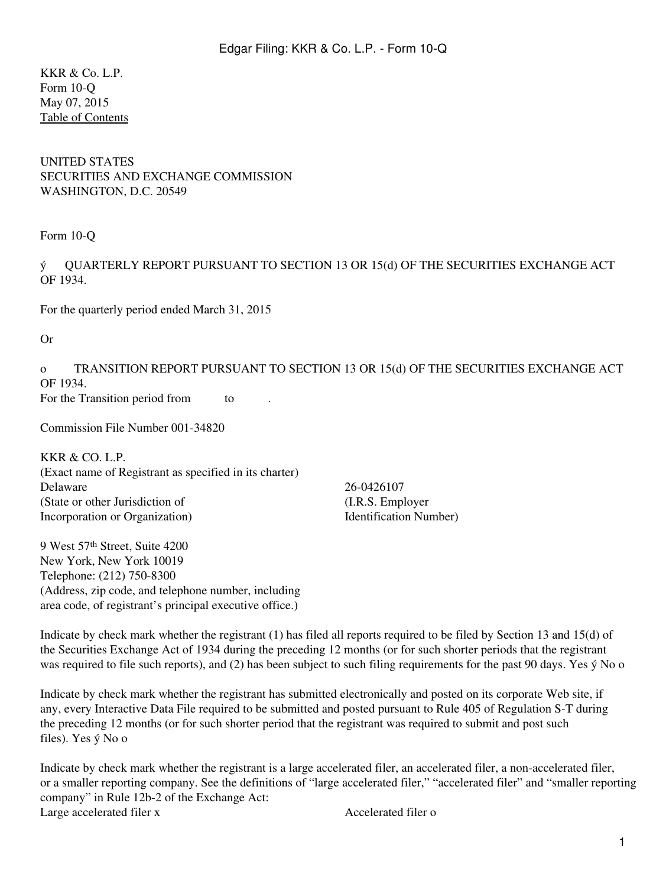KKR & Co. L.P.
Form 10-Q
May 07, 2015
Table of Contents

UNITED STATES
SECURITIES AND EXCHANGE COMMISSION
WASHINGTON, D.C. 20549

Form 10-Q

ý QUARTERLY REPORT PURSUANT TO SECTION 13 OR 15(d) OF THE SECURITIES EXCHANGE ACT OF 1934.

For the quarterly period ended March 31, 2015

Or

o TRANSITION REPORT PURSUANT TO SECTION 13 OR 15(d) OF THE SECURITIES EXCHANGE ACT OF 1934.
For the Transition period from to .

Commission File Number 001-34820

KKR & CO. L.P.
(Exact name of Registrant as specified in its charter)

| | |
|---|---|
| Delaware | 26-0426107 |
| (State or other Jurisdiction of Incorporation or Organization) | (I.R.S. Employer Identification Number) |

9 West 57th Street, Suite 4200
New York, New York 10019
Telephone: (212) 750-8300
(Address, zip code, and telephone number, including area code, of registrant's principal executive office.)

Indicate by check mark whether the registrant (1) has filed all reports required to be filed by Section 13 and 15(d) of the Securities Exchange Act of 1934 during the preceding 12 months (or for such shorter periods that the registrant was required to file such reports), and (2) has been subject to such filing requirements for the past 90 days. Yes ý No o

Indicate by check mark whether the registrant has submitted electronically and posted on its corporate Web site, if any, every Interactive Data File required to be submitted and posted pursuant to Rule 405 of Regulation S-T during the preceding 12 months (or for such shorter period that the registrant was required to submit and post such files). Yes ý No o

Indicate by check mark whether the registrant is a large accelerated filer, an accelerated filer, a non-accelerated filer, or a smaller reporting company. See the definitions of "large accelerated filer," "accelerated filer" and "smaller reporting company" in Rule 12b-2 of the Exchange Act:

| | |
|---|---|
| Large accelerated filer x | Accelerated filer o |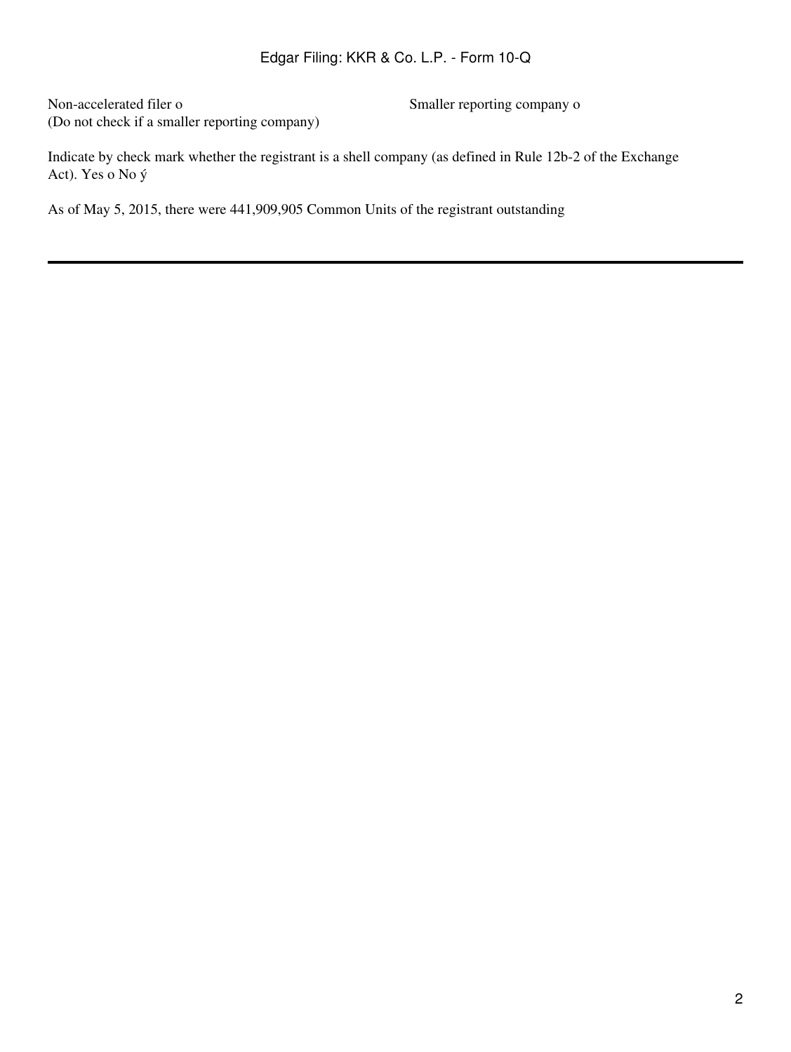| Non-accelerated filer o | Smaller reporting company o |
| --- | --- |
| (Do not check if a smaller reporting company) | |

Indicate by check mark whether the registrant is a shell company (as defined in Rule 12b-2 of the Exchange Act). Yes o No ý

As of May 5, 2015, there were 441,909,905 Common Units of the registrant outstanding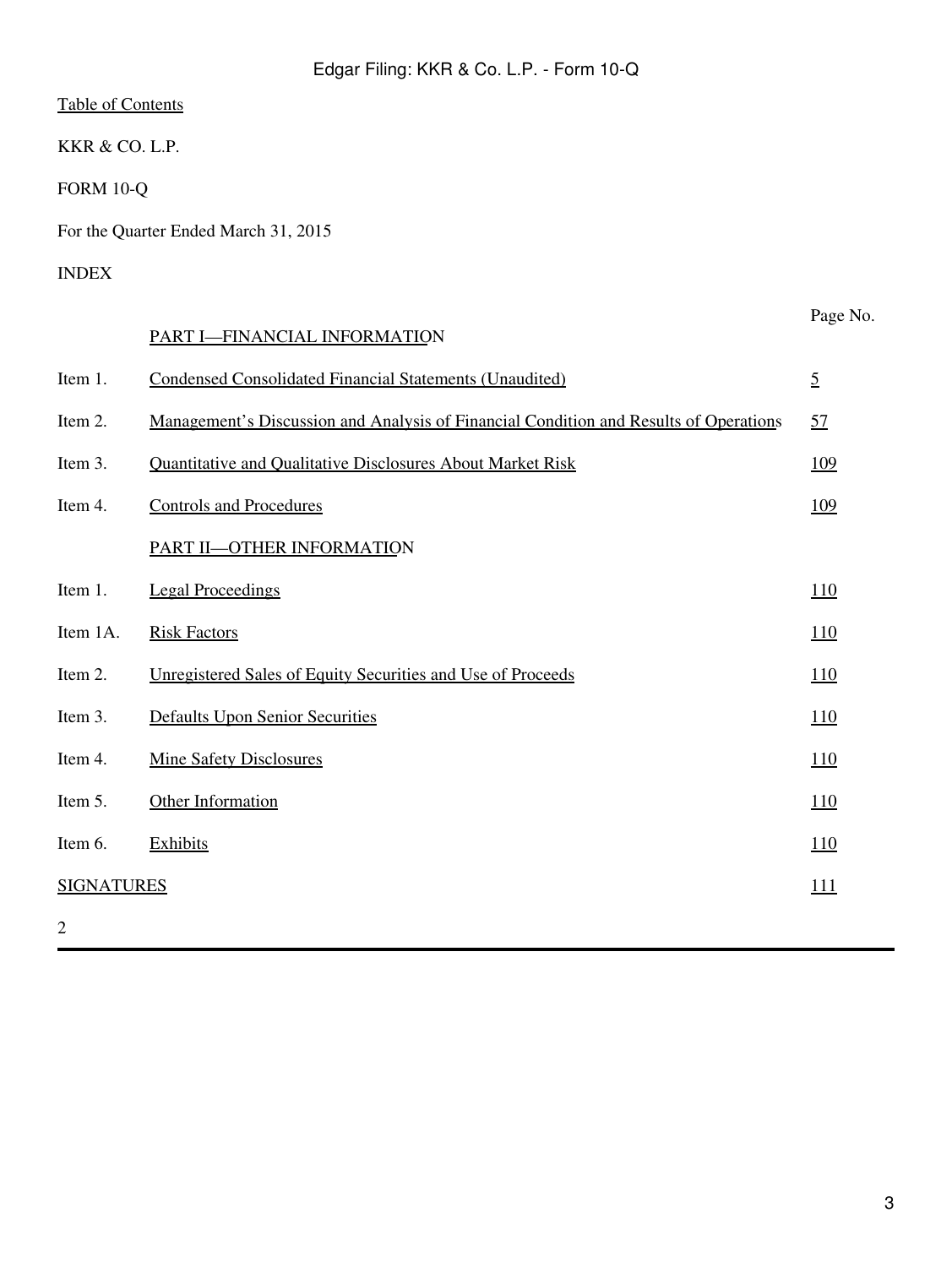Table of Contents

KKR & CO. L.P.

FORM 10-Q

For the Quarter Ended March 31, 2015

INDEX

| | | Page No. |
|---|---|---|
| | PART I—FINANCIAL INFORMATION | |
| Item 1. | Condensed Consolidated Financial Statements (Unaudited) | 5 |
| Item 2. | Management's Discussion and Analysis of Financial Condition and Results of Operations | 57 |
| Item 3. | Quantitative and Qualitative Disclosures About Market Risk | 109 |
| Item 4. | Controls and Procedures | 109 |
| | PART II—OTHER INFORMATION | |
| Item 1. | Legal Proceedings | 110 |
| Item 1A. | Risk Factors | 110 |
| Item 2. | Unregistered Sales of Equity Securities and Use of Proceeds | 110 |
| Item 3. | Defaults Upon Senior Securities | 110 |
| Item 4. | Mine Safety Disclosures | 110 |
| Item 5. | Other Information | 110 |
| Item 6. | Exhibits | 110 |
| SIGNATURES | | 111 |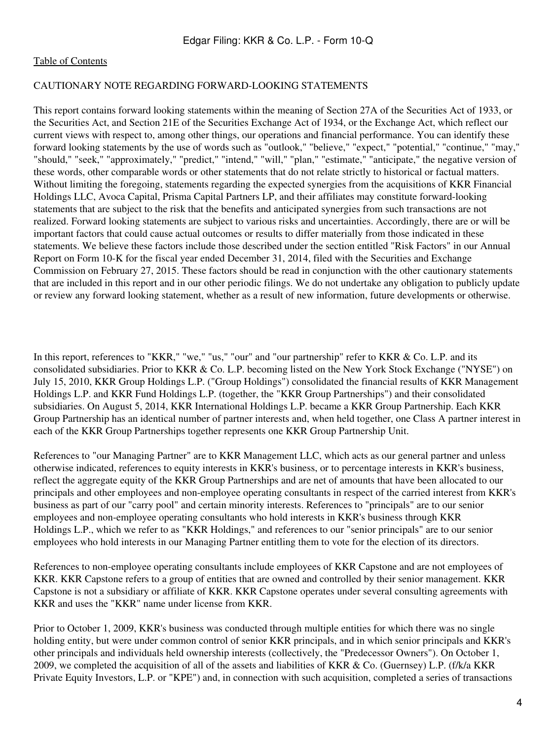CAUTIONARY NOTE REGARDING FORWARD-LOOKING STATEMENTS

This report contains forward looking statements within the meaning of Section 27A of the Securities Act of 1933, or the Securities Act, and Section 21E of the Securities Exchange Act of 1934, or the Exchange Act, which reflect our current views with respect to, among other things, our operations and financial performance. You can identify these forward looking statements by the use of words such as "outlook," "believe," "expect," "potential," "continue," "may," "should," "seek," "approximately," "predict," "intend," "will," "plan," "estimate," "anticipate," the negative version of these words, other comparable words or other statements that do not relate strictly to historical or factual matters. Without limiting the foregoing, statements regarding the expected synergies from the acquisitions of KKR Financial Holdings LLC, Avoca Capital, Prisma Capital Partners LP, and their affiliates may constitute forward-looking statements that are subject to the risk that the benefits and anticipated synergies from such transactions are not realized. Forward looking statements are subject to various risks and uncertainties. Accordingly, there are or will be important factors that could cause actual outcomes or results to differ materially from those indicated in these statements. We believe these factors include those described under the section entitled "Risk Factors" in our Annual Report on Form 10-K for the fiscal year ended December 31, 2014, filed with the Securities and Exchange Commission on February 27, 2015. These factors should be read in conjunction with the other cautionary statements that are included in this report and in our other periodic filings. We do not undertake any obligation to publicly update or review any forward looking statement, whether as a result of new information, future developments or otherwise.

In this report, references to "KKR," "we," "us," "our" and "our partnership" refer to KKR & Co. L.P. and its consolidated subsidiaries. Prior to KKR & Co. L.P. becoming listed on the New York Stock Exchange ("NYSE") on July 15, 2010, KKR Group Holdings L.P. ("Group Holdings") consolidated the financial results of KKR Management Holdings L.P. and KKR Fund Holdings L.P. (together, the "KKR Group Partnerships") and their consolidated subsidiaries. On August 5, 2014, KKR International Holdings L.P. became a KKR Group Partnership. Each KKR Group Partnership has an identical number of partner interests and, when held together, one Class A partner interest in each of the KKR Group Partnerships together represents one KKR Group Partnership Unit.

References to "our Managing Partner" are to KKR Management LLC, which acts as our general partner and unless otherwise indicated, references to equity interests in KKR's business, or to percentage interests in KKR's business, reflect the aggregate equity of the KKR Group Partnerships and are net of amounts that have been allocated to our principals and other employees and non-employee operating consultants in respect of the carried interest from KKR's business as part of our "carry pool" and certain minority interests. References to "principals" are to our senior employees and non-employee operating consultants who hold interests in KKR's business through KKR Holdings L.P., which we refer to as "KKR Holdings," and references to our "senior principals" are to our senior employees who hold interests in our Managing Partner entitling them to vote for the election of its directors.

References to non-employee operating consultants include employees of KKR Capstone and are not employees of KKR. KKR Capstone refers to a group of entities that are owned and controlled by their senior management. KKR Capstone is not a subsidiary or affiliate of KKR. KKR Capstone operates under several consulting agreements with KKR and uses the "KKR" name under license from KKR.

Prior to October 1, 2009, KKR's business was conducted through multiple entities for which there was no single holding entity, but were under common control of senior KKR principals, and in which senior principals and KKR's other principals and individuals held ownership interests (collectively, the "Predecessor Owners"). On October 1, 2009, we completed the acquisition of all of the assets and liabilities of KKR & Co. (Guernsey) L.P. (f/k/a KKR Private Equity Investors, L.P. or "KPE") and, in connection with such acquisition, completed a series of transactions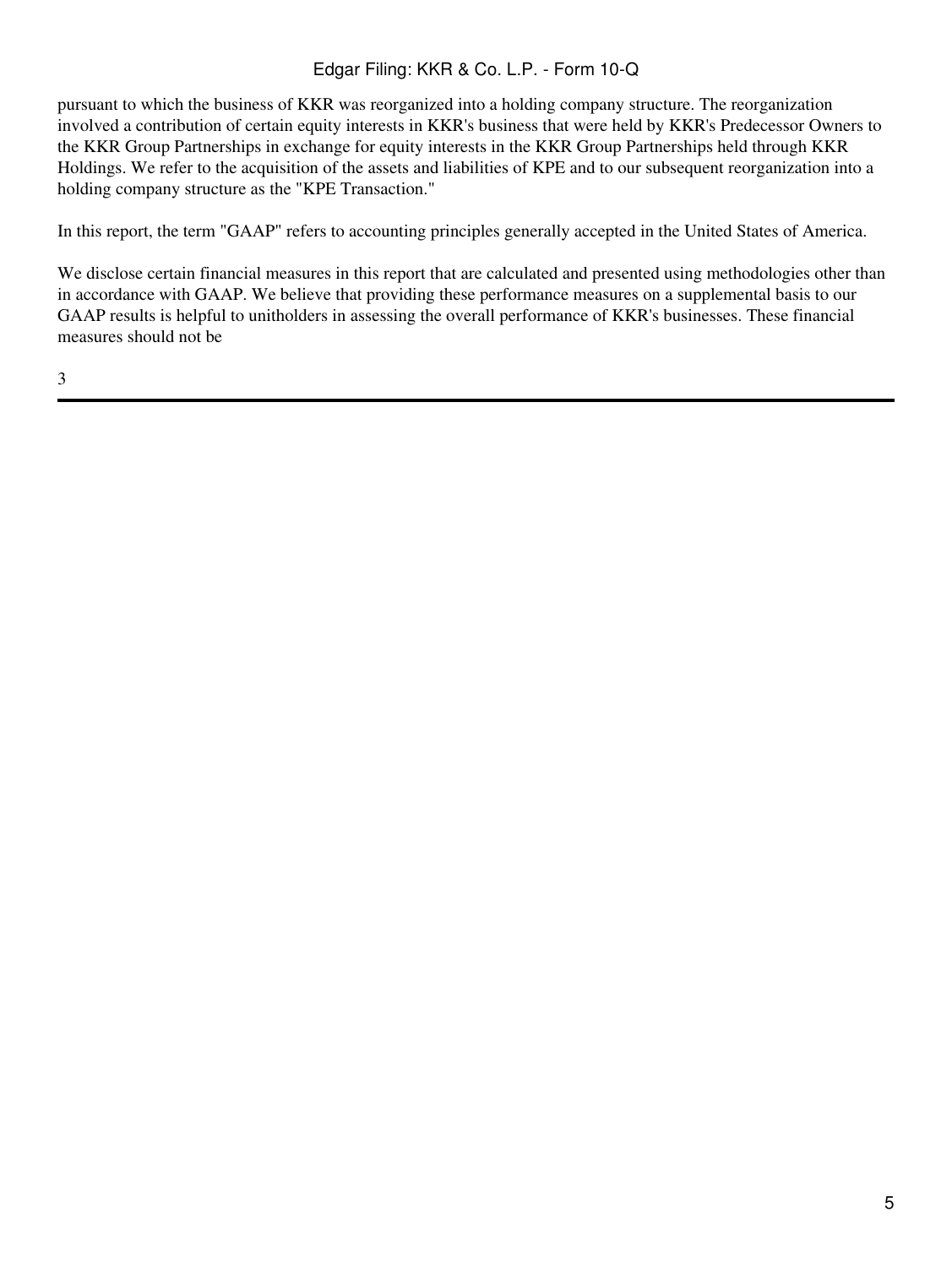pursuant to which the business of KKR was reorganized into a holding company structure. The reorganization involved a contribution of certain equity interests in KKR's business that were held by KKR's Predecessor Owners to the KKR Group Partnerships in exchange for equity interests in the KKR Group Partnerships held through KKR Holdings. We refer to the acquisition of the assets and liabilities of KPE and to our subsequent reorganization into a holding company structure as the "KPE Transaction."

In this report, the term "GAAP" refers to accounting principles generally accepted in the United States of America.

We disclose certain financial measures in this report that are calculated and presented using methodologies other than in accordance with GAAP. We believe that providing these performance measures on a supplemental basis to our GAAP results is helpful to unitholders in assessing the overall performance of KKR's businesses. These financial measures should not be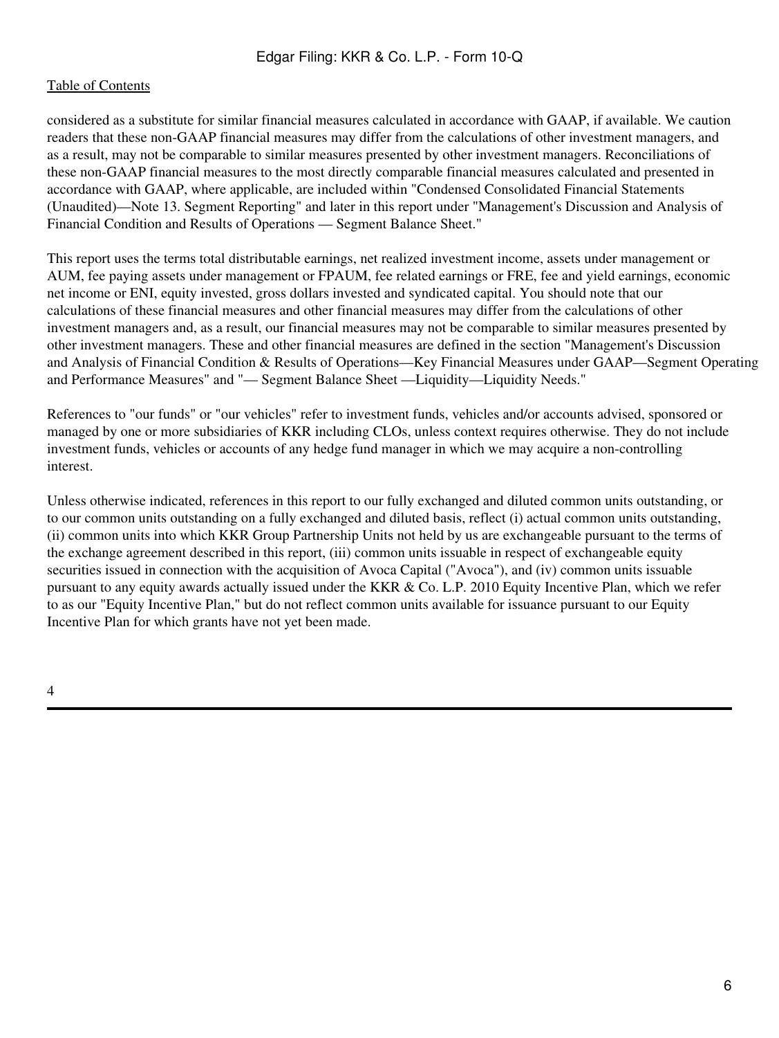considered as a substitute for similar financial measures calculated in accordance with GAAP, if available. We caution readers that these non-GAAP financial measures may differ from the calculations of other investment managers, and as a result, may not be comparable to similar measures presented by other investment managers. Reconciliations of these non-GAAP financial measures to the most directly comparable financial measures calculated and presented in accordance with GAAP, where applicable, are included within "Condensed Consolidated Financial Statements (Unaudited)—Note 13. Segment Reporting" and later in this report under "Management's Discussion and Analysis of Financial Condition and Results of Operations — Segment Balance Sheet."

This report uses the terms total distributable earnings, net realized investment income, assets under management or AUM, fee paying assets under management or FPAUM, fee related earnings or FRE, fee and yield earnings, economic net income or ENI, equity invested, gross dollars invested and syndicated capital. You should note that our calculations of these financial measures and other financial measures may differ from the calculations of other investment managers and, as a result, our financial measures may not be comparable to similar measures presented by other investment managers. These and other financial measures are defined in the section "Management's Discussion and Analysis of Financial Condition & Results of Operations—Key Financial Measures under GAAP—Segment Operating and Performance Measures" and "— Segment Balance Sheet —Liquidity—Liquidity Needs."

References to "our funds" or "our vehicles" refer to investment funds, vehicles and/or accounts advised, sponsored or managed by one or more subsidiaries of KKR including CLOs, unless context requires otherwise. They do not include investment funds, vehicles or accounts of any hedge fund manager in which we may acquire a non-controlling interest.

Unless otherwise indicated, references in this report to our fully exchanged and diluted common units outstanding, or to our common units outstanding on a fully exchanged and diluted basis, reflect (i) actual common units outstanding, (ii) common units into which KKR Group Partnership Units not held by us are exchangeable pursuant to the terms of the exchange agreement described in this report, (iii) common units issuable in respect of exchangeable equity securities issued in connection with the acquisition of Avoca Capital ("Avoca"), and (iv) common units issuable pursuant to any equity awards actually issued under the KKR & Co. L.P. 2010 Equity Incentive Plan, which we refer to as our "Equity Incentive Plan," but do not reflect common units available for issuance pursuant to our Equity Incentive Plan for which grants have not yet been made.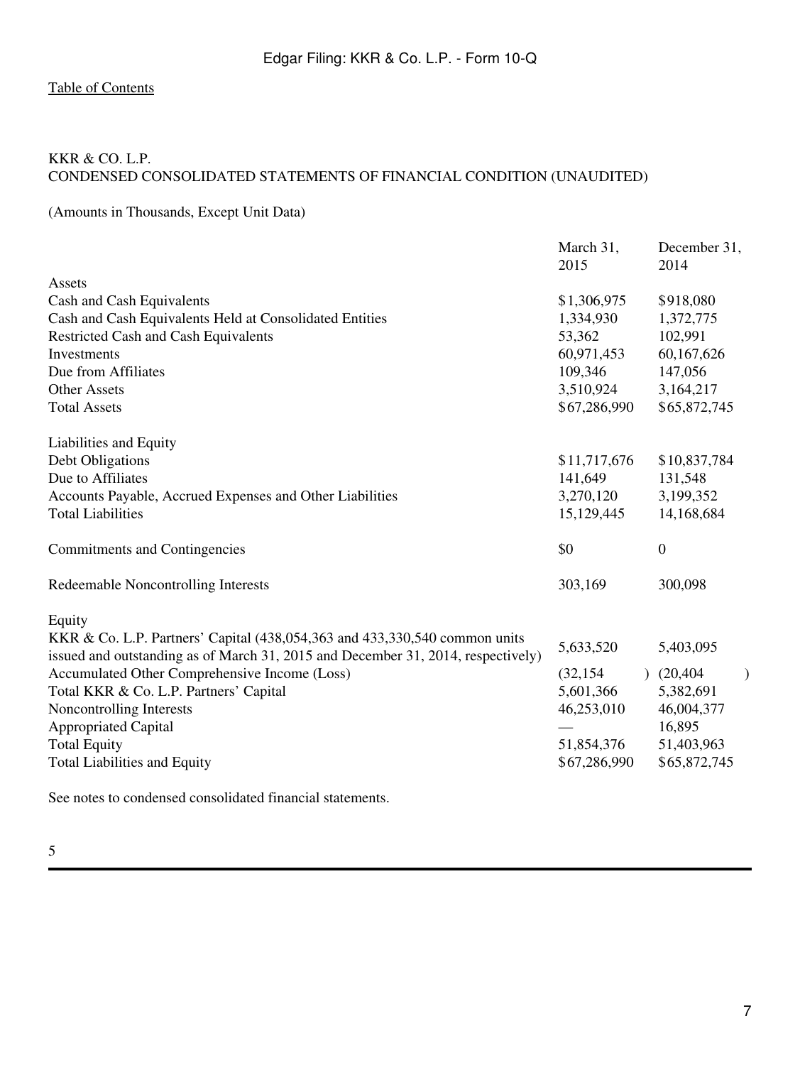[Table of Contents](#)

KKR & CO. L.P.
CONDENSED CONSOLIDATED STATEMENTS OF FINANCIAL CONDITION (UNAUDITED)

(Amounts in Thousands, Except Unit Data)

| | March 31, 2015 | December 31, 2014 |
|---|---|---|
| Assets | | |
| Cash and Cash Equivalents | $1,306,975 | $918,080 |
| Cash and Cash Equivalents Held at Consolidated Entities | 1,334,930 | 1,372,775 |
| Restricted Cash and Cash Equivalents | 53,362 | 102,991 |
| Investments | 60,971,453 | 60,167,626 |
| Due from Affiliates | 109,346 | 147,056 |
| Other Assets | 3,510,924 | 3,164,217 |
| Total Assets | $67,286,990 | $65,872,745 |
| | | |
| Liabilities and Equity | | |
| Debt Obligations | $11,717,676 | $10,837,784 |
| Due to Affiliates | 141,649 | 131,548 |
| Accounts Payable, Accrued Expenses and Other Liabilities | 3,270,120 | 3,199,352 |
| Total Liabilities | 15,129,445 | 14,168,684 |
| | | |
| Commitments and Contingencies | $0 | 0 |
| | | |
| Redeemable Noncontrolling Interests | 303,169 | 300,098 |
| | | |
| Equity | | |
| KKR & Co. L.P. Partners' Capital (438,054,363 and 433,330,540 common units issued and outstanding as of March 31, 2015 and December 31, 2014, respectively) | 5,633,520 | 5,403,095 |
| Accumulated Other Comprehensive Income (Loss) | (32,154) | (20,404) |
| Total KKR & Co. L.P. Partners' Capital | 5,601,366 | 5,382,691 |
| Noncontrolling Interests | 46,253,010 | 46,004,377 |
| Appropriated Capital | — | 16,895 |
| Total Equity | 51,854,376 | 51,403,963 |
| Total Liabilities and Equity | $67,286,990 | $65,872,745 |

See notes to condensed consolidated financial statements.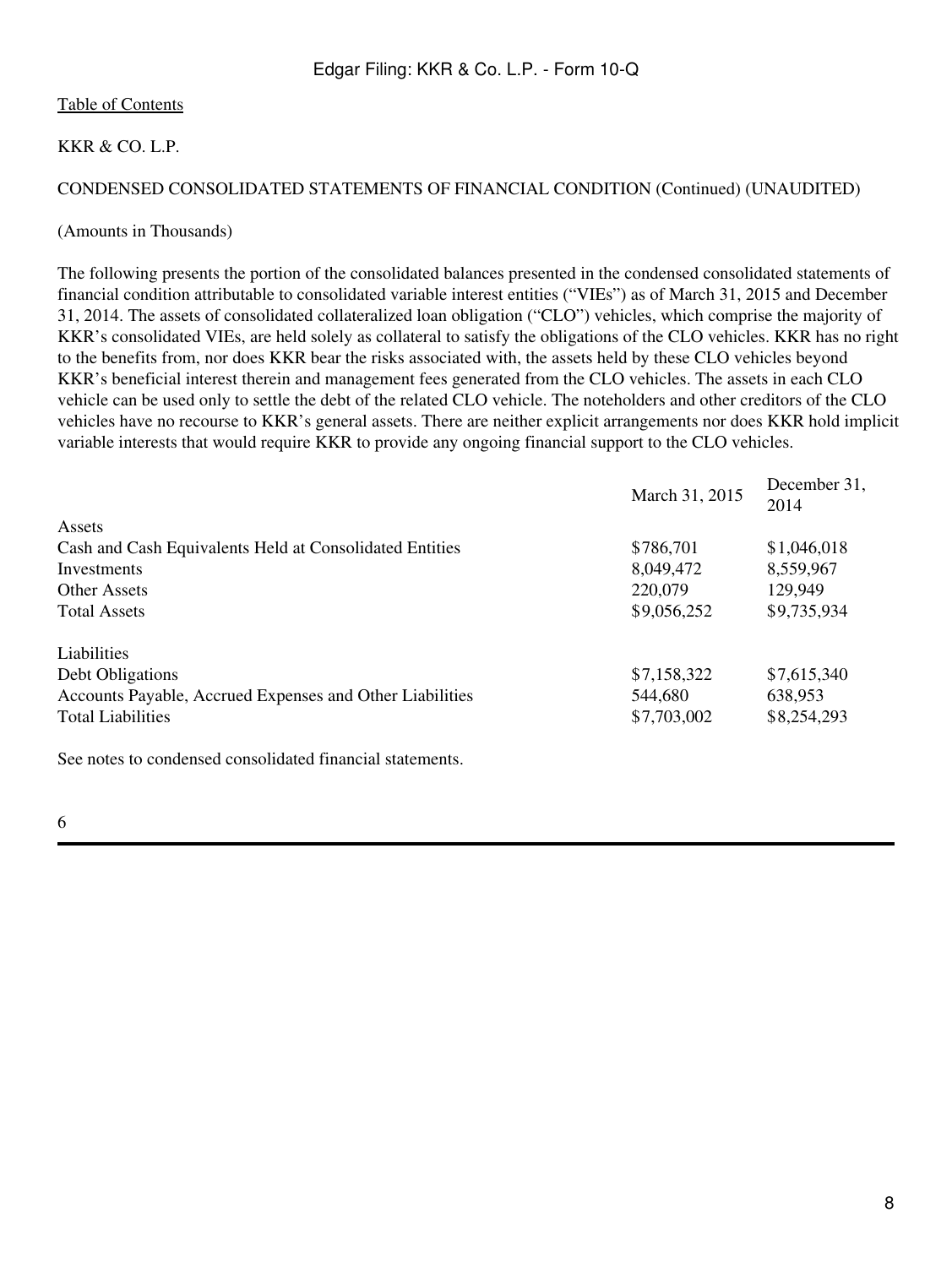[Table of Contents](#)

KKR & CO. L.P.

CONDENSED CONSOLIDATED STATEMENTS OF FINANCIAL CONDITION (Continued) (UNAUDITED)

(Amounts in Thousands)

The following presents the portion of the consolidated balances presented in the condensed consolidated statements of financial condition attributable to consolidated variable interest entities ("VIEs") as of March 31, 2015 and December 31, 2014. The assets of consolidated collateralized loan obligation ("CLO") vehicles, which comprise the majority of KKR's consolidated VIEs, are held solely as collateral to satisfy the obligations of the CLO vehicles. KKR has no right to the benefits from, nor does KKR bear the risks associated with, the assets held by these CLO vehicles beyond KKR's beneficial interest therein and management fees generated from the CLO vehicles. The assets in each CLO vehicle can be used only to settle the debt of the related CLO vehicle. The noteholders and other creditors of the CLO vehicles have no recourse to KKR's general assets. There are neither explicit arrangements nor does KKR hold implicit variable interests that would require KKR to provide any ongoing financial support to the CLO vehicles.

| | March 31, 2015 | December 31, 2014 |
|---|---|---|
| Assets | | |
| Cash and Cash Equivalents Held at Consolidated Entities | $786,701 | $1,046,018 |
| Investments | 8,049,472 | 8,559,967 |
| Other Assets | 220,079 | 129,949 |
| Total Assets | $9,056,252 | $9,735,934 |
| | | |
| Liabilities | | |
| Debt Obligations | $7,158,322 | $7,615,340 |
| Accounts Payable, Accrued Expenses and Other Liabilities | 544,680 | 638,953 |
| Total Liabilities | $7,703,002 | $8,254,293 |

See notes to condensed consolidated financial statements.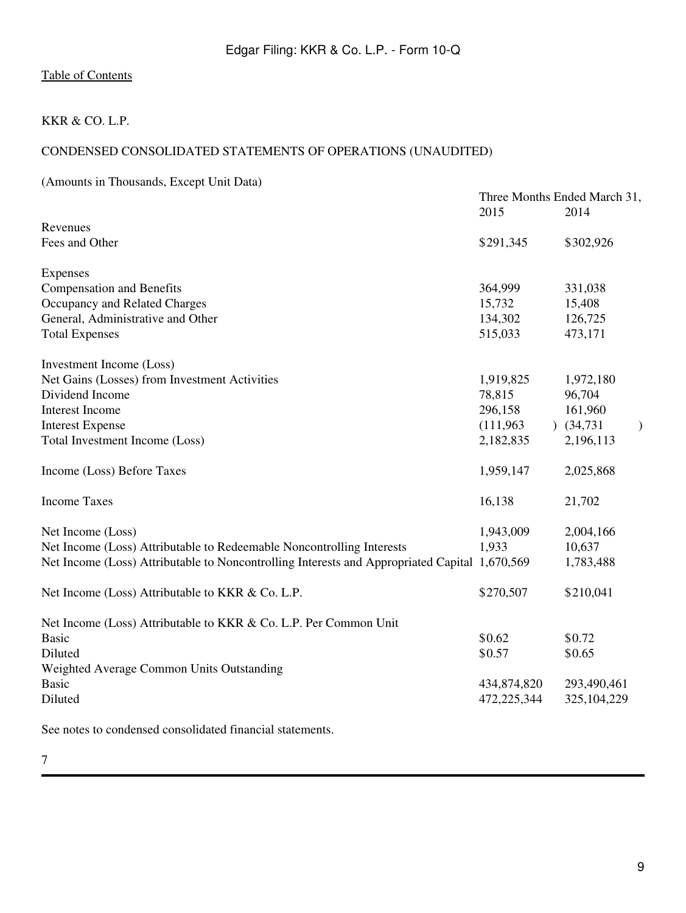Table of Contents

KKR & CO. L.P.

CONDENSED CONSOLIDATED STATEMENTS OF OPERATIONS (UNAUDITED)

(Amounts in Thousands, Except Unit Data)

| | Three Months Ended March 31, | |
|---|---|---|
| | 2015 | 2014 |
| Revenues | | |
| Fees and Other | $291,345 | $302,926 |
| | | |
| Expenses | | |
| Compensation and Benefits | 364,999 | 331,038 |
| Occupancy and Related Charges | 15,732 | 15,408 |
| General, Administrative and Other | 134,302 | 126,725 |
| Total Expenses | 515,033 | 473,171 |
| | | |
| Investment Income (Loss) | | |
| Net Gains (Losses) from Investment Activities | 1,919,825 | 1,972,180 |
| Dividend Income | 78,815 | 96,704 |
| Interest Income | 296,158 | 161,960 |
| Interest Expense | (111,963) | (34,731) |
| Total Investment Income (Loss) | 2,182,835 | 2,196,113 |
| | | |
| Income (Loss) Before Taxes | 1,959,147 | 2,025,868 |
| | | |
| Income Taxes | 16,138 | 21,702 |
| | | |
| Net Income (Loss) | 1,943,009 | 2,004,166 |
| Net Income (Loss) Attributable to Redeemable Noncontrolling Interests | 1,933 | 10,637 |
| Net Income (Loss) Attributable to Noncontrolling Interests and Appropriated Capital | 1,670,569 | 1,783,488 |
| | | |
| Net Income (Loss) Attributable to KKR & Co. L.P. | $270,507 | $210,041 |
| | | |
| Net Income (Loss) Attributable to KKR & Co. L.P. Per Common Unit | | |
| Basic | $0.62 | $0.72 |
| Diluted | $0.57 | $0.65 |
| Weighted Average Common Units Outstanding | | |
| Basic | 434,874,820 | 293,490,461 |
| Diluted | 472,225,344 | 325,104,229 |

See notes to condensed consolidated financial statements.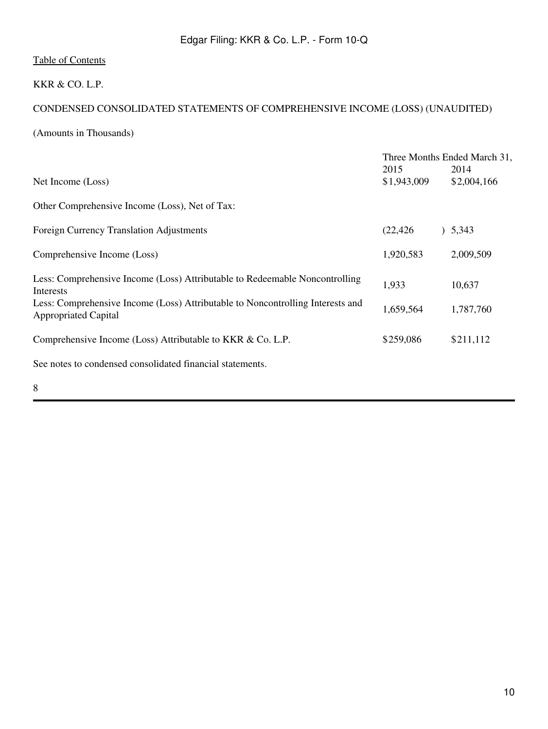Table of Contents

KKR & CO. L.P.

CONDENSED CONSOLIDATED STATEMENTS OF COMPREHENSIVE INCOME (LOSS) (UNAUDITED)

(Amounts in Thousands)

| | Three Months Ended March 31, | |
|---|---|---|
| | 2015 | 2014 |
| Net Income (Loss) | $1,943,009 | $2,004,166 |
| Other Comprehensive Income (Loss), Net of Tax: | | |
| Foreign Currency Translation Adjustments | (22,426) | 5,343 |
| Comprehensive Income (Loss) | 1,920,583 | 2,009,509 |
| Less: Comprehensive Income (Loss) Attributable to Redeemable Noncontrolling Interests | 1,933 | 10,637 |
| Less: Comprehensive Income (Loss) Attributable to Noncontrolling Interests and Appropriated Capital | 1,659,564 | 1,787,760 |
| Comprehensive Income (Loss) Attributable to KKR & Co. L.P. | $259,086 | $211,112 |

See notes to condensed consolidated financial statements.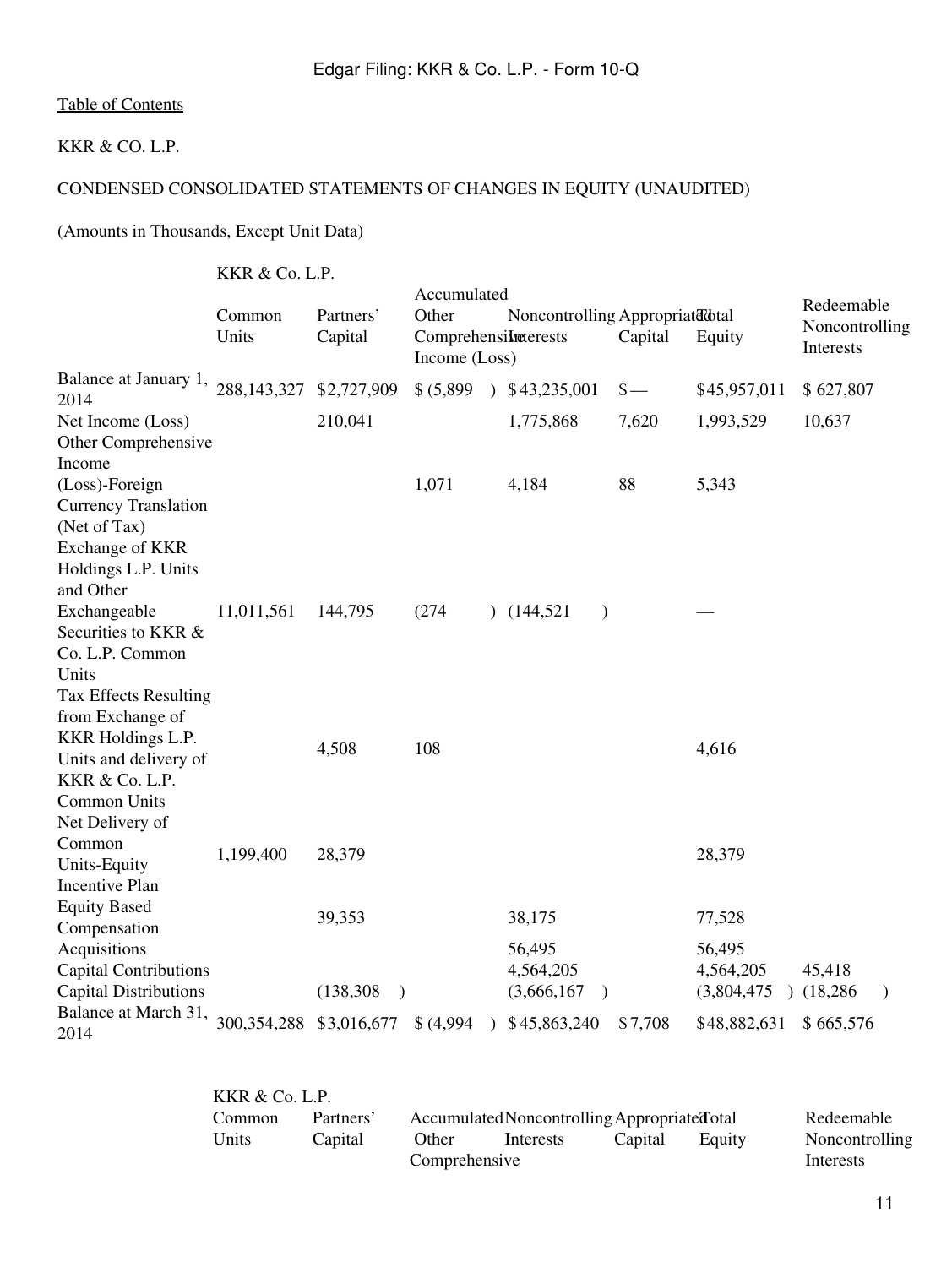Table of Contents

KKR & CO. L.P.

CONDENSED CONSOLIDATED STATEMENTS OF CHANGES IN EQUITY (UNAUDITED)

(Amounts in Thousands, Except Unit Data)

| | KKR & Co. L.P. | | | | | | |
|---|---|---|---|---|---|---|---|
| | Common Units | Partners' Capital | Accumulated Other Comprehensive Income (Loss) | Noncontrolling Interests | Appropriated Capital | Total Equity | Redeemable Noncontrolling Interests |
| Balance at January 1, 2014 | 288,143,327 | $2,727,909 | $ (5,899) | $ 43,235,001 | $ — | $45,957,011 | $ 627,807 |
| Net Income (Loss) | | 210,041 | | 1,775,868 | 7,620 | 1,993,529 | 10,637 |
| Other Comprehensive Income (Loss)-Foreign Currency Translation (Net of Tax) | | | 1,071 | 4,184 | 88 | 5,343 | |
| Exchange of KKR Holdings L.P. Units and Other Exchangeable Securities to KKR & Co. L.P. Common Units | 11,011,561 | 144,795 | (274) | (144,521) | | — | |
| Tax Effects Resulting from Exchange of KKR Holdings L.P. Units and delivery of KKR & Co. L.P. Common Units | | 4,508 | 108 | | | 4,616 | |
| Net Delivery of Common Units-Equity Incentive Plan | 1,199,400 | 28,379 | | | | 28,379 | |
| Equity Based Compensation | | 39,353 | | 38,175 | | 77,528 | |
| Acquisitions | | | | 56,495 | | 56,495 | |
| Capital Contributions | | | | 4,564,205 | | 4,564,205 | 45,418 |
| Capital Distributions | | (138,308) | | (3,666,167) | | (3,804,475) | (18,286) |
| Balance at March 31, 2014 | 300,354,288 | $3,016,677 | $ (4,994) | $ 45,863,240 | $ 7,708 | $48,882,631 | $ 665,576 |

| | KKR & Co. L.P. | | | | | | |
|---|---|---|---|---|---|---|---|
| | Common Units | Partners' Capital | Accumulated Other Comprehensive | Noncontrolling Interests | Appropriated Capital | Total Equity | Redeemable Noncontrolling Interests |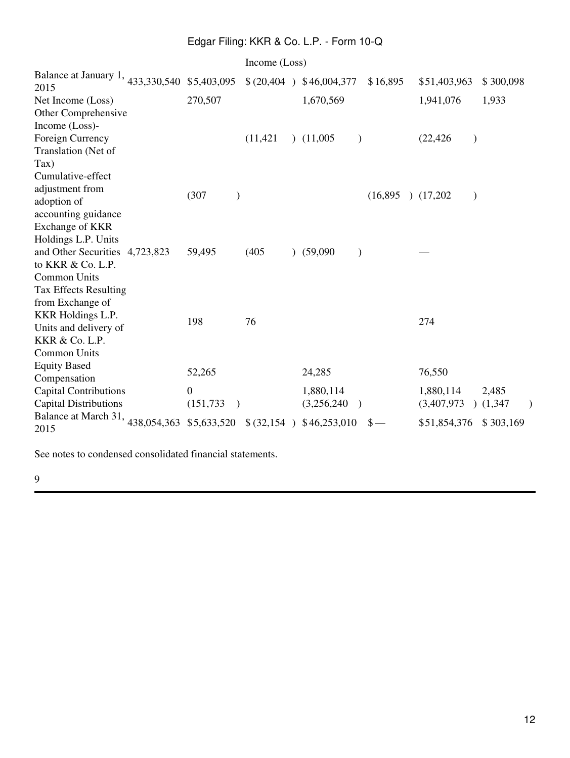| | | | Income (Loss) | | | | |
|---|---|---|---|---|---|---|---|
| Balance at January 1, 2015 | 433,330,540 | $5,403,095 | $(20,404) | $46,004,377 | $16,895 | $51,403,963 | $300,098 |
| Net Income (Loss) | | 270,507 | | 1,670,569 | | 1,941,076 | 1,933 |
| Other Comprehensive Income (Loss)-Foreign Currency Translation (Net of Tax) | | | (11,421) | (11,005) | | (22,426) | |
| Cumulative-effect adjustment from adoption of accounting guidance | | (307) | | | (16,895) | (17,202) | |
| Exchange of KKR Holdings L.P. Units and Other Securities to KKR & Co. L.P. Common Units | 4,723,823 | 59,495 | (405) | (59,090) | | — | |
| Tax Effects Resulting from Exchange of KKR Holdings L.P. Units and delivery of KKR & Co. L.P. Common Units | | 198 | 76 | | | 274 | |
| Equity Based Compensation | | 52,265 | | 24,285 | | 76,550 | |
| Capital Contributions | | 0 | | 1,880,114 | | 1,880,114 | 2,485 |
| Capital Distributions | | (151,733) | | (3,256,240) | | (3,407,973) | (1,347) |
| Balance at March 31, 2015 | 438,054,363 | $5,633,520 | $(32,154) | $46,253,010 | $— | $51,854,376 | $303,169 |

See notes to condensed consolidated financial statements.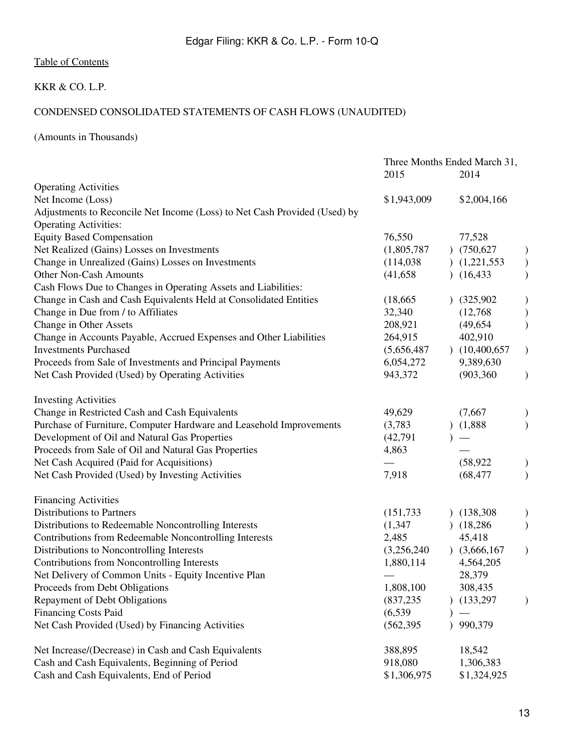Edgar Filing: KKR & Co. L.P. - Form 10-Q

Table of Contents

KKR & CO. L.P.

CONDENSED CONSOLIDATED STATEMENTS OF CASH FLOWS (UNAUDITED)

(Amounts in Thousands)

| | Three Months Ended March 31, | |
|---|---|---|
| | 2015 | 2014 |
| **Operating Activities** | | |
| Net Income (Loss) | $1,943,009 | $2,004,166 |
| Adjustments to Reconcile Net Income (Loss) to Net Cash Provided (Used) by Operating Activities: | | |
| Equity Based Compensation | 76,550 | 77,528 |
| Net Realized (Gains) Losses on Investments | (1,805,787) | (750,627) |
| Change in Unrealized (Gains) Losses on Investments | (114,038) | (1,221,553) |
| Other Non-Cash Amounts | (41,658) | (16,433) |
| Cash Flows Due to Changes in Operating Assets and Liabilities: | | |
| Change in Cash and Cash Equivalents Held at Consolidated Entities | (18,665) | (325,902) |
| Change in Due from / to Affiliates | 32,340 | (12,768) |
| Change in Other Assets | 208,921 | (49,654) |
| Change in Accounts Payable, Accrued Expenses and Other Liabilities | 264,915 | 402,910 |
| Investments Purchased | (5,656,487) | (10,400,657) |
| Proceeds from Sale of Investments and Principal Payments | 6,054,272 | 9,389,630 |
| Net Cash Provided (Used) by Operating Activities | 943,372 | (903,360) |
| | | |
| **Investing Activities** | | |
| Change in Restricted Cash and Cash Equivalents | 49,629 | (7,667) |
| Purchase of Furniture, Computer Hardware and Leasehold Improvements | (3,783) | (1,888) |
| Development of Oil and Natural Gas Properties | (42,791) | — |
| Proceeds from Sale of Oil and Natural Gas Properties | 4,863 | — |
| Net Cash Acquired (Paid for Acquisitions) | — | (58,922) |
| Net Cash Provided (Used) by Investing Activities | 7,918 | (68,477) |
| | | |
| **Financing Activities** | | |
| Distributions to Partners | (151,733) | (138,308) |
| Distributions to Redeemable Noncontrolling Interests | (1,347) | (18,286) |
| Contributions from Redeemable Noncontrolling Interests | 2,485 | 45,418 |
| Distributions to Noncontrolling Interests | (3,256,240) | (3,666,167) |
| Contributions from Noncontrolling Interests | 1,880,114 | 4,564,205 |
| Net Delivery of Common Units - Equity Incentive Plan | — | 28,379 |
| Proceeds from Debt Obligations | 1,808,100 | 308,435 |
| Repayment of Debt Obligations | (837,235) | (133,297) |
| Financing Costs Paid | (6,539) | — |
| Net Cash Provided (Used) by Financing Activities | (562,395) | 990,379 |
| | | |
| Net Increase/(Decrease) in Cash and Cash Equivalents | 388,895 | 18,542 |
| Cash and Cash Equivalents, Beginning of Period | 918,080 | 1,306,383 |
| Cash and Cash Equivalents, End of Period | $1,306,975 | $1,324,925 |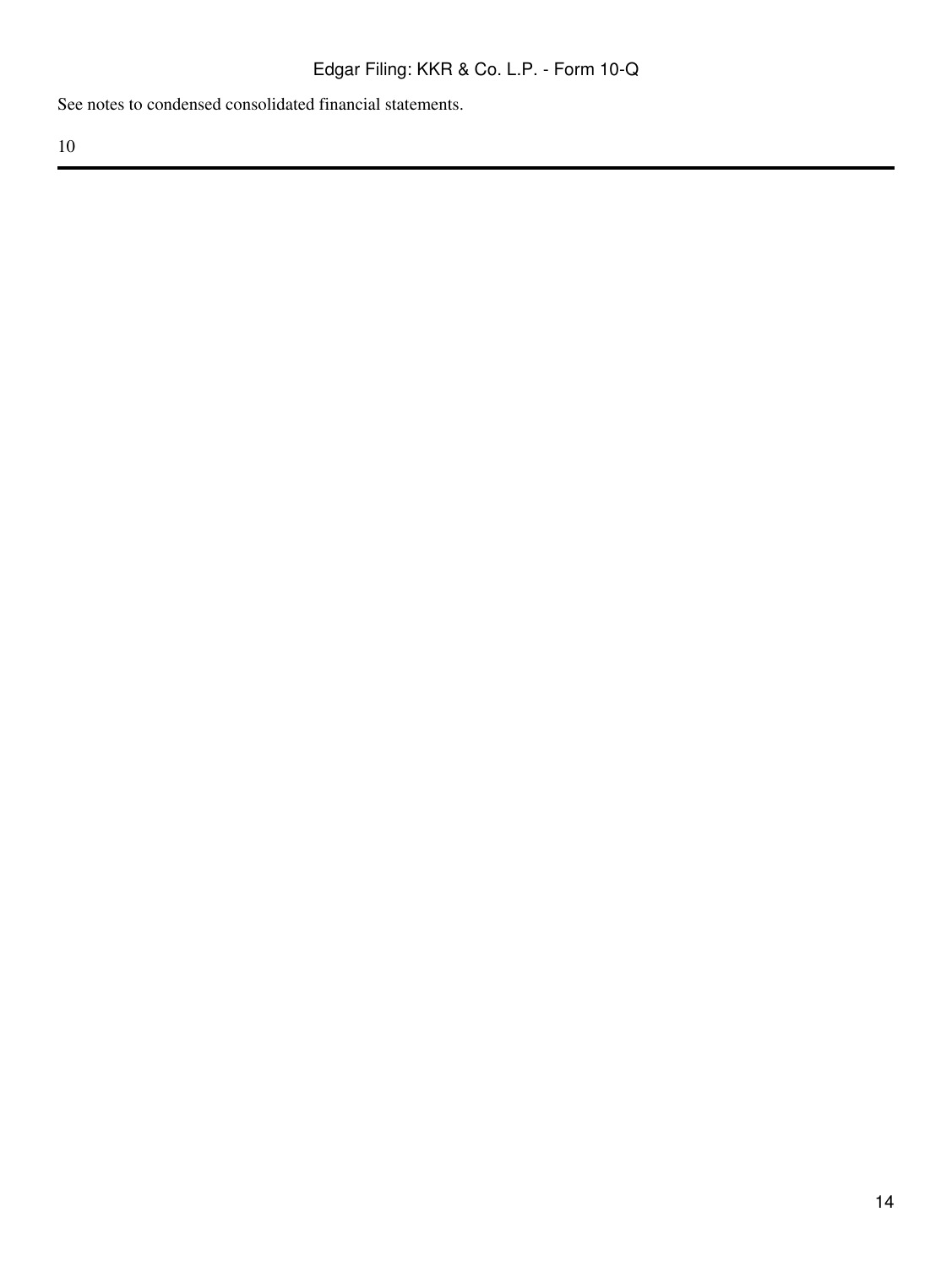See notes to condensed consolidated financial statements.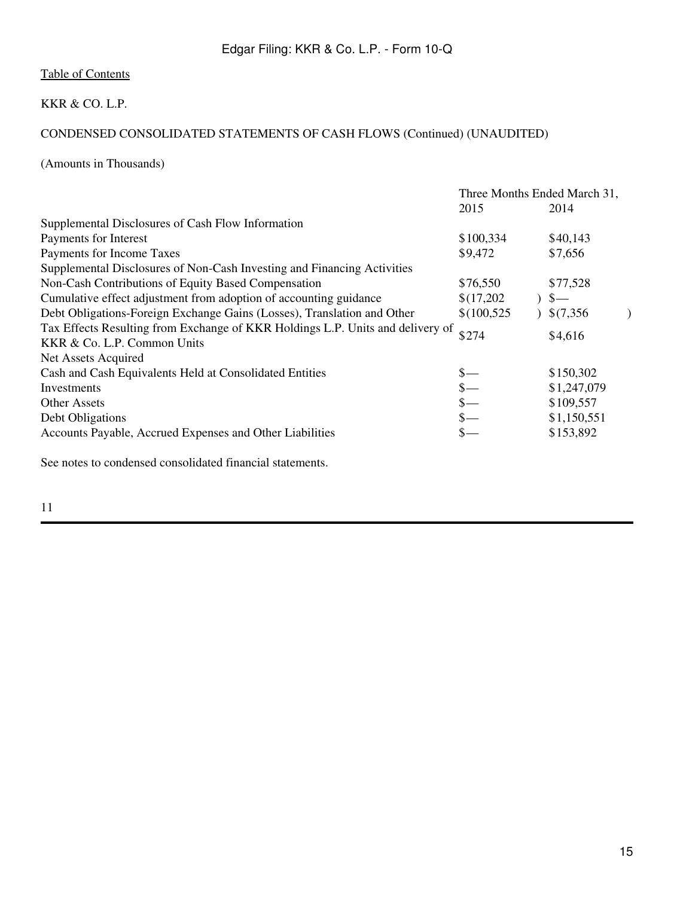[Table of Contents](#)

KKR & CO. L.P.

CONDENSED CONSOLIDATED STATEMENTS OF CASH FLOWS (Continued) (UNAUDITED)

(Amounts in Thousands)

| | Three Months Ended March 31, | |
|---|---|---|
| | 2015 | 2014 |
| Supplemental Disclosures of Cash Flow Information | | |
| Payments for Interest | $100,334 | $40,143 |
| Payments for Income Taxes | $9,472 | $7,656 |
| Supplemental Disclosures of Non-Cash Investing and Financing Activities | | |
| Non-Cash Contributions of Equity Based Compensation | $76,550 | $77,528 |
| Cumulative effect adjustment from adoption of accounting guidance | $(17,202) | $— |
| Debt Obligations-Foreign Exchange Gains (Losses), Translation and Other | $(100,525) | $(7,356) |
| Tax Effects Resulting from Exchange of KKR Holdings L.P. Units and delivery of KKR & Co. L.P. Common Units | $274 | $4,616 |
| Net Assets Acquired | | |
| Cash and Cash Equivalents Held at Consolidated Entities | $— | $150,302 |
| Investments | $— | $1,247,079 |
| Other Assets | $— | $109,557 |
| Debt Obligations | $— | $1,150,551 |
| Accounts Payable, Accrued Expenses and Other Liabilities | $— | $153,892 |

See notes to condensed consolidated financial statements.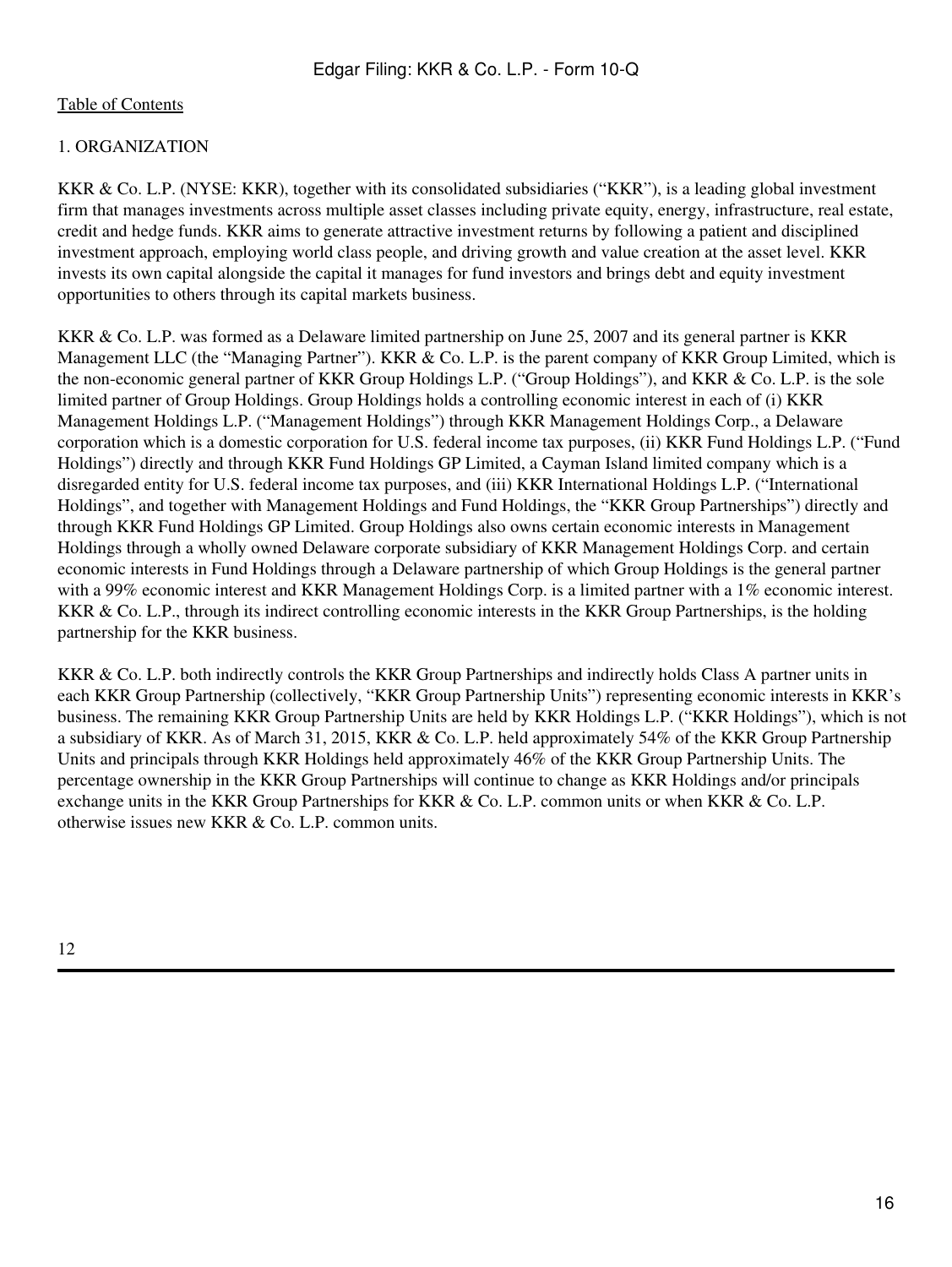Table of Contents

## 1. ORGANIZATION

KKR & Co. L.P. (NYSE: KKR), together with its consolidated subsidiaries ("KKR"), is a leading global investment firm that manages investments across multiple asset classes including private equity, energy, infrastructure, real estate, credit and hedge funds. KKR aims to generate attractive investment returns by following a patient and disciplined investment approach, employing world class people, and driving growth and value creation at the asset level. KKR invests its own capital alongside the capital it manages for fund investors and brings debt and equity investment opportunities to others through its capital markets business.

KKR & Co. L.P. was formed as a Delaware limited partnership on June 25, 2007 and its general partner is KKR Management LLC (the "Managing Partner"). KKR & Co. L.P. is the parent company of KKR Group Limited, which is the non-economic general partner of KKR Group Holdings L.P. ("Group Holdings"), and KKR & Co. L.P. is the sole limited partner of Group Holdings. Group Holdings holds a controlling economic interest in each of (i) KKR Management Holdings L.P. ("Management Holdings") through KKR Management Holdings Corp., a Delaware corporation which is a domestic corporation for U.S. federal income tax purposes, (ii) KKR Fund Holdings L.P. ("Fund Holdings") directly and through KKR Fund Holdings GP Limited, a Cayman Island limited company which is a disregarded entity for U.S. federal income tax purposes, and (iii) KKR International Holdings L.P. ("International Holdings", and together with Management Holdings and Fund Holdings, the "KKR Group Partnerships") directly and through KKR Fund Holdings GP Limited. Group Holdings also owns certain economic interests in Management Holdings through a wholly owned Delaware corporate subsidiary of KKR Management Holdings Corp. and certain economic interests in Fund Holdings through a Delaware partnership of which Group Holdings is the general partner with a 99% economic interest and KKR Management Holdings Corp. is a limited partner with a 1% economic interest. KKR & Co. L.P., through its indirect controlling economic interests in the KKR Group Partnerships, is the holding partnership for the KKR business.

KKR & Co. L.P. both indirectly controls the KKR Group Partnerships and indirectly holds Class A partner units in each KKR Group Partnership (collectively, "KKR Group Partnership Units") representing economic interests in KKR's business. The remaining KKR Group Partnership Units are held by KKR Holdings L.P. ("KKR Holdings"), which is not a subsidiary of KKR. As of March 31, 2015, KKR & Co. L.P. held approximately 54% of the KKR Group Partnership Units and principals through KKR Holdings held approximately 46% of the KKR Group Partnership Units. The percentage ownership in the KKR Group Partnerships will continue to change as KKR Holdings and/or principals exchange units in the KKR Group Partnerships for KKR & Co. L.P. common units or when KKR & Co. L.P. otherwise issues new KKR & Co. L.P. common units.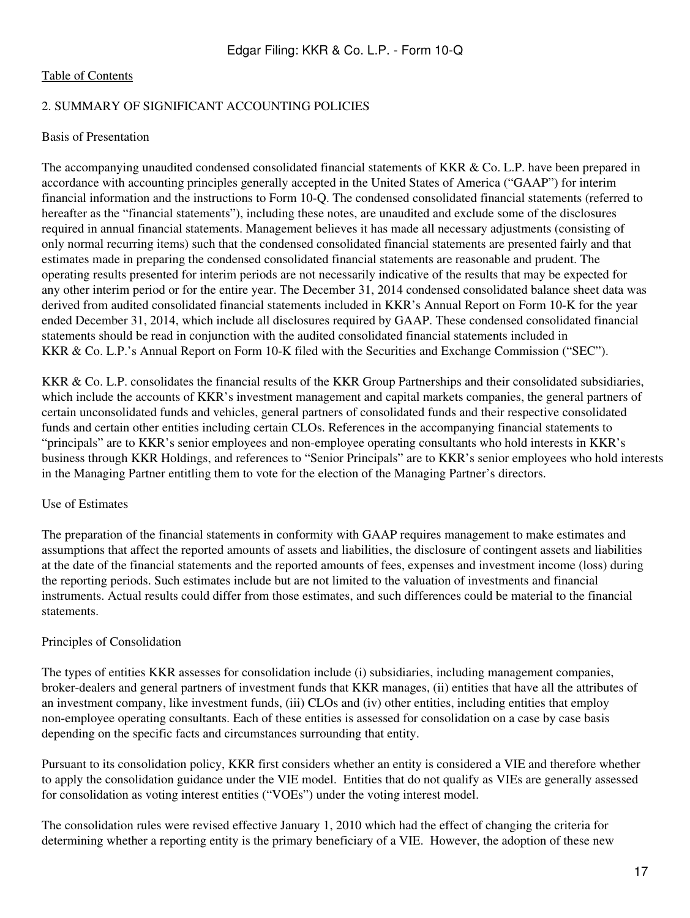## 2. SUMMARY OF SIGNIFICANT ACCOUNTING POLICIES

### Basis of Presentation

The accompanying unaudited condensed consolidated financial statements of KKR & Co. L.P. have been prepared in accordance with accounting principles generally accepted in the United States of America ("GAAP") for interim financial information and the instructions to Form 10-Q. The condensed consolidated financial statements (referred to hereafter as the "financial statements"), including these notes, are unaudited and exclude some of the disclosures required in annual financial statements. Management believes it has made all necessary adjustments (consisting of only normal recurring items) such that the condensed consolidated financial statements are presented fairly and that estimates made in preparing the condensed consolidated financial statements are reasonable and prudent. The operating results presented for interim periods are not necessarily indicative of the results that may be expected for any other interim period or for the entire year. The December 31, 2014 condensed consolidated balance sheet data was derived from audited consolidated financial statements included in KKR's Annual Report on Form 10-K for the year ended December 31, 2014, which include all disclosures required by GAAP. These condensed consolidated financial statements should be read in conjunction with the audited consolidated financial statements included in KKR & Co. L.P.'s Annual Report on Form 10-K filed with the Securities and Exchange Commission ("SEC").

KKR & Co. L.P. consolidates the financial results of the KKR Group Partnerships and their consolidated subsidiaries, which include the accounts of KKR's investment management and capital markets companies, the general partners of certain unconsolidated funds and vehicles, general partners of consolidated funds and their respective consolidated funds and certain other entities including certain CLOs. References in the accompanying financial statements to "principals" are to KKR's senior employees and non-employee operating consultants who hold interests in KKR's business through KKR Holdings, and references to "Senior Principals" are to KKR's senior employees who hold interests in the Managing Partner entitling them to vote for the election of the Managing Partner's directors.

### Use of Estimates

The preparation of the financial statements in conformity with GAAP requires management to make estimates and assumptions that affect the reported amounts of assets and liabilities, the disclosure of contingent assets and liabilities at the date of the financial statements and the reported amounts of fees, expenses and investment income (loss) during the reporting periods. Such estimates include but are not limited to the valuation of investments and financial instruments. Actual results could differ from those estimates, and such differences could be material to the financial statements.

### Principles of Consolidation

The types of entities KKR assesses for consolidation include (i) subsidiaries, including management companies, broker-dealers and general partners of investment funds that KKR manages, (ii) entities that have all the attributes of an investment company, like investment funds, (iii) CLOs and (iv) other entities, including entities that employ non-employee operating consultants. Each of these entities is assessed for consolidation on a case by case basis depending on the specific facts and circumstances surrounding that entity.

Pursuant to its consolidation policy, KKR first considers whether an entity is considered a VIE and therefore whether to apply the consolidation guidance under the VIE model. Entities that do not qualify as VIEs are generally assessed for consolidation as voting interest entities ("VOEs") under the voting interest model.

The consolidation rules were revised effective January 1, 2010 which had the effect of changing the criteria for determining whether a reporting entity is the primary beneficiary of a VIE. However, the adoption of these new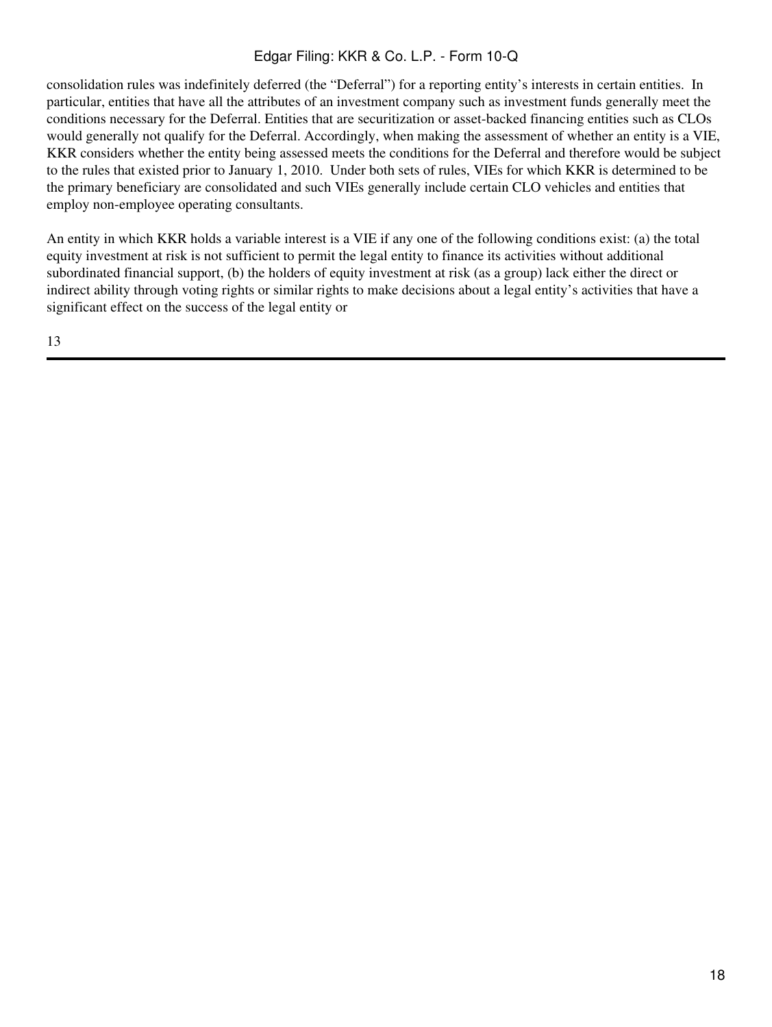consolidation rules was indefinitely deferred (the "Deferral") for a reporting entity's interests in certain entities. In particular, entities that have all the attributes of an investment company such as investment funds generally meet the conditions necessary for the Deferral. Entities that are securitization or asset-backed financing entities such as CLOs would generally not qualify for the Deferral. Accordingly, when making the assessment of whether an entity is a VIE, KKR considers whether the entity being assessed meets the conditions for the Deferral and therefore would be subject to the rules that existed prior to January 1, 2010. Under both sets of rules, VIEs for which KKR is determined to be the primary beneficiary are consolidated and such VIEs generally include certain CLO vehicles and entities that employ non-employee operating consultants.

An entity in which KKR holds a variable interest is a VIE if any one of the following conditions exist: (a) the total equity investment at risk is not sufficient to permit the legal entity to finance its activities without additional subordinated financial support, (b) the holders of equity investment at risk (as a group) lack either the direct or indirect ability through voting rights or similar rights to make decisions about a legal entity's activities that have a significant effect on the success of the legal entity or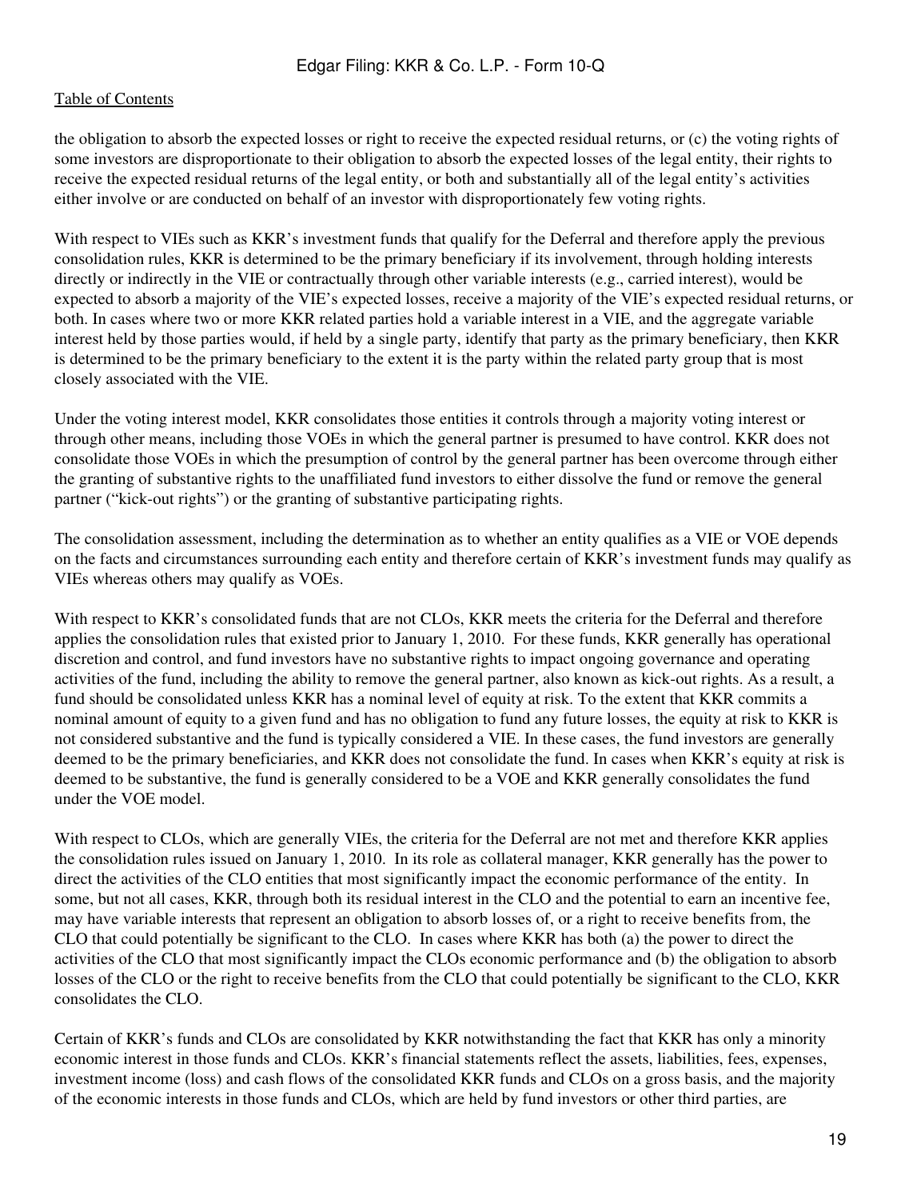the obligation to absorb the expected losses or right to receive the expected residual returns, or (c) the voting rights of some investors are disproportionate to their obligation to absorb the expected losses of the legal entity, their rights to receive the expected residual returns of the legal entity, or both and substantially all of the legal entity's activities either involve or are conducted on behalf of an investor with disproportionately few voting rights.

With respect to VIEs such as KKR's investment funds that qualify for the Deferral and therefore apply the previous consolidation rules, KKR is determined to be the primary beneficiary if its involvement, through holding interests directly or indirectly in the VIE or contractually through other variable interests (e.g., carried interest), would be expected to absorb a majority of the VIE's expected losses, receive a majority of the VIE's expected residual returns, or both. In cases where two or more KKR related parties hold a variable interest in a VIE, and the aggregate variable interest held by those parties would, if held by a single party, identify that party as the primary beneficiary, then KKR is determined to be the primary beneficiary to the extent it is the party within the related party group that is most closely associated with the VIE.

Under the voting interest model, KKR consolidates those entities it controls through a majority voting interest or through other means, including those VOEs in which the general partner is presumed to have control. KKR does not consolidate those VOEs in which the presumption of control by the general partner has been overcome through either the granting of substantive rights to the unaffiliated fund investors to either dissolve the fund or remove the general partner ("kick-out rights") or the granting of substantive participating rights.

The consolidation assessment, including the determination as to whether an entity qualifies as a VIE or VOE depends on the facts and circumstances surrounding each entity and therefore certain of KKR's investment funds may qualify as VIEs whereas others may qualify as VOEs.

With respect to KKR's consolidated funds that are not CLOs, KKR meets the criteria for the Deferral and therefore applies the consolidation rules that existed prior to January 1, 2010. For these funds, KKR generally has operational discretion and control, and fund investors have no substantive rights to impact ongoing governance and operating activities of the fund, including the ability to remove the general partner, also known as kick-out rights. As a result, a fund should be consolidated unless KKR has a nominal level of equity at risk. To the extent that KKR commits a nominal amount of equity to a given fund and has no obligation to fund any future losses, the equity at risk to KKR is not considered substantive and the fund is typically considered a VIE. In these cases, the fund investors are generally deemed to be the primary beneficiaries, and KKR does not consolidate the fund. In cases when KKR's equity at risk is deemed to be substantive, the fund is generally considered to be a VOE and KKR generally consolidates the fund under the VOE model.

With respect to CLOs, which are generally VIEs, the criteria for the Deferral are not met and therefore KKR applies the consolidation rules issued on January 1, 2010. In its role as collateral manager, KKR generally has the power to direct the activities of the CLO entities that most significantly impact the economic performance of the entity. In some, but not all cases, KKR, through both its residual interest in the CLO and the potential to earn an incentive fee, may have variable interests that represent an obligation to absorb losses of, or a right to receive benefits from, the CLO that could potentially be significant to the CLO. In cases where KKR has both (a) the power to direct the activities of the CLO that most significantly impact the CLOs economic performance and (b) the obligation to absorb losses of the CLO or the right to receive benefits from the CLO that could potentially be significant to the CLO, KKR consolidates the CLO.

Certain of KKR's funds and CLOs are consolidated by KKR notwithstanding the fact that KKR has only a minority economic interest in those funds and CLOs. KKR's financial statements reflect the assets, liabilities, fees, expenses, investment income (loss) and cash flows of the consolidated KKR funds and CLOs on a gross basis, and the majority of the economic interests in those funds and CLOs, which are held by fund investors or other third parties, are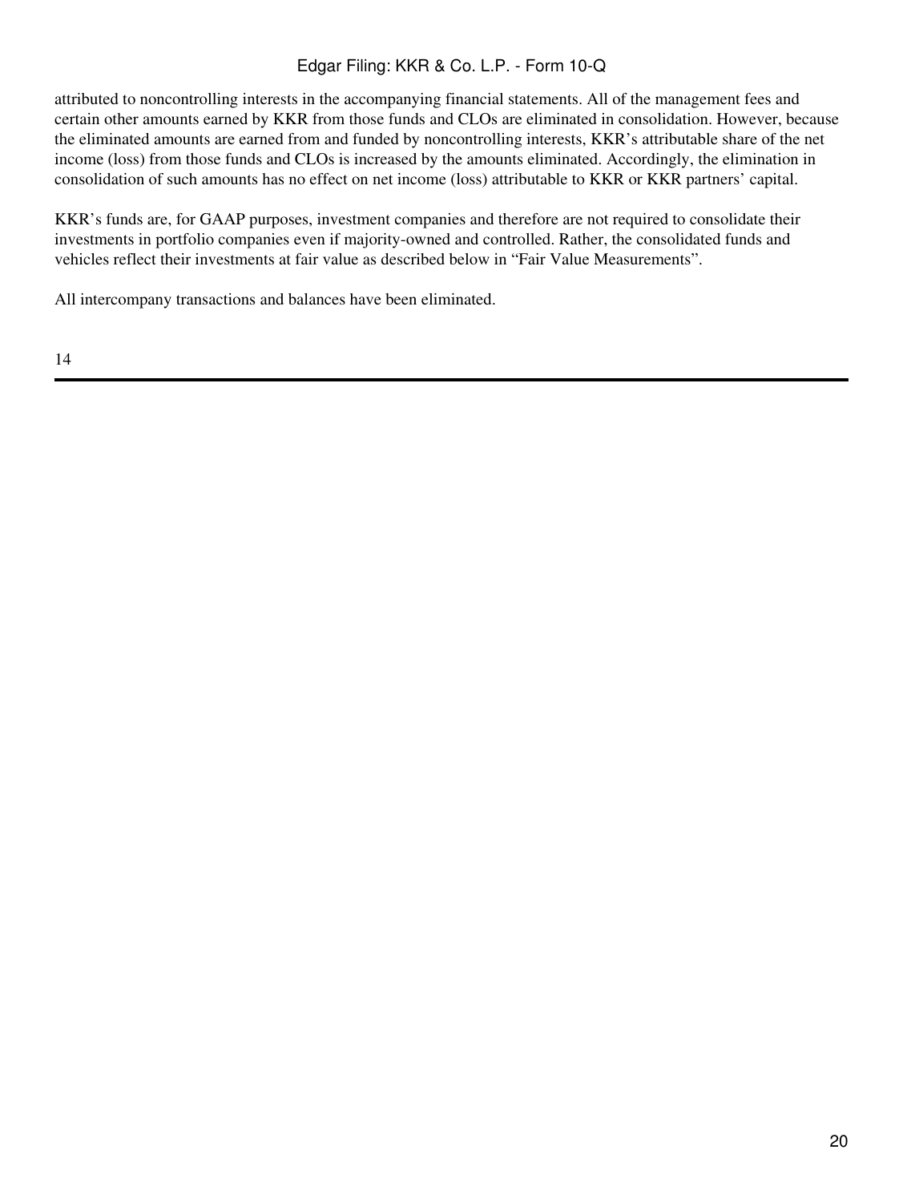attributed to noncontrolling interests in the accompanying financial statements. All of the management fees and certain other amounts earned by KKR from those funds and CLOs are eliminated in consolidation. However, because the eliminated amounts are earned from and funded by noncontrolling interests, KKR's attributable share of the net income (loss) from those funds and CLOs is increased by the amounts eliminated. Accordingly, the elimination in consolidation of such amounts has no effect on net income (loss) attributable to KKR or KKR partners' capital.

KKR's funds are, for GAAP purposes, investment companies and therefore are not required to consolidate their investments in portfolio companies even if majority-owned and controlled. Rather, the consolidated funds and vehicles reflect their investments at fair value as described below in "Fair Value Measurements".

All intercompany transactions and balances have been eliminated.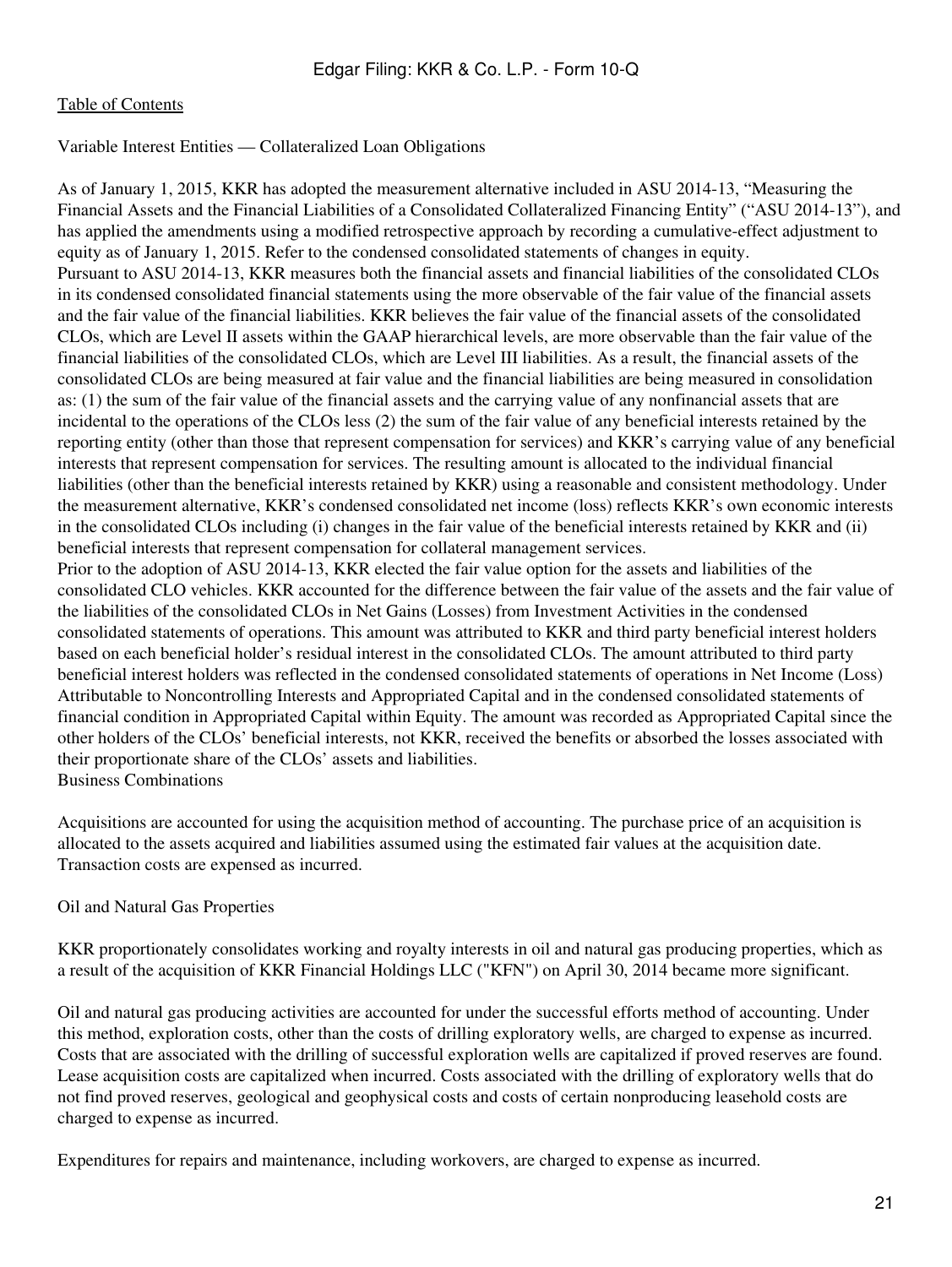Variable Interest Entities — Collateralized Loan Obligations

As of January 1, 2015, KKR has adopted the measurement alternative included in ASU 2014-13, "Measuring the Financial Assets and the Financial Liabilities of a Consolidated Collateralized Financing Entity" ("ASU 2014-13"), and has applied the amendments using a modified retrospective approach by recording a cumulative-effect adjustment to equity as of January 1, 2015. Refer to the condensed consolidated statements of changes in equity.

Pursuant to ASU 2014-13, KKR measures both the financial assets and financial liabilities of the consolidated CLOs in its condensed consolidated financial statements using the more observable of the fair value of the financial assets and the fair value of the financial liabilities. KKR believes the fair value of the financial assets of the consolidated CLOs, which are Level II assets within the GAAP hierarchical levels, are more observable than the fair value of the financial liabilities of the consolidated CLOs, which are Level III liabilities. As a result, the financial assets of the consolidated CLOs are being measured at fair value and the financial liabilities are being measured in consolidation as: (1) the sum of the fair value of the financial assets and the carrying value of any nonfinancial assets that are incidental to the operations of the CLOs less (2) the sum of the fair value of any beneficial interests retained by the reporting entity (other than those that represent compensation for services) and KKR's carrying value of any beneficial interests that represent compensation for services. The resulting amount is allocated to the individual financial liabilities (other than the beneficial interests retained by KKR) using a reasonable and consistent methodology. Under the measurement alternative, KKR's condensed consolidated net income (loss) reflects KKR's own economic interests in the consolidated CLOs including (i) changes in the fair value of the beneficial interests retained by KKR and (ii) beneficial interests that represent compensation for collateral management services.

Prior to the adoption of ASU 2014-13, KKR elected the fair value option for the assets and liabilities of the consolidated CLO vehicles. KKR accounted for the difference between the fair value of the assets and the fair value of the liabilities of the consolidated CLOs in Net Gains (Losses) from Investment Activities in the condensed consolidated statements of operations. This amount was attributed to KKR and third party beneficial interest holders based on each beneficial holder's residual interest in the consolidated CLOs. The amount attributed to third party beneficial interest holders was reflected in the condensed consolidated statements of operations in Net Income (Loss) Attributable to Noncontrolling Interests and Appropriated Capital and in the condensed consolidated statements of financial condition in Appropriated Capital within Equity. The amount was recorded as Appropriated Capital since the other holders of the CLOs' beneficial interests, not KKR, received the benefits or absorbed the losses associated with their proportionate share of the CLOs' assets and liabilities.

Business Combinations

Acquisitions are accounted for using the acquisition method of accounting. The purchase price of an acquisition is allocated to the assets acquired and liabilities assumed using the estimated fair values at the acquisition date. Transaction costs are expensed as incurred.

Oil and Natural Gas Properties

KKR proportionately consolidates working and royalty interests in oil and natural gas producing properties, which as a result of the acquisition of KKR Financial Holdings LLC ("KFN") on April 30, 2014 became more significant.

Oil and natural gas producing activities are accounted for under the successful efforts method of accounting. Under this method, exploration costs, other than the costs of drilling exploratory wells, are charged to expense as incurred. Costs that are associated with the drilling of successful exploration wells are capitalized if proved reserves are found. Lease acquisition costs are capitalized when incurred. Costs associated with the drilling of exploratory wells that do not find proved reserves, geological and geophysical costs and costs of certain nonproducing leasehold costs are charged to expense as incurred.

Expenditures for repairs and maintenance, including workovers, are charged to expense as incurred.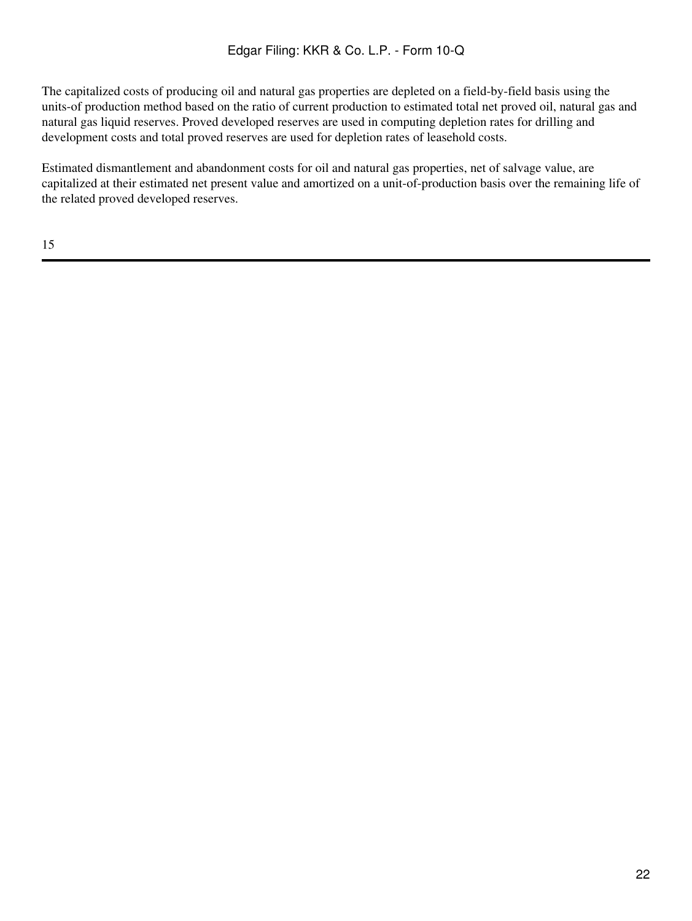The capitalized costs of producing oil and natural gas properties are depleted on a field-by-field basis using the units-of production method based on the ratio of current production to estimated total net proved oil, natural gas and natural gas liquid reserves. Proved developed reserves are used in computing depletion rates for drilling and development costs and total proved reserves are used for depletion rates of leasehold costs.

Estimated dismantlement and abandonment costs for oil and natural gas properties, net of salvage value, are capitalized at their estimated net present value and amortized on a unit-of-production basis over the remaining life of the related proved developed reserves.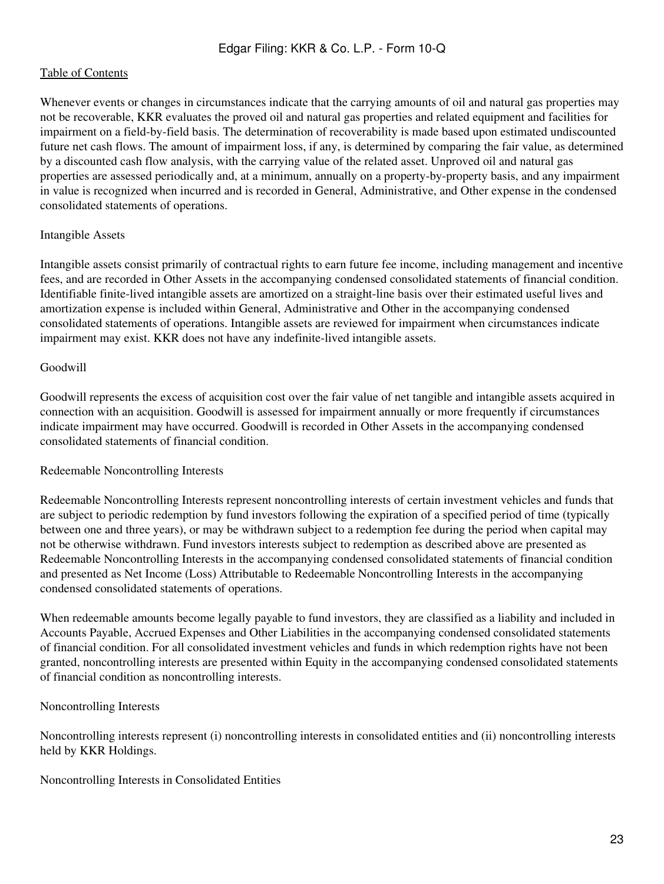Whenever events or changes in circumstances indicate that the carrying amounts of oil and natural gas properties may not be recoverable, KKR evaluates the proved oil and natural gas properties and related equipment and facilities for impairment on a field-by-field basis. The determination of recoverability is made based upon estimated undiscounted future net cash flows. The amount of impairment loss, if any, is determined by comparing the fair value, as determined by a discounted cash flow analysis, with the carrying value of the related asset. Unproved oil and natural gas properties are assessed periodically and, at a minimum, annually on a property-by-property basis, and any impairment in value is recognized when incurred and is recorded in General, Administrative, and Other expense in the condensed consolidated statements of operations.

Intangible Assets

Intangible assets consist primarily of contractual rights to earn future fee income, including management and incentive fees, and are recorded in Other Assets in the accompanying condensed consolidated statements of financial condition. Identifiable finite-lived intangible assets are amortized on a straight-line basis over their estimated useful lives and amortization expense is included within General, Administrative and Other in the accompanying condensed consolidated statements of operations. Intangible assets are reviewed for impairment when circumstances indicate impairment may exist. KKR does not have any indefinite-lived intangible assets.

Goodwill

Goodwill represents the excess of acquisition cost over the fair value of net tangible and intangible assets acquired in connection with an acquisition. Goodwill is assessed for impairment annually or more frequently if circumstances indicate impairment may have occurred. Goodwill is recorded in Other Assets in the accompanying condensed consolidated statements of financial condition.

Redeemable Noncontrolling Interests

Redeemable Noncontrolling Interests represent noncontrolling interests of certain investment vehicles and funds that are subject to periodic redemption by fund investors following the expiration of a specified period of time (typically between one and three years), or may be withdrawn subject to a redemption fee during the period when capital may not be otherwise withdrawn. Fund investors interests subject to redemption as described above are presented as Redeemable Noncontrolling Interests in the accompanying condensed consolidated statements of financial condition and presented as Net Income (Loss) Attributable to Redeemable Noncontrolling Interests in the accompanying condensed consolidated statements of operations.

When redeemable amounts become legally payable to fund investors, they are classified as a liability and included in Accounts Payable, Accrued Expenses and Other Liabilities in the accompanying condensed consolidated statements of financial condition. For all consolidated investment vehicles and funds in which redemption rights have not been granted, noncontrolling interests are presented within Equity in the accompanying condensed consolidated statements of financial condition as noncontrolling interests.

Noncontrolling Interests

Noncontrolling interests represent (i) noncontrolling interests in consolidated entities and (ii) noncontrolling interests held by KKR Holdings.

Noncontrolling Interests in Consolidated Entities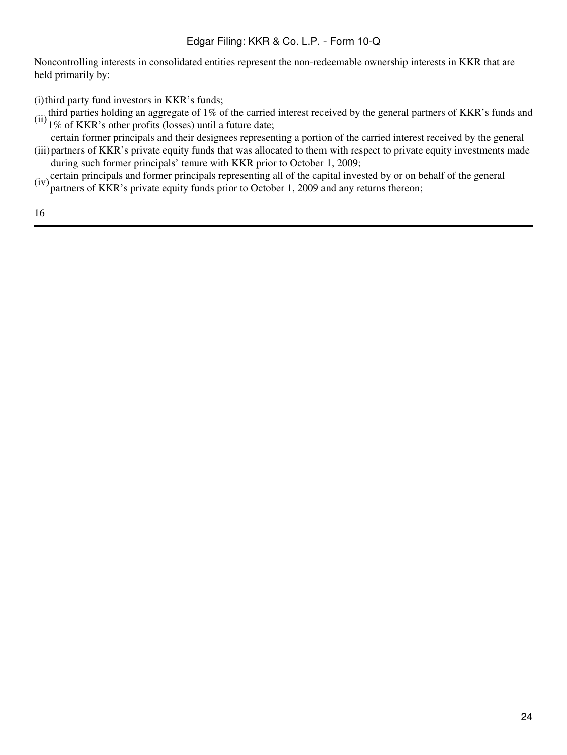Noncontrolling interests in consolidated entities represent the non-redeemable ownership interests in KKR that are held primarily by:

(i) third party fund investors in KKR's funds;

(ii) third parties holding an aggregate of 1% of the carried interest received by the general partners of KKR's funds and 1% of KKR's other profits (losses) until a future date;

(iii) certain former principals and their designees representing a portion of the carried interest received by the general partners of KKR's private equity funds that was allocated to them with respect to private equity investments made during such former principals' tenure with KKR prior to October 1, 2009;

(iv) certain principals and former principals representing all of the capital invested by or on behalf of the general partners of KKR's private equity funds prior to October 1, 2009 and any returns thereon;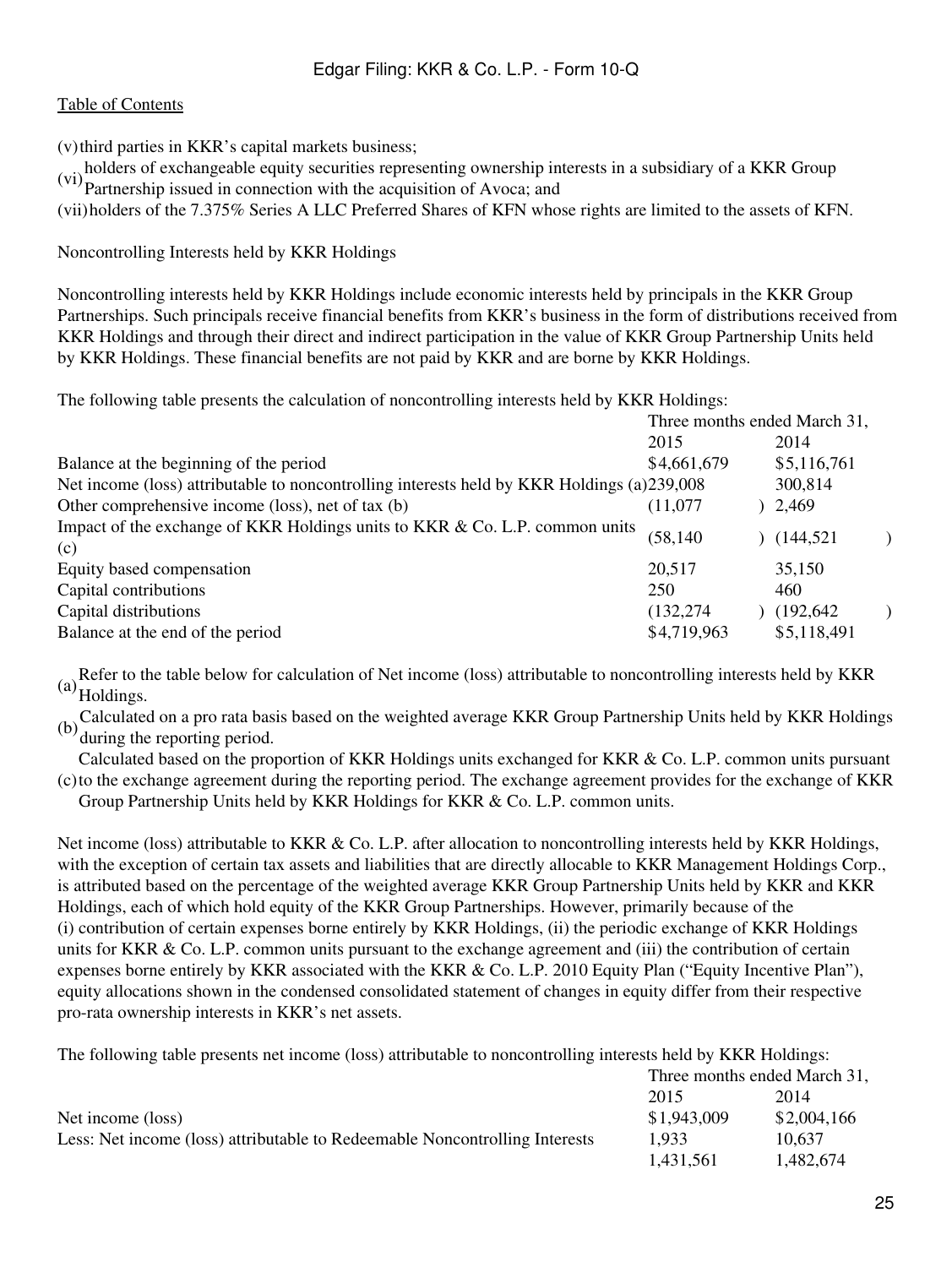(v) third parties in KKR's capital markets business;

(vi) holders of exchangeable equity securities representing ownership interests in a subsidiary of a KKR Group Partnership issued in connection with the acquisition of Avoca; and

(vii) holders of the 7.375% Series A LLC Preferred Shares of KFN whose rights are limited to the assets of KFN.

Noncontrolling Interests held by KKR Holdings

Noncontrolling interests held by KKR Holdings include economic interests held by principals in the KKR Group Partnerships. Such principals receive financial benefits from KKR's business in the form of distributions received from KKR Holdings and through their direct and indirect participation in the value of KKR Group Partnership Units held by KKR Holdings. These financial benefits are not paid by KKR and are borne by KKR Holdings.

The following table presents the calculation of noncontrolling interests held by KKR Holdings:

| | Three months ended March 31, | |
|---|---|---|
| | 2015 | 2014 |
| Balance at the beginning of the period | $4,661,679 | $5,116,761 |
| Net income (loss) attributable to noncontrolling interests held by KKR Holdings (a) | 239,008 | 300,814 |
| Other comprehensive income (loss), net of tax (b) | (11,077) | 2,469 |
| Impact of the exchange of KKR Holdings units to KKR & Co. L.P. common units (c) | (58,140) | (144,521) |
| Equity based compensation | 20,517 | 35,150 |
| Capital contributions | 250 | 460 |
| Capital distributions | (132,274) | (192,642) |
| Balance at the end of the period | $4,719,963 | $5,118,491 |

(a) Refer to the table below for calculation of Net income (loss) attributable to noncontrolling interests held by KKR Holdings.

(b) Calculated on a pro rata basis based on the weighted average KKR Group Partnership Units held by KKR Holdings during the reporting period.

(c) Calculated based on the proportion of KKR Holdings units exchanged for KKR & Co. L.P. common units pursuant to the exchange agreement during the reporting period. The exchange agreement provides for the exchange of KKR Group Partnership Units held by KKR Holdings for KKR & Co. L.P. common units.

Net income (loss) attributable to KKR & Co. L.P. after allocation to noncontrolling interests held by KKR Holdings, with the exception of certain tax assets and liabilities that are directly allocable to KKR Management Holdings Corp., is attributed based on the percentage of the weighted average KKR Group Partnership Units held by KKR and KKR Holdings, each of which hold equity of the KKR Group Partnerships. However, primarily because of the (i) contribution of certain expenses borne entirely by KKR Holdings, (ii) the periodic exchange of KKR Holdings units for KKR & Co. L.P. common units pursuant to the exchange agreement and (iii) the contribution of certain expenses borne entirely by KKR associated with the KKR & Co. L.P. 2010 Equity Plan ("Equity Incentive Plan"), equity allocations shown in the condensed consolidated statement of changes in equity differ from their respective pro-rata ownership interests in KKR's net assets.

The following table presents net income (loss) attributable to noncontrolling interests held by KKR Holdings:

| | Three months ended March 31, | |
|---|---|---|
| | 2015 | 2014 |
| Net income (loss) | $1,943,009 | $2,004,166 |
| Less: Net income (loss) attributable to Redeemable Noncontrolling Interests | 1,933 | 10,637 |
| | 1,431,561 | 1,482,674 |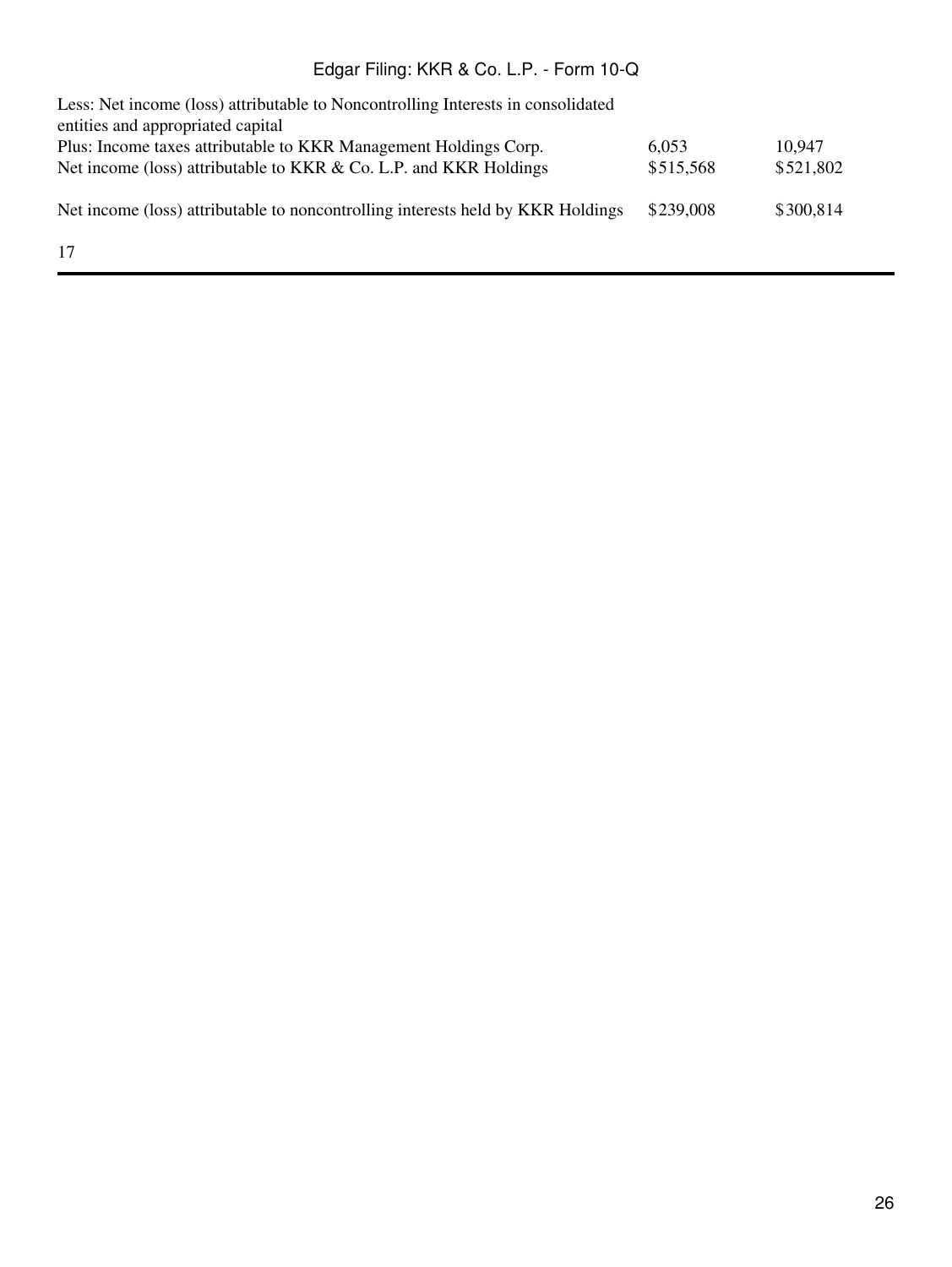| | | |
|---|---|---|
| Less: Net income (loss) attributable to Noncontrolling Interests in consolidated entities and appropriated capital | | |
| Plus: Income taxes attributable to KKR Management Holdings Corp. | 6,053 | 10,947 |
| Net income (loss) attributable to KKR & Co. L.P. and KKR Holdings | $515,568 | $521,802 |
| Net income (loss) attributable to noncontrolling interests held by KKR Holdings | $239,008 | $300,814 |

17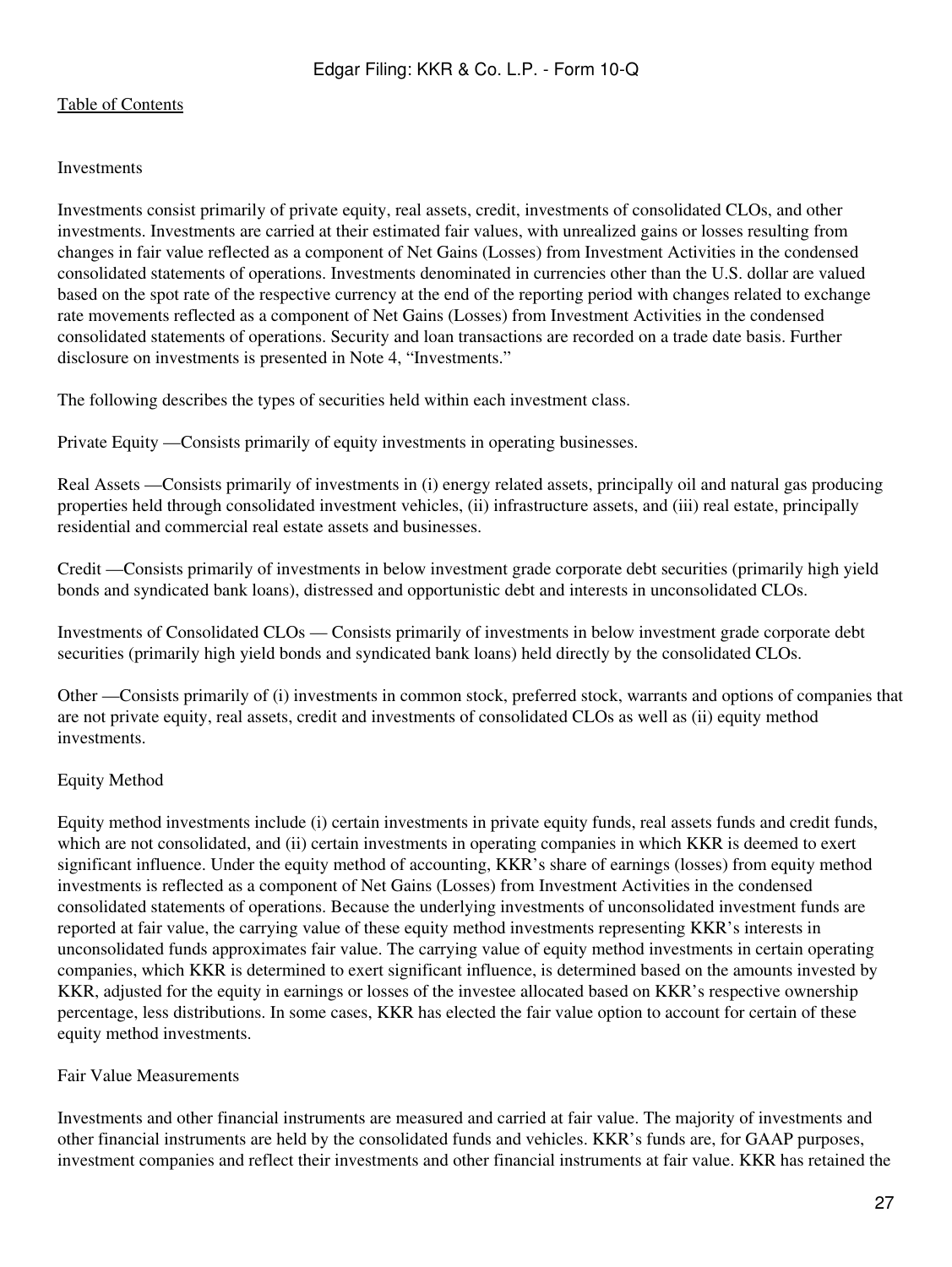Investments

Investments consist primarily of private equity, real assets, credit, investments of consolidated CLOs, and other investments. Investments are carried at their estimated fair values, with unrealized gains or losses resulting from changes in fair value reflected as a component of Net Gains (Losses) from Investment Activities in the condensed consolidated statements of operations. Investments denominated in currencies other than the U.S. dollar are valued based on the spot rate of the respective currency at the end of the reporting period with changes related to exchange rate movements reflected as a component of Net Gains (Losses) from Investment Activities in the condensed consolidated statements of operations. Security and loan transactions are recorded on a trade date basis. Further disclosure on investments is presented in Note 4, "Investments."

The following describes the types of securities held within each investment class.

Private Equity —Consists primarily of equity investments in operating businesses.

Real Assets —Consists primarily of investments in (i) energy related assets, principally oil and natural gas producing properties held through consolidated investment vehicles, (ii) infrastructure assets, and (iii) real estate, principally residential and commercial real estate assets and businesses.

Credit —Consists primarily of investments in below investment grade corporate debt securities (primarily high yield bonds and syndicated bank loans), distressed and opportunistic debt and interests in unconsolidated CLOs.

Investments of Consolidated CLOs — Consists primarily of investments in below investment grade corporate debt securities (primarily high yield bonds and syndicated bank loans) held directly by the consolidated CLOs.

Other —Consists primarily of (i) investments in common stock, preferred stock, warrants and options of companies that are not private equity, real assets, credit and investments of consolidated CLOs as well as (ii) equity method investments.

Equity Method

Equity method investments include (i) certain investments in private equity funds, real assets funds and credit funds, which are not consolidated, and (ii) certain investments in operating companies in which KKR is deemed to exert significant influence. Under the equity method of accounting, KKR's share of earnings (losses) from equity method investments is reflected as a component of Net Gains (Losses) from Investment Activities in the condensed consolidated statements of operations. Because the underlying investments of unconsolidated investment funds are reported at fair value, the carrying value of these equity method investments representing KKR's interests in unconsolidated funds approximates fair value. The carrying value of equity method investments in certain operating companies, which KKR is determined to exert significant influence, is determined based on the amounts invested by KKR, adjusted for the equity in earnings or losses of the investee allocated based on KKR's respective ownership percentage, less distributions. In some cases, KKR has elected the fair value option to account for certain of these equity method investments.

Fair Value Measurements

Investments and other financial instruments are measured and carried at fair value. The majority of investments and other financial instruments are held by the consolidated funds and vehicles. KKR's funds are, for GAAP purposes, investment companies and reflect their investments and other financial instruments at fair value. KKR has retained the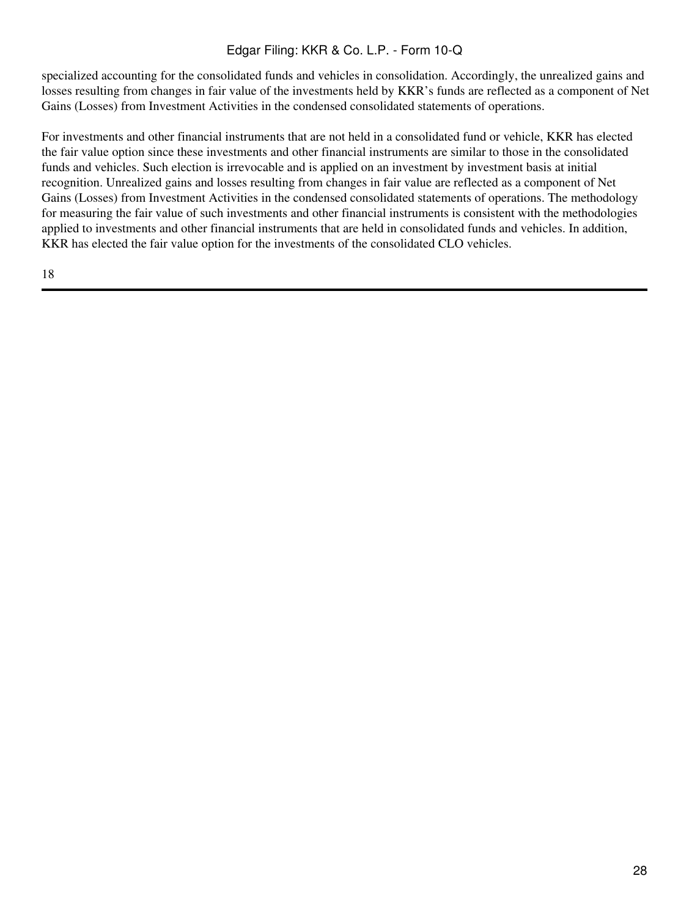specialized accounting for the consolidated funds and vehicles in consolidation. Accordingly, the unrealized gains and losses resulting from changes in fair value of the investments held by KKR's funds are reflected as a component of Net Gains (Losses) from Investment Activities in the condensed consolidated statements of operations.

For investments and other financial instruments that are not held in a consolidated fund or vehicle, KKR has elected the fair value option since these investments and other financial instruments are similar to those in the consolidated funds and vehicles. Such election is irrevocable and is applied on an investment by investment basis at initial recognition. Unrealized gains and losses resulting from changes in fair value are reflected as a component of Net Gains (Losses) from Investment Activities in the condensed consolidated statements of operations. The methodology for measuring the fair value of such investments and other financial instruments is consistent with the methodologies applied to investments and other financial instruments that are held in consolidated funds and vehicles. In addition, KKR has elected the fair value option for the investments of the consolidated CLO vehicles.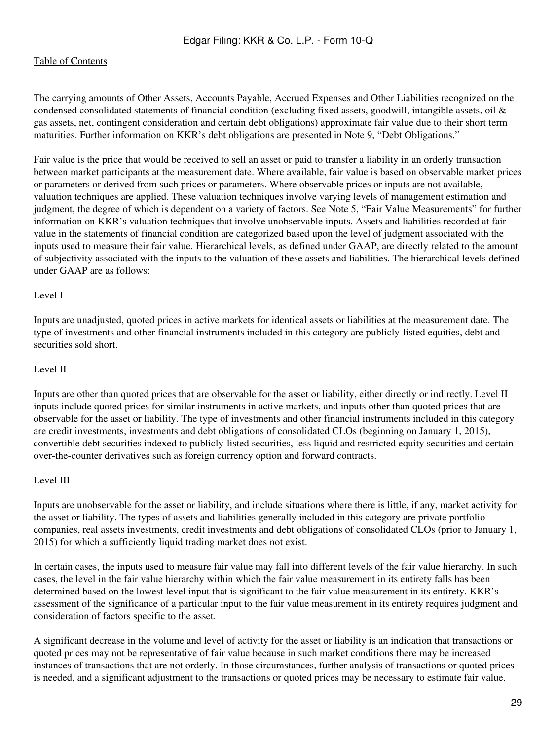The carrying amounts of Other Assets, Accounts Payable, Accrued Expenses and Other Liabilities recognized on the condensed consolidated statements of financial condition (excluding fixed assets, goodwill, intangible assets, oil & gas assets, net, contingent consideration and certain debt obligations) approximate fair value due to their short term maturities. Further information on KKR's debt obligations are presented in Note 9, "Debt Obligations."

Fair value is the price that would be received to sell an asset or paid to transfer a liability in an orderly transaction between market participants at the measurement date. Where available, fair value is based on observable market prices or parameters or derived from such prices or parameters. Where observable prices or inputs are not available, valuation techniques are applied. These valuation techniques involve varying levels of management estimation and judgment, the degree of which is dependent on a variety of factors. See Note 5, "Fair Value Measurements" for further information on KKR's valuation techniques that involve unobservable inputs. Assets and liabilities recorded at fair value in the statements of financial condition are categorized based upon the level of judgment associated with the inputs used to measure their fair value. Hierarchical levels, as defined under GAAP, are directly related to the amount of subjectivity associated with the inputs to the valuation of these assets and liabilities. The hierarchical levels defined under GAAP are as follows:

Level I

Inputs are unadjusted, quoted prices in active markets for identical assets or liabilities at the measurement date. The type of investments and other financial instruments included in this category are publicly-listed equities, debt and securities sold short.

Level II

Inputs are other than quoted prices that are observable for the asset or liability, either directly or indirectly. Level II inputs include quoted prices for similar instruments in active markets, and inputs other than quoted prices that are observable for the asset or liability. The type of investments and other financial instruments included in this category are credit investments, investments and debt obligations of consolidated CLOs (beginning on January 1, 2015), convertible debt securities indexed to publicly-listed securities, less liquid and restricted equity securities and certain over-the-counter derivatives such as foreign currency option and forward contracts.

Level III

Inputs are unobservable for the asset or liability, and include situations where there is little, if any, market activity for the asset or liability. The types of assets and liabilities generally included in this category are private portfolio companies, real assets investments, credit investments and debt obligations of consolidated CLOs (prior to January 1, 2015) for which a sufficiently liquid trading market does not exist.

In certain cases, the inputs used to measure fair value may fall into different levels of the fair value hierarchy. In such cases, the level in the fair value hierarchy within which the fair value measurement in its entirety falls has been determined based on the lowest level input that is significant to the fair value measurement in its entirety. KKR's assessment of the significance of a particular input to the fair value measurement in its entirety requires judgment and consideration of factors specific to the asset.

A significant decrease in the volume and level of activity for the asset or liability is an indication that transactions or quoted prices may not be representative of fair value because in such market conditions there may be increased instances of transactions that are not orderly. In those circumstances, further analysis of transactions or quoted prices is needed, and a significant adjustment to the transactions or quoted prices may be necessary to estimate fair value.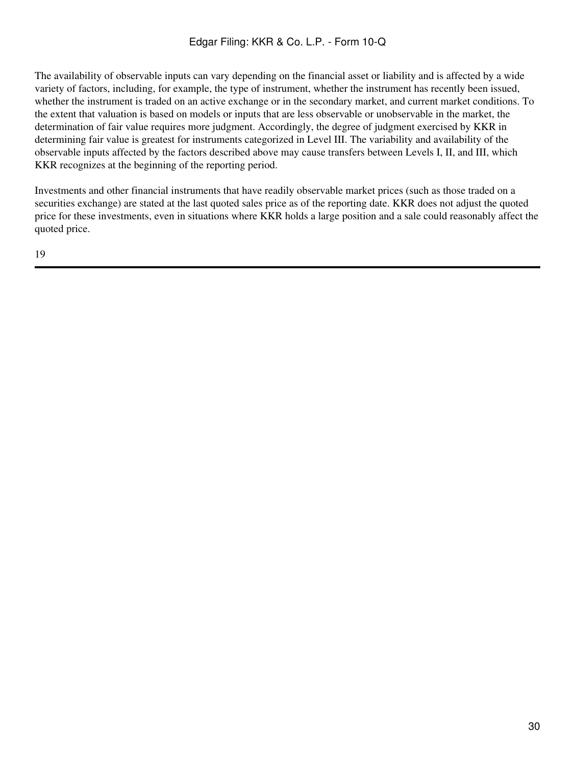The availability of observable inputs can vary depending on the financial asset or liability and is affected by a wide variety of factors, including, for example, the type of instrument, whether the instrument has recently been issued, whether the instrument is traded on an active exchange or in the secondary market, and current market conditions. To the extent that valuation is based on models or inputs that are less observable or unobservable in the market, the determination of fair value requires more judgment. Accordingly, the degree of judgment exercised by KKR in determining fair value is greatest for instruments categorized in Level III. The variability and availability of the observable inputs affected by the factors described above may cause transfers between Levels I, II, and III, which KKR recognizes at the beginning of the reporting period.

Investments and other financial instruments that have readily observable market prices (such as those traded on a securities exchange) are stated at the last quoted sales price as of the reporting date. KKR does not adjust the quoted price for these investments, even in situations where KKR holds a large position and a sale could reasonably affect the quoted price.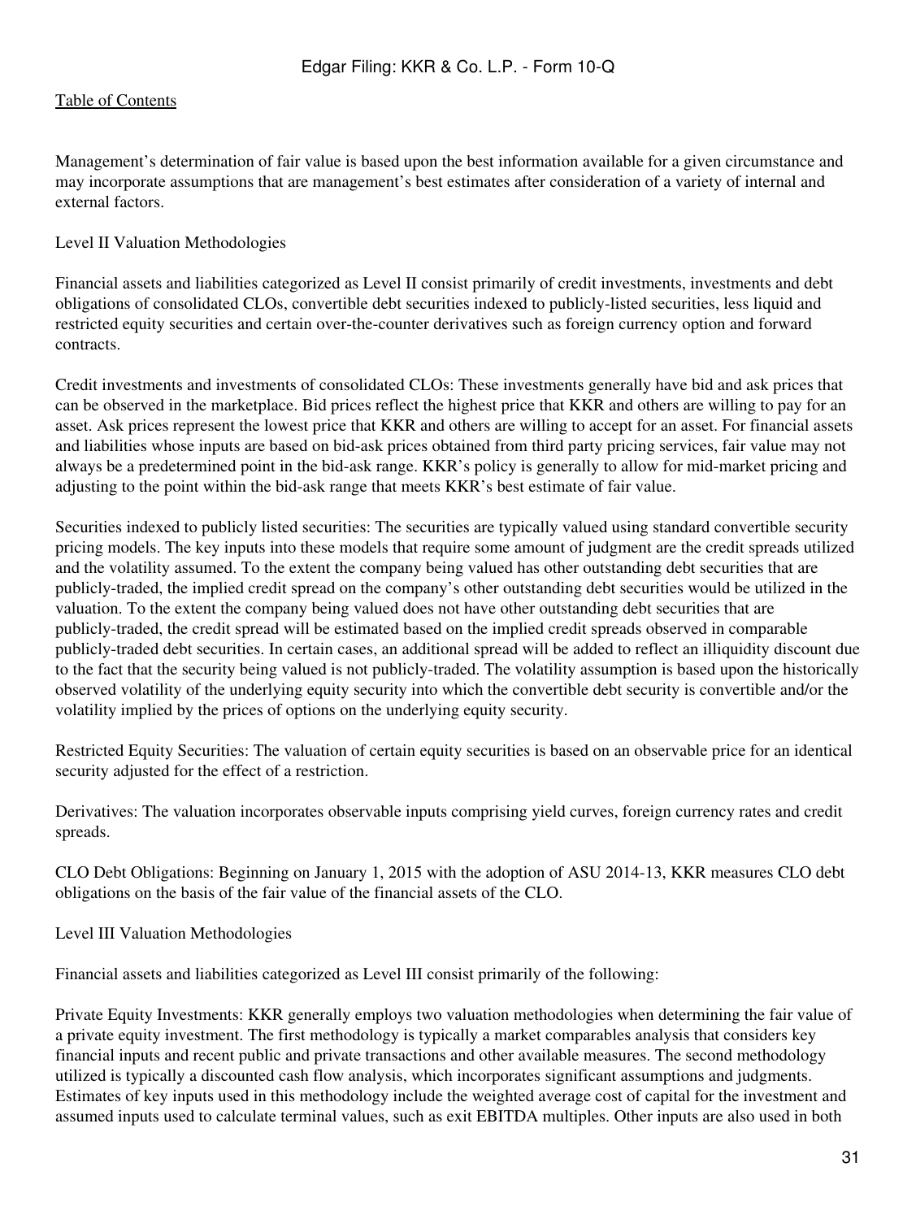Management's determination of fair value is based upon the best information available for a given circumstance and may incorporate assumptions that are management's best estimates after consideration of a variety of internal and external factors.

Level II Valuation Methodologies

Financial assets and liabilities categorized as Level II consist primarily of credit investments, investments and debt obligations of consolidated CLOs, convertible debt securities indexed to publicly-listed securities, less liquid and restricted equity securities and certain over-the-counter derivatives such as foreign currency option and forward contracts.

Credit investments and investments of consolidated CLOs: These investments generally have bid and ask prices that can be observed in the marketplace. Bid prices reflect the highest price that KKR and others are willing to pay for an asset. Ask prices represent the lowest price that KKR and others are willing to accept for an asset. For financial assets and liabilities whose inputs are based on bid-ask prices obtained from third party pricing services, fair value may not always be a predetermined point in the bid-ask range. KKR's policy is generally to allow for mid-market pricing and adjusting to the point within the bid-ask range that meets KKR's best estimate of fair value.

Securities indexed to publicly listed securities: The securities are typically valued using standard convertible security pricing models. The key inputs into these models that require some amount of judgment are the credit spreads utilized and the volatility assumed. To the extent the company being valued has other outstanding debt securities that are publicly-traded, the implied credit spread on the company's other outstanding debt securities would be utilized in the valuation. To the extent the company being valued does not have other outstanding debt securities that are publicly-traded, the credit spread will be estimated based on the implied credit spreads observed in comparable publicly-traded debt securities. In certain cases, an additional spread will be added to reflect an illiquidity discount due to the fact that the security being valued is not publicly-traded. The volatility assumption is based upon the historically observed volatility of the underlying equity security into which the convertible debt security is convertible and/or the volatility implied by the prices of options on the underlying equity security.

Restricted Equity Securities: The valuation of certain equity securities is based on an observable price for an identical security adjusted for the effect of a restriction.

Derivatives: The valuation incorporates observable inputs comprising yield curves, foreign currency rates and credit spreads.

CLO Debt Obligations: Beginning on January 1, 2015 with the adoption of ASU 2014-13, KKR measures CLO debt obligations on the basis of the fair value of the financial assets of the CLO.

Level III Valuation Methodologies

Financial assets and liabilities categorized as Level III consist primarily of the following:

Private Equity Investments: KKR generally employs two valuation methodologies when determining the fair value of a private equity investment. The first methodology is typically a market comparables analysis that considers key financial inputs and recent public and private transactions and other available measures. The second methodology utilized is typically a discounted cash flow analysis, which incorporates significant assumptions and judgments. Estimates of key inputs used in this methodology include the weighted average cost of capital for the investment and assumed inputs used to calculate terminal values, such as exit EBITDA multiples. Other inputs are also used in both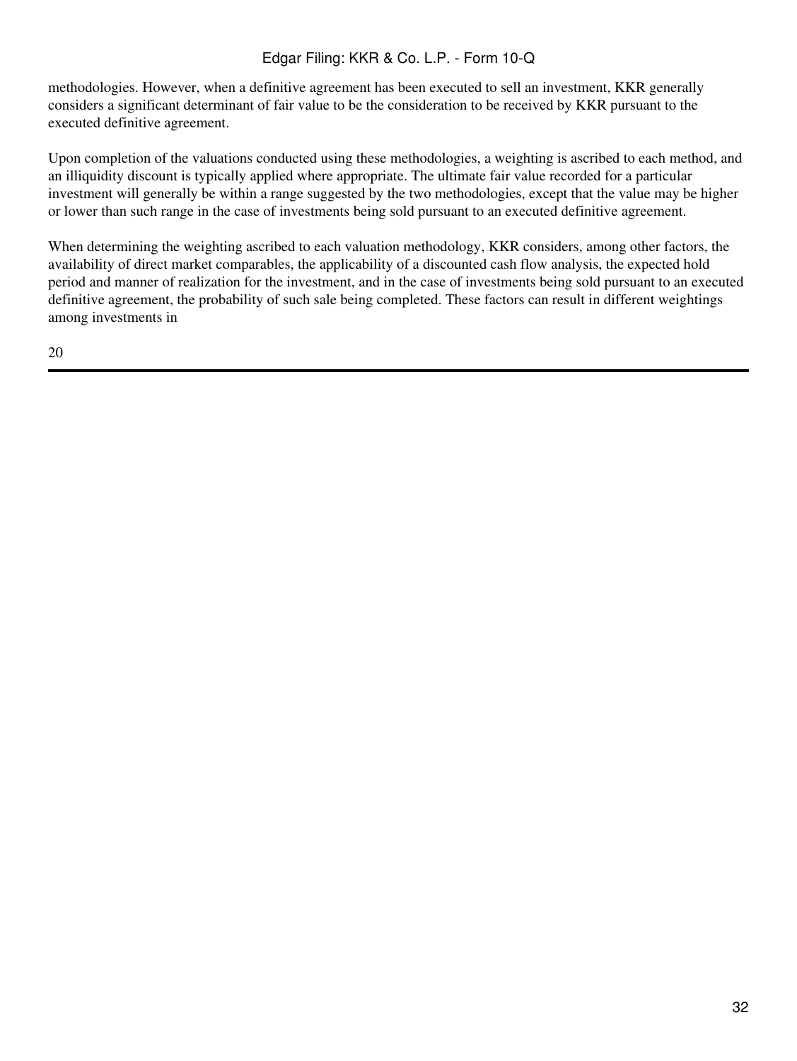methodologies. However, when a definitive agreement has been executed to sell an investment, KKR generally considers a significant determinant of fair value to be the consideration to be received by KKR pursuant to the executed definitive agreement.

Upon completion of the valuations conducted using these methodologies, a weighting is ascribed to each method, and an illiquidity discount is typically applied where appropriate. The ultimate fair value recorded for a particular investment will generally be within a range suggested by the two methodologies, except that the value may be higher or lower than such range in the case of investments being sold pursuant to an executed definitive agreement.

When determining the weighting ascribed to each valuation methodology, KKR considers, among other factors, the availability of direct market comparables, the applicability of a discounted cash flow analysis, the expected hold period and manner of realization for the investment, and in the case of investments being sold pursuant to an executed definitive agreement, the probability of such sale being completed. These factors can result in different weightings among investments in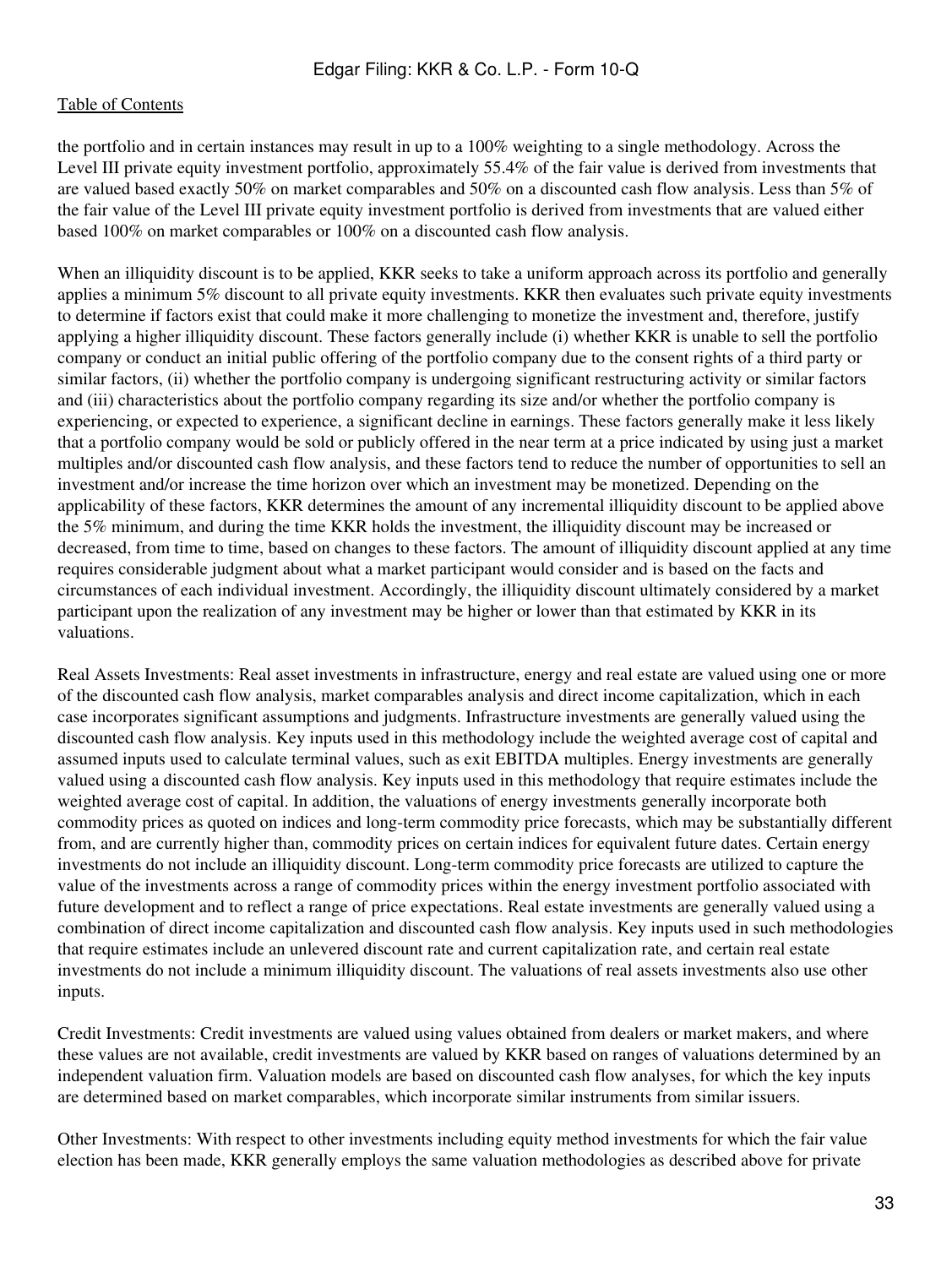the portfolio and in certain instances may result in up to a 100% weighting to a single methodology. Across the Level III private equity investment portfolio, approximately 55.4% of the fair value is derived from investments that are valued based exactly 50% on market comparables and 50% on a discounted cash flow analysis. Less than 5% of the fair value of the Level III private equity investment portfolio is derived from investments that are valued either based 100% on market comparables or 100% on a discounted cash flow analysis.

When an illiquidity discount is to be applied, KKR seeks to take a uniform approach across its portfolio and generally applies a minimum 5% discount to all private equity investments. KKR then evaluates such private equity investments to determine if factors exist that could make it more challenging to monetize the investment and, therefore, justify applying a higher illiquidity discount. These factors generally include (i) whether KKR is unable to sell the portfolio company or conduct an initial public offering of the portfolio company due to the consent rights of a third party or similar factors, (ii) whether the portfolio company is undergoing significant restructuring activity or similar factors and (iii) characteristics about the portfolio company regarding its size and/or whether the portfolio company is experiencing, or expected to experience, a significant decline in earnings. These factors generally make it less likely that a portfolio company would be sold or publicly offered in the near term at a price indicated by using just a market multiples and/or discounted cash flow analysis, and these factors tend to reduce the number of opportunities to sell an investment and/or increase the time horizon over which an investment may be monetized. Depending on the applicability of these factors, KKR determines the amount of any incremental illiquidity discount to be applied above the 5% minimum, and during the time KKR holds the investment, the illiquidity discount may be increased or decreased, from time to time, based on changes to these factors. The amount of illiquidity discount applied at any time requires considerable judgment about what a market participant would consider and is based on the facts and circumstances of each individual investment. Accordingly, the illiquidity discount ultimately considered by a market participant upon the realization of any investment may be higher or lower than that estimated by KKR in its valuations.

Real Assets Investments: Real asset investments in infrastructure, energy and real estate are valued using one or more of the discounted cash flow analysis, market comparables analysis and direct income capitalization, which in each case incorporates significant assumptions and judgments. Infrastructure investments are generally valued using the discounted cash flow analysis. Key inputs used in this methodology include the weighted average cost of capital and assumed inputs used to calculate terminal values, such as exit EBITDA multiples. Energy investments are generally valued using a discounted cash flow analysis. Key inputs used in this methodology that require estimates include the weighted average cost of capital. In addition, the valuations of energy investments generally incorporate both commodity prices as quoted on indices and long-term commodity price forecasts, which may be substantially different from, and are currently higher than, commodity prices on certain indices for equivalent future dates. Certain energy investments do not include an illiquidity discount. Long-term commodity price forecasts are utilized to capture the value of the investments across a range of commodity prices within the energy investment portfolio associated with future development and to reflect a range of price expectations. Real estate investments are generally valued using a combination of direct income capitalization and discounted cash flow analysis. Key inputs used in such methodologies that require estimates include an unlevered discount rate and current capitalization rate, and certain real estate investments do not include a minimum illiquidity discount. The valuations of real assets investments also use other inputs.

Credit Investments: Credit investments are valued using values obtained from dealers or market makers, and where these values are not available, credit investments are valued by KKR based on ranges of valuations determined by an independent valuation firm. Valuation models are based on discounted cash flow analyses, for which the key inputs are determined based on market comparables, which incorporate similar instruments from similar issuers.

Other Investments: With respect to other investments including equity method investments for which the fair value election has been made, KKR generally employs the same valuation methodologies as described above for private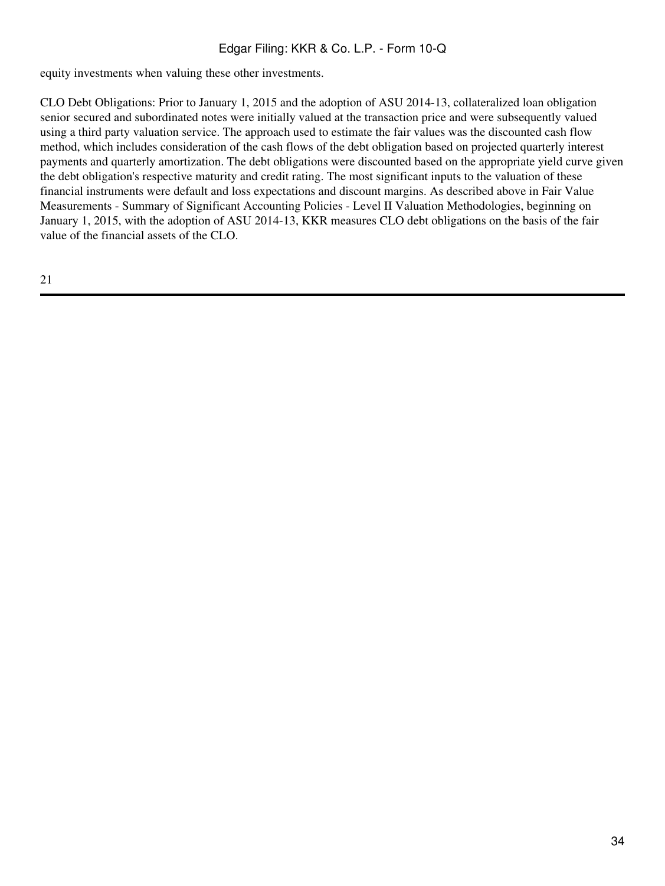equity investments when valuing these other investments.

CLO Debt Obligations: Prior to January 1, 2015 and the adoption of ASU 2014-13, collateralized loan obligation senior secured and subordinated notes were initially valued at the transaction price and were subsequently valued using a third party valuation service. The approach used to estimate the fair values was the discounted cash flow method, which includes consideration of the cash flows of the debt obligation based on projected quarterly interest payments and quarterly amortization. The debt obligations were discounted based on the appropriate yield curve given the debt obligation's respective maturity and credit rating. The most significant inputs to the valuation of these financial instruments were default and loss expectations and discount margins. As described above in Fair Value Measurements - Summary of Significant Accounting Policies - Level II Valuation Methodologies, beginning on January 1, 2015, with the adoption of ASU 2014-13, KKR measures CLO debt obligations on the basis of the fair value of the financial assets of the CLO.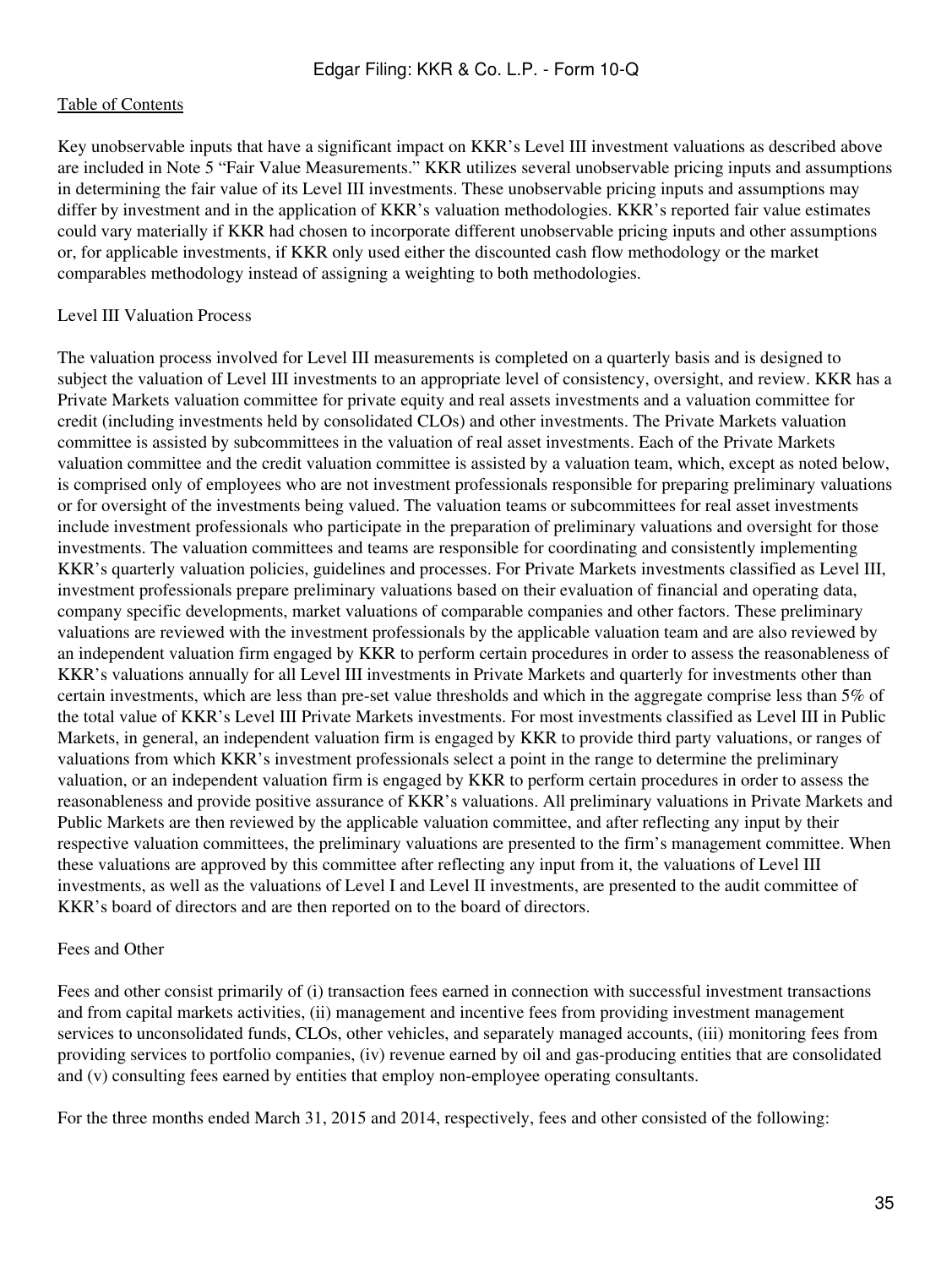Key unobservable inputs that have a significant impact on KKR's Level III investment valuations as described above are included in Note 5 "Fair Value Measurements." KKR utilizes several unobservable pricing inputs and assumptions in determining the fair value of its Level III investments. These unobservable pricing inputs and assumptions may differ by investment and in the application of KKR's valuation methodologies. KKR's reported fair value estimates could vary materially if KKR had chosen to incorporate different unobservable pricing inputs and other assumptions or, for applicable investments, if KKR only used either the discounted cash flow methodology or the market comparables methodology instead of assigning a weighting to both methodologies.

Level III Valuation Process

The valuation process involved for Level III measurements is completed on a quarterly basis and is designed to subject the valuation of Level III investments to an appropriate level of consistency, oversight, and review. KKR has a Private Markets valuation committee for private equity and real assets investments and a valuation committee for credit (including investments held by consolidated CLOs) and other investments. The Private Markets valuation committee is assisted by subcommittees in the valuation of real asset investments. Each of the Private Markets valuation committee and the credit valuation committee is assisted by a valuation team, which, except as noted below, is comprised only of employees who are not investment professionals responsible for preparing preliminary valuations or for oversight of the investments being valued. The valuation teams or subcommittees for real asset investments include investment professionals who participate in the preparation of preliminary valuations and oversight for those investments. The valuation committees and teams are responsible for coordinating and consistently implementing KKR's quarterly valuation policies, guidelines and processes. For Private Markets investments classified as Level III, investment professionals prepare preliminary valuations based on their evaluation of financial and operating data, company specific developments, market valuations of comparable companies and other factors. These preliminary valuations are reviewed with the investment professionals by the applicable valuation team and are also reviewed by an independent valuation firm engaged by KKR to perform certain procedures in order to assess the reasonableness of KKR's valuations annually for all Level III investments in Private Markets and quarterly for investments other than certain investments, which are less than pre-set value thresholds and which in the aggregate comprise less than 5% of the total value of KKR's Level III Private Markets investments. For most investments classified as Level III in Public Markets, in general, an independent valuation firm is engaged by KKR to provide third party valuations, or ranges of valuations from which KKR's investment professionals select a point in the range to determine the preliminary valuation, or an independent valuation firm is engaged by KKR to perform certain procedures in order to assess the reasonableness and provide positive assurance of KKR's valuations. All preliminary valuations in Private Markets and Public Markets are then reviewed by the applicable valuation committee, and after reflecting any input by their respective valuation committees, the preliminary valuations are presented to the firm's management committee. When these valuations are approved by this committee after reflecting any input from it, the valuations of Level III investments, as well as the valuations of Level I and Level II investments, are presented to the audit committee of KKR's board of directors and are then reported on to the board of directors.

Fees and Other

Fees and other consist primarily of (i) transaction fees earned in connection with successful investment transactions and from capital markets activities, (ii) management and incentive fees from providing investment management services to unconsolidated funds, CLOs, other vehicles, and separately managed accounts, (iii) monitoring fees from providing services to portfolio companies, (iv) revenue earned by oil and gas-producing entities that are consolidated and (v) consulting fees earned by entities that employ non-employee operating consultants.

For the three months ended March 31, 2015 and 2014, respectively, fees and other consisted of the following: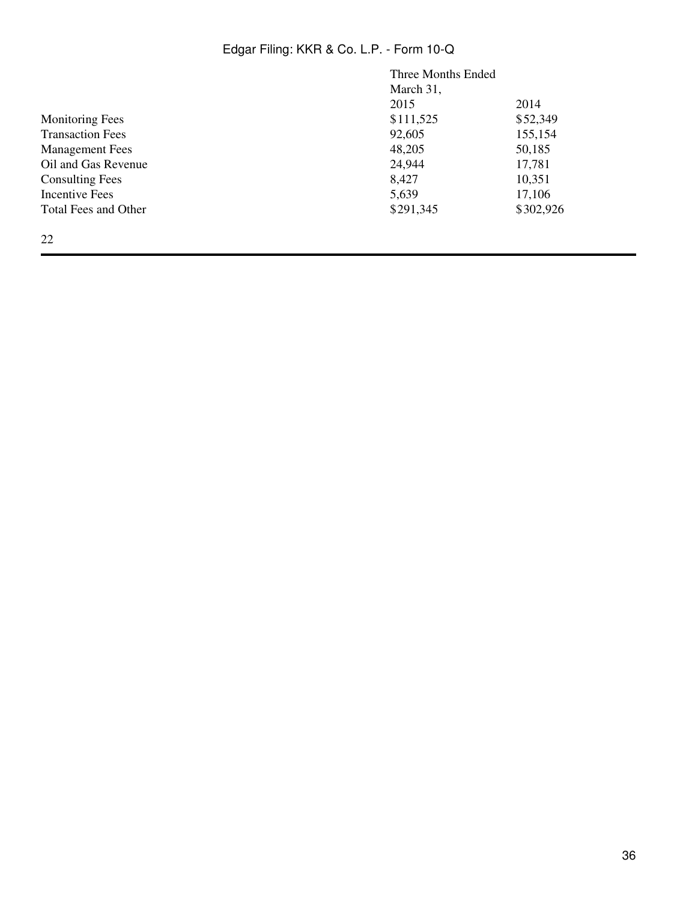| | Three Months Ended March 31, | |
|---|---|---|
| | 2015 | 2014 |
| Monitoring Fees | $111,525 | $52,349 |
| Transaction Fees | 92,605 | 155,154 |
| Management Fees | 48,205 | 50,185 |
| Oil and Gas Revenue | 24,944 | 17,781 |
| Consulting Fees | 8,427 | 10,351 |
| Incentive Fees | 5,639 | 17,106 |
| Total Fees and Other | $291,345 | $302,926 |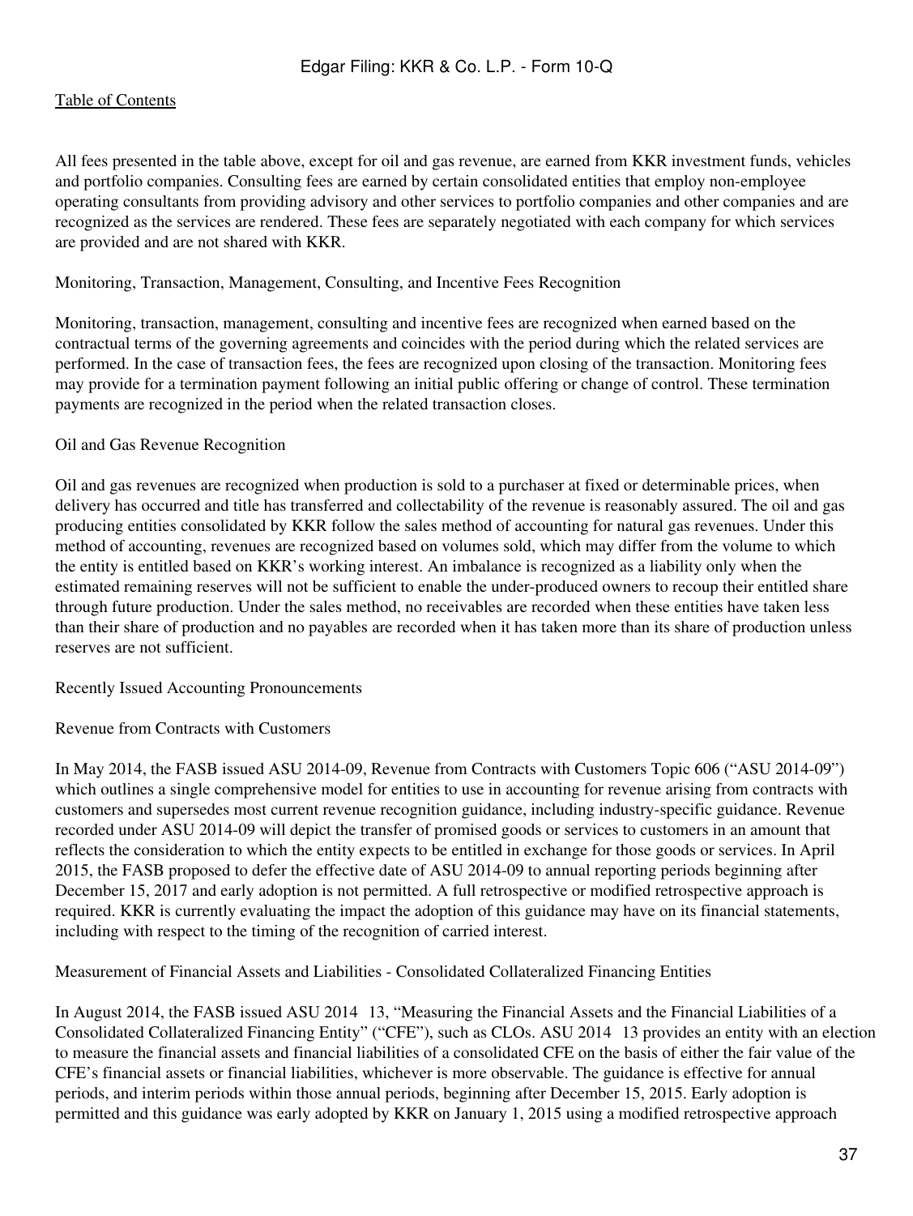All fees presented in the table above, except for oil and gas revenue, are earned from KKR investment funds, vehicles and portfolio companies. Consulting fees are earned by certain consolidated entities that employ non-employee operating consultants from providing advisory and other services to portfolio companies and other companies and are recognized as the services are rendered. These fees are separately negotiated with each company for which services are provided and are not shared with KKR.

Monitoring, Transaction, Management, Consulting, and Incentive Fees Recognition

Monitoring, transaction, management, consulting and incentive fees are recognized when earned based on the contractual terms of the governing agreements and coincides with the period during which the related services are performed. In the case of transaction fees, the fees are recognized upon closing of the transaction. Monitoring fees may provide for a termination payment following an initial public offering or change of control. These termination payments are recognized in the period when the related transaction closes.

Oil and Gas Revenue Recognition

Oil and gas revenues are recognized when production is sold to a purchaser at fixed or determinable prices, when delivery has occurred and title has transferred and collectability of the revenue is reasonably assured. The oil and gas producing entities consolidated by KKR follow the sales method of accounting for natural gas revenues. Under this method of accounting, revenues are recognized based on volumes sold, which may differ from the volume to which the entity is entitled based on KKR's working interest. An imbalance is recognized as a liability only when the estimated remaining reserves will not be sufficient to enable the under-produced owners to recoup their entitled share through future production. Under the sales method, no receivables are recorded when these entities have taken less than their share of production and no payables are recorded when it has taken more than its share of production unless reserves are not sufficient.

Recently Issued Accounting Pronouncements

Revenue from Contracts with Customers

In May 2014, the FASB issued ASU 2014-09, Revenue from Contracts with Customers Topic 606 ("ASU 2014-09") which outlines a single comprehensive model for entities to use in accounting for revenue arising from contracts with customers and supersedes most current revenue recognition guidance, including industry-specific guidance. Revenue recorded under ASU 2014-09 will depict the transfer of promised goods or services to customers in an amount that reflects the consideration to which the entity expects to be entitled in exchange for those goods or services. In April 2015, the FASB proposed to defer the effective date of ASU 2014-09 to annual reporting periods beginning after December 15, 2017 and early adoption is not permitted. A full retrospective or modified retrospective approach is required. KKR is currently evaluating the impact the adoption of this guidance may have on its financial statements, including with respect to the timing of the recognition of carried interest.

Measurement of Financial Assets and Liabilities - Consolidated Collateralized Financing Entities

In August 2014, the FASB issued ASU 2014 13, "Measuring the Financial Assets and the Financial Liabilities of a Consolidated Collateralized Financing Entity" ("CFE"), such as CLOs. ASU 2014 13 provides an entity with an election to measure the financial assets and financial liabilities of a consolidated CFE on the basis of either the fair value of the CFE's financial assets or financial liabilities, whichever is more observable. The guidance is effective for annual periods, and interim periods within those annual periods, beginning after December 15, 2015. Early adoption is permitted and this guidance was early adopted by KKR on January 1, 2015 using a modified retrospective approach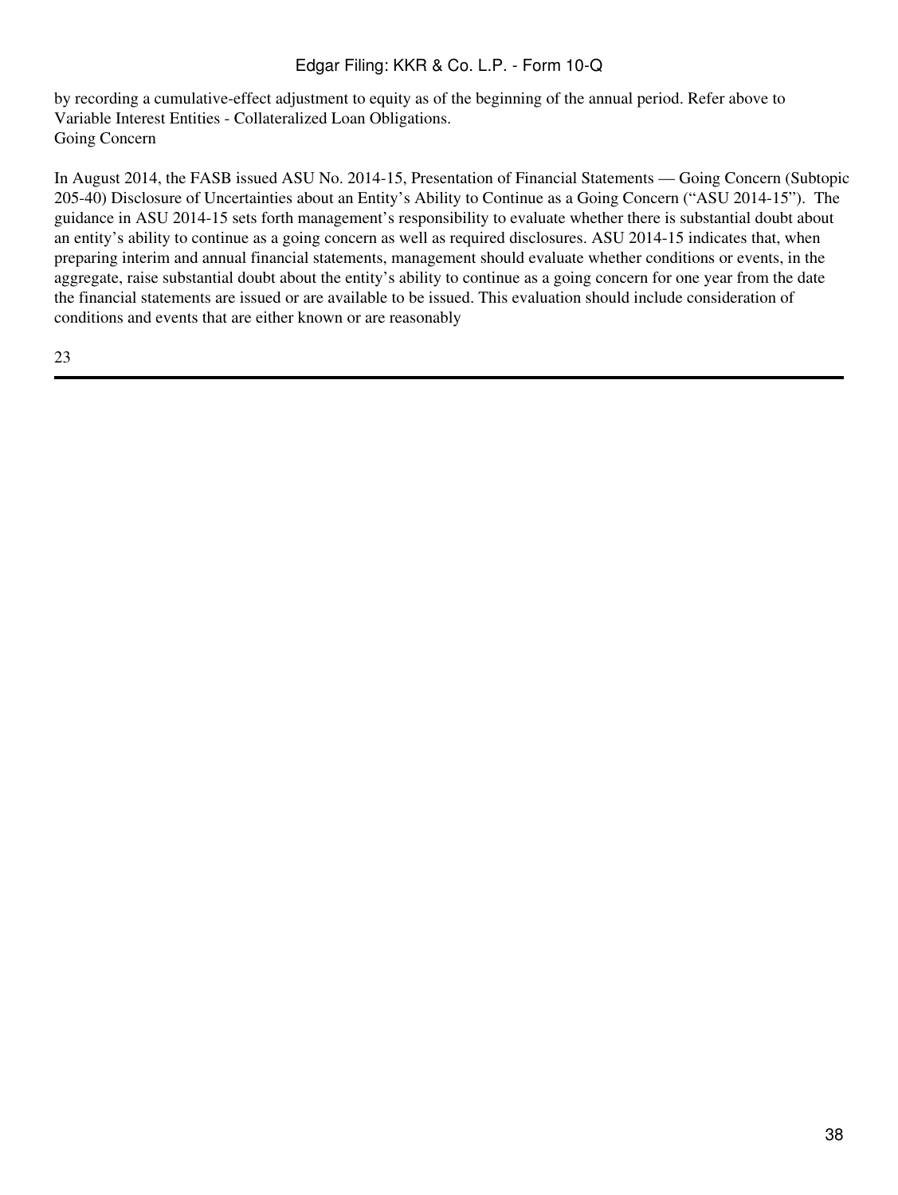by recording a cumulative-effect adjustment to equity as of the beginning of the annual period. Refer above to Variable Interest Entities - Collateralized Loan Obligations.

Going Concern

In August 2014, the FASB issued ASU No. 2014-15, Presentation of Financial Statements — Going Concern (Subtopic 205-40) Disclosure of Uncertainties about an Entity's Ability to Continue as a Going Concern ("ASU 2014-15"). The guidance in ASU 2014-15 sets forth management's responsibility to evaluate whether there is substantial doubt about an entity's ability to continue as a going concern as well as required disclosures. ASU 2014-15 indicates that, when preparing interim and annual financial statements, management should evaluate whether conditions or events, in the aggregate, raise substantial doubt about the entity's ability to continue as a going concern for one year from the date the financial statements are issued or are available to be issued. This evaluation should include consideration of conditions and events that are either known or are reasonably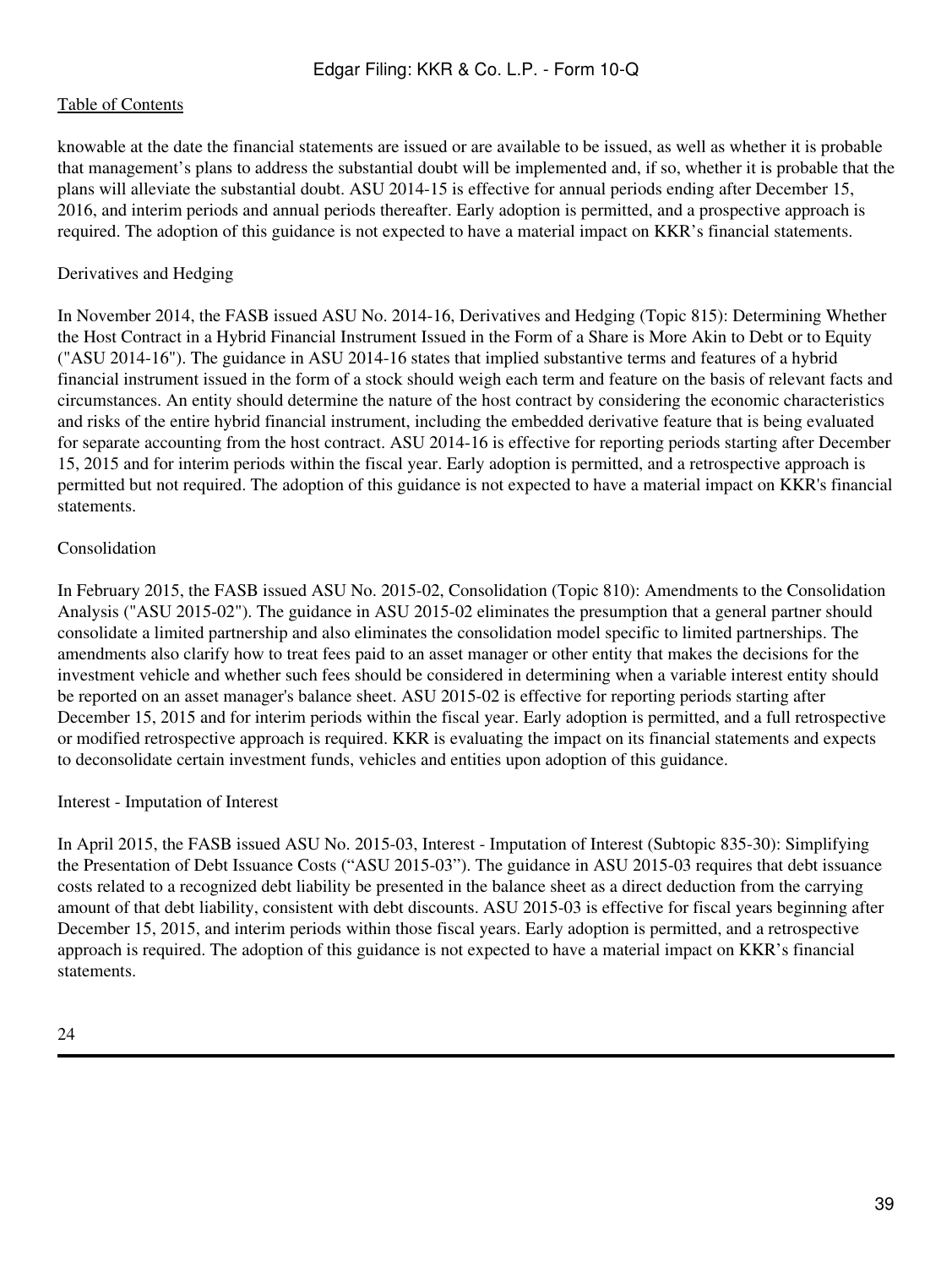knowable at the date the financial statements are issued or are available to be issued, as well as whether it is probable that management's plans to address the substantial doubt will be implemented and, if so, whether it is probable that the plans will alleviate the substantial doubt. ASU 2014-15 is effective for annual periods ending after December 15, 2016, and interim periods and annual periods thereafter. Early adoption is permitted, and a prospective approach is required. The adoption of this guidance is not expected to have a material impact on KKR's financial statements.

Derivatives and Hedging

In November 2014, the FASB issued ASU No. 2014-16, Derivatives and Hedging (Topic 815): Determining Whether the Host Contract in a Hybrid Financial Instrument Issued in the Form of a Share is More Akin to Debt or to Equity ("ASU 2014-16"). The guidance in ASU 2014-16 states that implied substantive terms and features of a hybrid financial instrument issued in the form of a stock should weigh each term and feature on the basis of relevant facts and circumstances. An entity should determine the nature of the host contract by considering the economic characteristics and risks of the entire hybrid financial instrument, including the embedded derivative feature that is being evaluated for separate accounting from the host contract. ASU 2014-16 is effective for reporting periods starting after December 15, 2015 and for interim periods within the fiscal year. Early adoption is permitted, and a retrospective approach is permitted but not required. The adoption of this guidance is not expected to have a material impact on KKR's financial statements.

Consolidation

In February 2015, the FASB issued ASU No. 2015-02, Consolidation (Topic 810): Amendments to the Consolidation Analysis ("ASU 2015-02"). The guidance in ASU 2015-02 eliminates the presumption that a general partner should consolidate a limited partnership and also eliminates the consolidation model specific to limited partnerships. The amendments also clarify how to treat fees paid to an asset manager or other entity that makes the decisions for the investment vehicle and whether such fees should be considered in determining when a variable interest entity should be reported on an asset manager's balance sheet. ASU 2015-02 is effective for reporting periods starting after December 15, 2015 and for interim periods within the fiscal year. Early adoption is permitted, and a full retrospective or modified retrospective approach is required. KKR is evaluating the impact on its financial statements and expects to deconsolidate certain investment funds, vehicles and entities upon adoption of this guidance.

Interest - Imputation of Interest

In April 2015, the FASB issued ASU No. 2015-03, Interest - Imputation of Interest (Subtopic 835-30): Simplifying the Presentation of Debt Issuance Costs ("ASU 2015-03"). The guidance in ASU 2015-03 requires that debt issuance costs related to a recognized debt liability be presented in the balance sheet as a direct deduction from the carrying amount of that debt liability, consistent with debt discounts. ASU 2015-03 is effective for fiscal years beginning after December 15, 2015, and interim periods within those fiscal years. Early adoption is permitted, and a retrospective approach is required. The adoption of this guidance is not expected to have a material impact on KKR's financial statements.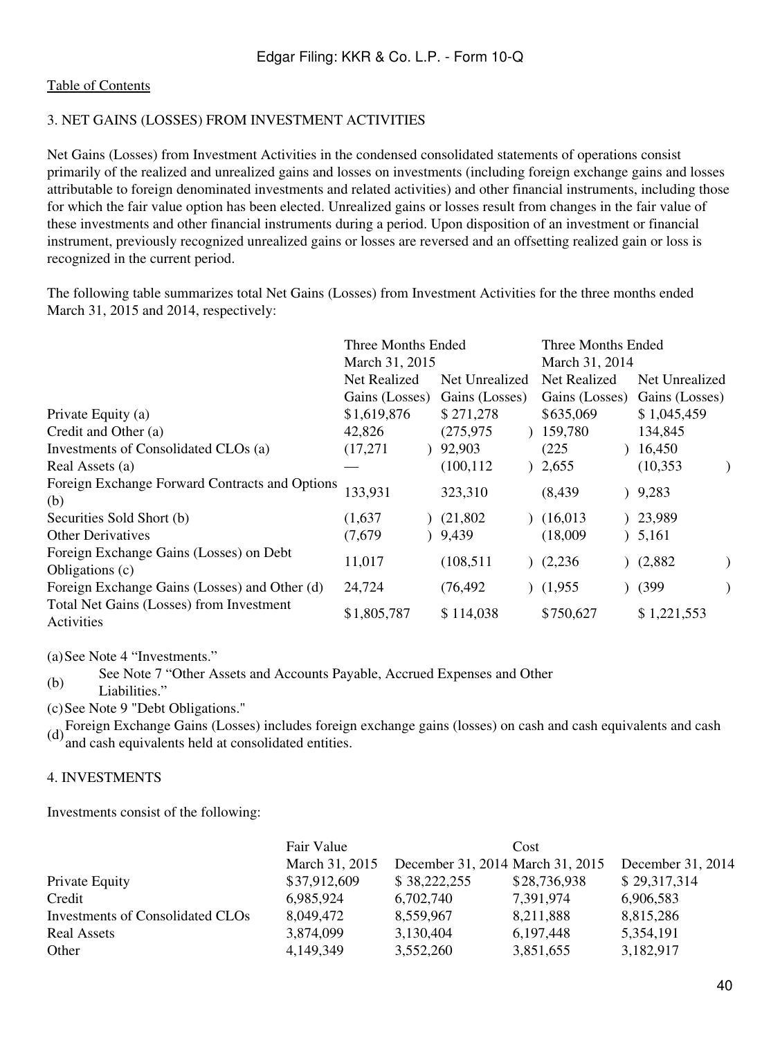Table of Contents

## 3. NET GAINS (LOSSES) FROM INVESTMENT ACTIVITIES

Net Gains (Losses) from Investment Activities in the condensed consolidated statements of operations consist primarily of the realized and unrealized gains and losses on investments (including foreign exchange gains and losses attributable to foreign denominated investments and related activities) and other financial instruments, including those for which the fair value option has been elected. Unrealized gains or losses result from changes in the fair value of these investments and other financial instruments during a period. Upon disposition of an investment or financial instrument, previously recognized unrealized gains or losses are reversed and an offsetting realized gain or loss is recognized in the current period.

The following table summarizes total Net Gains (Losses) from Investment Activities for the three months ended March 31, 2015 and 2014, respectively:

| | Three Months Ended March 31, 2015 | | Three Months Ended March 31, 2014 | |
|---|---|---|---|---|
| | Net Realized Gains (Losses) | Net Unrealized Gains (Losses) | Net Realized Gains (Losses) | Net Unrealized Gains (Losses) |
| Private Equity (a) | $1,619,876 | $ 271,278 | $635,069 | $ 1,045,459 |
| Credit and Other (a) | 42,826 | (275,975) | 159,780 | 134,845 |
| Investments of Consolidated CLOs (a) | (17,271) | 92,903 | (225) | 16,450 |
| Real Assets (a) | — | (100,112) | 2,655 | (10,353) |
| Foreign Exchange Forward Contracts and Options (b) | 133,931 | 323,310 | (8,439) | 9,283 |
| Securities Sold Short (b) | (1,637) | (21,802) | (16,013) | 23,989 |
| Other Derivatives | (7,679) | 9,439 | (18,009) | 5,161 |
| Foreign Exchange Gains (Losses) on Debt Obligations (c) | 11,017 | (108,511) | (2,236) | (2,882) |
| Foreign Exchange Gains (Losses) and Other (d) | 24,724 | (76,492) | (1,955) | (399) |
| Total Net Gains (Losses) from Investment Activities | $1,805,787 | $ 114,038 | $750,627 | $ 1,221,553 |

(a) See Note 4 "Investments."

(b) See Note 7 "Other Assets and Accounts Payable, Accrued Expenses and Other Liabilities."

(c) See Note 9 "Debt Obligations."

(d) Foreign Exchange Gains (Losses) includes foreign exchange gains (losses) on cash and cash equivalents and cash and cash equivalents held at consolidated entities.

## 4. INVESTMENTS

Investments consist of the following:

| | Fair Value | | Cost | |
|---|---|---|---|---|
| | March 31, 2015 | December 31, 2014 | March 31, 2015 | December 31, 2014 |
| Private Equity | $37,912,609 | $ 38,222,255 | $28,736,938 | $ 29,317,314 |
| Credit | 6,985,924 | 6,702,740 | 7,391,974 | 6,906,583 |
| Investments of Consolidated CLOs | 8,049,472 | 8,559,967 | 8,211,888 | 8,815,286 |
| Real Assets | 3,874,099 | 3,130,404 | 6,197,448 | 5,354,191 |
| Other | 4,149,349 | 3,552,260 | 3,851,655 | 3,182,917 |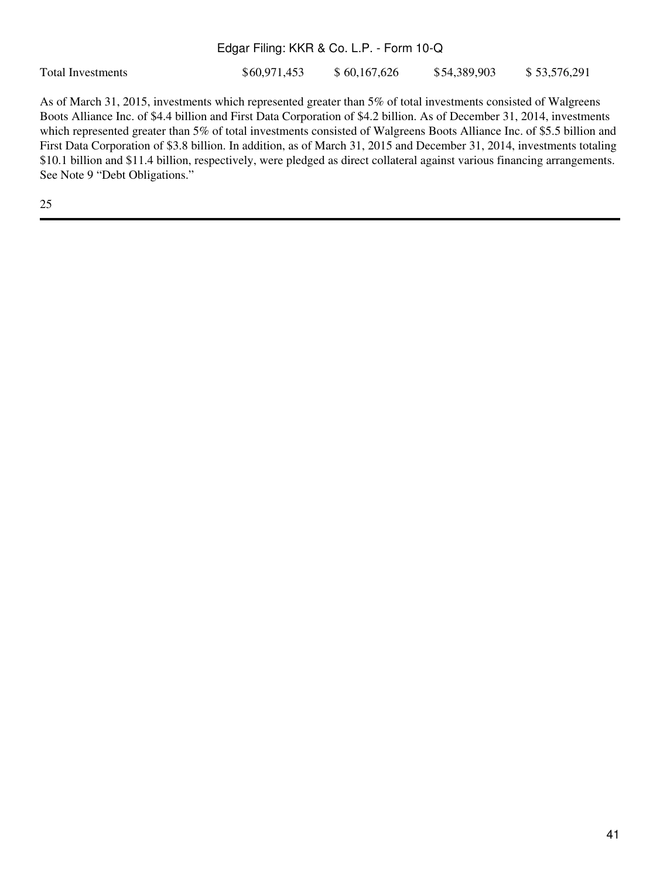| Total Investments | $60,971,453 | $ 60,167,626 | $54,389,903 | $ 53,576,291 |
| --- | --- | --- | --- | --- |

As of March 31, 2015, investments which represented greater than 5% of total investments consisted of Walgreens Boots Alliance Inc. of $4.4 billion and First Data Corporation of $4.2 billion. As of December 31, 2014, investments which represented greater than 5% of total investments consisted of Walgreens Boots Alliance Inc. of $5.5 billion and First Data Corporation of $3.8 billion. In addition, as of March 31, 2015 and December 31, 2014, investments totaling $10.1 billion and $11.4 billion, respectively, were pledged as direct collateral against various financing arrangements. See Note 9 "Debt Obligations."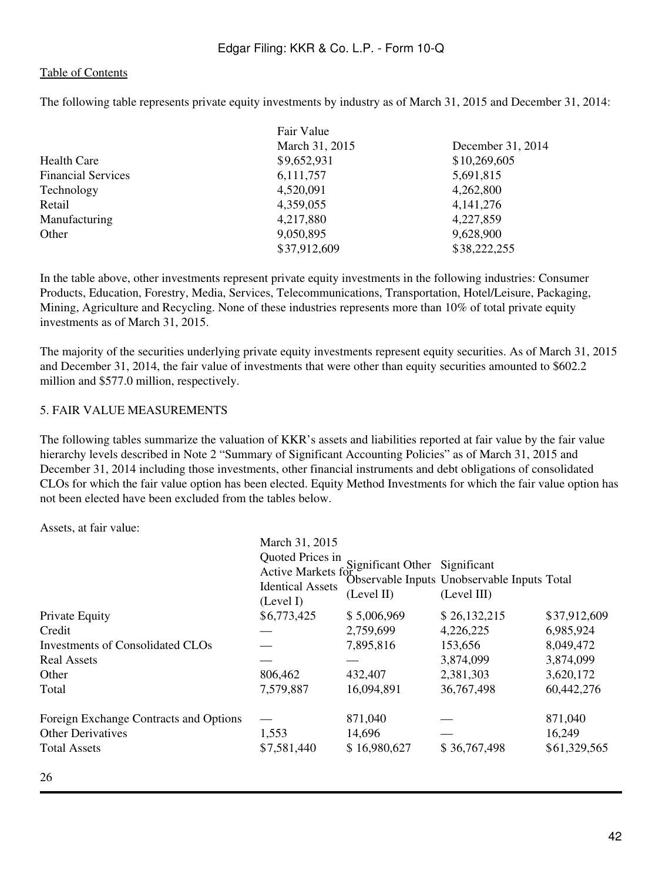The following table represents private equity investments by industry as of March 31, 2015 and December 31, 2014:

| | Fair Value | |
|---|---|---|
| | March 31, 2015 | December 31, 2014 |
| Health Care | $9,652,931 | $10,269,605 |
| Financial Services | 6,111,757 | 5,691,815 |
| Technology | 4,520,091 | 4,262,800 |
| Retail | 4,359,055 | 4,141,276 |
| Manufacturing | 4,217,880 | 4,227,859 |
| Other | 9,050,895 | 9,628,900 |
| | $37,912,609 | $38,222,255 |

In the table above, other investments represent private equity investments in the following industries: Consumer Products, Education, Forestry, Media, Services, Telecommunications, Transportation, Hotel/Leisure, Packaging, Mining, Agriculture and Recycling. None of these industries represents more than 10% of total private equity investments as of March 31, 2015.

The majority of the securities underlying private equity investments represent equity securities. As of March 31, 2015 and December 31, 2014, the fair value of investments that were other than equity securities amounted to $602.2 million and $577.0 million, respectively.

## 5. FAIR VALUE MEASUREMENTS

The following tables summarize the valuation of KKR's assets and liabilities reported at fair value by the fair value hierarchy levels described in Note 2 "Summary of Significant Accounting Policies" as of March 31, 2015 and December 31, 2014 including those investments, other financial instruments and debt obligations of consolidated CLOs for which the fair value option has been elected. Equity Method Investments for which the fair value option has not been elected have been excluded from the tables below.

Assets, at fair value:

| | March 31, 2015 | | | |
|---|---|---|---|---|
| | Quoted Prices in Active Markets for Identical Assets (Level I) | Significant Other Observable Inputs (Level II) | Significant Unobservable Inputs (Level III) | Total |
| Private Equity | $6,773,425 | $ 5,006,969 | $ 26,132,215 | $37,912,609 |
| Credit | — | 2,759,699 | 4,226,225 | 6,985,924 |
| Investments of Consolidated CLOs | — | 7,895,816 | 153,656 | 8,049,472 |
| Real Assets | — | — | 3,874,099 | 3,874,099 |
| Other | 806,462 | 432,407 | 2,381,303 | 3,620,172 |
| Total | 7,579,887 | 16,094,891 | 36,767,498 | 60,442,276 |
| | | | | |
| Foreign Exchange Contracts and Options | — | 871,040 | — | 871,040 |
| Other Derivatives | 1,553 | 14,696 | — | 16,249 |
| Total Assets | $7,581,440 | $ 16,980,627 | $ 36,767,498 | $61,329,565 |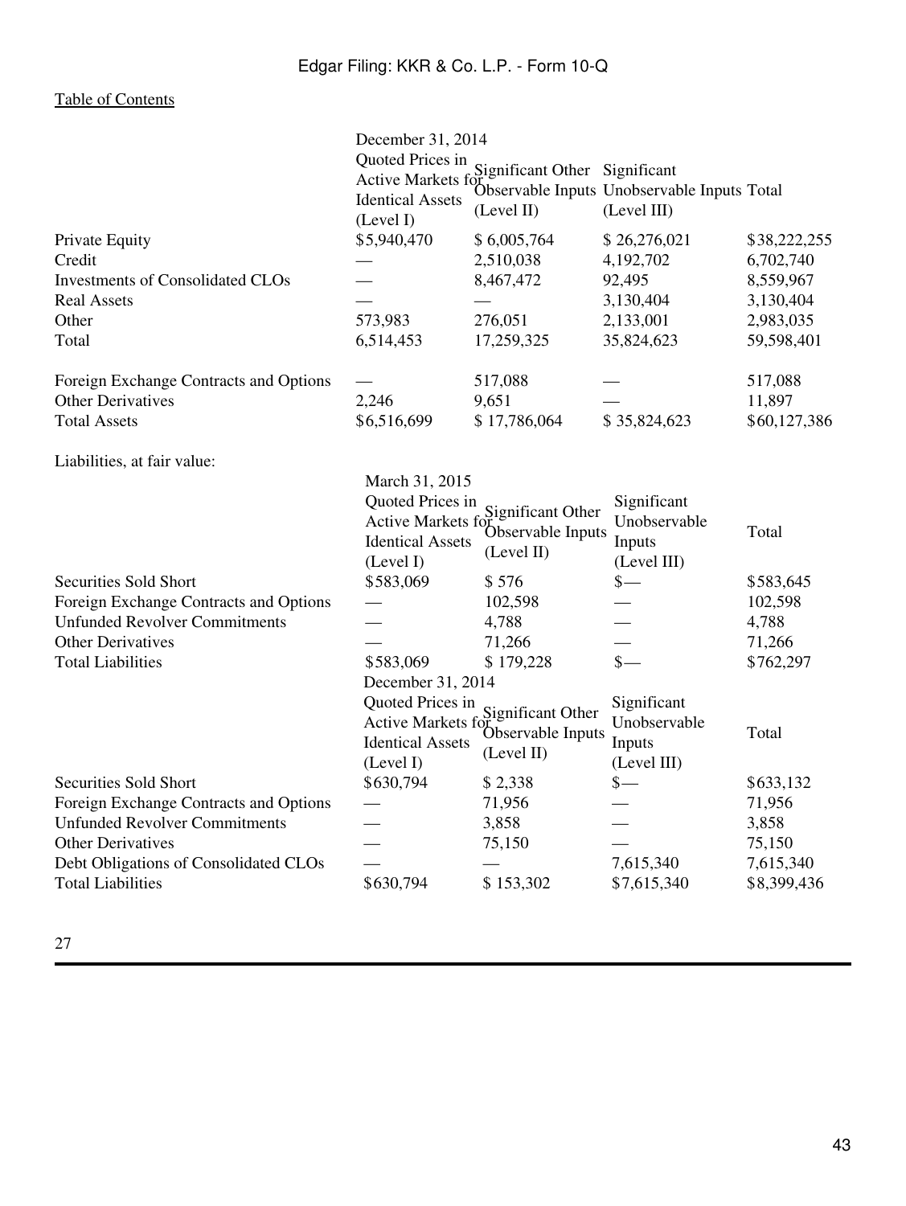| | December 31, 2014 | | | |
|---|---|---|---|---|
| | Quoted Prices in Active Markets for Identical Assets (Level I) | Significant Other Observable Inputs (Level II) | Significant Unobservable Inputs (Level III) | Total |
| Private Equity | $5,940,470 | $ 6,005,764 | $ 26,276,021 | $38,222,255 |
| Credit | — | 2,510,038 | 4,192,702 | 6,702,740 |
| Investments of Consolidated CLOs | — | 8,467,472 | 92,495 | 8,559,967 |
| Real Assets | — | — | 3,130,404 | 3,130,404 |
| Other | 573,983 | 276,051 | 2,133,001 | 2,983,035 |
| Total | 6,514,453 | 17,259,325 | 35,824,623 | 59,598,401 |
| | | | | |
| Foreign Exchange Contracts and Options | — | 517,088 | — | 517,088 |
| Other Derivatives | 2,246 | 9,651 | — | 11,897 |
| Total Assets | $6,516,699 | $ 17,786,064 | $ 35,824,623 | $60,127,386 |

Liabilities, at fair value:

| | March 31, 2015 | | | |
|---|---|---|---|---|
| | Quoted Prices in Active Markets for Identical Assets (Level I) | Significant Other Observable Inputs (Level II) | Significant Unobservable Inputs (Level III) | Total |
| Securities Sold Short | $583,069 | $ 576 | $— | $583,645 |
| Foreign Exchange Contracts and Options | — | 102,598 | — | 102,598 |
| Unfunded Revolver Commitments | — | 4,788 | — | 4,788 |
| Other Derivatives | — | 71,266 | — | 71,266 |
| Total Liabilities | $583,069 | $ 179,228 | $— | $762,297 |

| | December 31, 2014 | | | |
|---|---|---|---|---|
| | Quoted Prices in Active Markets for Identical Assets (Level I) | Significant Other Observable Inputs (Level II) | Significant Unobservable Inputs (Level III) | Total |
| Securities Sold Short | $630,794 | $ 2,338 | $— | $633,132 |
| Foreign Exchange Contracts and Options | — | 71,956 | — | 71,956 |
| Unfunded Revolver Commitments | — | 3,858 | — | 3,858 |
| Other Derivatives | — | 75,150 | — | 75,150 |
| Debt Obligations of Consolidated CLOs | — | — | 7,615,340 | 7,615,340 |
| Total Liabilities | $630,794 | $ 153,302 | $7,615,340 | $8,399,436 |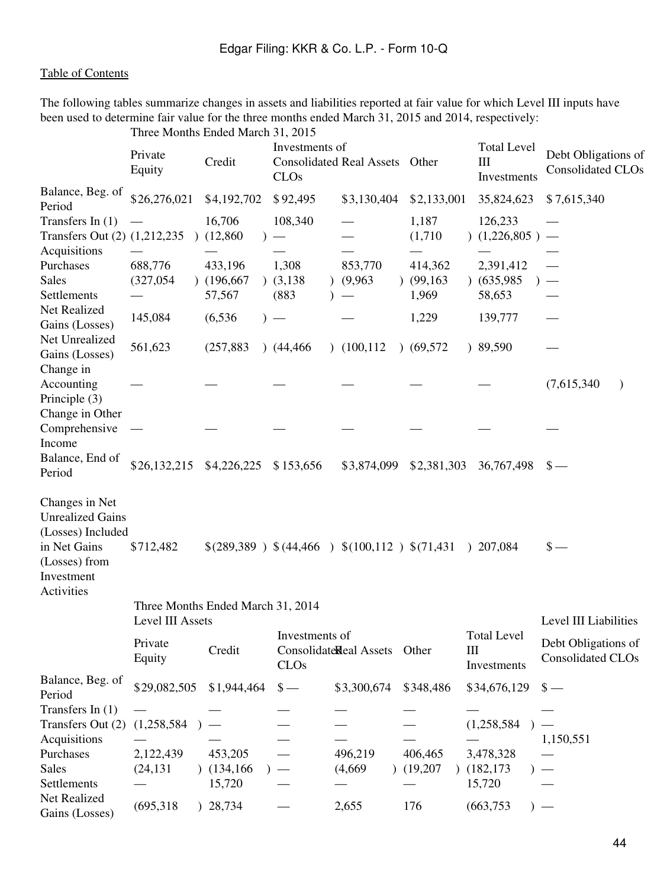Table of Contents

The following tables summarize changes in assets and liabilities reported at fair value for which Level III inputs have been used to determine fair value for the three months ended March 31, 2015 and 2014, respectively:

| | Three Months Ended March 31, 2015 | | | | | | |
|---|---|---|---|---|---|---|---|
| | Private Equity | Credit | Investments of Consolidated CLOs | Real Assets | Other | Total Level III Investments | Debt Obligations of Consolidated CLOs |
| Balance, Beg. of Period | $26,276,021 | $4,192,702 | $92,495 | $3,130,404 | $2,133,001 | 35,824,623 | $7,615,340 |
| Transfers In (1) | — | 16,706 | 108,340 | — | 1,187 | 126,233 | — |
| Transfers Out (2) | (1,212,235) | (12,860) | — | — | (1,710) | (1,226,805) | — |
| Acquisitions | — | — | — | — | — | — | — |
| Purchases | 688,776 | 433,196 | 1,308 | 853,770 | 414,362 | 2,391,412 | — |
| Sales | (327,054) | (196,667) | (3,138) | (9,963) | (99,163) | (635,985) | — |
| Settlements | — | 57,567 | (883) | — | 1,969 | 58,653 | — |
| Net Realized Gains (Losses) | 145,084 | (6,536) | — | — | 1,229 | 139,777 | — |
| Net Unrealized Gains (Losses) | 561,623 | (257,883) | (44,466) | (100,112) | (69,572) | 89,590 | — |
| Change in Accounting Principle (3) | — | — | — | — | — | — | (7,615,340) |
| Change in Other Comprehensive Income | — | — | — | — | — | — | — |
| Balance, End of Period | $26,132,215 | $4,226,225 | $153,656 | $3,874,099 | $2,381,303 | 36,767,498 | $— |
| Changes in Net Unrealized Gains (Losses) Included in Net Gains (Losses) from Investment Activities | $712,482 | $(289,389) | $(44,466) | $(100,112) | $(71,431) | 207,084 | $— |

| | Three Months Ended March 31, 2014 | | | | | | |
|---|---|---|---|---|---|---|---|
| | Level III Assets | | | | | | Level III Liabilities |
| | Private Equity | Credit | Investments of Consolidated CLOs | Real Assets | Other | Total Level III Investments | Debt Obligations of Consolidated CLOs |
| Balance, Beg. of Period | $29,082,505 | $1,944,464 | $— | $3,300,674 | $348,486 | $34,676,129 | $— |
| Transfers In (1) | — | — | — | — | — | — | — |
| Transfers Out (2) | (1,258,584) | — | — | — | — | (1,258,584) | — |
| Acquisitions | — | — | — | — | — | — | 1,150,551 |
| Purchases | 2,122,439 | 453,205 | — | 496,219 | 406,465 | 3,478,328 | — |
| Sales | (24,131) | (134,166) | — | (4,669) | (19,207) | (182,173) | — |
| Settlements | — | 15,720 | — | — | — | 15,720 | — |
| Net Realized Gains (Losses) | (695,318) | 28,734 | — | 2,655 | 176 | (663,753) | — |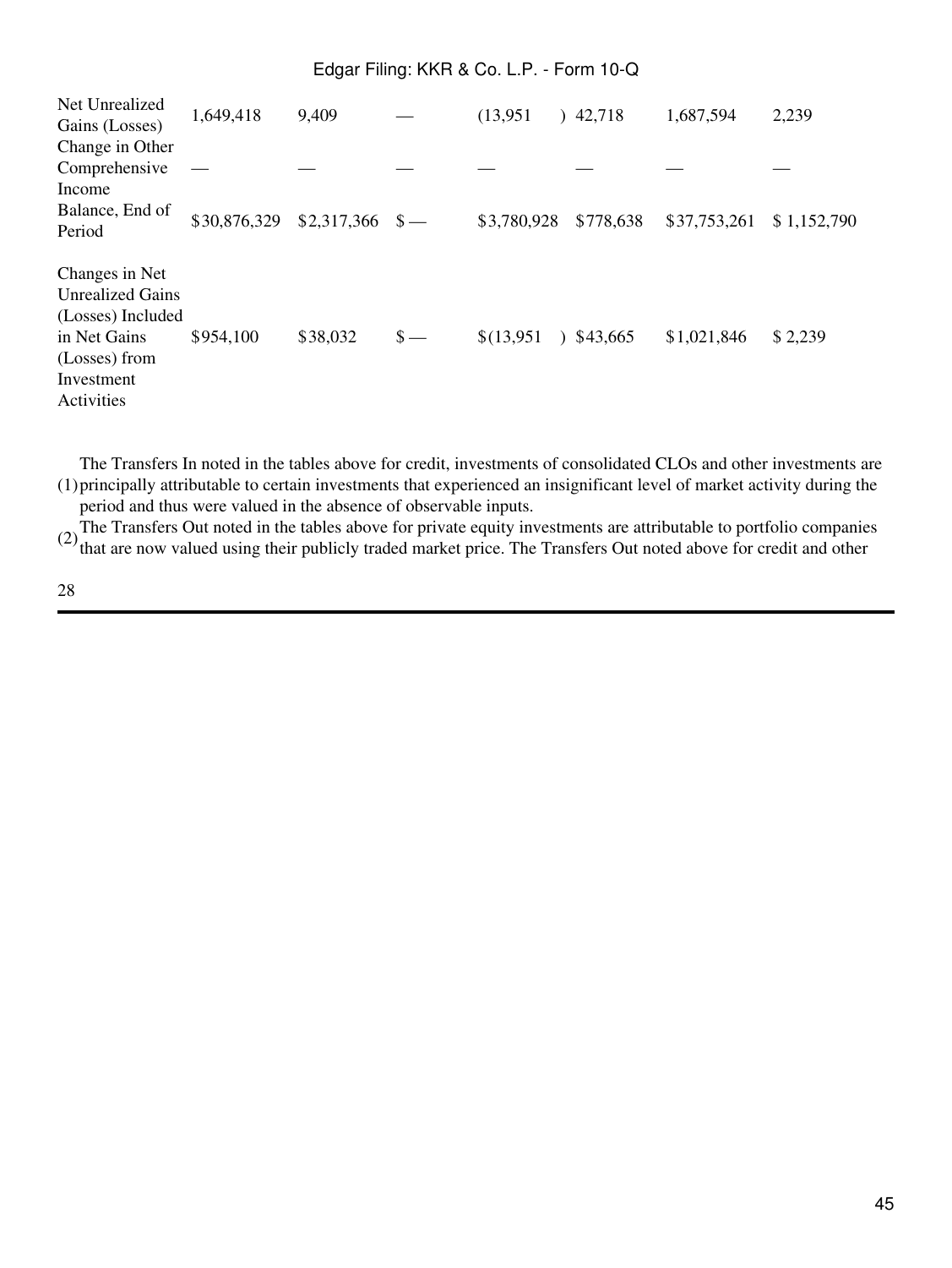| | | | | | | | |
|---|---|---|---|---|---|---|---|
| Net Unrealized Gains (Losses) | 1,649,418 | 9,409 | — | (13,951 ) | 42,718 | 1,687,594 | 2,239 |
| Change in Other Comprehensive Income | — | — | — | — | — | — | — |
| Balance, End of Period | $30,876,329 | $2,317,366 | $ — | $3,780,928 | $778,638 | $37,753,261 | $ 1,152,790 |
| Changes in Net Unrealized Gains (Losses) Included in Net Gains (Losses) from Investment Activities | $954,100 | $38,032 | $ — | $(13,951 ) | $43,665 | $1,021,846 | $ 2,239 |

(1) The Transfers In noted in the tables above for credit, investments of consolidated CLOs and other investments are principally attributable to certain investments that experienced an insignificant level of market activity during the period and thus were valued in the absence of observable inputs.

(2) The Transfers Out noted in the tables above for private equity investments are attributable to portfolio companies that are now valued using their publicly traded market price. The Transfers Out noted above for credit and other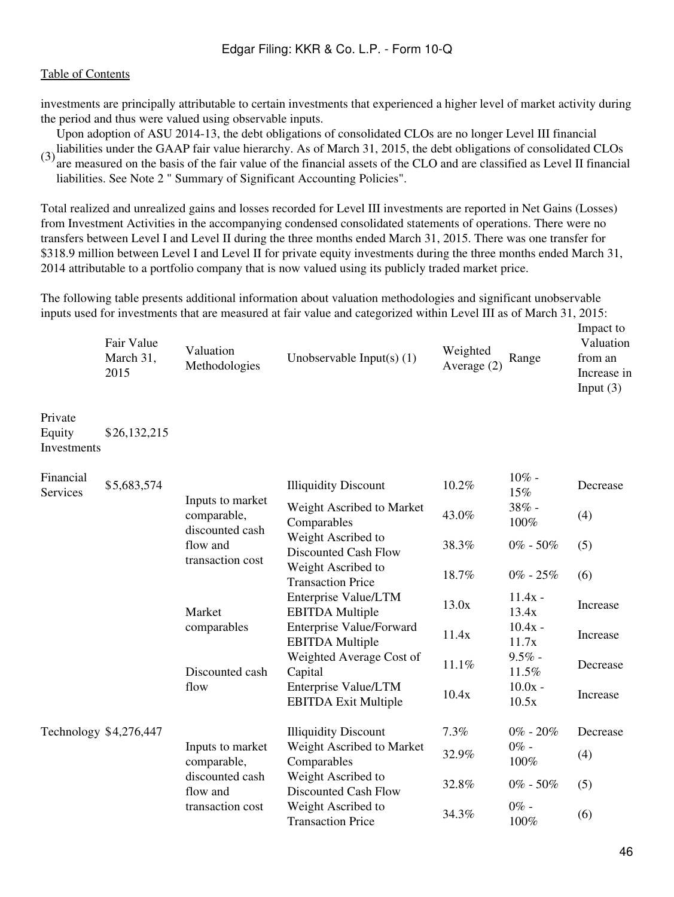investments are principally attributable to certain investments that experienced a higher level of market activity during the period and thus were valued using observable inputs.

(3) Upon adoption of ASU 2014-13, the debt obligations of consolidated CLOs are no longer Level III financial liabilities under the GAAP fair value hierarchy. As of March 31, 2015, the debt obligations of consolidated CLOs are measured on the basis of the fair value of the financial assets of the CLO and are classified as Level II financial liabilities. See Note 2 " Summary of Significant Accounting Policies".

Total realized and unrealized gains and losses recorded for Level III investments are reported in Net Gains (Losses) from Investment Activities in the accompanying condensed consolidated statements of operations. There were no transfers between Level I and Level II during the three months ended March 31, 2015. There was one transfer for $318.9 million between Level I and Level II for private equity investments during the three months ended March 31, 2014 attributable to a portfolio company that is now valued using its publicly traded market price.

The following table presents additional information about valuation methodologies and significant unobservable inputs used for investments that are measured at fair value and categorized within Level III as of March 31, 2015:

| | Fair Value March 31, 2015 | Valuation Methodologies | Unobservable Input(s) (1) | Weighted Average (2) | Range | Impact to Valuation from an Increase in Input (3) |
|---|---|---|---|---|---|---|
| Private Equity Investments | $26,132,215 | | | | | |
| Financial Services | $5,683,574 | Inputs to market comparable, discounted cash flow and transaction cost | Illiquidity Discount | 10.2% | 10% - 15% | Decrease |
| | | | Weight Ascribed to Market Comparables | 43.0% | 38% - 100% | (4) |
| | | | Weight Ascribed to Discounted Cash Flow | 38.3% | 0% - 50% | (5) |
| | | | Weight Ascribed to Transaction Price | 18.7% | 0% - 25% | (6) |
| | | Market comparables | Enterprise Value/LTM EBITDA Multiple | 13.0x | 11.4x - 13.4x | Increase |
| | | | Enterprise Value/Forward EBITDA Multiple | 11.4x | 10.4x - 11.7x | Increase |
| | | Discounted cash flow | Weighted Average Cost of Capital | 11.1% | 9.5% - 11.5% | Decrease |
| | | | Enterprise Value/LTM EBITDA Exit Multiple | 10.4x | 10.0x - 10.5x | Increase |
| Technology | $4,276,447 | Inputs to market comparable, discounted cash flow and transaction cost | Illiquidity Discount | 7.3% | 0% - 20% | Decrease |
| | | | Weight Ascribed to Market Comparables | 32.9% | 0% - 100% | (4) |
| | | | Weight Ascribed to Discounted Cash Flow | 32.8% | 0% - 50% | (5) |
| | | | Weight Ascribed to Transaction Price | 34.3% | 0% - 100% | (6) |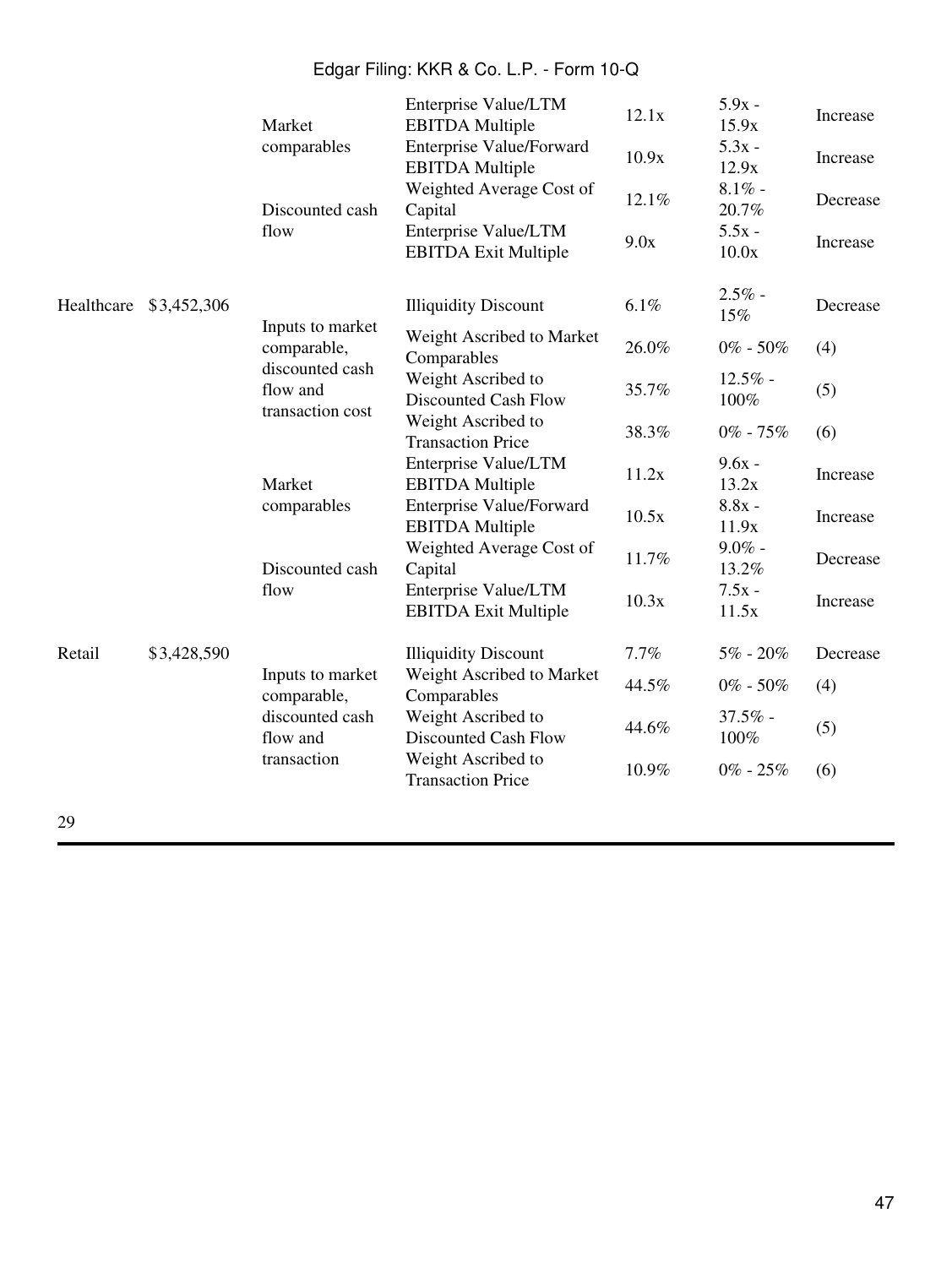| | | | | | | |
|---|---|---|---|---|---|---|
| | | Market comparables | Enterprise Value/LTM EBITDA Multiple | 12.1x | 5.9x - 15.9x | Increase |
| | | | Enterprise Value/Forward EBITDA Multiple | 10.9x | 5.3x - 12.9x | Increase |
| | | Discounted cash flow | Weighted Average Cost of Capital | 12.1% | 8.1% - 20.7% | Decrease |
| | | | Enterprise Value/LTM EBITDA Exit Multiple | 9.0x | 5.5x - 10.0x | Increase |
| Healthcare | $3,452,306 | Inputs to market comparable, discounted cash flow and transaction cost | Illiquidity Discount | 6.1% | 2.5% - 15% | Decrease |
| | | | Weight Ascribed to Market Comparables | 26.0% | 0% - 50% | (4) |
| | | | Weight Ascribed to Discounted Cash Flow | 35.7% | 12.5% - 100% | (5) |
| | | | Weight Ascribed to Transaction Price | 38.3% | 0% - 75% | (6) |
| | | Market comparables | Enterprise Value/LTM EBITDA Multiple | 11.2x | 9.6x - 13.2x | Increase |
| | | | Enterprise Value/Forward EBITDA Multiple | 10.5x | 8.8x - 11.9x | Increase |
| | | Discounted cash flow | Weighted Average Cost of Capital | 11.7% | 9.0% - 13.2% | Decrease |
| | | | Enterprise Value/LTM EBITDA Exit Multiple | 10.3x | 7.5x - 11.5x | Increase |
| Retail | $3,428,590 | Inputs to market comparable, discounted cash flow and transaction | Illiquidity Discount | 7.7% | 5% - 20% | Decrease |
| | | | Weight Ascribed to Market Comparables | 44.5% | 0% - 50% | (4) |
| | | | Weight Ascribed to Discounted Cash Flow | 44.6% | 37.5% - 100% | (5) |
| | | | Weight Ascribed to Transaction Price | 10.9% | 0% - 25% | (6) |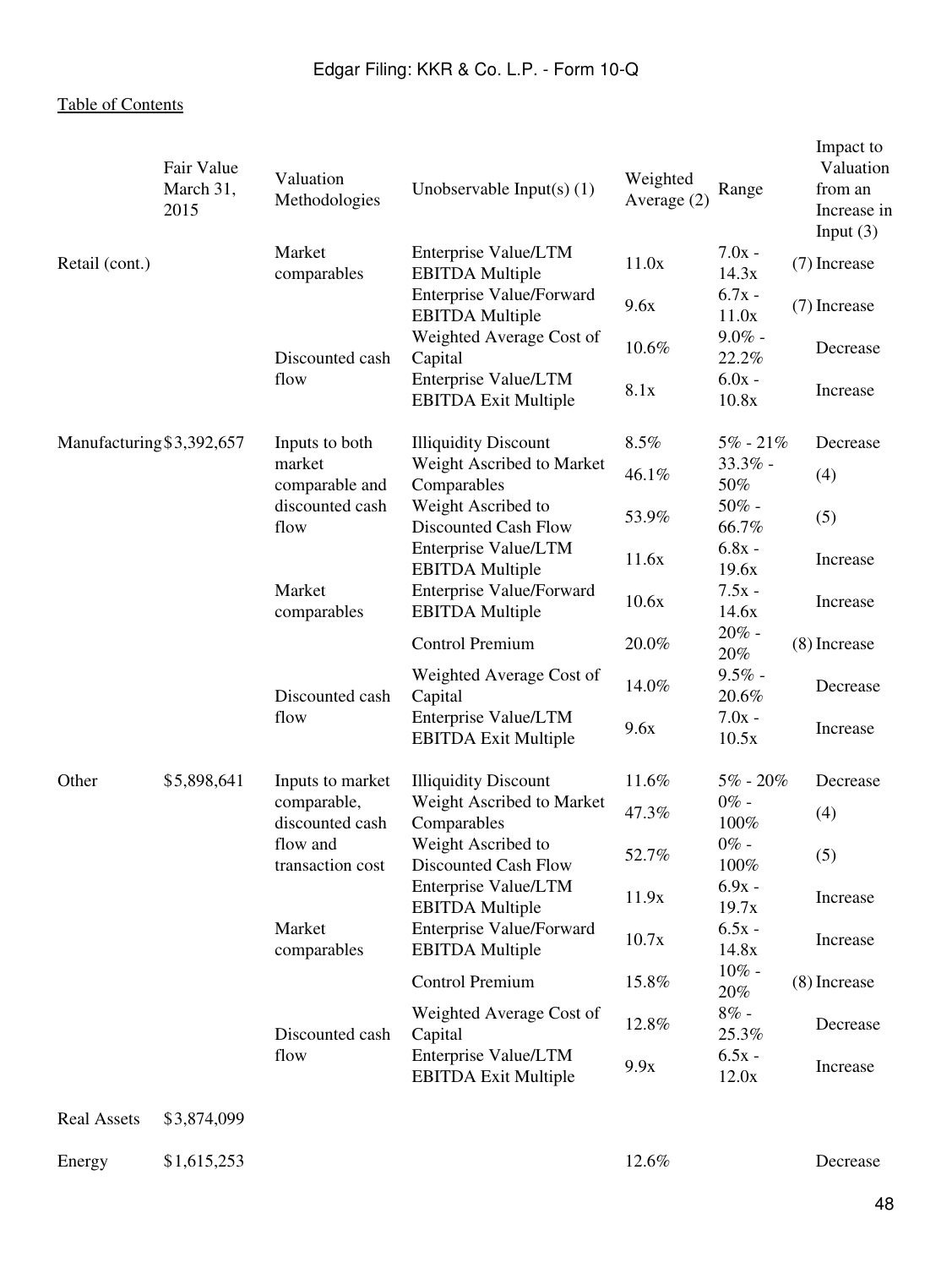| | Fair Value March 31, 2015 | Valuation Methodologies | Unobservable Input(s) (1) | Weighted Average (2) | Range | Impact to Valuation from an Increase in Input (3) |
|---|---|---|---|---|---|---|
| Retail (cont.) | | Market comparables | Enterprise Value/LTM EBITDA Multiple | 11.0x | 7.0x - 14.3x | (7) Increase |
| | | | Enterprise Value/Forward EBITDA Multiple | 9.6x | 6.7x - 11.0x | (7) Increase |
| | | Discounted cash flow | Weighted Average Cost of Capital | 10.6% | 9.0% - 22.2% | Decrease |
| | | | Enterprise Value/LTM EBITDA Exit Multiple | 8.1x | 6.0x - 10.8x | Increase |
| Manufacturing | $3,392,657 | Inputs to both market comparable and discounted cash flow | Illiquidity Discount | 8.5% | 5% - 21% | Decrease |
| | | | Weight Ascribed to Market Comparables | 46.1% | 33.3% - 50% | (4) |
| | | | Weight Ascribed to Discounted Cash Flow | 53.9% | 50% - 66.7% | (5) |
| | | Market comparables | Enterprise Value/LTM EBITDA Multiple | 11.6x | 6.8x - 19.6x | Increase |
| | | | Enterprise Value/Forward EBITDA Multiple | 10.6x | 7.5x - 14.6x | Increase |
| | | | Control Premium | 20.0% | 20% - 20% | (8) Increase |
| | | Discounted cash flow | Weighted Average Cost of Capital | 14.0% | 9.5% - 20.6% | Decrease |
| | | | Enterprise Value/LTM EBITDA Exit Multiple | 9.6x | 7.0x - 10.5x | Increase |
| Other | $5,898,641 | Inputs to market comparable, discounted cash flow and transaction cost | Illiquidity Discount | 11.6% | 5% - 20% | Decrease |
| | | | Weight Ascribed to Market Comparables | 47.3% | 0% - 100% | (4) |
| | | | Weight Ascribed to Discounted Cash Flow | 52.7% | 0% - 100% | (5) |
| | | Market comparables | Enterprise Value/LTM EBITDA Multiple | 11.9x | 6.9x - 19.7x | Increase |
| | | | Enterprise Value/Forward EBITDA Multiple | 10.7x | 6.5x - 14.8x | Increase |
| | | | Control Premium | 15.8% | 10% - 20% | (8) Increase |
| | | Discounted cash flow | Weighted Average Cost of Capital | 12.8% | 8% - 25.3% | Decrease |
| | | | Enterprise Value/LTM EBITDA Exit Multiple | 9.9x | 6.5x - 12.0x | Increase |
| Real Assets | $3,874,099 | | | | | |
| Energy | $1,615,253 | | | 12.6% | | Decrease |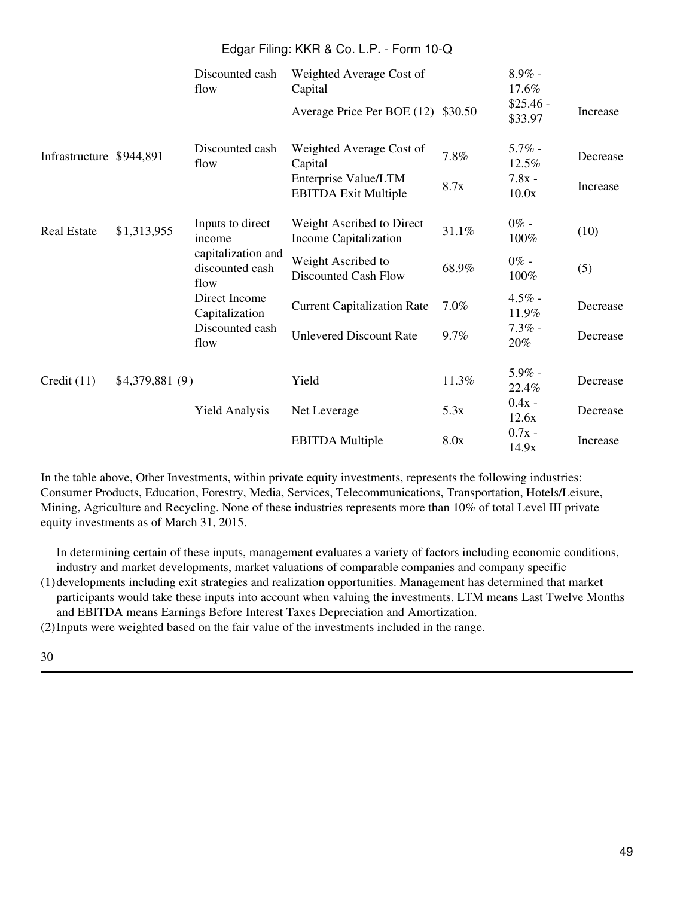| | | Discounted cash flow | Weighted Average Cost of Capital | | 8.9% - 17.6% | |
|---|---|---|---|---|---|---|
| | | | Average Price Per BOE (12) | $30.50 | $25.46 - $33.97 | Increase |
| Infrastructure | $944,891 | Discounted cash flow | Weighted Average Cost of Capital | 7.8% | 5.7% - 12.5% | Decrease |
| | | | Enterprise Value/LTM EBITDA Exit Multiple | 8.7x | 7.8x - 10.0x | Increase |
| Real Estate | $1,313,955 | Inputs to direct income capitalization and discounted cash flow | Weight Ascribed to Direct Income Capitalization | 31.1% | 0% - 100% | (10) |
| | | | Weight Ascribed to Discounted Cash Flow | 68.9% | 0% - 100% | (5) |
| | | Direct Income Capitalization | Current Capitalization Rate | 7.0% | 4.5% - 11.9% | Decrease |
| | | Discounted cash flow | Unlevered Discount Rate | 9.7% | 7.3% - 20% | Decrease |
| Credit (11) | $4,379,881 (9) | | Yield | 11.3% | 5.9% - 22.4% | Decrease |
| | | Yield Analysis | Net Leverage | 5.3x | 0.4x - 12.6x | Decrease |
| | | | EBITDA Multiple | 8.0x | 0.7x - 14.9x | Increase |

In the table above, Other Investments, within private equity investments, represents the following industries: Consumer Products, Education, Forestry, Media, Services, Telecommunications, Transportation, Hotels/Leisure, Mining, Agriculture and Recycling. None of these industries represents more than 10% of total Level III private equity investments as of March 31, 2015.

(1) In determining certain of these inputs, management evaluates a variety of factors including economic conditions, industry and market developments, market valuations of comparable companies and company specific developments including exit strategies and realization opportunities. Management has determined that market participants would take these inputs into account when valuing the investments. LTM means Last Twelve Months and EBITDA means Earnings Before Interest Taxes Depreciation and Amortization.

(2) Inputs were weighted based on the fair value of the investments included in the range.

30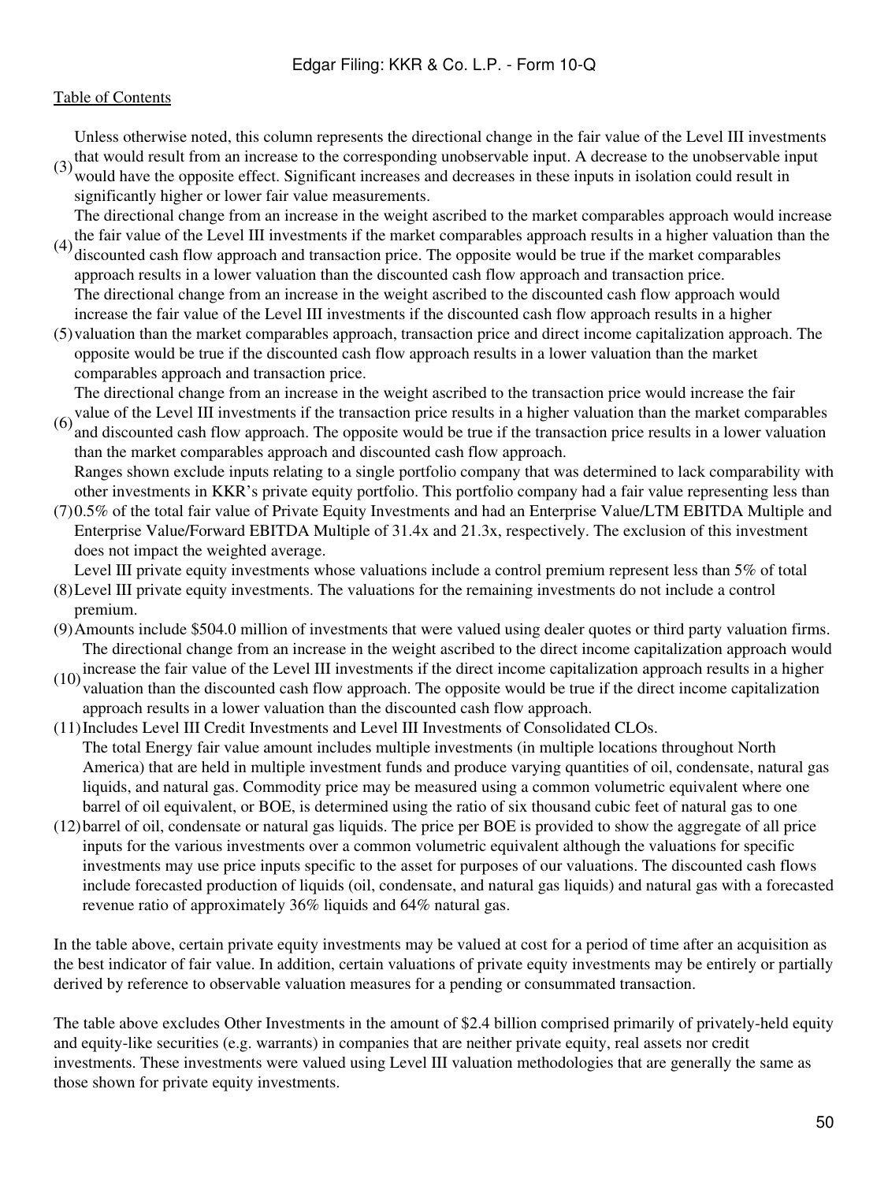[Table of Contents](#)

(3) Unless otherwise noted, this column represents the directional change in the fair value of the Level III investments that would result from an increase to the corresponding unobservable input. A decrease to the unobservable input would have the opposite effect. Significant increases and decreases in these inputs in isolation could result in significantly higher or lower fair value measurements.

(4) The directional change from an increase in the weight ascribed to the market comparables approach would increase the fair value of the Level III investments if the market comparables approach results in a higher valuation than the discounted cash flow approach and transaction price. The opposite would be true if the market comparables approach results in a lower valuation than the discounted cash flow approach and transaction price.

(5) The directional change from an increase in the weight ascribed to the discounted cash flow approach would increase the fair value of the Level III investments if the discounted cash flow approach results in a higher valuation than the market comparables approach, transaction price and direct income capitalization approach. The opposite would be true if the discounted cash flow approach results in a lower valuation than the market comparables approach and transaction price.

(6) The directional change from an increase in the weight ascribed to the transaction price would increase the fair value of the Level III investments if the transaction price results in a higher valuation than the market comparables and discounted cash flow approach. The opposite would be true if the transaction price results in a lower valuation than the market comparables approach and discounted cash flow approach.

(7) Ranges shown exclude inputs relating to a single portfolio company that was determined to lack comparability with other investments in KKR's private equity portfolio. This portfolio company had a fair value representing less than 0.5% of the total fair value of Private Equity Investments and had an Enterprise Value/LTM EBITDA Multiple and Enterprise Value/Forward EBITDA Multiple of 31.4x and 21.3x, respectively. The exclusion of this investment does not impact the weighted average.

(8) Level III private equity investments whose valuations include a control premium represent less than 5% of total Level III private equity investments. The valuations for the remaining investments do not include a control premium.

(9) Amounts include $504.0 million of investments that were valued using dealer quotes or third party valuation firms.

(10) The directional change from an increase in the weight ascribed to the direct income capitalization approach would increase the fair value of the Level III investments if the direct income capitalization approach results in a higher valuation than the discounted cash flow approach. The opposite would be true if the direct income capitalization approach results in a lower valuation than the discounted cash flow approach.

(11) Includes Level III Credit Investments and Level III Investments of Consolidated CLOs.

(12) The total Energy fair value amount includes multiple investments (in multiple locations throughout North America) that are held in multiple investment funds and produce varying quantities of oil, condensate, natural gas liquids, and natural gas. Commodity price may be measured using a common volumetric equivalent where one barrel of oil equivalent, or BOE, is determined using the ratio of six thousand cubic feet of natural gas to one barrel of oil, condensate or natural gas liquids. The price per BOE is provided to show the aggregate of all price inputs for the various investments over a common volumetric equivalent although the valuations for specific investments may use price inputs specific to the asset for purposes of our valuations. The discounted cash flows include forecasted production of liquids (oil, condensate, and natural gas liquids) and natural gas with a forecasted revenue ratio of approximately 36% liquids and 64% natural gas.

In the table above, certain private equity investments may be valued at cost for a period of time after an acquisition as the best indicator of fair value. In addition, certain valuations of private equity investments may be entirely or partially derived by reference to observable valuation measures for a pending or consummated transaction.

The table above excludes Other Investments in the amount of $2.4 billion comprised primarily of privately-held equity and equity-like securities (e.g. warrants) in companies that are neither private equity, real assets nor credit investments. These investments were valued using Level III valuation methodologies that are generally the same as those shown for private equity investments.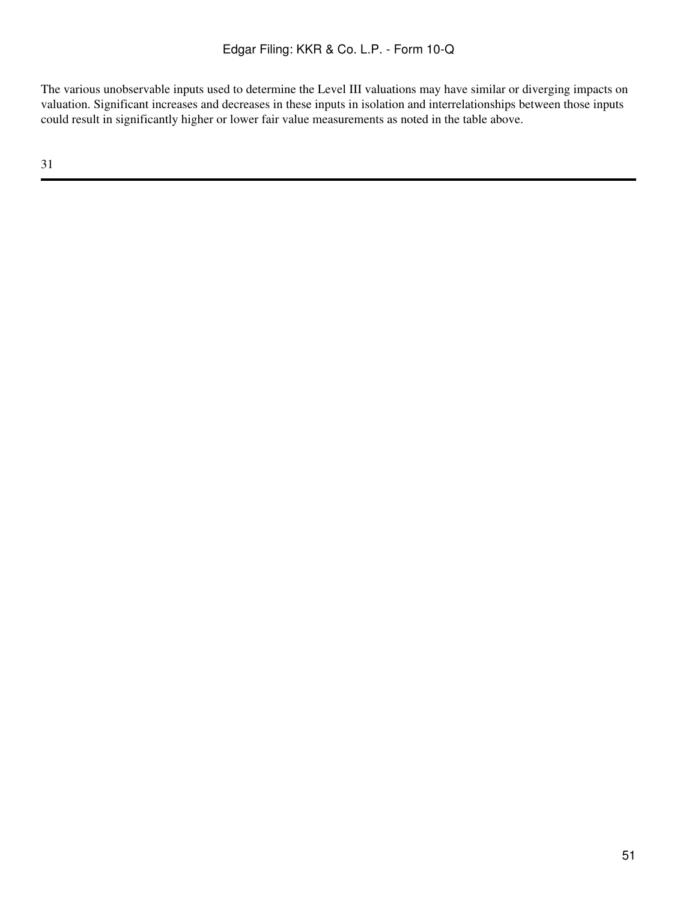The various unobservable inputs used to determine the Level III valuations may have similar or diverging impacts on valuation. Significant increases and decreases in these inputs in isolation and interrelationships between those inputs could result in significantly higher or lower fair value measurements as noted in the table above.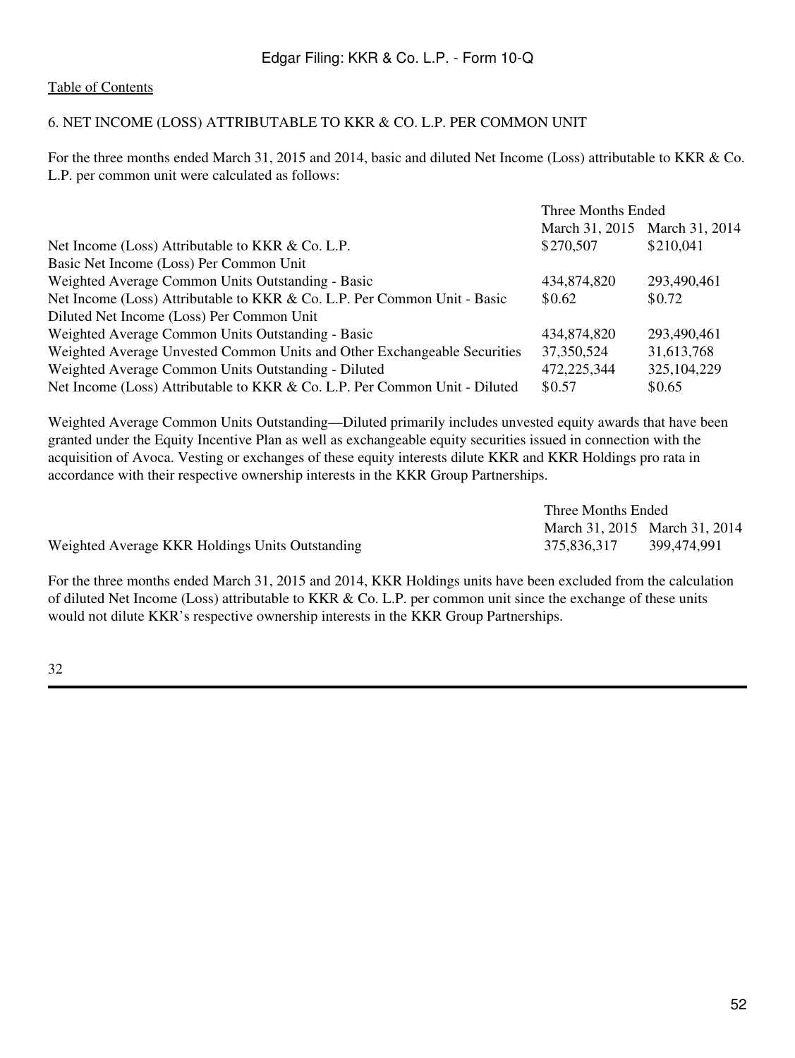[Table of Contents](#)

## 6. NET INCOME (LOSS) ATTRIBUTABLE TO KKR & CO. L.P. PER COMMON UNIT

For the three months ended March 31, 2015 and 2014, basic and diluted Net Income (Loss) attributable to KKR & Co. L.P. per common unit were calculated as follows:

| | Three Months Ended | |
|---|---|---|
| | March 31, 2015 | March 31, 2014 |
| Net Income (Loss) Attributable to KKR & Co. L.P. | $270,507 | $210,041 |
| Basic Net Income (Loss) Per Common Unit | | |
| Weighted Average Common Units Outstanding - Basic | 434,874,820 | 293,490,461 |
| Net Income (Loss) Attributable to KKR & Co. L.P. Per Common Unit - Basic | $0.62 | $0.72 |
| Diluted Net Income (Loss) Per Common Unit | | |
| Weighted Average Common Units Outstanding - Basic | 434,874,820 | 293,490,461 |
| Weighted Average Unvested Common Units and Other Exchangeable Securities | 37,350,524 | 31,613,768 |
| Weighted Average Common Units Outstanding - Diluted | 472,225,344 | 325,104,229 |
| Net Income (Loss) Attributable to KKR & Co. L.P. Per Common Unit - Diluted | $0.57 | $0.65 |

Weighted Average Common Units Outstanding—Diluted primarily includes unvested equity awards that have been granted under the Equity Incentive Plan as well as exchangeable equity securities issued in connection with the acquisition of Avoca. Vesting or exchanges of these equity interests dilute KKR and KKR Holdings pro rata in accordance with their respective ownership interests in the KKR Group Partnerships.

| | Three Months Ended | |
|---|---|---|
| | March 31, 2015 | March 31, 2014 |
| Weighted Average KKR Holdings Units Outstanding | 375,836,317 | 399,474,991 |

For the three months ended March 31, 2015 and 2014, KKR Holdings units have been excluded from the calculation of diluted Net Income (Loss) attributable to KKR & Co. L.P. per common unit since the exchange of these units would not dilute KKR's respective ownership interests in the KKR Group Partnerships.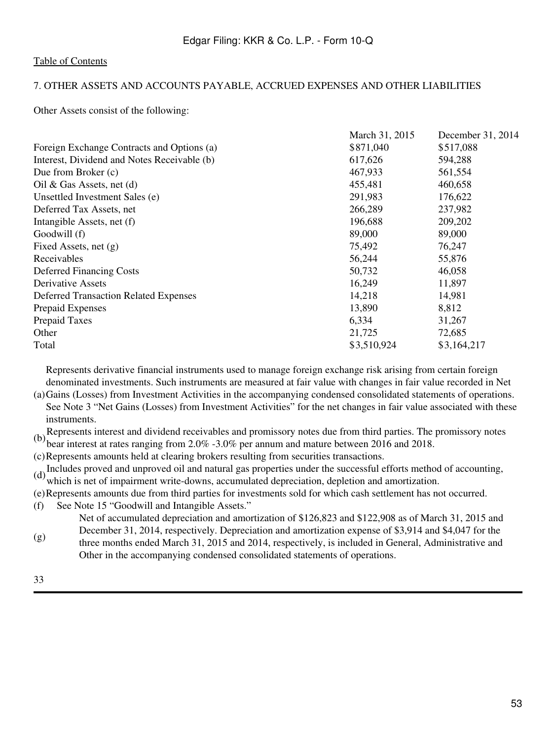[Table of Contents](#)

## 7. OTHER ASSETS AND ACCOUNTS PAYABLE, ACCRUED EXPENSES AND OTHER LIABILITIES

Other Assets consist of the following:

| | March 31, 2015 | December 31, 2014 |
|---|---|---|
| Foreign Exchange Contracts and Options (a) | $871,040 | $517,088 |
| Interest, Dividend and Notes Receivable (b) | 617,626 | 594,288 |
| Due from Broker (c) | 467,933 | 561,554 |
| Oil & Gas Assets, net (d) | 455,481 | 460,658 |
| Unsettled Investment Sales (e) | 291,983 | 176,622 |
| Deferred Tax Assets, net | 266,289 | 237,982 |
| Intangible Assets, net (f) | 196,688 | 209,202 |
| Goodwill (f) | 89,000 | 89,000 |
| Fixed Assets, net (g) | 75,492 | 76,247 |
| Receivables | 56,244 | 55,876 |
| Deferred Financing Costs | 50,732 | 46,058 |
| Derivative Assets | 16,249 | 11,897 |
| Deferred Transaction Related Expenses | 14,218 | 14,981 |
| Prepaid Expenses | 13,890 | 8,812 |
| Prepaid Taxes | 6,334 | 31,267 |
| Other | 21,725 | 72,685 |
| Total | $3,510,924 | $3,164,217 |

(a) Represents derivative financial instruments used to manage foreign exchange risk arising from certain foreign denominated investments. Such instruments are measured at fair value with changes in fair value recorded in Net Gains (Losses) from Investment Activities in the accompanying condensed consolidated statements of operations. See Note 3 "Net Gains (Losses) from Investment Activities" for the net changes in fair value associated with these instruments.

(b) Represents interest and dividend receivables and promissory notes due from third parties. The promissory notes bear interest at rates ranging from 2.0% -3.0% per annum and mature between 2016 and 2018.

(c) Represents amounts held at clearing brokers resulting from securities transactions.

(d) Includes proved and unproved oil and natural gas properties under the successful efforts method of accounting, which is net of impairment write-downs, accumulated depreciation, depletion and amortization.

(e) Represents amounts due from third parties for investments sold for which cash settlement has not occurred.

(f) See Note 15 "Goodwill and Intangible Assets."

(g) Net of accumulated depreciation and amortization of $126,823 and $122,908 as of March 31, 2015 and December 31, 2014, respectively. Depreciation and amortization expense of $3,914 and $4,047 for the three months ended March 31, 2015 and 2014, respectively, is included in General, Administrative and Other in the accompanying condensed consolidated statements of operations.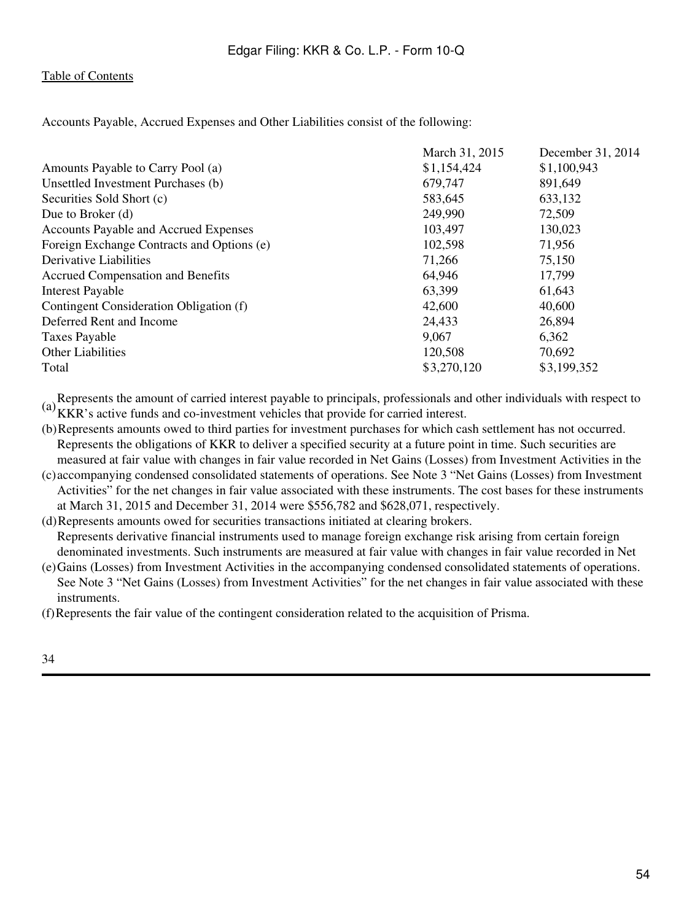Accounts Payable, Accrued Expenses and Other Liabilities consist of the following:

| | March 31, 2015 | December 31, 2014 |
|---|---|---|
| Amounts Payable to Carry Pool (a) | $1,154,424 | $1,100,943 |
| Unsettled Investment Purchases (b) | 679,747 | 891,649 |
| Securities Sold Short (c) | 583,645 | 633,132 |
| Due to Broker (d) | 249,990 | 72,509 |
| Accounts Payable and Accrued Expenses | 103,497 | 130,023 |
| Foreign Exchange Contracts and Options (e) | 102,598 | 71,956 |
| Derivative Liabilities | 71,266 | 75,150 |
| Accrued Compensation and Benefits | 64,946 | 17,799 |
| Interest Payable | 63,399 | 61,643 |
| Contingent Consideration Obligation (f) | 42,600 | 40,600 |
| Deferred Rent and Income | 24,433 | 26,894 |
| Taxes Payable | 9,067 | 6,362 |
| Other Liabilities | 120,508 | 70,692 |
| Total | $3,270,120 | $3,199,352 |

(a) Represents the amount of carried interest payable to principals, professionals and other individuals with respect to KKR's active funds and co-investment vehicles that provide for carried interest.

(b) Represents amounts owed to third parties for investment purchases for which cash settlement has not occurred.

(c) Represents the obligations of KKR to deliver a specified security at a future point in time. Such securities are measured at fair value with changes in fair value recorded in Net Gains (Losses) from Investment Activities in the accompanying condensed consolidated statements of operations. See Note 3 "Net Gains (Losses) from Investment Activities" for the net changes in fair value associated with these instruments. The cost bases for these instruments at March 31, 2015 and December 31, 2014 were $556,782 and $628,071, respectively.

(d) Represents amounts owed for securities transactions initiated at clearing brokers.

(e) Represents derivative financial instruments used to manage foreign exchange risk arising from certain foreign denominated investments. Such instruments are measured at fair value with changes in fair value recorded in Net Gains (Losses) from Investment Activities in the accompanying condensed consolidated statements of operations. See Note 3 "Net Gains (Losses) from Investment Activities" for the net changes in fair value associated with these instruments.

(f) Represents the fair value of the contingent consideration related to the acquisition of Prisma.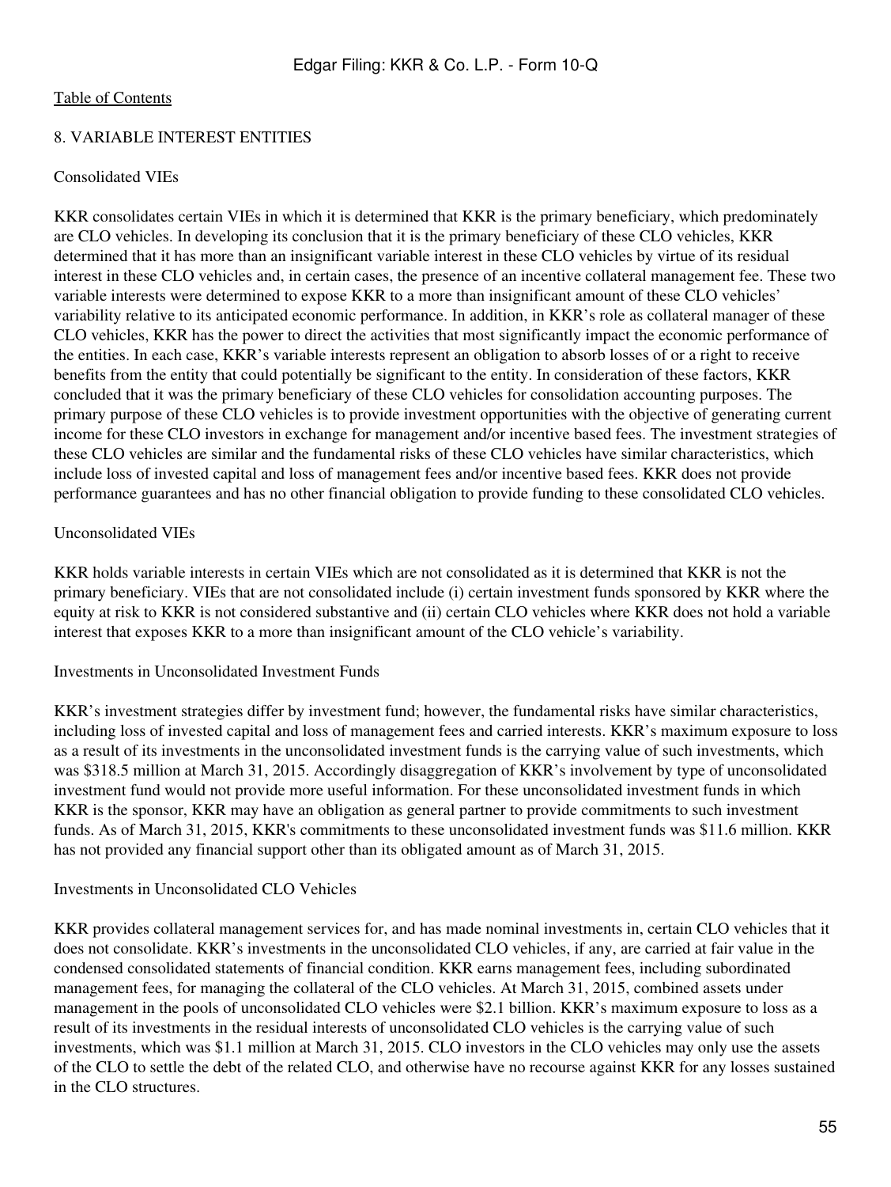## 8. VARIABLE INTEREST ENTITIES

### Consolidated VIEs

KKR consolidates certain VIEs in which it is determined that KKR is the primary beneficiary, which predominately are CLO vehicles. In developing its conclusion that it is the primary beneficiary of these CLO vehicles, KKR determined that it has more than an insignificant variable interest in these CLO vehicles by virtue of its residual interest in these CLO vehicles and, in certain cases, the presence of an incentive collateral management fee. These two variable interests were determined to expose KKR to a more than insignificant amount of these CLO vehicles' variability relative to its anticipated economic performance. In addition, in KKR's role as collateral manager of these CLO vehicles, KKR has the power to direct the activities that most significantly impact the economic performance of the entities. In each case, KKR's variable interests represent an obligation to absorb losses of or a right to receive benefits from the entity that could potentially be significant to the entity. In consideration of these factors, KKR concluded that it was the primary beneficiary of these CLO vehicles for consolidation accounting purposes. The primary purpose of these CLO vehicles is to provide investment opportunities with the objective of generating current income for these CLO investors in exchange for management and/or incentive based fees. The investment strategies of these CLO vehicles are similar and the fundamental risks of these CLO vehicles have similar characteristics, which include loss of invested capital and loss of management fees and/or incentive based fees. KKR does not provide performance guarantees and has no other financial obligation to provide funding to these consolidated CLO vehicles.

### Unconsolidated VIEs

KKR holds variable interests in certain VIEs which are not consolidated as it is determined that KKR is not the primary beneficiary. VIEs that are not consolidated include (i) certain investment funds sponsored by KKR where the equity at risk to KKR is not considered substantive and (ii) certain CLO vehicles where KKR does not hold a variable interest that exposes KKR to a more than insignificant amount of the CLO vehicle's variability.

### Investments in Unconsolidated Investment Funds

KKR's investment strategies differ by investment fund; however, the fundamental risks have similar characteristics, including loss of invested capital and loss of management fees and carried interests. KKR's maximum exposure to loss as a result of its investments in the unconsolidated investment funds is the carrying value of such investments, which was $318.5 million at March 31, 2015. Accordingly disaggregation of KKR's involvement by type of unconsolidated investment fund would not provide more useful information. For these unconsolidated investment funds in which KKR is the sponsor, KKR may have an obligation as general partner to provide commitments to such investment funds. As of March 31, 2015, KKR's commitments to these unconsolidated investment funds was $11.6 million. KKR has not provided any financial support other than its obligated amount as of March 31, 2015.

### Investments in Unconsolidated CLO Vehicles

KKR provides collateral management services for, and has made nominal investments in, certain CLO vehicles that it does not consolidate. KKR's investments in the unconsolidated CLO vehicles, if any, are carried at fair value in the condensed consolidated statements of financial condition. KKR earns management fees, including subordinated management fees, for managing the collateral of the CLO vehicles. At March 31, 2015, combined assets under management in the pools of unconsolidated CLO vehicles were $2.1 billion. KKR's maximum exposure to loss as a result of its investments in the residual interests of unconsolidated CLO vehicles is the carrying value of such investments, which was $1.1 million at March 31, 2015. CLO investors in the CLO vehicles may only use the assets of the CLO to settle the debt of the related CLO, and otherwise have no recourse against KKR for any losses sustained in the CLO structures.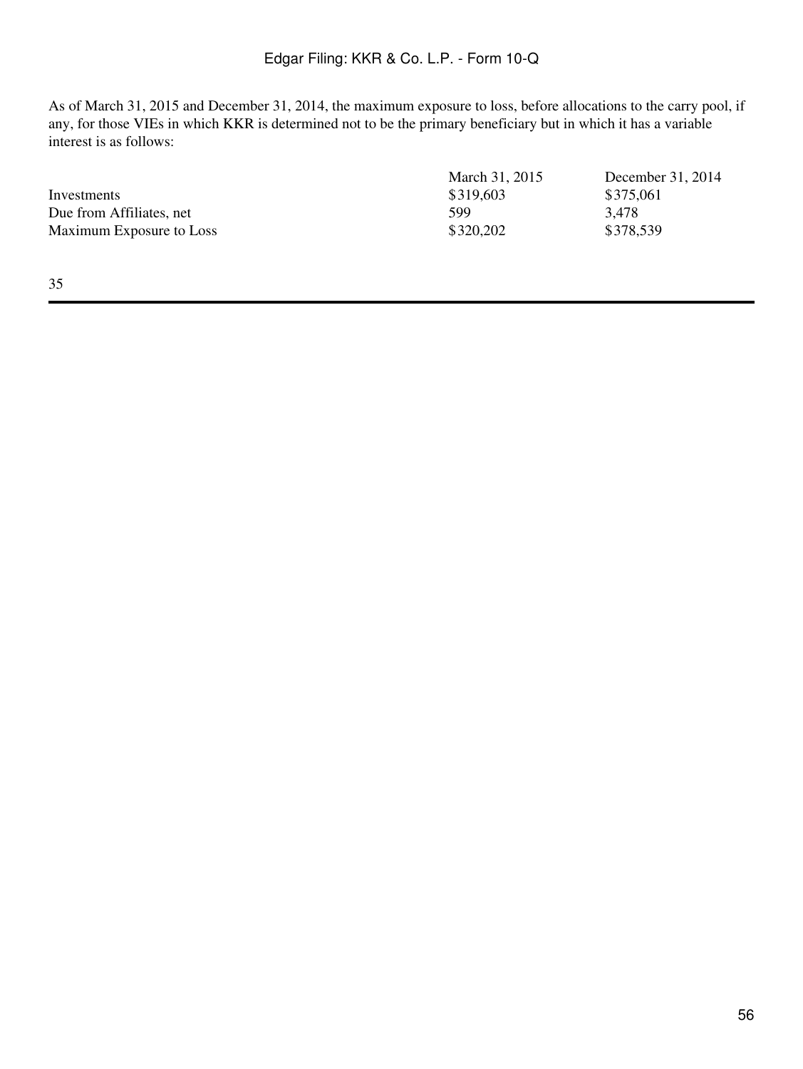As of March 31, 2015 and December 31, 2014, the maximum exposure to loss, before allocations to the carry pool, if any, for those VIEs in which KKR is determined not to be the primary beneficiary but in which it has a variable interest is as follows:

| | March 31, 2015 | December 31, 2014 |
|---|---|---|
| Investments | $319,603 | $375,061 |
| Due from Affiliates, net | 599 | 3,478 |
| Maximum Exposure to Loss | $320,202 | $378,539 |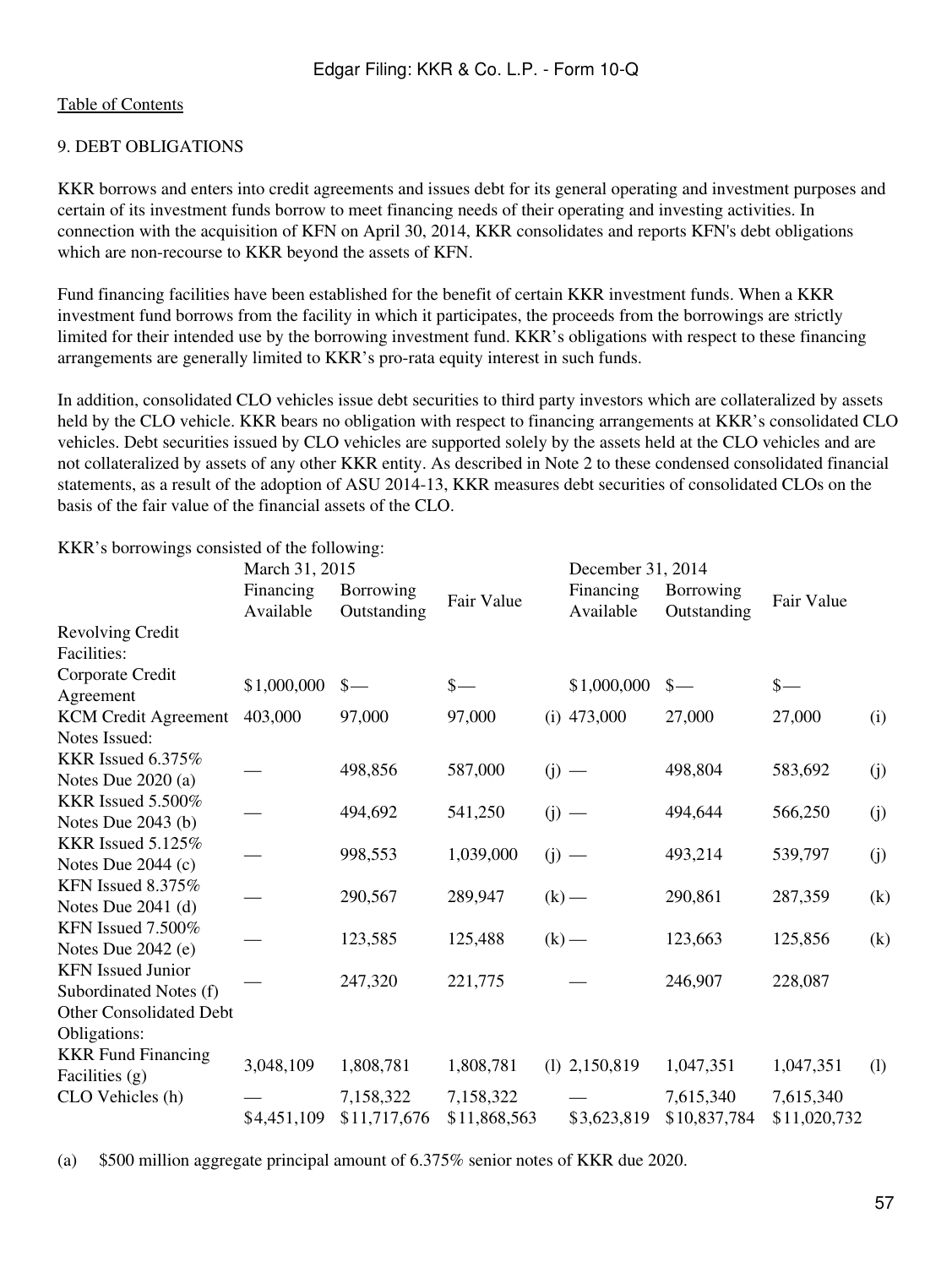[Table of Contents](#)

9. DEBT OBLIGATIONS

KKR borrows and enters into credit agreements and issues debt for its general operating and investment purposes and certain of its investment funds borrow to meet financing needs of their operating and investing activities. In connection with the acquisition of KFN on April 30, 2014, KKR consolidates and reports KFN's debt obligations which are non-recourse to KKR beyond the assets of KFN.

Fund financing facilities have been established for the benefit of certain KKR investment funds. When a KKR investment fund borrows from the facility in which it participates, the proceeds from the borrowings are strictly limited for their intended use by the borrowing investment fund. KKR's obligations with respect to these financing arrangements are generally limited to KKR's pro-rata equity interest in such funds.

In addition, consolidated CLO vehicles issue debt securities to third party investors which are collateralized by assets held by the CLO vehicle. KKR bears no obligation with respect to financing arrangements at KKR's consolidated CLO vehicles. Debt securities issued by CLO vehicles are supported solely by the assets held at the CLO vehicles and are not collateralized by assets of any other KKR entity. As described in Note 2 to these condensed consolidated financial statements, as a result of the adoption of ASU 2014-13, KKR measures debt securities of consolidated CLOs on the basis of the fair value of the financial assets of the CLO.

KKR's borrowings consisted of the following:

| | March 31, 2015 | | | | December 31, 2014 | | | |
|---|---|---|---|---|---|---|---|---|
| | Financing Available | Borrowing Outstanding | Fair Value | | Financing Available | Borrowing Outstanding | Fair Value | |
| Revolving Credit Facilities: | | | | | | | | |
| Corporate Credit Agreement | $1,000,000 | $— | $— | | $1,000,000 | $— | $— | |
| KCM Credit Agreement | 403,000 | 97,000 | 97,000 | (i) | 473,000 | 27,000 | 27,000 | (i) |
| Notes Issued: | | | | | | | | |
| KKR Issued 6.375% Notes Due 2020 (a) | — | 498,856 | 587,000 | (j) | — | 498,804 | 583,692 | (j) |
| KKR Issued 5.500% Notes Due 2043 (b) | — | 494,692 | 541,250 | (j) | — | 494,644 | 566,250 | (j) |
| KKR Issued 5.125% Notes Due 2044 (c) | — | 998,553 | 1,039,000 | (j) | — | 493,214 | 539,797 | (j) |
| KFN Issued 8.375% Notes Due 2041 (d) | — | 290,567 | 289,947 | (k) | — | 290,861 | 287,359 | (k) |
| KFN Issued 7.500% Notes Due 2042 (e) | — | 123,585 | 125,488 | (k) | — | 123,663 | 125,856 | (k) |
| KFN Issued Junior Subordinated Notes (f) | — | 247,320 | 221,775 | | — | 246,907 | 228,087 | |
| Other Consolidated Debt Obligations: | | | | | | | | |
| KKR Fund Financing Facilities (g) | 3,048,109 | 1,808,781 | 1,808,781 | (l) | 2,150,819 | 1,047,351 | 1,047,351 | (l) |
| CLO Vehicles (h) | — | 7,158,322 | 7,158,322 | | — | 7,615,340 | 7,615,340 | |
| | $4,451,109 | $11,717,676 | $11,868,563 | | $3,623,819 | $10,837,784 | $11,020,732 | |

(a) $500 million aggregate principal amount of 6.375% senior notes of KKR due 2020.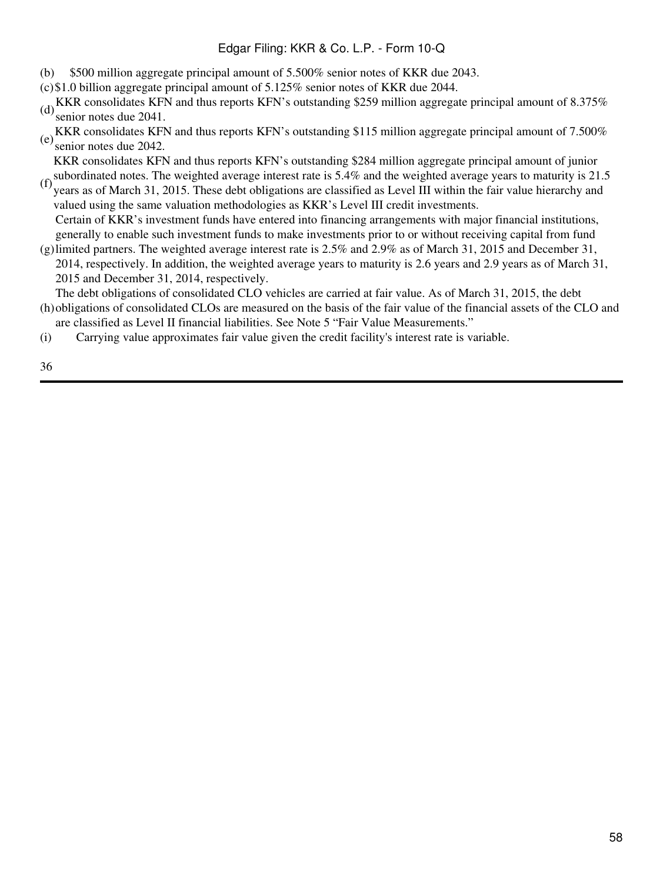(b) $500 million aggregate principal amount of 5.500% senior notes of KKR due 2043.

(c) $1.0 billion aggregate principal amount of 5.125% senior notes of KKR due 2044.

(d) KKR consolidates KFN and thus reports KFN's outstanding $259 million aggregate principal amount of 8.375% senior notes due 2041.

(e) KKR consolidates KFN and thus reports KFN's outstanding $115 million aggregate principal amount of 7.500% senior notes due 2042.

(f) KKR consolidates KFN and thus reports KFN's outstanding $284 million aggregate principal amount of junior subordinated notes. The weighted average interest rate is 5.4% and the weighted average years to maturity is 21.5 years as of March 31, 2015. These debt obligations are classified as Level III within the fair value hierarchy and valued using the same valuation methodologies as KKR's Level III credit investments.

(g) Certain of KKR's investment funds have entered into financing arrangements with major financial institutions, generally to enable such investment funds to make investments prior to or without receiving capital from fund limited partners. The weighted average interest rate is 2.5% and 2.9% as of March 31, 2015 and December 31, 2014, respectively. In addition, the weighted average years to maturity is 2.6 years and 2.9 years as of March 31, 2015 and December 31, 2014, respectively.

(h) The debt obligations of consolidated CLO vehicles are carried at fair value. As of March 31, 2015, the debt obligations of consolidated CLOs are measured on the basis of the fair value of the financial assets of the CLO and are classified as Level II financial liabilities. See Note 5 "Fair Value Measurements."

(i) Carrying value approximates fair value given the credit facility's interest rate is variable.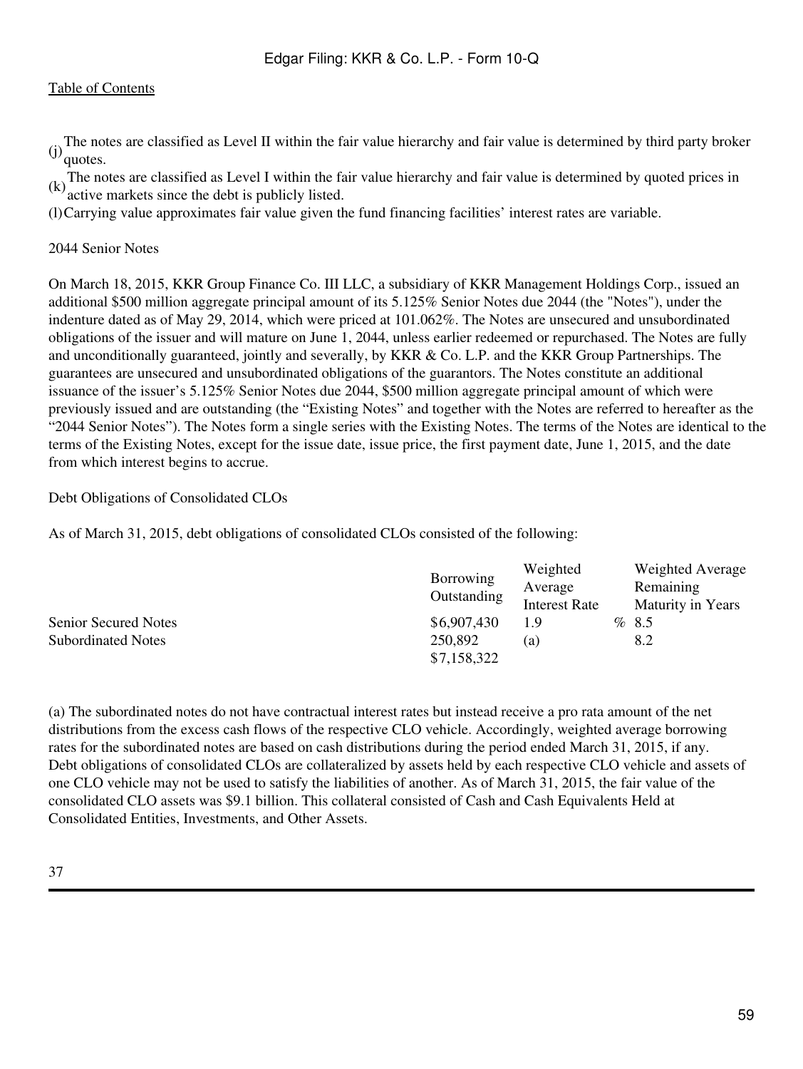(j) The notes are classified as Level II within the fair value hierarchy and fair value is determined by third party broker quotes.

(k) The notes are classified as Level I within the fair value hierarchy and fair value is determined by quoted prices in active markets since the debt is publicly listed.

(l) Carrying value approximates fair value given the fund financing facilities' interest rates are variable.

2044 Senior Notes

On March 18, 2015, KKR Group Finance Co. III LLC, a subsidiary of KKR Management Holdings Corp., issued an additional $500 million aggregate principal amount of its 5.125% Senior Notes due 2044 (the "Notes"), under the indenture dated as of May 29, 2014, which were priced at 101.062%. The Notes are unsecured and unsubordinated obligations of the issuer and will mature on June 1, 2044, unless earlier redeemed or repurchased. The Notes are fully and unconditionally guaranteed, jointly and severally, by KKR & Co. L.P. and the KKR Group Partnerships. The guarantees are unsecured and unsubordinated obligations of the guarantors. The Notes constitute an additional issuance of the issuer's 5.125% Senior Notes due 2044, $500 million aggregate principal amount of which were previously issued and are outstanding (the "Existing Notes" and together with the Notes are referred to hereafter as the "2044 Senior Notes"). The Notes form a single series with the Existing Notes. The terms of the Notes are identical to the terms of the Existing Notes, except for the issue date, issue price, the first payment date, June 1, 2015, and the date from which interest begins to accrue.

Debt Obligations of Consolidated CLOs

As of March 31, 2015, debt obligations of consolidated CLOs consisted of the following:

| | Borrowing Outstanding | Weighted Average Interest Rate | Weighted Average Remaining Maturity in Years |
|---|---|---|---|
| Senior Secured Notes | $6,907,430 | 1.9 % | 8.5 |
| Subordinated Notes | 250,892 | (a) | 8.2 |
| | $7,158,322 | | |

(a) The subordinated notes do not have contractual interest rates but instead receive a pro rata amount of the net distributions from the excess cash flows of the respective CLO vehicle. Accordingly, weighted average borrowing rates for the subordinated notes are based on cash distributions during the period ended March 31, 2015, if any.

Debt obligations of consolidated CLOs are collateralized by assets held by each respective CLO vehicle and assets of one CLO vehicle may not be used to satisfy the liabilities of another. As of March 31, 2015, the fair value of the consolidated CLO assets was $9.1 billion. This collateral consisted of Cash and Cash Equivalents Held at Consolidated Entities, Investments, and Other Assets.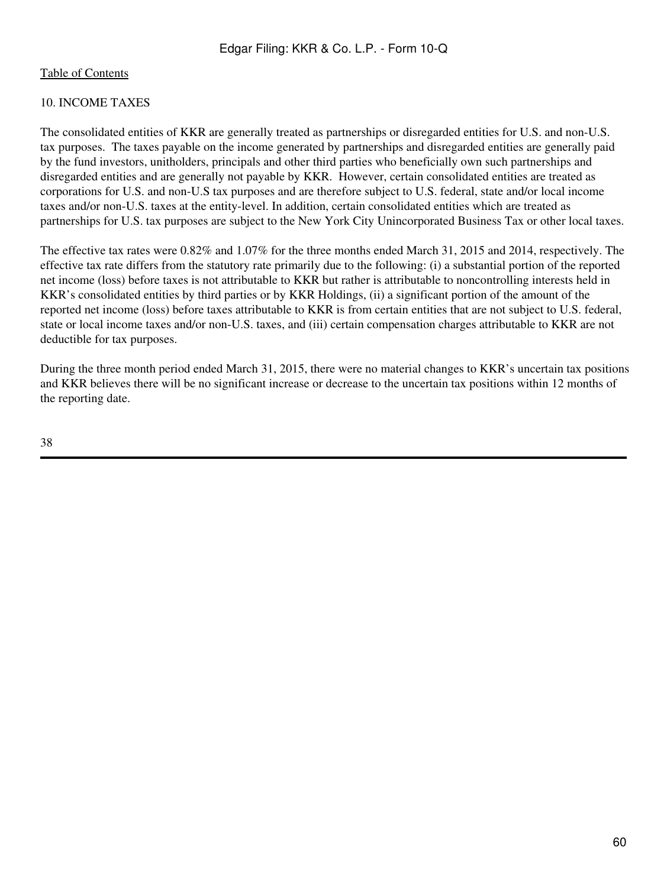## 10. INCOME TAXES

The consolidated entities of KKR are generally treated as partnerships or disregarded entities for U.S. and non-U.S. tax purposes. The taxes payable on the income generated by partnerships and disregarded entities are generally paid by the fund investors, unitholders, principals and other third parties who beneficially own such partnerships and disregarded entities and are generally not payable by KKR. However, certain consolidated entities are treated as corporations for U.S. and non-U.S tax purposes and are therefore subject to U.S. federal, state and/or local income taxes and/or non-U.S. taxes at the entity-level. In addition, certain consolidated entities which are treated as partnerships for U.S. tax purposes are subject to the New York City Unincorporated Business Tax or other local taxes.

The effective tax rates were 0.82% and 1.07% for the three months ended March 31, 2015 and 2014, respectively. The effective tax rate differs from the statutory rate primarily due to the following: (i) a substantial portion of the reported net income (loss) before taxes is not attributable to KKR but rather is attributable to noncontrolling interests held in KKR's consolidated entities by third parties or by KKR Holdings, (ii) a significant portion of the amount of the reported net income (loss) before taxes attributable to KKR is from certain entities that are not subject to U.S. federal, state or local income taxes and/or non-U.S. taxes, and (iii) certain compensation charges attributable to KKR are not deductible for tax purposes.

During the three month period ended March 31, 2015, there were no material changes to KKR's uncertain tax positions and KKR believes there will be no significant increase or decrease to the uncertain tax positions within 12 months of the reporting date.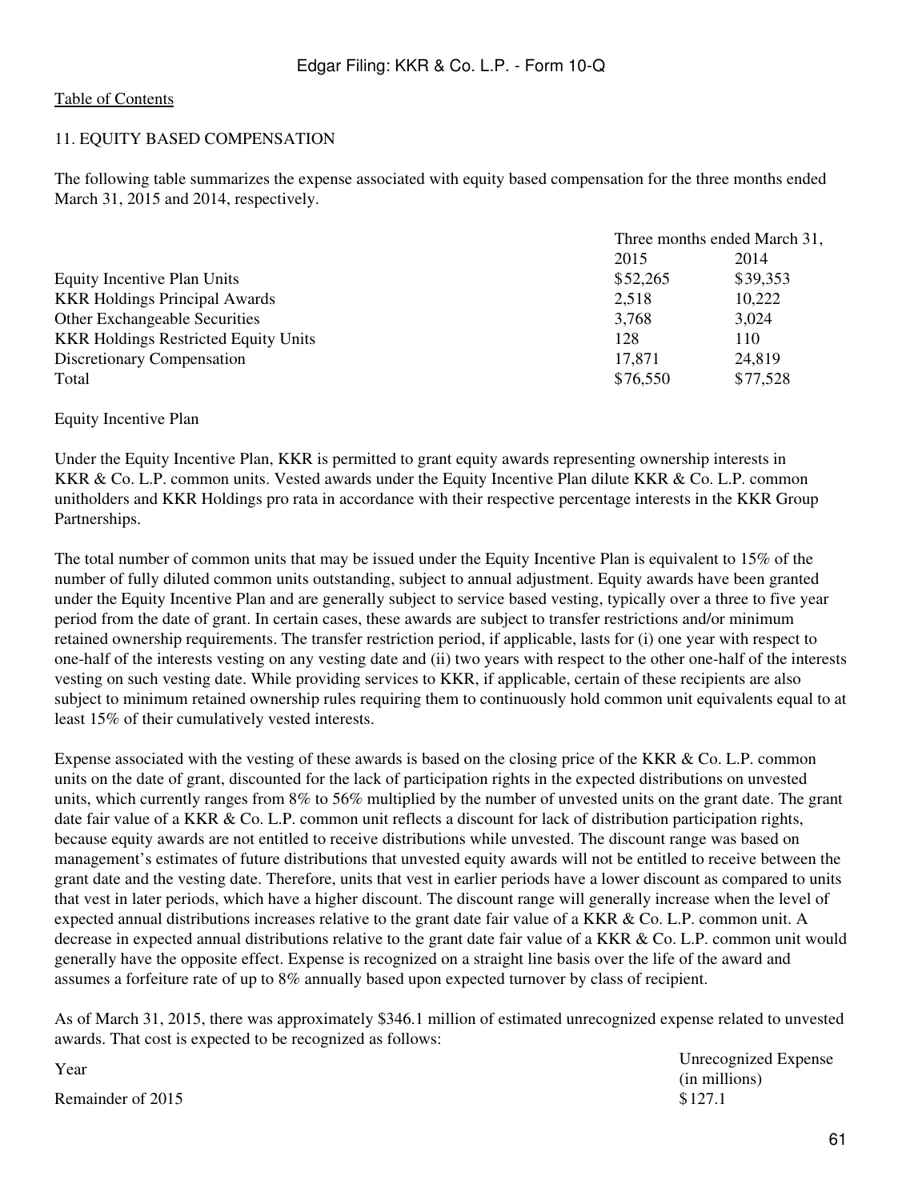[Table of Contents](#)

## 11. EQUITY BASED COMPENSATION

The following table summarizes the expense associated with equity based compensation for the three months ended March 31, 2015 and 2014, respectively.

| | Three months ended March 31, | |
|---|---|---|
| | 2015 | 2014 |
| Equity Incentive Plan Units | $52,265 | $39,353 |
| KKR Holdings Principal Awards | 2,518 | 10,222 |
| Other Exchangeable Securities | 3,768 | 3,024 |
| KKR Holdings Restricted Equity Units | 128 | 110 |
| Discretionary Compensation | 17,871 | 24,819 |
| Total | $76,550 | $77,528 |

### Equity Incentive Plan

Under the Equity Incentive Plan, KKR is permitted to grant equity awards representing ownership interests in KKR & Co. L.P. common units. Vested awards under the Equity Incentive Plan dilute KKR & Co. L.P. common unitholders and KKR Holdings pro rata in accordance with their respective percentage interests in the KKR Group Partnerships.

The total number of common units that may be issued under the Equity Incentive Plan is equivalent to 15% of the number of fully diluted common units outstanding, subject to annual adjustment. Equity awards have been granted under the Equity Incentive Plan and are generally subject to service based vesting, typically over a three to five year period from the date of grant. In certain cases, these awards are subject to transfer restrictions and/or minimum retained ownership requirements. The transfer restriction period, if applicable, lasts for (i) one year with respect to one-half of the interests vesting on any vesting date and (ii) two years with respect to the other one-half of the interests vesting on such vesting date. While providing services to KKR, if applicable, certain of these recipients are also subject to minimum retained ownership rules requiring them to continuously hold common unit equivalents equal to at least 15% of their cumulatively vested interests.

Expense associated with the vesting of these awards is based on the closing price of the KKR & Co. L.P. common units on the date of grant, discounted for the lack of participation rights in the expected distributions on unvested units, which currently ranges from 8% to 56% multiplied by the number of unvested units on the grant date. The grant date fair value of a KKR & Co. L.P. common unit reflects a discount for lack of distribution participation rights, because equity awards are not entitled to receive distributions while unvested. The discount range was based on management's estimates of future distributions that unvested equity awards will not be entitled to receive between the grant date and the vesting date. Therefore, units that vest in earlier periods have a lower discount as compared to units that vest in later periods, which have a higher discount. The discount range will generally increase when the level of expected annual distributions increases relative to the grant date fair value of a KKR & Co. L.P. common unit. A decrease in expected annual distributions relative to the grant date fair value of a KKR & Co. L.P. common unit would generally have the opposite effect. Expense is recognized on a straight line basis over the life of the award and assumes a forfeiture rate of up to 8% annually based upon expected turnover by class of recipient.

As of March 31, 2015, there was approximately $346.1 million of estimated unrecognized expense related to unvested awards. That cost is expected to be recognized as follows:

| Year | Unrecognized Expense (in millions) |
|---|---|
| Remainder of 2015 | $127.1 |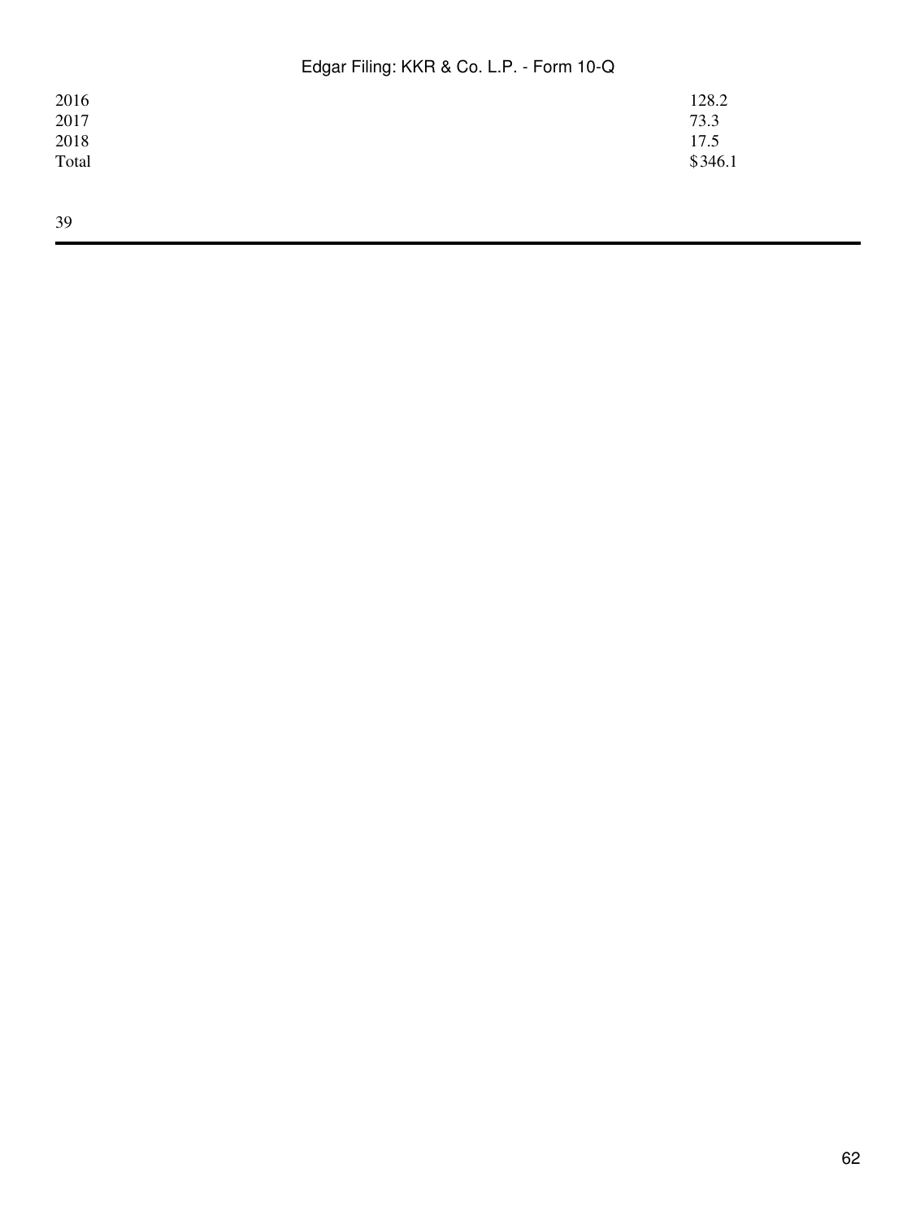| | |
|---|---|
| 2016 | 128.2 |
| 2017 | 73.3 |
| 2018 | 17.5 |
| Total | $346.1 |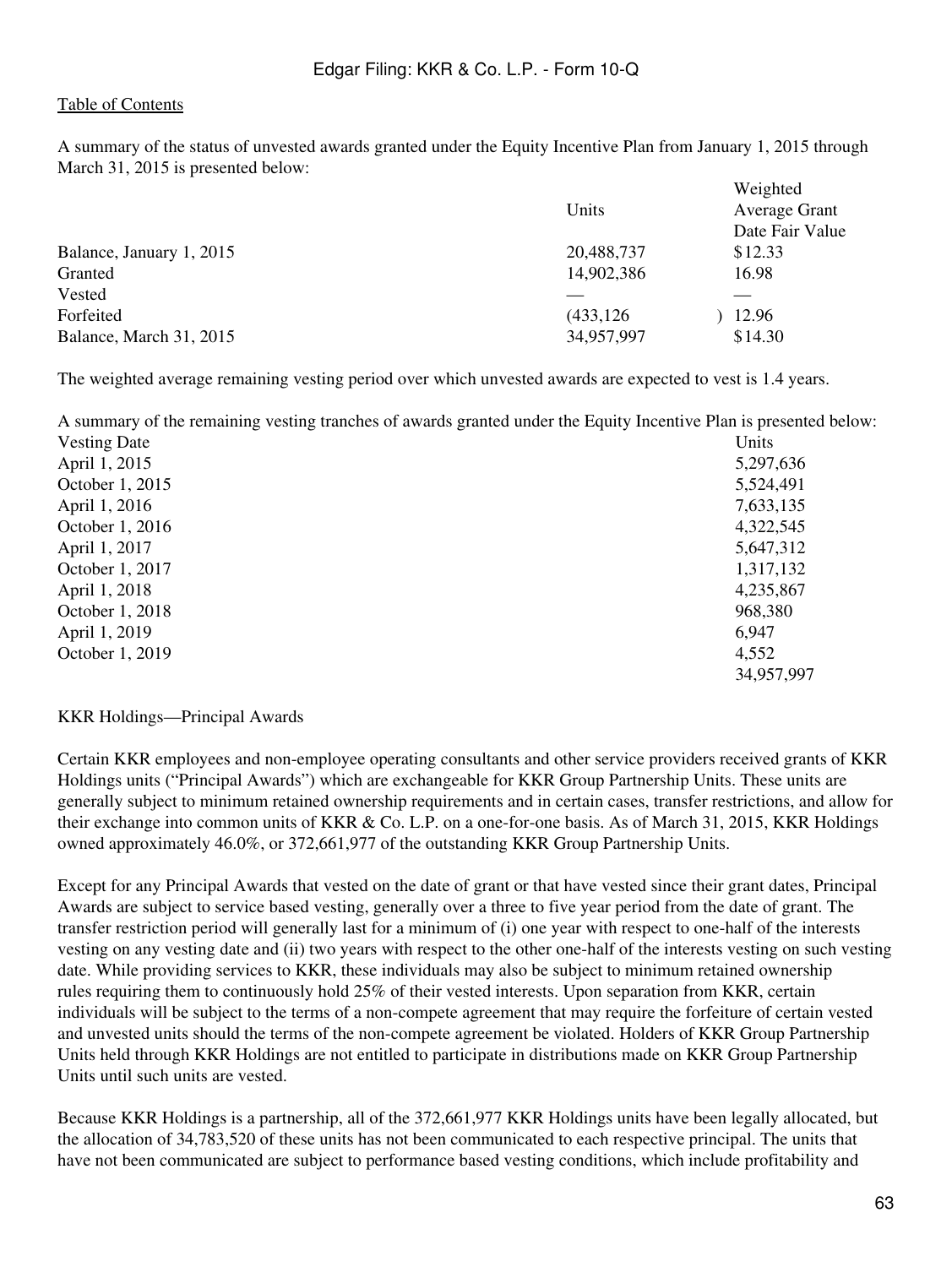Table of Contents

A summary of the status of unvested awards granted under the Equity Incentive Plan from January 1, 2015 through March 31, 2015 is presented below:

| | Units | Weighted Average Grant Date Fair Value |
|---|---|---|
| Balance, January 1, 2015 | 20,488,737 | $12.33 |
| Granted | 14,902,386 | 16.98 |
| Vested | — | — |
| Forfeited | (433,126) | 12.96 |
| Balance, March 31, 2015 | 34,957,997 | $14.30 |

The weighted average remaining vesting period over which unvested awards are expected to vest is 1.4 years.

A summary of the remaining vesting tranches of awards granted under the Equity Incentive Plan is presented below:

| Vesting Date | Units |
|---|---|
| April 1, 2015 | 5,297,636 |
| October 1, 2015 | 5,524,491 |
| April 1, 2016 | 7,633,135 |
| October 1, 2016 | 4,322,545 |
| April 1, 2017 | 5,647,312 |
| October 1, 2017 | 1,317,132 |
| April 1, 2018 | 4,235,867 |
| October 1, 2018 | 968,380 |
| April 1, 2019 | 6,947 |
| October 1, 2019 | 4,552 |
| | 34,957,997 |

KKR Holdings—Principal Awards

Certain KKR employees and non-employee operating consultants and other service providers received grants of KKR Holdings units ("Principal Awards") which are exchangeable for KKR Group Partnership Units. These units are generally subject to minimum retained ownership requirements and in certain cases, transfer restrictions, and allow for their exchange into common units of KKR & Co. L.P. on a one-for-one basis. As of March 31, 2015, KKR Holdings owned approximately 46.0%, or 372,661,977 of the outstanding KKR Group Partnership Units.

Except for any Principal Awards that vested on the date of grant or that have vested since their grant dates, Principal Awards are subject to service based vesting, generally over a three to five year period from the date of grant. The transfer restriction period will generally last for a minimum of (i) one year with respect to one-half of the interests vesting on any vesting date and (ii) two years with respect to the other one-half of the interests vesting on such vesting date. While providing services to KKR, these individuals may also be subject to minimum retained ownership rules requiring them to continuously hold 25% of their vested interests. Upon separation from KKR, certain individuals will be subject to the terms of a non-compete agreement that may require the forfeiture of certain vested and unvested units should the terms of the non-compete agreement be violated. Holders of KKR Group Partnership Units held through KKR Holdings are not entitled to participate in distributions made on KKR Group Partnership Units until such units are vested.

Because KKR Holdings is a partnership, all of the 372,661,977 KKR Holdings units have been legally allocated, but the allocation of 34,783,520 of these units has not been communicated to each respective principal. The units that have not been communicated are subject to performance based vesting conditions, which include profitability and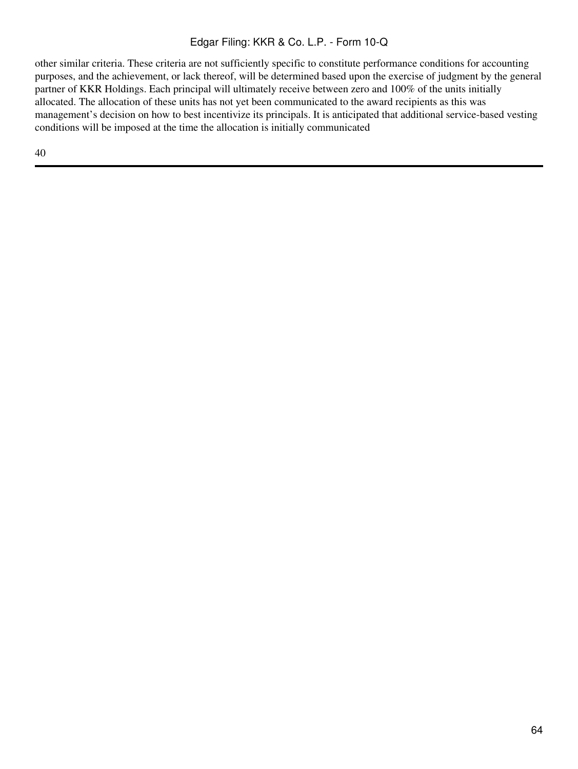other similar criteria. These criteria are not sufficiently specific to constitute performance conditions for accounting purposes, and the achievement, or lack thereof, will be determined based upon the exercise of judgment by the general partner of KKR Holdings. Each principal will ultimately receive between zero and 100% of the units initially allocated. The allocation of these units has not yet been communicated to the award recipients as this was management's decision on how to best incentivize its principals. It is anticipated that additional service-based vesting conditions will be imposed at the time the allocation is initially communicated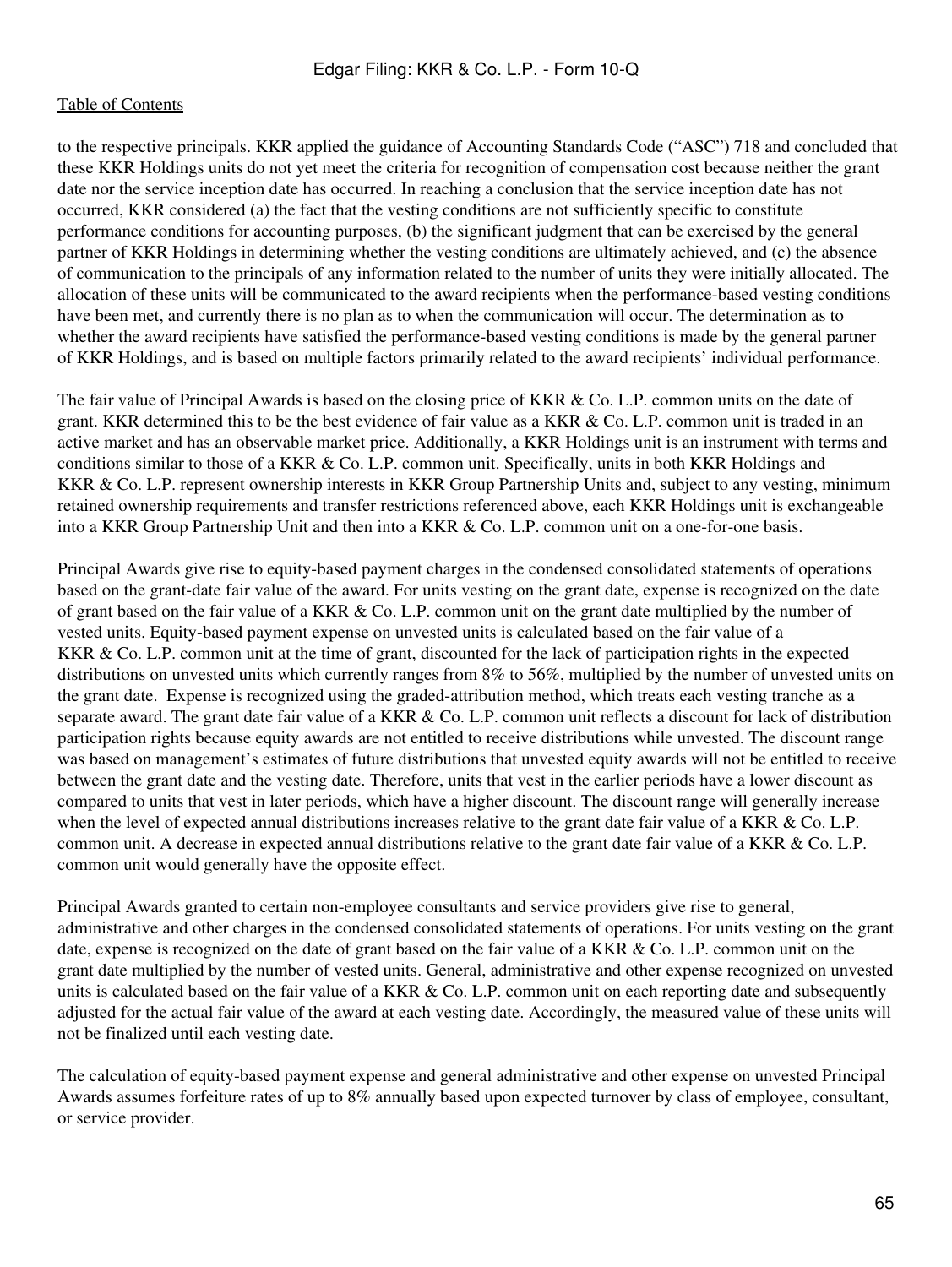to the respective principals. KKR applied the guidance of Accounting Standards Code ("ASC") 718 and concluded that these KKR Holdings units do not yet meet the criteria for recognition of compensation cost because neither the grant date nor the service inception date has occurred. In reaching a conclusion that the service inception date has not occurred, KKR considered (a) the fact that the vesting conditions are not sufficiently specific to constitute performance conditions for accounting purposes, (b) the significant judgment that can be exercised by the general partner of KKR Holdings in determining whether the vesting conditions are ultimately achieved, and (c) the absence of communication to the principals of any information related to the number of units they were initially allocated. The allocation of these units will be communicated to the award recipients when the performance-based vesting conditions have been met, and currently there is no plan as to when the communication will occur. The determination as to whether the award recipients have satisfied the performance-based vesting conditions is made by the general partner of KKR Holdings, and is based on multiple factors primarily related to the award recipients' individual performance.

The fair value of Principal Awards is based on the closing price of KKR & Co. L.P. common units on the date of grant. KKR determined this to be the best evidence of fair value as a KKR & Co. L.P. common unit is traded in an active market and has an observable market price. Additionally, a KKR Holdings unit is an instrument with terms and conditions similar to those of a KKR & Co. L.P. common unit. Specifically, units in both KKR Holdings and KKR & Co. L.P. represent ownership interests in KKR Group Partnership Units and, subject to any vesting, minimum retained ownership requirements and transfer restrictions referenced above, each KKR Holdings unit is exchangeable into a KKR Group Partnership Unit and then into a KKR & Co. L.P. common unit on a one-for-one basis.

Principal Awards give rise to equity-based payment charges in the condensed consolidated statements of operations based on the grant-date fair value of the award. For units vesting on the grant date, expense is recognized on the date of grant based on the fair value of a KKR & Co. L.P. common unit on the grant date multiplied by the number of vested units. Equity-based payment expense on unvested units is calculated based on the fair value of a KKR & Co. L.P. common unit at the time of grant, discounted for the lack of participation rights in the expected distributions on unvested units which currently ranges from 8% to 56%, multiplied by the number of unvested units on the grant date. Expense is recognized using the graded-attribution method, which treats each vesting tranche as a separate award. The grant date fair value of a KKR & Co. L.P. common unit reflects a discount for lack of distribution participation rights because equity awards are not entitled to receive distributions while unvested. The discount range was based on management's estimates of future distributions that unvested equity awards will not be entitled to receive between the grant date and the vesting date. Therefore, units that vest in the earlier periods have a lower discount as compared to units that vest in later periods, which have a higher discount. The discount range will generally increase when the level of expected annual distributions increases relative to the grant date fair value of a KKR & Co. L.P. common unit. A decrease in expected annual distributions relative to the grant date fair value of a KKR & Co. L.P. common unit would generally have the opposite effect.

Principal Awards granted to certain non-employee consultants and service providers give rise to general, administrative and other charges in the condensed consolidated statements of operations. For units vesting on the grant date, expense is recognized on the date of grant based on the fair value of a KKR & Co. L.P. common unit on the grant date multiplied by the number of vested units. General, administrative and other expense recognized on unvested units is calculated based on the fair value of a KKR & Co. L.P. common unit on each reporting date and subsequently adjusted for the actual fair value of the award at each vesting date. Accordingly, the measured value of these units will not be finalized until each vesting date.

The calculation of equity-based payment expense and general administrative and other expense on unvested Principal Awards assumes forfeiture rates of up to 8% annually based upon expected turnover by class of employee, consultant, or service provider.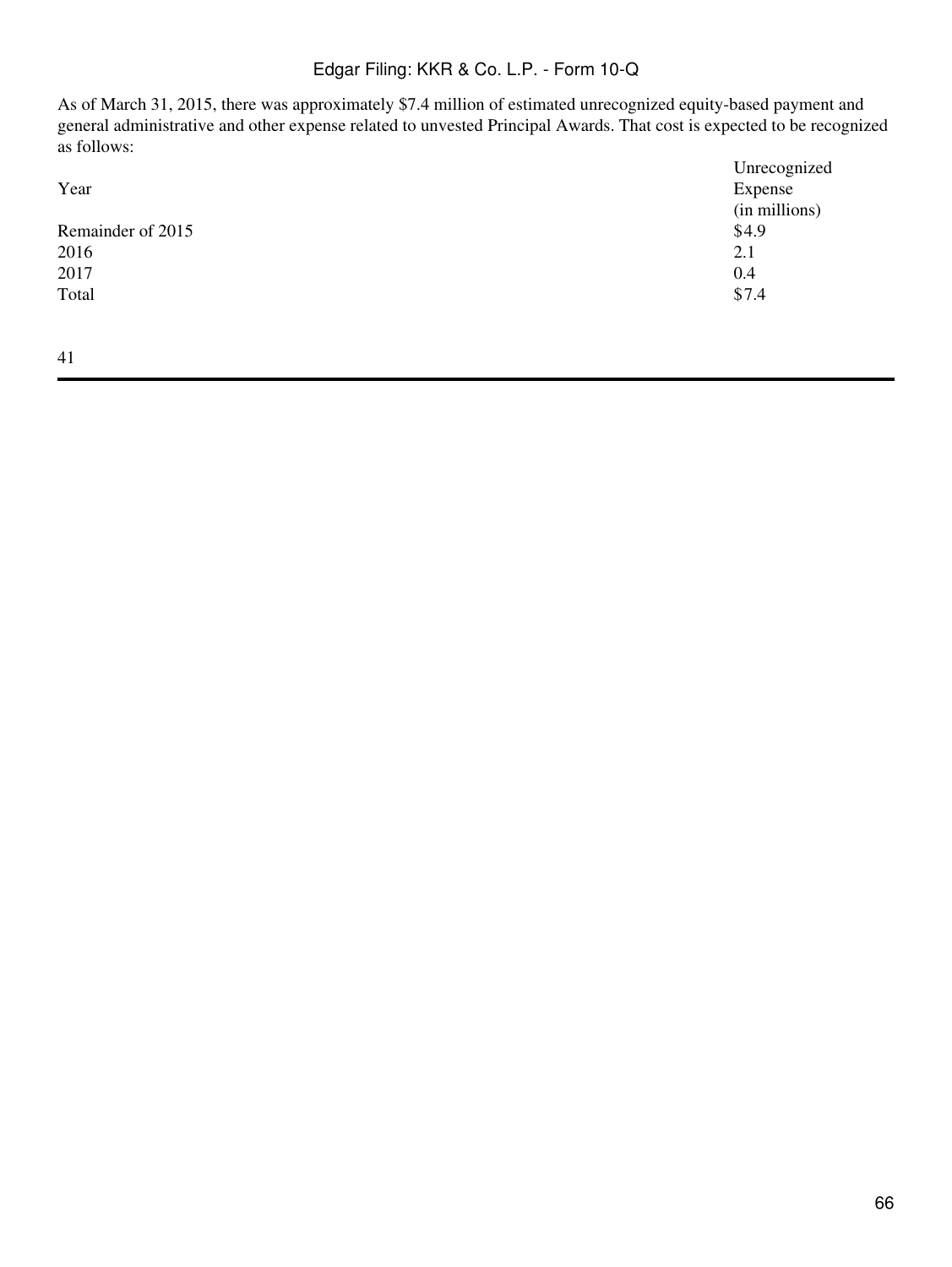As of March 31, 2015, there was approximately $7.4 million of estimated unrecognized equity-based payment and general administrative and other expense related to unvested Principal Awards. That cost is expected to be recognized as follows:

| Year | Unrecognized Expense (in millions) |
| --- | --- |
| Remainder of 2015 | $4.9 |
| 2016 | 2.1 |
| 2017 | 0.4 |
| Total | $7.4 |

41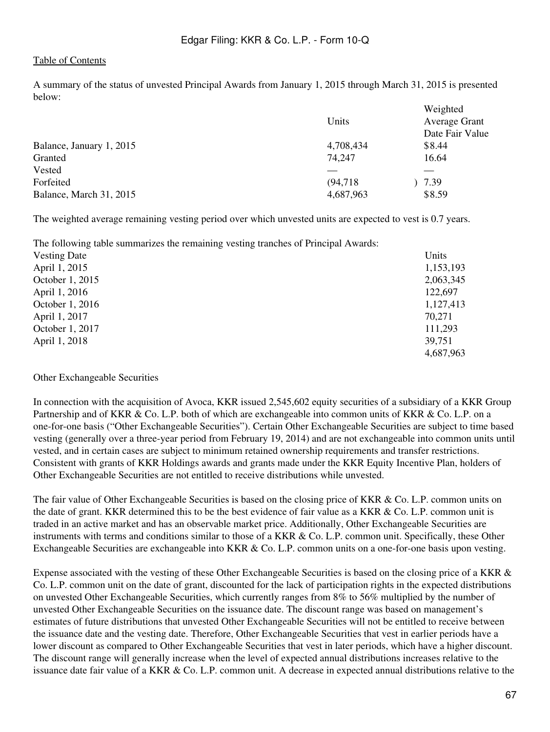A summary of the status of unvested Principal Awards from January 1, 2015 through March 31, 2015 is presented below:

| | Units | Weighted Average Grant Date Fair Value |
|---|---|---|
| Balance, January 1, 2015 | 4,708,434 | $8.44 |
| Granted | 74,247 | 16.64 |
| Vested | — | — |
| Forfeited | (94,718) | 7.39 |
| Balance, March 31, 2015 | 4,687,963 | $8.59 |

The weighted average remaining vesting period over which unvested units are expected to vest is 0.7 years.

The following table summarizes the remaining vesting tranches of Principal Awards:

| Vesting Date | Units |
|---|---|
| April 1, 2015 | 1,153,193 |
| October 1, 2015 | 2,063,345 |
| April 1, 2016 | 122,697 |
| October 1, 2016 | 1,127,413 |
| April 1, 2017 | 70,271 |
| October 1, 2017 | 111,293 |
| April 1, 2018 | 39,751 |
| | 4,687,963 |

Other Exchangeable Securities

In connection with the acquisition of Avoca, KKR issued 2,545,602 equity securities of a subsidiary of a KKR Group Partnership and of KKR & Co. L.P. both of which are exchangeable into common units of KKR & Co. L.P. on a one-for-one basis ("Other Exchangeable Securities"). Certain Other Exchangeable Securities are subject to time based vesting (generally over a three-year period from February 19, 2014) and are not exchangeable into common units until vested, and in certain cases are subject to minimum retained ownership requirements and transfer restrictions. Consistent with grants of KKR Holdings awards and grants made under the KKR Equity Incentive Plan, holders of Other Exchangeable Securities are not entitled to receive distributions while unvested.

The fair value of Other Exchangeable Securities is based on the closing price of KKR & Co. L.P. common units on the date of grant. KKR determined this to be the best evidence of fair value as a KKR & Co. L.P. common unit is traded in an active market and has an observable market price. Additionally, Other Exchangeable Securities are instruments with terms and conditions similar to those of a KKR & Co. L.P. common unit. Specifically, these Other Exchangeable Securities are exchangeable into KKR & Co. L.P. common units on a one-for-one basis upon vesting.

Expense associated with the vesting of these Other Exchangeable Securities is based on the closing price of a KKR & Co. L.P. common unit on the date of grant, discounted for the lack of participation rights in the expected distributions on unvested Other Exchangeable Securities, which currently ranges from 8% to 56% multiplied by the number of unvested Other Exchangeable Securities on the issuance date. The discount range was based on management's estimates of future distributions that unvested Other Exchangeable Securities will not be entitled to receive between the issuance date and the vesting date. Therefore, Other Exchangeable Securities that vest in earlier periods have a lower discount as compared to Other Exchangeable Securities that vest in later periods, which have a higher discount. The discount range will generally increase when the level of expected annual distributions increases relative to the issuance date fair value of a KKR & Co. L.P. common unit. A decrease in expected annual distributions relative to the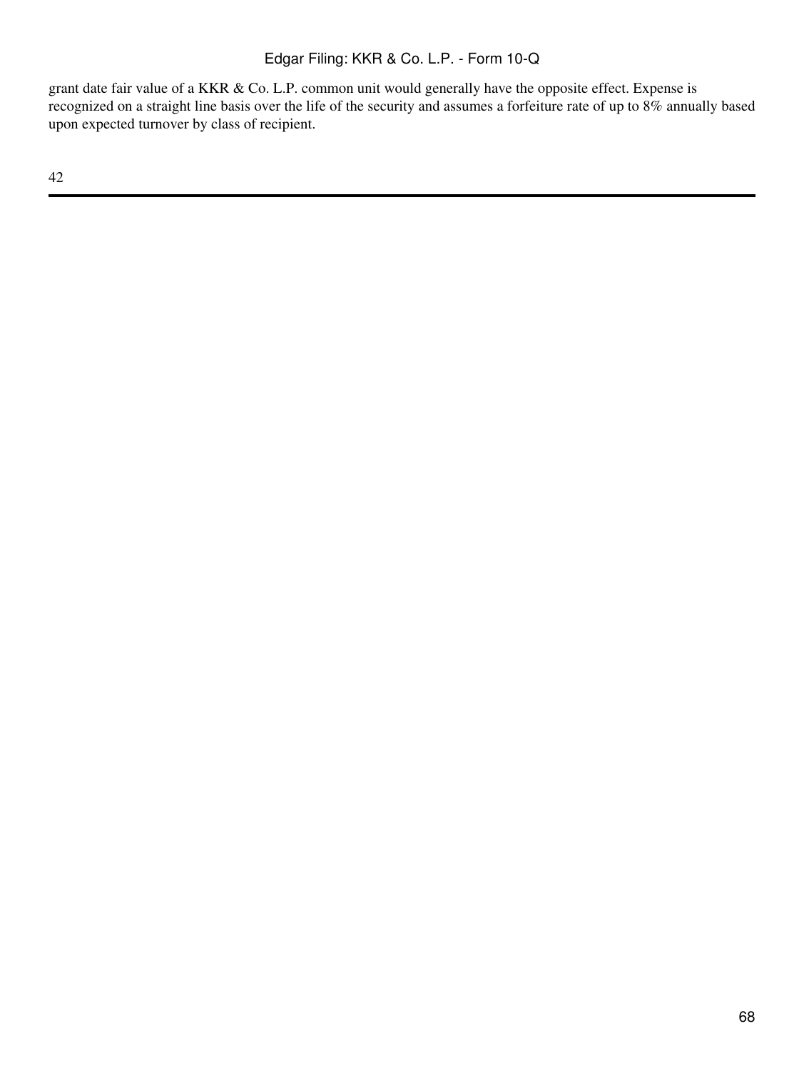grant date fair value of a KKR & Co. L.P. common unit would generally have the opposite effect. Expense is recognized on a straight line basis over the life of the security and assumes a forfeiture rate of up to 8% annually based upon expected turnover by class of recipient.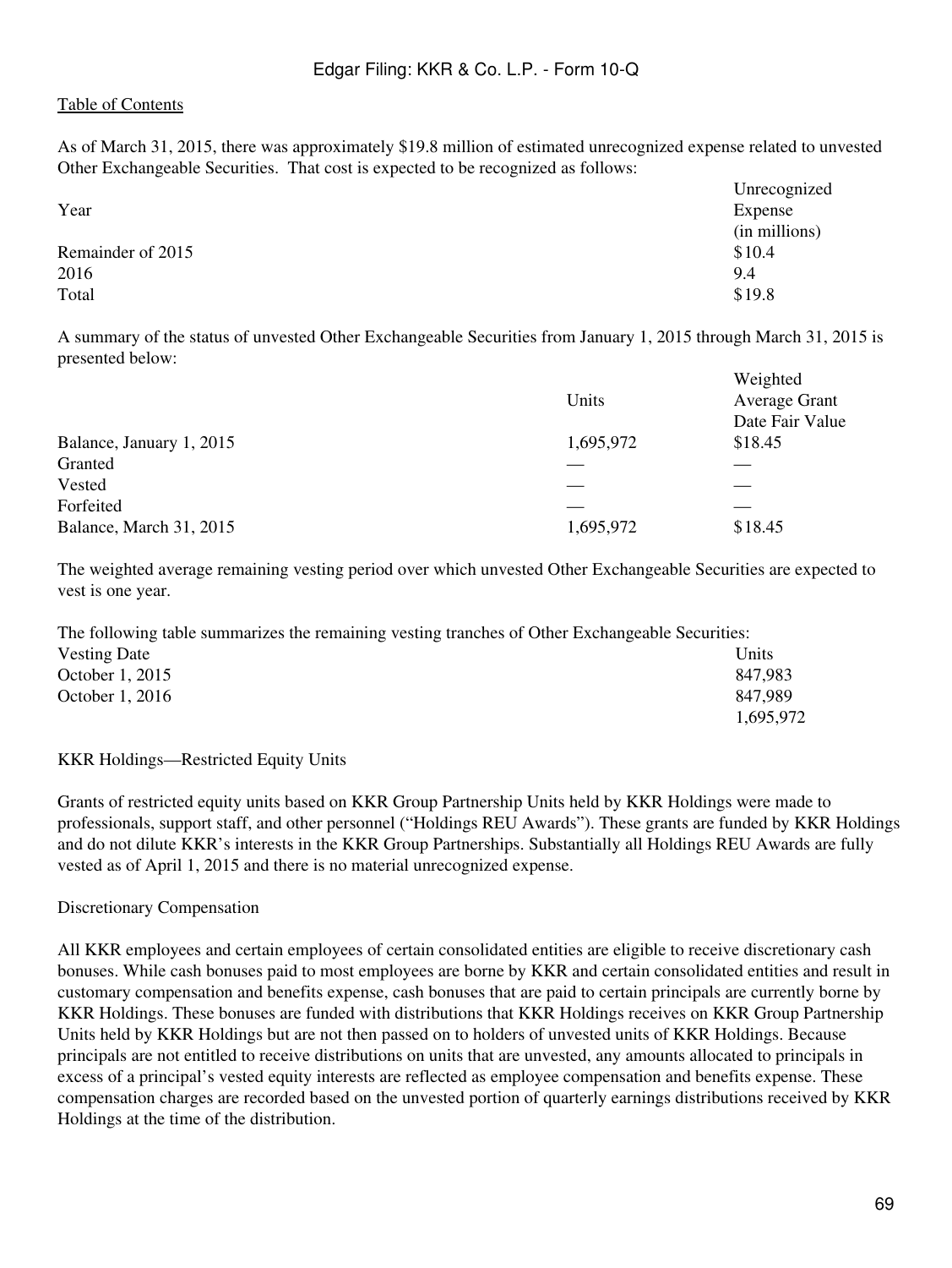As of March 31, 2015, there was approximately $19.8 million of estimated unrecognized expense related to unvested Other Exchangeable Securities. That cost is expected to be recognized as follows:

| Year | Unrecognized Expense (in millions) |
|---|---|
| Remainder of 2015 | $10.4 |
| 2016 | 9.4 |
| Total | $19.8 |

A summary of the status of unvested Other Exchangeable Securities from January 1, 2015 through March 31, 2015 is presented below:

| | Units | Weighted Average Grant Date Fair Value |
|---|---|---|
| Balance, January 1, 2015 | 1,695,972 | $18.45 |
| Granted | — | — |
| Vested | — | — |
| Forfeited | — | — |
| Balance, March 31, 2015 | 1,695,972 | $18.45 |

The weighted average remaining vesting period over which unvested Other Exchangeable Securities are expected to vest is one year.

The following table summarizes the remaining vesting tranches of Other Exchangeable Securities:

| Vesting Date | Units |
|---|---|
| October 1, 2015 | 847,983 |
| October 1, 2016 | 847,989 |
| | 1,695,972 |

KKR Holdings—Restricted Equity Units

Grants of restricted equity units based on KKR Group Partnership Units held by KKR Holdings were made to professionals, support staff, and other personnel ("Holdings REU Awards"). These grants are funded by KKR Holdings and do not dilute KKR's interests in the KKR Group Partnerships. Substantially all Holdings REU Awards are fully vested as of April 1, 2015 and there is no material unrecognized expense.

Discretionary Compensation

All KKR employees and certain employees of certain consolidated entities are eligible to receive discretionary cash bonuses. While cash bonuses paid to most employees are borne by KKR and certain consolidated entities and result in customary compensation and benefits expense, cash bonuses that are paid to certain principals are currently borne by KKR Holdings. These bonuses are funded with distributions that KKR Holdings receives on KKR Group Partnership Units held by KKR Holdings but are not then passed on to holders of unvested units of KKR Holdings. Because principals are not entitled to receive distributions on units that are unvested, any amounts allocated to principals in excess of a principal's vested equity interests are reflected as employee compensation and benefits expense. These compensation charges are recorded based on the unvested portion of quarterly earnings distributions received by KKR Holdings at the time of the distribution.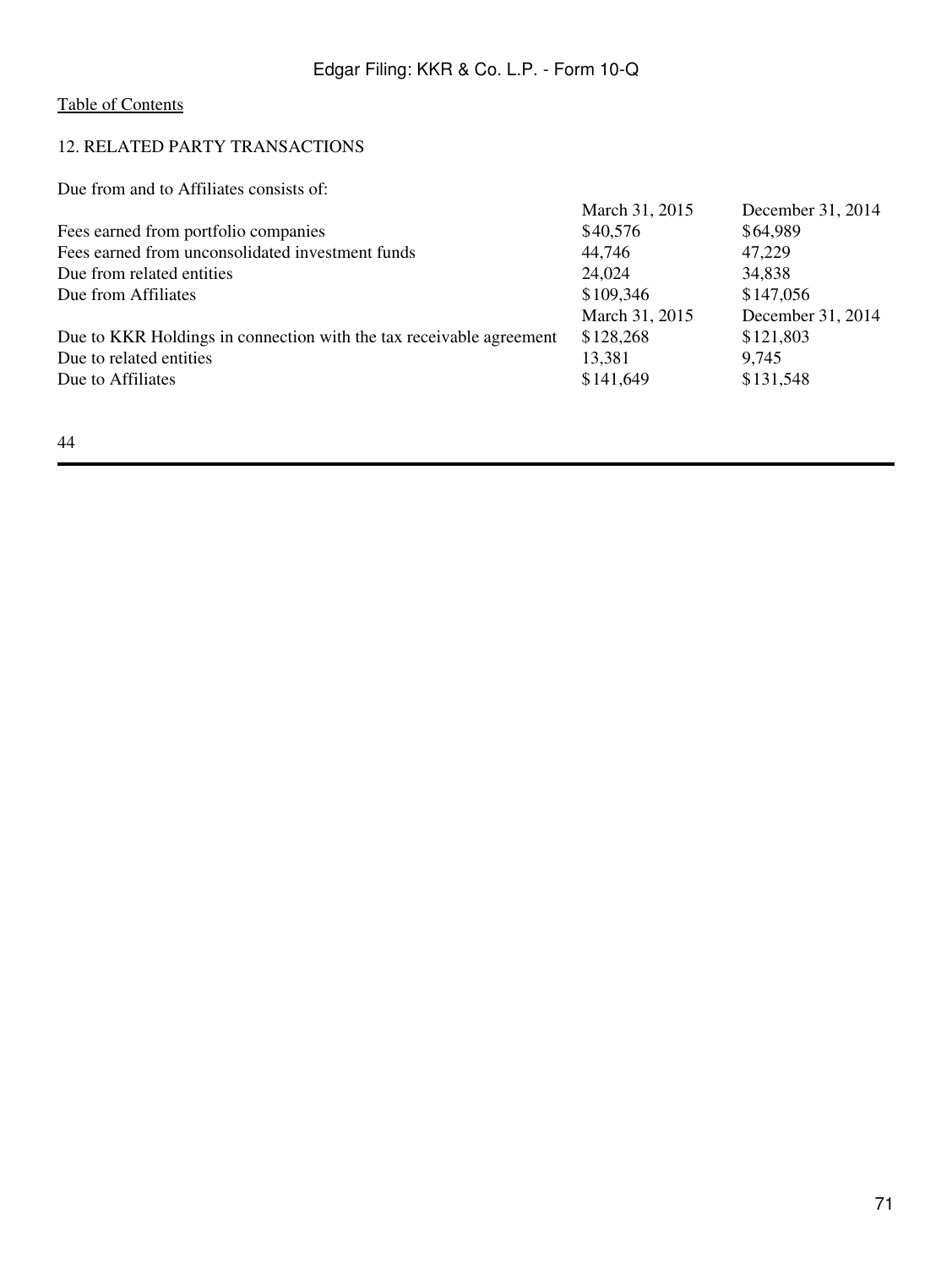## 12. RELATED PARTY TRANSACTIONS

Due from and to Affiliates consists of:

| | March 31, 2015 | December 31, 2014 |
|---|---|---|
| Fees earned from portfolio companies | $40,576 | $64,989 |
| Fees earned from unconsolidated investment funds | 44,746 | 47,229 |
| Due from related entities | 24,024 | 34,838 |
| Due from Affiliates | $109,346 | $147,056 |

| | March 31, 2015 | December 31, 2014 |
|---|---|---|
| Due to KKR Holdings in connection with the tax receivable agreement | $128,268 | $121,803 |
| Due to related entities | 13,381 | 9,745 |
| Due to Affiliates | $141,649 | $131,548 |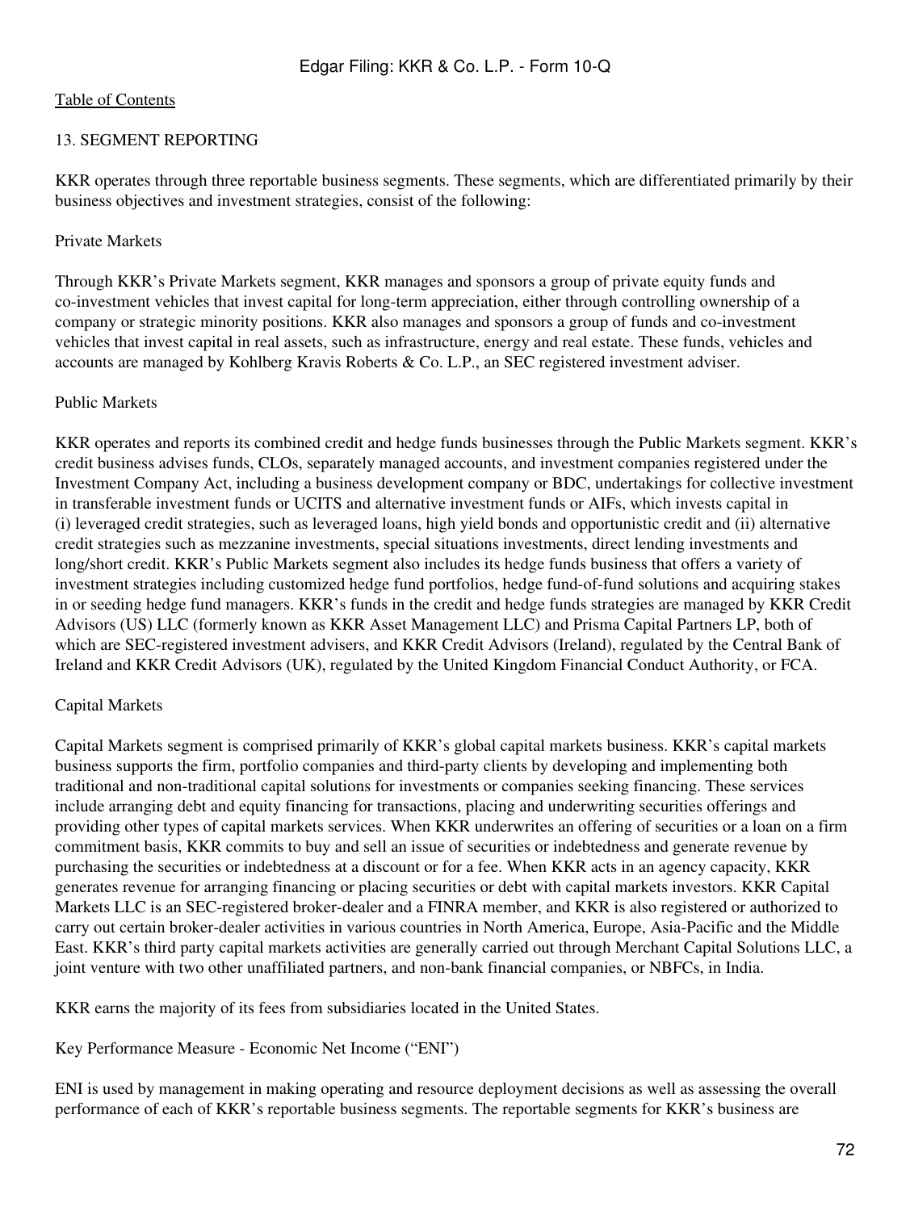## 13. SEGMENT REPORTING

KKR operates through three reportable business segments. These segments, which are differentiated primarily by their business objectives and investment strategies, consist of the following:

### Private Markets

Through KKR's Private Markets segment, KKR manages and sponsors a group of private equity funds and co-investment vehicles that invest capital for long-term appreciation, either through controlling ownership of a company or strategic minority positions. KKR also manages and sponsors a group of funds and co-investment vehicles that invest capital in real assets, such as infrastructure, energy and real estate. These funds, vehicles and accounts are managed by Kohlberg Kravis Roberts & Co. L.P., an SEC registered investment adviser.

### Public Markets

KKR operates and reports its combined credit and hedge funds businesses through the Public Markets segment. KKR's credit business advises funds, CLOs, separately managed accounts, and investment companies registered under the Investment Company Act, including a business development company or BDC, undertakings for collective investment in transferable investment funds or UCITS and alternative investment funds or AIFs, which invests capital in (i) leveraged credit strategies, such as leveraged loans, high yield bonds and opportunistic credit and (ii) alternative credit strategies such as mezzanine investments, special situations investments, direct lending investments and long/short credit. KKR's Public Markets segment also includes its hedge funds business that offers a variety of investment strategies including customized hedge fund portfolios, hedge fund-of-fund solutions and acquiring stakes in or seeding hedge fund managers. KKR's funds in the credit and hedge funds strategies are managed by KKR Credit Advisors (US) LLC (formerly known as KKR Asset Management LLC) and Prisma Capital Partners LP, both of which are SEC-registered investment advisers, and KKR Credit Advisors (Ireland), regulated by the Central Bank of Ireland and KKR Credit Advisors (UK), regulated by the United Kingdom Financial Conduct Authority, or FCA.

### Capital Markets

Capital Markets segment is comprised primarily of KKR's global capital markets business. KKR's capital markets business supports the firm, portfolio companies and third-party clients by developing and implementing both traditional and non-traditional capital solutions for investments or companies seeking financing. These services include arranging debt and equity financing for transactions, placing and underwriting securities offerings and providing other types of capital markets services. When KKR underwrites an offering of securities or a loan on a firm commitment basis, KKR commits to buy and sell an issue of securities or indebtedness and generate revenue by purchasing the securities or indebtedness at a discount or for a fee. When KKR acts in an agency capacity, KKR generates revenue for arranging financing or placing securities or debt with capital markets investors. KKR Capital Markets LLC is an SEC-registered broker-dealer and a FINRA member, and KKR is also registered or authorized to carry out certain broker-dealer activities in various countries in North America, Europe, Asia-Pacific and the Middle East. KKR's third party capital markets activities are generally carried out through Merchant Capital Solutions LLC, a joint venture with two other unaffiliated partners, and non-bank financial companies, or NBFCs, in India.

KKR earns the majority of its fees from subsidiaries located in the United States.

### Key Performance Measure - Economic Net Income ("ENI")

ENI is used by management in making operating and resource deployment decisions as well as assessing the overall performance of each of KKR's reportable business segments. The reportable segments for KKR's business are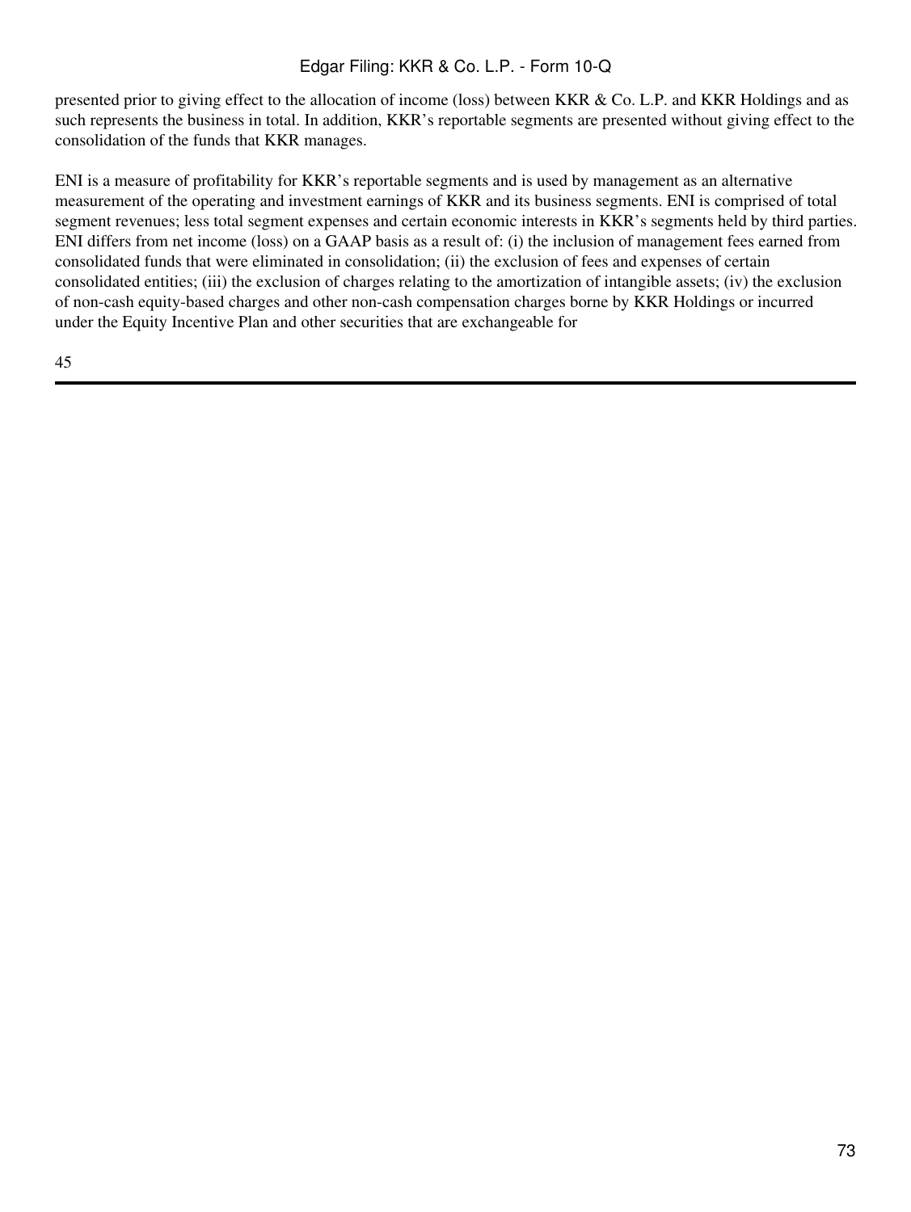presented prior to giving effect to the allocation of income (loss) between KKR & Co. L.P. and KKR Holdings and as such represents the business in total. In addition, KKR's reportable segments are presented without giving effect to the consolidation of the funds that KKR manages.

ENI is a measure of profitability for KKR's reportable segments and is used by management as an alternative measurement of the operating and investment earnings of KKR and its business segments. ENI is comprised of total segment revenues; less total segment expenses and certain economic interests in KKR's segments held by third parties. ENI differs from net income (loss) on a GAAP basis as a result of: (i) the inclusion of management fees earned from consolidated funds that were eliminated in consolidation; (ii) the exclusion of fees and expenses of certain consolidated entities; (iii) the exclusion of charges relating to the amortization of intangible assets; (iv) the exclusion of non-cash equity-based charges and other non-cash compensation charges borne by KKR Holdings or incurred under the Equity Incentive Plan and other securities that are exchangeable for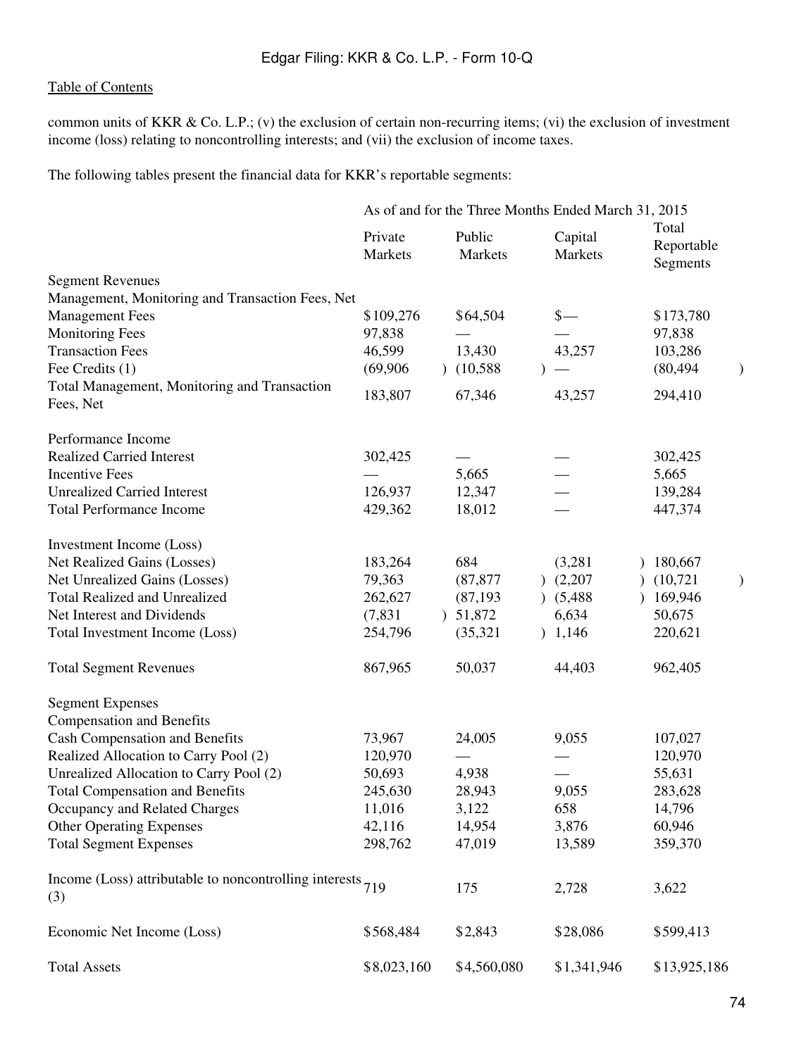common units of KKR & Co. L.P.; (v) the exclusion of certain non-recurring items; (vi) the exclusion of investment income (loss) relating to noncontrolling interests; and (vii) the exclusion of income taxes.

The following tables present the financial data for KKR's reportable segments:

| | As of and for the Three Months Ended March 31, 2015 | | | |
|---|---|---|---|---|
| | Private Markets | Public Markets | Capital Markets | Total Reportable Segments |
| Segment Revenues | | | | |
| Management, Monitoring and Transaction Fees, Net | | | | |
| Management Fees | $109,276 | $64,504 | $— | $173,780 |
| Monitoring Fees | 97,838 | — | — | 97,838 |
| Transaction Fees | 46,599 | 13,430 | 43,257 | 103,286 |
| Fee Credits (1) | (69,906) | (10,588) | — | (80,494) |
| Total Management, Monitoring and Transaction Fees, Net | 183,807 | 67,346 | 43,257 | 294,410 |
| | | | | |
| Performance Income | | | | |
| Realized Carried Interest | 302,425 | — | — | 302,425 |
| Incentive Fees | — | 5,665 | — | 5,665 |
| Unrealized Carried Interest | 126,937 | 12,347 | — | 139,284 |
| Total Performance Income | 429,362 | 18,012 | — | 447,374 |
| | | | | |
| Investment Income (Loss) | | | | |
| Net Realized Gains (Losses) | 183,264 | 684 | (3,281) | 180,667 |
| Net Unrealized Gains (Losses) | 79,363 | (87,877) | (2,207) | (10,721) |
| Total Realized and Unrealized | 262,627 | (87,193) | (5,488) | 169,946 |
| Net Interest and Dividends | (7,831) | 51,872 | 6,634 | 50,675 |
| Total Investment Income (Loss) | 254,796 | (35,321) | 1,146 | 220,621 |
| | | | | |
| Total Segment Revenues | 867,965 | 50,037 | 44,403 | 962,405 |
| | | | | |
| Segment Expenses | | | | |
| Compensation and Benefits | | | | |
| Cash Compensation and Benefits | 73,967 | 24,005 | 9,055 | 107,027 |
| Realized Allocation to Carry Pool (2) | 120,970 | — | — | 120,970 |
| Unrealized Allocation to Carry Pool (2) | 50,693 | 4,938 | — | 55,631 |
| Total Compensation and Benefits | 245,630 | 28,943 | 9,055 | 283,628 |
| Occupancy and Related Charges | 11,016 | 3,122 | 658 | 14,796 |
| Other Operating Expenses | 42,116 | 14,954 | 3,876 | 60,946 |
| Total Segment Expenses | 298,762 | 47,019 | 13,589 | 359,370 |
| | | | | |
| Income (Loss) attributable to noncontrolling interests (3) | 719 | 175 | 2,728 | 3,622 |
| | | | | |
| Economic Net Income (Loss) | $568,484 | $2,843 | $28,086 | $599,413 |
| | | | | |
| Total Assets | $8,023,160 | $4,560,080 | $1,341,946 | $13,925,186 |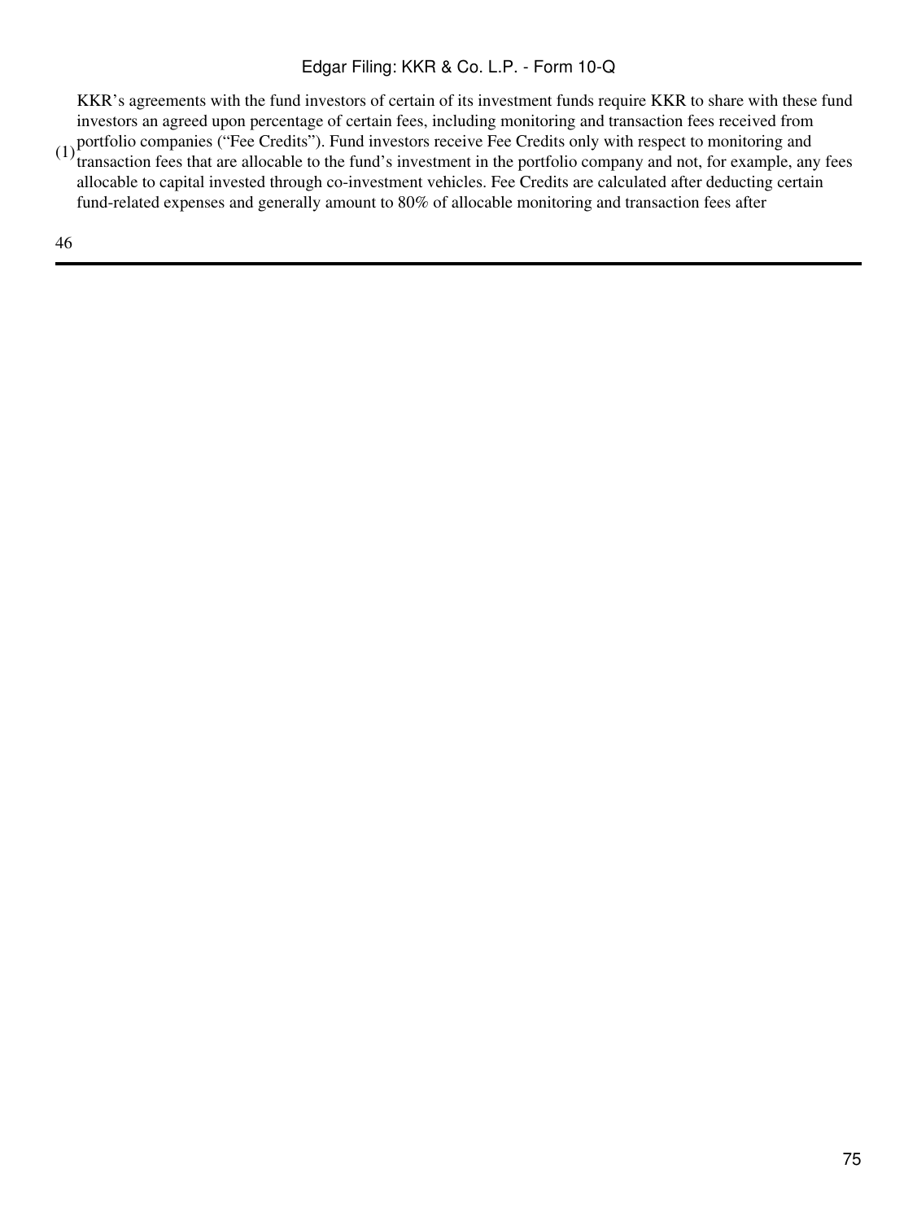(1) KKR's agreements with the fund investors of certain of its investment funds require KKR to share with these fund investors an agreed upon percentage of certain fees, including monitoring and transaction fees received from portfolio companies ("Fee Credits"). Fund investors receive Fee Credits only with respect to monitoring and transaction fees that are allocable to the fund's investment in the portfolio company and not, for example, any fees allocable to capital invested through co-investment vehicles. Fee Credits are calculated after deducting certain fund-related expenses and generally amount to 80% of allocable monitoring and transaction fees after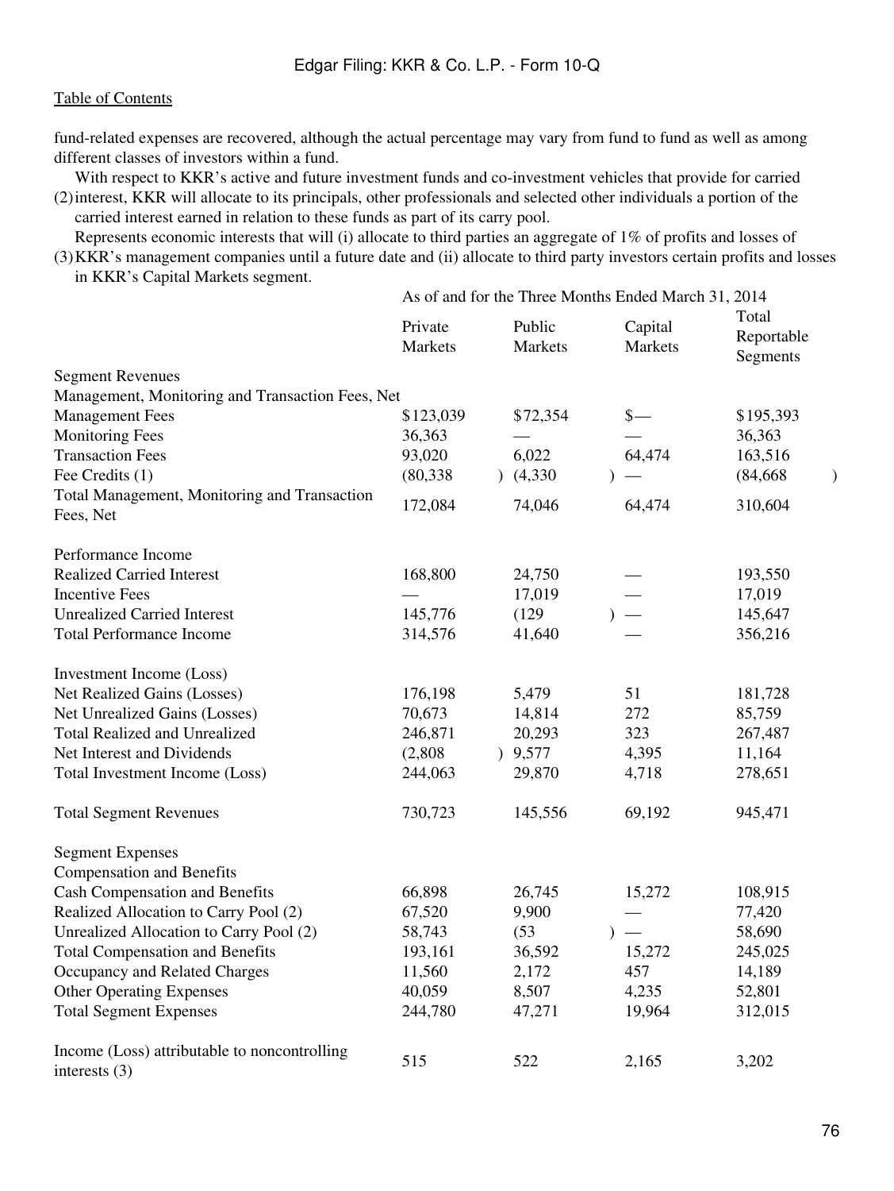fund-related expenses are recovered, although the actual percentage may vary from fund to fund as well as among different classes of investors within a fund.

(2) With respect to KKR's active and future investment funds and co-investment vehicles that provide for carried interest, KKR will allocate to its principals, other professionals and selected other individuals a portion of the carried interest earned in relation to these funds as part of its carry pool.

(3) Represents economic interests that will (i) allocate to third parties an aggregate of 1% of profits and losses of KKR's management companies until a future date and (ii) allocate to third party investors certain profits and losses in KKR's Capital Markets segment.

| | As of and for the Three Months Ended March 31, 2014 | | | |
|---|---|---|---|---|
| | Private Markets | Public Markets | Capital Markets | Total Reportable Segments |
| Segment Revenues | | | | |
| Management, Monitoring and Transaction Fees, Net | | | | |
| Management Fees | $123,039 | $72,354 | $— | $195,393 |
| Monitoring Fees | 36,363 | — | — | 36,363 |
| Transaction Fees | 93,020 | 6,022 | 64,474 | 163,516 |
| Fee Credits (1) | (80,338) | (4,330) | — | (84,668) |
| Total Management, Monitoring and Transaction Fees, Net | 172,084 | 74,046 | 64,474 | 310,604 |
| | | | | |
| Performance Income | | | | |
| Realized Carried Interest | 168,800 | 24,750 | — | 193,550 |
| Incentive Fees | — | 17,019 | — | 17,019 |
| Unrealized Carried Interest | 145,776 | (129) | — | 145,647 |
| Total Performance Income | 314,576 | 41,640 | — | 356,216 |
| | | | | |
| Investment Income (Loss) | | | | |
| Net Realized Gains (Losses) | 176,198 | 5,479 | 51 | 181,728 |
| Net Unrealized Gains (Losses) | 70,673 | 14,814 | 272 | 85,759 |
| Total Realized and Unrealized | 246,871 | 20,293 | 323 | 267,487 |
| Net Interest and Dividends | (2,808) | 9,577 | 4,395 | 11,164 |
| Total Investment Income (Loss) | 244,063 | 29,870 | 4,718 | 278,651 |
| | | | | |
| Total Segment Revenues | 730,723 | 145,556 | 69,192 | 945,471 |
| | | | | |
| Segment Expenses | | | | |
| Compensation and Benefits | | | | |
| Cash Compensation and Benefits | 66,898 | 26,745 | 15,272 | 108,915 |
| Realized Allocation to Carry Pool (2) | 67,520 | 9,900 | — | 77,420 |
| Unrealized Allocation to Carry Pool (2) | 58,743 | (53) | — | 58,690 |
| Total Compensation and Benefits | 193,161 | 36,592 | 15,272 | 245,025 |
| Occupancy and Related Charges | 11,560 | 2,172 | 457 | 14,189 |
| Other Operating Expenses | 40,059 | 8,507 | 4,235 | 52,801 |
| Total Segment Expenses | 244,780 | 47,271 | 19,964 | 312,015 |
| | | | | |
| Income (Loss) attributable to noncontrolling interests (3) | 515 | 522 | 2,165 | 3,202 |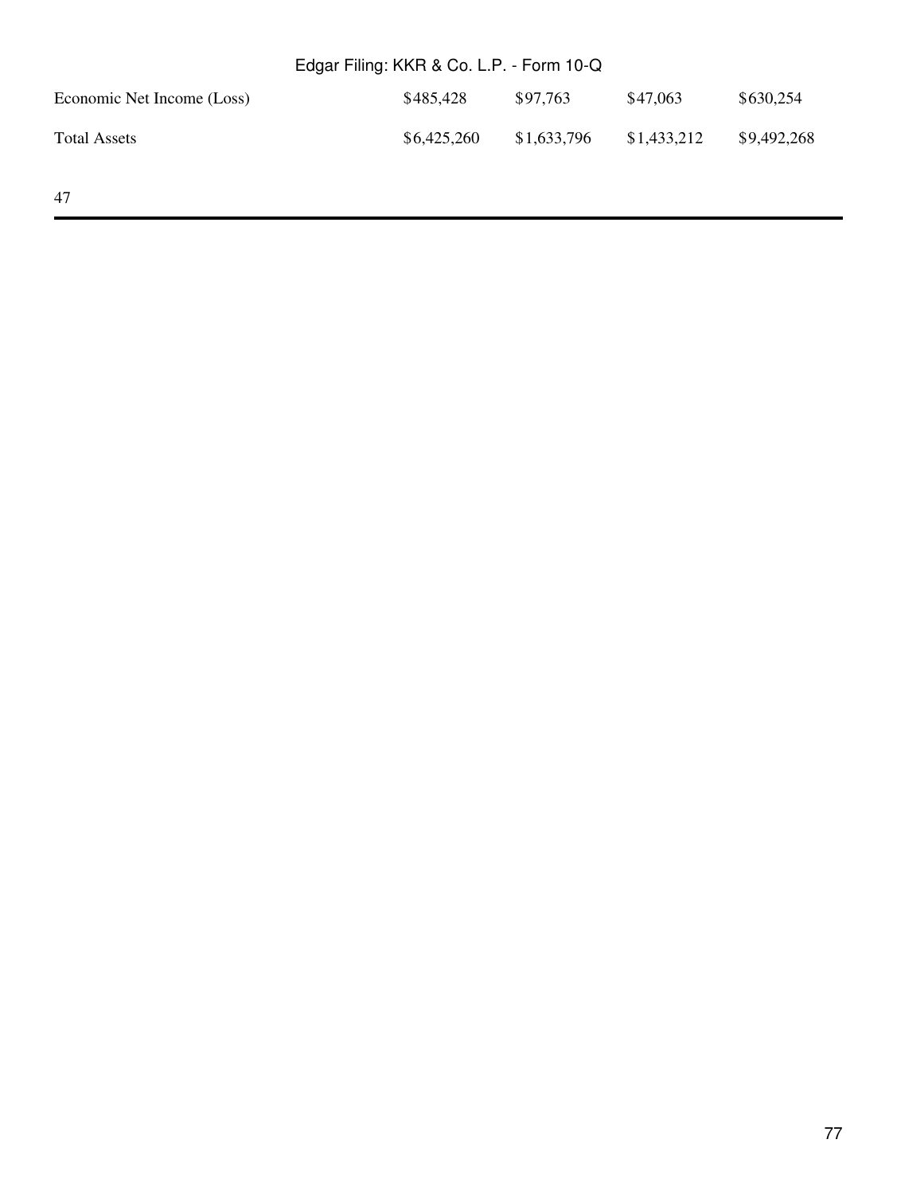| | | | | |
|---|---|---|---|---|
| Economic Net Income (Loss) | $485,428 | $97,763 | $47,063 | $630,254 |
| Total Assets | $6,425,260 | $1,633,796 | $1,433,212 | $9,492,268 |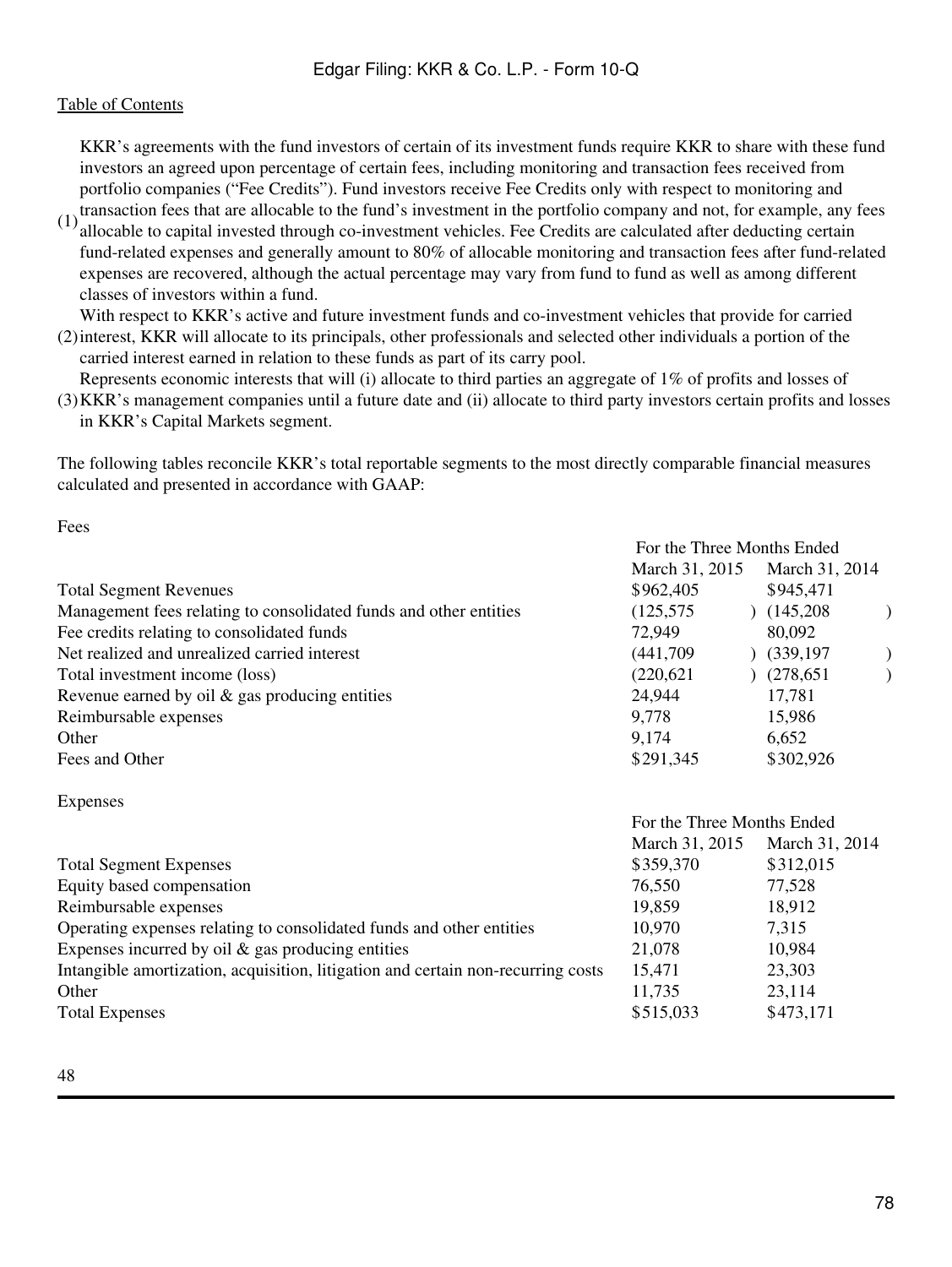(1) KKR's agreements with the fund investors of certain of its investment funds require KKR to share with these fund investors an agreed upon percentage of certain fees, including monitoring and transaction fees received from portfolio companies ("Fee Credits"). Fund investors receive Fee Credits only with respect to monitoring and transaction fees that are allocable to the fund's investment in the portfolio company and not, for example, any fees allocable to capital invested through co-investment vehicles. Fee Credits are calculated after deducting certain fund-related expenses and generally amount to 80% of allocable monitoring and transaction fees after fund-related expenses are recovered, although the actual percentage may vary from fund to fund as well as among different classes of investors within a fund.

(2) With respect to KKR's active and future investment funds and co-investment vehicles that provide for carried interest, KKR will allocate to its principals, other professionals and selected other individuals a portion of the carried interest earned in relation to these funds as part of its carry pool.

(3) Represents economic interests that will (i) allocate to third parties an aggregate of 1% of profits and losses of KKR's management companies until a future date and (ii) allocate to third party investors certain profits and losses in KKR's Capital Markets segment.

The following tables reconcile KKR's total reportable segments to the most directly comparable financial measures calculated and presented in accordance with GAAP:

Fees

| | For the Three Months Ended | |
|---|---|---|
| | March 31, 2015 | March 31, 2014 |
| Total Segment Revenues | $962,405 | $945,471 |
| Management fees relating to consolidated funds and other entities | (125,575) | (145,208) |
| Fee credits relating to consolidated funds | 72,949 | 80,092 |
| Net realized and unrealized carried interest | (441,709) | (339,197) |
| Total investment income (loss) | (220,621) | (278,651) |
| Revenue earned by oil & gas producing entities | 24,944 | 17,781 |
| Reimbursable expenses | 9,778 | 15,986 |
| Other | 9,174 | 6,652 |
| Fees and Other | $291,345 | $302,926 |

Expenses

| | For the Three Months Ended | |
|---|---|---|
| | March 31, 2015 | March 31, 2014 |
| Total Segment Expenses | $359,370 | $312,015 |
| Equity based compensation | 76,550 | 77,528 |
| Reimbursable expenses | 19,859 | 18,912 |
| Operating expenses relating to consolidated funds and other entities | 10,970 | 7,315 |
| Expenses incurred by oil & gas producing entities | 21,078 | 10,984 |
| Intangible amortization, acquisition, litigation and certain non-recurring costs | 15,471 | 23,303 |
| Other | 11,735 | 23,114 |
| Total Expenses | $515,033 | $473,171 |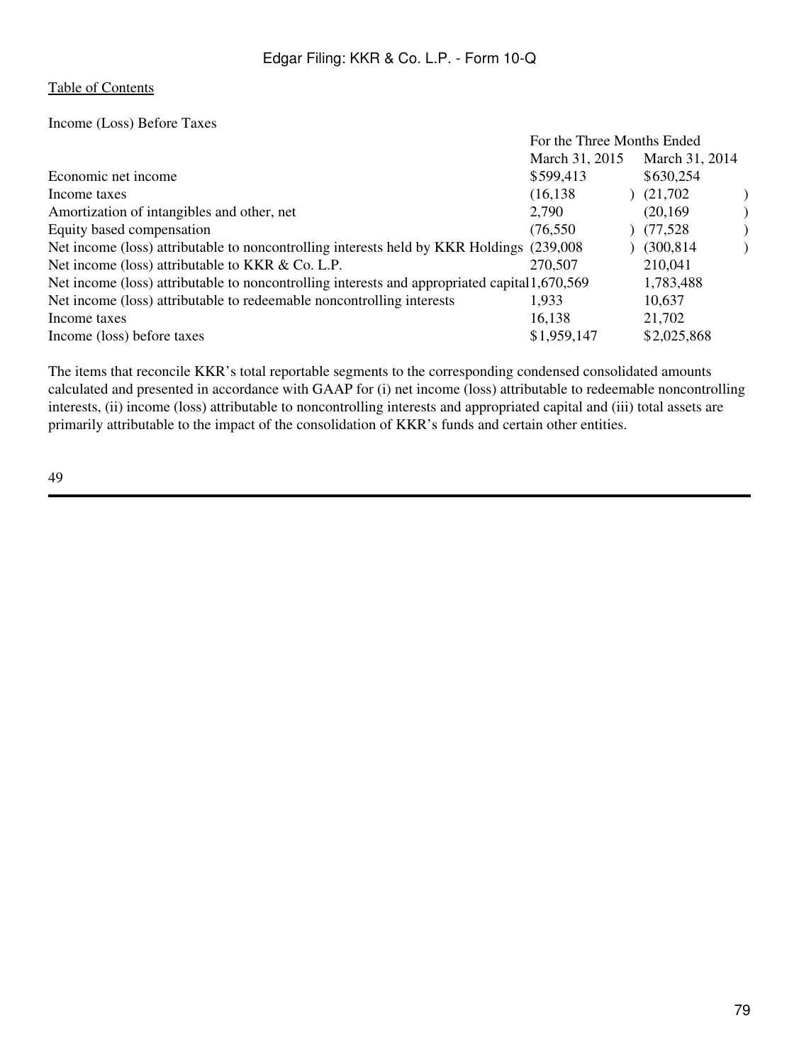Income (Loss) Before Taxes

| | For the Three Months Ended | |
|---|---|---|
| | March 31, 2015 | March 31, 2014 |
| Economic net income | $599,413 | $630,254 |
| Income taxes | (16,138) | (21,702) |
| Amortization of intangibles and other, net | 2,790 | (20,169) |
| Equity based compensation | (76,550) | (77,528) |
| Net income (loss) attributable to noncontrolling interests held by KKR Holdings | (239,008) | (300,814) |
| Net income (loss) attributable to KKR & Co. L.P. | 270,507 | 210,041 |
| Net income (loss) attributable to noncontrolling interests and appropriated capital | 1,670,569 | 1,783,488 |
| Net income (loss) attributable to redeemable noncontrolling interests | 1,933 | 10,637 |
| Income taxes | 16,138 | 21,702 |
| Income (loss) before taxes | $1,959,147 | $2,025,868 |

The items that reconcile KKR's total reportable segments to the corresponding condensed consolidated amounts calculated and presented in accordance with GAAP for (i) net income (loss) attributable to redeemable noncontrolling interests, (ii) income (loss) attributable to noncontrolling interests and appropriated capital and (iii) total assets are primarily attributable to the impact of the consolidation of KKR's funds and certain other entities.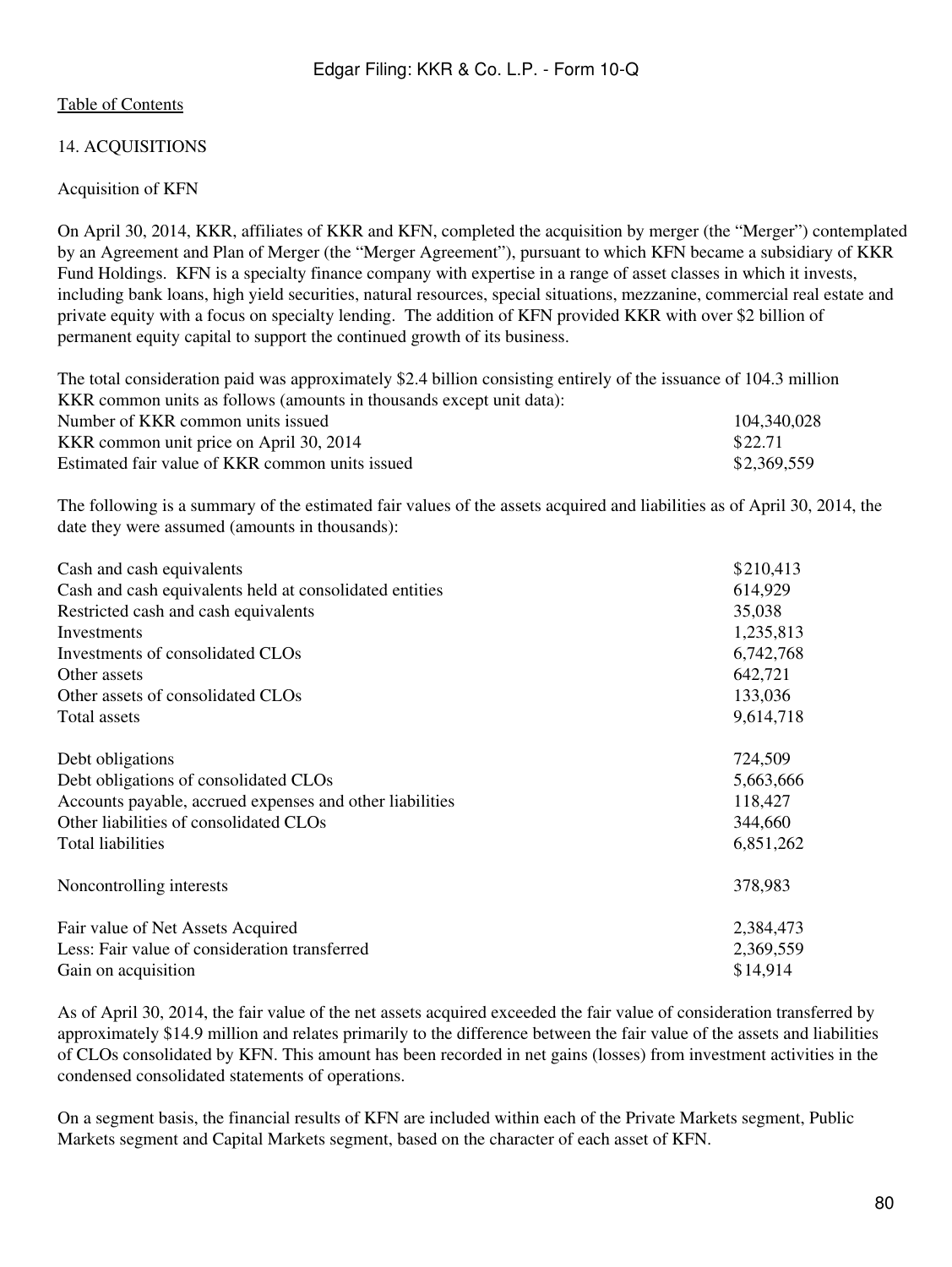## 14. ACQUISITIONS

### Acquisition of KFN

On April 30, 2014, KKR, affiliates of KKR and KFN, completed the acquisition by merger (the "Merger") contemplated by an Agreement and Plan of Merger (the "Merger Agreement"), pursuant to which KFN became a subsidiary of KKR Fund Holdings. KFN is a specialty finance company with expertise in a range of asset classes in which it invests, including bank loans, high yield securities, natural resources, special situations, mezzanine, commercial real estate and private equity with a focus on specialty lending. The addition of KFN provided KKR with over $2 billion of permanent equity capital to support the continued growth of its business.

The total consideration paid was approximately $2.4 billion consisting entirely of the issuance of 104.3 million KKR common units as follows (amounts in thousands except unit data):

| | |
|---|---|
| Number of KKR common units issued | 104,340,028 |
| KKR common unit price on April 30, 2014 | $22.71 |
| Estimated fair value of KKR common units issued | $2,369,559 |

The following is a summary of the estimated fair values of the assets acquired and liabilities as of April 30, 2014, the date they were assumed (amounts in thousands):

| | |
|---|---|
| Cash and cash equivalents | $210,413 |
| Cash and cash equivalents held at consolidated entities | 614,929 |
| Restricted cash and cash equivalents | 35,038 |
| Investments | 1,235,813 |
| Investments of consolidated CLOs | 6,742,768 |
| Other assets | 642,721 |
| Other assets of consolidated CLOs | 133,036 |
| Total assets | 9,614,718 |
| | |
| Debt obligations | 724,509 |
| Debt obligations of consolidated CLOs | 5,663,666 |
| Accounts payable, accrued expenses and other liabilities | 118,427 |
| Other liabilities of consolidated CLOs | 344,660 |
| Total liabilities | 6,851,262 |
| | |
| Noncontrolling interests | 378,983 |
| | |
| Fair value of Net Assets Acquired | 2,384,473 |
| Less: Fair value of consideration transferred | 2,369,559 |
| Gain on acquisition | $14,914 |

As of April 30, 2014, the fair value of the net assets acquired exceeded the fair value of consideration transferred by approximately $14.9 million and relates primarily to the difference between the fair value of the assets and liabilities of CLOs consolidated by KFN. This amount has been recorded in net gains (losses) from investment activities in the condensed consolidated statements of operations.

On a segment basis, the financial results of KFN are included within each of the Private Markets segment, Public Markets segment and Capital Markets segment, based on the character of each asset of KFN.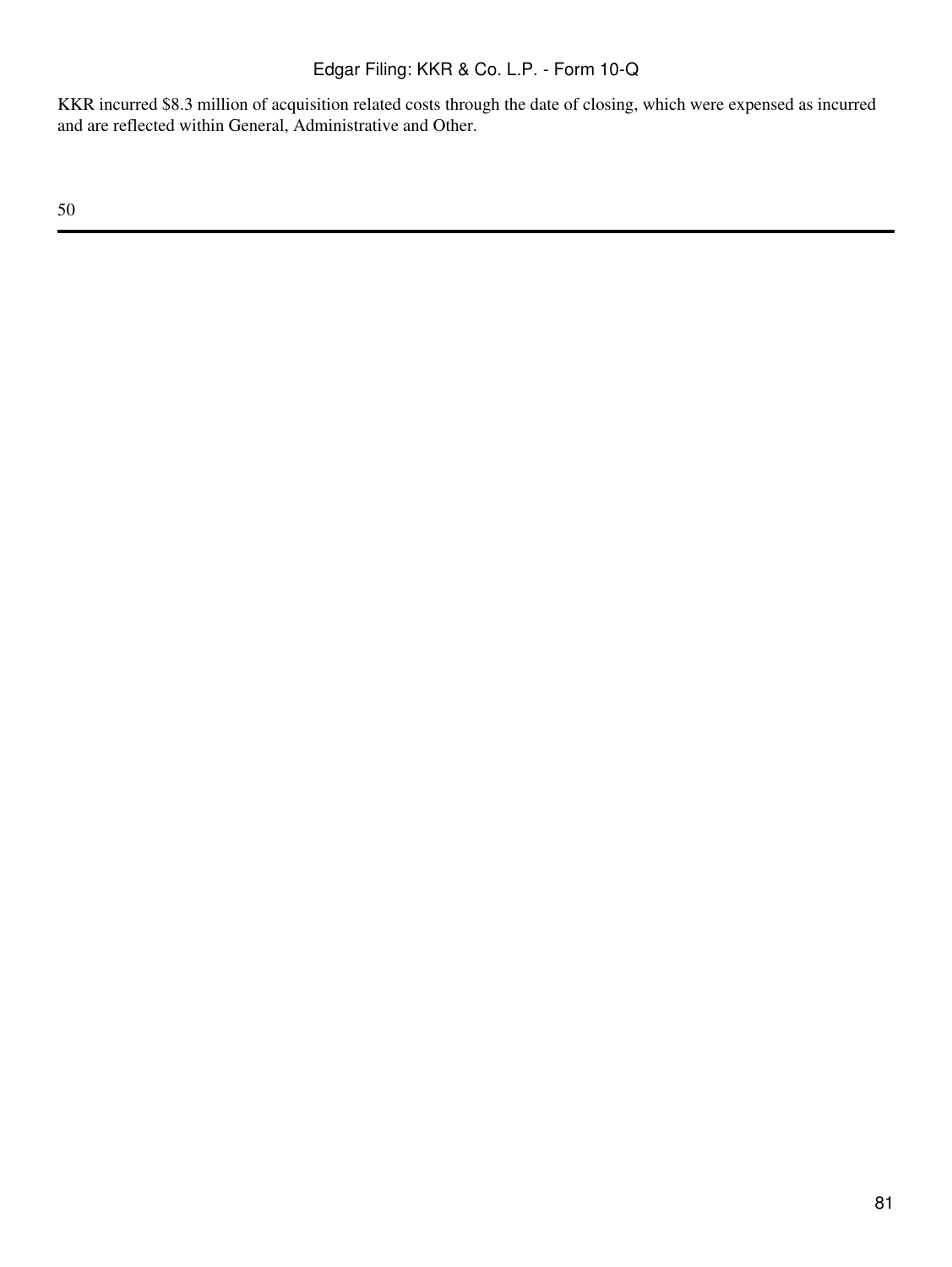KKR incurred $8.3 million of acquisition related costs through the date of closing, which were expensed as incurred and are reflected within General, Administrative and Other.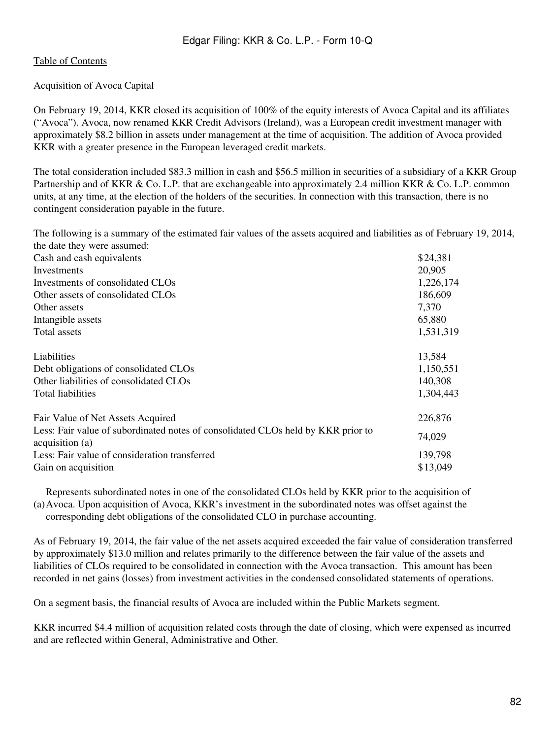Acquisition of Avoca Capital

On February 19, 2014, KKR closed its acquisition of 100% of the equity interests of Avoca Capital and its affiliates ("Avoca"). Avoca, now renamed KKR Credit Advisors (Ireland), was a European credit investment manager with approximately $8.2 billion in assets under management at the time of acquisition. The addition of Avoca provided KKR with a greater presence in the European leveraged credit markets.

The total consideration included $83.3 million in cash and $56.5 million in securities of a subsidiary of a KKR Group Partnership and of KKR & Co. L.P. that are exchangeable into approximately 2.4 million KKR & Co. L.P. common units, at any time, at the election of the holders of the securities. In connection with this transaction, there is no contingent consideration payable in the future.

The following is a summary of the estimated fair values of the assets acquired and liabilities as of February 19, 2014, the date they were assumed:

| | |
|---|---|
| Cash and cash equivalents | $24,381 |
| Investments | 20,905 |
| Investments of consolidated CLOs | 1,226,174 |
| Other assets of consolidated CLOs | 186,609 |
| Other assets | 7,370 |
| Intangible assets | 65,880 |
| Total assets | 1,531,319 |
| | |
| Liabilities | 13,584 |
| Debt obligations of consolidated CLOs | 1,150,551 |
| Other liabilities of consolidated CLOs | 140,308 |
| Total liabilities | 1,304,443 |
| | |
| Fair Value of Net Assets Acquired | 226,876 |
| Less: Fair value of subordinated notes of consolidated CLOs held by KKR prior to acquisition (a) | 74,029 |
| Less: Fair value of consideration transferred | 139,798 |
| Gain on acquisition | $13,049 |

(a) Represents subordinated notes in one of the consolidated CLOs held by KKR prior to the acquisition of Avoca. Upon acquisition of Avoca, KKR's investment in the subordinated notes was offset against the corresponding debt obligations of the consolidated CLO in purchase accounting.

As of February 19, 2014, the fair value of the net assets acquired exceeded the fair value of consideration transferred by approximately $13.0 million and relates primarily to the difference between the fair value of the assets and liabilities of CLOs required to be consolidated in connection with the Avoca transaction. This amount has been recorded in net gains (losses) from investment activities in the condensed consolidated statements of operations.

On a segment basis, the financial results of Avoca are included within the Public Markets segment.

KKR incurred $4.4 million of acquisition related costs through the date of closing, which were expensed as incurred and are reflected within General, Administrative and Other.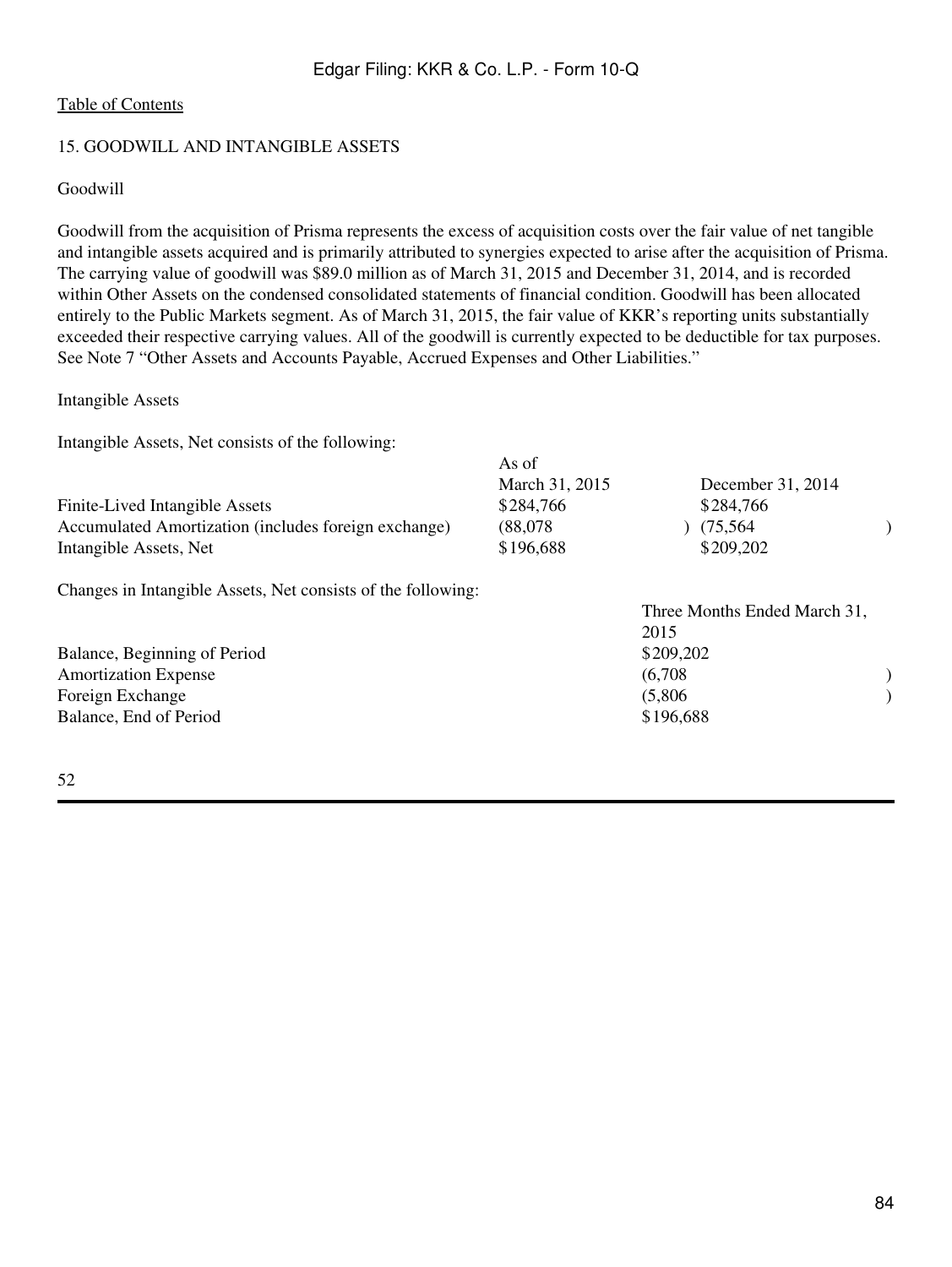Table of Contents

## 15. GOODWILL AND INTANGIBLE ASSETS

### Goodwill

Goodwill from the acquisition of Prisma represents the excess of acquisition costs over the fair value of net tangible and intangible assets acquired and is primarily attributed to synergies expected to arise after the acquisition of Prisma. The carrying value of goodwill was $89.0 million as of March 31, 2015 and December 31, 2014, and is recorded within Other Assets on the condensed consolidated statements of financial condition. Goodwill has been allocated entirely to the Public Markets segment. As of March 31, 2015, the fair value of KKR's reporting units substantially exceeded their respective carrying values. All of the goodwill is currently expected to be deductible for tax purposes. See Note 7 "Other Assets and Accounts Payable, Accrued Expenses and Other Liabilities."

### Intangible Assets

Intangible Assets, Net consists of the following:

| | As of March 31, 2015 | December 31, 2014 |
|---|---|---|
| Finite-Lived Intangible Assets | $284,766 | $284,766 |
| Accumulated Amortization (includes foreign exchange) | (88,078) | (75,564) |
| Intangible Assets, Net | $196,688 | $209,202 |

Changes in Intangible Assets, Net consists of the following:

| | Three Months Ended March 31, 2015 |
|---|---|
| Balance, Beginning of Period | $209,202 |
| Amortization Expense | (6,708) |
| Foreign Exchange | (5,806) |
| Balance, End of Period | $196,688 |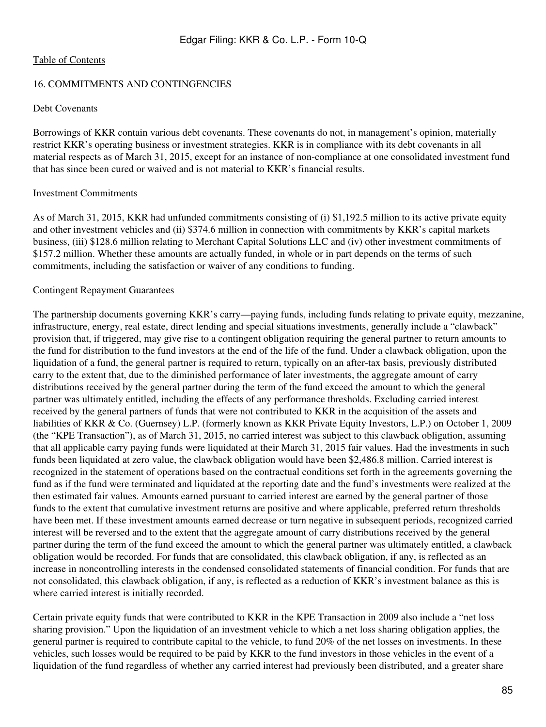## 16. COMMITMENTS AND CONTINGENCIES

### Debt Covenants

Borrowings of KKR contain various debt covenants. These covenants do not, in management's opinion, materially restrict KKR's operating business or investment strategies. KKR is in compliance with its debt covenants in all material respects as of March 31, 2015, except for an instance of non-compliance at one consolidated investment fund that has since been cured or waived and is not material to KKR's financial results.

### Investment Commitments

As of March 31, 2015, KKR had unfunded commitments consisting of (i) $1,192.5 million to its active private equity and other investment vehicles and (ii) $374.6 million in connection with commitments by KKR's capital markets business, (iii) $128.6 million relating to Merchant Capital Solutions LLC and (iv) other investment commitments of $157.2 million. Whether these amounts are actually funded, in whole or in part depends on the terms of such commitments, including the satisfaction or waiver of any conditions to funding.

### Contingent Repayment Guarantees

The partnership documents governing KKR's carry—paying funds, including funds relating to private equity, mezzanine, infrastructure, energy, real estate, direct lending and special situations investments, generally include a "clawback" provision that, if triggered, may give rise to a contingent obligation requiring the general partner to return amounts to the fund for distribution to the fund investors at the end of the life of the fund. Under a clawback obligation, upon the liquidation of a fund, the general partner is required to return, typically on an after-tax basis, previously distributed carry to the extent that, due to the diminished performance of later investments, the aggregate amount of carry distributions received by the general partner during the term of the fund exceed the amount to which the general partner was ultimately entitled, including the effects of any performance thresholds. Excluding carried interest received by the general partners of funds that were not contributed to KKR in the acquisition of the assets and liabilities of KKR & Co. (Guernsey) L.P. (formerly known as KKR Private Equity Investors, L.P.) on October 1, 2009 (the "KPE Transaction"), as of March 31, 2015, no carried interest was subject to this clawback obligation, assuming that all applicable carry paying funds were liquidated at their March 31, 2015 fair values. Had the investments in such funds been liquidated at zero value, the clawback obligation would have been $2,486.8 million. Carried interest is recognized in the statement of operations based on the contractual conditions set forth in the agreements governing the fund as if the fund were terminated and liquidated at the reporting date and the fund's investments were realized at the then estimated fair values. Amounts earned pursuant to carried interest are earned by the general partner of those funds to the extent that cumulative investment returns are positive and where applicable, preferred return thresholds have been met. If these investment amounts earned decrease or turn negative in subsequent periods, recognized carried interest will be reversed and to the extent that the aggregate amount of carry distributions received by the general partner during the term of the fund exceed the amount to which the general partner was ultimately entitled, a clawback obligation would be recorded. For funds that are consolidated, this clawback obligation, if any, is reflected as an increase in noncontrolling interests in the condensed consolidated statements of financial condition. For funds that are not consolidated, this clawback obligation, if any, is reflected as a reduction of KKR's investment balance as this is where carried interest is initially recorded.

Certain private equity funds that were contributed to KKR in the KPE Transaction in 2009 also include a "net loss sharing provision." Upon the liquidation of an investment vehicle to which a net loss sharing obligation applies, the general partner is required to contribute capital to the vehicle, to fund 20% of the net losses on investments. In these vehicles, such losses would be required to be paid by KKR to the fund investors in those vehicles in the event of a liquidation of the fund regardless of whether any carried interest had previously been distributed, and a greater share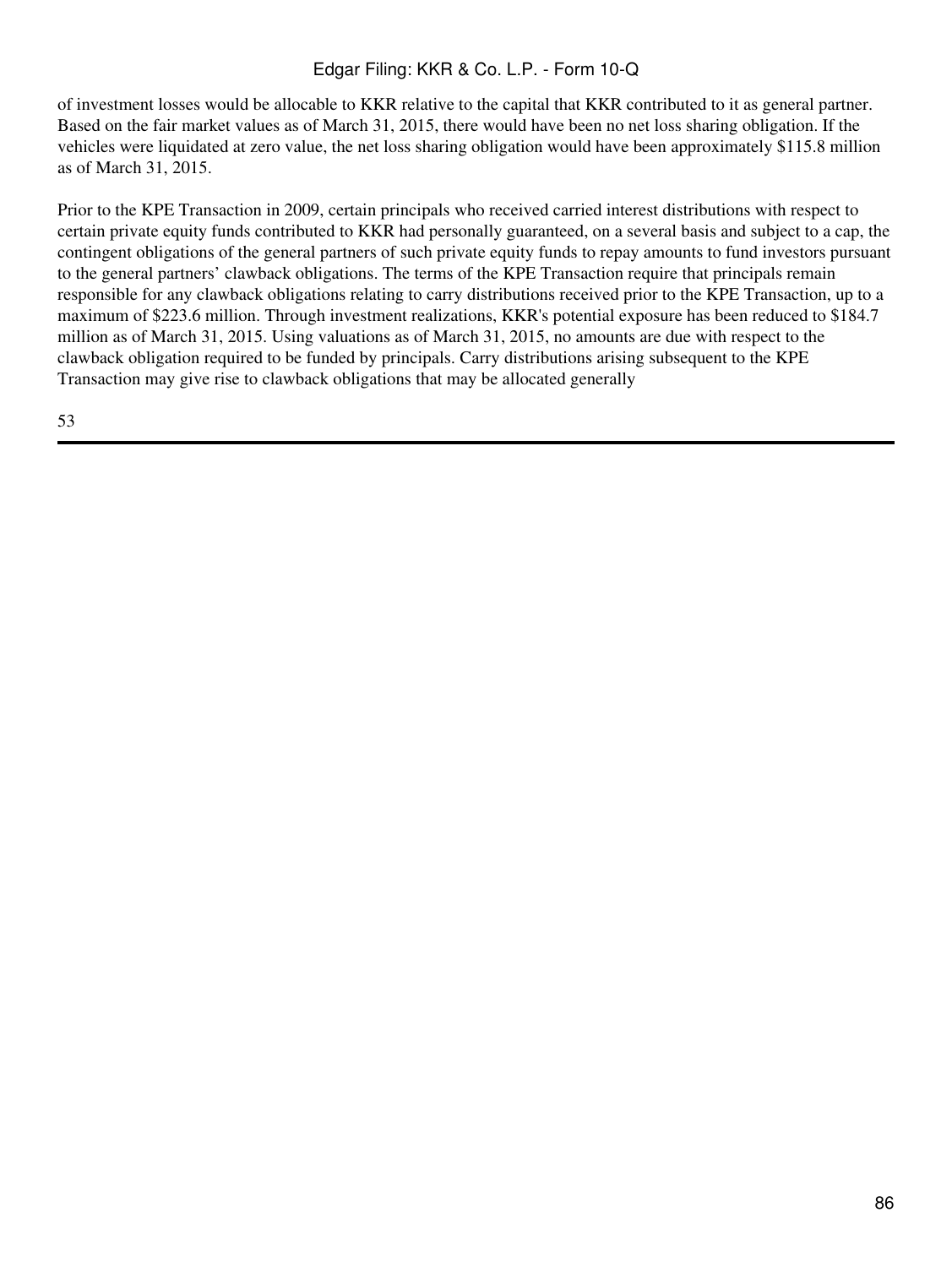of investment losses would be allocable to KKR relative to the capital that KKR contributed to it as general partner. Based on the fair market values as of March 31, 2015, there would have been no net loss sharing obligation. If the vehicles were liquidated at zero value, the net loss sharing obligation would have been approximately $115.8 million as of March 31, 2015.

Prior to the KPE Transaction in 2009, certain principals who received carried interest distributions with respect to certain private equity funds contributed to KKR had personally guaranteed, on a several basis and subject to a cap, the contingent obligations of the general partners of such private equity funds to repay amounts to fund investors pursuant to the general partners' clawback obligations. The terms of the KPE Transaction require that principals remain responsible for any clawback obligations relating to carry distributions received prior to the KPE Transaction, up to a maximum of $223.6 million. Through investment realizations, KKR's potential exposure has been reduced to $184.7 million as of March 31, 2015. Using valuations as of March 31, 2015, no amounts are due with respect to the clawback obligation required to be funded by principals. Carry distributions arising subsequent to the KPE Transaction may give rise to clawback obligations that may be allocated generally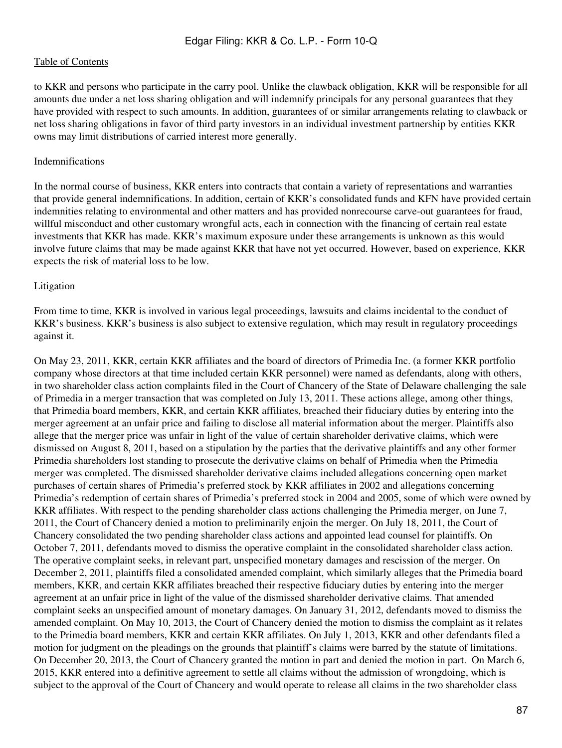to KKR and persons who participate in the carry pool. Unlike the clawback obligation, KKR will be responsible for all amounts due under a net loss sharing obligation and will indemnify principals for any personal guarantees that they have provided with respect to such amounts. In addition, guarantees of or similar arrangements relating to clawback or net loss sharing obligations in favor of third party investors in an individual investment partnership by entities KKR owns may limit distributions of carried interest more generally.

Indemnifications

In the normal course of business, KKR enters into contracts that contain a variety of representations and warranties that provide general indemnifications. In addition, certain of KKR's consolidated funds and KFN have provided certain indemnities relating to environmental and other matters and has provided nonrecourse carve-out guarantees for fraud, willful misconduct and other customary wrongful acts, each in connection with the financing of certain real estate investments that KKR has made. KKR's maximum exposure under these arrangements is unknown as this would involve future claims that may be made against KKR that have not yet occurred. However, based on experience, KKR expects the risk of material loss to be low.

Litigation

From time to time, KKR is involved in various legal proceedings, lawsuits and claims incidental to the conduct of KKR's business. KKR's business is also subject to extensive regulation, which may result in regulatory proceedings against it.

On May 23, 2011, KKR, certain KKR affiliates and the board of directors of Primedia Inc. (a former KKR portfolio company whose directors at that time included certain KKR personnel) were named as defendants, along with others, in two shareholder class action complaints filed in the Court of Chancery of the State of Delaware challenging the sale of Primedia in a merger transaction that was completed on July 13, 2011. These actions allege, among other things, that Primedia board members, KKR, and certain KKR affiliates, breached their fiduciary duties by entering into the merger agreement at an unfair price and failing to disclose all material information about the merger. Plaintiffs also allege that the merger price was unfair in light of the value of certain shareholder derivative claims, which were dismissed on August 8, 2011, based on a stipulation by the parties that the derivative plaintiffs and any other former Primedia shareholders lost standing to prosecute the derivative claims on behalf of Primedia when the Primedia merger was completed. The dismissed shareholder derivative claims included allegations concerning open market purchases of certain shares of Primedia's preferred stock by KKR affiliates in 2002 and allegations concerning Primedia's redemption of certain shares of Primedia's preferred stock in 2004 and 2005, some of which were owned by KKR affiliates. With respect to the pending shareholder class actions challenging the Primedia merger, on June 7, 2011, the Court of Chancery denied a motion to preliminarily enjoin the merger. On July 18, 2011, the Court of Chancery consolidated the two pending shareholder class actions and appointed lead counsel for plaintiffs. On October 7, 2011, defendants moved to dismiss the operative complaint in the consolidated shareholder class action. The operative complaint seeks, in relevant part, unspecified monetary damages and rescission of the merger. On December 2, 2011, plaintiffs filed a consolidated amended complaint, which similarly alleges that the Primedia board members, KKR, and certain KKR affiliates breached their respective fiduciary duties by entering into the merger agreement at an unfair price in light of the value of the dismissed shareholder derivative claims. That amended complaint seeks an unspecified amount of monetary damages. On January 31, 2012, defendants moved to dismiss the amended complaint. On May 10, 2013, the Court of Chancery denied the motion to dismiss the complaint as it relates to the Primedia board members, KKR and certain KKR affiliates. On July 1, 2013, KKR and other defendants filed a motion for judgment on the pleadings on the grounds that plaintiff's claims were barred by the statute of limitations. On December 20, 2013, the Court of Chancery granted the motion in part and denied the motion in part. On March 6, 2015, KKR entered into a definitive agreement to settle all claims without the admission of wrongdoing, which is subject to the approval of the Court of Chancery and would operate to release all claims in the two shareholder class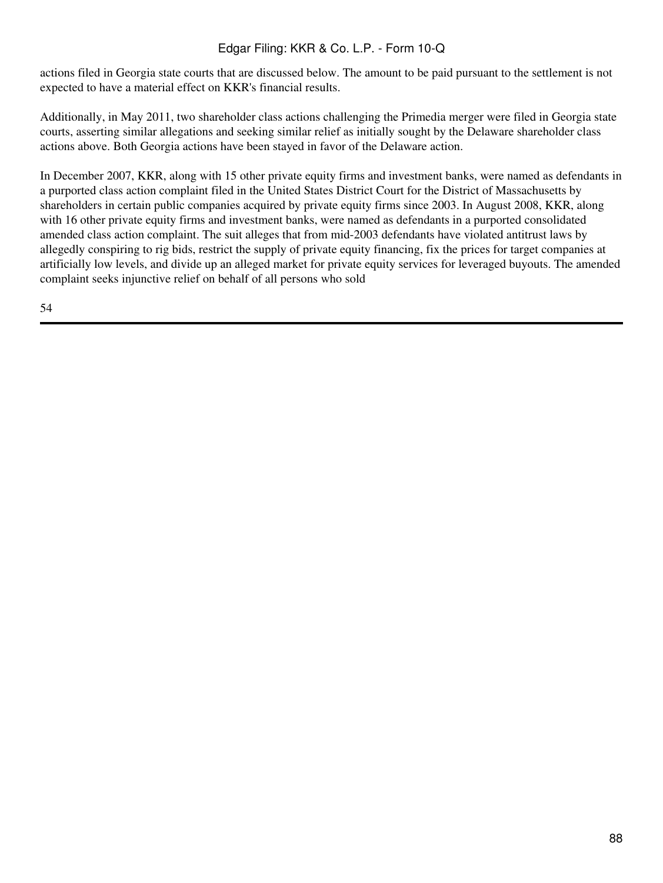actions filed in Georgia state courts that are discussed below. The amount to be paid pursuant to the settlement is not expected to have a material effect on KKR's financial results.

Additionally, in May 2011, two shareholder class actions challenging the Primedia merger were filed in Georgia state courts, asserting similar allegations and seeking similar relief as initially sought by the Delaware shareholder class actions above. Both Georgia actions have been stayed in favor of the Delaware action.

In December 2007, KKR, along with 15 other private equity firms and investment banks, were named as defendants in a purported class action complaint filed in the United States District Court for the District of Massachusetts by shareholders in certain public companies acquired by private equity firms since 2003. In August 2008, KKR, along with 16 other private equity firms and investment banks, were named as defendants in a purported consolidated amended class action complaint. The suit alleges that from mid-2003 defendants have violated antitrust laws by allegedly conspiring to rig bids, restrict the supply of private equity financing, fix the prices for target companies at artificially low levels, and divide up an alleged market for private equity services for leveraged buyouts. The amended complaint seeks injunctive relief on behalf of all persons who sold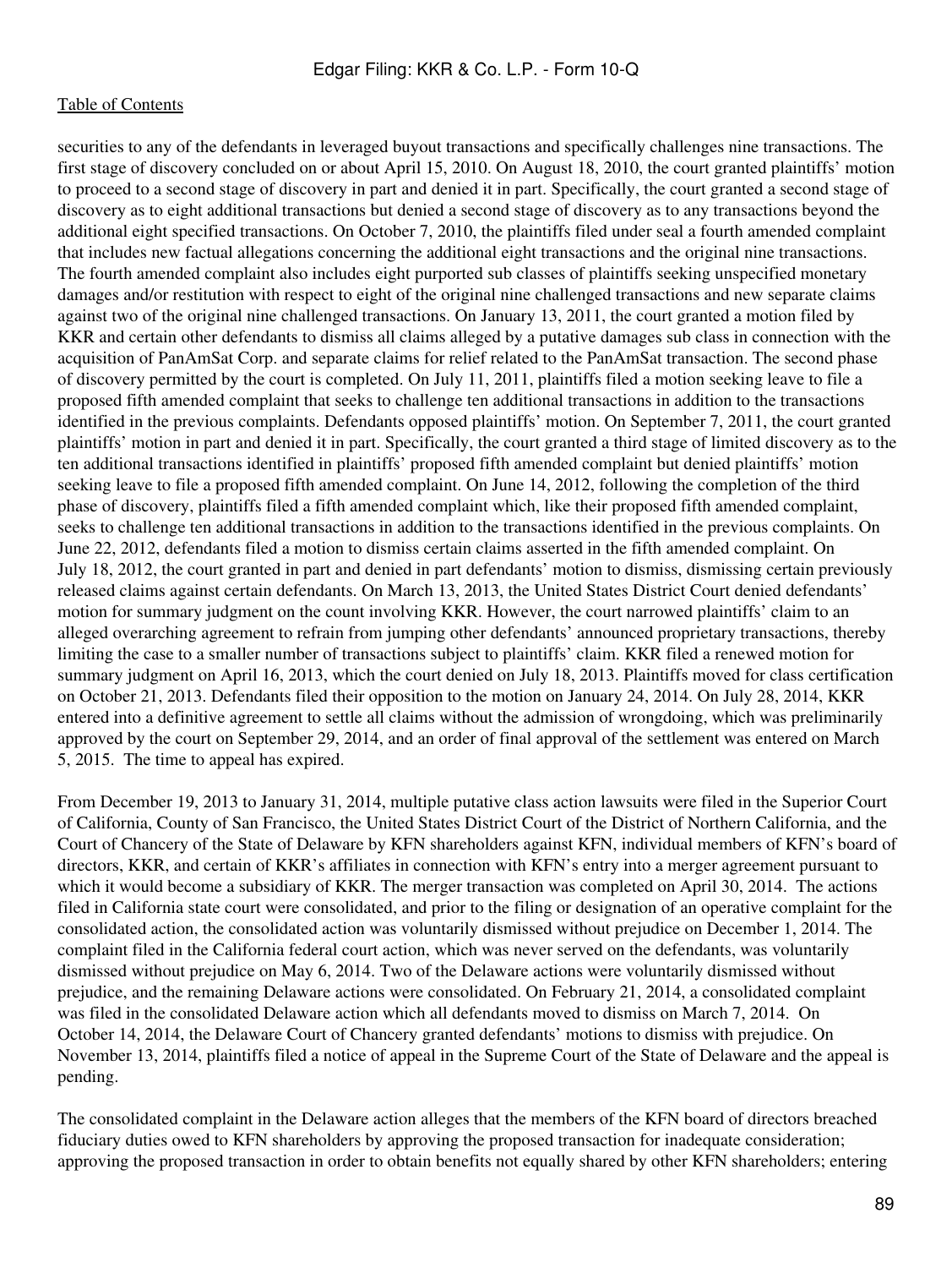securities to any of the defendants in leveraged buyout transactions and specifically challenges nine transactions. The first stage of discovery concluded on or about April 15, 2010. On August 18, 2010, the court granted plaintiffs' motion to proceed to a second stage of discovery in part and denied it in part. Specifically, the court granted a second stage of discovery as to eight additional transactions but denied a second stage of discovery as to any transactions beyond the additional eight specified transactions. On October 7, 2010, the plaintiffs filed under seal a fourth amended complaint that includes new factual allegations concerning the additional eight transactions and the original nine transactions. The fourth amended complaint also includes eight purported sub classes of plaintiffs seeking unspecified monetary damages and/or restitution with respect to eight of the original nine challenged transactions and new separate claims against two of the original nine challenged transactions. On January 13, 2011, the court granted a motion filed by KKR and certain other defendants to dismiss all claims alleged by a putative damages sub class in connection with the acquisition of PanAmSat Corp. and separate claims for relief related to the PanAmSat transaction. The second phase of discovery permitted by the court is completed. On July 11, 2011, plaintiffs filed a motion seeking leave to file a proposed fifth amended complaint that seeks to challenge ten additional transactions in addition to the transactions identified in the previous complaints. Defendants opposed plaintiffs' motion. On September 7, 2011, the court granted plaintiffs' motion in part and denied it in part. Specifically, the court granted a third stage of limited discovery as to the ten additional transactions identified in plaintiffs' proposed fifth amended complaint but denied plaintiffs' motion seeking leave to file a proposed fifth amended complaint. On June 14, 2012, following the completion of the third phase of discovery, plaintiffs filed a fifth amended complaint which, like their proposed fifth amended complaint, seeks to challenge ten additional transactions in addition to the transactions identified in the previous complaints. On June 22, 2012, defendants filed a motion to dismiss certain claims asserted in the fifth amended complaint. On July 18, 2012, the court granted in part and denied in part defendants' motion to dismiss, dismissing certain previously released claims against certain defendants. On March 13, 2013, the United States District Court denied defendants' motion for summary judgment on the count involving KKR. However, the court narrowed plaintiffs' claim to an alleged overarching agreement to refrain from jumping other defendants' announced proprietary transactions, thereby limiting the case to a smaller number of transactions subject to plaintiffs' claim. KKR filed a renewed motion for summary judgment on April 16, 2013, which the court denied on July 18, 2013. Plaintiffs moved for class certification on October 21, 2013. Defendants filed their opposition to the motion on January 24, 2014. On July 28, 2014, KKR entered into a definitive agreement to settle all claims without the admission of wrongdoing, which was preliminarily approved by the court on September 29, 2014, and an order of final approval of the settlement was entered on March 5, 2015. The time to appeal has expired.

From December 19, 2013 to January 31, 2014, multiple putative class action lawsuits were filed in the Superior Court of California, County of San Francisco, the United States District Court of the District of Northern California, and the Court of Chancery of the State of Delaware by KFN shareholders against KFN, individual members of KFN's board of directors, KKR, and certain of KKR's affiliates in connection with KFN's entry into a merger agreement pursuant to which it would become a subsidiary of KKR. The merger transaction was completed on April 30, 2014. The actions filed in California state court were consolidated, and prior to the filing or designation of an operative complaint for the consolidated action, the consolidated action was voluntarily dismissed without prejudice on December 1, 2014. The complaint filed in the California federal court action, which was never served on the defendants, was voluntarily dismissed without prejudice on May 6, 2014. Two of the Delaware actions were voluntarily dismissed without prejudice, and the remaining Delaware actions were consolidated. On February 21, 2014, a consolidated complaint was filed in the consolidated Delaware action which all defendants moved to dismiss on March 7, 2014. On October 14, 2014, the Delaware Court of Chancery granted defendants' motions to dismiss with prejudice. On November 13, 2014, plaintiffs filed a notice of appeal in the Supreme Court of the State of Delaware and the appeal is pending.

The consolidated complaint in the Delaware action alleges that the members of the KFN board of directors breached fiduciary duties owed to KFN shareholders by approving the proposed transaction for inadequate consideration; approving the proposed transaction in order to obtain benefits not equally shared by other KFN shareholders; entering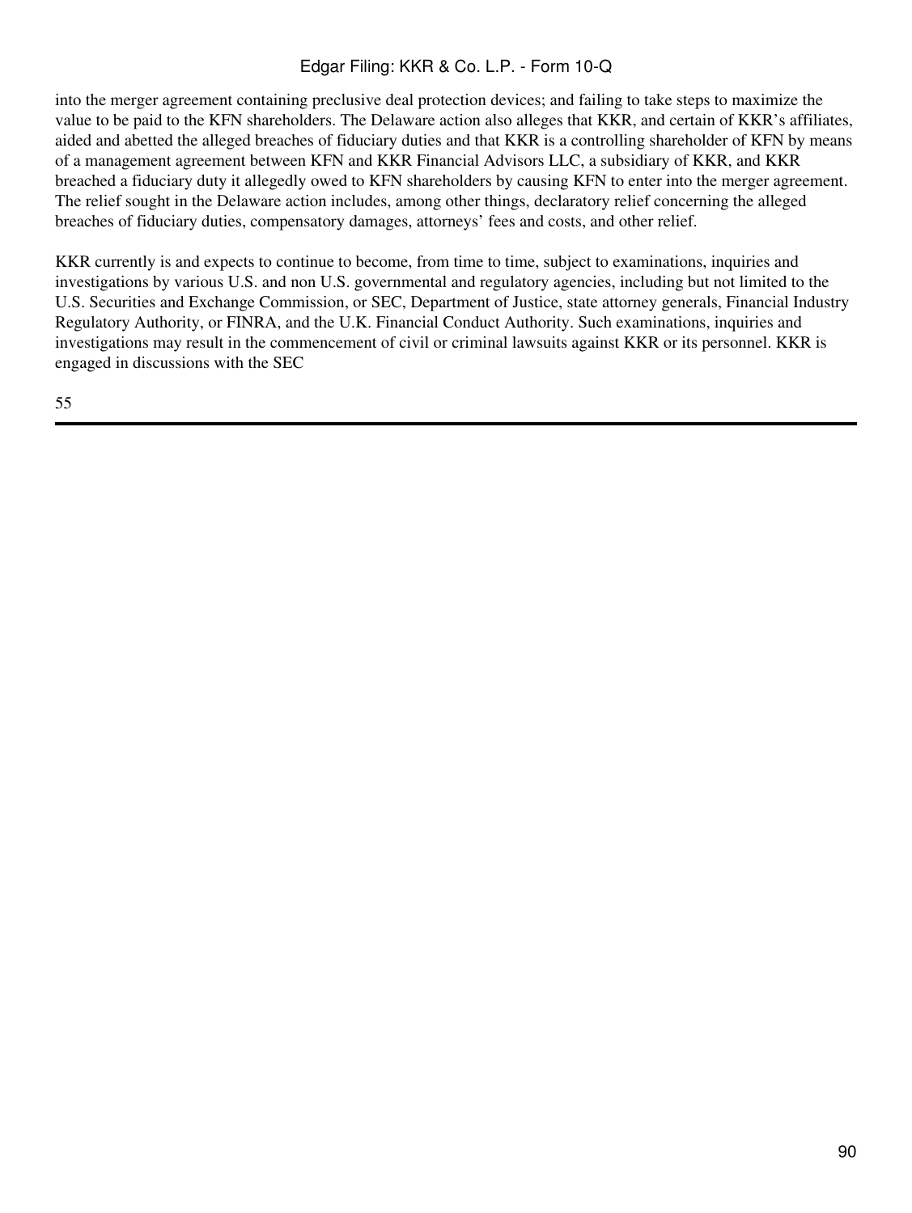into the merger agreement containing preclusive deal protection devices; and failing to take steps to maximize the value to be paid to the KFN shareholders. The Delaware action also alleges that KKR, and certain of KKR's affiliates, aided and abetted the alleged breaches of fiduciary duties and that KKR is a controlling shareholder of KFN by means of a management agreement between KFN and KKR Financial Advisors LLC, a subsidiary of KKR, and KKR breached a fiduciary duty it allegedly owed to KFN shareholders by causing KFN to enter into the merger agreement. The relief sought in the Delaware action includes, among other things, declaratory relief concerning the alleged breaches of fiduciary duties, compensatory damages, attorneys' fees and costs, and other relief.

KKR currently is and expects to continue to become, from time to time, subject to examinations, inquiries and investigations by various U.S. and non U.S. governmental and regulatory agencies, including but not limited to the U.S. Securities and Exchange Commission, or SEC, Department of Justice, state attorney generals, Financial Industry Regulatory Authority, or FINRA, and the U.K. Financial Conduct Authority. Such examinations, inquiries and investigations may result in the commencement of civil or criminal lawsuits against KKR or its personnel. KKR is engaged in discussions with the SEC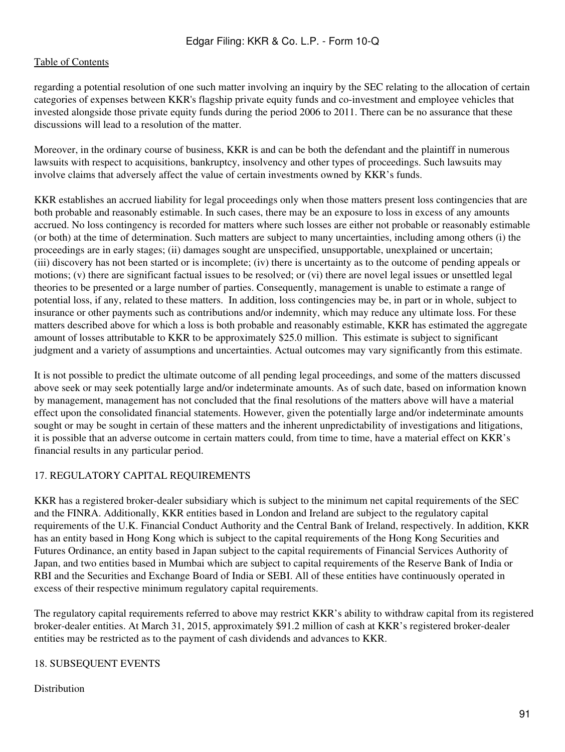regarding a potential resolution of one such matter involving an inquiry by the SEC relating to the allocation of certain categories of expenses between KKR's flagship private equity funds and co-investment and employee vehicles that invested alongside those private equity funds during the period 2006 to 2011. There can be no assurance that these discussions will lead to a resolution of the matter.

Moreover, in the ordinary course of business, KKR is and can be both the defendant and the plaintiff in numerous lawsuits with respect to acquisitions, bankruptcy, insolvency and other types of proceedings. Such lawsuits may involve claims that adversely affect the value of certain investments owned by KKR's funds.

KKR establishes an accrued liability for legal proceedings only when those matters present loss contingencies that are both probable and reasonably estimable. In such cases, there may be an exposure to loss in excess of any amounts accrued. No loss contingency is recorded for matters where such losses are either not probable or reasonably estimable (or both) at the time of determination. Such matters are subject to many uncertainties, including among others (i) the proceedings are in early stages; (ii) damages sought are unspecified, unsupportable, unexplained or uncertain; (iii) discovery has not been started or is incomplete; (iv) there is uncertainty as to the outcome of pending appeals or motions; (v) there are significant factual issues to be resolved; or (vi) there are novel legal issues or unsettled legal theories to be presented or a large number of parties. Consequently, management is unable to estimate a range of potential loss, if any, related to these matters. In addition, loss contingencies may be, in part or in whole, subject to insurance or other payments such as contributions and/or indemnity, which may reduce any ultimate loss. For these matters described above for which a loss is both probable and reasonably estimable, KKR has estimated the aggregate amount of losses attributable to KKR to be approximately $25.0 million. This estimate is subject to significant judgment and a variety of assumptions and uncertainties. Actual outcomes may vary significantly from this estimate.

It is not possible to predict the ultimate outcome of all pending legal proceedings, and some of the matters discussed above seek or may seek potentially large and/or indeterminate amounts. As of such date, based on information known by management, management has not concluded that the final resolutions of the matters above will have a material effect upon the consolidated financial statements. However, given the potentially large and/or indeterminate amounts sought or may be sought in certain of these matters and the inherent unpredictability of investigations and litigations, it is possible that an adverse outcome in certain matters could, from time to time, have a material effect on KKR's financial results in any particular period.

## 17. REGULATORY CAPITAL REQUIREMENTS

KKR has a registered broker-dealer subsidiary which is subject to the minimum net capital requirements of the SEC and the FINRA. Additionally, KKR entities based in London and Ireland are subject to the regulatory capital requirements of the U.K. Financial Conduct Authority and the Central Bank of Ireland, respectively. In addition, KKR has an entity based in Hong Kong which is subject to the capital requirements of the Hong Kong Securities and Futures Ordinance, an entity based in Japan subject to the capital requirements of Financial Services Authority of Japan, and two entities based in Mumbai which are subject to capital requirements of the Reserve Bank of India or RBI and the Securities and Exchange Board of India or SEBI. All of these entities have continuously operated in excess of their respective minimum regulatory capital requirements.

The regulatory capital requirements referred to above may restrict KKR's ability to withdraw capital from its registered broker-dealer entities. At March 31, 2015, approximately $91.2 million of cash at KKR's registered broker-dealer entities may be restricted as to the payment of cash dividends and advances to KKR.

## 18. SUBSEQUENT EVENTS

Distribution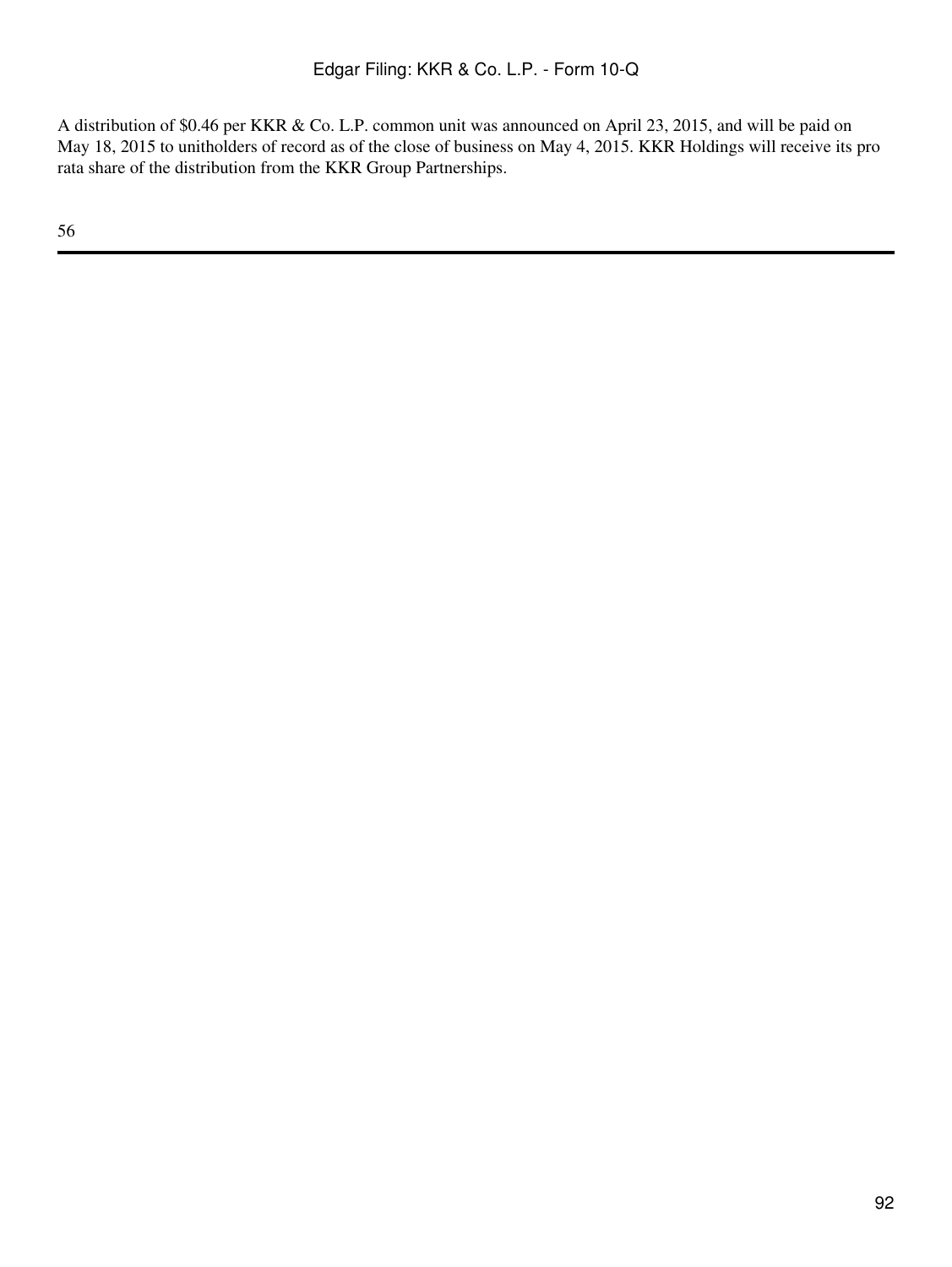A distribution of $0.46 per KKR & Co. L.P. common unit was announced on April 23, 2015, and will be paid on May 18, 2015 to unitholders of record as of the close of business on May 4, 2015. KKR Holdings will receive its pro rata share of the distribution from the KKR Group Partnerships.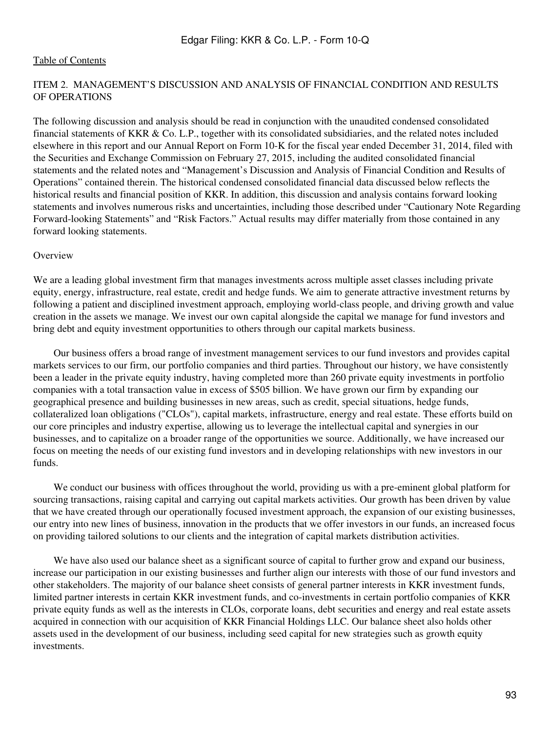## ITEM 2. MANAGEMENT'S DISCUSSION AND ANALYSIS OF FINANCIAL CONDITION AND RESULTS OF OPERATIONS

The following discussion and analysis should be read in conjunction with the unaudited condensed consolidated financial statements of KKR & Co. L.P., together with its consolidated subsidiaries, and the related notes included elsewhere in this report and our Annual Report on Form 10-K for the fiscal year ended December 31, 2014, filed with the Securities and Exchange Commission on February 27, 2015, including the audited consolidated financial statements and the related notes and "Management's Discussion and Analysis of Financial Condition and Results of Operations" contained therein. The historical condensed consolidated financial data discussed below reflects the historical results and financial position of KKR. In addition, this discussion and analysis contains forward looking statements and involves numerous risks and uncertainties, including those described under "Cautionary Note Regarding Forward-looking Statements" and "Risk Factors." Actual results may differ materially from those contained in any forward looking statements.

### Overview

We are a leading global investment firm that manages investments across multiple asset classes including private equity, energy, infrastructure, real estate, credit and hedge funds. We aim to generate attractive investment returns by following a patient and disciplined investment approach, employing world-class people, and driving growth and value creation in the assets we manage. We invest our own capital alongside the capital we manage for fund investors and bring debt and equity investment opportunities to others through our capital markets business.

Our business offers a broad range of investment management services to our fund investors and provides capital markets services to our firm, our portfolio companies and third parties. Throughout our history, we have consistently been a leader in the private equity industry, having completed more than 260 private equity investments in portfolio companies with a total transaction value in excess of $505 billion. We have grown our firm by expanding our geographical presence and building businesses in new areas, such as credit, special situations, hedge funds, collateralized loan obligations ("CLOs"), capital markets, infrastructure, energy and real estate. These efforts build on our core principles and industry expertise, allowing us to leverage the intellectual capital and synergies in our businesses, and to capitalize on a broader range of the opportunities we source. Additionally, we have increased our focus on meeting the needs of our existing fund investors and in developing relationships with new investors in our funds.

We conduct our business with offices throughout the world, providing us with a pre-eminent global platform for sourcing transactions, raising capital and carrying out capital markets activities. Our growth has been driven by value that we have created through our operationally focused investment approach, the expansion of our existing businesses, our entry into new lines of business, innovation in the products that we offer investors in our funds, an increased focus on providing tailored solutions to our clients and the integration of capital markets distribution activities.

We have also used our balance sheet as a significant source of capital to further grow and expand our business, increase our participation in our existing businesses and further align our interests with those of our fund investors and other stakeholders. The majority of our balance sheet consists of general partner interests in KKR investment funds, limited partner interests in certain KKR investment funds, and co-investments in certain portfolio companies of KKR private equity funds as well as the interests in CLOs, corporate loans, debt securities and energy and real estate assets acquired in connection with our acquisition of KKR Financial Holdings LLC. Our balance sheet also holds other assets used in the development of our business, including seed capital for new strategies such as growth equity investments.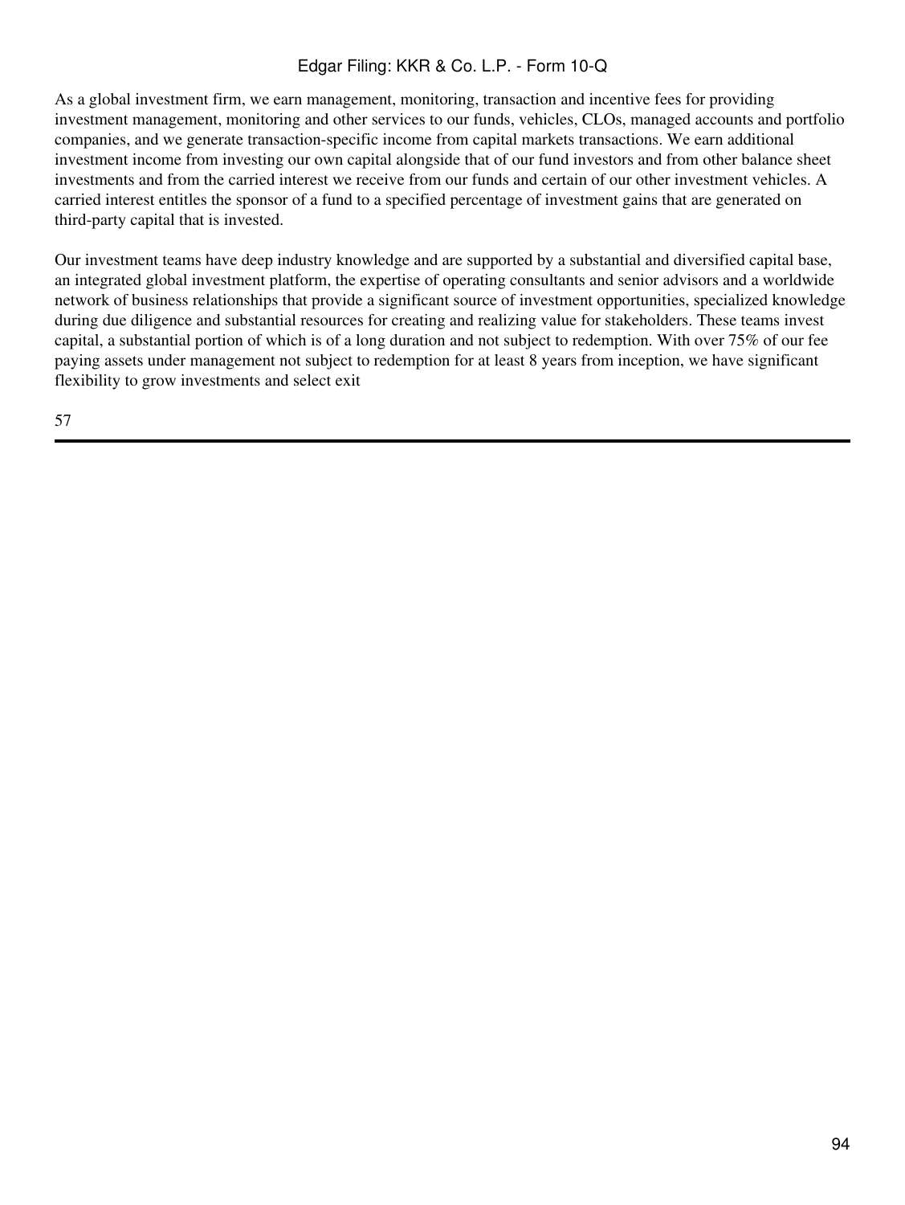As a global investment firm, we earn management, monitoring, transaction and incentive fees for providing investment management, monitoring and other services to our funds, vehicles, CLOs, managed accounts and portfolio companies, and we generate transaction-specific income from capital markets transactions. We earn additional investment income from investing our own capital alongside that of our fund investors and from other balance sheet investments and from the carried interest we receive from our funds and certain of our other investment vehicles. A carried interest entitles the sponsor of a fund to a specified percentage of investment gains that are generated on third-party capital that is invested.

Our investment teams have deep industry knowledge and are supported by a substantial and diversified capital base, an integrated global investment platform, the expertise of operating consultants and senior advisors and a worldwide network of business relationships that provide a significant source of investment opportunities, specialized knowledge during due diligence and substantial resources for creating and realizing value for stakeholders. These teams invest capital, a substantial portion of which is of a long duration and not subject to redemption. With over 75% of our fee paying assets under management not subject to redemption for at least 8 years from inception, we have significant flexibility to grow investments and select exit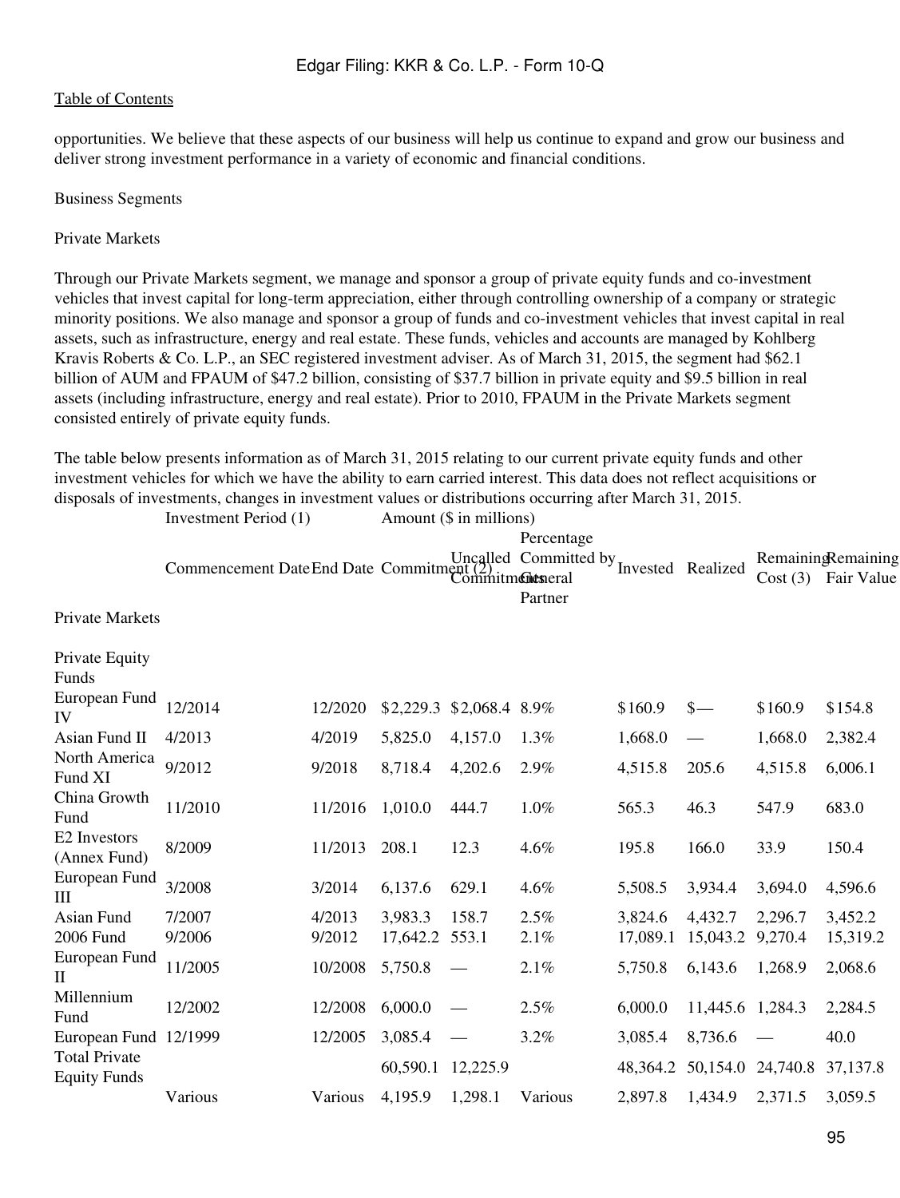opportunities. We believe that these aspects of our business will help us continue to expand and grow our business and deliver strong investment performance in a variety of economic and financial conditions.

Business Segments

Private Markets

Through our Private Markets segment, we manage and sponsor a group of private equity funds and co-investment vehicles that invest capital for long-term appreciation, either through controlling ownership of a company or strategic minority positions. We also manage and sponsor a group of funds and co-investment vehicles that invest capital in real assets, such as infrastructure, energy and real estate. These funds, vehicles and accounts are managed by Kohlberg Kravis Roberts & Co. L.P., an SEC registered investment adviser. As of March 31, 2015, the segment had $62.1 billion of AUM and FPAUM of $47.2 billion, consisting of $37.7 billion in private equity and $9.5 billion in real assets (including infrastructure, energy and real estate). Prior to 2010, FPAUM in the Private Markets segment consisted entirely of private equity funds.

The table below presents information as of March 31, 2015 relating to our current private equity funds and other investment vehicles for which we have the ability to earn carried interest. This data does not reflect acquisitions or disposals of investments, changes in investment values or distributions occurring after March 31, 2015.

| | Investment Period (1) | | Amount ($ in millions) | | | | | | |
|---|---|---|---|---|---|---|---|---|---|
| | Commencement Date | End Date | Commitment (2) | Uncalled Commitments | Percentage Committed by General Partner | Invested | Realized | Remaining Cost (3) | Remaining Fair Value |
| Private Markets | | | | | | | | | |
| Private Equity Funds | | | | | | | | | |
| European Fund IV | 12/2014 | 12/2020 | $2,229.3 | $2,068.4 | 8.9% | $160.9 | $— | $160.9 | $154.8 |
| Asian Fund II | 4/2013 | 4/2019 | 5,825.0 | 4,157.0 | 1.3% | 1,668.0 | — | 1,668.0 | 2,382.4 |
| North America Fund XI | 9/2012 | 9/2018 | 8,718.4 | 4,202.6 | 2.9% | 4,515.8 | 205.6 | 4,515.8 | 6,006.1 |
| China Growth Fund | 11/2010 | 11/2016 | 1,010.0 | 444.7 | 1.0% | 565.3 | 46.3 | 547.9 | 683.0 |
| E2 Investors (Annex Fund) | 8/2009 | 11/2013 | 208.1 | 12.3 | 4.6% | 195.8 | 166.0 | 33.9 | 150.4 |
| European Fund III | 3/2008 | 3/2014 | 6,137.6 | 629.1 | 4.6% | 5,508.5 | 3,934.4 | 3,694.0 | 4,596.6 |
| Asian Fund | 7/2007 | 4/2013 | 3,983.3 | 158.7 | 2.5% | 3,824.6 | 4,432.7 | 2,296.7 | 3,452.2 |
| 2006 Fund | 9/2006 | 9/2012 | 17,642.2 | 553.1 | 2.1% | 17,089.1 | 15,043.2 | 9,270.4 | 15,319.2 |
| European Fund II | 11/2005 | 10/2008 | 5,750.8 | — | 2.1% | 5,750.8 | 6,143.6 | 1,268.9 | 2,068.6 |
| Millennium Fund | 12/2002 | 12/2008 | 6,000.0 | — | 2.5% | 6,000.0 | 11,445.6 | 1,284.3 | 2,284.5 |
| European Fund | 12/1999 | 12/2005 | 3,085.4 | — | 3.2% | 3,085.4 | 8,736.6 | — | 40.0 |
| Total Private Equity Funds | | | 60,590.1 | 12,225.9 | | 48,364.2 | 50,154.0 | 24,740.8 | 37,137.8 |
| | Various | Various | 4,195.9 | 1,298.1 | Various | 2,897.8 | 1,434.9 | 2,371.5 | 3,059.5 |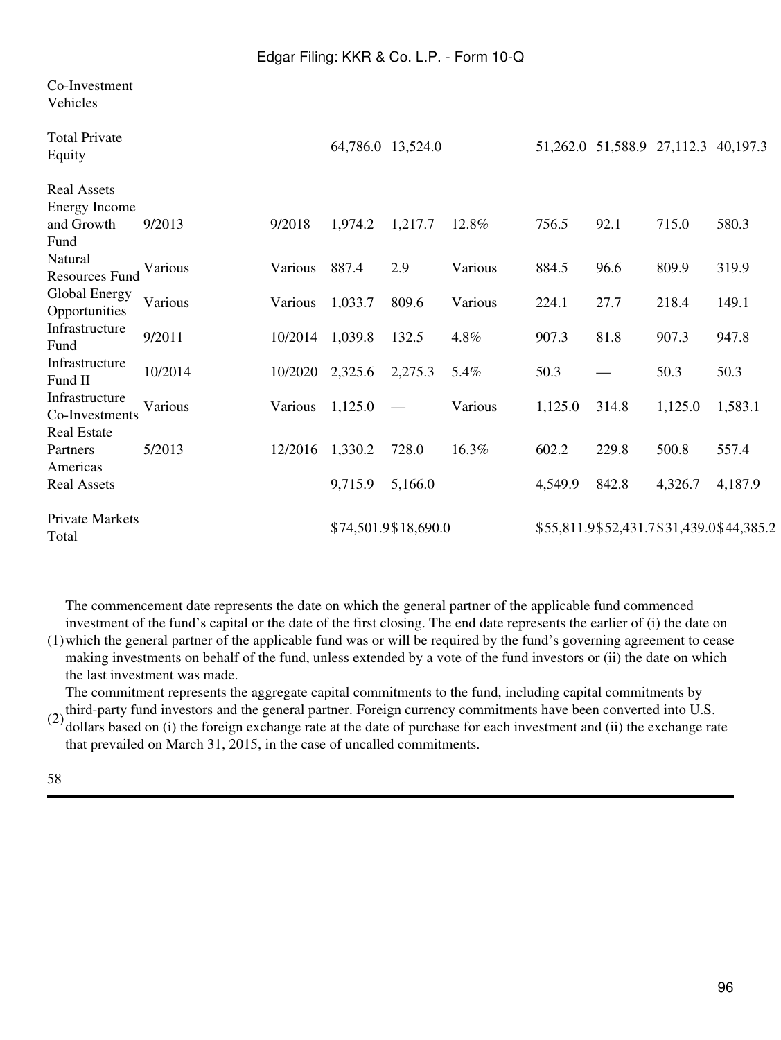| | | | | | | | | | |
|---|---|---|---|---|---|---|---|---|---|
| Co-Investment Vehicles | | | | | | | | | |
| Total Private Equity | | | 64,786.0 | 13,524.0 | | 51,262.0 | 51,588.9 | 27,112.3 | 40,197.3 |
| Real Assets | | | | | | | | | |
| Energy Income and Growth Fund | 9/2013 | 9/2018 | 1,974.2 | 1,217.7 | 12.8% | 756.5 | 92.1 | 715.0 | 580.3 |
| Natural Resources Fund | Various | Various | 887.4 | 2.9 | Various | 884.5 | 96.6 | 809.9 | 319.9 |
| Global Energy Opportunities | Various | Various | 1,033.7 | 809.6 | Various | 224.1 | 27.7 | 218.4 | 149.1 |
| Infrastructure Fund | 9/2011 | 10/2014 | 1,039.8 | 132.5 | 4.8% | 907.3 | 81.8 | 907.3 | 947.8 |
| Infrastructure Fund II | 10/2014 | 10/2020 | 2,325.6 | 2,275.3 | 5.4% | 50.3 | — | 50.3 | 50.3 |
| Infrastructure Co-Investments | Various | Various | 1,125.0 | — | Various | 1,125.0 | 314.8 | 1,125.0 | 1,583.1 |
| Real Estate Partners Americas | 5/2013 | 12/2016 | 1,330.2 | 728.0 | 16.3% | 602.2 | 229.8 | 500.8 | 557.4 |
| Real Assets | | | 9,715.9 | 5,166.0 | | 4,549.9 | 842.8 | 4,326.7 | 4,187.9 |
| Private Markets Total | | | $74,501.9 | $18,690.0 | | $55,811.9 | $52,431.7 | $31,439.0 | $44,385.2 |

(1) The commencement date represents the date on which the general partner of the applicable fund commenced investment of the fund's capital or the date of the first closing. The end date represents the earlier of (i) the date on which the general partner of the applicable fund was or will be required by the fund's governing agreement to cease making investments on behalf of the fund, unless extended by a vote of the fund investors or (ii) the date on which the last investment was made.

(2) The commitment represents the aggregate capital commitments to the fund, including capital commitments by third-party fund investors and the general partner. Foreign currency commitments have been converted into U.S. dollars based on (i) the foreign exchange rate at the date of purchase for each investment and (ii) the exchange rate that prevailed on March 31, 2015, in the case of uncalled commitments.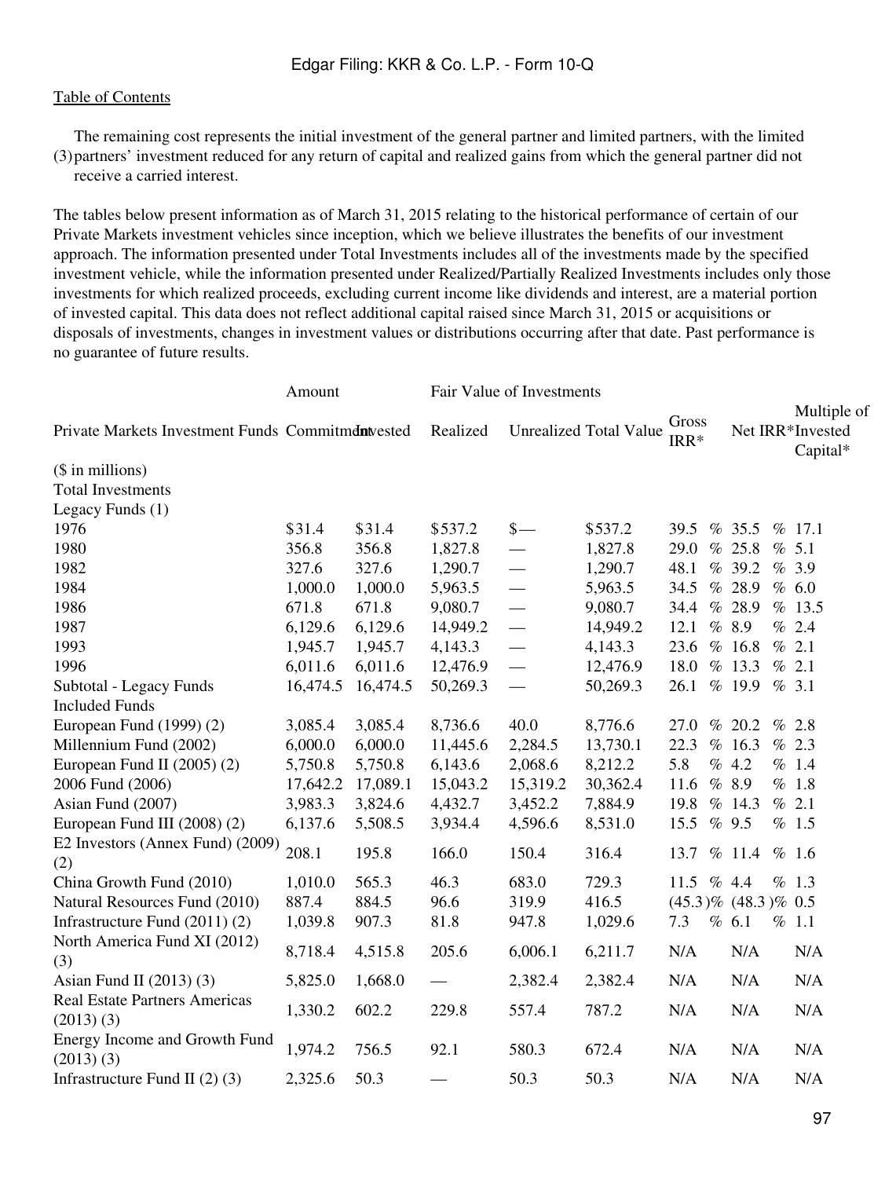Table of Contents

(3) The remaining cost represents the initial investment of the general partner and limited partners, with the limited partners' investment reduced for any return of capital and realized gains from which the general partner did not receive a carried interest.

The tables below present information as of March 31, 2015 relating to the historical performance of certain of our Private Markets investment vehicles since inception, which we believe illustrates the benefits of our investment approach. The information presented under Total Investments includes all of the investments made by the specified investment vehicle, while the information presented under Realized/Partially Realized Investments includes only those investments for which realized proceeds, excluding current income like dividends and interest, are a material portion of invested capital. This data does not reflect additional capital raised since March 31, 2015 or acquisitions or disposals of investments, changes in investment values or distributions occurring after that date. Past performance is no guarantee of future results.

| | Amount | | Fair Value of Investments | | | | | |
|---|---|---|---|---|---|---|---|---|
| Private Markets Investment Funds | Commitment | Invested | Realized | Unrealized | Total Value | Gross IRR* | Net IRR* | Multiple of Invested Capital* |
| ($ in millions) | | | | | | | | |
| Total Investments | | | | | | | | |
| Legacy Funds (1) | | | | | | | | |
| 1976 | $31.4 | $31.4 | $537.2 | $— | $537.2 | 39.5 % | 35.5 % | 17.1 |
| 1980 | 356.8 | 356.8 | 1,827.8 | — | 1,827.8 | 29.0 % | 25.8 % | 5.1 |
| 1982 | 327.6 | 327.6 | 1,290.7 | — | 1,290.7 | 48.1 % | 39.2 % | 3.9 |
| 1984 | 1,000.0 | 1,000.0 | 5,963.5 | — | 5,963.5 | 34.5 % | 28.9 % | 6.0 |
| 1986 | 671.8 | 671.8 | 9,080.7 | — | 9,080.7 | 34.4 % | 28.9 % | 13.5 |
| 1987 | 6,129.6 | 6,129.6 | 14,949.2 | — | 14,949.2 | 12.1 % | 8.9 % | 2.4 |
| 1993 | 1,945.7 | 1,945.7 | 4,143.3 | — | 4,143.3 | 23.6 % | 16.8 % | 2.1 |
| 1996 | 6,011.6 | 6,011.6 | 12,476.9 | — | 12,476.9 | 18.0 % | 13.3 % | 2.1 |
| Subtotal - Legacy Funds | 16,474.5 | 16,474.5 | 50,269.3 | — | 50,269.3 | 26.1 % | 19.9 % | 3.1 |
| Included Funds | | | | | | | | |
| European Fund (1999) (2) | 3,085.4 | 3,085.4 | 8,736.6 | 40.0 | 8,776.6 | 27.0 % | 20.2 % | 2.8 |
| Millennium Fund (2002) | 6,000.0 | 6,000.0 | 11,445.6 | 2,284.5 | 13,730.1 | 22.3 % | 16.3 % | 2.3 |
| European Fund II (2005) (2) | 5,750.8 | 5,750.8 | 6,143.6 | 2,068.6 | 8,212.2 | 5.8 % | 4.2 % | 1.4 |
| 2006 Fund (2006) | 17,642.2 | 17,089.1 | 15,043.2 | 15,319.2 | 30,362.4 | 11.6 % | 8.9 % | 1.8 |
| Asian Fund (2007) | 3,983.3 | 3,824.6 | 4,432.7 | 3,452.2 | 7,884.9 | 19.8 % | 14.3 % | 2.1 |
| European Fund III (2008) (2) | 6,137.6 | 5,508.5 | 3,934.4 | 4,596.6 | 8,531.0 | 15.5 % | 9.5 % | 1.5 |
| E2 Investors (Annex Fund) (2009) (2) | 208.1 | 195.8 | 166.0 | 150.4 | 316.4 | 13.7 % | 11.4 % | 1.6 |
| China Growth Fund (2010) | 1,010.0 | 565.3 | 46.3 | 683.0 | 729.3 | 11.5 % | 4.4 % | 1.3 |
| Natural Resources Fund (2010) | 887.4 | 884.5 | 96.6 | 319.9 | 416.5 | (45.3 )% | (48.3 )% | 0.5 |
| Infrastructure Fund (2011) (2) | 1,039.8 | 907.3 | 81.8 | 947.8 | 1,029.6 | 7.3 % | 6.1 % | 1.1 |
| North America Fund XI (2012) (3) | 8,718.4 | 4,515.8 | 205.6 | 6,006.1 | 6,211.7 | N/A | N/A | N/A |
| Asian Fund II (2013) (3) | 5,825.0 | 1,668.0 | — | 2,382.4 | 2,382.4 | N/A | N/A | N/A |
| Real Estate Partners Americas (2013) (3) | 1,330.2 | 602.2 | 229.8 | 557.4 | 787.2 | N/A | N/A | N/A |
| Energy Income and Growth Fund (2013) (3) | 1,974.2 | 756.5 | 92.1 | 580.3 | 672.4 | N/A | N/A | N/A |
| Infrastructure Fund II (2) (3) | 2,325.6 | 50.3 | — | 50.3 | 50.3 | N/A | N/A | N/A |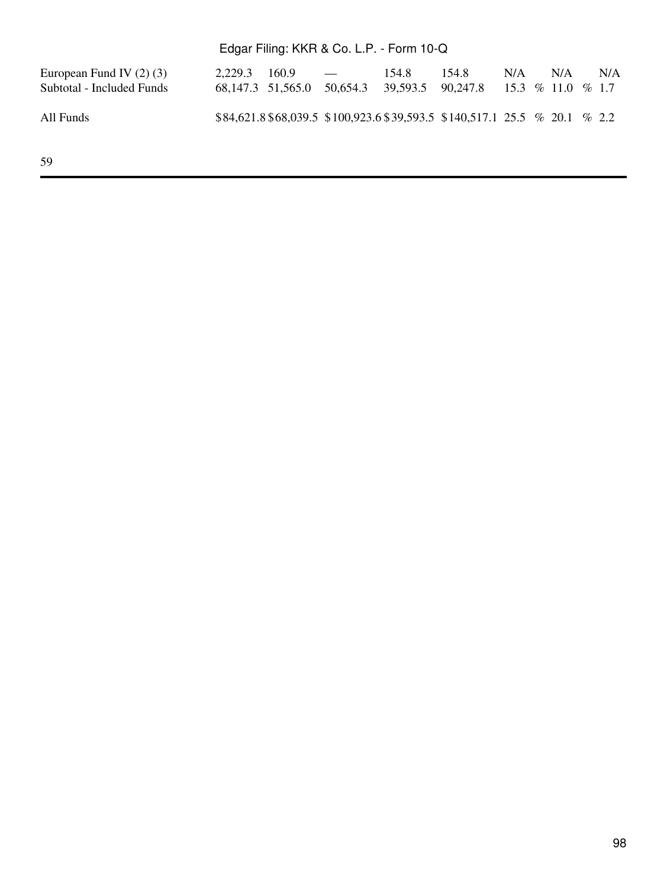| | | | | | | | | |
|---|---|---|---|---|---|---|---|---|
| European Fund IV (2) (3) | 2,229.3 | 160.9 | — | 154.8 | 154.8 | N/A | N/A | N/A |
| Subtotal - Included Funds | 68,147.3 | 51,565.0 | 50,654.3 | 39,593.5 | 90,247.8 | 15.3 % | 11.0 % | 1.7 |
| All Funds | $84,621.8 | $68,039.5 | $100,923.6 | $39,593.5 | $140,517.1 | 25.5 % | 20.1 % | 2.2 |

59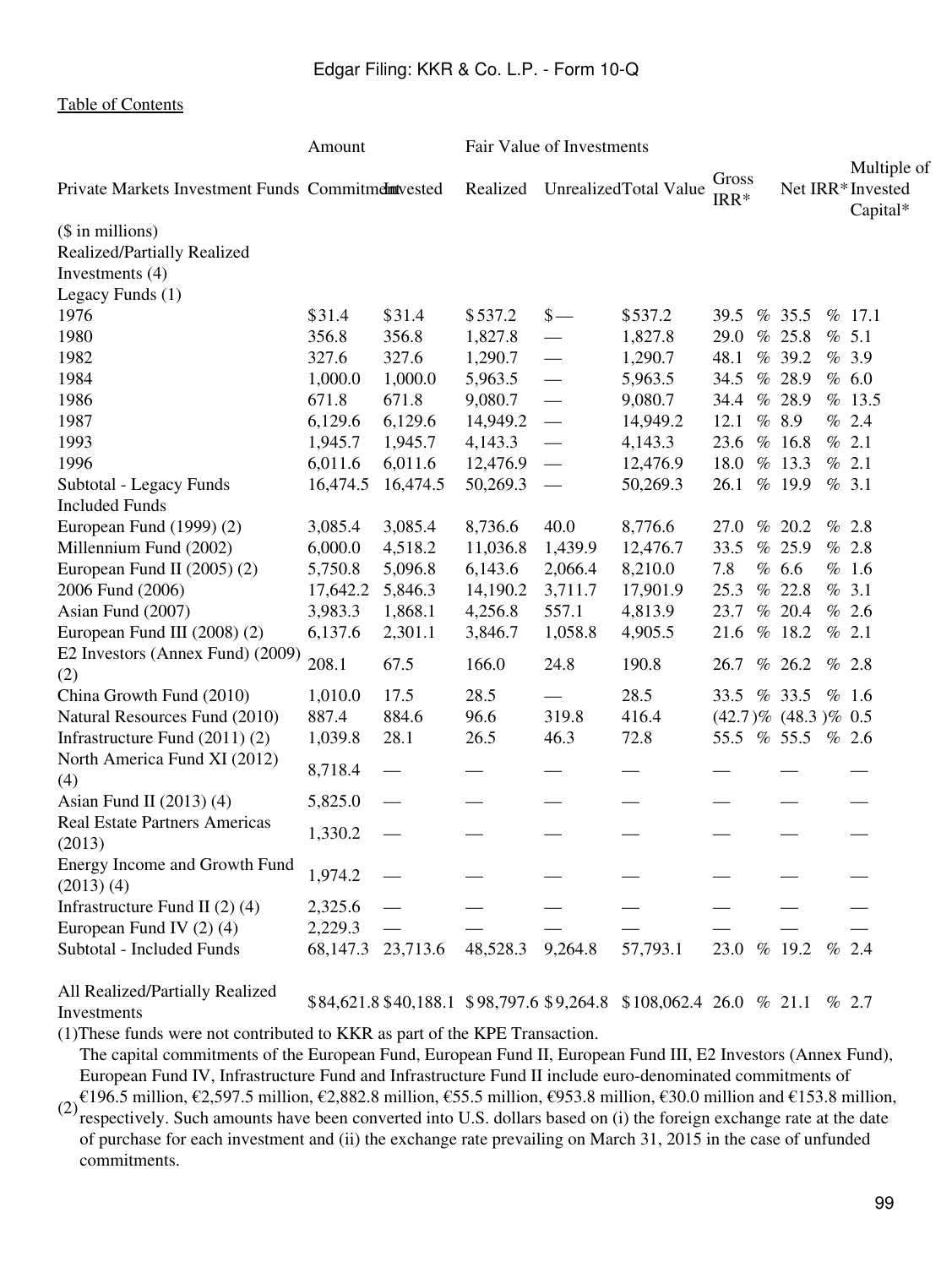| Private Markets Investment Funds | Amount | | Fair Value of Investments | | | Gross IRR* | Net IRR* | Multiple of Invested Capital* |
|---|---|---|---|---|---|---|---|---|
| | Commitment | Invested | Realized | Unrealized | Total Value | | | |
| ($ in millions) | | | | | | | | |
| Realized/Partially Realized Investments (4) | | | | | | | | |
| Legacy Funds (1) | | | | | | | | |
| 1976 | $31.4 | $31.4 | $537.2 | $— | $537.2 | 39.5 % | 35.5 % | 17.1 |
| 1980 | 356.8 | 356.8 | 1,827.8 | — | 1,827.8 | 29.0 % | 25.8 % | 5.1 |
| 1982 | 327.6 | 327.6 | 1,290.7 | — | 1,290.7 | 48.1 % | 39.2 % | 3.9 |
| 1984 | 1,000.0 | 1,000.0 | 5,963.5 | — | 5,963.5 | 34.5 % | 28.9 % | 6.0 |
| 1986 | 671.8 | 671.8 | 9,080.7 | — | 9,080.7 | 34.4 % | 28.9 % | 13.5 |
| 1987 | 6,129.6 | 6,129.6 | 14,949.2 | — | 14,949.2 | 12.1 % | 8.9 % | 2.4 |
| 1993 | 1,945.7 | 1,945.7 | 4,143.3 | — | 4,143.3 | 23.6 % | 16.8 % | 2.1 |
| 1996 | 6,011.6 | 6,011.6 | 12,476.9 | — | 12,476.9 | 18.0 % | 13.3 % | 2.1 |
| Subtotal - Legacy Funds | 16,474.5 | 16,474.5 | 50,269.3 | — | 50,269.3 | 26.1 % | 19.9 % | 3.1 |
| Included Funds | | | | | | | | |
| European Fund (1999) (2) | 3,085.4 | 3,085.4 | 8,736.6 | 40.0 | 8,776.6 | 27.0 % | 20.2 % | 2.8 |
| Millennium Fund (2002) | 6,000.0 | 4,518.2 | 11,036.8 | 1,439.9 | 12,476.7 | 33.5 % | 25.9 % | 2.8 |
| European Fund II (2005) (2) | 5,750.8 | 5,096.8 | 6,143.6 | 2,066.4 | 8,210.0 | 7.8 % | 6.6 % | 1.6 |
| 2006 Fund (2006) | 17,642.2 | 5,846.3 | 14,190.2 | 3,711.7 | 17,901.9 | 25.3 % | 22.8 % | 3.1 |
| Asian Fund (2007) | 3,983.3 | 1,868.1 | 4,256.8 | 557.1 | 4,813.9 | 23.7 % | 20.4 % | 2.6 |
| European Fund III (2008) (2) | 6,137.6 | 2,301.1 | 3,846.7 | 1,058.8 | 4,905.5 | 21.6 % | 18.2 % | 2.1 |
| E2 Investors (Annex Fund) (2009) (2) | 208.1 | 67.5 | 166.0 | 24.8 | 190.8 | 26.7 % | 26.2 % | 2.8 |
| China Growth Fund (2010) | 1,010.0 | 17.5 | 28.5 | — | 28.5 | 33.5 % | 33.5 % | 1.6 |
| Natural Resources Fund (2010) | 887.4 | 884.6 | 96.6 | 319.8 | 416.4 | (42.7 )% | (48.3 )% | 0.5 |
| Infrastructure Fund (2011) (2) | 1,039.8 | 28.1 | 26.5 | 46.3 | 72.8 | 55.5 % | 55.5 % | 2.6 |
| North America Fund XI (2012) (4) | 8,718.4 | — | — | — | — | — | — | — |
| Asian Fund II (2013) (4) | 5,825.0 | — | — | — | — | — | — | — |
| Real Estate Partners Americas (2013) | 1,330.2 | — | — | — | — | — | — | — |
| Energy Income and Growth Fund (2013) (4) | 1,974.2 | — | — | — | — | — | — | — |
| Infrastructure Fund II (2) (4) | 2,325.6 | — | — | — | — | — | — | — |
| European Fund IV (2) (4) | 2,229.3 | — | — | — | — | — | — | — |
| Subtotal - Included Funds | 68,147.3 | 23,713.6 | 48,528.3 | 9,264.8 | 57,793.1 | 23.0 % | 19.2 % | 2.4 |
| All Realized/Partially Realized Investments | $84,621.8 | $40,188.1 | $98,797.6 | $9,264.8 | $108,062.4 | 26.0 % | 21.1 % | 2.7 |

(1) These funds were not contributed to KKR as part of the KPE Transaction.

(2) The capital commitments of the European Fund, European Fund II, European Fund III, E2 Investors (Annex Fund), European Fund IV, Infrastructure Fund and Infrastructure Fund II include euro-denominated commitments of €196.5 million, €2,597.5 million, €2,882.8 million, €55.5 million, €953.8 million, €30.0 million and €153.8 million, respectively. Such amounts have been converted into U.S. dollars based on (i) the foreign exchange rate at the date of purchase for each investment and (ii) the exchange rate prevailing on March 31, 2015 in the case of unfunded commitments.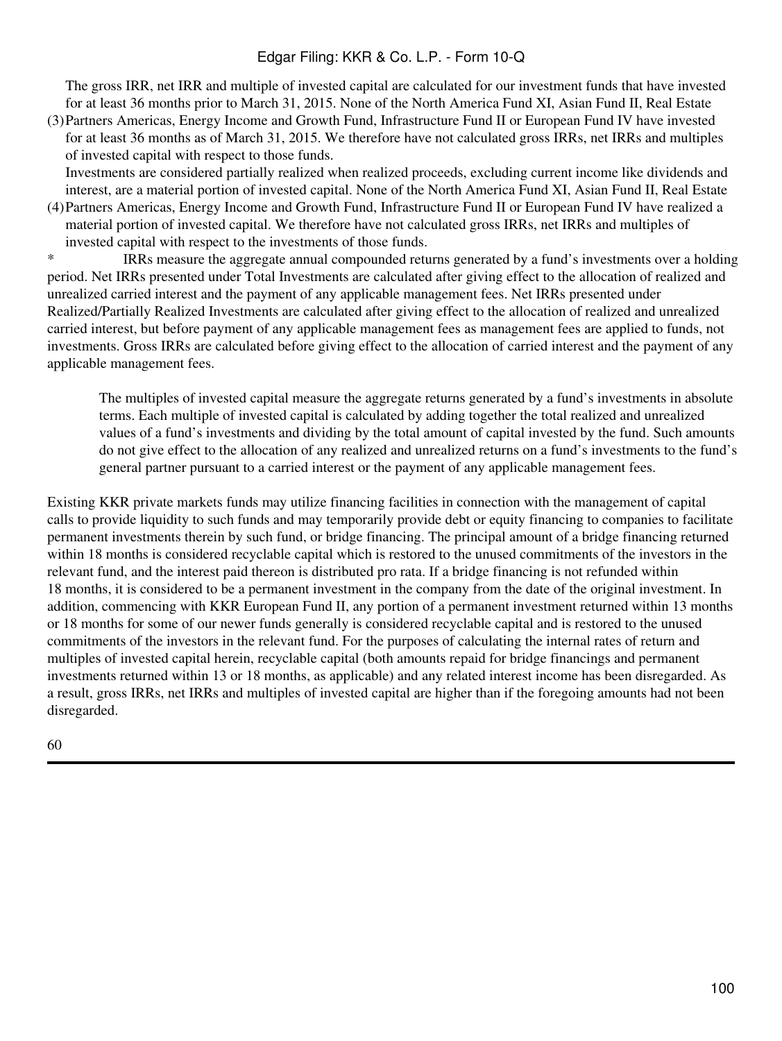(3) The gross IRR, net IRR and multiple of invested capital are calculated for our investment funds that have invested for at least 36 months prior to March 31, 2015. None of the North America Fund XI, Asian Fund II, Real Estate Partners Americas, Energy Income and Growth Fund, Infrastructure Fund II or European Fund IV have invested for at least 36 months as of March 31, 2015. We therefore have not calculated gross IRRs, net IRRs and multiples of invested capital with respect to those funds.

(4) Investments are considered partially realized when realized proceeds, excluding current income like dividends and interest, are a material portion of invested capital. None of the North America Fund XI, Asian Fund II, Real Estate Partners Americas, Energy Income and Growth Fund, Infrastructure Fund II or European Fund IV have realized a material portion of invested capital. We therefore have not calculated gross IRRs, net IRRs and multiples of invested capital with respect to the investments of those funds.

\* IRRs measure the aggregate annual compounded returns generated by a fund's investments over a holding period. Net IRRs presented under Total Investments are calculated after giving effect to the allocation of realized and unrealized carried interest and the payment of any applicable management fees. Net IRRs presented under Realized/Partially Realized Investments are calculated after giving effect to the allocation of realized and unrealized carried interest, but before payment of any applicable management fees as management fees are applied to funds, not investments. Gross IRRs are calculated before giving effect to the allocation of carried interest and the payment of any applicable management fees.

The multiples of invested capital measure the aggregate returns generated by a fund's investments in absolute terms. Each multiple of invested capital is calculated by adding together the total realized and unrealized values of a fund's investments and dividing by the total amount of capital invested by the fund. Such amounts do not give effect to the allocation of any realized and unrealized returns on a fund's investments to the fund's general partner pursuant to a carried interest or the payment of any applicable management fees.

Existing KKR private markets funds may utilize financing facilities in connection with the management of capital calls to provide liquidity to such funds and may temporarily provide debt or equity financing to companies to facilitate permanent investments therein by such fund, or bridge financing. The principal amount of a bridge financing returned within 18 months is considered recyclable capital which is restored to the unused commitments of the investors in the relevant fund, and the interest paid thereon is distributed pro rata. If a bridge financing is not refunded within 18 months, it is considered to be a permanent investment in the company from the date of the original investment. In addition, commencing with KKR European Fund II, any portion of a permanent investment returned within 13 months or 18 months for some of our newer funds generally is considered recyclable capital and is restored to the unused commitments of the investors in the relevant fund. For the purposes of calculating the internal rates of return and multiples of invested capital herein, recyclable capital (both amounts repaid for bridge financings and permanent investments returned within 13 or 18 months, as applicable) and any related interest income has been disregarded. As a result, gross IRRs, net IRRs and multiples of invested capital are higher than if the foregoing amounts had not been disregarded.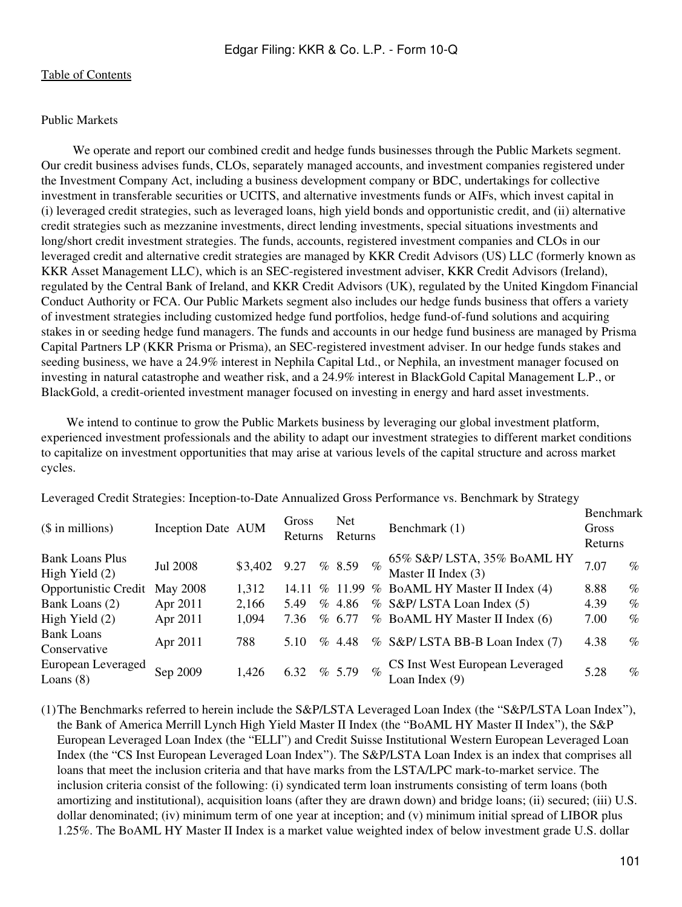Public Markets

We operate and report our combined credit and hedge funds businesses through the Public Markets segment. Our credit business advises funds, CLOs, separately managed accounts, and investment companies registered under the Investment Company Act, including a business development company or BDC, undertakings for collective investment in transferable securities or UCITS, and alternative investments funds or AIFs, which invest capital in (i) leveraged credit strategies, such as leveraged loans, high yield bonds and opportunistic credit, and (ii) alternative credit strategies such as mezzanine investments, direct lending investments, special situations investments and long/short credit investment strategies. The funds, accounts, registered investment companies and CLOs in our leveraged credit and alternative credit strategies are managed by KKR Credit Advisors (US) LLC (formerly known as KKR Asset Management LLC), which is an SEC-registered investment adviser, KKR Credit Advisors (Ireland), regulated by the Central Bank of Ireland, and KKR Credit Advisors (UK), regulated by the United Kingdom Financial Conduct Authority or FCA. Our Public Markets segment also includes our hedge funds business that offers a variety of investment strategies including customized hedge fund portfolios, hedge fund-of-fund solutions and acquiring stakes in or seeding hedge fund managers. The funds and accounts in our hedge fund business are managed by Prisma Capital Partners LP (KKR Prisma or Prisma), an SEC-registered investment adviser. In our hedge funds stakes and seeding business, we have a 24.9% interest in Nephila Capital Ltd., or Nephila, an investment manager focused on investing in natural catastrophe and weather risk, and a 24.9% interest in BlackGold Capital Management L.P., or BlackGold, a credit-oriented investment manager focused on investing in energy and hard asset investments.

We intend to continue to grow the Public Markets business by leveraging our global investment platform, experienced investment professionals and the ability to adapt our investment strategies to different market conditions to capitalize on investment opportunities that may arise at various levels of the capital structure and across market cycles.

Leveraged Credit Strategies: Inception-to-Date Annualized Gross Performance vs. Benchmark by Strategy

| ($ in millions) | Inception Date | AUM | Gross Returns | Net Returns | Benchmark (1) | Benchmark Gross Returns |
|---|---|---|---|---|---|---|
| Bank Loans Plus High Yield (2) | Jul 2008 | $3,402 | 9.27 % | 8.59 % | 65% S&P/ LSTA, 35% BoAML HY Master II Index (3) | 7.07 % |
| Opportunistic Credit | May 2008 | 1,312 | 14.11 % | 11.99 % | BoAML HY Master II Index (4) | 8.88 % |
| Bank Loans (2) | Apr 2011 | 2,166 | 5.49 % | 4.86 % | S&P/ LSTA Loan Index (5) | 4.39 % |
| High Yield (2) | Apr 2011 | 1,094 | 7.36 % | 6.77 % | BoAML HY Master II Index (6) | 7.00 % |
| Bank Loans Conservative | Apr 2011 | 788 | 5.10 % | 4.48 % | S&P/ LSTA BB-B Loan Index (7) | 4.38 % |
| European Leveraged Loans (8) | Sep 2009 | 1,426 | 6.32 % | 5.79 % | CS Inst West European Leveraged Loan Index (9) | 5.28 % |

(1) The Benchmarks referred to herein include the S&P/LSTA Leveraged Loan Index (the "S&P/LSTA Loan Index"), the Bank of America Merrill Lynch High Yield Master II Index (the "BoAML HY Master II Index"), the S&P European Leveraged Loan Index (the "ELLI") and Credit Suisse Institutional Western European Leveraged Loan Index (the "CS Inst European Leveraged Loan Index"). The S&P/LSTA Loan Index is an index that comprises all loans that meet the inclusion criteria and that have marks from the LSTA/LPC mark-to-market service. The inclusion criteria consist of the following: (i) syndicated term loan instruments consisting of term loans (both amortizing and institutional), acquisition loans (after they are drawn down) and bridge loans; (ii) secured; (iii) U.S. dollar denominated; (iv) minimum term of one year at inception; and (v) minimum initial spread of LIBOR plus 1.25%. The BoAML HY Master II Index is a market value weighted index of below investment grade U.S. dollar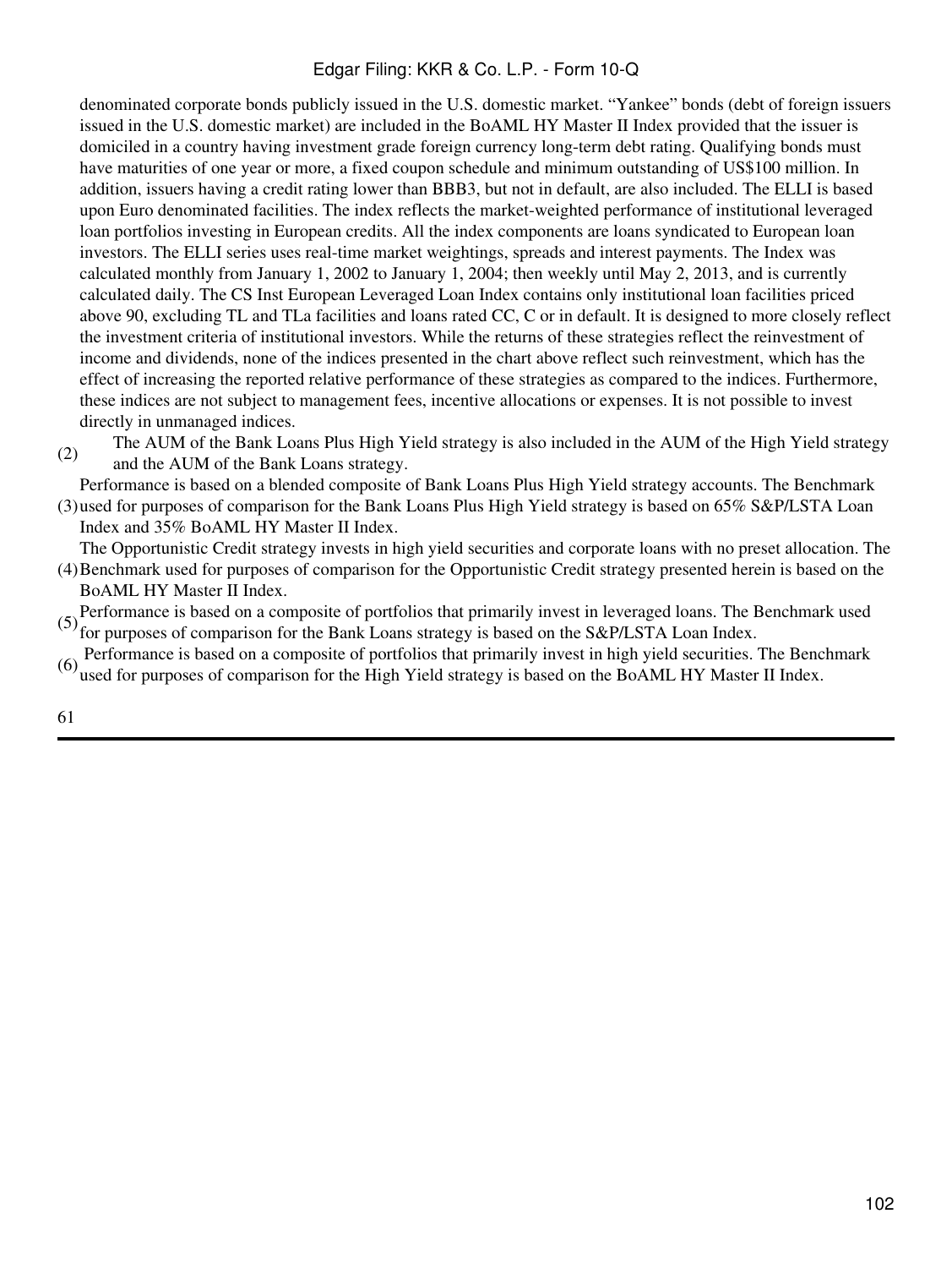denominated corporate bonds publicly issued in the U.S. domestic market. “Yankee” bonds (debt of foreign issuers issued in the U.S. domestic market) are included in the BoAML HY Master II Index provided that the issuer is domiciled in a country having investment grade foreign currency long-term debt rating. Qualifying bonds must have maturities of one year or more, a fixed coupon schedule and minimum outstanding of US$100 million. In addition, issuers having a credit rating lower than BBB3, but not in default, are also included. The ELLI is based upon Euro denominated facilities. The index reflects the market-weighted performance of institutional leveraged loan portfolios investing in European credits. All the index components are loans syndicated to European loan investors. The ELLI series uses real-time market weightings, spreads and interest payments. The Index was calculated monthly from January 1, 2002 to January 1, 2004; then weekly until May 2, 2013, and is currently calculated daily. The CS Inst European Leveraged Loan Index contains only institutional loan facilities priced above 90, excluding TL and TLa facilities and loans rated CC, C or in default. It is designed to more closely reflect the investment criteria of institutional investors. While the returns of these strategies reflect the reinvestment of income and dividends, none of the indices presented in the chart above reflect such reinvestment, which has the effect of increasing the reported relative performance of these strategies as compared to the indices. Furthermore, these indices are not subject to management fees, incentive allocations or expenses. It is not possible to invest directly in unmanaged indices.

(2) The AUM of the Bank Loans Plus High Yield strategy is also included in the AUM of the High Yield strategy and the AUM of the Bank Loans strategy.

(3) Performance is based on a blended composite of Bank Loans Plus High Yield strategy accounts. The Benchmark used for purposes of comparison for the Bank Loans Plus High Yield strategy is based on 65% S&P/LSTA Loan Index and 35% BoAML HY Master II Index.

(4) The Opportunistic Credit strategy invests in high yield securities and corporate loans with no preset allocation. The Benchmark used for purposes of comparison for the Opportunistic Credit strategy presented herein is based on the BoAML HY Master II Index.

(5) Performance is based on a composite of portfolios that primarily invest in leveraged loans. The Benchmark used for purposes of comparison for the Bank Loans strategy is based on the S&P/LSTA Loan Index.

(6) Performance is based on a composite of portfolios that primarily invest in high yield securities. The Benchmark used for purposes of comparison for the High Yield strategy is based on the BoAML HY Master II Index.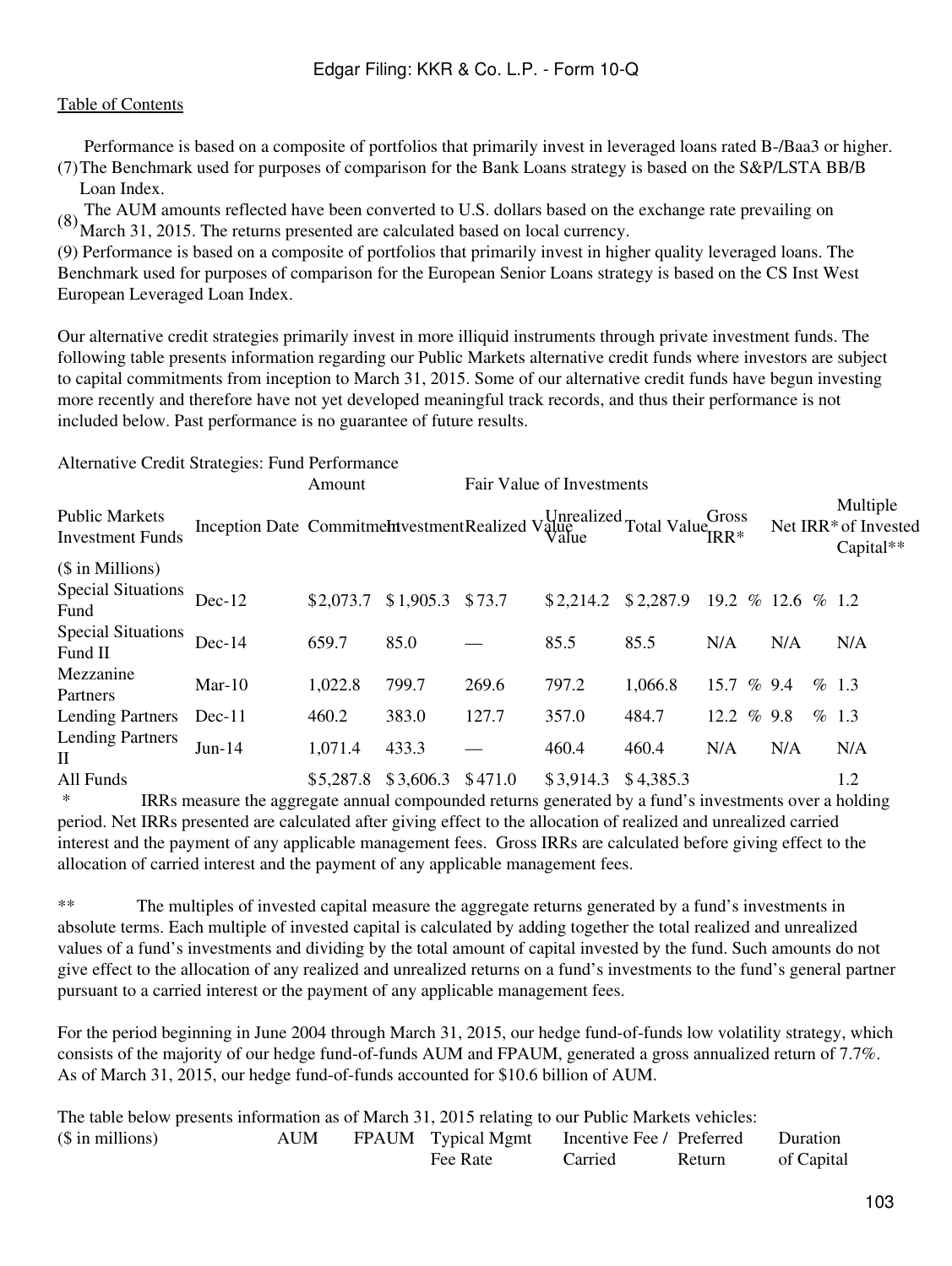Performance is based on a composite of portfolios that primarily invest in leveraged loans rated B-/Baa3 or higher.

(7) The Benchmark used for purposes of comparison for the Bank Loans strategy is based on the S&P/LSTA BB/B Loan Index.

(8) The AUM amounts reflected have been converted to U.S. dollars based on the exchange rate prevailing on March 31, 2015. The returns presented are calculated based on local currency.

(9) Performance is based on a composite of portfolios that primarily invest in higher quality leveraged loans. The Benchmark used for purposes of comparison for the European Senior Loans strategy is based on the CS Inst West European Leveraged Loan Index.

Our alternative credit strategies primarily invest in more illiquid instruments through private investment funds. The following table presents information regarding our Public Markets alternative credit funds where investors are subject to capital commitments from inception to March 31, 2015. Some of our alternative credit funds have begun investing more recently and therefore have not yet developed meaningful track records, and thus their performance is not included below. Past performance is no guarantee of future results.

Alternative Credit Strategies: Fund Performance

| | | Amount | | Fair Value of Investments | | | | | |
|---|---|---|---|---|---|---|---|---|---|
| Public Markets Investment Funds | Inception Date | Commitment | Investment | Realized Value | Unrealized Value | Total Value | Gross IRR* | Net IRR* | Multiple of Invested Capital** |
| ($ in Millions) | | | | | | | | | |
| Special Situations Fund | Dec-12 | $2,073.7 | $1,905.3 | $73.7 | $2,214.2 | $2,287.9 | 19.2 % | 12.6 % | 1.2 |
| Special Situations Fund II | Dec-14 | 659.7 | 85.0 | — | 85.5 | 85.5 | N/A | N/A | N/A |
| Mezzanine Partners | Mar-10 | 1,022.8 | 799.7 | 269.6 | 797.2 | 1,066.8 | 15.7 % | 9.4 % | 1.3 |
| Lending Partners | Dec-11 | 460.2 | 383.0 | 127.7 | 357.0 | 484.7 | 12.2 % | 9.8 % | 1.3 |
| Lending Partners II | Jun-14 | 1,071.4 | 433.3 | — | 460.4 | 460.4 | N/A | N/A | N/A |
| All Funds | | $5,287.8 | $3,606.3 | $471.0 | $3,914.3 | $4,385.3 | | | 1.2 |

\* IRRs measure the aggregate annual compounded returns generated by a fund's investments over a holding period. Net IRRs presented are calculated after giving effect to the allocation of realized and unrealized carried interest and the payment of any applicable management fees. Gross IRRs are calculated before giving effect to the allocation of carried interest and the payment of any applicable management fees.

** The multiples of invested capital measure the aggregate returns generated by a fund's investments in absolute terms. Each multiple of invested capital is calculated by adding together the total realized and unrealized values of a fund's investments and dividing by the total amount of capital invested by the fund. Such amounts do not give effect to the allocation of any realized and unrealized returns on a fund's investments to the fund's general partner pursuant to a carried interest or the payment of any applicable management fees.

For the period beginning in June 2004 through March 31, 2015, our hedge fund-of-funds low volatility strategy, which consists of the majority of our hedge fund-of-funds AUM and FPAUM, generated a gross annualized return of 7.7%. As of March 31, 2015, our hedge fund-of-funds accounted for $10.6 billion of AUM.

The table below presents information as of March 31, 2015 relating to our Public Markets vehicles:

| ($ in millions) | AUM | FPAUM | Typical Mgmt Fee Rate | Incentive Fee / Carried | Preferred Return | Duration of Capital |
|---|---|---|---|---|---|---|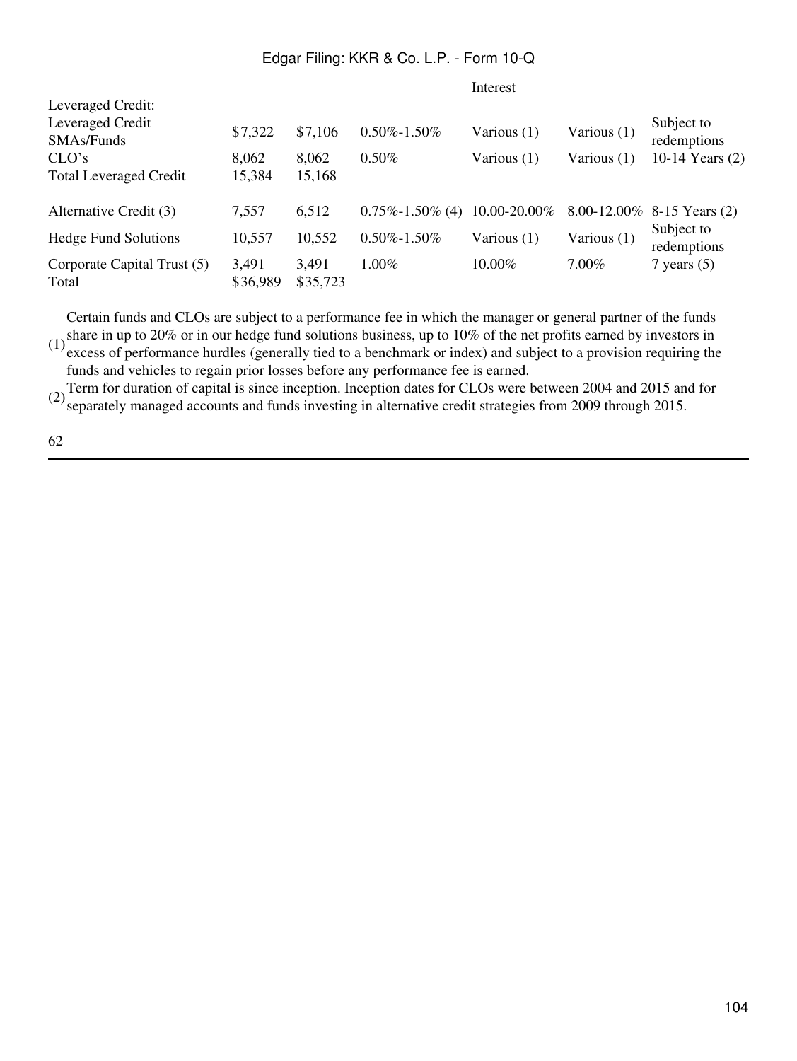| | | | | Interest | | |
|---|---|---|---|---|---|---|
| Leveraged Credit: | | | | | | |
| Leveraged Credit SMAs/Funds | $7,322 | $7,106 | 0.50%-1.50% | Various (1) | Various (1) | Subject to redemptions |
| CLO's | 8,062 | 8,062 | 0.50% | Various (1) | Various (1) | 10-14 Years (2) |
| Total Leveraged Credit | 15,384 | 15,168 | | | | |
| Alternative Credit (3) | 7,557 | 6,512 | 0.75%-1.50% (4) | 10.00-20.00% | 8.00-12.00% | 8-15 Years (2) |
| Hedge Fund Solutions | 10,557 | 10,552 | 0.50%-1.50% | Various (1) | Various (1) | Subject to redemptions |
| Corporate Capital Trust (5) | 3,491 | 3,491 | 1.00% | 10.00% | 7.00% | 7 years (5) |
| Total | $36,989 | $35,723 | | | | |

(1) Certain funds and CLOs are subject to a performance fee in which the manager or general partner of the funds share in up to 20% or in our hedge fund solutions business, up to 10% of the net profits earned by investors in excess of performance hurdles (generally tied to a benchmark or index) and subject to a provision requiring the funds and vehicles to regain prior losses before any performance fee is earned.

(2) Term for duration of capital is since inception. Inception dates for CLOs were between 2004 and 2015 and for separately managed accounts and funds investing in alternative credit strategies from 2009 through 2015.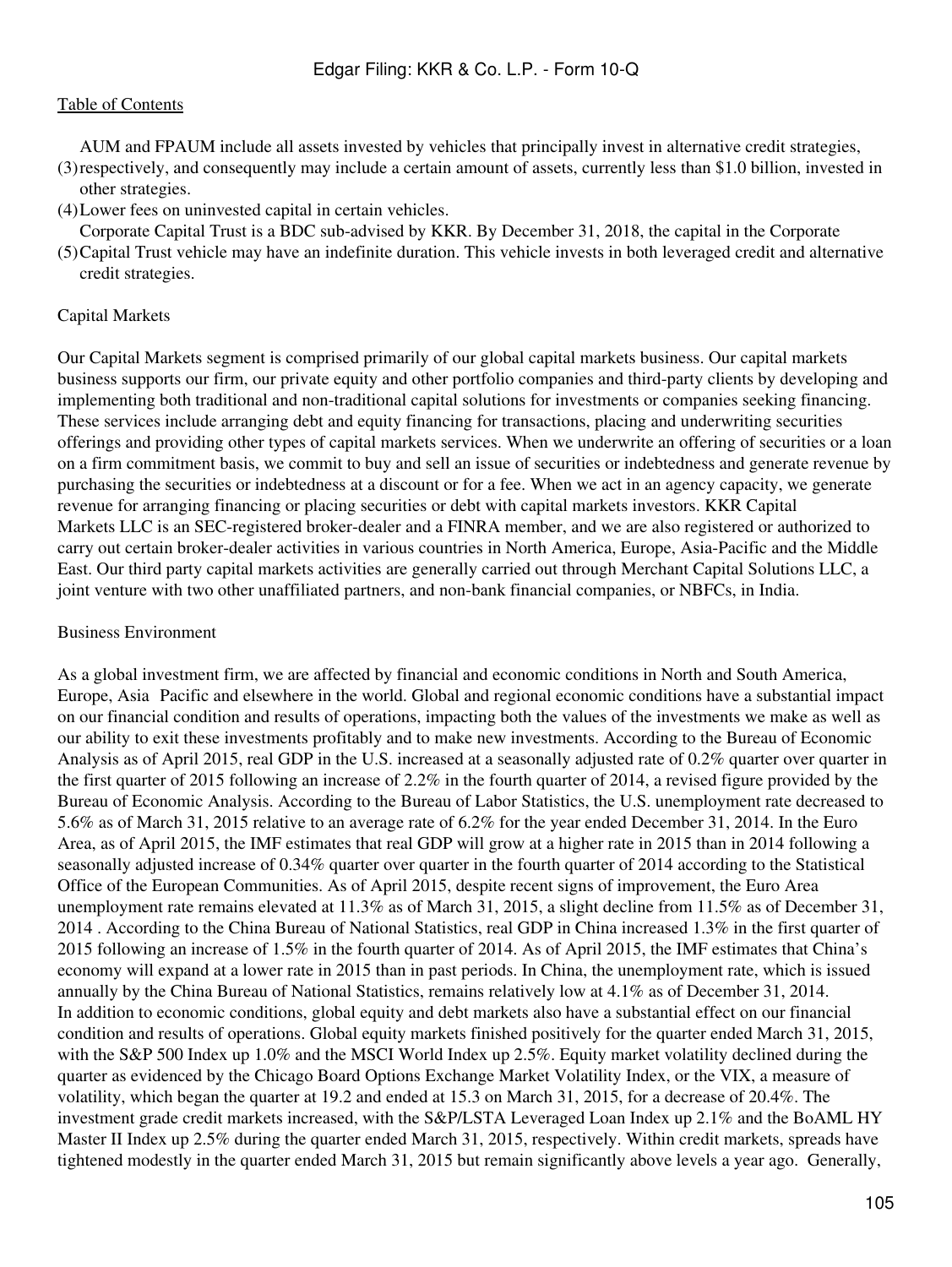(3) AUM and FPAUM include all assets invested by vehicles that principally invest in alternative credit strategies, respectively, and consequently may include a certain amount of assets, currently less than $1.0 billion, invested in other strategies.

(4) Lower fees on uninvested capital in certain vehicles.

(5) Corporate Capital Trust is a BDC sub-advised by KKR. By December 31, 2018, the capital in the Corporate Capital Trust vehicle may have an indefinite duration. This vehicle invests in both leveraged credit and alternative credit strategies.

Capital Markets

Our Capital Markets segment is comprised primarily of our global capital markets business. Our capital markets business supports our firm, our private equity and other portfolio companies and third-party clients by developing and implementing both traditional and non-traditional capital solutions for investments or companies seeking financing. These services include arranging debt and equity financing for transactions, placing and underwriting securities offerings and providing other types of capital markets services. When we underwrite an offering of securities or a loan on a firm commitment basis, we commit to buy and sell an issue of securities or indebtedness and generate revenue by purchasing the securities or indebtedness at a discount or for a fee. When we act in an agency capacity, we generate revenue for arranging financing or placing securities or debt with capital markets investors. KKR Capital Markets LLC is an SEC-registered broker-dealer and a FINRA member, and we are also registered or authorized to carry out certain broker-dealer activities in various countries in North America, Europe, Asia-Pacific and the Middle East. Our third party capital markets activities are generally carried out through Merchant Capital Solutions LLC, a joint venture with two other unaffiliated partners, and non-bank financial companies, or NBFCs, in India.

Business Environment

As a global investment firm, we are affected by financial and economic conditions in North and South America, Europe, Asia Pacific and elsewhere in the world. Global and regional economic conditions have a substantial impact on our financial condition and results of operations, impacting both the values of the investments we make as well as our ability to exit these investments profitably and to make new investments. According to the Bureau of Economic Analysis as of April 2015, real GDP in the U.S. increased at a seasonally adjusted rate of 0.2% quarter over quarter in the first quarter of 2015 following an increase of 2.2% in the fourth quarter of 2014, a revised figure provided by the Bureau of Economic Analysis. According to the Bureau of Labor Statistics, the U.S. unemployment rate decreased to 5.6% as of March 31, 2015 relative to an average rate of 6.2% for the year ended December 31, 2014. In the Euro Area, as of April 2015, the IMF estimates that real GDP will grow at a higher rate in 2015 than in 2014 following a seasonally adjusted increase of 0.34% quarter over quarter in the fourth quarter of 2014 according to the Statistical Office of the European Communities. As of April 2015, despite recent signs of improvement, the Euro Area unemployment rate remains elevated at 11.3% as of March 31, 2015, a slight decline from 11.5% as of December 31, 2014 . According to the China Bureau of National Statistics, real GDP in China increased 1.3% in the first quarter of 2015 following an increase of 1.5% in the fourth quarter of 2014. As of April 2015, the IMF estimates that China's economy will expand at a lower rate in 2015 than in past periods. In China, the unemployment rate, which is issued annually by the China Bureau of National Statistics, remains relatively low at 4.1% as of December 31, 2014.

In addition to economic conditions, global equity and debt markets also have a substantial effect on our financial condition and results of operations. Global equity markets finished positively for the quarter ended March 31, 2015, with the S&P 500 Index up 1.0% and the MSCI World Index up 2.5%. Equity market volatility declined during the quarter as evidenced by the Chicago Board Options Exchange Market Volatility Index, or the VIX, a measure of volatility, which began the quarter at 19.2 and ended at 15.3 on March 31, 2015, for a decrease of 20.4%. The investment grade credit markets increased, with the S&P/LSTA Leveraged Loan Index up 2.1% and the BoAML HY Master II Index up 2.5% during the quarter ended March 31, 2015, respectively. Within credit markets, spreads have tightened modestly in the quarter ended March 31, 2015 but remain significantly above levels a year ago. Generally,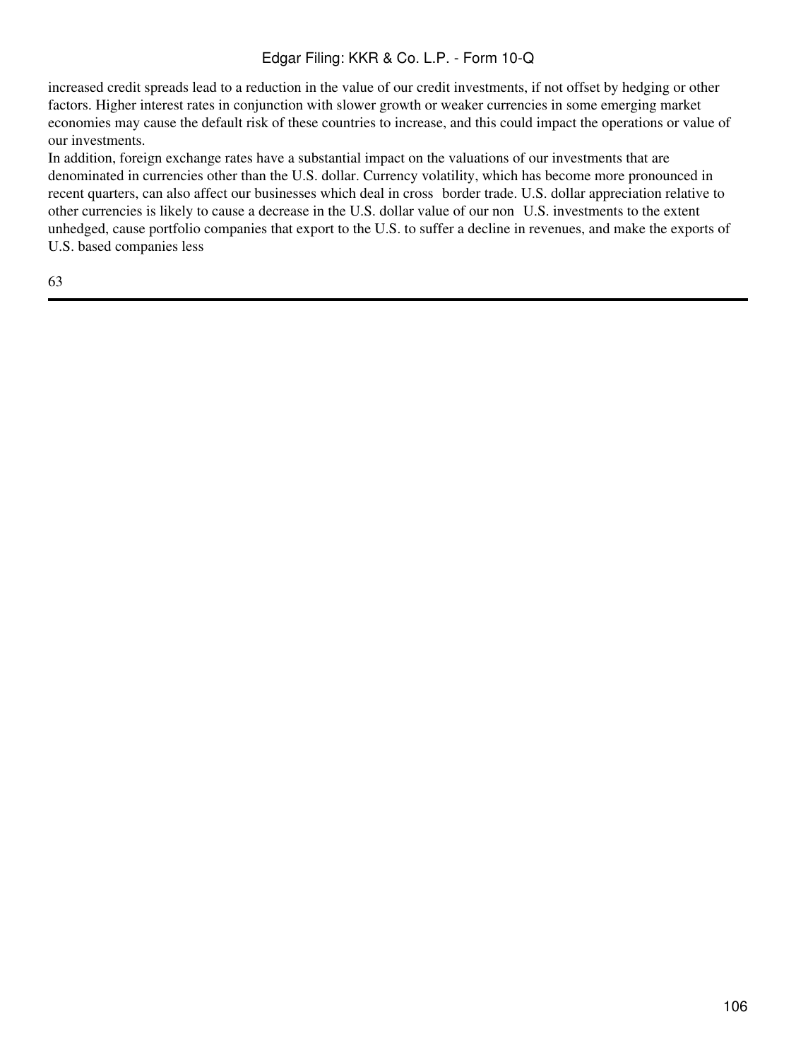increased credit spreads lead to a reduction in the value of our credit investments, if not offset by hedging or other factors. Higher interest rates in conjunction with slower growth or weaker currencies in some emerging market economies may cause the default risk of these countries to increase, and this could impact the operations or value of our investments.

In addition, foreign exchange rates have a substantial impact on the valuations of our investments that are denominated in currencies other than the U.S. dollar. Currency volatility, which has become more pronounced in recent quarters, can also affect our businesses which deal in cross border trade. U.S. dollar appreciation relative to other currencies is likely to cause a decrease in the U.S. dollar value of our non U.S. investments to the extent unhedged, cause portfolio companies that export to the U.S. to suffer a decline in revenues, and make the exports of U.S. based companies less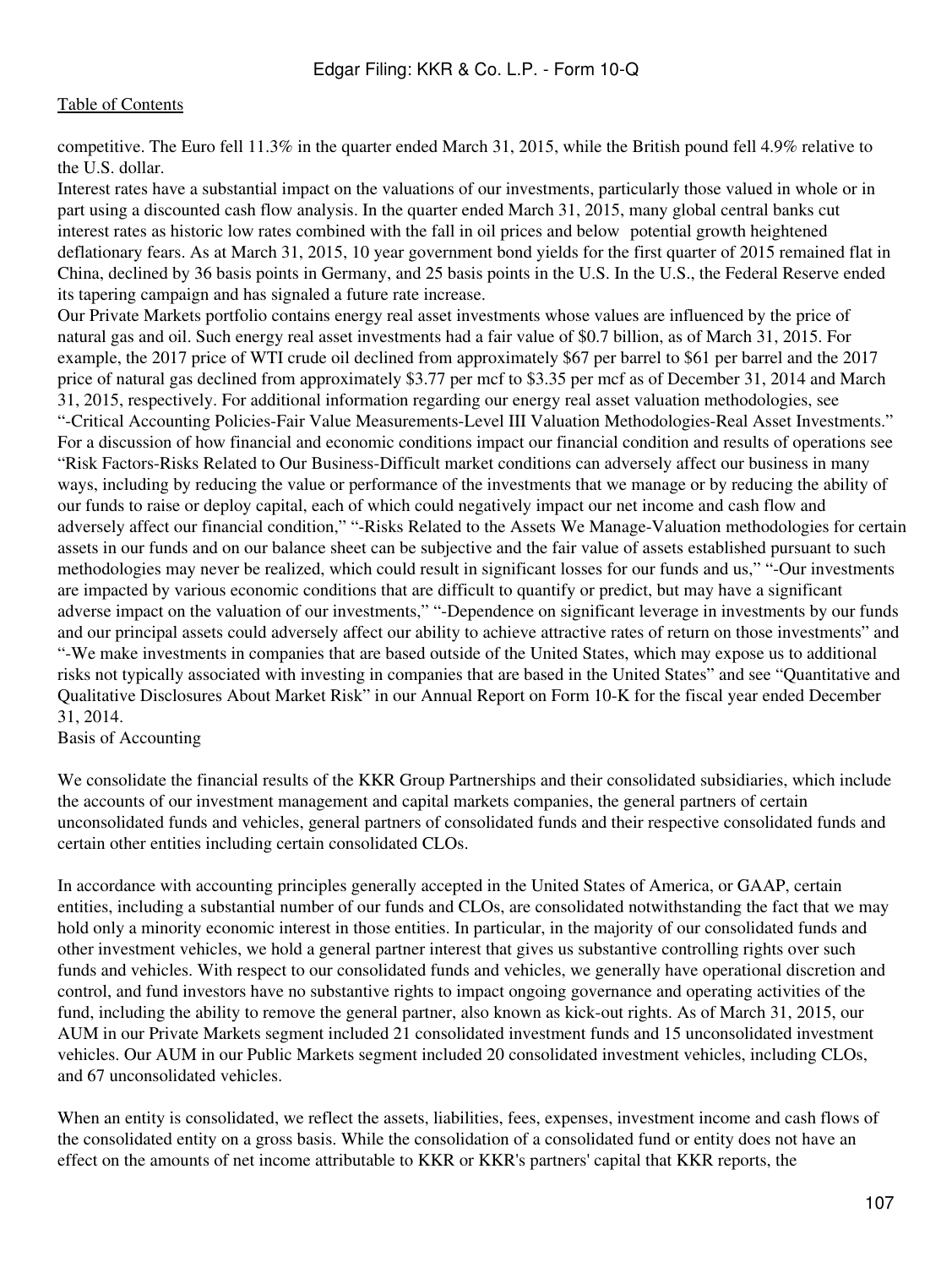competitive. The Euro fell 11.3% in the quarter ended March 31, 2015, while the British pound fell 4.9% relative to the U.S. dollar.

Interest rates have a substantial impact on the valuations of our investments, particularly those valued in whole or in part using a discounted cash flow analysis. In the quarter ended March 31, 2015, many global central banks cut interest rates as historic low rates combined with the fall in oil prices and below potential growth heightened deflationary fears. As at March 31, 2015, 10 year government bond yields for the first quarter of 2015 remained flat in China, declined by 36 basis points in Germany, and 25 basis points in the U.S. In the U.S., the Federal Reserve ended its tapering campaign and has signaled a future rate increase.

Our Private Markets portfolio contains energy real asset investments whose values are influenced by the price of natural gas and oil. Such energy real asset investments had a fair value of $0.7 billion, as of March 31, 2015. For example, the 2017 price of WTI crude oil declined from approximately $67 per barrel to $61 per barrel and the 2017 price of natural gas declined from approximately $3.77 per mcf to $3.35 per mcf as of December 31, 2014 and March 31, 2015, respectively. For additional information regarding our energy real asset valuation methodologies, see "-Critical Accounting Policies-Fair Value Measurements-Level III Valuation Methodologies-Real Asset Investments." For a discussion of how financial and economic conditions impact our financial condition and results of operations see "Risk Factors-Risks Related to Our Business-Difficult market conditions can adversely affect our business in many ways, including by reducing the value or performance of the investments that we manage or by reducing the ability of our funds to raise or deploy capital, each of which could negatively impact our net income and cash flow and adversely affect our financial condition," "-Risks Related to the Assets We Manage-Valuation methodologies for certain assets in our funds and on our balance sheet can be subjective and the fair value of assets established pursuant to such methodologies may never be realized, which could result in significant losses for our funds and us," "-Our investments are impacted by various economic conditions that are difficult to quantify or predict, but may have a significant adverse impact on the valuation of our investments," "-Dependence on significant leverage in investments by our funds and our principal assets could adversely affect our ability to achieve attractive rates of return on those investments" and "-We make investments in companies that are based outside of the United States, which may expose us to additional risks not typically associated with investing in companies that are based in the United States" and see "Quantitative and Qualitative Disclosures About Market Risk" in our Annual Report on Form 10-K for the fiscal year ended December 31, 2014.

## Basis of Accounting

We consolidate the financial results of the KKR Group Partnerships and their consolidated subsidiaries, which include the accounts of our investment management and capital markets companies, the general partners of certain unconsolidated funds and vehicles, general partners of consolidated funds and their respective consolidated funds and certain other entities including certain consolidated CLOs.

In accordance with accounting principles generally accepted in the United States of America, or GAAP, certain entities, including a substantial number of our funds and CLOs, are consolidated notwithstanding the fact that we may hold only a minority economic interest in those entities. In particular, in the majority of our consolidated funds and other investment vehicles, we hold a general partner interest that gives us substantive controlling rights over such funds and vehicles. With respect to our consolidated funds and vehicles, we generally have operational discretion and control, and fund investors have no substantive rights to impact ongoing governance and operating activities of the fund, including the ability to remove the general partner, also known as kick-out rights. As of March 31, 2015, our AUM in our Private Markets segment included 21 consolidated investment funds and 15 unconsolidated investment vehicles. Our AUM in our Public Markets segment included 20 consolidated investment vehicles, including CLOs, and 67 unconsolidated vehicles.

When an entity is consolidated, we reflect the assets, liabilities, fees, expenses, investment income and cash flows of the consolidated entity on a gross basis. While the consolidation of a consolidated fund or entity does not have an effect on the amounts of net income attributable to KKR or KKR's partners' capital that KKR reports, the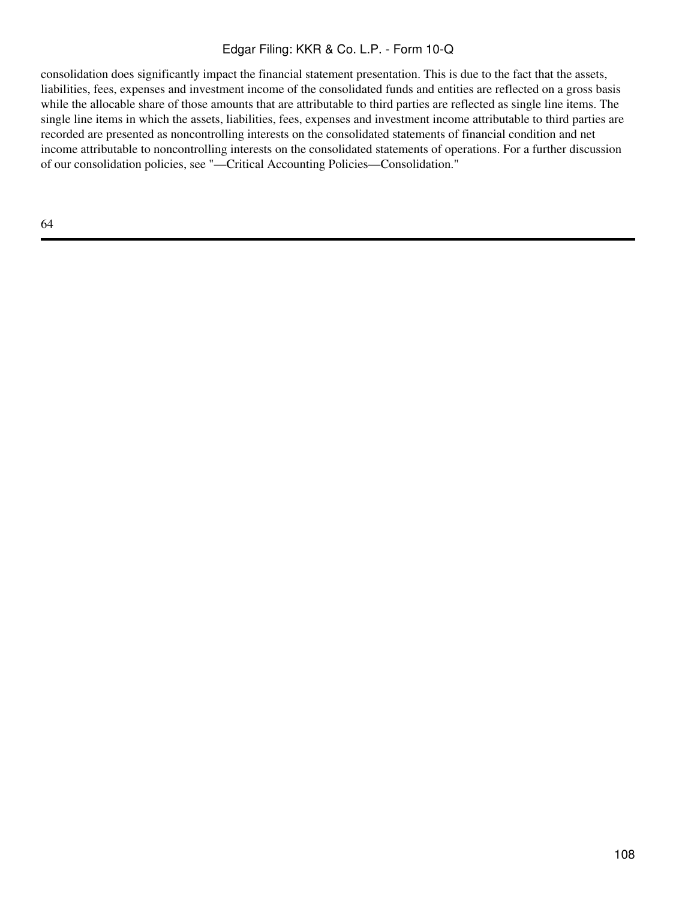consolidation does significantly impact the financial statement presentation. This is due to the fact that the assets, liabilities, fees, expenses and investment income of the consolidated funds and entities are reflected on a gross basis while the allocable share of those amounts that are attributable to third parties are reflected as single line items. The single line items in which the assets, liabilities, fees, expenses and investment income attributable to third parties are recorded are presented as noncontrolling interests on the consolidated statements of financial condition and net income attributable to noncontrolling interests on the consolidated statements of operations. For a further discussion of our consolidation policies, see "—Critical Accounting Policies—Consolidation."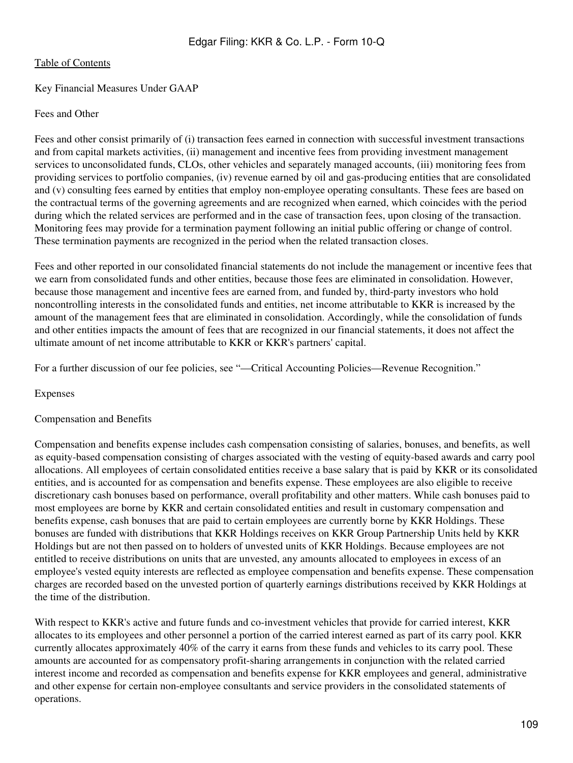Key Financial Measures Under GAAP

Fees and Other

Fees and other consist primarily of (i) transaction fees earned in connection with successful investment transactions and from capital markets activities, (ii) management and incentive fees from providing investment management services to unconsolidated funds, CLOs, other vehicles and separately managed accounts, (iii) monitoring fees from providing services to portfolio companies, (iv) revenue earned by oil and gas-producing entities that are consolidated and (v) consulting fees earned by entities that employ non-employee operating consultants. These fees are based on the contractual terms of the governing agreements and are recognized when earned, which coincides with the period during which the related services are performed and in the case of transaction fees, upon closing of the transaction. Monitoring fees may provide for a termination payment following an initial public offering or change of control. These termination payments are recognized in the period when the related transaction closes.

Fees and other reported in our consolidated financial statements do not include the management or incentive fees that we earn from consolidated funds and other entities, because those fees are eliminated in consolidation. However, because those management and incentive fees are earned from, and funded by, third-party investors who hold noncontrolling interests in the consolidated funds and entities, net income attributable to KKR is increased by the amount of the management fees that are eliminated in consolidation. Accordingly, while the consolidation of funds and other entities impacts the amount of fees that are recognized in our financial statements, it does not affect the ultimate amount of net income attributable to KKR or KKR's partners' capital.

For a further discussion of our fee policies, see "—Critical Accounting Policies—Revenue Recognition."

Expenses

Compensation and Benefits

Compensation and benefits expense includes cash compensation consisting of salaries, bonuses, and benefits, as well as equity-based compensation consisting of charges associated with the vesting of equity-based awards and carry pool allocations. All employees of certain consolidated entities receive a base salary that is paid by KKR or its consolidated entities, and is accounted for as compensation and benefits expense. These employees are also eligible to receive discretionary cash bonuses based on performance, overall profitability and other matters. While cash bonuses paid to most employees are borne by KKR and certain consolidated entities and result in customary compensation and benefits expense, cash bonuses that are paid to certain employees are currently borne by KKR Holdings. These bonuses are funded with distributions that KKR Holdings receives on KKR Group Partnership Units held by KKR Holdings but are not then passed on to holders of unvested units of KKR Holdings. Because employees are not entitled to receive distributions on units that are unvested, any amounts allocated to employees in excess of an employee's vested equity interests are reflected as employee compensation and benefits expense. These compensation charges are recorded based on the unvested portion of quarterly earnings distributions received by KKR Holdings at the time of the distribution.

With respect to KKR's active and future funds and co-investment vehicles that provide for carried interest, KKR allocates to its employees and other personnel a portion of the carried interest earned as part of its carry pool. KKR currently allocates approximately 40% of the carry it earns from these funds and vehicles to its carry pool. These amounts are accounted for as compensatory profit-sharing arrangements in conjunction with the related carried interest income and recorded as compensation and benefits expense for KKR employees and general, administrative and other expense for certain non-employee consultants and service providers in the consolidated statements of operations.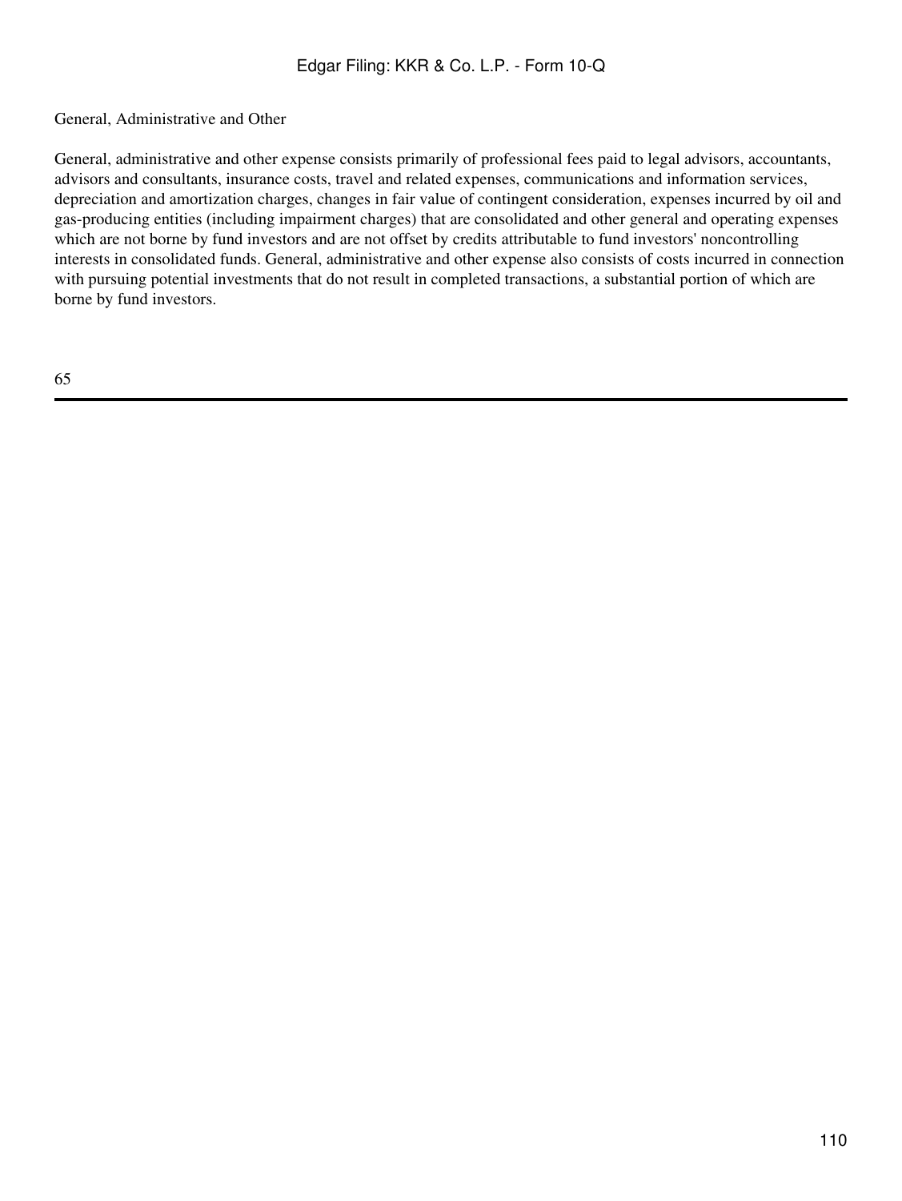General, Administrative and Other

General, administrative and other expense consists primarily of professional fees paid to legal advisors, accountants, advisors and consultants, insurance costs, travel and related expenses, communications and information services, depreciation and amortization charges, changes in fair value of contingent consideration, expenses incurred by oil and gas-producing entities (including impairment charges) that are consolidated and other general and operating expenses which are not borne by fund investors and are not offset by credits attributable to fund investors' noncontrolling interests in consolidated funds. General, administrative and other expense also consists of costs incurred in connection with pursuing potential investments that do not result in completed transactions, a substantial portion of which are borne by fund investors.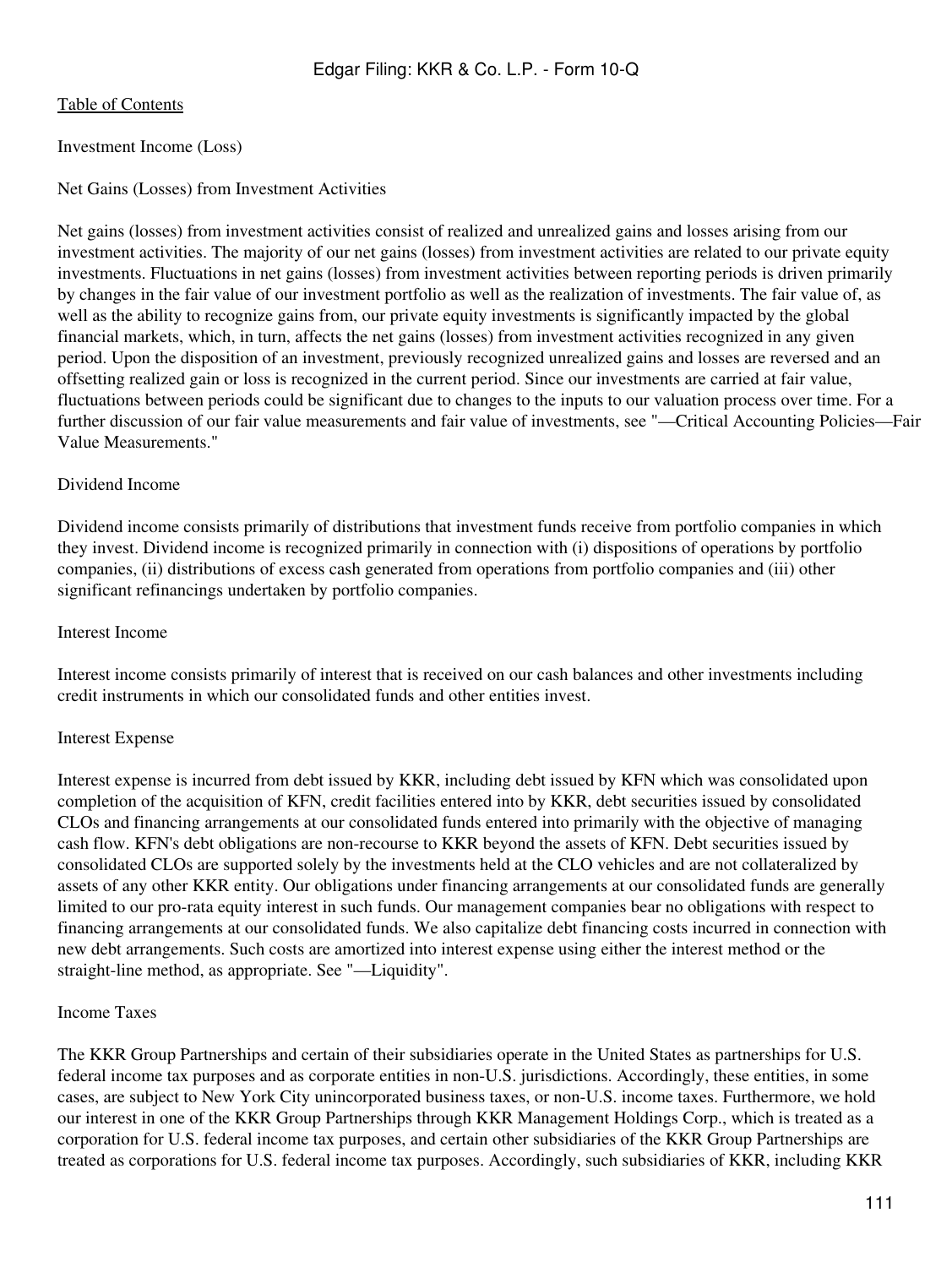Investment Income (Loss)

Net Gains (Losses) from Investment Activities

Net gains (losses) from investment activities consist of realized and unrealized gains and losses arising from our investment activities. The majority of our net gains (losses) from investment activities are related to our private equity investments. Fluctuations in net gains (losses) from investment activities between reporting periods is driven primarily by changes in the fair value of our investment portfolio as well as the realization of investments. The fair value of, as well as the ability to recognize gains from, our private equity investments is significantly impacted by the global financial markets, which, in turn, affects the net gains (losses) from investment activities recognized in any given period. Upon the disposition of an investment, previously recognized unrealized gains and losses are reversed and an offsetting realized gain or loss is recognized in the current period. Since our investments are carried at fair value, fluctuations between periods could be significant due to changes to the inputs to our valuation process over time. For a further discussion of our fair value measurements and fair value of investments, see "—Critical Accounting Policies—Fair Value Measurements."

Dividend Income

Dividend income consists primarily of distributions that investment funds receive from portfolio companies in which they invest. Dividend income is recognized primarily in connection with (i) dispositions of operations by portfolio companies, (ii) distributions of excess cash generated from operations from portfolio companies and (iii) other significant refinancings undertaken by portfolio companies.

Interest Income

Interest income consists primarily of interest that is received on our cash balances and other investments including credit instruments in which our consolidated funds and other entities invest.

Interest Expense

Interest expense is incurred from debt issued by KKR, including debt issued by KFN which was consolidated upon completion of the acquisition of KFN, credit facilities entered into by KKR, debt securities issued by consolidated CLOs and financing arrangements at our consolidated funds entered into primarily with the objective of managing cash flow. KFN's debt obligations are non-recourse to KKR beyond the assets of KFN. Debt securities issued by consolidated CLOs are supported solely by the investments held at the CLO vehicles and are not collateralized by assets of any other KKR entity. Our obligations under financing arrangements at our consolidated funds are generally limited to our pro-rata equity interest in such funds. Our management companies bear no obligations with respect to financing arrangements at our consolidated funds. We also capitalize debt financing costs incurred in connection with new debt arrangements. Such costs are amortized into interest expense using either the interest method or the straight-line method, as appropriate. See "—Liquidity".

Income Taxes

The KKR Group Partnerships and certain of their subsidiaries operate in the United States as partnerships for U.S. federal income tax purposes and as corporate entities in non-U.S. jurisdictions. Accordingly, these entities, in some cases, are subject to New York City unincorporated business taxes, or non-U.S. income taxes. Furthermore, we hold our interest in one of the KKR Group Partnerships through KKR Management Holdings Corp., which is treated as a corporation for U.S. federal income tax purposes, and certain other subsidiaries of the KKR Group Partnerships are treated as corporations for U.S. federal income tax purposes. Accordingly, such subsidiaries of KKR, including KKR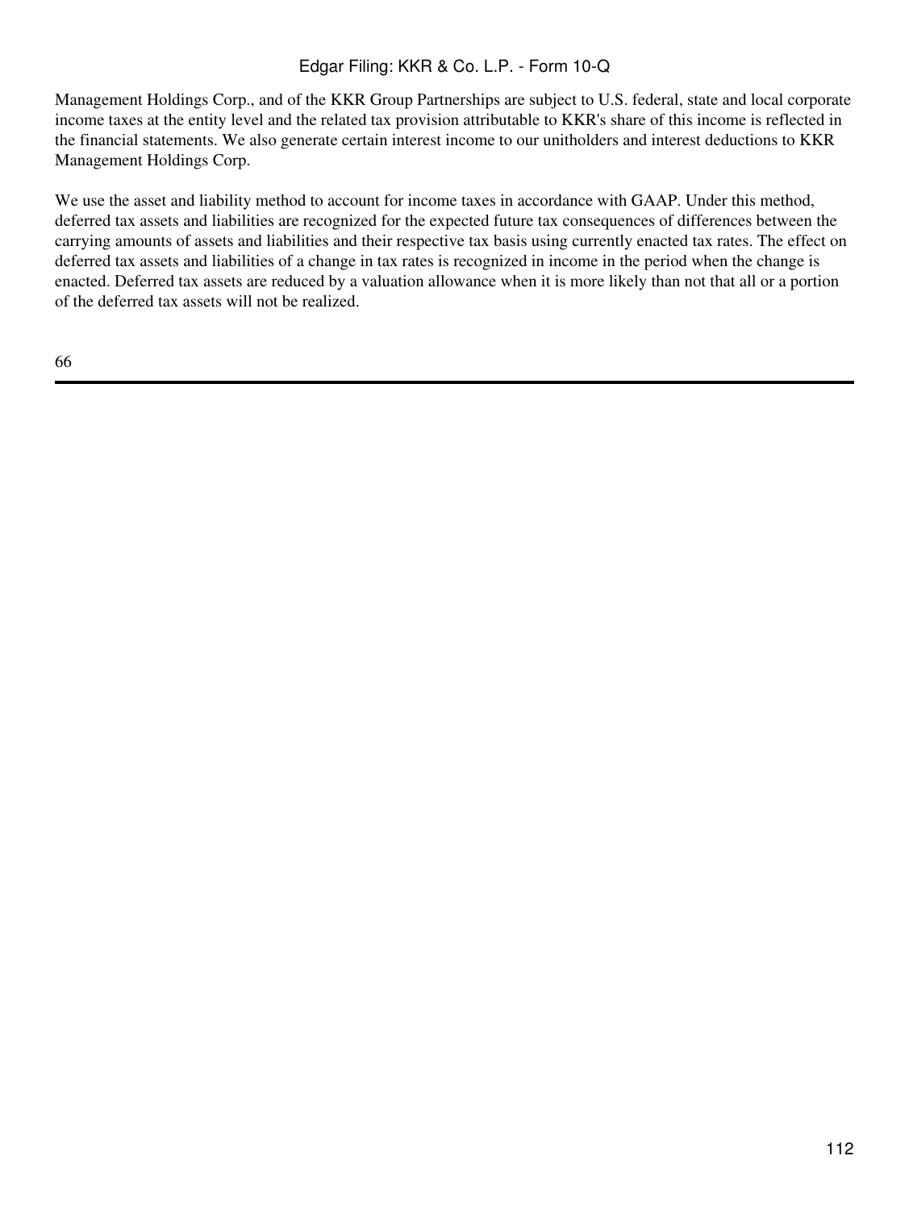Management Holdings Corp., and of the KKR Group Partnerships are subject to U.S. federal, state and local corporate income taxes at the entity level and the related tax provision attributable to KKR's share of this income is reflected in the financial statements. We also generate certain interest income to our unitholders and interest deductions to KKR Management Holdings Corp.

We use the asset and liability method to account for income taxes in accordance with GAAP. Under this method, deferred tax assets and liabilities are recognized for the expected future tax consequences of differences between the carrying amounts of assets and liabilities and their respective tax basis using currently enacted tax rates. The effect on deferred tax assets and liabilities of a change in tax rates is recognized in income in the period when the change is enacted. Deferred tax assets are reduced by a valuation allowance when it is more likely than not that all or a portion of the deferred tax assets will not be realized.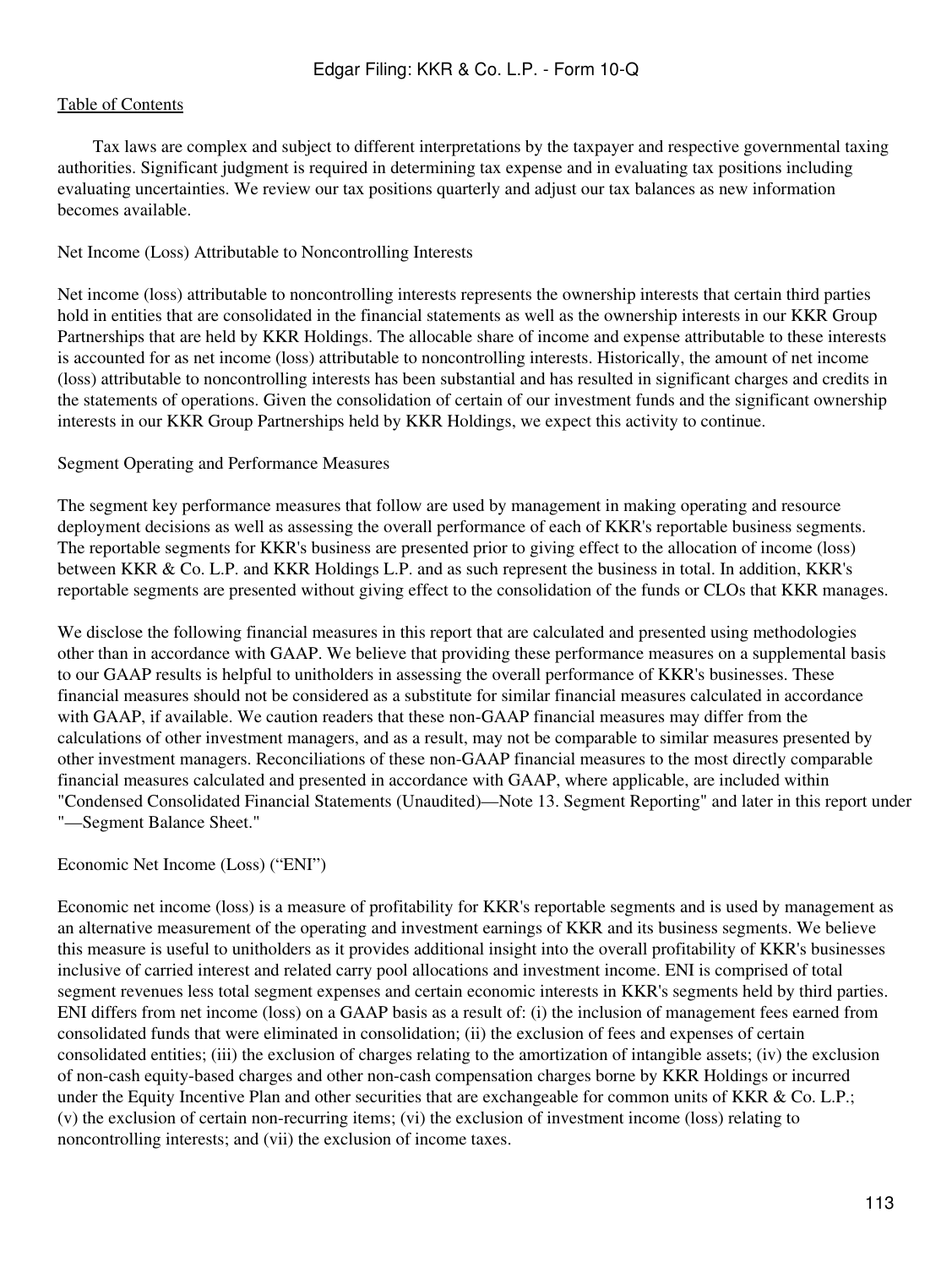Tax laws are complex and subject to different interpretations by the taxpayer and respective governmental taxing authorities. Significant judgment is required in determining tax expense and in evaluating tax positions including evaluating uncertainties. We review our tax positions quarterly and adjust our tax balances as new information becomes available.

Net Income (Loss) Attributable to Noncontrolling Interests

Net income (loss) attributable to noncontrolling interests represents the ownership interests that certain third parties hold in entities that are consolidated in the financial statements as well as the ownership interests in our KKR Group Partnerships that are held by KKR Holdings. The allocable share of income and expense attributable to these interests is accounted for as net income (loss) attributable to noncontrolling interests. Historically, the amount of net income (loss) attributable to noncontrolling interests has been substantial and has resulted in significant charges and credits in the statements of operations. Given the consolidation of certain of our investment funds and the significant ownership interests in our KKR Group Partnerships held by KKR Holdings, we expect this activity to continue.

Segment Operating and Performance Measures

The segment key performance measures that follow are used by management in making operating and resource deployment decisions as well as assessing the overall performance of each of KKR's reportable business segments. The reportable segments for KKR's business are presented prior to giving effect to the allocation of income (loss) between KKR & Co. L.P. and KKR Holdings L.P. and as such represent the business in total. In addition, KKR's reportable segments are presented without giving effect to the consolidation of the funds or CLOs that KKR manages.

We disclose the following financial measures in this report that are calculated and presented using methodologies other than in accordance with GAAP. We believe that providing these performance measures on a supplemental basis to our GAAP results is helpful to unitholders in assessing the overall performance of KKR's businesses. These financial measures should not be considered as a substitute for similar financial measures calculated in accordance with GAAP, if available. We caution readers that these non-GAAP financial measures may differ from the calculations of other investment managers, and as a result, may not be comparable to similar measures presented by other investment managers. Reconciliations of these non-GAAP financial measures to the most directly comparable financial measures calculated and presented in accordance with GAAP, where applicable, are included within "Condensed Consolidated Financial Statements (Unaudited)—Note 13. Segment Reporting" and later in this report under "—Segment Balance Sheet."

Economic Net Income (Loss) ("ENI")

Economic net income (loss) is a measure of profitability for KKR's reportable segments and is used by management as an alternative measurement of the operating and investment earnings of KKR and its business segments. We believe this measure is useful to unitholders as it provides additional insight into the overall profitability of KKR's businesses inclusive of carried interest and related carry pool allocations and investment income. ENI is comprised of total segment revenues less total segment expenses and certain economic interests in KKR's segments held by third parties. ENI differs from net income (loss) on a GAAP basis as a result of: (i) the inclusion of management fees earned from consolidated funds that were eliminated in consolidation; (ii) the exclusion of fees and expenses of certain consolidated entities; (iii) the exclusion of charges relating to the amortization of intangible assets; (iv) the exclusion of non-cash equity-based charges and other non-cash compensation charges borne by KKR Holdings or incurred under the Equity Incentive Plan and other securities that are exchangeable for common units of KKR & Co. L.P.; (v) the exclusion of certain non-recurring items; (vi) the exclusion of investment income (loss) relating to noncontrolling interests; and (vii) the exclusion of income taxes.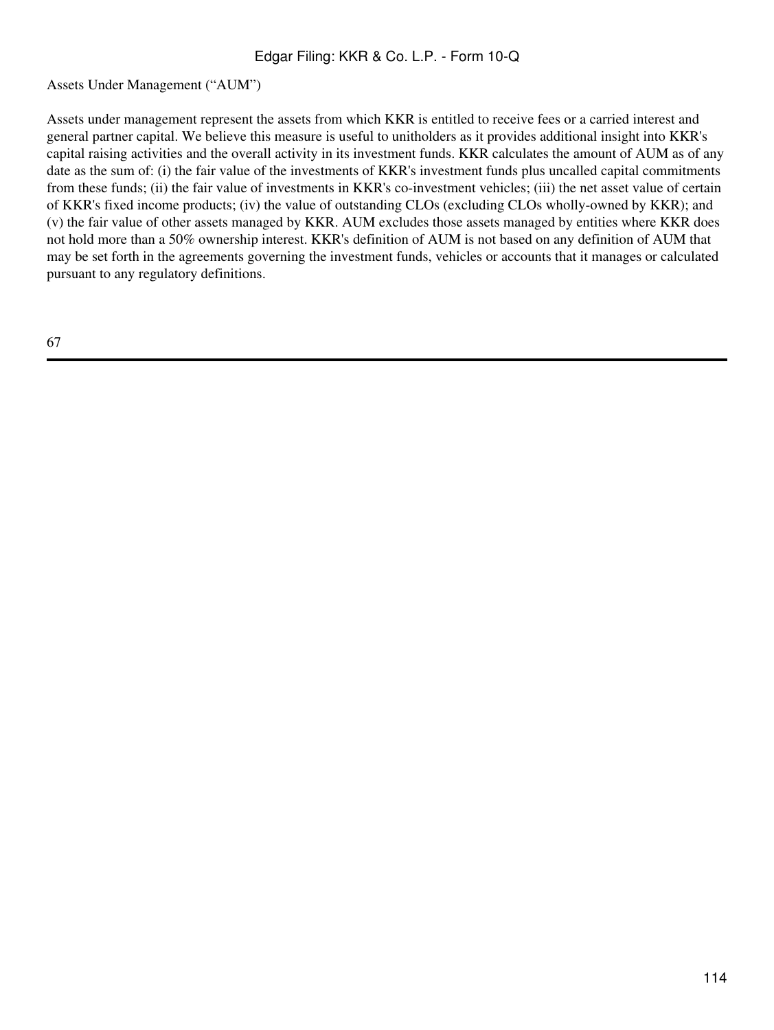Assets Under Management ("AUM")

Assets under management represent the assets from which KKR is entitled to receive fees or a carried interest and general partner capital. We believe this measure is useful to unitholders as it provides additional insight into KKR's capital raising activities and the overall activity in its investment funds. KKR calculates the amount of AUM as of any date as the sum of: (i) the fair value of the investments of KKR's investment funds plus uncalled capital commitments from these funds; (ii) the fair value of investments in KKR's co-investment vehicles; (iii) the net asset value of certain of KKR's fixed income products; (iv) the value of outstanding CLOs (excluding CLOs wholly-owned by KKR); and (v) the fair value of other assets managed by KKR. AUM excludes those assets managed by entities where KKR does not hold more than a 50% ownership interest. KKR's definition of AUM is not based on any definition of AUM that may be set forth in the agreements governing the investment funds, vehicles or accounts that it manages or calculated pursuant to any regulatory definitions.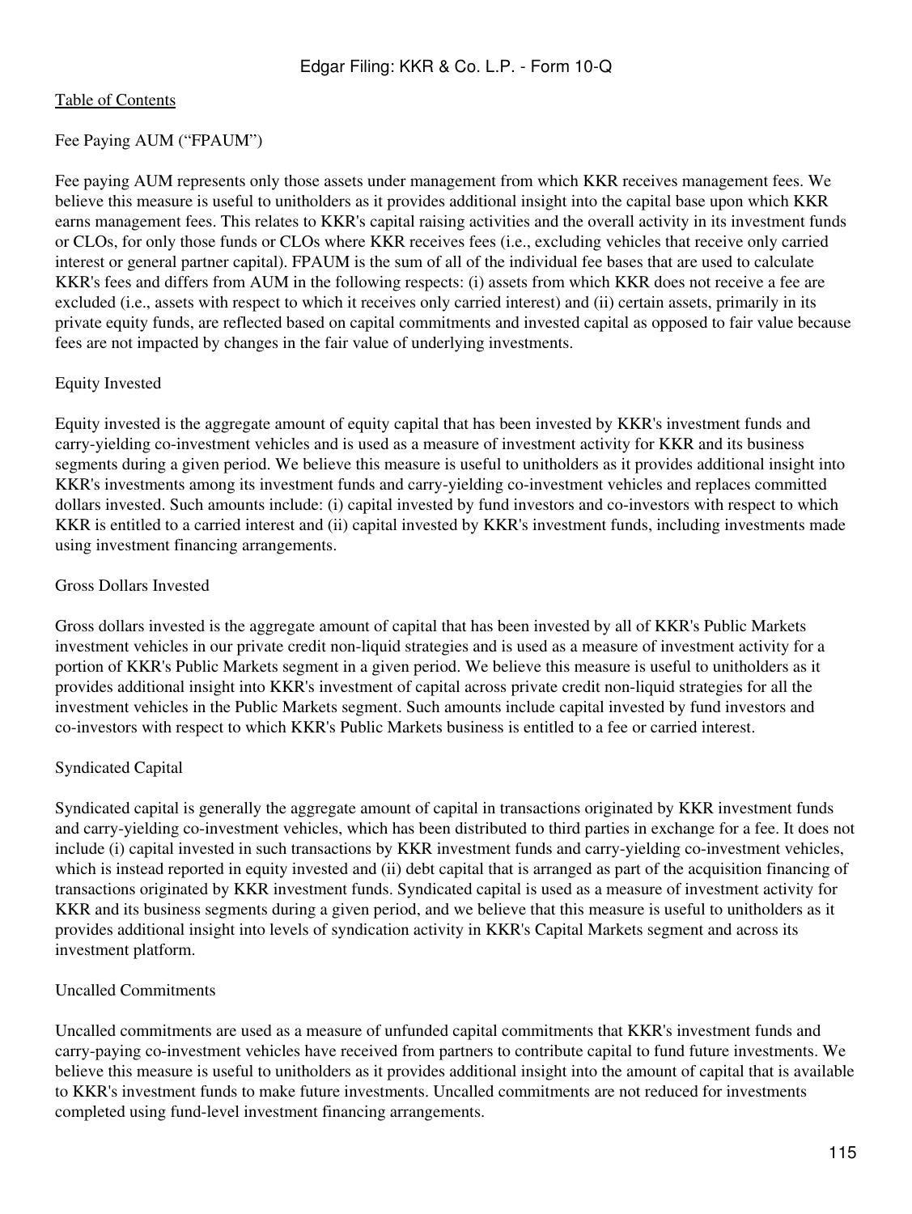Fee Paying AUM ("FPAUM")

Fee paying AUM represents only those assets under management from which KKR receives management fees. We believe this measure is useful to unitholders as it provides additional insight into the capital base upon which KKR earns management fees. This relates to KKR's capital raising activities and the overall activity in its investment funds or CLOs, for only those funds or CLOs where KKR receives fees (i.e., excluding vehicles that receive only carried interest or general partner capital). FPAUM is the sum of all of the individual fee bases that are used to calculate KKR's fees and differs from AUM in the following respects: (i) assets from which KKR does not receive a fee are excluded (i.e., assets with respect to which it receives only carried interest) and (ii) certain assets, primarily in its private equity funds, are reflected based on capital commitments and invested capital as opposed to fair value because fees are not impacted by changes in the fair value of underlying investments.

Equity Invested

Equity invested is the aggregate amount of equity capital that has been invested by KKR's investment funds and carry-yielding co-investment vehicles and is used as a measure of investment activity for KKR and its business segments during a given period. We believe this measure is useful to unitholders as it provides additional insight into KKR's investments among its investment funds and carry-yielding co-investment vehicles and replaces committed dollars invested. Such amounts include: (i) capital invested by fund investors and co-investors with respect to which KKR is entitled to a carried interest and (ii) capital invested by KKR's investment funds, including investments made using investment financing arrangements.

Gross Dollars Invested

Gross dollars invested is the aggregate amount of capital that has been invested by all of KKR's Public Markets investment vehicles in our private credit non-liquid strategies and is used as a measure of investment activity for a portion of KKR's Public Markets segment in a given period. We believe this measure is useful to unitholders as it provides additional insight into KKR's investment of capital across private credit non-liquid strategies for all the investment vehicles in the Public Markets segment. Such amounts include capital invested by fund investors and co-investors with respect to which KKR's Public Markets business is entitled to a fee or carried interest.

Syndicated Capital

Syndicated capital is generally the aggregate amount of capital in transactions originated by KKR investment funds and carry-yielding co-investment vehicles, which has been distributed to third parties in exchange for a fee. It does not include (i) capital invested in such transactions by KKR investment funds and carry-yielding co-investment vehicles, which is instead reported in equity invested and (ii) debt capital that is arranged as part of the acquisition financing of transactions originated by KKR investment funds. Syndicated capital is used as a measure of investment activity for KKR and its business segments during a given period, and we believe that this measure is useful to unitholders as it provides additional insight into levels of syndication activity in KKR's Capital Markets segment and across its investment platform.

Uncalled Commitments

Uncalled commitments are used as a measure of unfunded capital commitments that KKR's investment funds and carry-paying co-investment vehicles have received from partners to contribute capital to fund future investments. We believe this measure is useful to unitholders as it provides additional insight into the amount of capital that is available to KKR's investment funds to make future investments. Uncalled commitments are not reduced for investments completed using fund-level investment financing arrangements.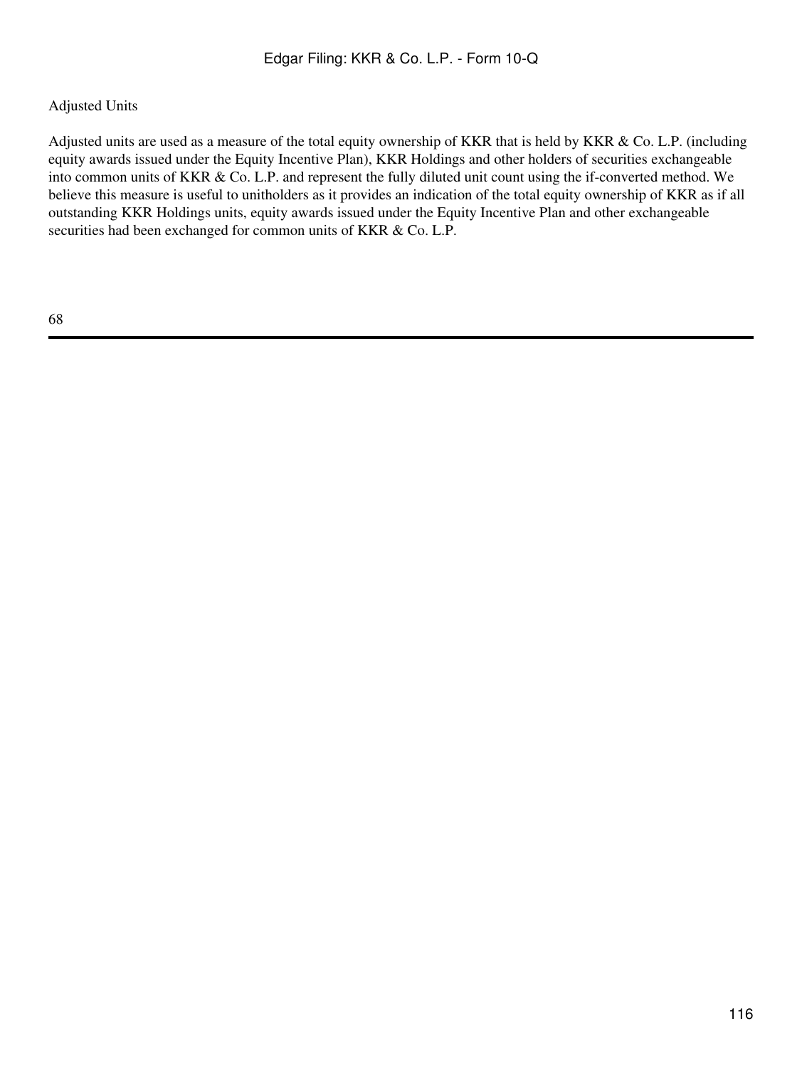Adjusted Units

Adjusted units are used as a measure of the total equity ownership of KKR that is held by KKR & Co. L.P. (including equity awards issued under the Equity Incentive Plan), KKR Holdings and other holders of securities exchangeable into common units of KKR & Co. L.P. and represent the fully diluted unit count using the if-converted method. We believe this measure is useful to unitholders as it provides an indication of the total equity ownership of KKR as if all outstanding KKR Holdings units, equity awards issued under the Equity Incentive Plan and other exchangeable securities had been exchanged for common units of KKR & Co. L.P.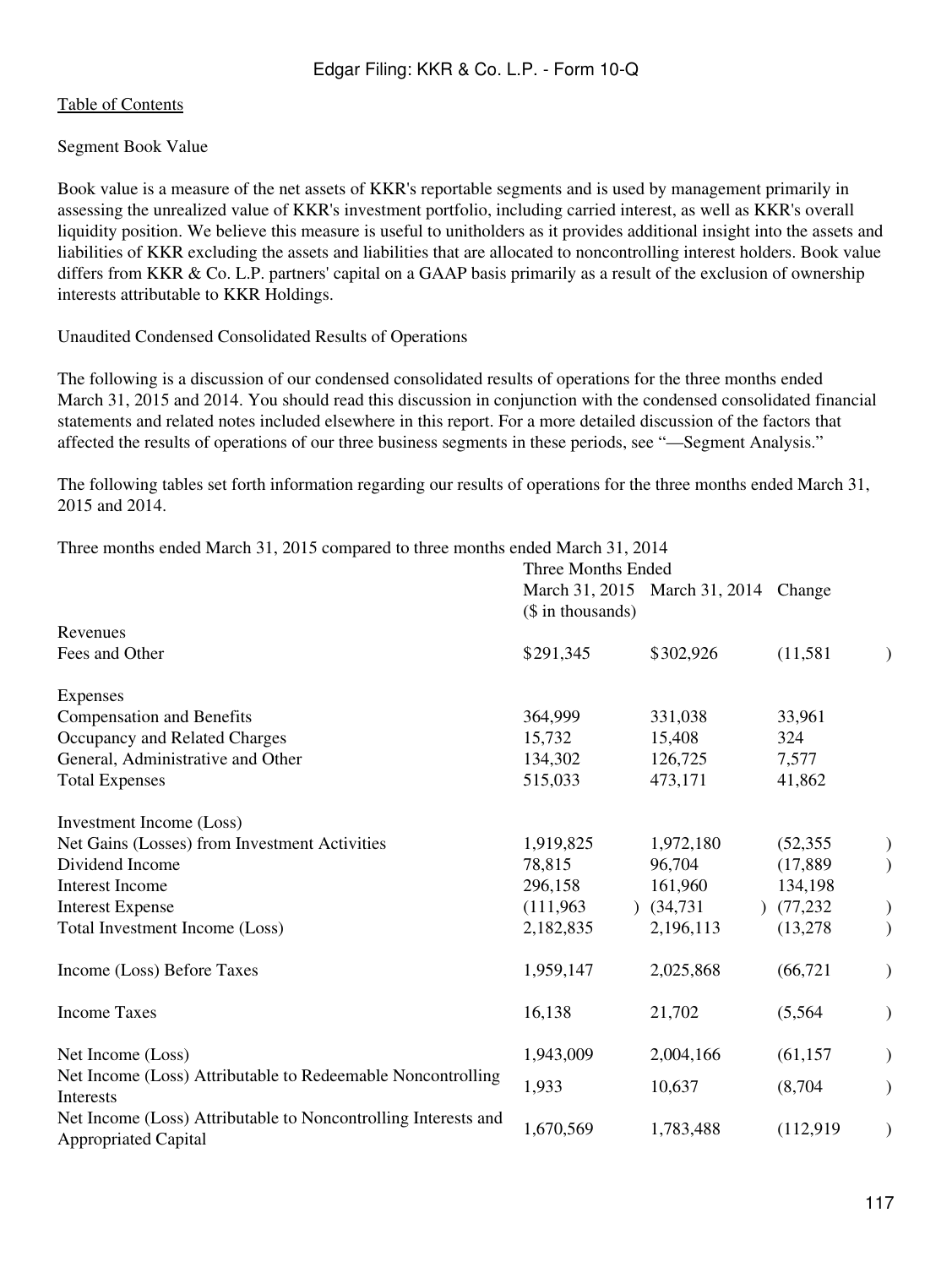Segment Book Value

Book value is a measure of the net assets of KKR's reportable segments and is used by management primarily in assessing the unrealized value of KKR's investment portfolio, including carried interest, as well as KKR's overall liquidity position. We believe this measure is useful to unitholders as it provides additional insight into the assets and liabilities of KKR excluding the assets and liabilities that are allocated to noncontrolling interest holders. Book value differs from KKR & Co. L.P. partners' capital on a GAAP basis primarily as a result of the exclusion of ownership interests attributable to KKR Holdings.

Unaudited Condensed Consolidated Results of Operations

The following is a discussion of our condensed consolidated results of operations for the three months ended March 31, 2015 and 2014. You should read this discussion in conjunction with the condensed consolidated financial statements and related notes included elsewhere in this report. For a more detailed discussion of the factors that affected the results of operations of our three business segments in these periods, see "—Segment Analysis."

The following tables set forth information regarding our results of operations for the three months ended March 31, 2015 and 2014.

Three months ended March 31, 2015 compared to three months ended March 31, 2014

| | Three Months Ended | | |
|---|---|---|---|
| | March 31, 2015 | March 31, 2014 | Change |
| | ($ in thousands) | | |
| Revenues | | | |
| Fees and Other | $291,345 | $302,926 | (11,581) |
| | | | |
| Expenses | | | |
| Compensation and Benefits | 364,999 | 331,038 | 33,961 |
| Occupancy and Related Charges | 15,732 | 15,408 | 324 |
| General, Administrative and Other | 134,302 | 126,725 | 7,577 |
| Total Expenses | 515,033 | 473,171 | 41,862 |
| | | | |
| Investment Income (Loss) | | | |
| Net Gains (Losses) from Investment Activities | 1,919,825 | 1,972,180 | (52,355) |
| Dividend Income | 78,815 | 96,704 | (17,889) |
| Interest Income | 296,158 | 161,960 | 134,198 |
| Interest Expense | (111,963) | (34,731) | (77,232) |
| Total Investment Income (Loss) | 2,182,835 | 2,196,113 | (13,278) |
| | | | |
| Income (Loss) Before Taxes | 1,959,147 | 2,025,868 | (66,721) |
| | | | |
| Income Taxes | 16,138 | 21,702 | (5,564) |
| | | | |
| Net Income (Loss) | 1,943,009 | 2,004,166 | (61,157) |
| Net Income (Loss) Attributable to Redeemable Noncontrolling Interests | 1,933 | 10,637 | (8,704) |
| Net Income (Loss) Attributable to Noncontrolling Interests and Appropriated Capital | 1,670,569 | 1,783,488 | (112,919) |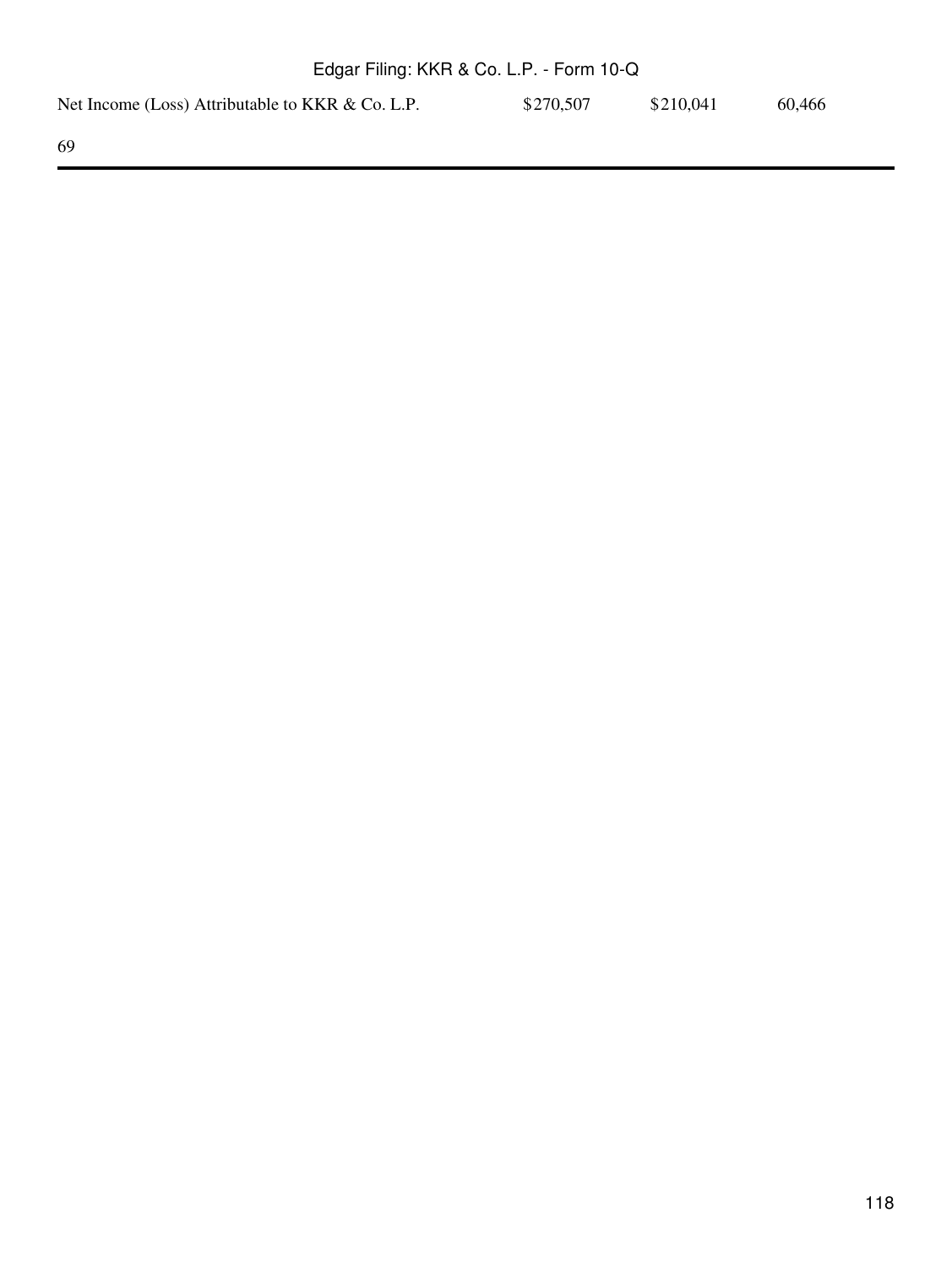| | | | |
|---|---|---|---|
| Net Income (Loss) Attributable to KKR & Co. L.P. | $270,507 | $210,041 | 60,466 |

69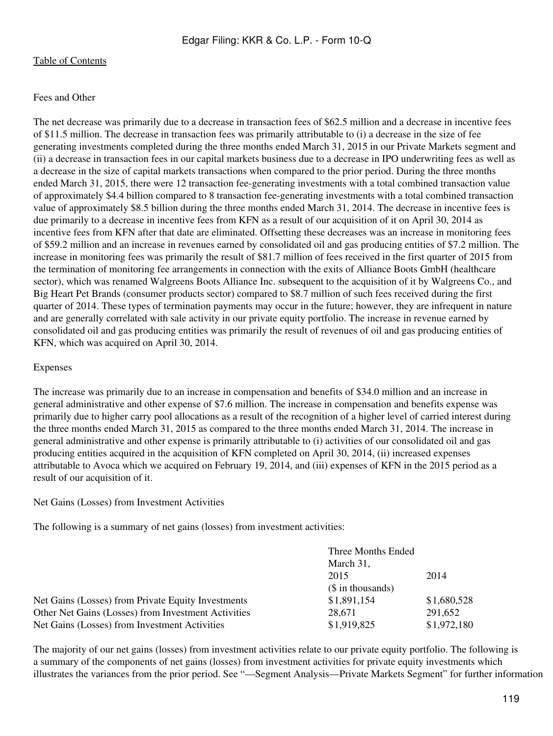Fees and Other

The net decrease was primarily due to a decrease in transaction fees of $62.5 million and a decrease in incentive fees of $11.5 million. The decrease in transaction fees was primarily attributable to (i) a decrease in the size of fee generating investments completed during the three months ended March 31, 2015 in our Private Markets segment and (ii) a decrease in transaction fees in our capital markets business due to a decrease in IPO underwriting fees as well as a decrease in the size of capital markets transactions when compared to the prior period. During the three months ended March 31, 2015, there were 12 transaction fee-generating investments with a total combined transaction value of approximately $4.4 billion compared to 8 transaction fee-generating investments with a total combined transaction value of approximately $8.5 billion during the three months ended March 31, 2014. The decrease in incentive fees is due primarily to a decrease in incentive fees from KFN as a result of our acquisition of it on April 30, 2014 as incentive fees from KFN after that date are eliminated. Offsetting these decreases was an increase in monitoring fees of $59.2 million and an increase in revenues earned by consolidated oil and gas producing entities of $7.2 million. The increase in monitoring fees was primarily the result of $81.7 million of fees received in the first quarter of 2015 from the termination of monitoring fee arrangements in connection with the exits of Alliance Boots GmbH (healthcare sector), which was renamed Walgreens Boots Alliance Inc. subsequent to the acquisition of it by Walgreens Co., and Big Heart Pet Brands (consumer products sector) compared to $8.7 million of such fees received during the first quarter of 2014. These types of termination payments may occur in the future; however, they are infrequent in nature and are generally correlated with sale activity in our private equity portfolio. The increase in revenue earned by consolidated oil and gas producing entities was primarily the result of revenues of oil and gas producing entities of KFN, which was acquired on April 30, 2014.

Expenses

The increase was primarily due to an increase in compensation and benefits of $34.0 million and an increase in general administrative and other expense of $7.6 million. The increase in compensation and benefits expense was primarily due to higher carry pool allocations as a result of the recognition of a higher level of carried interest during the three months ended March 31, 2015 as compared to the three months ended March 31, 2014. The increase in general administrative and other expense is primarily attributable to (i) activities of our consolidated oil and gas producing entities acquired in the acquisition of KFN completed on April 30, 2014, (ii) increased expenses attributable to Avoca which we acquired on February 19, 2014, and (iii) expenses of KFN in the 2015 period as a result of our acquisition of it.

Net Gains (Losses) from Investment Activities

The following is a summary of net gains (losses) from investment activities:

| | Three Months Ended March 31, | |
|---|---|---|
| | 2015 | 2014 |
| | ($ in thousands) | |
| Net Gains (Losses) from Private Equity Investments | $1,891,154 | $1,680,528 |
| Other Net Gains (Losses) from Investment Activities | 28,671 | 291,652 |
| Net Gains (Losses) from Investment Activities | $1,919,825 | $1,972,180 |

The majority of our net gains (losses) from investment activities relate to our private equity portfolio. The following is a summary of the components of net gains (losses) from investment activities for private equity investments which illustrates the variances from the prior period. See "—Segment Analysis—Private Markets Segment" for further information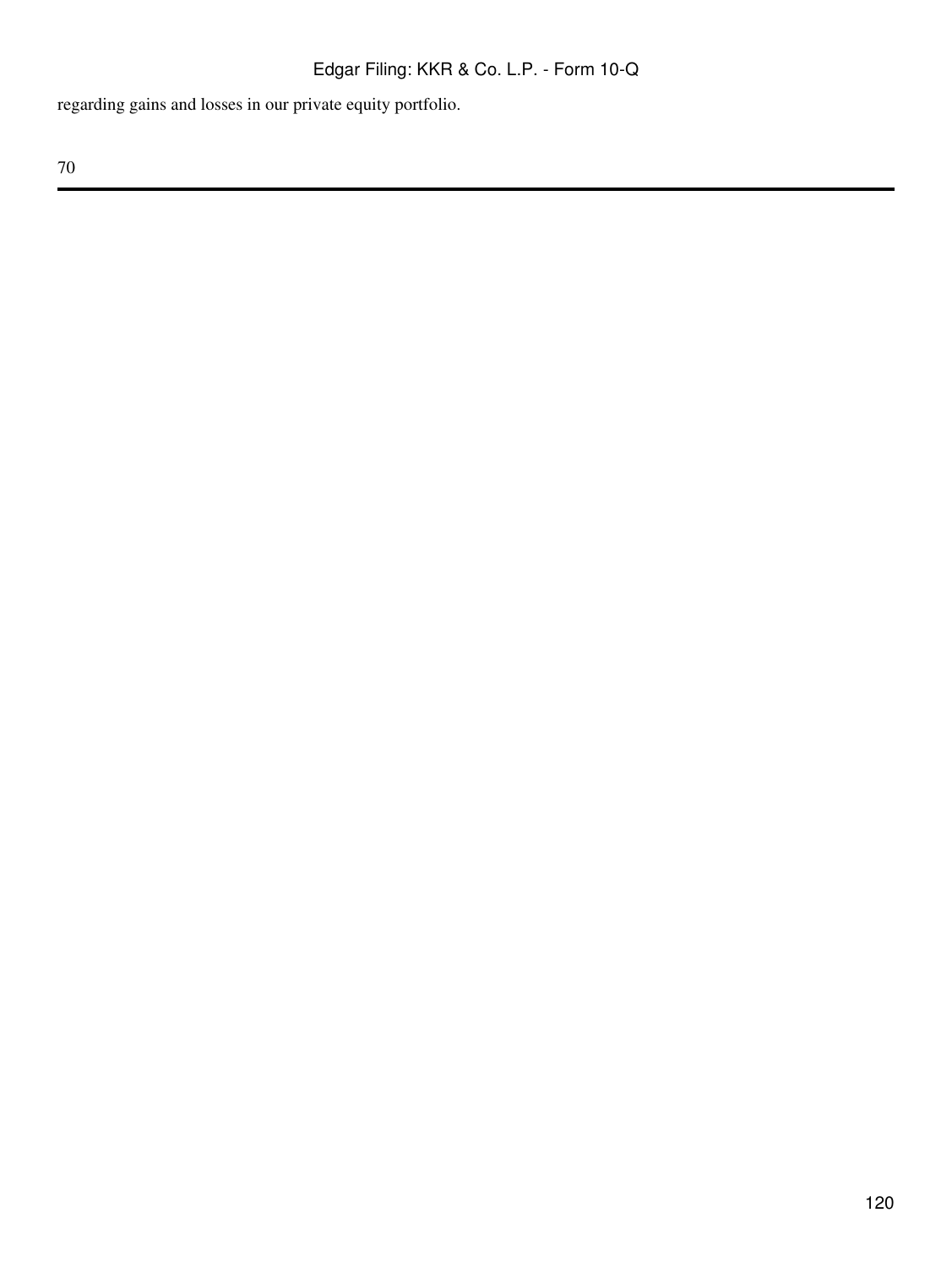regarding gains and losses in our private equity portfolio.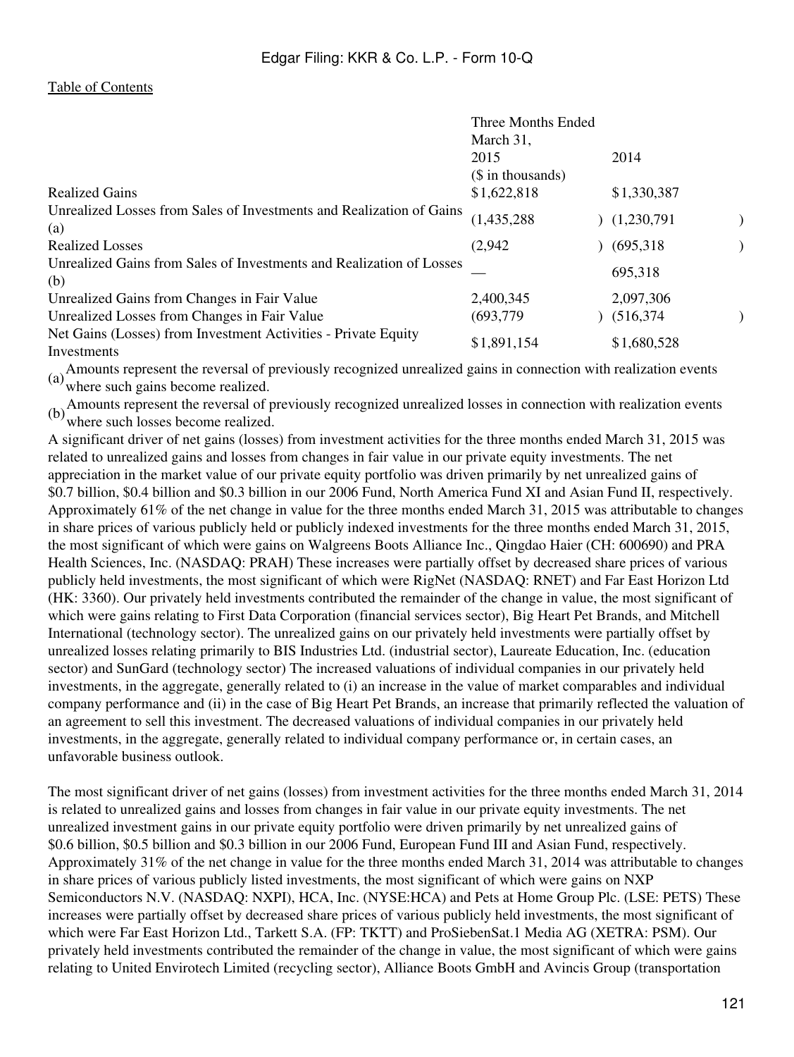| | Three Months Ended March 31, | |
|---|---|---|
| | 2015 | 2014 |
| | ($ in thousands) | |
| Realized Gains | $1,622,818 | $1,330,387 |
| Unrealized Losses from Sales of Investments and Realization of Gains (a) | (1,435,288) | (1,230,791) |
| Realized Losses | (2,942) | (695,318) |
| Unrealized Gains from Sales of Investments and Realization of Losses (b) | — | 695,318 |
| Unrealized Gains from Changes in Fair Value | 2,400,345 | 2,097,306 |
| Unrealized Losses from Changes in Fair Value | (693,779) | (516,374) |
| Net Gains (Losses) from Investment Activities - Private Equity Investments | $1,891,154 | $1,680,528 |

(a) Amounts represent the reversal of previously recognized unrealized gains in connection with realization events where such gains become realized.

(b) Amounts represent the reversal of previously recognized unrealized losses in connection with realization events where such losses become realized.

A significant driver of net gains (losses) from investment activities for the three months ended March 31, 2015 was related to unrealized gains and losses from changes in fair value in our private equity investments. The net appreciation in the market value of our private equity portfolio was driven primarily by net unrealized gains of $0.7 billion, $0.4 billion and $0.3 billion in our 2006 Fund, North America Fund XI and Asian Fund II, respectively. Approximately 61% of the net change in value for the three months ended March 31, 2015 was attributable to changes in share prices of various publicly held or publicly indexed investments for the three months ended March 31, 2015, the most significant of which were gains on Walgreens Boots Alliance Inc., Qingdao Haier (CH: 600690) and PRA Health Sciences, Inc. (NASDAQ: PRAH) These increases were partially offset by decreased share prices of various publicly held investments, the most significant of which were RigNet (NASDAQ: RNET) and Far East Horizon Ltd (HK: 3360). Our privately held investments contributed the remainder of the change in value, the most significant of which were gains relating to First Data Corporation (financial services sector), Big Heart Pet Brands, and Mitchell International (technology sector). The unrealized gains on our privately held investments were partially offset by unrealized losses relating primarily to BIS Industries Ltd. (industrial sector), Laureate Education, Inc. (education sector) and SunGard (technology sector) The increased valuations of individual companies in our privately held investments, in the aggregate, generally related to (i) an increase in the value of market comparables and individual company performance and (ii) in the case of Big Heart Pet Brands, an increase that primarily reflected the valuation of an agreement to sell this investment. The decreased valuations of individual companies in our privately held investments, in the aggregate, generally related to individual company performance or, in certain cases, an unfavorable business outlook.

The most significant driver of net gains (losses) from investment activities for the three months ended March 31, 2014 is related to unrealized gains and losses from changes in fair value in our private equity investments. The net unrealized investment gains in our private equity portfolio were driven primarily by net unrealized gains of $0.6 billion, $0.5 billion and $0.3 billion in our 2006 Fund, European Fund III and Asian Fund, respectively. Approximately 31% of the net change in value for the three months ended March 31, 2014 was attributable to changes in share prices of various publicly listed investments, the most significant of which were gains on NXP Semiconductors N.V. (NASDAQ: NXPI), HCA, Inc. (NYSE:HCA) and Pets at Home Group Plc. (LSE: PETS) These increases were partially offset by decreased share prices of various publicly held investments, the most significant of which were Far East Horizon Ltd., Tarkett S.A. (FP: TKTT) and ProSiebenSat.1 Media AG (XETRA: PSM). Our privately held investments contributed the remainder of the change in value, the most significant of which were gains relating to United Envirotech Limited (recycling sector), Alliance Boots GmbH and Avincis Group (transportation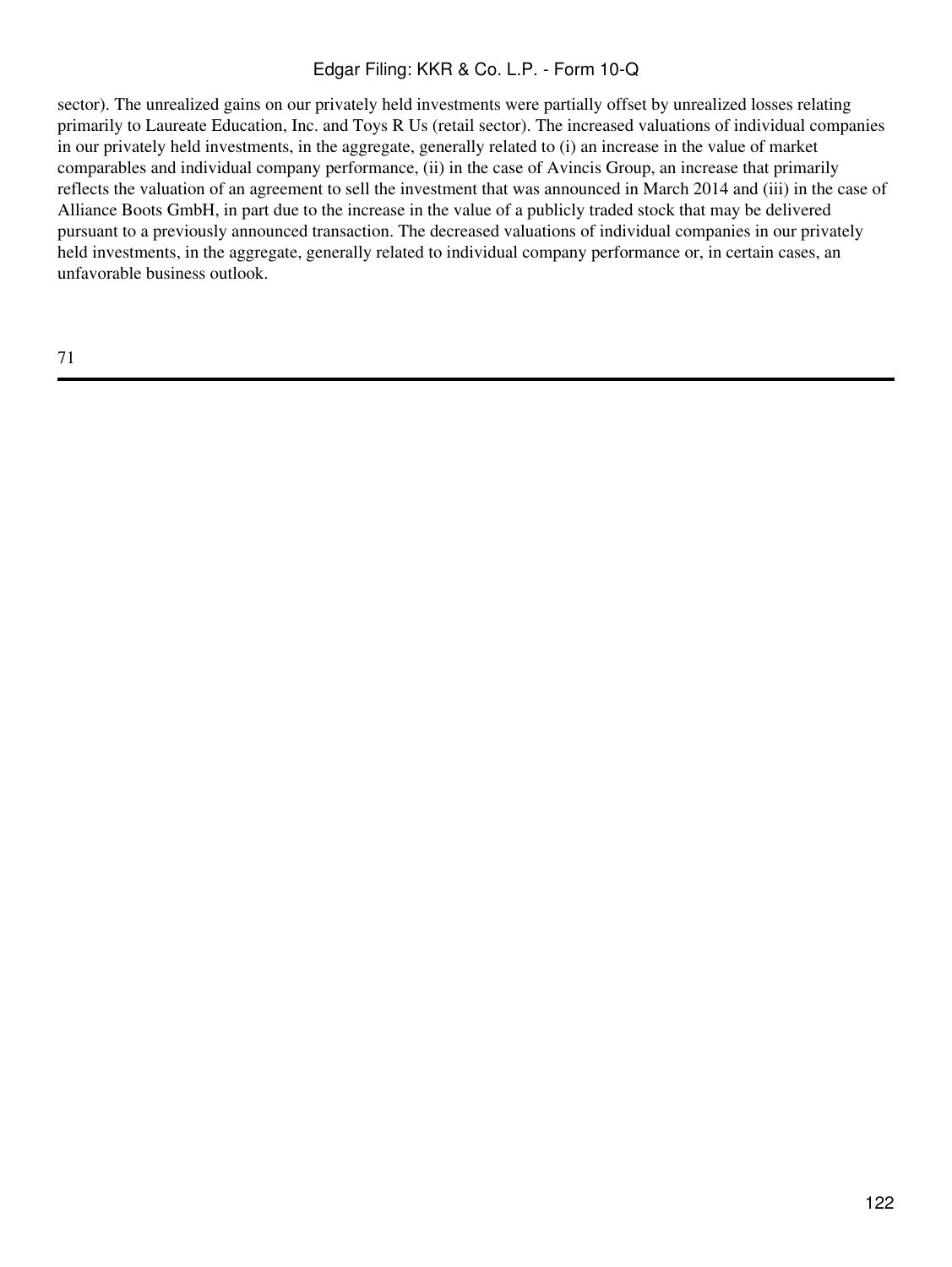sector). The unrealized gains on our privately held investments were partially offset by unrealized losses relating primarily to Laureate Education, Inc. and Toys R Us (retail sector). The increased valuations of individual companies in our privately held investments, in the aggregate, generally related to (i) an increase in the value of market comparables and individual company performance, (ii) in the case of Avincis Group, an increase that primarily reflects the valuation of an agreement to sell the investment that was announced in March 2014 and (iii) in the case of Alliance Boots GmbH, in part due to the increase in the value of a publicly traded stock that may be delivered pursuant to a previously announced transaction. The decreased valuations of individual companies in our privately held investments, in the aggregate, generally related to individual company performance or, in certain cases, an unfavorable business outlook.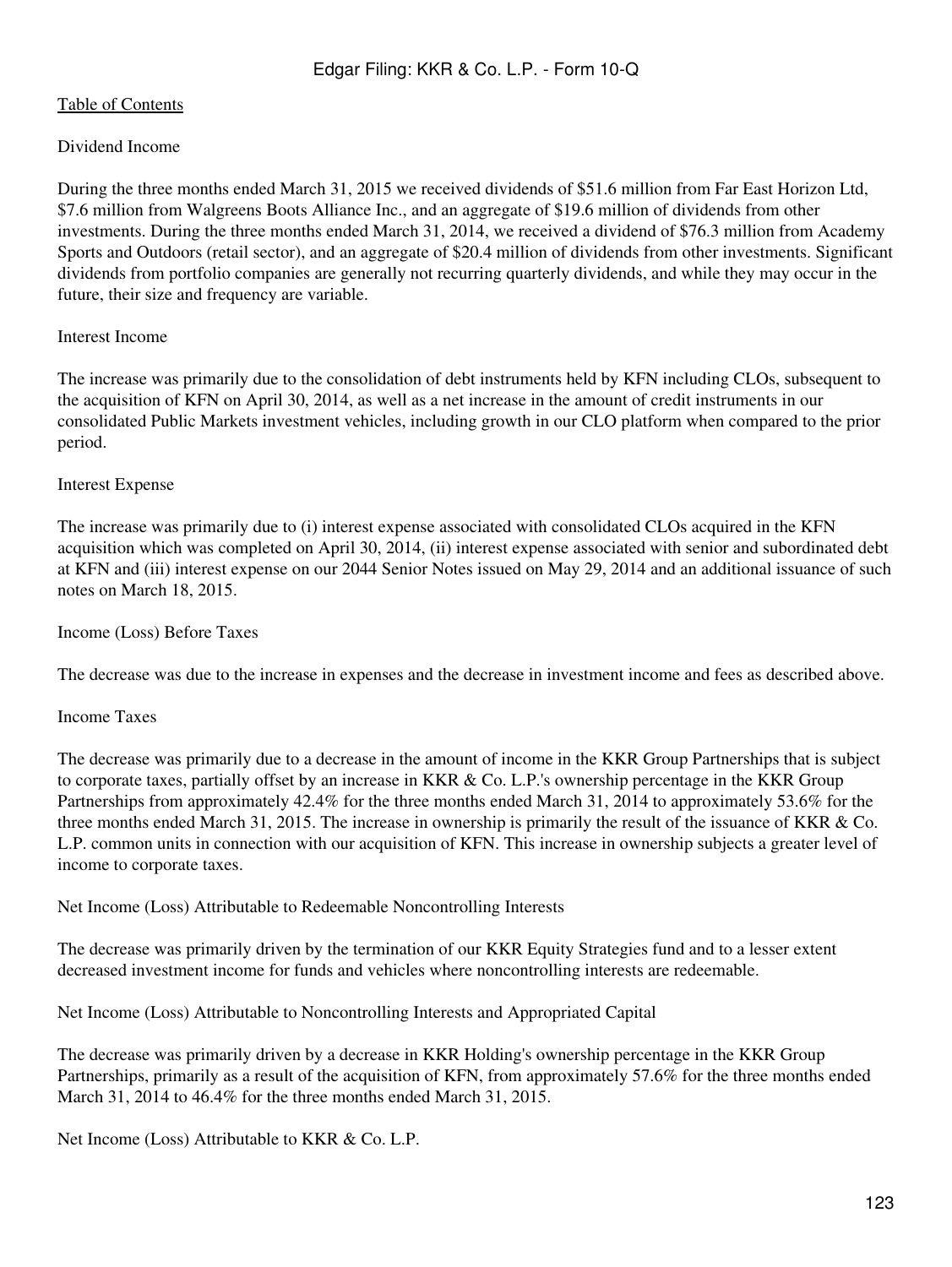Dividend Income

During the three months ended March 31, 2015 we received dividends of $51.6 million from Far East Horizon Ltd, $7.6 million from Walgreens Boots Alliance Inc., and an aggregate of $19.6 million of dividends from other investments. During the three months ended March 31, 2014, we received a dividend of $76.3 million from Academy Sports and Outdoors (retail sector), and an aggregate of $20.4 million of dividends from other investments. Significant dividends from portfolio companies are generally not recurring quarterly dividends, and while they may occur in the future, their size and frequency are variable.

Interest Income

The increase was primarily due to the consolidation of debt instruments held by KFN including CLOs, subsequent to the acquisition of KFN on April 30, 2014, as well as a net increase in the amount of credit instruments in our consolidated Public Markets investment vehicles, including growth in our CLO platform when compared to the prior period.

Interest Expense

The increase was primarily due to (i) interest expense associated with consolidated CLOs acquired in the KFN acquisition which was completed on April 30, 2014, (ii) interest expense associated with senior and subordinated debt at KFN and (iii) interest expense on our 2044 Senior Notes issued on May 29, 2014 and an additional issuance of such notes on March 18, 2015.

Income (Loss) Before Taxes

The decrease was due to the increase in expenses and the decrease in investment income and fees as described above.

Income Taxes

The decrease was primarily due to a decrease in the amount of income in the KKR Group Partnerships that is subject to corporate taxes, partially offset by an increase in KKR & Co. L.P.'s ownership percentage in the KKR Group Partnerships from approximately 42.4% for the three months ended March 31, 2014 to approximately 53.6% for the three months ended March 31, 2015. The increase in ownership is primarily the result of the issuance of KKR & Co. L.P. common units in connection with our acquisition of KFN. This increase in ownership subjects a greater level of income to corporate taxes.

Net Income (Loss) Attributable to Redeemable Noncontrolling Interests

The decrease was primarily driven by the termination of our KKR Equity Strategies fund and to a lesser extent decreased investment income for funds and vehicles where noncontrolling interests are redeemable.

Net Income (Loss) Attributable to Noncontrolling Interests and Appropriated Capital

The decrease was primarily driven by a decrease in KKR Holding's ownership percentage in the KKR Group Partnerships, primarily as a result of the acquisition of KFN, from approximately 57.6% for the three months ended March 31, 2014 to 46.4% for the three months ended March 31, 2015.

Net Income (Loss) Attributable to KKR & Co. L.P.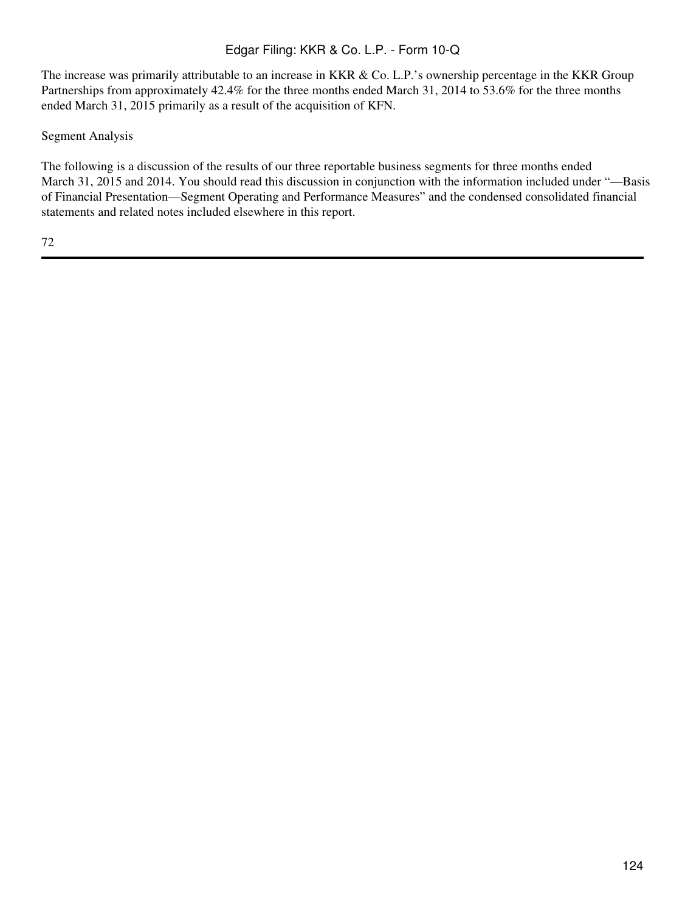The increase was primarily attributable to an increase in KKR & Co. L.P.'s ownership percentage in the KKR Group Partnerships from approximately 42.4% for the three months ended March 31, 2014 to 53.6% for the three months ended March 31, 2015 primarily as a result of the acquisition of KFN.

Segment Analysis

The following is a discussion of the results of our three reportable business segments for three months ended March 31, 2015 and 2014. You should read this discussion in conjunction with the information included under "—Basis of Financial Presentation—Segment Operating and Performance Measures" and the condensed consolidated financial statements and related notes included elsewhere in this report.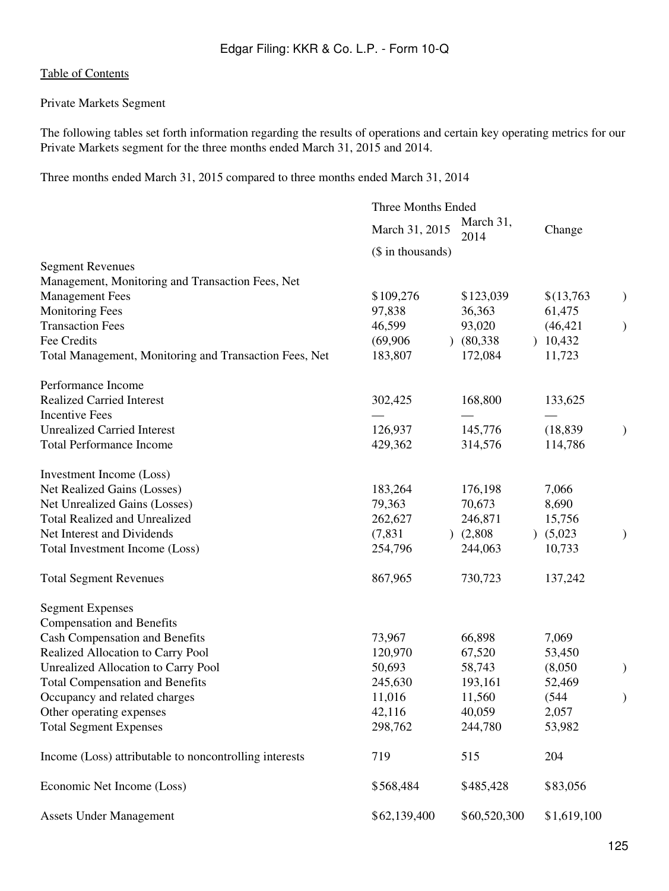[Table of Contents](#)

Private Markets Segment

The following tables set forth information regarding the results of operations and certain key operating metrics for our Private Markets segment for the three months ended March 31, 2015 and 2014.

Three months ended March 31, 2015 compared to three months ended March 31, 2014

| | Three Months Ended | | |
|---|---|---|---|
| | March 31, 2015 | March 31, 2014 | Change |
| | ($ in thousands) | | |
| Segment Revenues | | | |
| Management, Monitoring and Transaction Fees, Net | | | |
| Management Fees | $109,276 | $123,039 | $(13,763) |
| Monitoring Fees | 97,838 | 36,363 | 61,475 |
| Transaction Fees | 46,599 | 93,020 | (46,421) |
| Fee Credits | (69,906) | (80,338) | 10,432 |
| Total Management, Monitoring and Transaction Fees, Net | 183,807 | 172,084 | 11,723 |
| | | | |
| Performance Income | | | |
| Realized Carried Interest | 302,425 | 168,800 | 133,625 |
| Incentive Fees | — | — | — |
| Unrealized Carried Interest | 126,937 | 145,776 | (18,839) |
| Total Performance Income | 429,362 | 314,576 | 114,786 |
| | | | |
| Investment Income (Loss) | | | |
| Net Realized Gains (Losses) | 183,264 | 176,198 | 7,066 |
| Net Unrealized Gains (Losses) | 79,363 | 70,673 | 8,690 |
| Total Realized and Unrealized | 262,627 | 246,871 | 15,756 |
| Net Interest and Dividends | (7,831) | (2,808) | (5,023) |
| Total Investment Income (Loss) | 254,796 | 244,063 | 10,733 |
| | | | |
| Total Segment Revenues | 867,965 | 730,723 | 137,242 |
| | | | |
| Segment Expenses | | | |
| Compensation and Benefits | | | |
| Cash Compensation and Benefits | 73,967 | 66,898 | 7,069 |
| Realized Allocation to Carry Pool | 120,970 | 67,520 | 53,450 |
| Unrealized Allocation to Carry Pool | 50,693 | 58,743 | (8,050) |
| Total Compensation and Benefits | 245,630 | 193,161 | 52,469 |
| Occupancy and related charges | 11,016 | 11,560 | (544) |
| Other operating expenses | 42,116 | 40,059 | 2,057 |
| Total Segment Expenses | 298,762 | 244,780 | 53,982 |
| | | | |
| Income (Loss) attributable to noncontrolling interests | 719 | 515 | 204 |
| | | | |
| Economic Net Income (Loss) | $568,484 | $485,428 | $83,056 |
| | | | |
| Assets Under Management | $62,139,400 | $60,520,300 | $1,619,100 |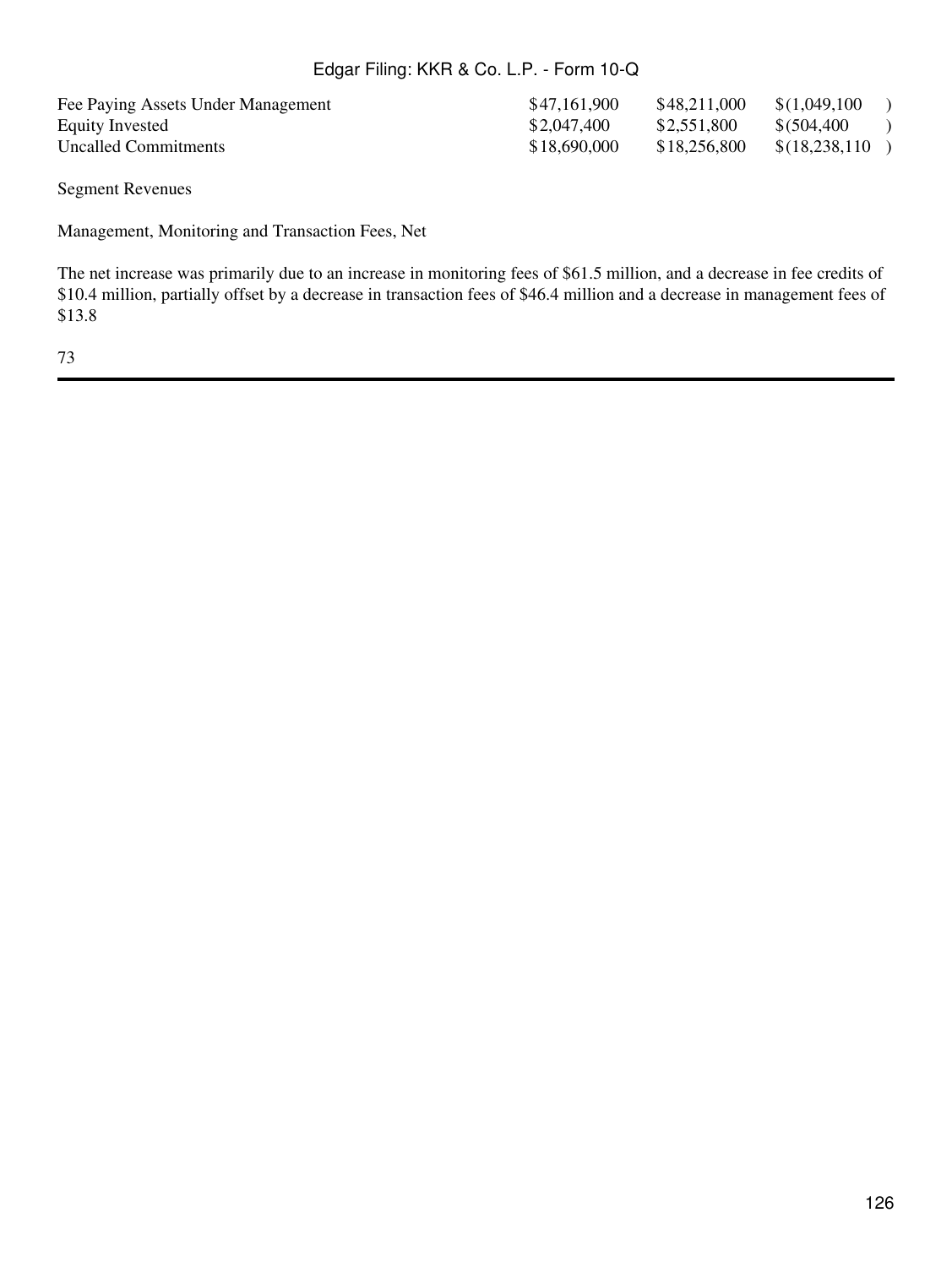| | | | |
|---|---|---|---|
| Fee Paying Assets Under Management | $47,161,900 | $48,211,000 | $(1,049,100) |
| Equity Invested | $2,047,400 | $2,551,800 | $(504,400) |
| Uncalled Commitments | $18,690,000 | $18,256,800 | $(18,238,110) |

Segment Revenues

Management, Monitoring and Transaction Fees, Net

The net increase was primarily due to an increase in monitoring fees of $61.5 million, and a decrease in fee credits of $10.4 million, partially offset by a decrease in transaction fees of $46.4 million and a decrease in management fees of $13.8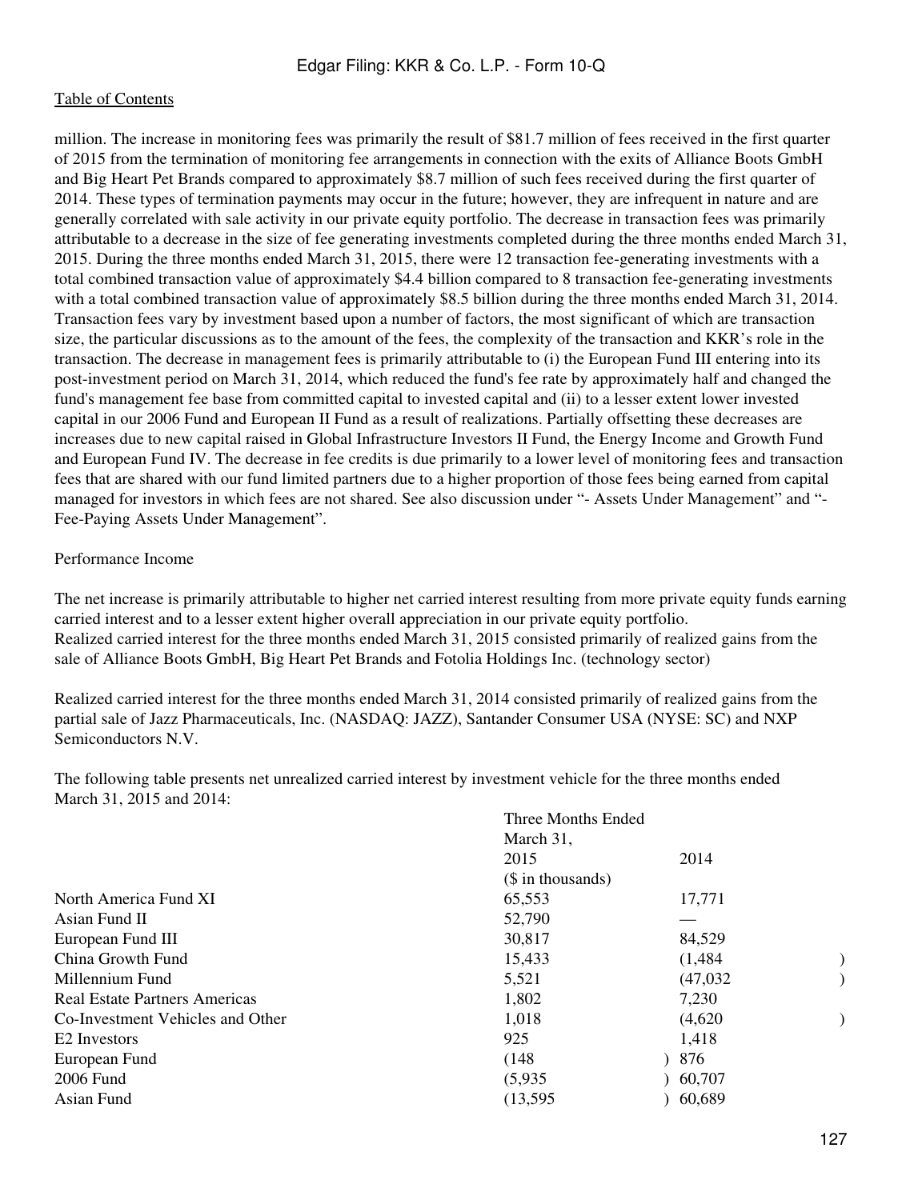million. The increase in monitoring fees was primarily the result of $81.7 million of fees received in the first quarter of 2015 from the termination of monitoring fee arrangements in connection with the exits of Alliance Boots GmbH and Big Heart Pet Brands compared to approximately $8.7 million of such fees received during the first quarter of 2014. These types of termination payments may occur in the future; however, they are infrequent in nature and are generally correlated with sale activity in our private equity portfolio. The decrease in transaction fees was primarily attributable to a decrease in the size of fee generating investments completed during the three months ended March 31, 2015. During the three months ended March 31, 2015, there were 12 transaction fee-generating investments with a total combined transaction value of approximately $4.4 billion compared to 8 transaction fee-generating investments with a total combined transaction value of approximately $8.5 billion during the three months ended March 31, 2014. Transaction fees vary by investment based upon a number of factors, the most significant of which are transaction size, the particular discussions as to the amount of the fees, the complexity of the transaction and KKR's role in the transaction. The decrease in management fees is primarily attributable to (i) the European Fund III entering into its post-investment period on March 31, 2014, which reduced the fund's fee rate by approximately half and changed the fund's management fee base from committed capital to invested capital and (ii) to a lesser extent lower invested capital in our 2006 Fund and European II Fund as a result of realizations. Partially offsetting these decreases are increases due to new capital raised in Global Infrastructure Investors II Fund, the Energy Income and Growth Fund and European Fund IV. The decrease in fee credits is due primarily to a lower level of monitoring fees and transaction fees that are shared with our fund limited partners due to a higher proportion of those fees being earned from capital managed for investors in which fees are not shared. See also discussion under "- Assets Under Management" and "- Fee-Paying Assets Under Management".

Performance Income

The net increase is primarily attributable to higher net carried interest resulting from more private equity funds earning carried interest and to a lesser extent higher overall appreciation in our private equity portfolio.
Realized carried interest for the three months ended March 31, 2015 consisted primarily of realized gains from the sale of Alliance Boots GmbH, Big Heart Pet Brands and Fotolia Holdings Inc. (technology sector)

Realized carried interest for the three months ended March 31, 2014 consisted primarily of realized gains from the partial sale of Jazz Pharmaceuticals, Inc. (NASDAQ: JAZZ), Santander Consumer USA (NYSE: SC) and NXP Semiconductors N.V.

The following table presents net unrealized carried interest by investment vehicle for the three months ended March 31, 2015 and 2014:

| | Three Months Ended March 31, | |
|---|---|---|
| | 2015 | 2014 |
| | ($ in thousands) | |
| North America Fund XI | 65,553 | 17,771 |
| Asian Fund II | 52,790 | — |
| European Fund III | 30,817 | 84,529 |
| China Growth Fund | 15,433 | (1,484) |
| Millennium Fund | 5,521 | (47,032) |
| Real Estate Partners Americas | 1,802 | 7,230 |
| Co-Investment Vehicles and Other | 1,018 | (4,620) |
| E2 Investors | 925 | 1,418 |
| European Fund | (148) | 876 |
| 2006 Fund | (5,935) | 60,707 |
| Asian Fund | (13,595) | 60,689 |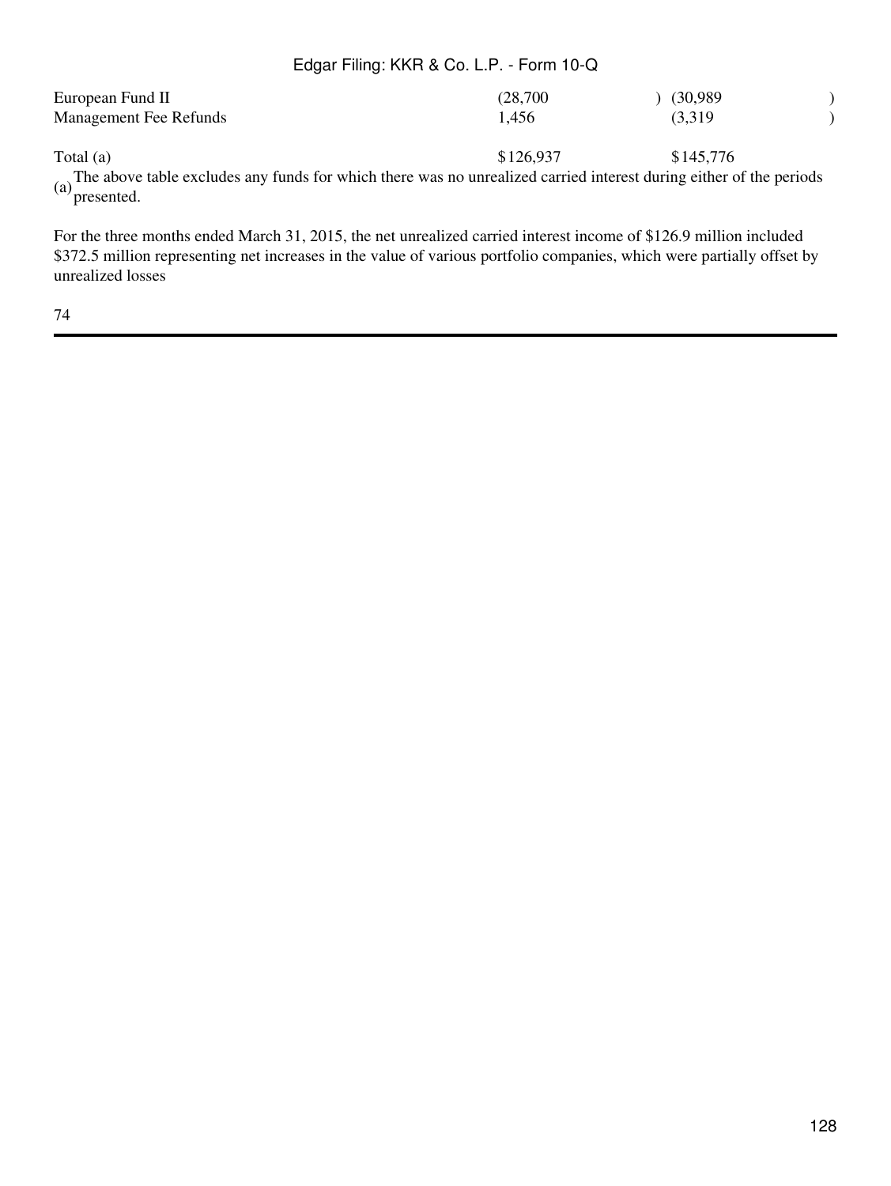| | | |
|---|---|---|
| European Fund II | (28,700) | (30,989) |
| Management Fee Refunds | 1,456 | (3,319) |
| Total (a) | $126,937 | $145,776 |

(a) The above table excludes any funds for which there was no unrealized carried interest during either of the periods presented.

For the three months ended March 31, 2015, the net unrealized carried interest income of $126.9 million included $372.5 million representing net increases in the value of various portfolio companies, which were partially offset by unrealized losses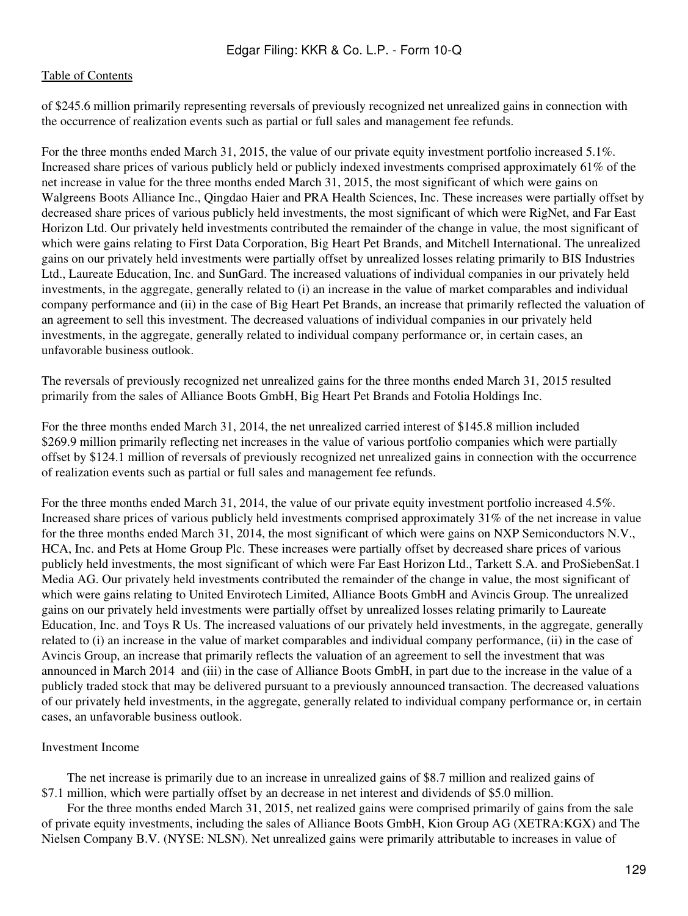of $245.6 million primarily representing reversals of previously recognized net unrealized gains in connection with the occurrence of realization events such as partial or full sales and management fee refunds.

For the three months ended March 31, 2015, the value of our private equity investment portfolio increased 5.1%. Increased share prices of various publicly held or publicly indexed investments comprised approximately 61% of the net increase in value for the three months ended March 31, 2015, the most significant of which were gains on Walgreens Boots Alliance Inc., Qingdao Haier and PRA Health Sciences, Inc. These increases were partially offset by decreased share prices of various publicly held investments, the most significant of which were RigNet, and Far East Horizon Ltd. Our privately held investments contributed the remainder of the change in value, the most significant of which were gains relating to First Data Corporation, Big Heart Pet Brands, and Mitchell International. The unrealized gains on our privately held investments were partially offset by unrealized losses relating primarily to BIS Industries Ltd., Laureate Education, Inc. and SunGard. The increased valuations of individual companies in our privately held investments, in the aggregate, generally related to (i) an increase in the value of market comparables and individual company performance and (ii) in the case of Big Heart Pet Brands, an increase that primarily reflected the valuation of an agreement to sell this investment. The decreased valuations of individual companies in our privately held investments, in the aggregate, generally related to individual company performance or, in certain cases, an unfavorable business outlook.

The reversals of previously recognized net unrealized gains for the three months ended March 31, 2015 resulted primarily from the sales of Alliance Boots GmbH, Big Heart Pet Brands and Fotolia Holdings Inc.

For the three months ended March 31, 2014, the net unrealized carried interest of $145.8 million included $269.9 million primarily reflecting net increases in the value of various portfolio companies which were partially offset by $124.1 million of reversals of previously recognized net unrealized gains in connection with the occurrence of realization events such as partial or full sales and management fee refunds.

For the three months ended March 31, 2014, the value of our private equity investment portfolio increased 4.5%. Increased share prices of various publicly held investments comprised approximately 31% of the net increase in value for the three months ended March 31, 2014, the most significant of which were gains on NXP Semiconductors N.V., HCA, Inc. and Pets at Home Group Plc. These increases were partially offset by decreased share prices of various publicly held investments, the most significant of which were Far East Horizon Ltd., Tarkett S.A. and ProSiebenSat.1 Media AG. Our privately held investments contributed the remainder of the change in value, the most significant of which were gains relating to United Envirotech Limited, Alliance Boots GmbH and Avincis Group. The unrealized gains on our privately held investments were partially offset by unrealized losses relating primarily to Laureate Education, Inc. and Toys R Us. The increased valuations of our privately held investments, in the aggregate, generally related to (i) an increase in the value of market comparables and individual company performance, (ii) in the case of Avincis Group, an increase that primarily reflects the valuation of an agreement to sell the investment that was announced in March 2014 and (iii) in the case of Alliance Boots GmbH, in part due to the increase in the value of a publicly traded stock that may be delivered pursuant to a previously announced transaction. The decreased valuations of our privately held investments, in the aggregate, generally related to individual company performance or, in certain cases, an unfavorable business outlook.

Investment Income

The net increase is primarily due to an increase in unrealized gains of $8.7 million and realized gains of $7.1 million, which were partially offset by an decrease in net interest and dividends of $5.0 million.

For the three months ended March 31, 2015, net realized gains were comprised primarily of gains from the sale of private equity investments, including the sales of Alliance Boots GmbH, Kion Group AG (XETRA:KGX) and The Nielsen Company B.V. (NYSE: NLSN). Net unrealized gains were primarily attributable to increases in value of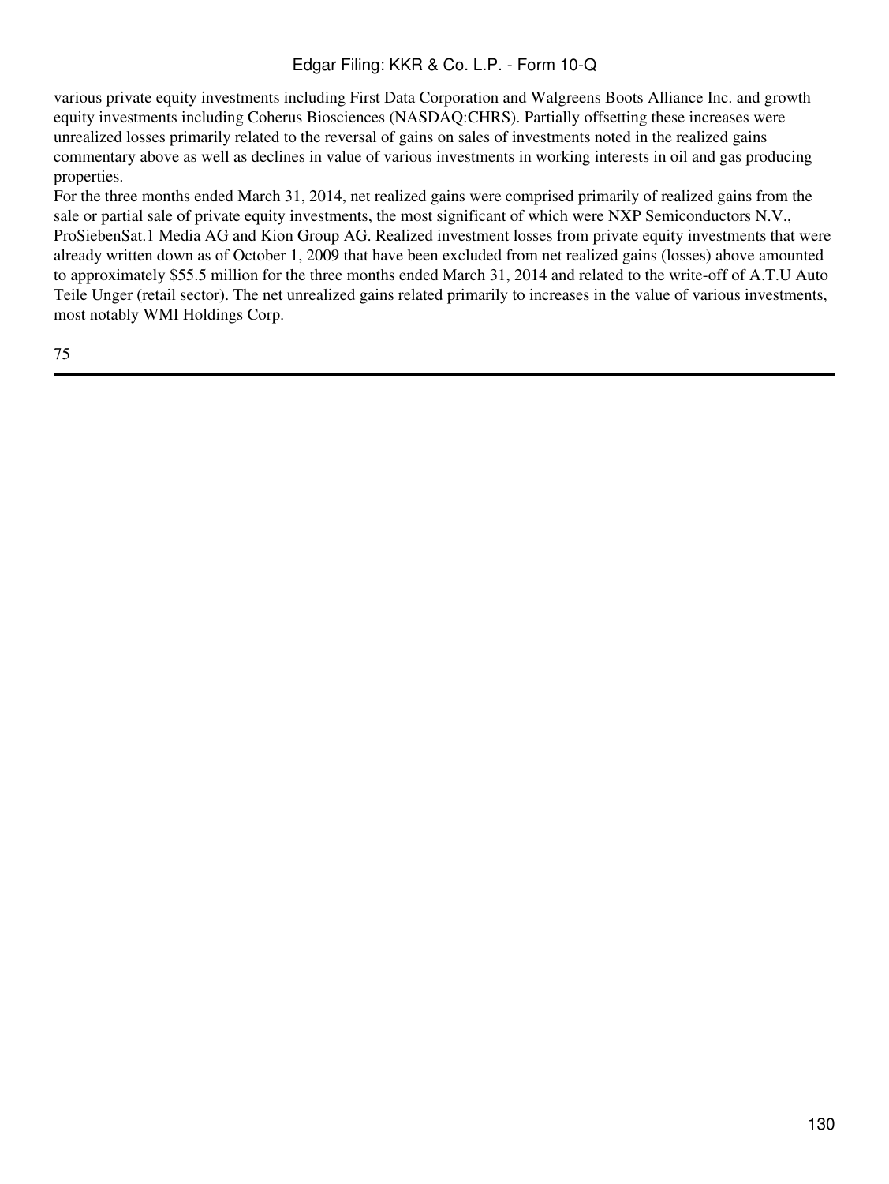various private equity investments including First Data Corporation and Walgreens Boots Alliance Inc. and growth equity investments including Coherus Biosciences (NASDAQ:CHRS). Partially offsetting these increases were unrealized losses primarily related to the reversal of gains on sales of investments noted in the realized gains commentary above as well as declines in value of various investments in working interests in oil and gas producing properties.

For the three months ended March 31, 2014, net realized gains were comprised primarily of realized gains from the sale or partial sale of private equity investments, the most significant of which were NXP Semiconductors N.V., ProSiebenSat.1 Media AG and Kion Group AG. Realized investment losses from private equity investments that were already written down as of October 1, 2009 that have been excluded from net realized gains (losses) above amounted to approximately $55.5 million for the three months ended March 31, 2014 and related to the write-off of A.T.U Auto Teile Unger (retail sector). The net unrealized gains related primarily to increases in the value of various investments, most notably WMI Holdings Corp.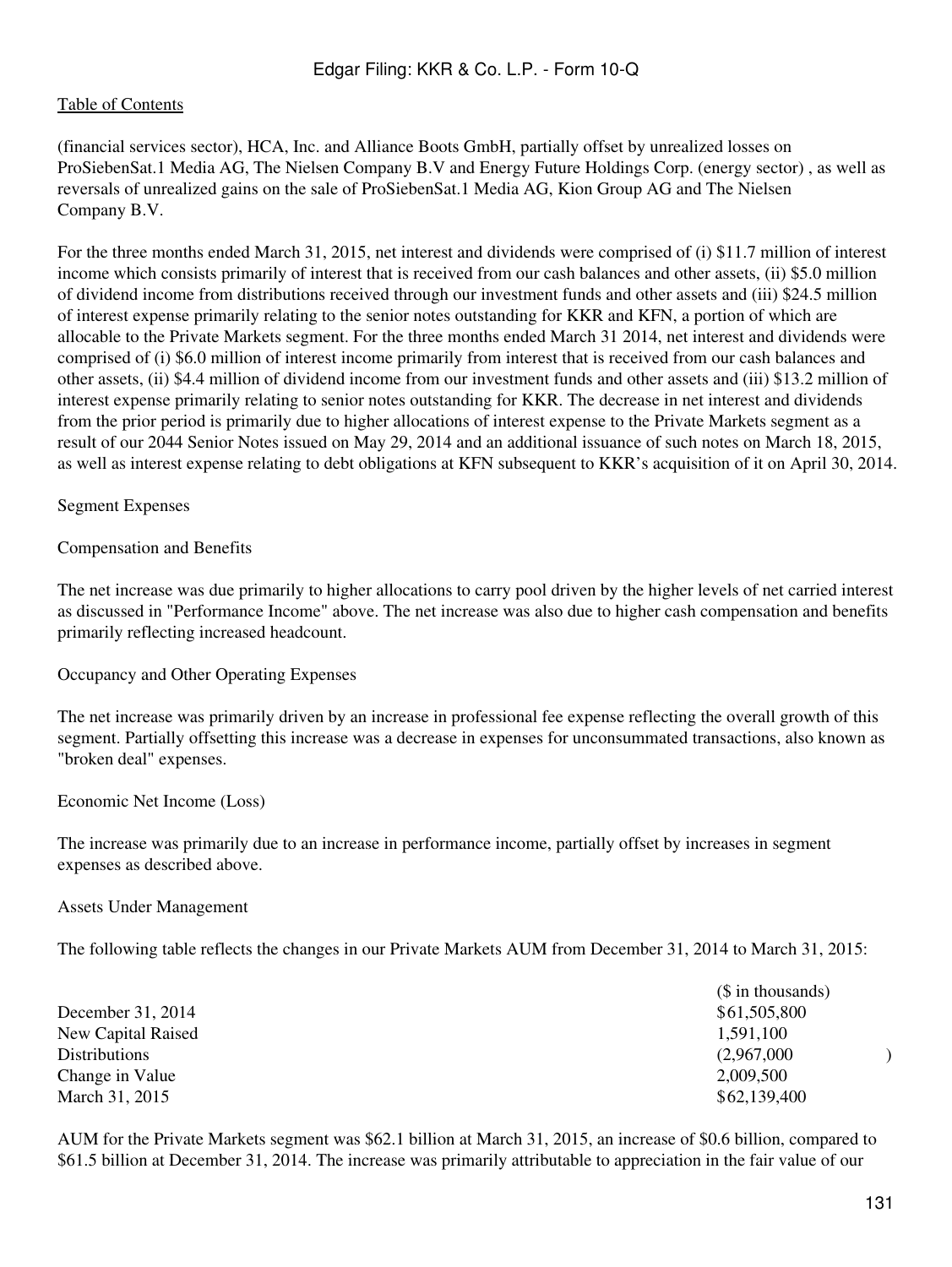(financial services sector), HCA, Inc. and Alliance Boots GmbH, partially offset by unrealized losses on ProSiebenSat.1 Media AG, The Nielsen Company B.V and Energy Future Holdings Corp. (energy sector) , as well as reversals of unrealized gains on the sale of ProSiebenSat.1 Media AG, Kion Group AG and The Nielsen Company B.V.

For the three months ended March 31, 2015, net interest and dividends were comprised of (i) $11.7 million of interest income which consists primarily of interest that is received from our cash balances and other assets, (ii) $5.0 million of dividend income from distributions received through our investment funds and other assets and (iii) $24.5 million of interest expense primarily relating to the senior notes outstanding for KKR and KFN, a portion of which are allocable to the Private Markets segment. For the three months ended March 31 2014, net interest and dividends were comprised of (i) $6.0 million of interest income primarily from interest that is received from our cash balances and other assets, (ii) $4.4 million of dividend income from our investment funds and other assets and (iii) $13.2 million of interest expense primarily relating to senior notes outstanding for KKR. The decrease in net interest and dividends from the prior period is primarily due to higher allocations of interest expense to the Private Markets segment as a result of our 2044 Senior Notes issued on May 29, 2014 and an additional issuance of such notes on March 18, 2015, as well as interest expense relating to debt obligations at KFN subsequent to KKR's acquisition of it on April 30, 2014.

Segment Expenses

Compensation and Benefits

The net increase was due primarily to higher allocations to carry pool driven by the higher levels of net carried interest as discussed in "Performance Income" above. The net increase was also due to higher cash compensation and benefits primarily reflecting increased headcount.

Occupancy and Other Operating Expenses

The net increase was primarily driven by an increase in professional fee expense reflecting the overall growth of this segment. Partially offsetting this increase was a decrease in expenses for unconsummated transactions, also known as "broken deal" expenses.

Economic Net Income (Loss)

The increase was primarily due to an increase in performance income, partially offset by increases in segment expenses as described above.

Assets Under Management

The following table reflects the changes in our Private Markets AUM from December 31, 2014 to March 31, 2015:

| | ($ in thousands) |
|---|---|
| December 31, 2014 | $61,505,800 |
| New Capital Raised | 1,591,100 |
| Distributions | (2,967,000) |
| Change in Value | 2,009,500 |
| March 31, 2015 | $62,139,400 |

AUM for the Private Markets segment was $62.1 billion at March 31, 2015, an increase of $0.6 billion, compared to $61.5 billion at December 31, 2014. The increase was primarily attributable to appreciation in the fair value of our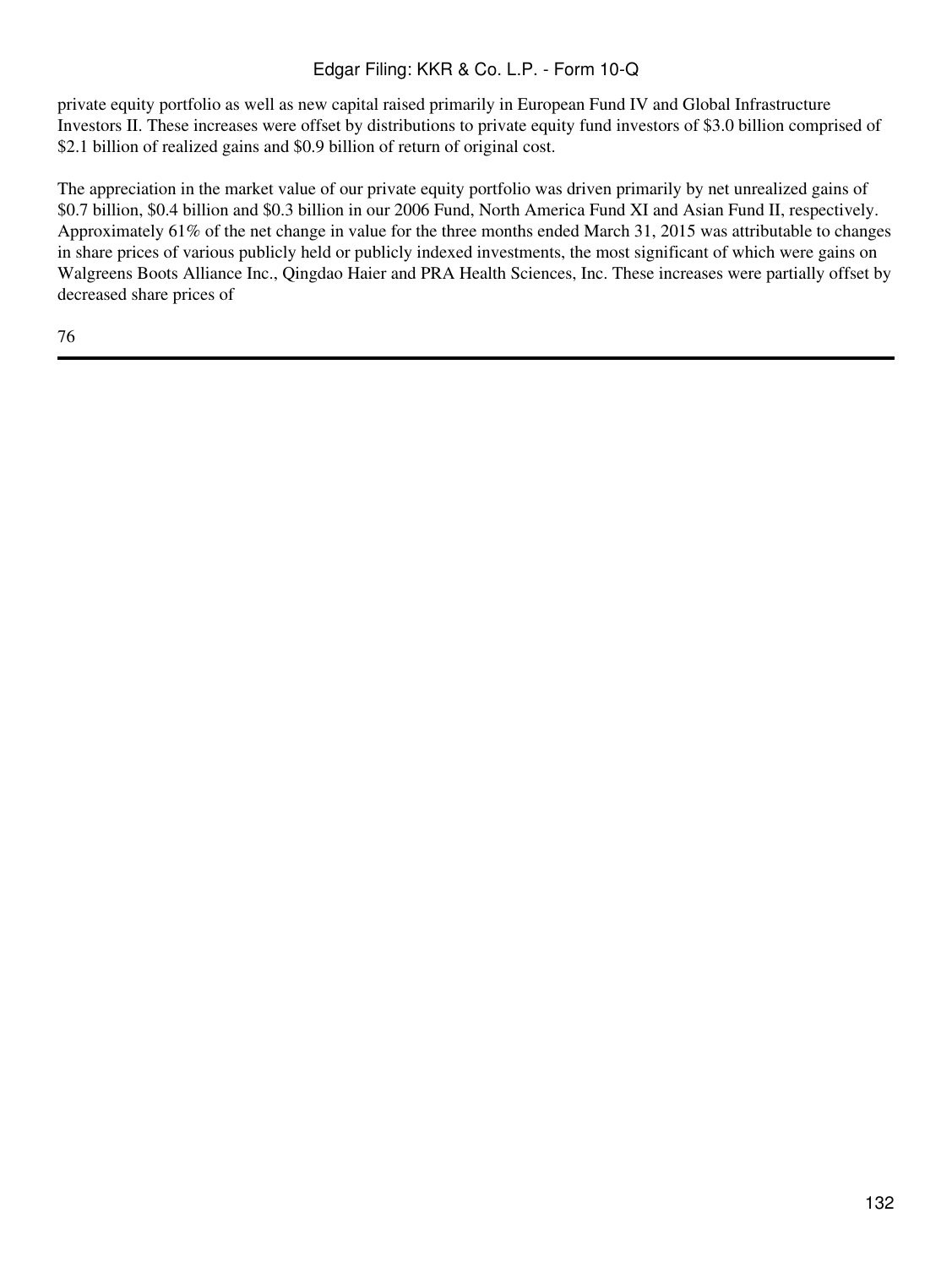private equity portfolio as well as new capital raised primarily in European Fund IV and Global Infrastructure Investors II. These increases were offset by distributions to private equity fund investors of $3.0 billion comprised of $2.1 billion of realized gains and $0.9 billion of return of original cost.

The appreciation in the market value of our private equity portfolio was driven primarily by net unrealized gains of $0.7 billion, $0.4 billion and $0.3 billion in our 2006 Fund, North America Fund XI and Asian Fund II, respectively. Approximately 61% of the net change in value for the three months ended March 31, 2015 was attributable to changes in share prices of various publicly held or publicly indexed investments, the most significant of which were gains on Walgreens Boots Alliance Inc., Qingdao Haier and PRA Health Sciences, Inc. These increases were partially offset by decreased share prices of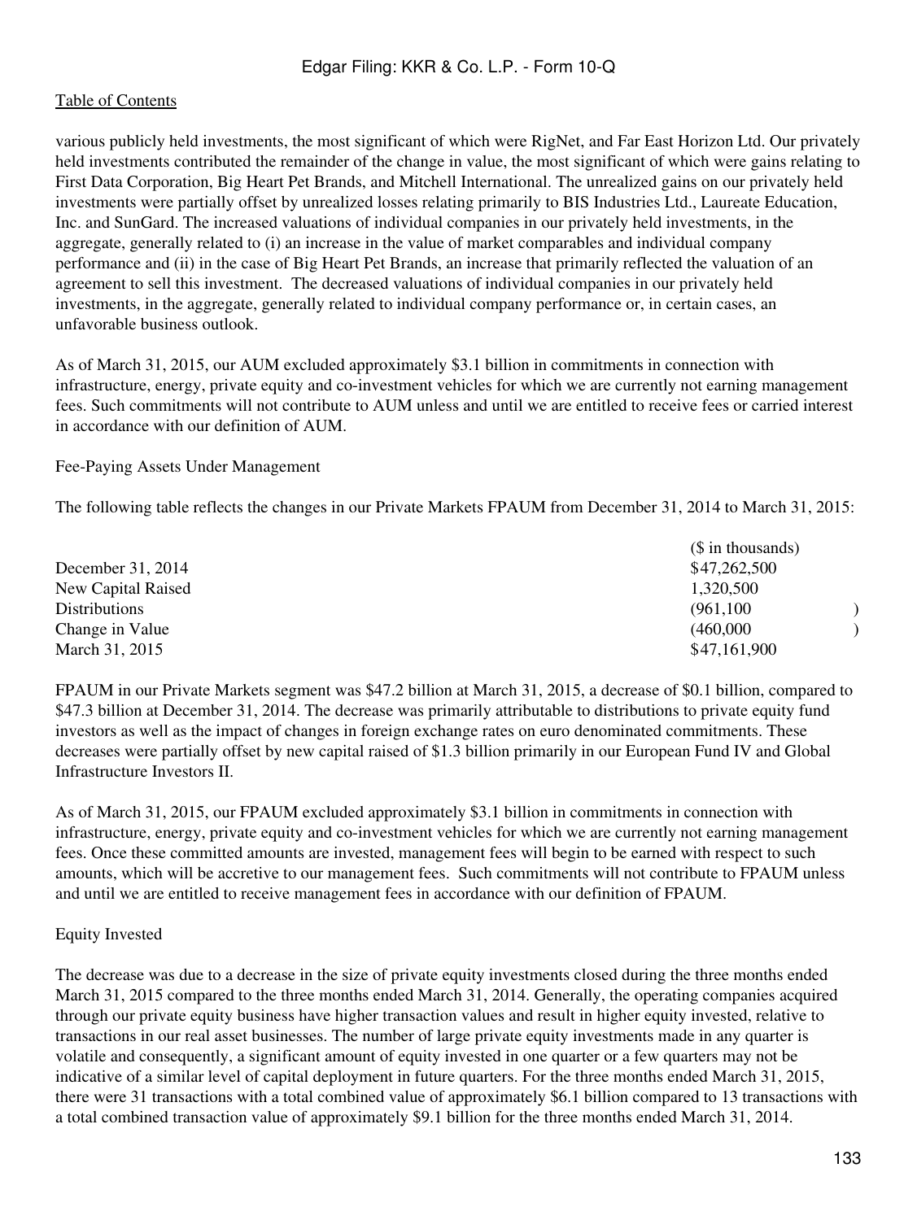various publicly held investments, the most significant of which were RigNet, and Far East Horizon Ltd. Our privately held investments contributed the remainder of the change in value, the most significant of which were gains relating to First Data Corporation, Big Heart Pet Brands, and Mitchell International. The unrealized gains on our privately held investments were partially offset by unrealized losses relating primarily to BIS Industries Ltd., Laureate Education, Inc. and SunGard. The increased valuations of individual companies in our privately held investments, in the aggregate, generally related to (i) an increase in the value of market comparables and individual company performance and (ii) in the case of Big Heart Pet Brands, an increase that primarily reflected the valuation of an agreement to sell this investment. The decreased valuations of individual companies in our privately held investments, in the aggregate, generally related to individual company performance or, in certain cases, an unfavorable business outlook.

As of March 31, 2015, our AUM excluded approximately $3.1 billion in commitments in connection with infrastructure, energy, private equity and co-investment vehicles for which we are currently not earning management fees. Such commitments will not contribute to AUM unless and until we are entitled to receive fees or carried interest in accordance with our definition of AUM.

Fee-Paying Assets Under Management

The following table reflects the changes in our Private Markets FPAUM from December 31, 2014 to March 31, 2015:

| | ($ in thousands) |
|---|---|
| December 31, 2014 | $47,262,500 |
| New Capital Raised | 1,320,500 |
| Distributions | (961,100) |
| Change in Value | (460,000) |
| March 31, 2015 | $47,161,900 |

FPAUM in our Private Markets segment was $47.2 billion at March 31, 2015, a decrease of $0.1 billion, compared to $47.3 billion at December 31, 2014. The decrease was primarily attributable to distributions to private equity fund investors as well as the impact of changes in foreign exchange rates on euro denominated commitments. These decreases were partially offset by new capital raised of $1.3 billion primarily in our European Fund IV and Global Infrastructure Investors II.

As of March 31, 2015, our FPAUM excluded approximately $3.1 billion in commitments in connection with infrastructure, energy, private equity and co-investment vehicles for which we are currently not earning management fees. Once these committed amounts are invested, management fees will begin to be earned with respect to such amounts, which will be accretive to our management fees. Such commitments will not contribute to FPAUM unless and until we are entitled to receive management fees in accordance with our definition of FPAUM.

Equity Invested

The decrease was due to a decrease in the size of private equity investments closed during the three months ended March 31, 2015 compared to the three months ended March 31, 2014. Generally, the operating companies acquired through our private equity business have higher transaction values and result in higher equity invested, relative to transactions in our real asset businesses. The number of large private equity investments made in any quarter is volatile and consequently, a significant amount of equity invested in one quarter or a few quarters may not be indicative of a similar level of capital deployment in future quarters. For the three months ended March 31, 2015, there were 31 transactions with a total combined value of approximately $6.1 billion compared to 13 transactions with a total combined transaction value of approximately $9.1 billion for the three months ended March 31, 2014.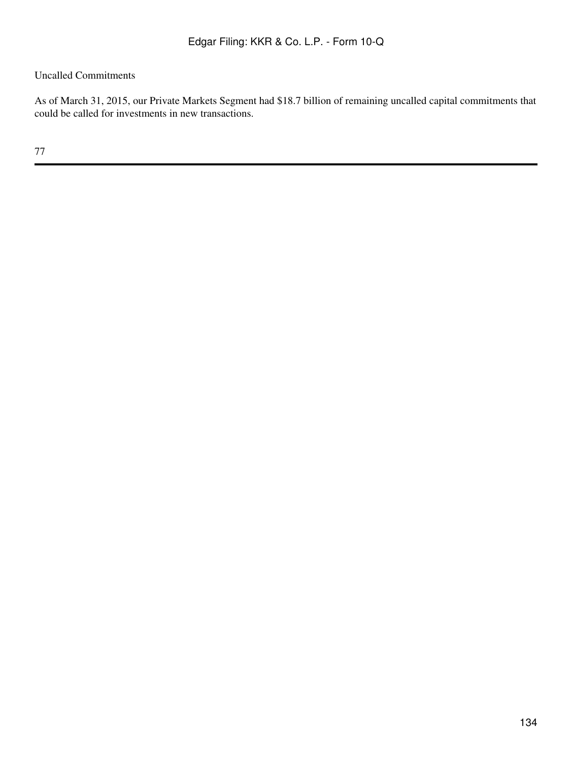Uncalled Commitments

As of March 31, 2015, our Private Markets Segment had $18.7 billion of remaining uncalled capital commitments that could be called for investments in new transactions.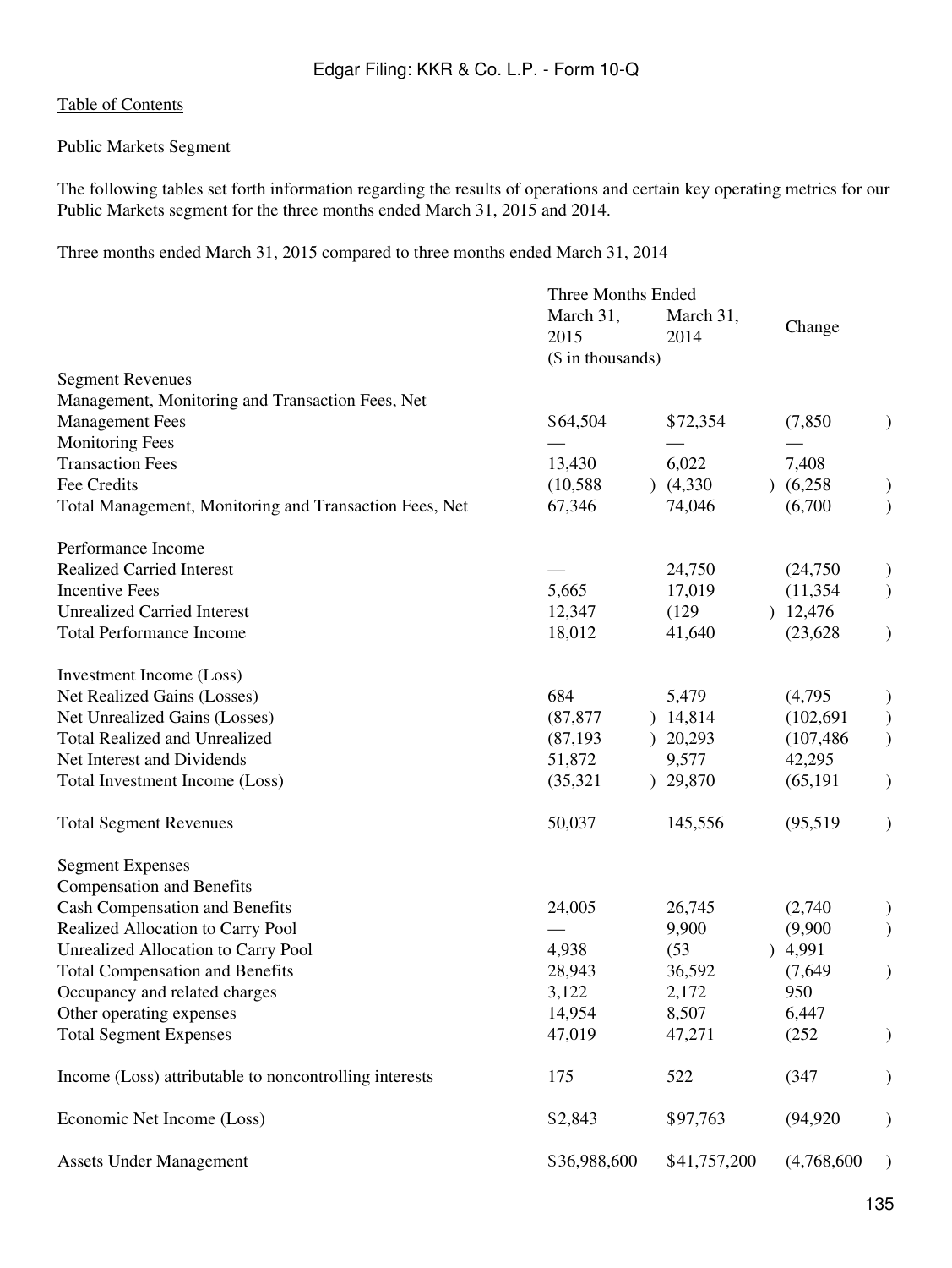Public Markets Segment

The following tables set forth information regarding the results of operations and certain key operating metrics for our Public Markets segment for the three months ended March 31, 2015 and 2014.

Three months ended March 31, 2015 compared to three months ended March 31, 2014

| | Three Months Ended | | |
|---|---|---|---|
| | March 31, 2015 | March 31, 2014 | Change |
| | ($ in thousands) | | |
| Segment Revenues | | | |
| Management, Monitoring and Transaction Fees, Net | | | |
| Management Fees | $64,504 | $72,354 | (7,850) |
| Monitoring Fees | — | — | — |
| Transaction Fees | 13,430 | 6,022 | 7,408 |
| Fee Credits | (10,588) | (4,330) | (6,258) |
| Total Management, Monitoring and Transaction Fees, Net | 67,346 | 74,046 | (6,700) |
| Performance Income | | | |
| Realized Carried Interest | — | 24,750 | (24,750) |
| Incentive Fees | 5,665 | 17,019 | (11,354) |
| Unrealized Carried Interest | 12,347 | (129) | 12,476 |
| Total Performance Income | 18,012 | 41,640 | (23,628) |
| Investment Income (Loss) | | | |
| Net Realized Gains (Losses) | 684 | 5,479 | (4,795) |
| Net Unrealized Gains (Losses) | (87,877) | 14,814 | (102,691) |
| Total Realized and Unrealized | (87,193) | 20,293 | (107,486) |
| Net Interest and Dividends | 51,872 | 9,577 | 42,295 |
| Total Investment Income (Loss) | (35,321) | 29,870 | (65,191) |
| Total Segment Revenues | 50,037 | 145,556 | (95,519) |
| Segment Expenses | | | |
| Compensation and Benefits | | | |
| Cash Compensation and Benefits | 24,005 | 26,745 | (2,740) |
| Realized Allocation to Carry Pool | — | 9,900 | (9,900) |
| Unrealized Allocation to Carry Pool | 4,938 | (53) | 4,991 |
| Total Compensation and Benefits | 28,943 | 36,592 | (7,649) |
| Occupancy and related charges | 3,122 | 2,172 | 950 |
| Other operating expenses | 14,954 | 8,507 | 6,447 |
| Total Segment Expenses | 47,019 | 47,271 | (252) |
| Income (Loss) attributable to noncontrolling interests | 175 | 522 | (347) |
| Economic Net Income (Loss) | $2,843 | $97,763 | (94,920) |
| Assets Under Management | $36,988,600 | $41,757,200 | (4,768,600) |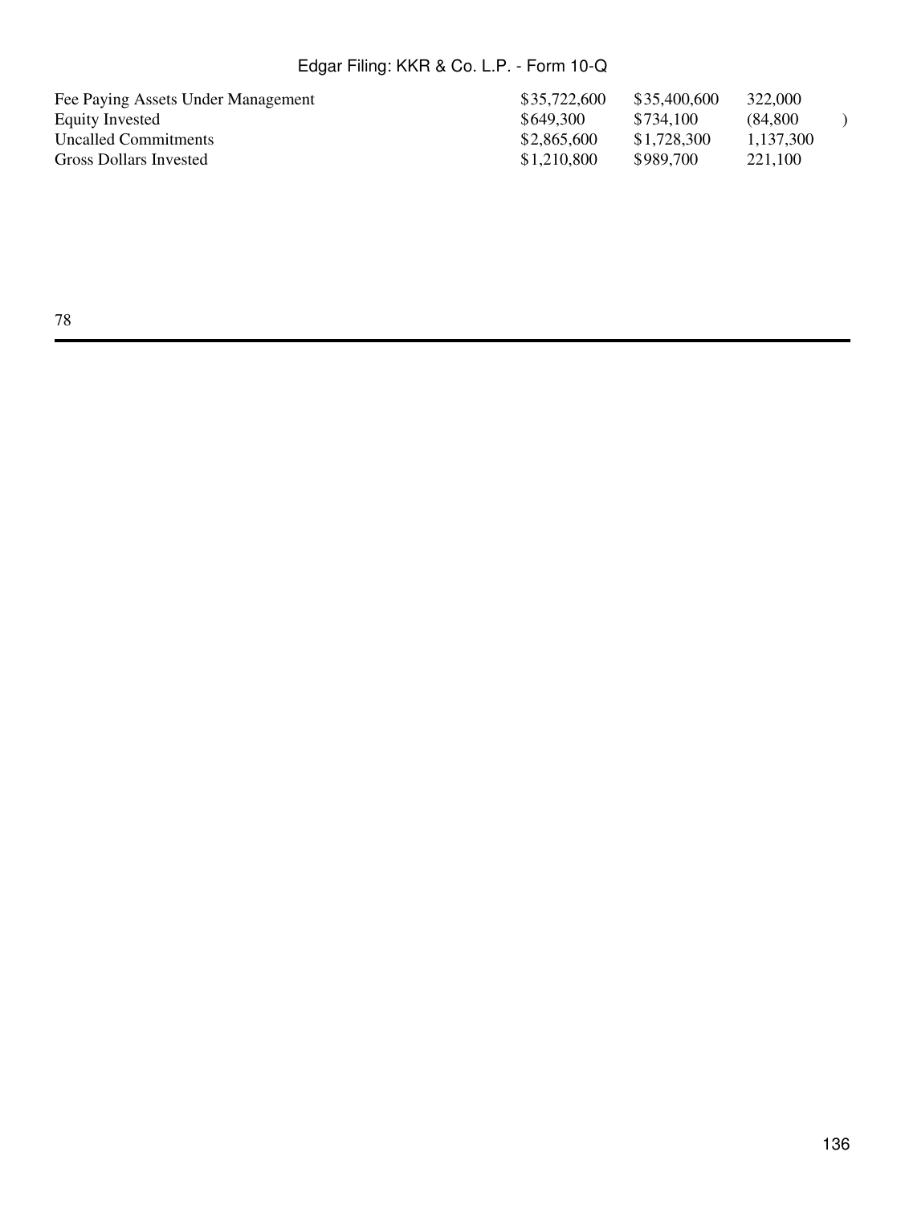| | | | |
|---|---|---|---|
| Fee Paying Assets Under Management | $35,722,600 | $35,400,600 | 322,000 |
| Equity Invested | $649,300 | $734,100 | (84,800) |
| Uncalled Commitments | $2,865,600 | $1,728,300 | 1,137,300 |
| Gross Dollars Invested | $1,210,800 | $989,700 | 221,100 |

78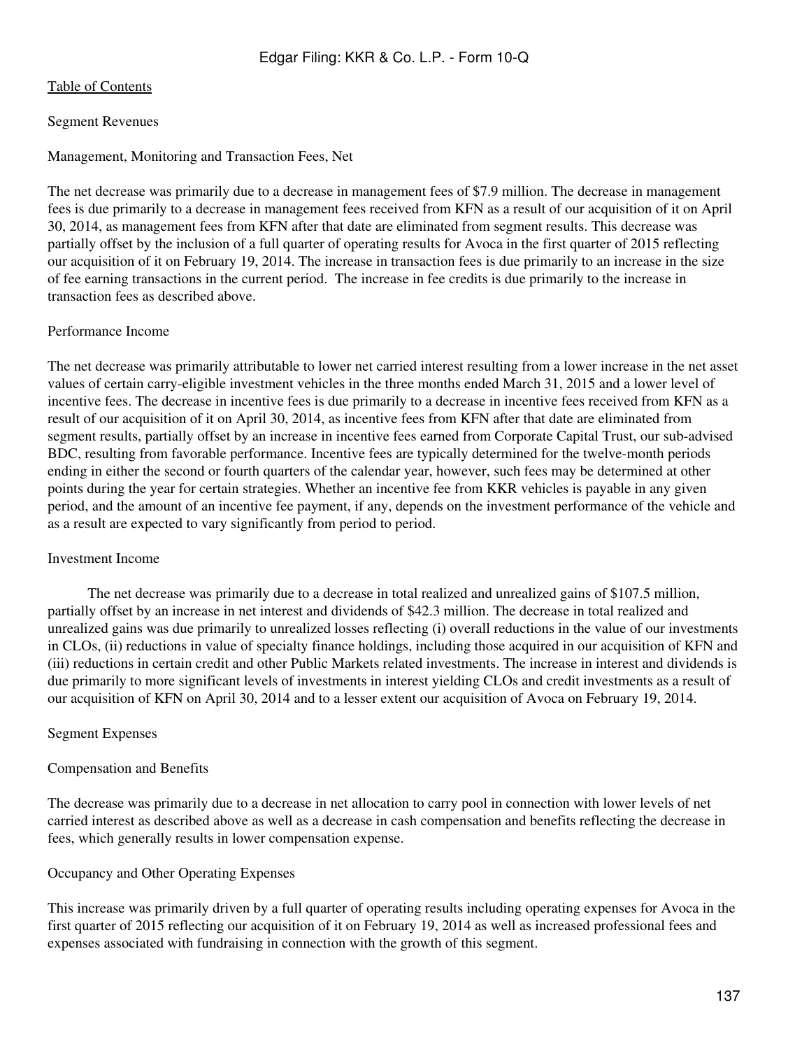Segment Revenues

Management, Monitoring and Transaction Fees, Net

The net decrease was primarily due to a decrease in management fees of $7.9 million. The decrease in management fees is due primarily to a decrease in management fees received from KFN as a result of our acquisition of it on April 30, 2014, as management fees from KFN after that date are eliminated from segment results. This decrease was partially offset by the inclusion of a full quarter of operating results for Avoca in the first quarter of 2015 reflecting our acquisition of it on February 19, 2014. The increase in transaction fees is due primarily to an increase in the size of fee earning transactions in the current period. The increase in fee credits is due primarily to the increase in transaction fees as described above.

Performance Income

The net decrease was primarily attributable to lower net carried interest resulting from a lower increase in the net asset values of certain carry-eligible investment vehicles in the three months ended March 31, 2015 and a lower level of incentive fees. The decrease in incentive fees is due primarily to a decrease in incentive fees received from KFN as a result of our acquisition of it on April 30, 2014, as incentive fees from KFN after that date are eliminated from segment results, partially offset by an increase in incentive fees earned from Corporate Capital Trust, our sub-advised BDC, resulting from favorable performance. Incentive fees are typically determined for the twelve-month periods ending in either the second or fourth quarters of the calendar year, however, such fees may be determined at other points during the year for certain strategies. Whether an incentive fee from KKR vehicles is payable in any given period, and the amount of an incentive fee payment, if any, depends on the investment performance of the vehicle and as a result are expected to vary significantly from period to period.

Investment Income

The net decrease was primarily due to a decrease in total realized and unrealized gains of $107.5 million, partially offset by an increase in net interest and dividends of $42.3 million. The decrease in total realized and unrealized gains was due primarily to unrealized losses reflecting (i) overall reductions in the value of our investments in CLOs, (ii) reductions in value of specialty finance holdings, including those acquired in our acquisition of KFN and (iii) reductions in certain credit and other Public Markets related investments. The increase in interest and dividends is due primarily to more significant levels of investments in interest yielding CLOs and credit investments as a result of our acquisition of KFN on April 30, 2014 and to a lesser extent our acquisition of Avoca on February 19, 2014.

Segment Expenses

Compensation and Benefits

The decrease was primarily due to a decrease in net allocation to carry pool in connection with lower levels of net carried interest as described above as well as a decrease in cash compensation and benefits reflecting the decrease in fees, which generally results in lower compensation expense.

Occupancy and Other Operating Expenses

This increase was primarily driven by a full quarter of operating results including operating expenses for Avoca in the first quarter of 2015 reflecting our acquisition of it on February 19, 2014 as well as increased professional fees and expenses associated with fundraising in connection with the growth of this segment.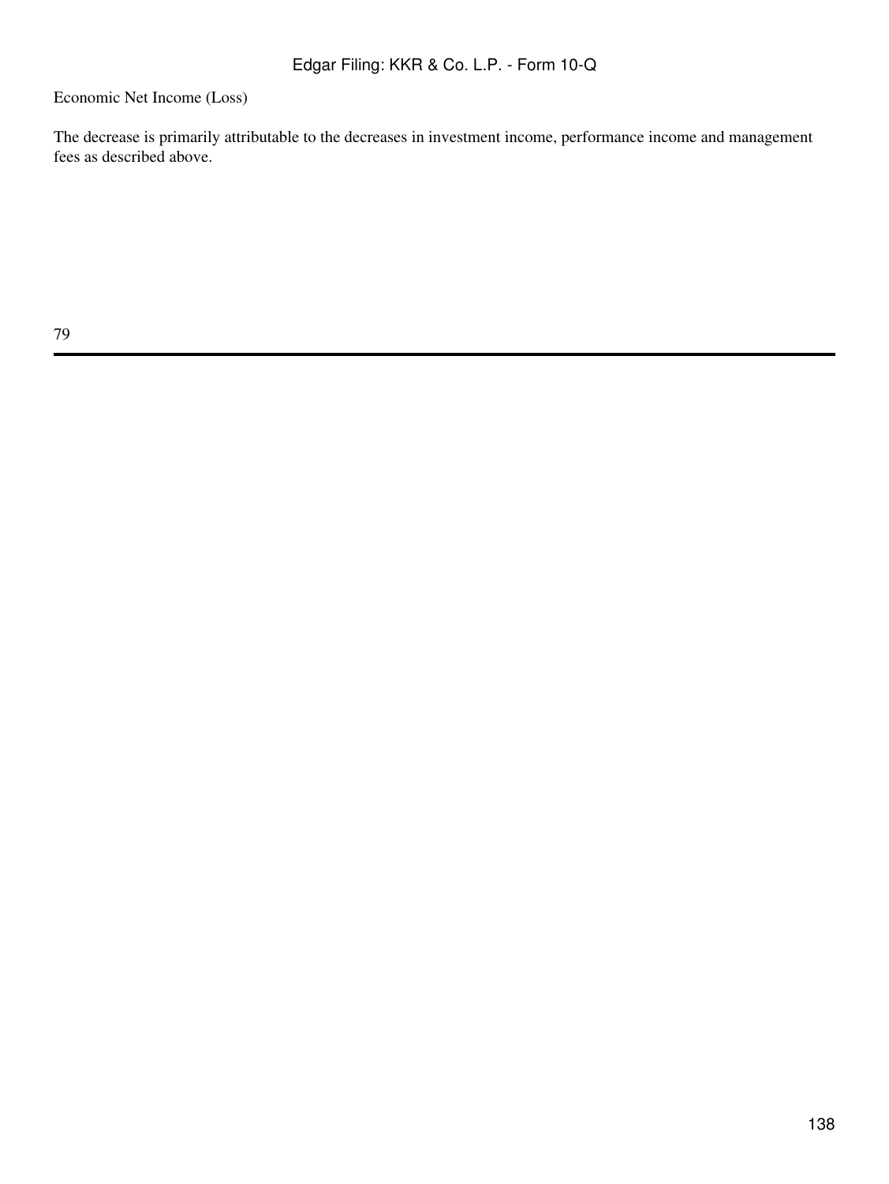Economic Net Income (Loss)

The decrease is primarily attributable to the decreases in investment income, performance income and management fees as described above.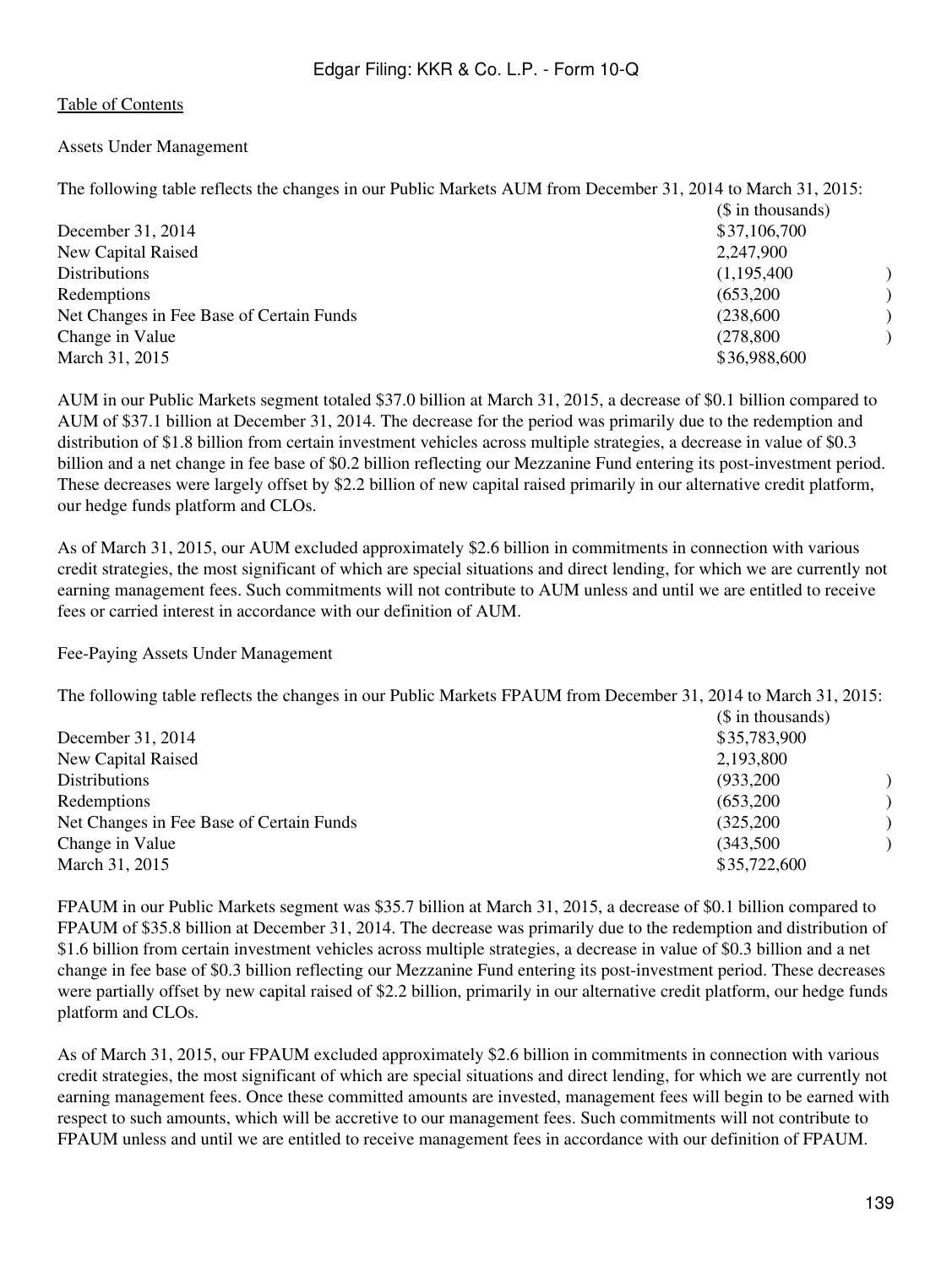[Table of Contents](#)

Assets Under Management

The following table reflects the changes in our Public Markets AUM from December 31, 2014 to March 31, 2015:

| | ($ in thousands) |
|---|---|
| December 31, 2014 | $37,106,700 |
| New Capital Raised | 2,247,900 |
| Distributions | (1,195,400) |
| Redemptions | (653,200) |
| Net Changes in Fee Base of Certain Funds | (238,600) |
| Change in Value | (278,800) |
| March 31, 2015 | $36,988,600 |

AUM in our Public Markets segment totaled $37.0 billion at March 31, 2015, a decrease of $0.1 billion compared to AUM of $37.1 billion at December 31, 2014. The decrease for the period was primarily due to the redemption and distribution of $1.8 billion from certain investment vehicles across multiple strategies, a decrease in value of $0.3 billion and a net change in fee base of $0.2 billion reflecting our Mezzanine Fund entering its post-investment period. These decreases were largely offset by $2.2 billion of new capital raised primarily in our alternative credit platform, our hedge funds platform and CLOs.

As of March 31, 2015, our AUM excluded approximately $2.6 billion in commitments in connection with various credit strategies, the most significant of which are special situations and direct lending, for which we are currently not earning management fees. Such commitments will not contribute to AUM unless and until we are entitled to receive fees or carried interest in accordance with our definition of AUM.

Fee-Paying Assets Under Management

The following table reflects the changes in our Public Markets FPAUM from December 31, 2014 to March 31, 2015:

| | ($ in thousands) |
|---|---|
| December 31, 2014 | $35,783,900 |
| New Capital Raised | 2,193,800 |
| Distributions | (933,200) |
| Redemptions | (653,200) |
| Net Changes in Fee Base of Certain Funds | (325,200) |
| Change in Value | (343,500) |
| March 31, 2015 | $35,722,600 |

FPAUM in our Public Markets segment was $35.7 billion at March 31, 2015, a decrease of $0.1 billion compared to FPAUM of $35.8 billion at December 31, 2014. The decrease was primarily due to the redemption and distribution of $1.6 billion from certain investment vehicles across multiple strategies, a decrease in value of $0.3 billion and a net change in fee base of $0.3 billion reflecting our Mezzanine Fund entering its post-investment period. These decreases were partially offset by new capital raised of $2.2 billion, primarily in our alternative credit platform, our hedge funds platform and CLOs.

As of March 31, 2015, our FPAUM excluded approximately $2.6 billion in commitments in connection with various credit strategies, the most significant of which are special situations and direct lending, for which we are currently not earning management fees. Once these committed amounts are invested, management fees will begin to be earned with respect to such amounts, which will be accretive to our management fees. Such commitments will not contribute to FPAUM unless and until we are entitled to receive management fees in accordance with our definition of FPAUM.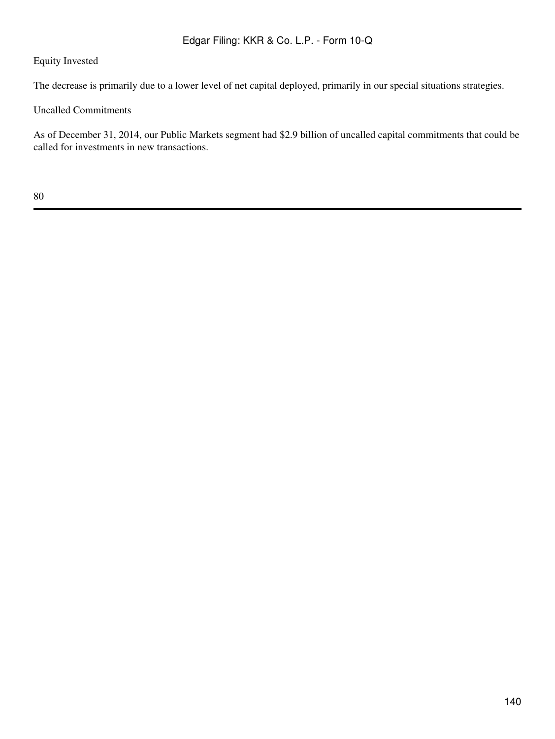Equity Invested

The decrease is primarily due to a lower level of net capital deployed, primarily in our special situations strategies.

Uncalled Commitments

As of December 31, 2014, our Public Markets segment had $2.9 billion of uncalled capital commitments that could be called for investments in new transactions.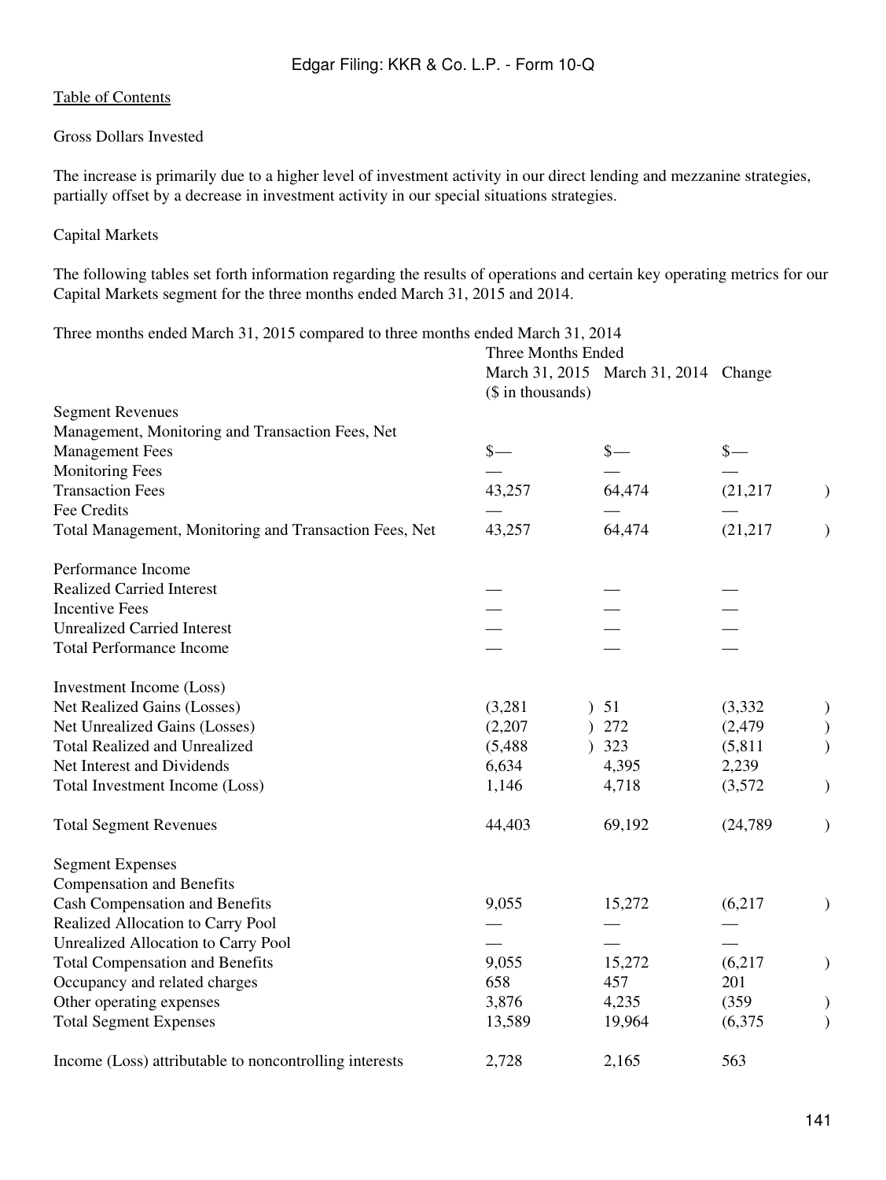Gross Dollars Invested

The increase is primarily due to a higher level of investment activity in our direct lending and mezzanine strategies, partially offset by a decrease in investment activity in our special situations strategies.

Capital Markets

The following tables set forth information regarding the results of operations and certain key operating metrics for our Capital Markets segment for the three months ended March 31, 2015 and 2014.

Three months ended March 31, 2015 compared to three months ended March 31, 2014

| | Three Months Ended | | |
|---|---|---|---|
| | March 31, 2015 | March 31, 2014 | Change |
| | ($ in thousands) | | |
| Segment Revenues | | | |
| Management, Monitoring and Transaction Fees, Net | | | |
| Management Fees | $— | $— | $— |
| Monitoring Fees | — | — | — |
| Transaction Fees | 43,257 | 64,474 | (21,217) |
| Fee Credits | — | — | — |
| Total Management, Monitoring and Transaction Fees, Net | 43,257 | 64,474 | (21,217) |
| | | | |
| Performance Income | | | |
| Realized Carried Interest | — | — | — |
| Incentive Fees | — | — | — |
| Unrealized Carried Interest | — | — | — |
| Total Performance Income | — | — | — |
| | | | |
| Investment Income (Loss) | | | |
| Net Realized Gains (Losses) | (3,281) | 51 | (3,332) |
| Net Unrealized Gains (Losses) | (2,207) | 272 | (2,479) |
| Total Realized and Unrealized | (5,488) | 323 | (5,811) |
| Net Interest and Dividends | 6,634 | 4,395 | 2,239 |
| Total Investment Income (Loss) | 1,146 | 4,718 | (3,572) |
| | | | |
| Total Segment Revenues | 44,403 | 69,192 | (24,789) |
| | | | |
| Segment Expenses | | | |
| Compensation and Benefits | | | |
| Cash Compensation and Benefits | 9,055 | 15,272 | (6,217) |
| Realized Allocation to Carry Pool | — | — | — |
| Unrealized Allocation to Carry Pool | — | — | — |
| Total Compensation and Benefits | 9,055 | 15,272 | (6,217) |
| Occupancy and related charges | 658 | 457 | 201 |
| Other operating expenses | 3,876 | 4,235 | (359) |
| Total Segment Expenses | 13,589 | 19,964 | (6,375) |
| | | | |
| Income (Loss) attributable to noncontrolling interests | 2,728 | 2,165 | 563 |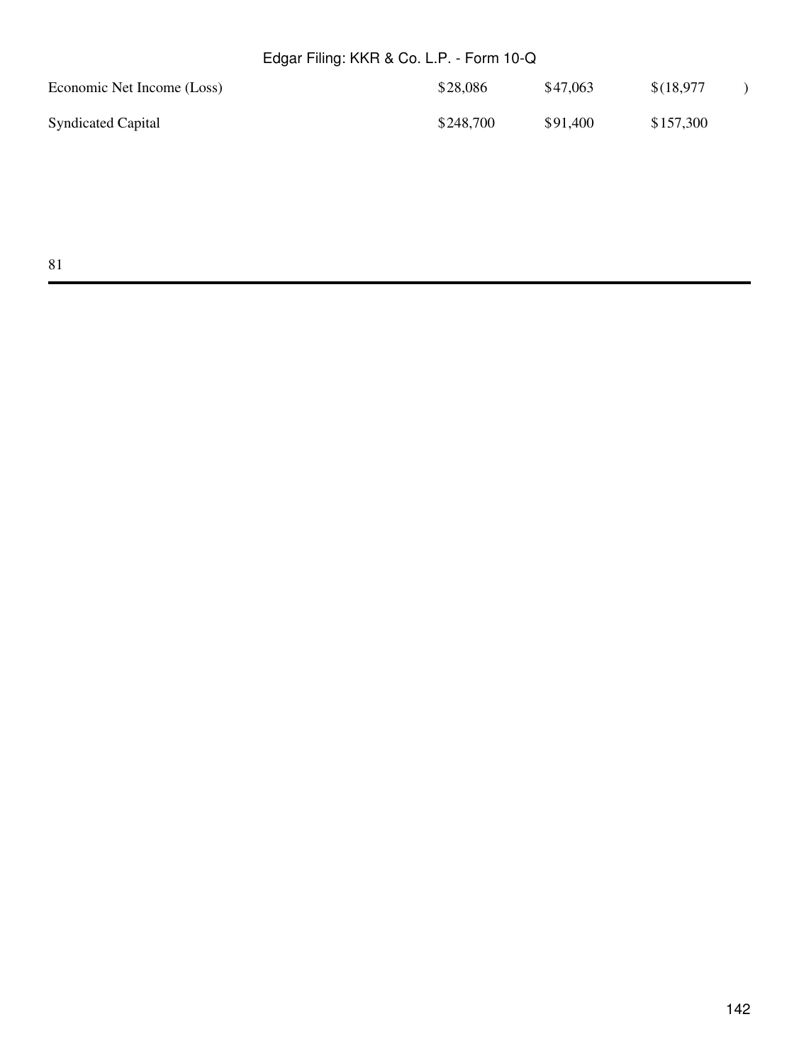| | | | |
|---|---|---|---|
| Economic Net Income (Loss) | $28,086 | $47,063 | $(18,977) |
| Syndicated Capital | $248,700 | $91,400 | $157,300 |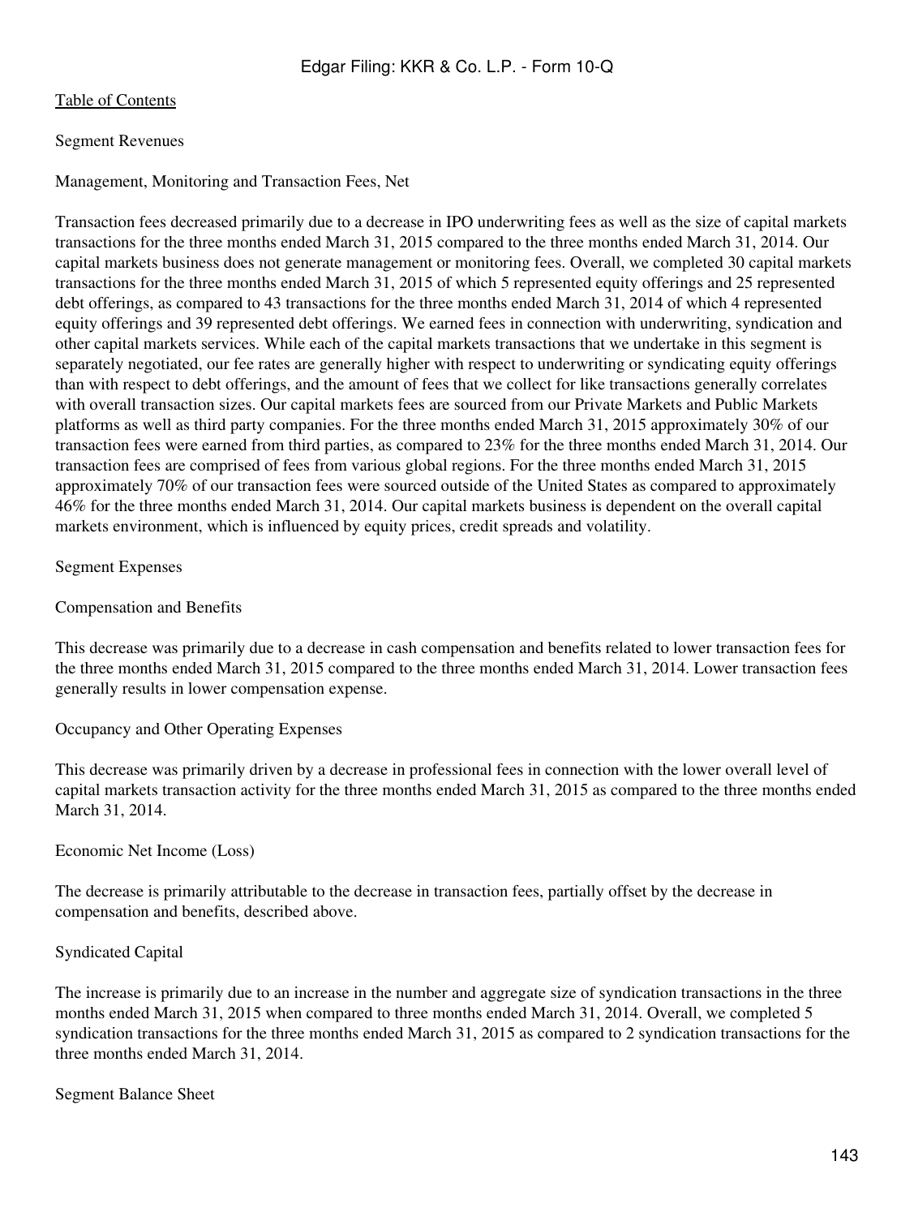Segment Revenues

Management, Monitoring and Transaction Fees, Net

Transaction fees decreased primarily due to a decrease in IPO underwriting fees as well as the size of capital markets transactions for the three months ended March 31, 2015 compared to the three months ended March 31, 2014. Our capital markets business does not generate management or monitoring fees. Overall, we completed 30 capital markets transactions for the three months ended March 31, 2015 of which 5 represented equity offerings and 25 represented debt offerings, as compared to 43 transactions for the three months ended March 31, 2014 of which 4 represented equity offerings and 39 represented debt offerings. We earned fees in connection with underwriting, syndication and other capital markets services. While each of the capital markets transactions that we undertake in this segment is separately negotiated, our fee rates are generally higher with respect to underwriting or syndicating equity offerings than with respect to debt offerings, and the amount of fees that we collect for like transactions generally correlates with overall transaction sizes. Our capital markets fees are sourced from our Private Markets and Public Markets platforms as well as third party companies. For the three months ended March 31, 2015 approximately 30% of our transaction fees were earned from third parties, as compared to 23% for the three months ended March 31, 2014. Our transaction fees are comprised of fees from various global regions. For the three months ended March 31, 2015 approximately 70% of our transaction fees were sourced outside of the United States as compared to approximately 46% for the three months ended March 31, 2014. Our capital markets business is dependent on the overall capital markets environment, which is influenced by equity prices, credit spreads and volatility.

Segment Expenses

Compensation and Benefits

This decrease was primarily due to a decrease in cash compensation and benefits related to lower transaction fees for the three months ended March 31, 2015 compared to the three months ended March 31, 2014. Lower transaction fees generally results in lower compensation expense.

Occupancy and Other Operating Expenses

This decrease was primarily driven by a decrease in professional fees in connection with the lower overall level of capital markets transaction activity for the three months ended March 31, 2015 as compared to the three months ended March 31, 2014.

Economic Net Income (Loss)

The decrease is primarily attributable to the decrease in transaction fees, partially offset by the decrease in compensation and benefits, described above.

Syndicated Capital

The increase is primarily due to an increase in the number and aggregate size of syndication transactions in the three months ended March 31, 2015 when compared to three months ended March 31, 2014. Overall, we completed 5 syndication transactions for the three months ended March 31, 2015 as compared to 2 syndication transactions for the three months ended March 31, 2014.

Segment Balance Sheet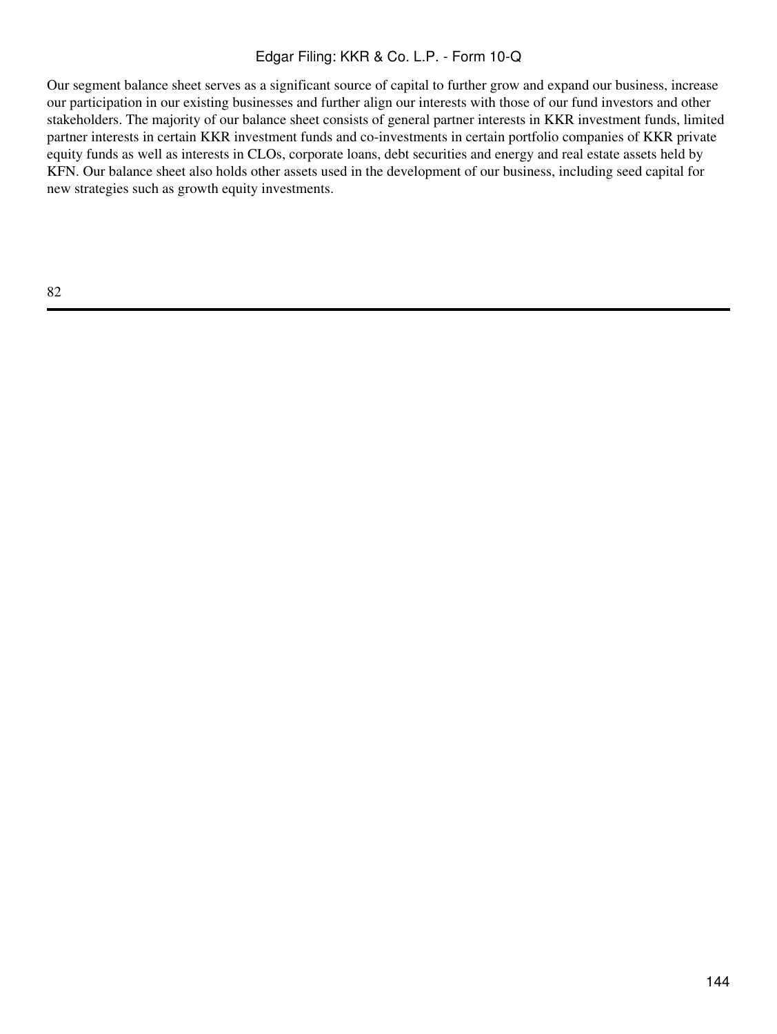Our segment balance sheet serves as a significant source of capital to further grow and expand our business, increase our participation in our existing businesses and further align our interests with those of our fund investors and other stakeholders. The majority of our balance sheet consists of general partner interests in KKR investment funds, limited partner interests in certain KKR investment funds and co-investments in certain portfolio companies of KKR private equity funds as well as interests in CLOs, corporate loans, debt securities and energy and real estate assets held by KFN. Our balance sheet also holds other assets used in the development of our business, including seed capital for new strategies such as growth equity investments.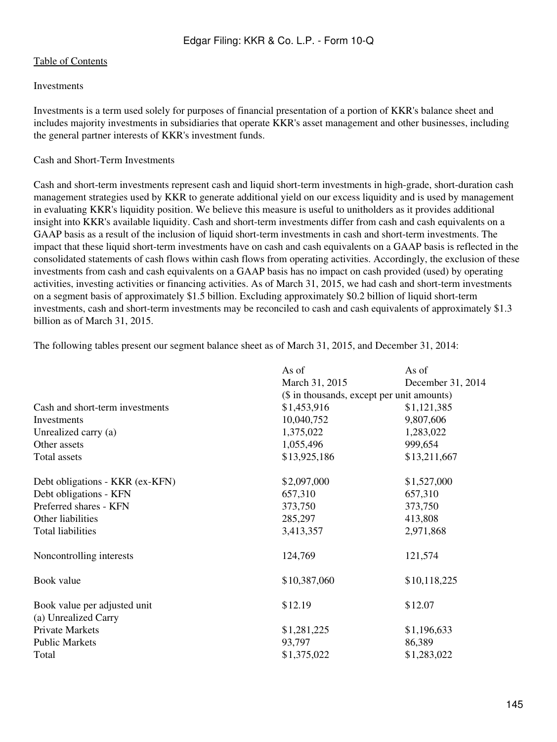Investments

Investments is a term used solely for purposes of financial presentation of a portion of KKR's balance sheet and includes majority investments in subsidiaries that operate KKR's asset management and other businesses, including the general partner interests of KKR's investment funds.

Cash and Short-Term Investments

Cash and short-term investments represent cash and liquid short-term investments in high-grade, short-duration cash management strategies used by KKR to generate additional yield on our excess liquidity and is used by management in evaluating KKR's liquidity position. We believe this measure is useful to unitholders as it provides additional insight into KKR's available liquidity. Cash and short-term investments differ from cash and cash equivalents on a GAAP basis as a result of the inclusion of liquid short-term investments in cash and short-term investments. The impact that these liquid short-term investments have on cash and cash equivalents on a GAAP basis is reflected in the consolidated statements of cash flows within cash flows from operating activities. Accordingly, the exclusion of these investments from cash and cash equivalents on a GAAP basis has no impact on cash provided (used) by operating activities, investing activities or financing activities. As of March 31, 2015, we had cash and short-term investments on a segment basis of approximately $1.5 billion. Excluding approximately $0.2 billion of liquid short-term investments, cash and short-term investments may be reconciled to cash and cash equivalents of approximately $1.3 billion as of March 31, 2015.

The following tables present our segment balance sheet as of March 31, 2015, and December 31, 2014:

| | As of March 31, 2015 | As of December 31, 2014 |
|---|---|---|
| | ($ in thousands, except per unit amounts) | |
| Cash and short-term investments | $1,453,916 | $1,121,385 |
| Investments | 10,040,752 | 9,807,606 |
| Unrealized carry (a) | 1,375,022 | 1,283,022 |
| Other assets | 1,055,496 | 999,654 |
| Total assets | $13,925,186 | $13,211,667 |
| | | |
| Debt obligations - KKR (ex-KFN) | $2,097,000 | $1,527,000 |
| Debt obligations - KFN | 657,310 | 657,310 |
| Preferred shares - KFN | 373,750 | 373,750 |
| Other liabilities | 285,297 | 413,808 |
| Total liabilities | 3,413,357 | 2,971,868 |
| | | |
| Noncontrolling interests | 124,769 | 121,574 |
| | | |
| Book value | $10,387,060 | $10,118,225 |
| | | |
| Book value per adjusted unit | $12.19 | $12.07 |
| (a) Unrealized Carry | | |
| Private Markets | $1,281,225 | $1,196,633 |
| Public Markets | 93,797 | 86,389 |
| Total | $1,375,022 | $1,283,022 |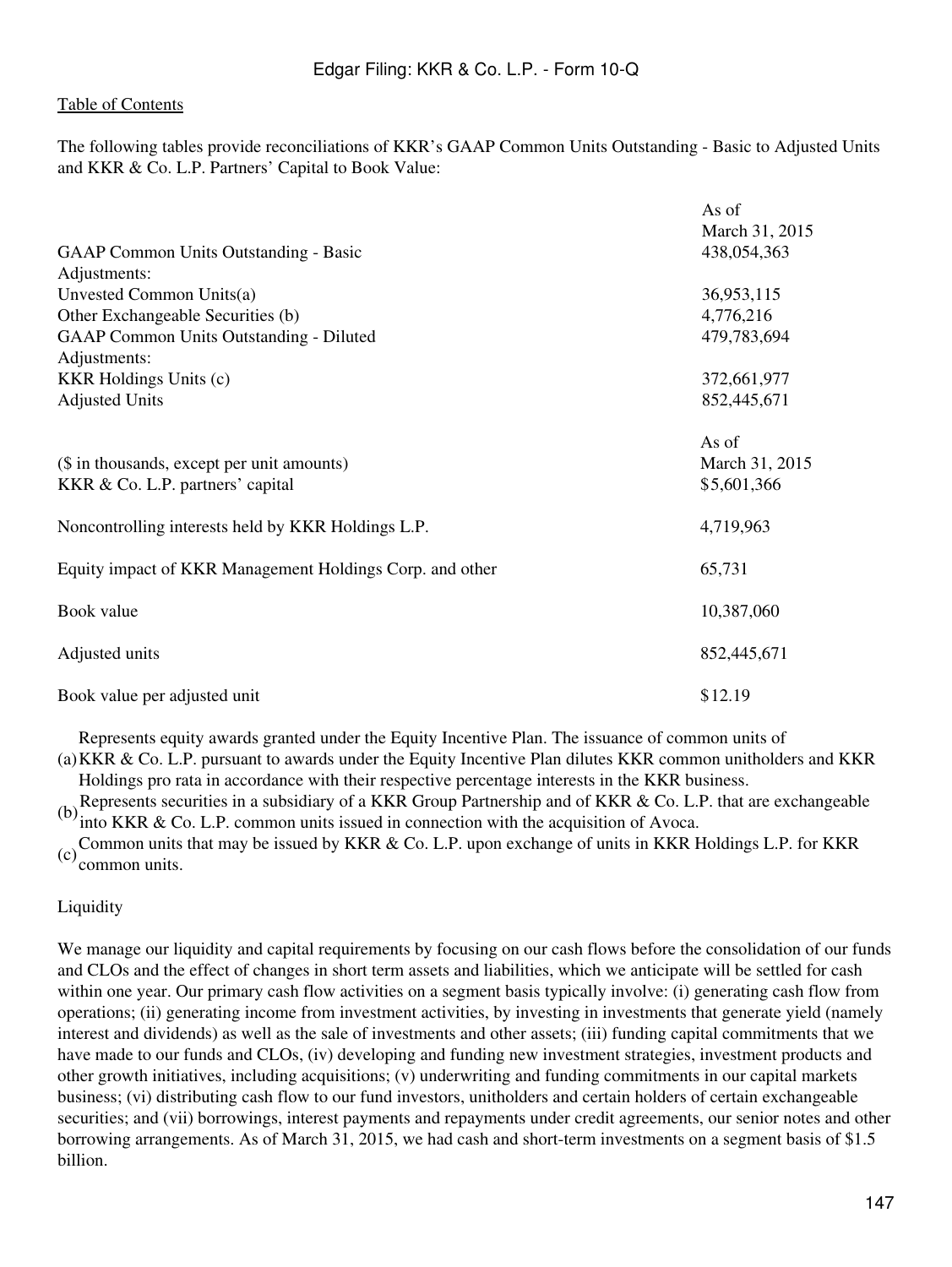The following tables provide reconciliations of KKR's GAAP Common Units Outstanding - Basic to Adjusted Units and KKR & Co. L.P. Partners' Capital to Book Value:

| | As of March 31, 2015 |
|---|---|
| GAAP Common Units Outstanding - Basic | 438,054,363 |
| Adjustments: | |
| Unvested Common Units(a) | 36,953,115 |
| Other Exchangeable Securities (b) | 4,776,216 |
| GAAP Common Units Outstanding - Diluted | 479,783,694 |
| Adjustments: | |
| KKR Holdings Units (c) | 372,661,977 |
| Adjusted Units | 852,445,671 |

| ($ in thousands, except per unit amounts) | As of March 31, 2015 |
|---|---|
| KKR & Co. L.P. partners' capital | $5,601,366 |
| Noncontrolling interests held by KKR Holdings L.P. | 4,719,963 |
| Equity impact of KKR Management Holdings Corp. and other | 65,731 |
| Book value | 10,387,060 |
| Adjusted units | 852,445,671 |
| Book value per adjusted unit | $12.19 |

(a) Represents equity awards granted under the Equity Incentive Plan. The issuance of common units of KKR & Co. L.P. pursuant to awards under the Equity Incentive Plan dilutes KKR common unitholders and KKR Holdings pro rata in accordance with their respective percentage interests in the KKR business.

(b) Represents securities in a subsidiary of a KKR Group Partnership and of KKR & Co. L.P. that are exchangeable into KKR & Co. L.P. common units issued in connection with the acquisition of Avoca.

(c) Common units that may be issued by KKR & Co. L.P. upon exchange of units in KKR Holdings L.P. for KKR common units.

Liquidity

We manage our liquidity and capital requirements by focusing on our cash flows before the consolidation of our funds and CLOs and the effect of changes in short term assets and liabilities, which we anticipate will be settled for cash within one year. Our primary cash flow activities on a segment basis typically involve: (i) generating cash flow from operations; (ii) generating income from investment activities, by investing in investments that generate yield (namely interest and dividends) as well as the sale of investments and other assets; (iii) funding capital commitments that we have made to our funds and CLOs, (iv) developing and funding new investment strategies, investment products and other growth initiatives, including acquisitions; (v) underwriting and funding commitments in our capital markets business; (vi) distributing cash flow to our fund investors, unitholders and certain holders of certain exchangeable securities; and (vii) borrowings, interest payments and repayments under credit agreements, our senior notes and other borrowing arrangements. As of March 31, 2015, we had cash and short-term investments on a segment basis of $1.5 billion.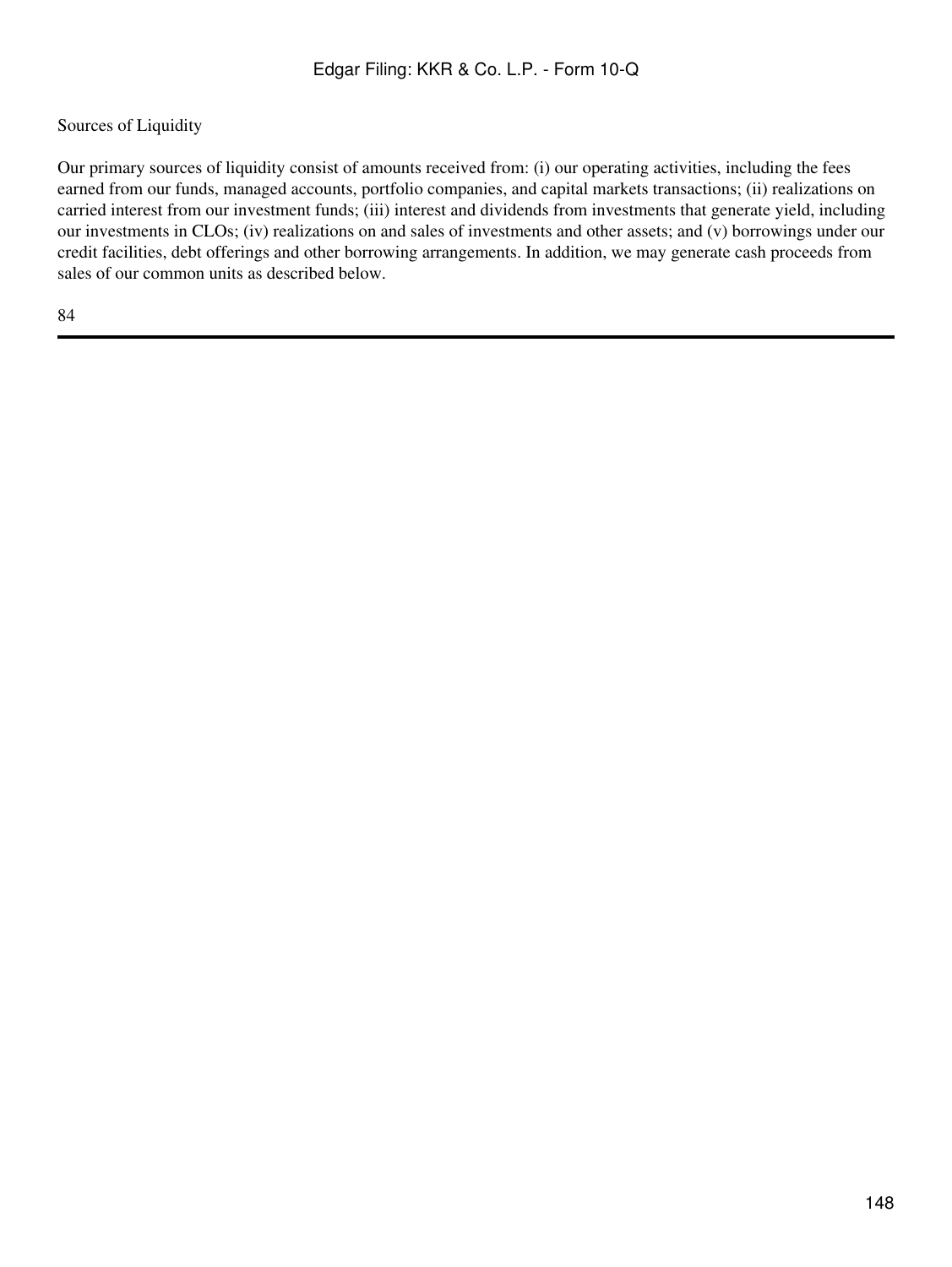Sources of Liquidity

Our primary sources of liquidity consist of amounts received from: (i) our operating activities, including the fees earned from our funds, managed accounts, portfolio companies, and capital markets transactions; (ii) realizations on carried interest from our investment funds; (iii) interest and dividends from investments that generate yield, including our investments in CLOs; (iv) realizations on and sales of investments and other assets; and (v) borrowings under our credit facilities, debt offerings and other borrowing arrangements. In addition, we may generate cash proceeds from sales of our common units as described below.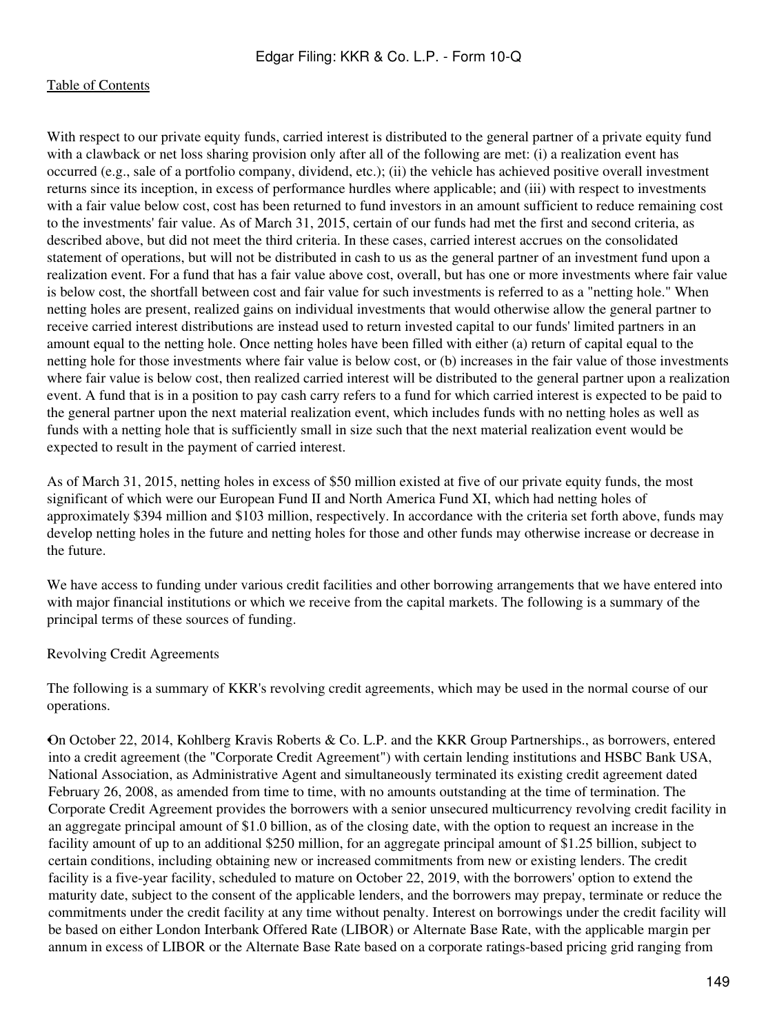With respect to our private equity funds, carried interest is distributed to the general partner of a private equity fund with a clawback or net loss sharing provision only after all of the following are met: (i) a realization event has occurred (e.g., sale of a portfolio company, dividend, etc.); (ii) the vehicle has achieved positive overall investment returns since its inception, in excess of performance hurdles where applicable; and (iii) with respect to investments with a fair value below cost, cost has been returned to fund investors in an amount sufficient to reduce remaining cost to the investments' fair value. As of March 31, 2015, certain of our funds had met the first and second criteria, as described above, but did not meet the third criteria. In these cases, carried interest accrues on the consolidated statement of operations, but will not be distributed in cash to us as the general partner of an investment fund upon a realization event. For a fund that has a fair value above cost, overall, but has one or more investments where fair value is below cost, the shortfall between cost and fair value for such investments is referred to as a "netting hole." When netting holes are present, realized gains on individual investments that would otherwise allow the general partner to receive carried interest distributions are instead used to return invested capital to our funds' limited partners in an amount equal to the netting hole. Once netting holes have been filled with either (a) return of capital equal to the netting hole for those investments where fair value is below cost, or (b) increases in the fair value of those investments where fair value is below cost, then realized carried interest will be distributed to the general partner upon a realization event. A fund that is in a position to pay cash carry refers to a fund for which carried interest is expected to be paid to the general partner upon the next material realization event, which includes funds with no netting holes as well as funds with a netting hole that is sufficiently small in size such that the next material realization event would be expected to result in the payment of carried interest.

As of March 31, 2015, netting holes in excess of $50 million existed at five of our private equity funds, the most significant of which were our European Fund II and North America Fund XI, which had netting holes of approximately $394 million and $103 million, respectively. In accordance with the criteria set forth above, funds may develop netting holes in the future and netting holes for those and other funds may otherwise increase or decrease in the future.

We have access to funding under various credit facilities and other borrowing arrangements that we have entered into with major financial institutions or which we receive from the capital markets. The following is a summary of the principal terms of these sources of funding.

Revolving Credit Agreements

The following is a summary of KKR's revolving credit agreements, which may be used in the normal course of our operations.

- On October 22, 2014, Kohlberg Kravis Roberts & Co. L.P. and the KKR Group Partnerships., as borrowers, entered into a credit agreement (the "Corporate Credit Agreement") with certain lending institutions and HSBC Bank USA, National Association, as Administrative Agent and simultaneously terminated its existing credit agreement dated February 26, 2008, as amended from time to time, with no amounts outstanding at the time of termination. The Corporate Credit Agreement provides the borrowers with a senior unsecured multicurrency revolving credit facility in an aggregate principal amount of $1.0 billion, as of the closing date, with the option to request an increase in the facility amount of up to an additional $250 million, for an aggregate principal amount of $1.25 billion, subject to certain conditions, including obtaining new or increased commitments from new or existing lenders. The credit facility is a five-year facility, scheduled to mature on October 22, 2019, with the borrowers' option to extend the maturity date, subject to the consent of the applicable lenders, and the borrowers may prepay, terminate or reduce the commitments under the credit facility at any time without penalty. Interest on borrowings under the credit facility will be based on either London Interbank Offered Rate (LIBOR) or Alternate Base Rate, with the applicable margin per annum in excess of LIBOR or the Alternate Base Rate based on a corporate ratings-based pricing grid ranging from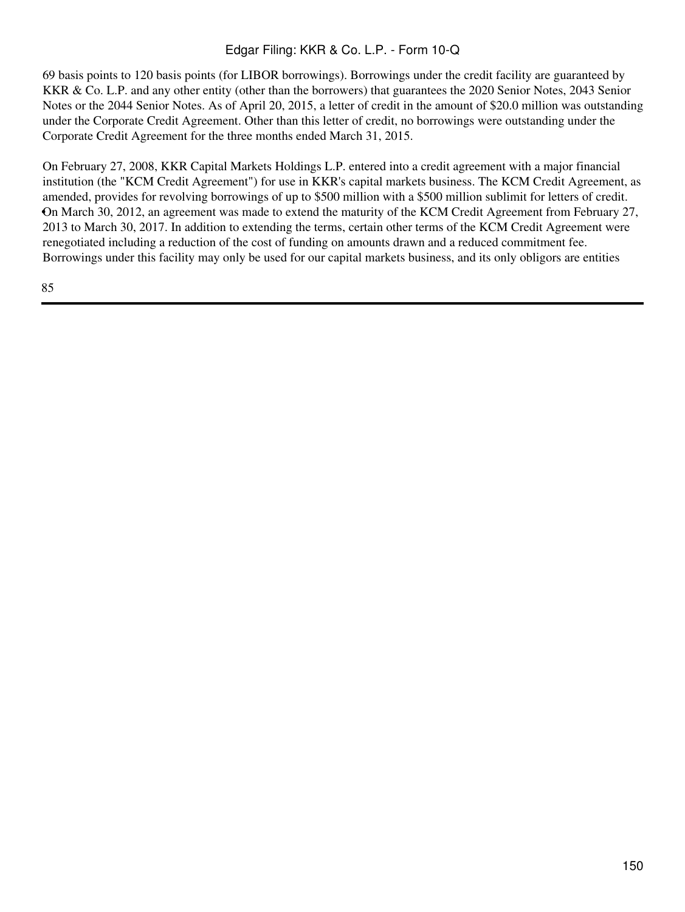69 basis points to 120 basis points (for LIBOR borrowings). Borrowings under the credit facility are guaranteed by KKR & Co. L.P. and any other entity (other than the borrowers) that guarantees the 2020 Senior Notes, 2043 Senior Notes or the 2044 Senior Notes. As of April 20, 2015, a letter of credit in the amount of $20.0 million was outstanding under the Corporate Credit Agreement. Other than this letter of credit, no borrowings were outstanding under the Corporate Credit Agreement for the three months ended March 31, 2015.

On February 27, 2008, KKR Capital Markets Holdings L.P. entered into a credit agreement with a major financial institution (the "KCM Credit Agreement") for use in KKR's capital markets business. The KCM Credit Agreement, as amended, provides for revolving borrowings of up to $500 million with a $500 million sublimit for letters of credit. On March 30, 2012, an agreement was made to extend the maturity of the KCM Credit Agreement from February 27, 2013 to March 30, 2017. In addition to extending the terms, certain other terms of the KCM Credit Agreement were renegotiated including a reduction of the cost of funding on amounts drawn and a reduced commitment fee. Borrowings under this facility may only be used for our capital markets business, and its only obligors are entities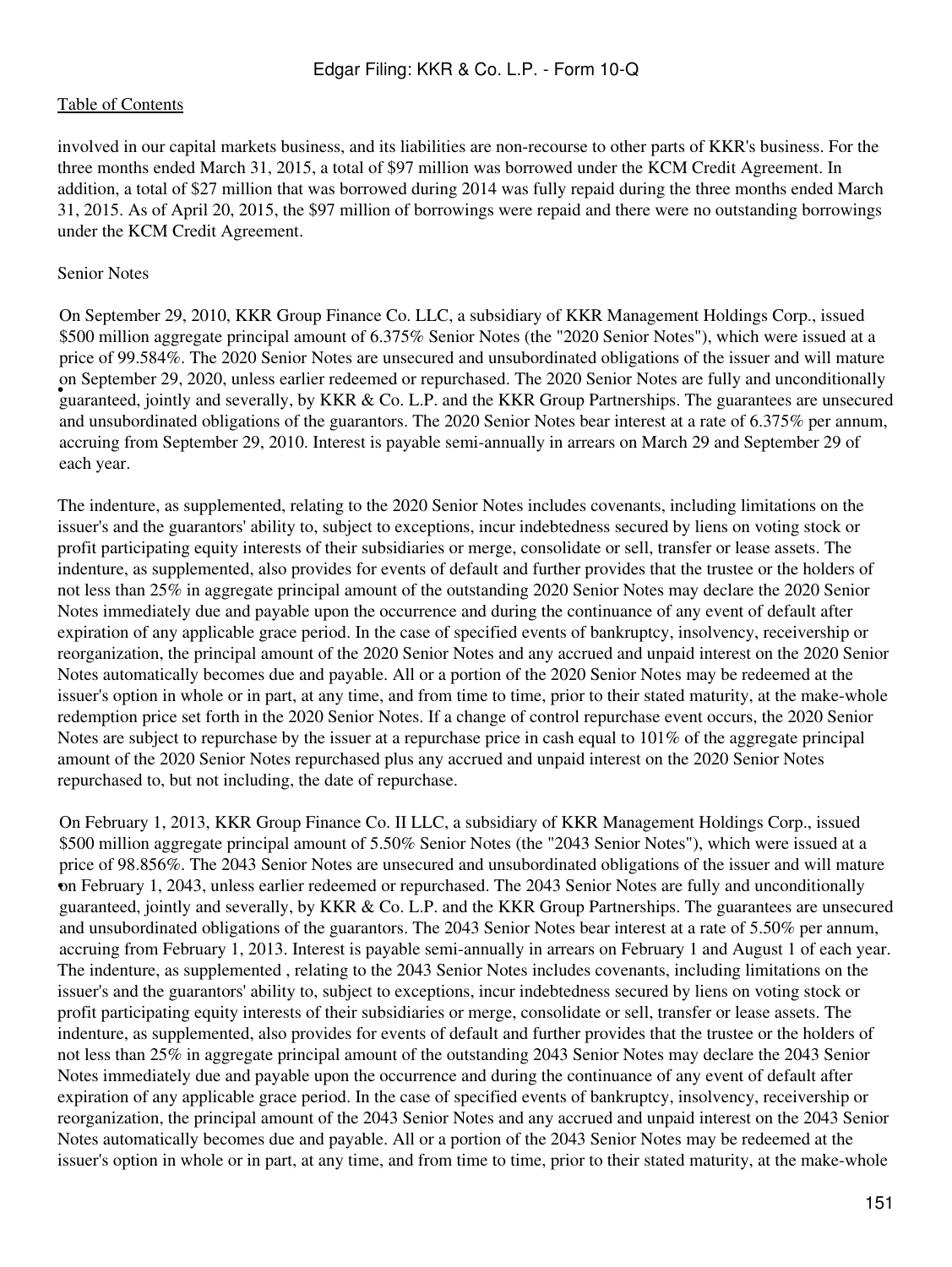involved in our capital markets business, and its liabilities are non-recourse to other parts of KKR's business. For the three months ended March 31, 2015, a total of $97 million was borrowed under the KCM Credit Agreement. In addition, a total of $27 million that was borrowed during 2014 was fully repaid during the three months ended March 31, 2015. As of April 20, 2015, the $97 million of borrowings were repaid and there were no outstanding borrowings under the KCM Credit Agreement.

Senior Notes

- On September 29, 2010, KKR Group Finance Co. LLC, a subsidiary of KKR Management Holdings Corp., issued $500 million aggregate principal amount of 6.375% Senior Notes (the "2020 Senior Notes"), which were issued at a price of 99.584%. The 2020 Senior Notes are unsecured and unsubordinated obligations of the issuer and will mature on September 29, 2020, unless earlier redeemed or repurchased. The 2020 Senior Notes are fully and unconditionally guaranteed, jointly and severally, by KKR & Co. L.P. and the KKR Group Partnerships. The guarantees are unsecured and unsubordinated obligations of the guarantors. The 2020 Senior Notes bear interest at a rate of 6.375% per annum, accruing from September 29, 2010. Interest is payable semi-annually in arrears on March 29 and September 29 of each year.

The indenture, as supplemented, relating to the 2020 Senior Notes includes covenants, including limitations on the issuer's and the guarantors' ability to, subject to exceptions, incur indebtedness secured by liens on voting stock or profit participating equity interests of their subsidiaries or merge, consolidate or sell, transfer or lease assets. The indenture, as supplemented, also provides for events of default and further provides that the trustee or the holders of not less than 25% in aggregate principal amount of the outstanding 2020 Senior Notes may declare the 2020 Senior Notes immediately due and payable upon the occurrence and during the continuance of any event of default after expiration of any applicable grace period. In the case of specified events of bankruptcy, insolvency, receivership or reorganization, the principal amount of the 2020 Senior Notes and any accrued and unpaid interest on the 2020 Senior Notes automatically becomes due and payable. All or a portion of the 2020 Senior Notes may be redeemed at the issuer's option in whole or in part, at any time, and from time to time, prior to their stated maturity, at the make-whole redemption price set forth in the 2020 Senior Notes. If a change of control repurchase event occurs, the 2020 Senior Notes are subject to repurchase by the issuer at a repurchase price in cash equal to 101% of the aggregate principal amount of the 2020 Senior Notes repurchased plus any accrued and unpaid interest on the 2020 Senior Notes repurchased to, but not including, the date of repurchase.

- On February 1, 2013, KKR Group Finance Co. II LLC, a subsidiary of KKR Management Holdings Corp., issued $500 million aggregate principal amount of 5.50% Senior Notes (the "2043 Senior Notes"), which were issued at a price of 98.856%. The 2043 Senior Notes are unsecured and unsubordinated obligations of the issuer and will mature on February 1, 2043, unless earlier redeemed or repurchased. The 2043 Senior Notes are fully and unconditionally guaranteed, jointly and severally, by KKR & Co. L.P. and the KKR Group Partnerships. The guarantees are unsecured and unsubordinated obligations of the guarantors. The 2043 Senior Notes bear interest at a rate of 5.50% per annum, accruing from February 1, 2013. Interest is payable semi-annually in arrears on February 1 and August 1 of each year. The indenture, as supplemented , relating to the 2043 Senior Notes includes covenants, including limitations on the issuer's and the guarantors' ability to, subject to exceptions, incur indebtedness secured by liens on voting stock or profit participating equity interests of their subsidiaries or merge, consolidate or sell, transfer or lease assets. The indenture, as supplemented, also provides for events of default and further provides that the trustee or the holders of not less than 25% in aggregate principal amount of the outstanding 2043 Senior Notes may declare the 2043 Senior Notes immediately due and payable upon the occurrence and during the continuance of any event of default after expiration of any applicable grace period. In the case of specified events of bankruptcy, insolvency, receivership or reorganization, the principal amount of the 2043 Senior Notes and any accrued and unpaid interest on the 2043 Senior Notes automatically becomes due and payable. All or a portion of the 2043 Senior Notes may be redeemed at the issuer's option in whole or in part, at any time, and from time to time, prior to their stated maturity, at the make-whole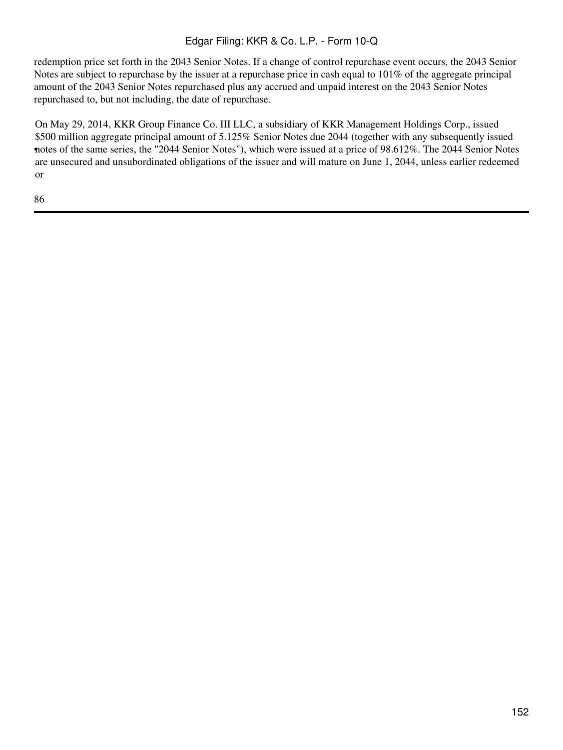redemption price set forth in the 2043 Senior Notes. If a change of control repurchase event occurs, the 2043 Senior Notes are subject to repurchase by the issuer at a repurchase price in cash equal to 101% of the aggregate principal amount of the 2043 Senior Notes repurchased plus any accrued and unpaid interest on the 2043 Senior Notes repurchased to, but not including, the date of repurchase.

- On May 29, 2014, KKR Group Finance Co. III LLC, a subsidiary of KKR Management Holdings Corp., issued $500 million aggregate principal amount of 5.125% Senior Notes due 2044 (together with any subsequently issued notes of the same series, the "2044 Senior Notes"), which were issued at a price of 98.612%. The 2044 Senior Notes are unsecured and unsubordinated obligations of the issuer and will mature on June 1, 2044, unless earlier redeemed or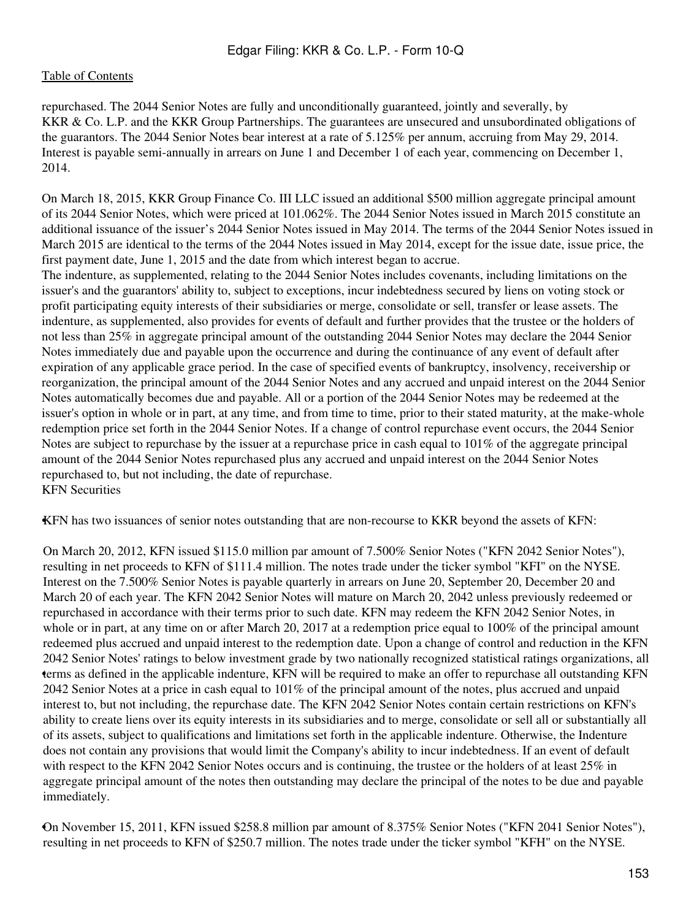repurchased. The 2044 Senior Notes are fully and unconditionally guaranteed, jointly and severally, by KKR & Co. L.P. and the KKR Group Partnerships. The guarantees are unsecured and unsubordinated obligations of the guarantors. The 2044 Senior Notes bear interest at a rate of 5.125% per annum, accruing from May 29, 2014. Interest is payable semi-annually in arrears on June 1 and December 1 of each year, commencing on December 1, 2014.

On March 18, 2015, KKR Group Finance Co. III LLC issued an additional $500 million aggregate principal amount of its 2044 Senior Notes, which were priced at 101.062%. The 2044 Senior Notes issued in March 2015 constitute an additional issuance of the issuer's 2044 Senior Notes issued in May 2014. The terms of the 2044 Senior Notes issued in March 2015 are identical to the terms of the 2044 Notes issued in May 2014, except for the issue date, issue price, the first payment date, June 1, 2015 and the date from which interest began to accrue.

The indenture, as supplemented, relating to the 2044 Senior Notes includes covenants, including limitations on the issuer's and the guarantors' ability to, subject to exceptions, incur indebtedness secured by liens on voting stock or profit participating equity interests of their subsidiaries or merge, consolidate or sell, transfer or lease assets. The indenture, as supplemented, also provides for events of default and further provides that the trustee or the holders of not less than 25% in aggregate principal amount of the outstanding 2044 Senior Notes may declare the 2044 Senior Notes immediately due and payable upon the occurrence and during the continuance of any event of default after expiration of any applicable grace period. In the case of specified events of bankruptcy, insolvency, receivership or reorganization, the principal amount of the 2044 Senior Notes and any accrued and unpaid interest on the 2044 Senior Notes automatically becomes due and payable. All or a portion of the 2044 Senior Notes may be redeemed at the issuer's option in whole or in part, at any time, and from time to time, prior to their stated maturity, at the make-whole redemption price set forth in the 2044 Senior Notes. If a change of control repurchase event occurs, the 2044 Senior Notes are subject to repurchase by the issuer at a repurchase price in cash equal to 101% of the aggregate principal amount of the 2044 Senior Notes repurchased plus any accrued and unpaid interest on the 2044 Senior Notes repurchased to, but not including, the date of repurchase.

KFN Securities

- KFN has two issuances of senior notes outstanding that are non-recourse to KKR beyond the assets of KFN:

- On March 20, 2012, KFN issued $115.0 million par amount of 7.500% Senior Notes ("KFN 2042 Senior Notes"), resulting in net proceeds to KFN of $111.4 million. The notes trade under the ticker symbol "KFI" on the NYSE. Interest on the 7.500% Senior Notes is payable quarterly in arrears on June 20, September 20, December 20 and March 20 of each year. The KFN 2042 Senior Notes will mature on March 20, 2042 unless previously redeemed or repurchased in accordance with their terms prior to such date. KFN may redeem the KFN 2042 Senior Notes, in whole or in part, at any time on or after March 20, 2017 at a redemption price equal to 100% of the principal amount redeemed plus accrued and unpaid interest to the redemption date. Upon a change of control and reduction in the KFN 2042 Senior Notes' ratings to below investment grade by two nationally recognized statistical ratings organizations, all terms as defined in the applicable indenture, KFN will be required to make an offer to repurchase all outstanding KFN 2042 Senior Notes at a price in cash equal to 101% of the principal amount of the notes, plus accrued and unpaid interest to, but not including, the repurchase date. The KFN 2042 Senior Notes contain certain restrictions on KFN's ability to create liens over its equity interests in its subsidiaries and to merge, consolidate or sell all or substantially all of its assets, subject to qualifications and limitations set forth in the applicable indenture. Otherwise, the Indenture does not contain any provisions that would limit the Company's ability to incur indebtedness. If an event of default with respect to the KFN 2042 Senior Notes occurs and is continuing, the trustee or the holders of at least 25% in aggregate principal amount of the notes then outstanding may declare the principal of the notes to be due and payable immediately.

- On November 15, 2011, KFN issued $258.8 million par amount of 8.375% Senior Notes ("KFN 2041 Senior Notes"), resulting in net proceeds to KFN of $250.7 million. The notes trade under the ticker symbol "KFH" on the NYSE.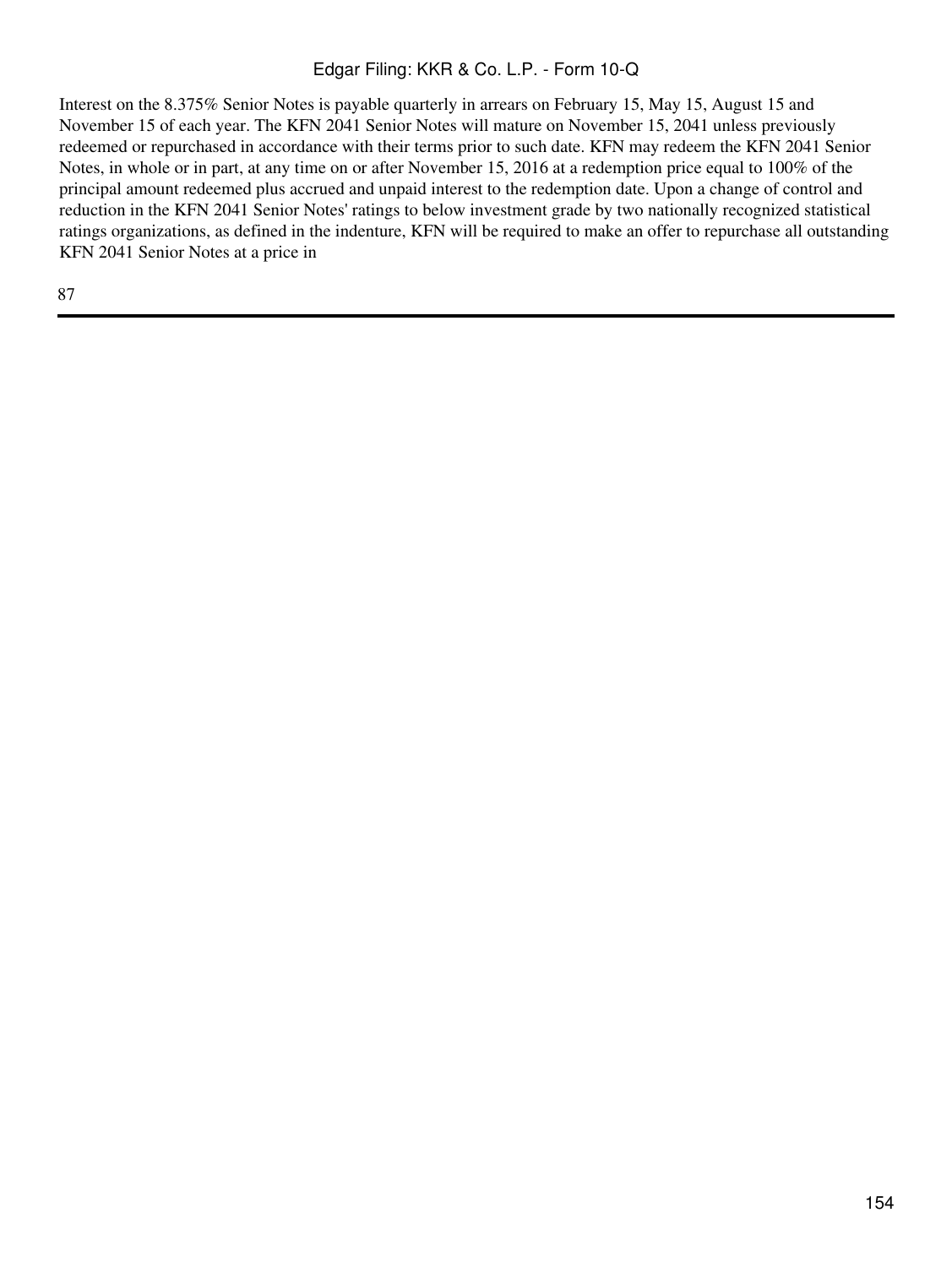Interest on the 8.375% Senior Notes is payable quarterly in arrears on February 15, May 15, August 15 and November 15 of each year. The KFN 2041 Senior Notes will mature on November 15, 2041 unless previously redeemed or repurchased in accordance with their terms prior to such date. KFN may redeem the KFN 2041 Senior Notes, in whole or in part, at any time on or after November 15, 2016 at a redemption price equal to 100% of the principal amount redeemed plus accrued and unpaid interest to the redemption date. Upon a change of control and reduction in the KFN 2041 Senior Notes' ratings to below investment grade by two nationally recognized statistical ratings organizations, as defined in the indenture, KFN will be required to make an offer to repurchase all outstanding KFN 2041 Senior Notes at a price in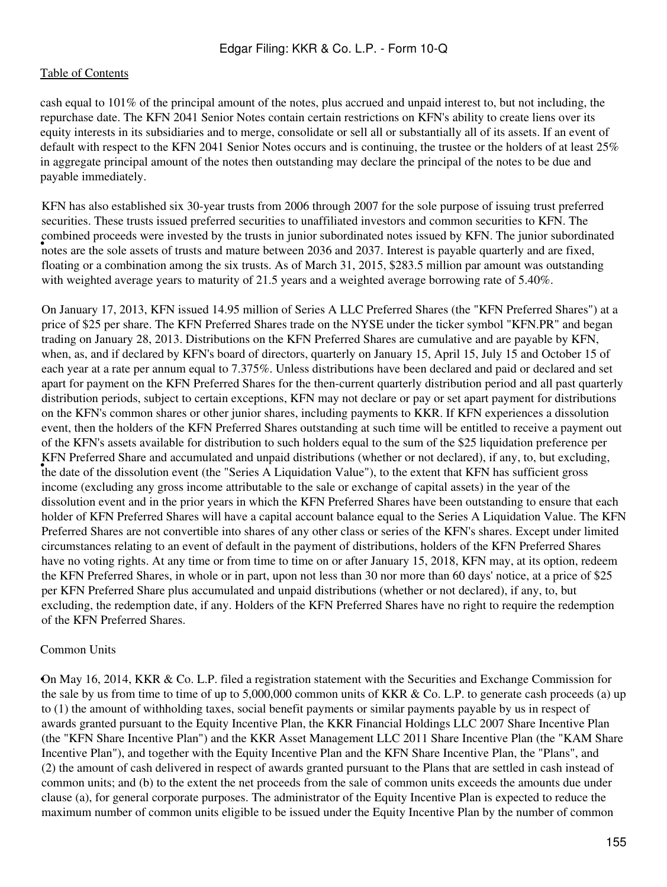cash equal to 101% of the principal amount of the notes, plus accrued and unpaid interest to, but not including, the repurchase date. The KFN 2041 Senior Notes contain certain restrictions on KFN's ability to create liens over its equity interests in its subsidiaries and to merge, consolidate or sell all or substantially all of its assets. If an event of default with respect to the KFN 2041 Senior Notes occurs and is continuing, the trustee or the holders of at least 25% in aggregate principal amount of the notes then outstanding may declare the principal of the notes to be due and payable immediately.

- KFN has also established six 30-year trusts from 2006 through 2007 for the sole purpose of issuing trust preferred securities. These trusts issued preferred securities to unaffiliated investors and common securities to KFN. The combined proceeds were invested by the trusts in junior subordinated notes issued by KFN. The junior subordinated notes are the sole assets of trusts and mature between 2036 and 2037. Interest is payable quarterly and are fixed, floating or a combination among the six trusts. As of March 31, 2015, $283.5 million par amount was outstanding with weighted average years to maturity of 21.5 years and a weighted average borrowing rate of 5.40%.

- On January 17, 2013, KFN issued 14.95 million of Series A LLC Preferred Shares (the "KFN Preferred Shares") at a price of $25 per share. The KFN Preferred Shares trade on the NYSE under the ticker symbol "KFN.PR" and began trading on January 28, 2013. Distributions on the KFN Preferred Shares are cumulative and are payable by KFN, when, as, and if declared by KFN's board of directors, quarterly on January 15, April 15, July 15 and October 15 of each year at a rate per annum equal to 7.375%. Unless distributions have been declared and paid or declared and set apart for payment on the KFN Preferred Shares for the then-current quarterly distribution period and all past quarterly distribution periods, subject to certain exceptions, KFN may not declare or pay or set apart payment for distributions on the KFN's common shares or other junior shares, including payments to KKR. If KFN experiences a dissolution event, then the holders of the KFN Preferred Shares outstanding at such time will be entitled to receive a payment out of the KFN's assets available for distribution to such holders equal to the sum of the $25 liquidation preference per KFN Preferred Share and accumulated and unpaid distributions (whether or not declared), if any, to, but excluding, the date of the dissolution event (the "Series A Liquidation Value"), to the extent that KFN has sufficient gross income (excluding any gross income attributable to the sale or exchange of capital assets) in the year of the dissolution event and in the prior years in which the KFN Preferred Shares have been outstanding to ensure that each holder of KFN Preferred Shares will have a capital account balance equal to the Series A Liquidation Value. The KFN Preferred Shares are not convertible into shares of any other class or series of the KFN's shares. Except under limited circumstances relating to an event of default in the payment of distributions, holders of the KFN Preferred Shares have no voting rights. At any time or from time to time on or after January 15, 2018, KFN may, at its option, redeem the KFN Preferred Shares, in whole or in part, upon not less than 30 nor more than 60 days' notice, at a price of $25 per KFN Preferred Share plus accumulated and unpaid distributions (whether or not declared), if any, to, but excluding, the redemption date, if any. Holders of the KFN Preferred Shares have no right to require the redemption of the KFN Preferred Shares.

Common Units

- On May 16, 2014, KKR & Co. L.P. filed a registration statement with the Securities and Exchange Commission for the sale by us from time to time of up to 5,000,000 common units of KKR & Co. L.P. to generate cash proceeds (a) up to (1) the amount of withholding taxes, social benefit payments or similar payments payable by us in respect of awards granted pursuant to the Equity Incentive Plan, the KKR Financial Holdings LLC 2007 Share Incentive Plan (the "KFN Share Incentive Plan") and the KKR Asset Management LLC 2011 Share Incentive Plan (the "KAM Share Incentive Plan"), and together with the Equity Incentive Plan and the KFN Share Incentive Plan, the "Plans", and (2) the amount of cash delivered in respect of awards granted pursuant to the Plans that are settled in cash instead of common units; and (b) to the extent the net proceeds from the sale of common units exceeds the amounts due under clause (a), for general corporate purposes. The administrator of the Equity Incentive Plan is expected to reduce the maximum number of common units eligible to be issued under the Equity Incentive Plan by the number of common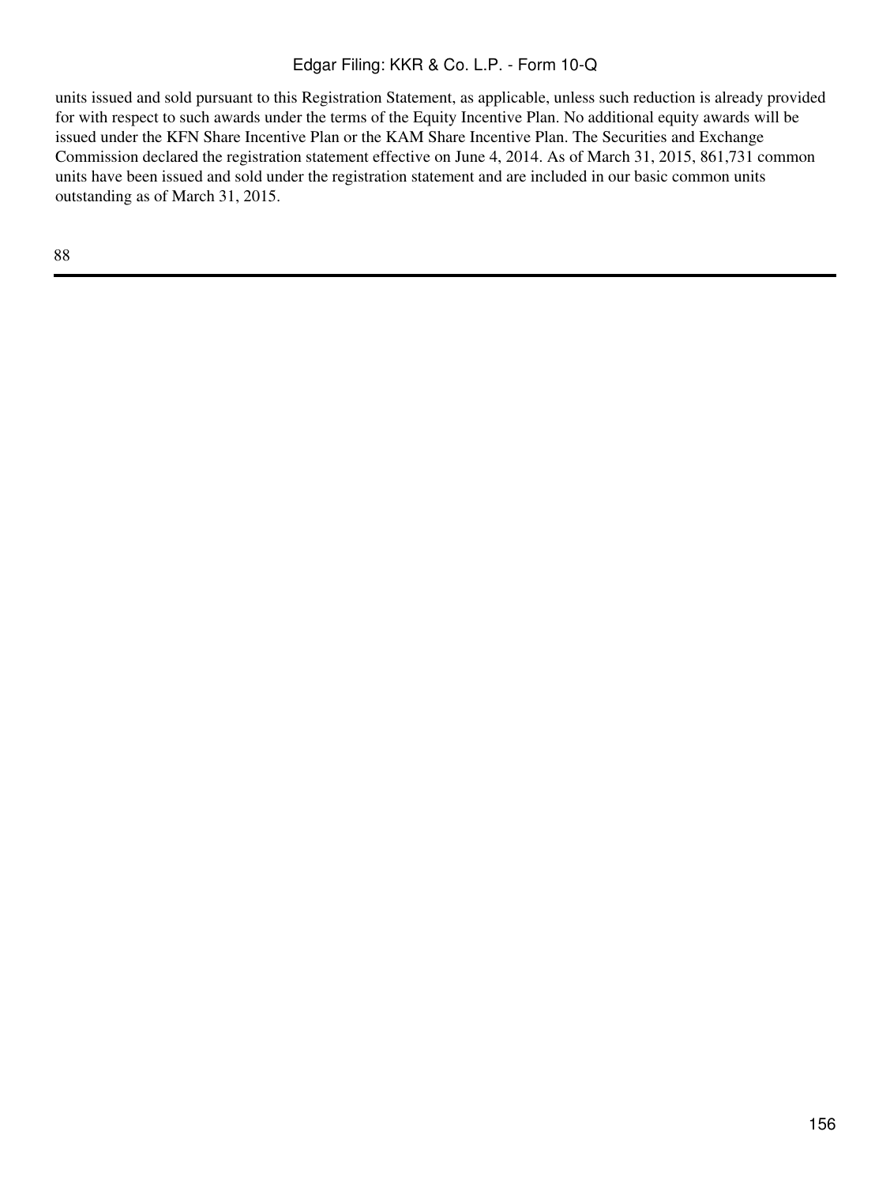units issued and sold pursuant to this Registration Statement, as applicable, unless such reduction is already provided for with respect to such awards under the terms of the Equity Incentive Plan. No additional equity awards will be issued under the KFN Share Incentive Plan or the KAM Share Incentive Plan. The Securities and Exchange Commission declared the registration statement effective on June 4, 2014. As of March 31, 2015, 861,731 common units have been issued and sold under the registration statement and are included in our basic common units outstanding as of March 31, 2015.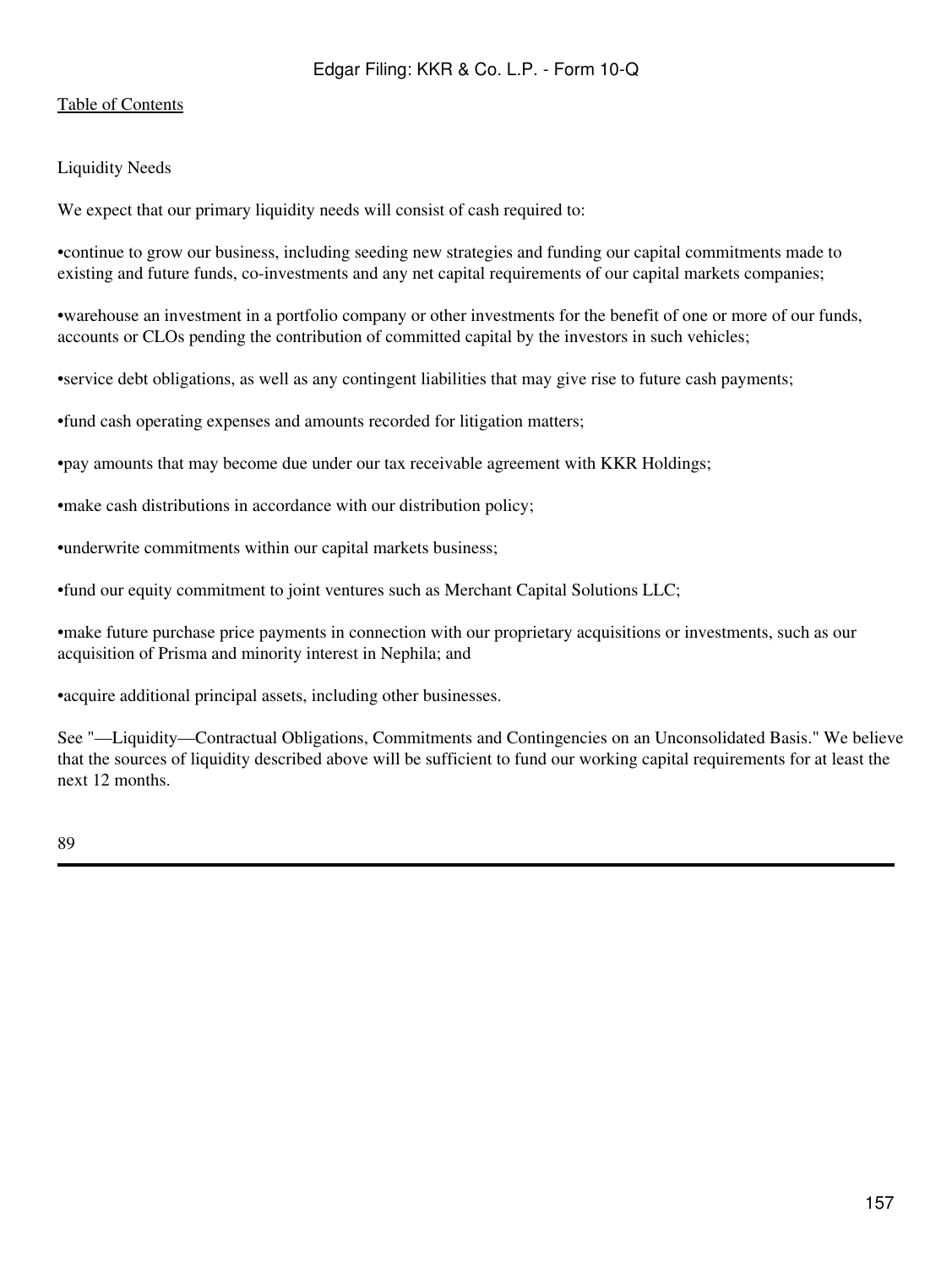Liquidity Needs

We expect that our primary liquidity needs will consist of cash required to:

- continue to grow our business, including seeding new strategies and funding our capital commitments made to existing and future funds, co-investments and any net capital requirements of our capital markets companies;
- warehouse an investment in a portfolio company or other investments for the benefit of one or more of our funds, accounts or CLOs pending the contribution of committed capital by the investors in such vehicles;
- service debt obligations, as well as any contingent liabilities that may give rise to future cash payments;
- fund cash operating expenses and amounts recorded for litigation matters;
- pay amounts that may become due under our tax receivable agreement with KKR Holdings;
- make cash distributions in accordance with our distribution policy;
- underwrite commitments within our capital markets business;
- fund our equity commitment to joint ventures such as Merchant Capital Solutions LLC;
- make future purchase price payments in connection with our proprietary acquisitions or investments, such as our acquisition of Prisma and minority interest in Nephila; and
- acquire additional principal assets, including other businesses.

See "—Liquidity—Contractual Obligations, Commitments and Contingencies on an Unconsolidated Basis." We believe that the sources of liquidity described above will be sufficient to fund our working capital requirements for at least the next 12 months.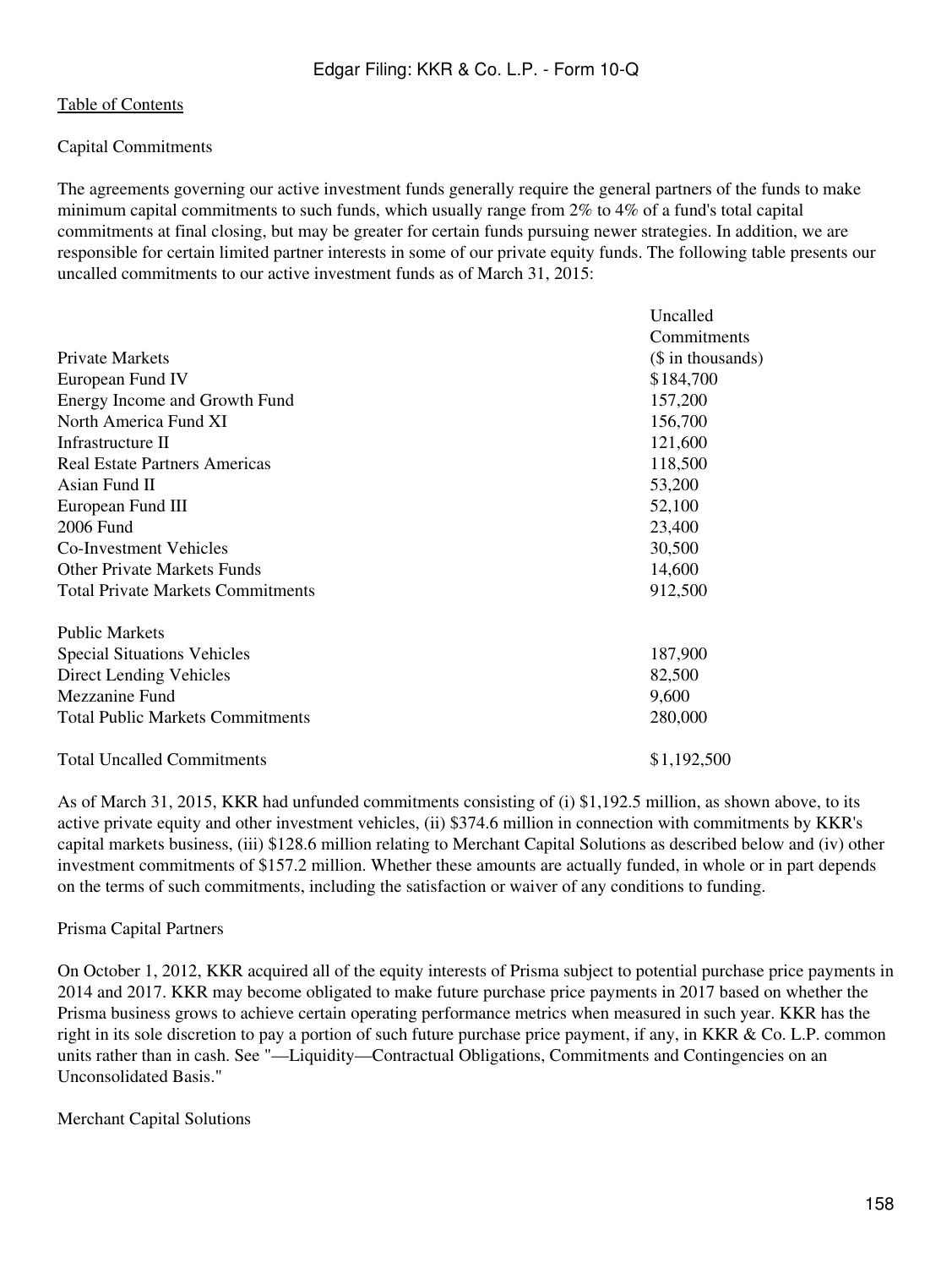Capital Commitments

The agreements governing our active investment funds generally require the general partners of the funds to make minimum capital commitments to such funds, which usually range from 2% to 4% of a fund's total capital commitments at final closing, but may be greater for certain funds pursuing newer strategies. In addition, we are responsible for certain limited partner interests in some of our private equity funds. The following table presents our uncalled commitments to our active investment funds as of March 31, 2015:

| | Uncalled Commitments |
|---|---|
| Private Markets | ($ in thousands) |
| European Fund IV | $184,700 |
| Energy Income and Growth Fund | 157,200 |
| North America Fund XI | 156,700 |
| Infrastructure II | 121,600 |
| Real Estate Partners Americas | 118,500 |
| Asian Fund II | 53,200 |
| European Fund III | 52,100 |
| 2006 Fund | 23,400 |
| Co-Investment Vehicles | 30,500 |
| Other Private Markets Funds | 14,600 |
| Total Private Markets Commitments | 912,500 |
| | |
| Public Markets | |
| Special Situations Vehicles | 187,900 |
| Direct Lending Vehicles | 82,500 |
| Mezzanine Fund | 9,600 |
| Total Public Markets Commitments | 280,000 |
| | |
| Total Uncalled Commitments | $1,192,500 |

As of March 31, 2015, KKR had unfunded commitments consisting of (i) $1,192.5 million, as shown above, to its active private equity and other investment vehicles, (ii) $374.6 million in connection with commitments by KKR's capital markets business, (iii) $128.6 million relating to Merchant Capital Solutions as described below and (iv) other investment commitments of $157.2 million. Whether these amounts are actually funded, in whole or in part depends on the terms of such commitments, including the satisfaction or waiver of any conditions to funding.

Prisma Capital Partners

On October 1, 2012, KKR acquired all of the equity interests of Prisma subject to potential purchase price payments in 2014 and 2017. KKR may become obligated to make future purchase price payments in 2017 based on whether the Prisma business grows to achieve certain operating performance metrics when measured in such year. KKR has the right in its sole discretion to pay a portion of such future purchase price payment, if any, in KKR & Co. L.P. common units rather than in cash. See "—Liquidity—Contractual Obligations, Commitments and Contingencies on an Unconsolidated Basis."

Merchant Capital Solutions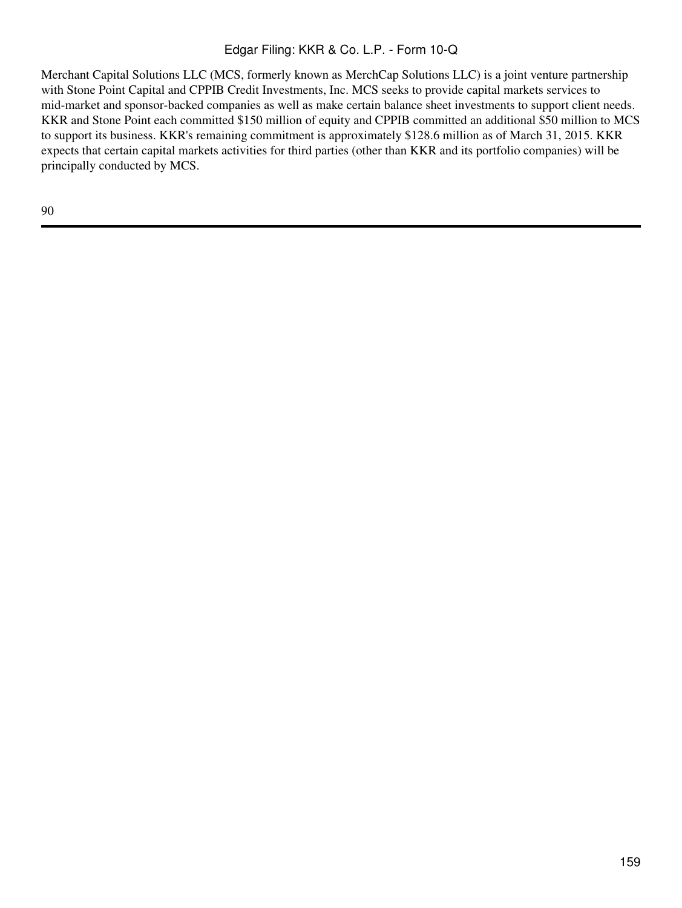Merchant Capital Solutions LLC (MCS, formerly known as MerchCap Solutions LLC) is a joint venture partnership with Stone Point Capital and CPPIB Credit Investments, Inc. MCS seeks to provide capital markets services to mid-market and sponsor-backed companies as well as make certain balance sheet investments to support client needs. KKR and Stone Point each committed $150 million of equity and CPPIB committed an additional $50 million to MCS to support its business. KKR's remaining commitment is approximately $128.6 million as of March 31, 2015. KKR expects that certain capital markets activities for third parties (other than KKR and its portfolio companies) will be principally conducted by MCS.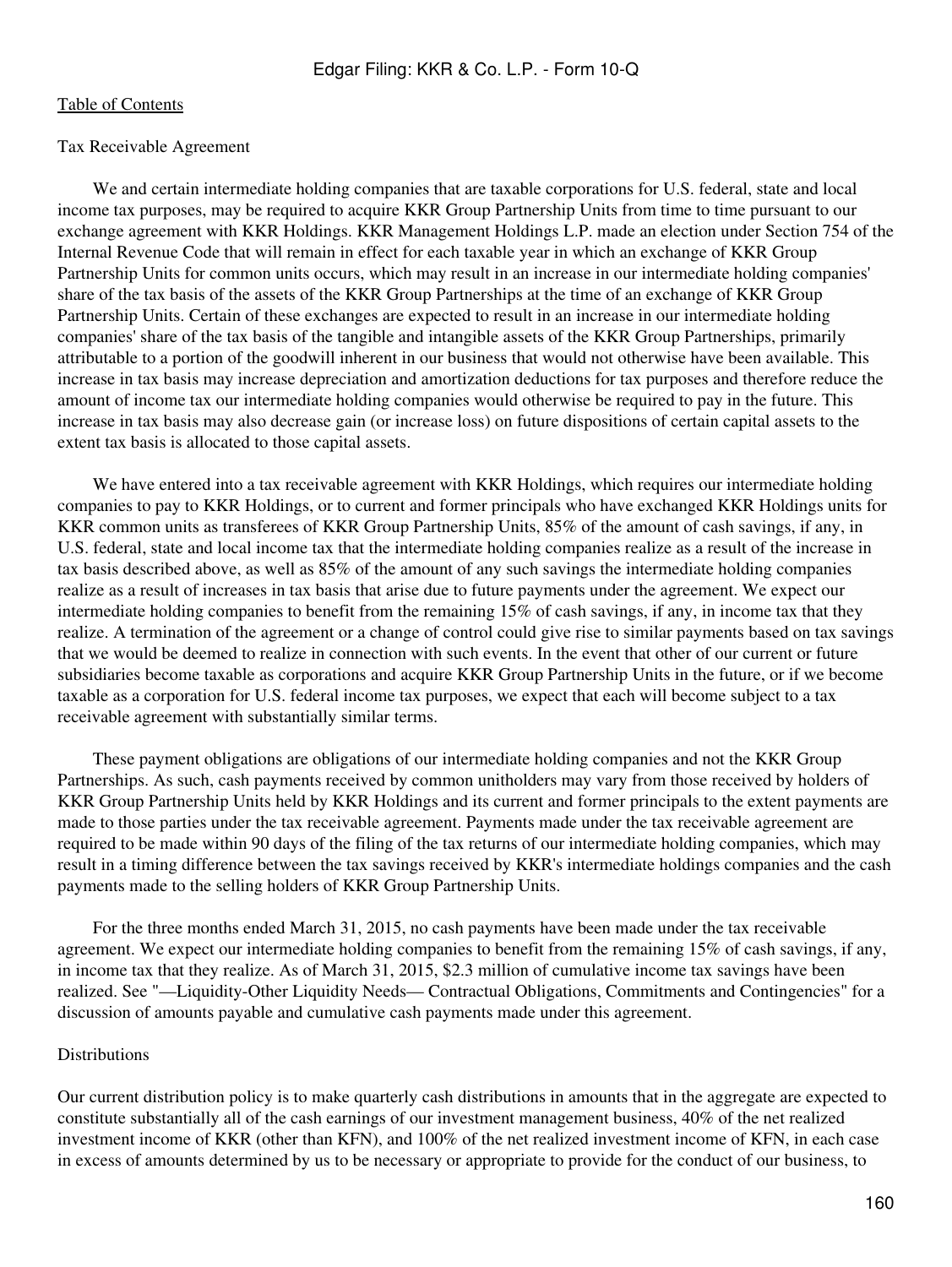Tax Receivable Agreement

We and certain intermediate holding companies that are taxable corporations for U.S. federal, state and local income tax purposes, may be required to acquire KKR Group Partnership Units from time to time pursuant to our exchange agreement with KKR Holdings. KKR Management Holdings L.P. made an election under Section 754 of the Internal Revenue Code that will remain in effect for each taxable year in which an exchange of KKR Group Partnership Units for common units occurs, which may result in an increase in our intermediate holding companies' share of the tax basis of the assets of the KKR Group Partnerships at the time of an exchange of KKR Group Partnership Units. Certain of these exchanges are expected to result in an increase in our intermediate holding companies' share of the tax basis of the tangible and intangible assets of the KKR Group Partnerships, primarily attributable to a portion of the goodwill inherent in our business that would not otherwise have been available. This increase in tax basis may increase depreciation and amortization deductions for tax purposes and therefore reduce the amount of income tax our intermediate holding companies would otherwise be required to pay in the future. This increase in tax basis may also decrease gain (or increase loss) on future dispositions of certain capital assets to the extent tax basis is allocated to those capital assets.

We have entered into a tax receivable agreement with KKR Holdings, which requires our intermediate holding companies to pay to KKR Holdings, or to current and former principals who have exchanged KKR Holdings units for KKR common units as transferees of KKR Group Partnership Units, 85% of the amount of cash savings, if any, in U.S. federal, state and local income tax that the intermediate holding companies realize as a result of the increase in tax basis described above, as well as 85% of the amount of any such savings the intermediate holding companies realize as a result of increases in tax basis that arise due to future payments under the agreement. We expect our intermediate holding companies to benefit from the remaining 15% of cash savings, if any, in income tax that they realize. A termination of the agreement or a change of control could give rise to similar payments based on tax savings that we would be deemed to realize in connection with such events. In the event that other of our current or future subsidiaries become taxable as corporations and acquire KKR Group Partnership Units in the future, or if we become taxable as a corporation for U.S. federal income tax purposes, we expect that each will become subject to a tax receivable agreement with substantially similar terms.

These payment obligations are obligations of our intermediate holding companies and not the KKR Group Partnerships. As such, cash payments received by common unitholders may vary from those received by holders of KKR Group Partnership Units held by KKR Holdings and its current and former principals to the extent payments are made to those parties under the tax receivable agreement. Payments made under the tax receivable agreement are required to be made within 90 days of the filing of the tax returns of our intermediate holding companies, which may result in a timing difference between the tax savings received by KKR's intermediate holdings companies and the cash payments made to the selling holders of KKR Group Partnership Units.

For the three months ended March 31, 2015, no cash payments have been made under the tax receivable agreement. We expect our intermediate holding companies to benefit from the remaining 15% of cash savings, if any, in income tax that they realize. As of March 31, 2015, $2.3 million of cumulative income tax savings have been realized. See "—Liquidity-Other Liquidity Needs— Contractual Obligations, Commitments and Contingencies" for a discussion of amounts payable and cumulative cash payments made under this agreement.

Distributions

Our current distribution policy is to make quarterly cash distributions in amounts that in the aggregate are expected to constitute substantially all of the cash earnings of our investment management business, 40% of the net realized investment income of KKR (other than KFN), and 100% of the net realized investment income of KFN, in each case in excess of amounts determined by us to be necessary or appropriate to provide for the conduct of our business, to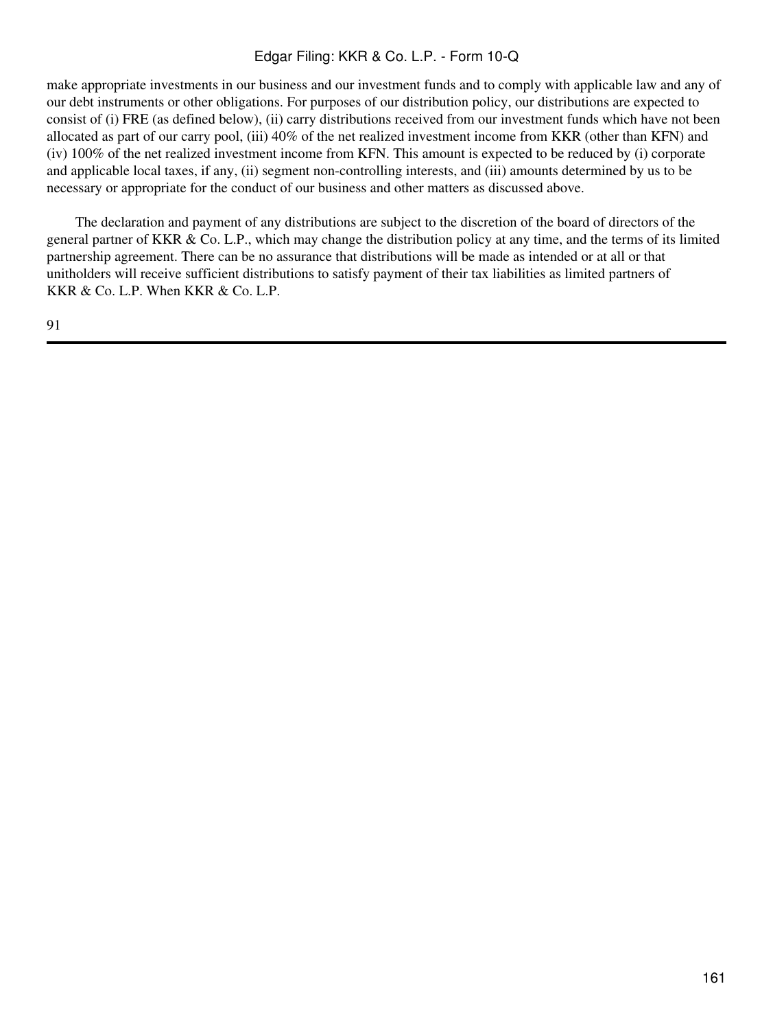make appropriate investments in our business and our investment funds and to comply with applicable law and any of our debt instruments or other obligations. For purposes of our distribution policy, our distributions are expected to consist of (i) FRE (as defined below), (ii) carry distributions received from our investment funds which have not been allocated as part of our carry pool, (iii) 40% of the net realized investment income from KKR (other than KFN) and (iv) 100% of the net realized investment income from KFN. This amount is expected to be reduced by (i) corporate and applicable local taxes, if any, (ii) segment non-controlling interests, and (iii) amounts determined by us to be necessary or appropriate for the conduct of our business and other matters as discussed above.

The declaration and payment of any distributions are subject to the discretion of the board of directors of the general partner of KKR & Co. L.P., which may change the distribution policy at any time, and the terms of its limited partnership agreement. There can be no assurance that distributions will be made as intended or at all or that unitholders will receive sufficient distributions to satisfy payment of their tax liabilities as limited partners of KKR & Co. L.P. When KKR & Co. L.P.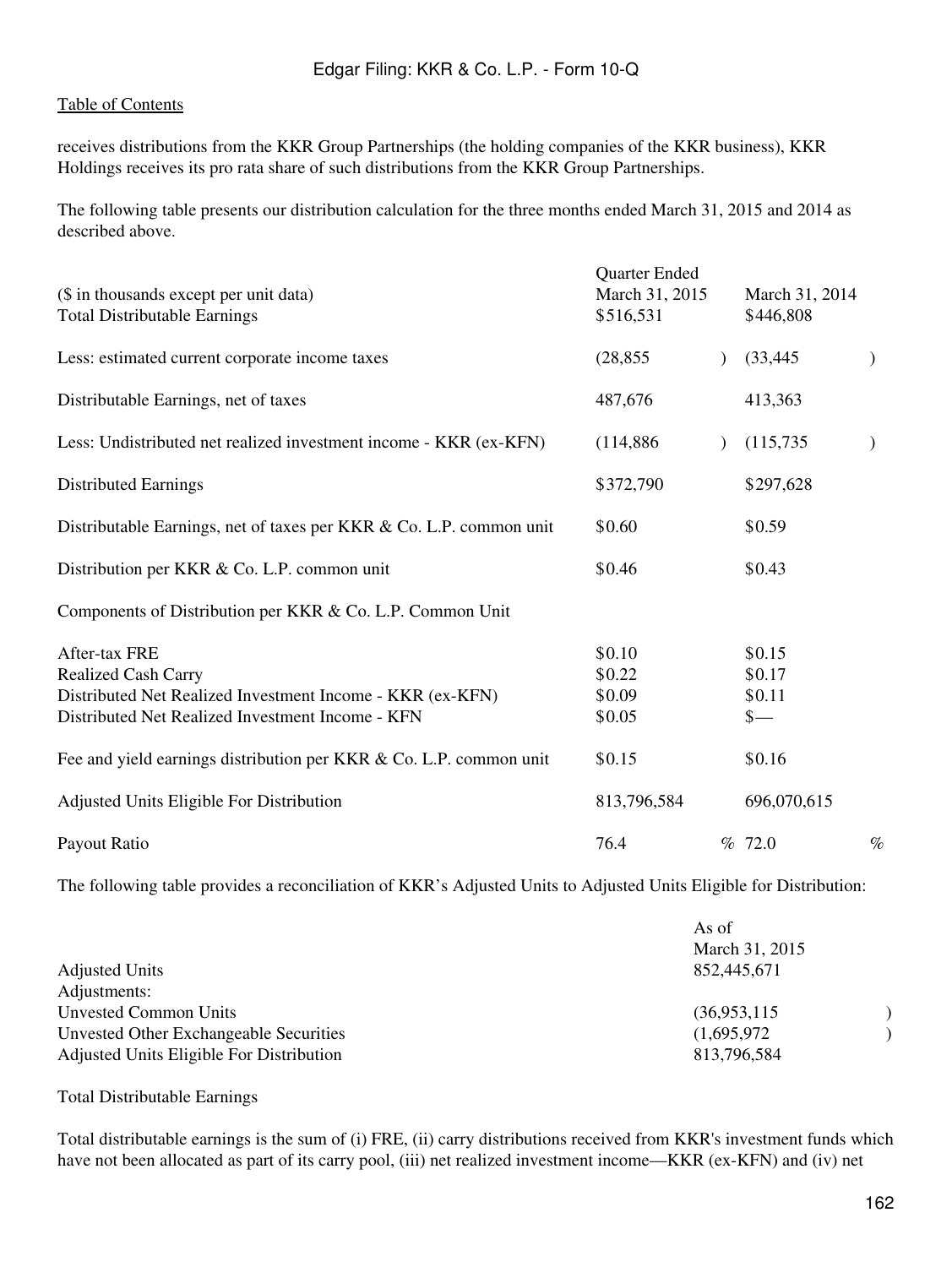receives distributions from the KKR Group Partnerships (the holding companies of the KKR business), KKR Holdings receives its pro rata share of such distributions from the KKR Group Partnerships.

The following table presents our distribution calculation for the three months ended March 31, 2015 and 2014 as described above.

| ($ in thousands except per unit data) | Quarter Ended March 31, 2015 | March 31, 2014 |
|---|---|---|
| Total Distributable Earnings | $516,531 | $446,808 |
| Less: estimated current corporate income taxes | (28,855) | (33,445) |
| Distributable Earnings, net of taxes | 487,676 | 413,363 |
| Less: Undistributed net realized investment income - KKR (ex-KFN) | (114,886) | (115,735) |
| Distributed Earnings | $372,790 | $297,628 |
| Distributable Earnings, net of taxes per KKR & Co. L.P. common unit | $0.60 | $0.59 |
| Distribution per KKR & Co. L.P. common unit | $0.46 | $0.43 |
| Components of Distribution per KKR & Co. L.P. Common Unit | | |
| After-tax FRE | $0.10 | $0.15 |
| Realized Cash Carry | $0.22 | $0.17 |
| Distributed Net Realized Investment Income - KKR (ex-KFN) | $0.09 | $0.11 |
| Distributed Net Realized Investment Income - KFN | $0.05 | $— |
| Fee and yield earnings distribution per KKR & Co. L.P. common unit | $0.15 | $0.16 |
| Adjusted Units Eligible For Distribution | 813,796,584 | 696,070,615 |
| Payout Ratio | 76.4 % | 72.0 % |

The following table provides a reconciliation of KKR's Adjusted Units to Adjusted Units Eligible for Distribution:

| | As of March 31, 2015 |
|---|---|
| Adjusted Units | 852,445,671 |
| Adjustments: | |
| Unvested Common Units | (36,953,115) |
| Unvested Other Exchangeable Securities | (1,695,972) |
| Adjusted Units Eligible For Distribution | 813,796,584 |

Total Distributable Earnings

Total distributable earnings is the sum of (i) FRE, (ii) carry distributions received from KKR's investment funds which have not been allocated as part of its carry pool, (iii) net realized investment income—KKR (ex-KFN) and (iv) net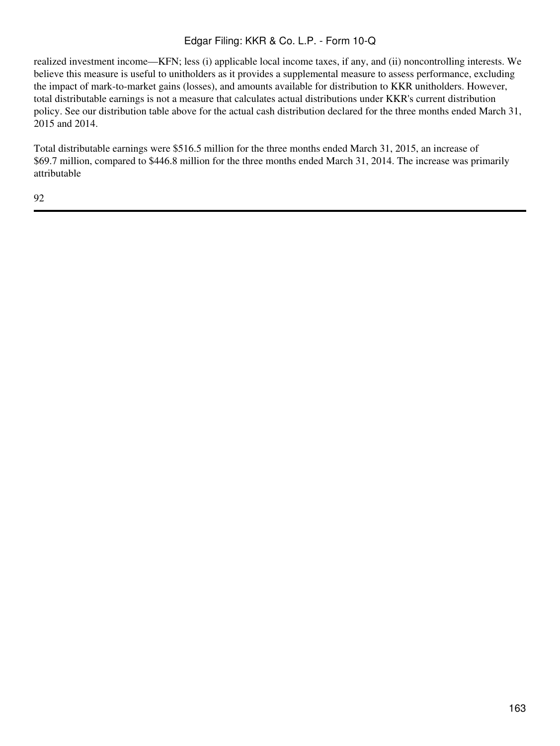realized investment income—KFN; less (i) applicable local income taxes, if any, and (ii) noncontrolling interests. We believe this measure is useful to unitholders as it provides a supplemental measure to assess performance, excluding the impact of mark-to-market gains (losses), and amounts available for distribution to KKR unitholders. However, total distributable earnings is not a measure that calculates actual distributions under KKR's current distribution policy. See our distribution table above for the actual cash distribution declared for the three months ended March 31, 2015 and 2014.

Total distributable earnings were $516.5 million for the three months ended March 31, 2015, an increase of $69.7 million, compared to $446.8 million for the three months ended March 31, 2014. The increase was primarily attributable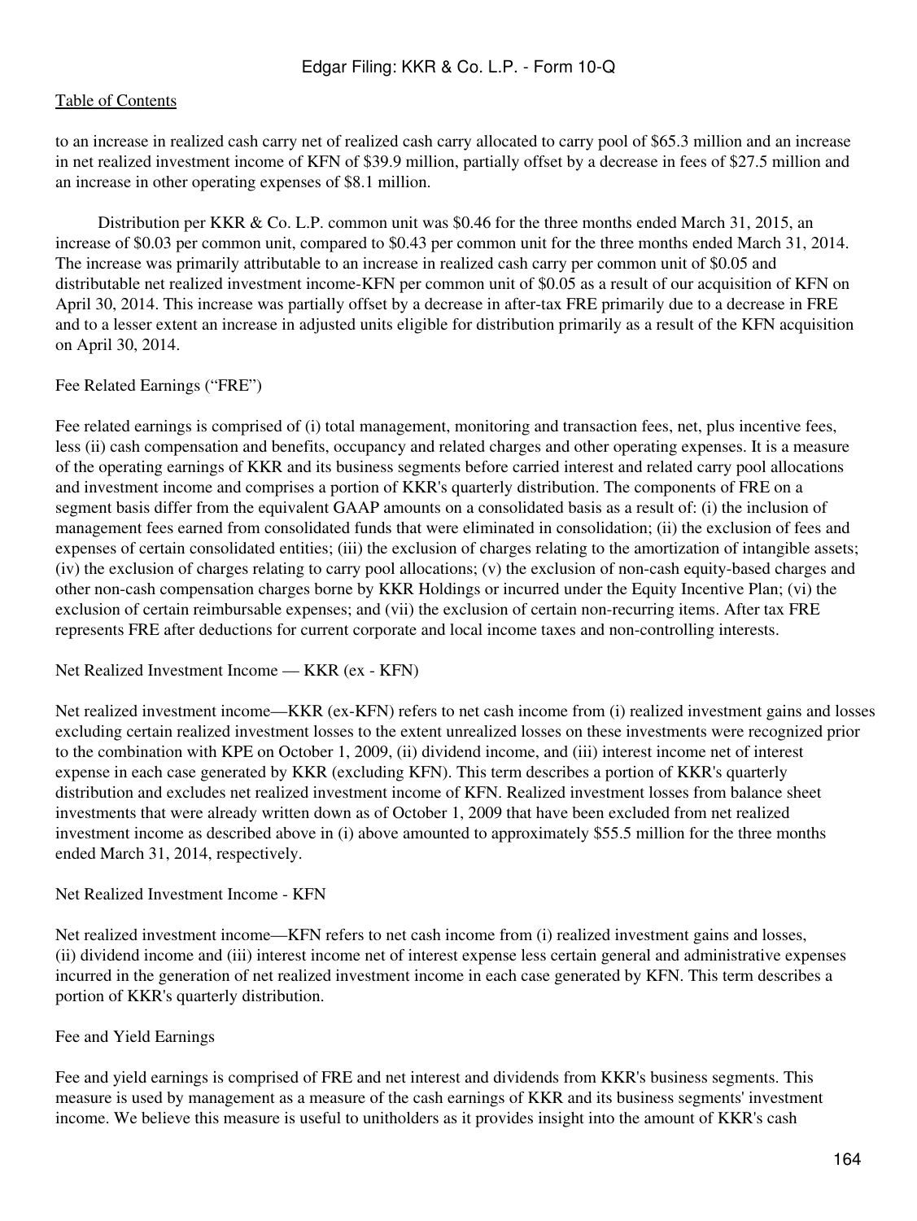to an increase in realized cash carry net of realized cash carry allocated to carry pool of $65.3 million and an increase in net realized investment income of KFN of $39.9 million, partially offset by a decrease in fees of $27.5 million and an increase in other operating expenses of $8.1 million.

Distribution per KKR & Co. L.P. common unit was $0.46 for the three months ended March 31, 2015, an increase of $0.03 per common unit, compared to $0.43 per common unit for the three months ended March 31, 2014. The increase was primarily attributable to an increase in realized cash carry per common unit of $0.05 and distributable net realized investment income-KFN per common unit of $0.05 as a result of our acquisition of KFN on April 30, 2014. This increase was partially offset by a decrease in after-tax FRE primarily due to a decrease in FRE and to a lesser extent an increase in adjusted units eligible for distribution primarily as a result of the KFN acquisition on April 30, 2014.

Fee Related Earnings ("FRE")

Fee related earnings is comprised of (i) total management, monitoring and transaction fees, net, plus incentive fees, less (ii) cash compensation and benefits, occupancy and related charges and other operating expenses. It is a measure of the operating earnings of KKR and its business segments before carried interest and related carry pool allocations and investment income and comprises a portion of KKR's quarterly distribution. The components of FRE on a segment basis differ from the equivalent GAAP amounts on a consolidated basis as a result of: (i) the inclusion of management fees earned from consolidated funds that were eliminated in consolidation; (ii) the exclusion of fees and expenses of certain consolidated entities; (iii) the exclusion of charges relating to the amortization of intangible assets; (iv) the exclusion of charges relating to carry pool allocations; (v) the exclusion of non-cash equity-based charges and other non-cash compensation charges borne by KKR Holdings or incurred under the Equity Incentive Plan; (vi) the exclusion of certain reimbursable expenses; and (vii) the exclusion of certain non-recurring items. After tax FRE represents FRE after deductions for current corporate and local income taxes and non-controlling interests.

Net Realized Investment Income — KKR (ex - KFN)

Net realized investment income—KKR (ex-KFN) refers to net cash income from (i) realized investment gains and losses excluding certain realized investment losses to the extent unrealized losses on these investments were recognized prior to the combination with KPE on October 1, 2009, (ii) dividend income, and (iii) interest income net of interest expense in each case generated by KKR (excluding KFN). This term describes a portion of KKR's quarterly distribution and excludes net realized investment income of KFN. Realized investment losses from balance sheet investments that were already written down as of October 1, 2009 that have been excluded from net realized investment income as described above in (i) above amounted to approximately $55.5 million for the three months ended March 31, 2014, respectively.

Net Realized Investment Income - KFN

Net realized investment income—KFN refers to net cash income from (i) realized investment gains and losses, (ii) dividend income and (iii) interest income net of interest expense less certain general and administrative expenses incurred in the generation of net realized investment income in each case generated by KFN. This term describes a portion of KKR's quarterly distribution.

Fee and Yield Earnings

Fee and yield earnings is comprised of FRE and net interest and dividends from KKR's business segments. This measure is used by management as a measure of the cash earnings of KKR and its business segments' investment income. We believe this measure is useful to unitholders as it provides insight into the amount of KKR's cash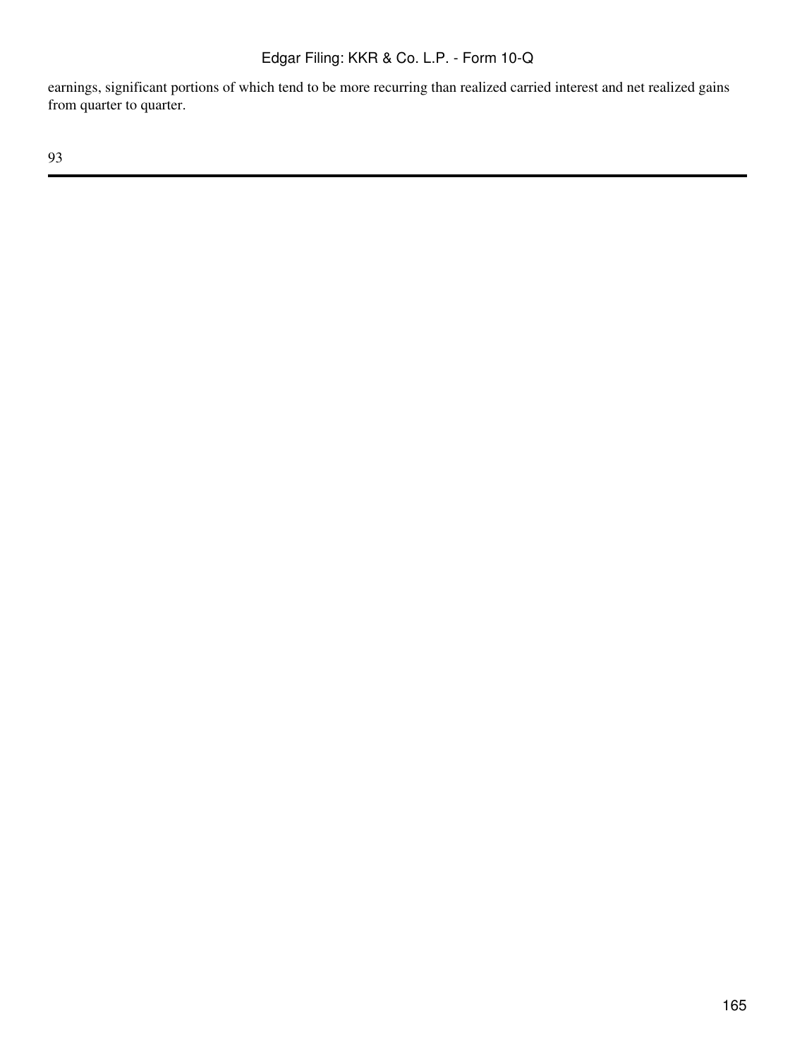earnings, significant portions of which tend to be more recurring than realized carried interest and net realized gains from quarter to quarter.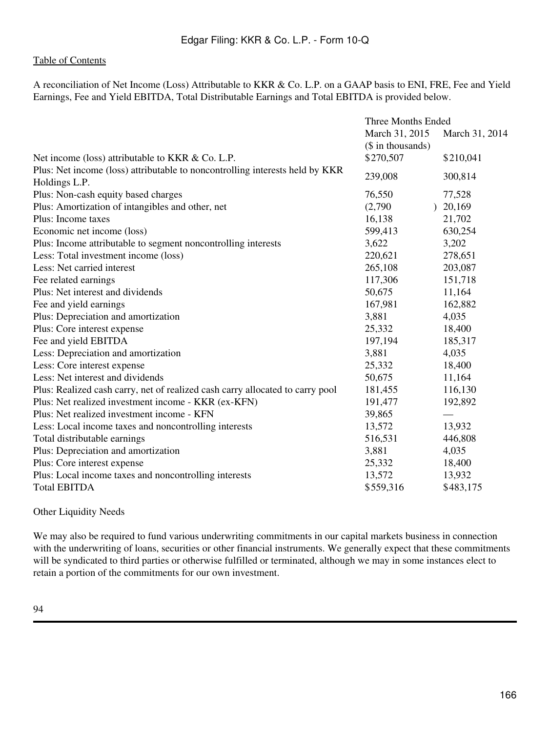A reconciliation of Net Income (Loss) Attributable to KKR & Co. L.P. on a GAAP basis to ENI, FRE, Fee and Yield Earnings, Fee and Yield EBITDA, Total Distributable Earnings and Total EBITDA is provided below.

| | Three Months Ended | |
|---|---|---|
| | March 31, 2015 | March 31, 2014 |
| | ($ in thousands) | |
| Net income (loss) attributable to KKR & Co. L.P. | $270,507 | $210,041 |
| Plus: Net income (loss) attributable to noncontrolling interests held by KKR Holdings L.P. | 239,008 | 300,814 |
| Plus: Non-cash equity based charges | 76,550 | 77,528 |
| Plus: Amortization of intangibles and other, net | (2,790) | 20,169 |
| Plus: Income taxes | 16,138 | 21,702 |
| Economic net income (loss) | 599,413 | 630,254 |
| Plus: Income attributable to segment noncontrolling interests | 3,622 | 3,202 |
| Less: Total investment income (loss) | 220,621 | 278,651 |
| Less: Net carried interest | 265,108 | 203,087 |
| Fee related earnings | 117,306 | 151,718 |
| Plus: Net interest and dividends | 50,675 | 11,164 |
| Fee and yield earnings | 167,981 | 162,882 |
| Plus: Depreciation and amortization | 3,881 | 4,035 |
| Plus: Core interest expense | 25,332 | 18,400 |
| Fee and yield EBITDA | 197,194 | 185,317 |
| Less: Depreciation and amortization | 3,881 | 4,035 |
| Less: Core interest expense | 25,332 | 18,400 |
| Less: Net interest and dividends | 50,675 | 11,164 |
| Plus: Realized cash carry, net of realized cash carry allocated to carry pool | 181,455 | 116,130 |
| Plus: Net realized investment income - KKR (ex-KFN) | 191,477 | 192,892 |
| Plus: Net realized investment income - KFN | 39,865 | — |
| Less: Local income taxes and noncontrolling interests | 13,572 | 13,932 |
| Total distributable earnings | 516,531 | 446,808 |
| Plus: Depreciation and amortization | 3,881 | 4,035 |
| Plus: Core interest expense | 25,332 | 18,400 |
| Plus: Local income taxes and noncontrolling interests | 13,572 | 13,932 |
| Total EBITDA | $559,316 | $483,175 |

Other Liquidity Needs

We may also be required to fund various underwriting commitments in our capital markets business in connection with the underwriting of loans, securities or other financial instruments. We generally expect that these commitments will be syndicated to third parties or otherwise fulfilled or terminated, although we may in some instances elect to retain a portion of the commitments for our own investment.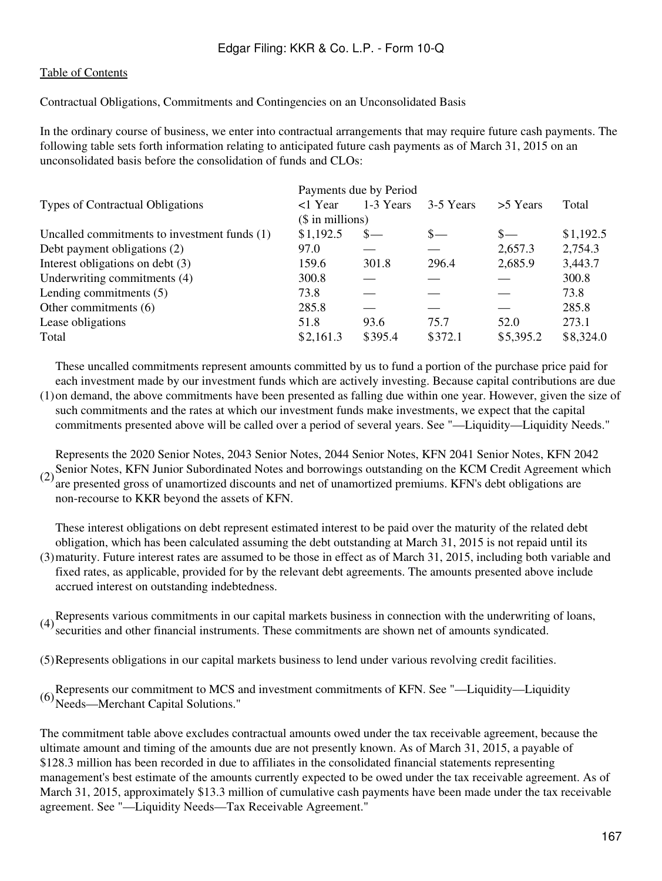Contractual Obligations, Commitments and Contingencies on an Unconsolidated Basis

In the ordinary course of business, we enter into contractual arrangements that may require future cash payments. The following table sets forth information relating to anticipated future cash payments as of March 31, 2015 on an unconsolidated basis before the consolidation of funds and CLOs:

| | Payments due by Period | | | | |
|---|---|---|---|---|---|
| Types of Contractual Obligations | <1 Year | 1-3 Years | 3-5 Years | >5 Years | Total |
| | ($ in millions) | | | | |
| Uncalled commitments to investment funds (1) | $1,192.5 | $— | $— | $— | $1,192.5 |
| Debt payment obligations (2) | 97.0 | — | — | 2,657.3 | 2,754.3 |
| Interest obligations on debt (3) | 159.6 | 301.8 | 296.4 | 2,685.9 | 3,443.7 |
| Underwriting commitments (4) | 300.8 | — | — | — | 300.8 |
| Lending commitments (5) | 73.8 | — | — | — | 73.8 |
| Other commitments (6) | 285.8 | — | — | — | 285.8 |
| Lease obligations | 51.8 | 93.6 | 75.7 | 52.0 | 273.1 |
| Total | $2,161.3 | $395.4 | $372.1 | $5,395.2 | $8,324.0 |

(1) These uncalled commitments represent amounts committed by us to fund a portion of the purchase price paid for each investment made by our investment funds which are actively investing. Because capital contributions are due on demand, the above commitments have been presented as falling due within one year. However, given the size of such commitments and the rates at which our investment funds make investments, we expect that the capital commitments presented above will be called over a period of several years. See "—Liquidity—Liquidity Needs."

(2) Represents the 2020 Senior Notes, 2043 Senior Notes, 2044 Senior Notes, KFN 2041 Senior Notes, KFN 2042 Senior Notes, KFN Junior Subordinated Notes and borrowings outstanding on the KCM Credit Agreement which are presented gross of unamortized discounts and net of unamortized premiums. KFN's debt obligations are non-recourse to KKR beyond the assets of KFN.

(3) These interest obligations on debt represent estimated interest to be paid over the maturity of the related debt obligation, which has been calculated assuming the debt outstanding at March 31, 2015 is not repaid until its maturity. Future interest rates are assumed to be those in effect as of March 31, 2015, including both variable and fixed rates, as applicable, provided for by the relevant debt agreements. The amounts presented above include accrued interest on outstanding indebtedness.

(4) Represents various commitments in our capital markets business in connection with the underwriting of loans, securities and other financial instruments. These commitments are shown net of amounts syndicated.

(5) Represents obligations in our capital markets business to lend under various revolving credit facilities.

(6) Represents our commitment to MCS and investment commitments of KFN. See "—Liquidity—Liquidity Needs—Merchant Capital Solutions."

The commitment table above excludes contractual amounts owed under the tax receivable agreement, because the ultimate amount and timing of the amounts due are not presently known. As of March 31, 2015, a payable of $128.3 million has been recorded in due to affiliates in the consolidated financial statements representing management's best estimate of the amounts currently expected to be owed under the tax receivable agreement. As of March 31, 2015, approximately $13.3 million of cumulative cash payments have been made under the tax receivable agreement. See "—Liquidity Needs—Tax Receivable Agreement."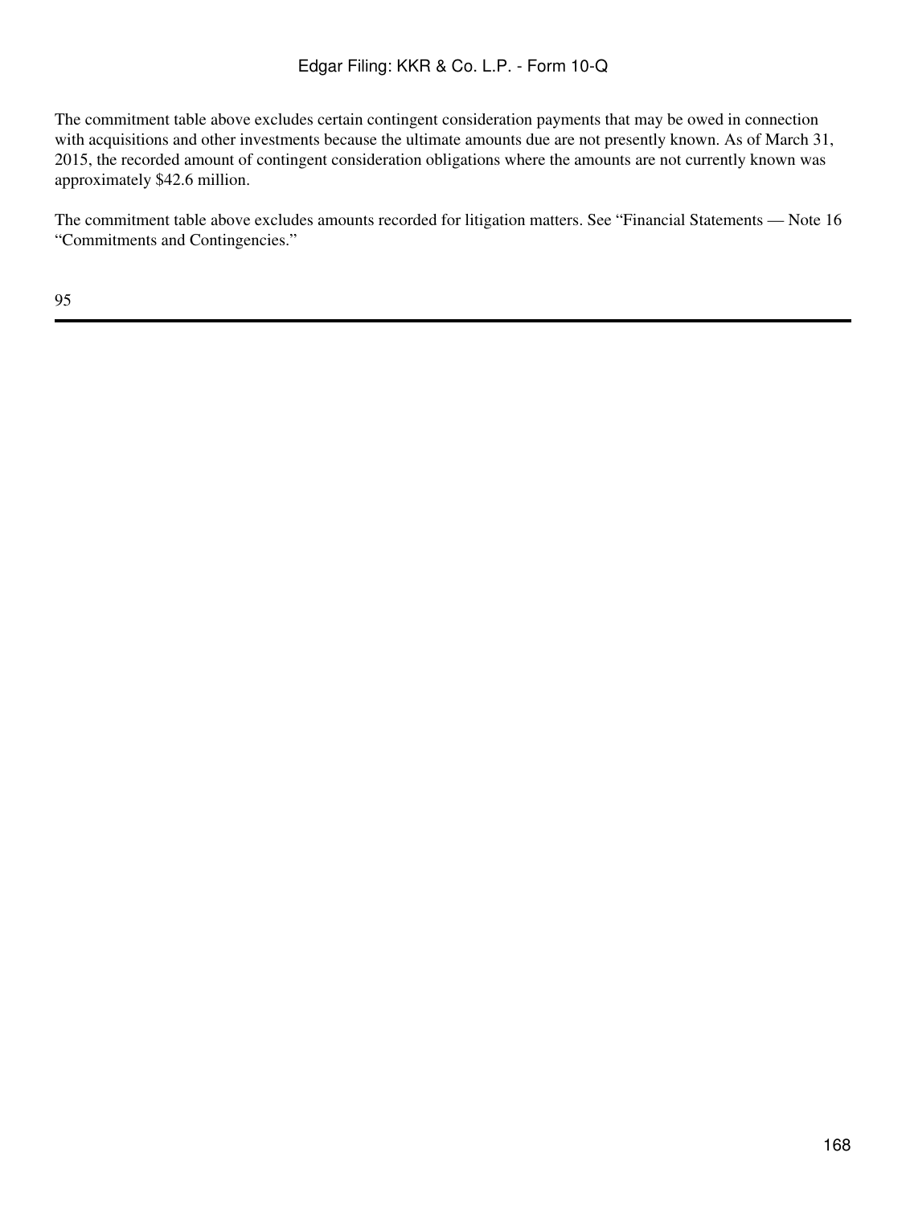The commitment table above excludes certain contingent consideration payments that may be owed in connection with acquisitions and other investments because the ultimate amounts due are not presently known. As of March 31, 2015, the recorded amount of contingent consideration obligations where the amounts are not currently known was approximately $42.6 million.

The commitment table above excludes amounts recorded for litigation matters. See "Financial Statements — Note 16 "Commitments and Contingencies."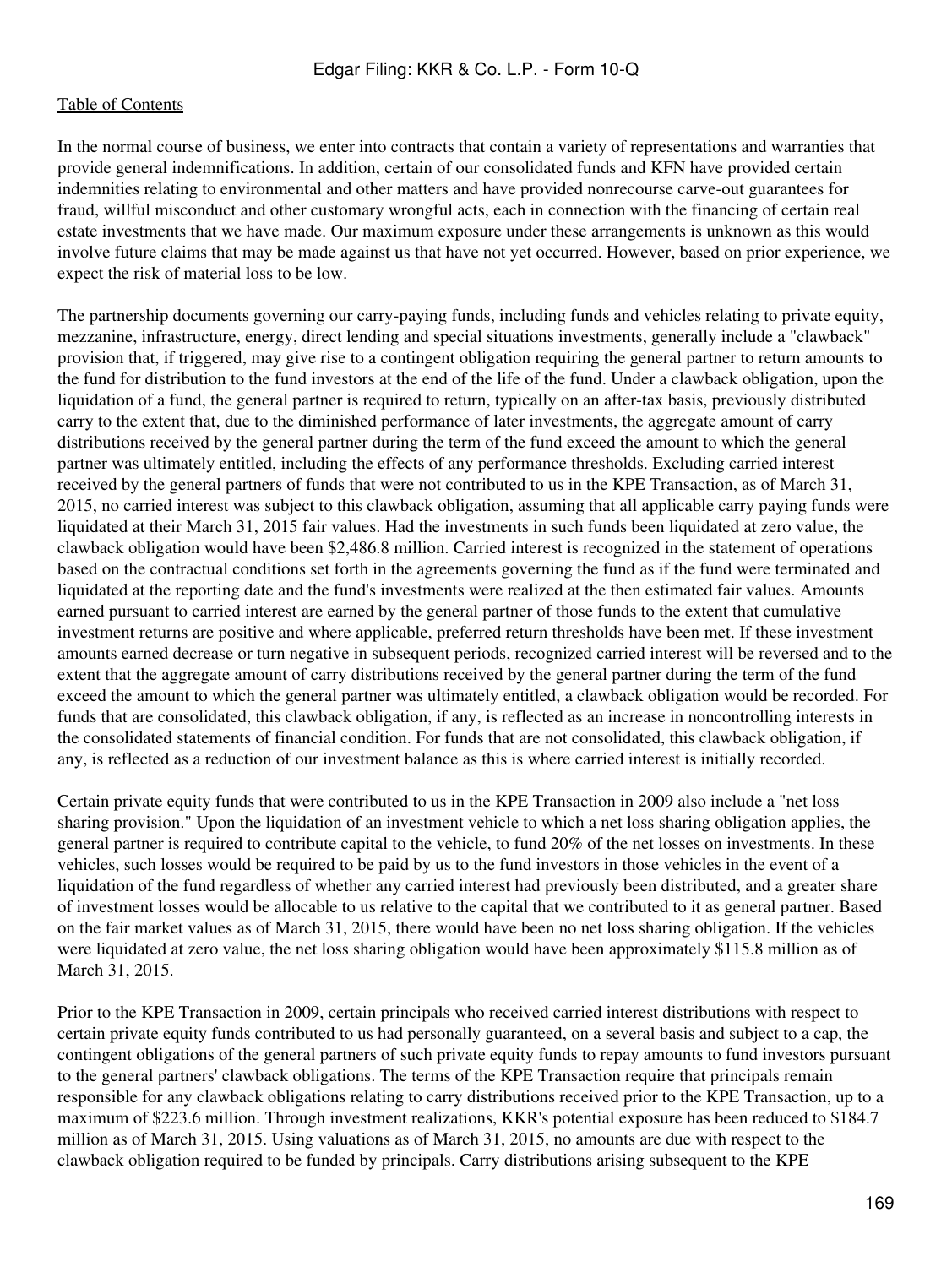In the normal course of business, we enter into contracts that contain a variety of representations and warranties that provide general indemnifications. In addition, certain of our consolidated funds and KFN have provided certain indemnities relating to environmental and other matters and have provided nonrecourse carve-out guarantees for fraud, willful misconduct and other customary wrongful acts, each in connection with the financing of certain real estate investments that we have made. Our maximum exposure under these arrangements is unknown as this would involve future claims that may be made against us that have not yet occurred. However, based on prior experience, we expect the risk of material loss to be low.

The partnership documents governing our carry-paying funds, including funds and vehicles relating to private equity, mezzanine, infrastructure, energy, direct lending and special situations investments, generally include a "clawback" provision that, if triggered, may give rise to a contingent obligation requiring the general partner to return amounts to the fund for distribution to the fund investors at the end of the life of the fund. Under a clawback obligation, upon the liquidation of a fund, the general partner is required to return, typically on an after-tax basis, previously distributed carry to the extent that, due to the diminished performance of later investments, the aggregate amount of carry distributions received by the general partner during the term of the fund exceed the amount to which the general partner was ultimately entitled, including the effects of any performance thresholds. Excluding carried interest received by the general partners of funds that were not contributed to us in the KPE Transaction, as of March 31, 2015, no carried interest was subject to this clawback obligation, assuming that all applicable carry paying funds were liquidated at their March 31, 2015 fair values. Had the investments in such funds been liquidated at zero value, the clawback obligation would have been $2,486.8 million. Carried interest is recognized in the statement of operations based on the contractual conditions set forth in the agreements governing the fund as if the fund were terminated and liquidated at the reporting date and the fund's investments were realized at the then estimated fair values. Amounts earned pursuant to carried interest are earned by the general partner of those funds to the extent that cumulative investment returns are positive and where applicable, preferred return thresholds have been met. If these investment amounts earned decrease or turn negative in subsequent periods, recognized carried interest will be reversed and to the extent that the aggregate amount of carry distributions received by the general partner during the term of the fund exceed the amount to which the general partner was ultimately entitled, a clawback obligation would be recorded. For funds that are consolidated, this clawback obligation, if any, is reflected as an increase in noncontrolling interests in the consolidated statements of financial condition. For funds that are not consolidated, this clawback obligation, if any, is reflected as a reduction of our investment balance as this is where carried interest is initially recorded.

Certain private equity funds that were contributed to us in the KPE Transaction in 2009 also include a "net loss sharing provision." Upon the liquidation of an investment vehicle to which a net loss sharing obligation applies, the general partner is required to contribute capital to the vehicle, to fund 20% of the net losses on investments. In these vehicles, such losses would be required to be paid by us to the fund investors in those vehicles in the event of a liquidation of the fund regardless of whether any carried interest had previously been distributed, and a greater share of investment losses would be allocable to us relative to the capital that we contributed to it as general partner. Based on the fair market values as of March 31, 2015, there would have been no net loss sharing obligation. If the vehicles were liquidated at zero value, the net loss sharing obligation would have been approximately $115.8 million as of March 31, 2015.

Prior to the KPE Transaction in 2009, certain principals who received carried interest distributions with respect to certain private equity funds contributed to us had personally guaranteed, on a several basis and subject to a cap, the contingent obligations of the general partners of such private equity funds to repay amounts to fund investors pursuant to the general partners' clawback obligations. The terms of the KPE Transaction require that principals remain responsible for any clawback obligations relating to carry distributions received prior to the KPE Transaction, up to a maximum of $223.6 million. Through investment realizations, KKR's potential exposure has been reduced to $184.7 million as of March 31, 2015. Using valuations as of March 31, 2015, no amounts are due with respect to the clawback obligation required to be funded by principals. Carry distributions arising subsequent to the KPE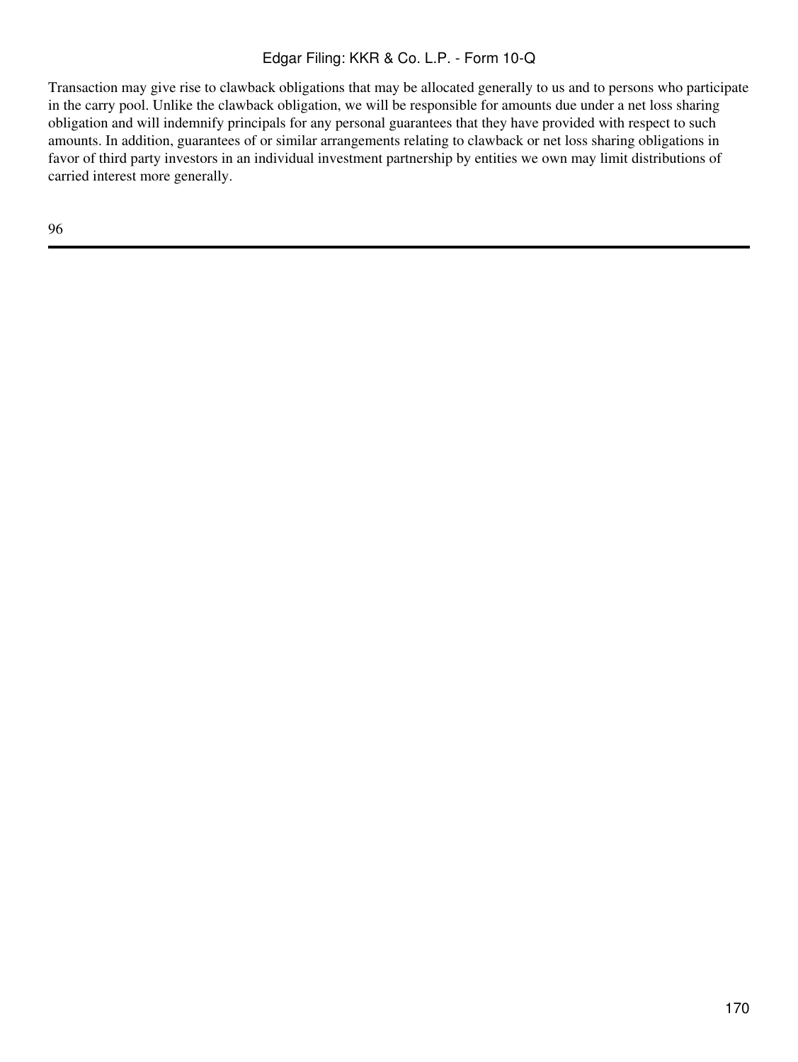Transaction may give rise to clawback obligations that may be allocated generally to us and to persons who participate in the carry pool. Unlike the clawback obligation, we will be responsible for amounts due under a net loss sharing obligation and will indemnify principals for any personal guarantees that they have provided with respect to such amounts. In addition, guarantees of or similar arrangements relating to clawback or net loss sharing obligations in favor of third party investors in an individual investment partnership by entities we own may limit distributions of carried interest more generally.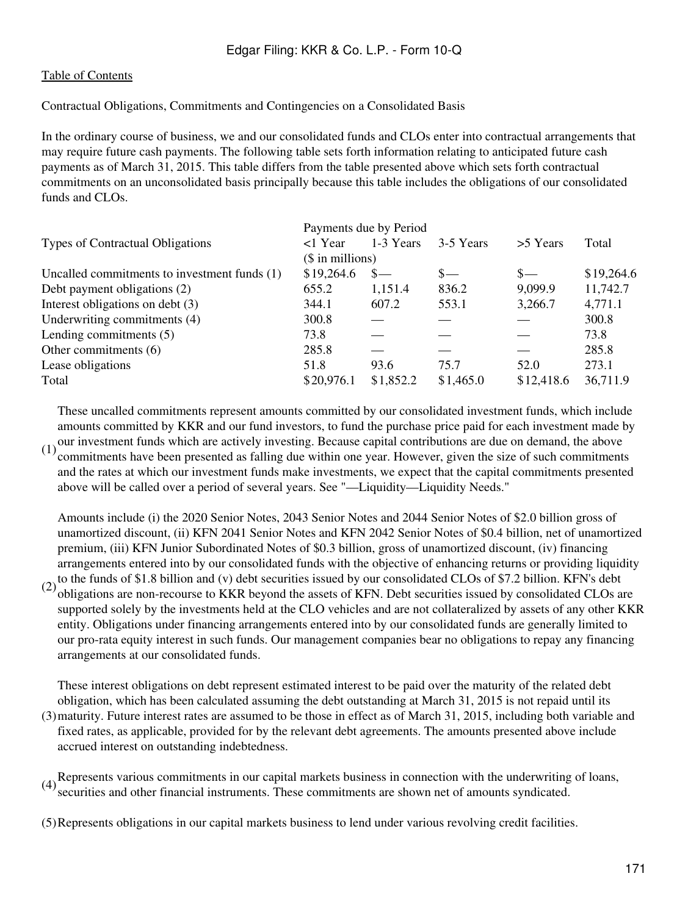[Table of Contents](#)

Contractual Obligations, Commitments and Contingencies on a Consolidated Basis

In the ordinary course of business, we and our consolidated funds and CLOs enter into contractual arrangements that may require future cash payments. The following table sets forth information relating to anticipated future cash payments as of March 31, 2015. This table differs from the table presented above which sets forth contractual commitments on an unconsolidated basis principally because this table includes the obligations of our consolidated funds and CLOs.

| | Payments due by Period | | | | |
|---|---|---|---|---|---|
| Types of Contractual Obligations | <1 Year | 1-3 Years | 3-5 Years | >5 Years | Total |
| | ($ in millions) | | | | |
| Uncalled commitments to investment funds (1) | $19,264.6 | $— | $— | $— | $19,264.6 |
| Debt payment obligations (2) | 655.2 | 1,151.4 | 836.2 | 9,099.9 | 11,742.7 |
| Interest obligations on debt (3) | 344.1 | 607.2 | 553.1 | 3,266.7 | 4,771.1 |
| Underwriting commitments (4) | 300.8 | — | — | — | 300.8 |
| Lending commitments (5) | 73.8 | — | — | — | 73.8 |
| Other commitments (6) | 285.8 | — | — | — | 285.8 |
| Lease obligations | 51.8 | 93.6 | 75.7 | 52.0 | 273.1 |
| Total | $20,976.1 | $1,852.2 | $1,465.0 | $12,418.6 | 36,711.9 |

(1) These uncalled commitments represent amounts committed by our consolidated investment funds, which include amounts committed by KKR and our fund investors, to fund the purchase price paid for each investment made by our investment funds which are actively investing. Because capital contributions are due on demand, the above commitments have been presented as falling due within one year. However, given the size of such commitments and the rates at which our investment funds make investments, we expect that the capital commitments presented above will be called over a period of several years. See "—Liquidity—Liquidity Needs."

(2) Amounts include (i) the 2020 Senior Notes, 2043 Senior Notes and 2044 Senior Notes of $2.0 billion gross of unamortized discount, (ii) KFN 2041 Senior Notes and KFN 2042 Senior Notes of $0.4 billion, net of unamortized premium, (iii) KFN Junior Subordinated Notes of $0.3 billion, gross of unamortized discount, (iv) financing arrangements entered into by our consolidated funds with the objective of enhancing returns or providing liquidity to the funds of $1.8 billion and (v) debt securities issued by our consolidated CLOs of $7.2 billion. KFN's debt obligations are non-recourse to KKR beyond the assets of KFN. Debt securities issued by consolidated CLOs are supported solely by the investments held at the CLO vehicles and are not collateralized by assets of any other KKR entity. Obligations under financing arrangements entered into by our consolidated funds are generally limited to our pro-rata equity interest in such funds. Our management companies bear no obligations to repay any financing arrangements at our consolidated funds.

(3) These interest obligations on debt represent estimated interest to be paid over the maturity of the related debt obligation, which has been calculated assuming the debt outstanding at March 31, 2015 is not repaid until its maturity. Future interest rates are assumed to be those in effect as of March 31, 2015, including both variable and fixed rates, as applicable, provided for by the relevant debt agreements. The amounts presented above include accrued interest on outstanding indebtedness.

(4) Represents various commitments in our capital markets business in connection with the underwriting of loans, securities and other financial instruments. These commitments are shown net of amounts syndicated.

(5) Represents obligations in our capital markets business to lend under various revolving credit facilities.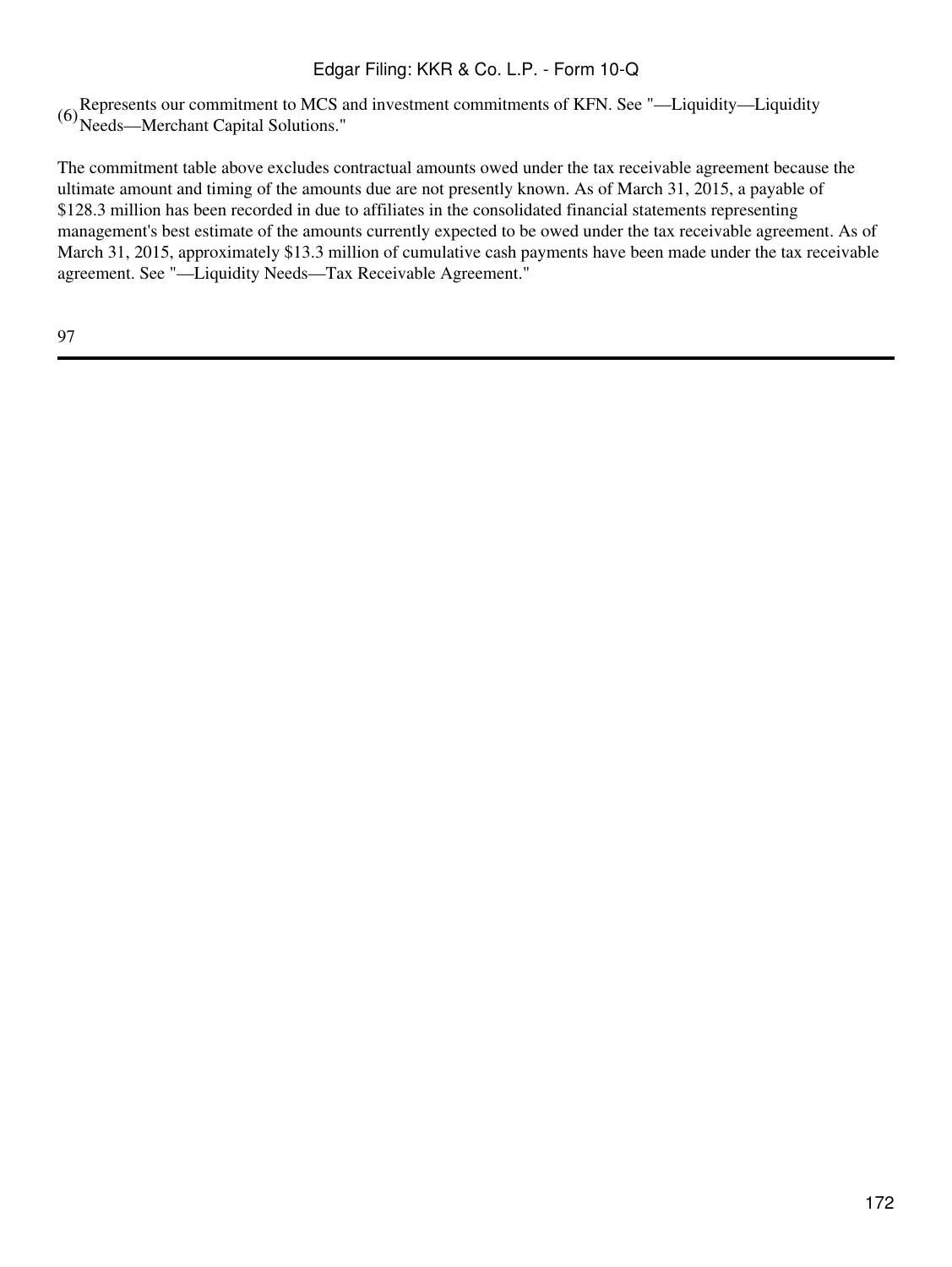(6) Represents our commitment to MCS and investment commitments of KFN. See "—Liquidity—Liquidity Needs—Merchant Capital Solutions."

The commitment table above excludes contractual amounts owed under the tax receivable agreement because the ultimate amount and timing of the amounts due are not presently known. As of March 31, 2015, a payable of $128.3 million has been recorded in due to affiliates in the consolidated financial statements representing management's best estimate of the amounts currently expected to be owed under the tax receivable agreement. As of March 31, 2015, approximately $13.3 million of cumulative cash payments have been made under the tax receivable agreement. See "—Liquidity Needs—Tax Receivable Agreement."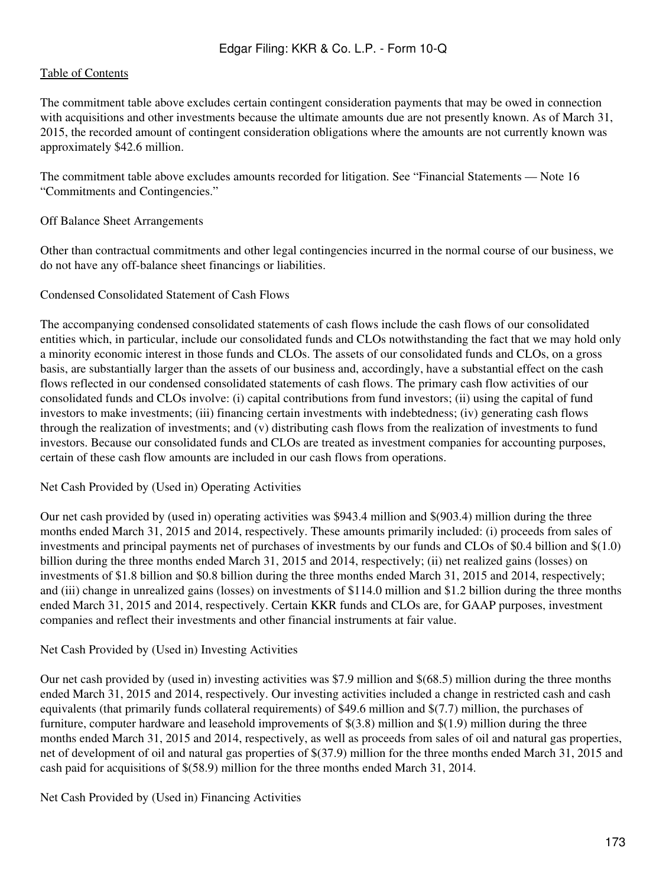The commitment table above excludes certain contingent consideration payments that may be owed in connection with acquisitions and other investments because the ultimate amounts due are not presently known. As of March 31, 2015, the recorded amount of contingent consideration obligations where the amounts are not currently known was approximately $42.6 million.

The commitment table above excludes amounts recorded for litigation. See "Financial Statements — Note 16 "Commitments and Contingencies."

Off Balance Sheet Arrangements

Other than contractual commitments and other legal contingencies incurred in the normal course of our business, we do not have any off-balance sheet financings or liabilities.

Condensed Consolidated Statement of Cash Flows

The accompanying condensed consolidated statements of cash flows include the cash flows of our consolidated entities which, in particular, include our consolidated funds and CLOs notwithstanding the fact that we may hold only a minority economic interest in those funds and CLOs. The assets of our consolidated funds and CLOs, on a gross basis, are substantially larger than the assets of our business and, accordingly, have a substantial effect on the cash flows reflected in our condensed consolidated statements of cash flows. The primary cash flow activities of our consolidated funds and CLOs involve: (i) capital contributions from fund investors; (ii) using the capital of fund investors to make investments; (iii) financing certain investments with indebtedness; (iv) generating cash flows through the realization of investments; and (v) distributing cash flows from the realization of investments to fund investors. Because our consolidated funds and CLOs are treated as investment companies for accounting purposes, certain of these cash flow amounts are included in our cash flows from operations.

Net Cash Provided by (Used in) Operating Activities

Our net cash provided by (used in) operating activities was $943.4 million and $(903.4) million during the three months ended March 31, 2015 and 2014, respectively. These amounts primarily included: (i) proceeds from sales of investments and principal payments net of purchases of investments by our funds and CLOs of $0.4 billion and $(1.0) billion during the three months ended March 31, 2015 and 2014, respectively; (ii) net realized gains (losses) on investments of $1.8 billion and $0.8 billion during the three months ended March 31, 2015 and 2014, respectively; and (iii) change in unrealized gains (losses) on investments of $114.0 million and $1.2 billion during the three months ended March 31, 2015 and 2014, respectively. Certain KKR funds and CLOs are, for GAAP purposes, investment companies and reflect their investments and other financial instruments at fair value.

Net Cash Provided by (Used in) Investing Activities

Our net cash provided by (used in) investing activities was $7.9 million and $(68.5) million during the three months ended March 31, 2015 and 2014, respectively. Our investing activities included a change in restricted cash and cash equivalents (that primarily funds collateral requirements) of $49.6 million and $(7.7) million, the purchases of furniture, computer hardware and leasehold improvements of $(3.8) million and $(1.9) million during the three months ended March 31, 2015 and 2014, respectively, as well as proceeds from sales of oil and natural gas properties, net of development of oil and natural gas properties of $(37.9) million for the three months ended March 31, 2015 and cash paid for acquisitions of $(58.9) million for the three months ended March 31, 2014.

Net Cash Provided by (Used in) Financing Activities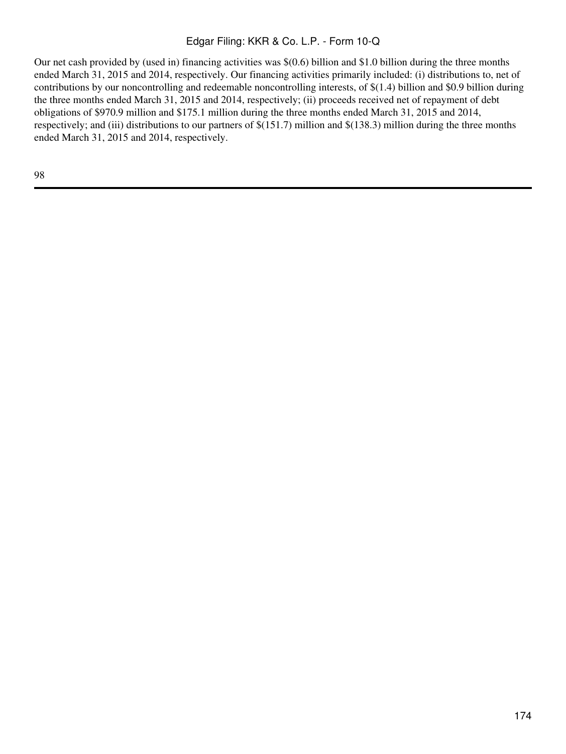Our net cash provided by (used in) financing activities was $(0.6) billion and $1.0 billion during the three months ended March 31, 2015 and 2014, respectively. Our financing activities primarily included: (i) distributions to, net of contributions by our noncontrolling and redeemable noncontrolling interests, of $(1.4) billion and $0.9 billion during the three months ended March 31, 2015 and 2014, respectively; (ii) proceeds received net of repayment of debt obligations of $970.9 million and $175.1 million during the three months ended March 31, 2015 and 2014, respectively; and (iii) distributions to our partners of $(151.7) million and $(138.3) million during the three months ended March 31, 2015 and 2014, respectively.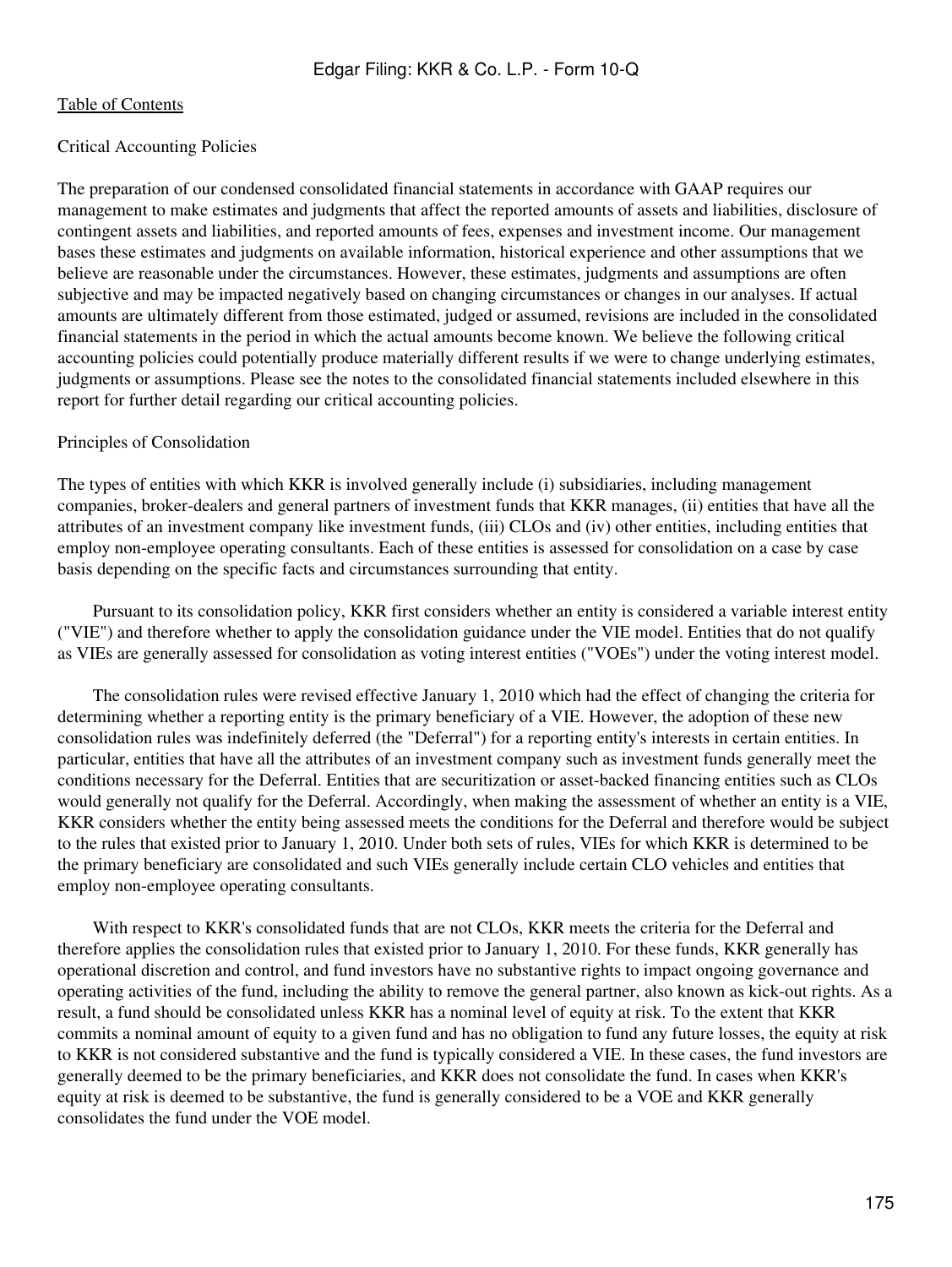## Critical Accounting Policies

The preparation of our condensed consolidated financial statements in accordance with GAAP requires our management to make estimates and judgments that affect the reported amounts of assets and liabilities, disclosure of contingent assets and liabilities, and reported amounts of fees, expenses and investment income. Our management bases these estimates and judgments on available information, historical experience and other assumptions that we believe are reasonable under the circumstances. However, these estimates, judgments and assumptions are often subjective and may be impacted negatively based on changing circumstances or changes in our analyses. If actual amounts are ultimately different from those estimated, judged or assumed, revisions are included in the consolidated financial statements in the period in which the actual amounts become known. We believe the following critical accounting policies could potentially produce materially different results if we were to change underlying estimates, judgments or assumptions. Please see the notes to the consolidated financial statements included elsewhere in this report for further detail regarding our critical accounting policies.

### Principles of Consolidation

The types of entities with which KKR is involved generally include (i) subsidiaries, including management companies, broker-dealers and general partners of investment funds that KKR manages, (ii) entities that have all the attributes of an investment company like investment funds, (iii) CLOs and (iv) other entities, including entities that employ non-employee operating consultants. Each of these entities is assessed for consolidation on a case by case basis depending on the specific facts and circumstances surrounding that entity.

Pursuant to its consolidation policy, KKR first considers whether an entity is considered a variable interest entity ("VIE") and therefore whether to apply the consolidation guidance under the VIE model. Entities that do not qualify as VIEs are generally assessed for consolidation as voting interest entities ("VOEs") under the voting interest model.

The consolidation rules were revised effective January 1, 2010 which had the effect of changing the criteria for determining whether a reporting entity is the primary beneficiary of a VIE. However, the adoption of these new consolidation rules was indefinitely deferred (the "Deferral") for a reporting entity's interests in certain entities. In particular, entities that have all the attributes of an investment company such as investment funds generally meet the conditions necessary for the Deferral. Entities that are securitization or asset-backed financing entities such as CLOs would generally not qualify for the Deferral. Accordingly, when making the assessment of whether an entity is a VIE, KKR considers whether the entity being assessed meets the conditions for the Deferral and therefore would be subject to the rules that existed prior to January 1, 2010. Under both sets of rules, VIEs for which KKR is determined to be the primary beneficiary are consolidated and such VIEs generally include certain CLO vehicles and entities that employ non-employee operating consultants.

With respect to KKR's consolidated funds that are not CLOs, KKR meets the criteria for the Deferral and therefore applies the consolidation rules that existed prior to January 1, 2010. For these funds, KKR generally has operational discretion and control, and fund investors have no substantive rights to impact ongoing governance and operating activities of the fund, including the ability to remove the general partner, also known as kick-out rights. As a result, a fund should be consolidated unless KKR has a nominal level of equity at risk. To the extent that KKR commits a nominal amount of equity to a given fund and has no obligation to fund any future losses, the equity at risk to KKR is not considered substantive and the fund is typically considered a VIE. In these cases, the fund investors are generally deemed to be the primary beneficiaries, and KKR does not consolidate the fund. In cases when KKR's equity at risk is deemed to be substantive, the fund is generally considered to be a VOE and KKR generally consolidates the fund under the VOE model.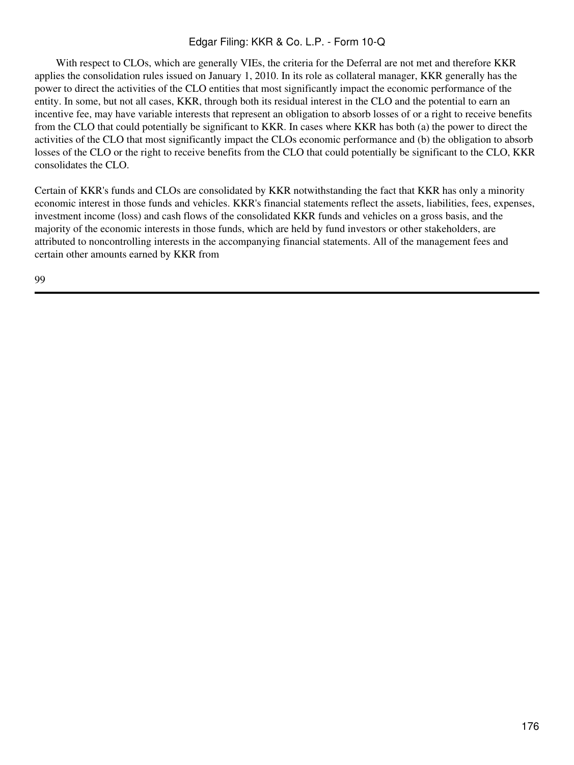With respect to CLOs, which are generally VIEs, the criteria for the Deferral are not met and therefore KKR applies the consolidation rules issued on January 1, 2010. In its role as collateral manager, KKR generally has the power to direct the activities of the CLO entities that most significantly impact the economic performance of the entity. In some, but not all cases, KKR, through both its residual interest in the CLO and the potential to earn an incentive fee, may have variable interests that represent an obligation to absorb losses of or a right to receive benefits from the CLO that could potentially be significant to KKR. In cases where KKR has both (a) the power to direct the activities of the CLO that most significantly impact the CLOs economic performance and (b) the obligation to absorb losses of the CLO or the right to receive benefits from the CLO that could potentially be significant to the CLO, KKR consolidates the CLO.

Certain of KKR's funds and CLOs are consolidated by KKR notwithstanding the fact that KKR has only a minority economic interest in those funds and vehicles. KKR's financial statements reflect the assets, liabilities, fees, expenses, investment income (loss) and cash flows of the consolidated KKR funds and vehicles on a gross basis, and the majority of the economic interests in those funds, which are held by fund investors or other stakeholders, are attributed to noncontrolling interests in the accompanying financial statements. All of the management fees and certain other amounts earned by KKR from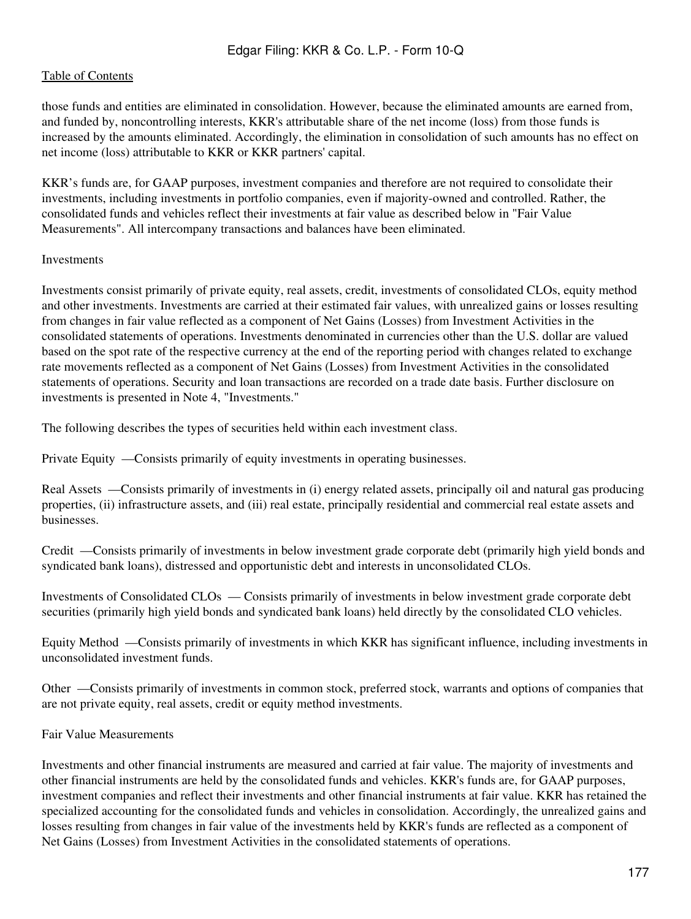those funds and entities are eliminated in consolidation. However, because the eliminated amounts are earned from, and funded by, noncontrolling interests, KKR's attributable share of the net income (loss) from those funds is increased by the amounts eliminated. Accordingly, the elimination in consolidation of such amounts has no effect on net income (loss) attributable to KKR or KKR partners' capital.

KKR's funds are, for GAAP purposes, investment companies and therefore are not required to consolidate their investments, including investments in portfolio companies, even if majority-owned and controlled. Rather, the consolidated funds and vehicles reflect their investments at fair value as described below in "Fair Value Measurements". All intercompany transactions and balances have been eliminated.

Investments

Investments consist primarily of private equity, real assets, credit, investments of consolidated CLOs, equity method and other investments. Investments are carried at their estimated fair values, with unrealized gains or losses resulting from changes in fair value reflected as a component of Net Gains (Losses) from Investment Activities in the consolidated statements of operations. Investments denominated in currencies other than the U.S. dollar are valued based on the spot rate of the respective currency at the end of the reporting period with changes related to exchange rate movements reflected as a component of Net Gains (Losses) from Investment Activities in the consolidated statements of operations. Security and loan transactions are recorded on a trade date basis. Further disclosure on investments is presented in Note 4, "Investments."

The following describes the types of securities held within each investment class.

Private Equity —Consists primarily of equity investments in operating businesses.

Real Assets —Consists primarily of investments in (i) energy related assets, principally oil and natural gas producing properties, (ii) infrastructure assets, and (iii) real estate, principally residential and commercial real estate assets and businesses.

Credit —Consists primarily of investments in below investment grade corporate debt (primarily high yield bonds and syndicated bank loans), distressed and opportunistic debt and interests in unconsolidated CLOs.

Investments of Consolidated CLOs — Consists primarily of investments in below investment grade corporate debt securities (primarily high yield bonds and syndicated bank loans) held directly by the consolidated CLO vehicles.

Equity Method —Consists primarily of investments in which KKR has significant influence, including investments in unconsolidated investment funds.

Other —Consists primarily of investments in common stock, preferred stock, warrants and options of companies that are not private equity, real assets, credit or equity method investments.

Fair Value Measurements

Investments and other financial instruments are measured and carried at fair value. The majority of investments and other financial instruments are held by the consolidated funds and vehicles. KKR's funds are, for GAAP purposes, investment companies and reflect their investments and other financial instruments at fair value. KKR has retained the specialized accounting for the consolidated funds and vehicles in consolidation. Accordingly, the unrealized gains and losses resulting from changes in fair value of the investments held by KKR's funds are reflected as a component of Net Gains (Losses) from Investment Activities in the consolidated statements of operations.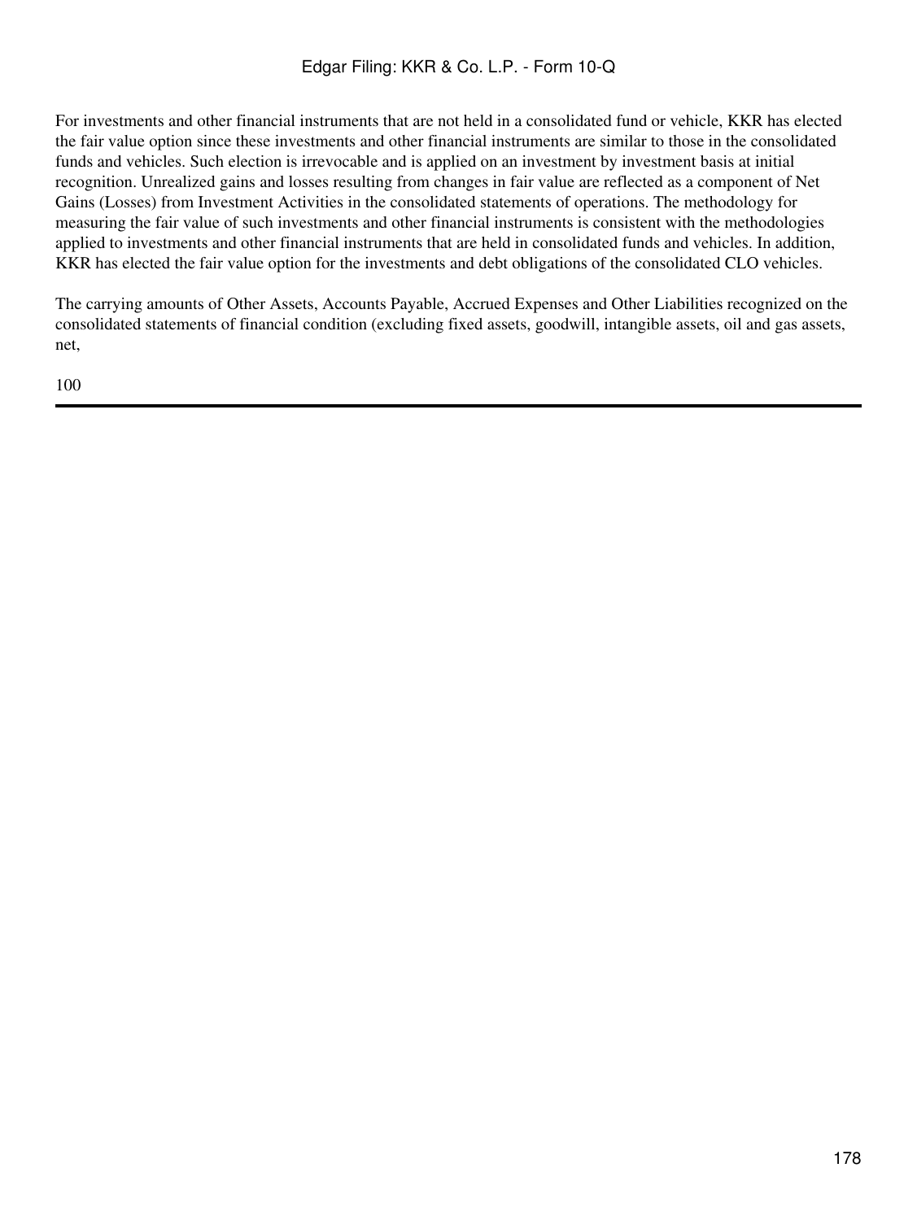For investments and other financial instruments that are not held in a consolidated fund or vehicle, KKR has elected the fair value option since these investments and other financial instruments are similar to those in the consolidated funds and vehicles. Such election is irrevocable and is applied on an investment by investment basis at initial recognition. Unrealized gains and losses resulting from changes in fair value are reflected as a component of Net Gains (Losses) from Investment Activities in the consolidated statements of operations. The methodology for measuring the fair value of such investments and other financial instruments is consistent with the methodologies applied to investments and other financial instruments that are held in consolidated funds and vehicles. In addition, KKR has elected the fair value option for the investments and debt obligations of the consolidated CLO vehicles.

The carrying amounts of Other Assets, Accounts Payable, Accrued Expenses and Other Liabilities recognized on the consolidated statements of financial condition (excluding fixed assets, goodwill, intangible assets, oil and gas assets, net,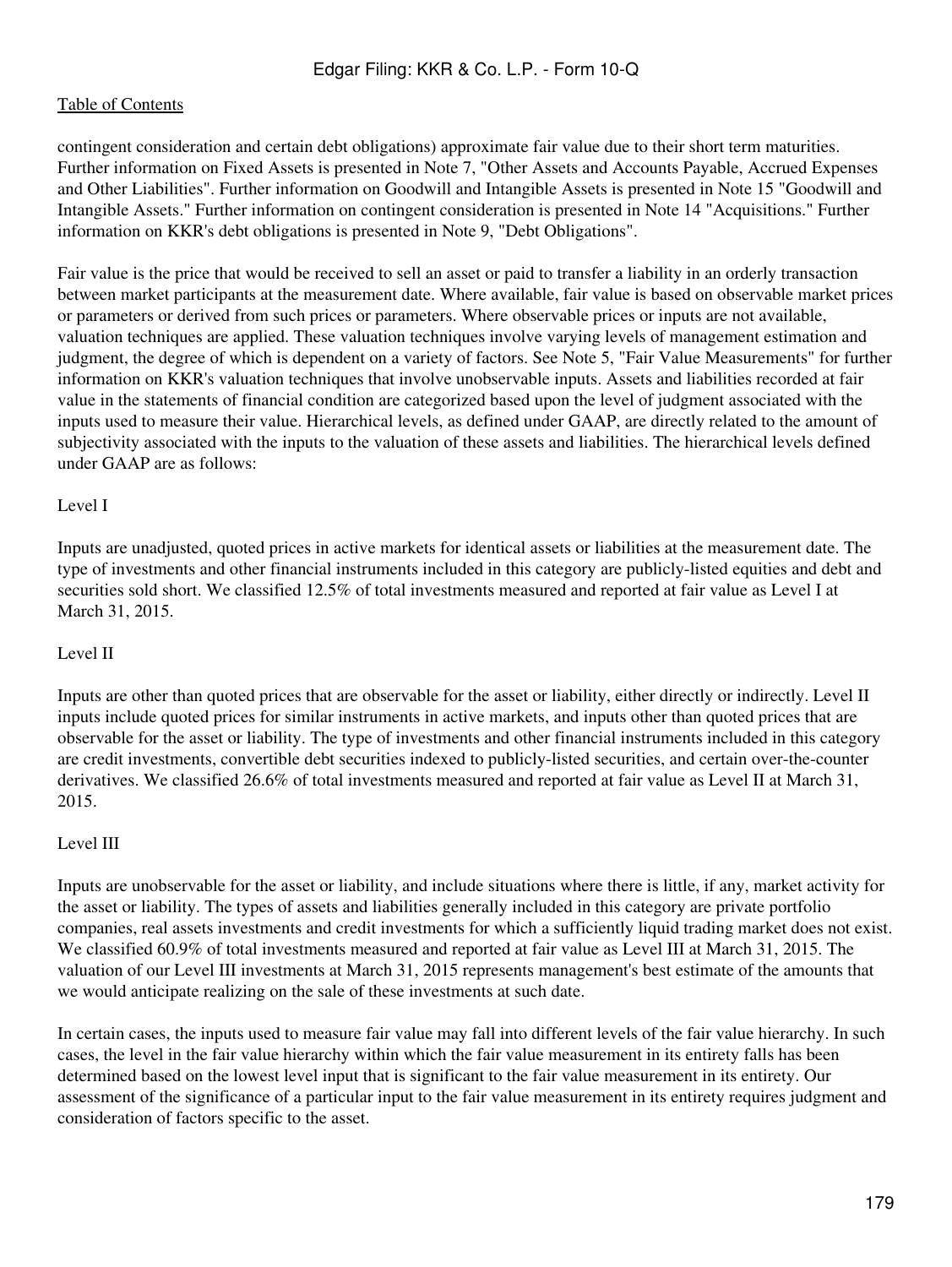contingent consideration and certain debt obligations) approximate fair value due to their short term maturities. Further information on Fixed Assets is presented in Note 7, "Other Assets and Accounts Payable, Accrued Expenses and Other Liabilities". Further information on Goodwill and Intangible Assets is presented in Note 15 "Goodwill and Intangible Assets." Further information on contingent consideration is presented in Note 14 "Acquisitions." Further information on KKR's debt obligations is presented in Note 9, "Debt Obligations".

Fair value is the price that would be received to sell an asset or paid to transfer a liability in an orderly transaction between market participants at the measurement date. Where available, fair value is based on observable market prices or parameters or derived from such prices or parameters. Where observable prices or inputs are not available, valuation techniques are applied. These valuation techniques involve varying levels of management estimation and judgment, the degree of which is dependent on a variety of factors. See Note 5, "Fair Value Measurements" for further information on KKR's valuation techniques that involve unobservable inputs. Assets and liabilities recorded at fair value in the statements of financial condition are categorized based upon the level of judgment associated with the inputs used to measure their value. Hierarchical levels, as defined under GAAP, are directly related to the amount of subjectivity associated with the inputs to the valuation of these assets and liabilities. The hierarchical levels defined under GAAP are as follows:

Level I

Inputs are unadjusted, quoted prices in active markets for identical assets or liabilities at the measurement date. The type of investments and other financial instruments included in this category are publicly-listed equities and debt and securities sold short. We classified 12.5% of total investments measured and reported at fair value as Level I at March 31, 2015.

Level II

Inputs are other than quoted prices that are observable for the asset or liability, either directly or indirectly. Level II inputs include quoted prices for similar instruments in active markets, and inputs other than quoted prices that are observable for the asset or liability. The type of investments and other financial instruments included in this category are credit investments, convertible debt securities indexed to publicly-listed securities, and certain over-the-counter derivatives. We classified 26.6% of total investments measured and reported at fair value as Level II at March 31, 2015.

Level III

Inputs are unobservable for the asset or liability, and include situations where there is little, if any, market activity for the asset or liability. The types of assets and liabilities generally included in this category are private portfolio companies, real assets investments and credit investments for which a sufficiently liquid trading market does not exist. We classified 60.9% of total investments measured and reported at fair value as Level III at March 31, 2015. The valuation of our Level III investments at March 31, 2015 represents management's best estimate of the amounts that we would anticipate realizing on the sale of these investments at such date.

In certain cases, the inputs used to measure fair value may fall into different levels of the fair value hierarchy. In such cases, the level in the fair value hierarchy within which the fair value measurement in its entirety falls has been determined based on the lowest level input that is significant to the fair value measurement in its entirety. Our assessment of the significance of a particular input to the fair value measurement in its entirety requires judgment and consideration of factors specific to the asset.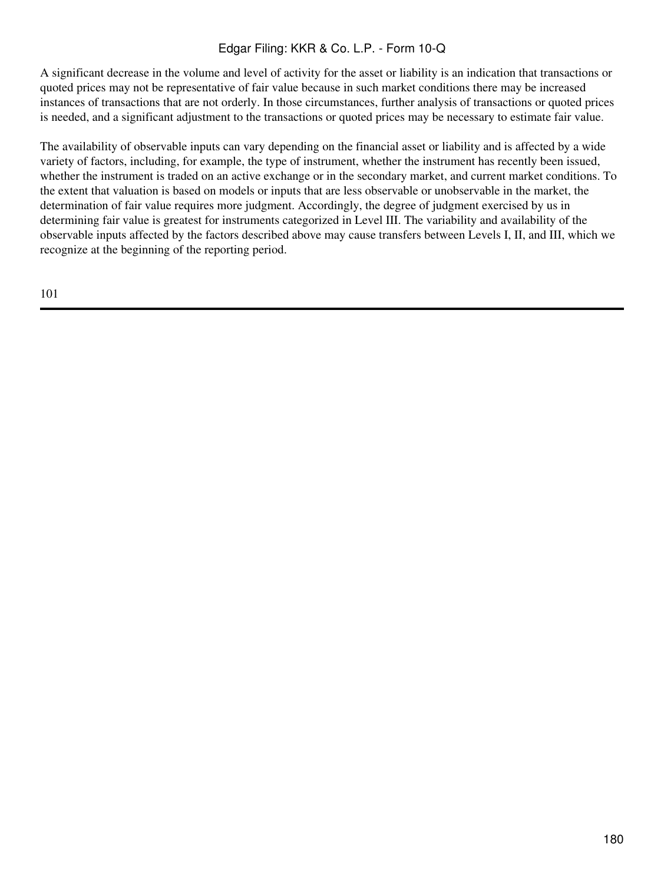A significant decrease in the volume and level of activity for the asset or liability is an indication that transactions or quoted prices may not be representative of fair value because in such market conditions there may be increased instances of transactions that are not orderly. In those circumstances, further analysis of transactions or quoted prices is needed, and a significant adjustment to the transactions or quoted prices may be necessary to estimate fair value.

The availability of observable inputs can vary depending on the financial asset or liability and is affected by a wide variety of factors, including, for example, the type of instrument, whether the instrument has recently been issued, whether the instrument is traded on an active exchange or in the secondary market, and current market conditions. To the extent that valuation is based on models or inputs that are less observable or unobservable in the market, the determination of fair value requires more judgment. Accordingly, the degree of judgment exercised by us in determining fair value is greatest for instruments categorized in Level III. The variability and availability of the observable inputs affected by the factors described above may cause transfers between Levels I, II, and III, which we recognize at the beginning of the reporting period.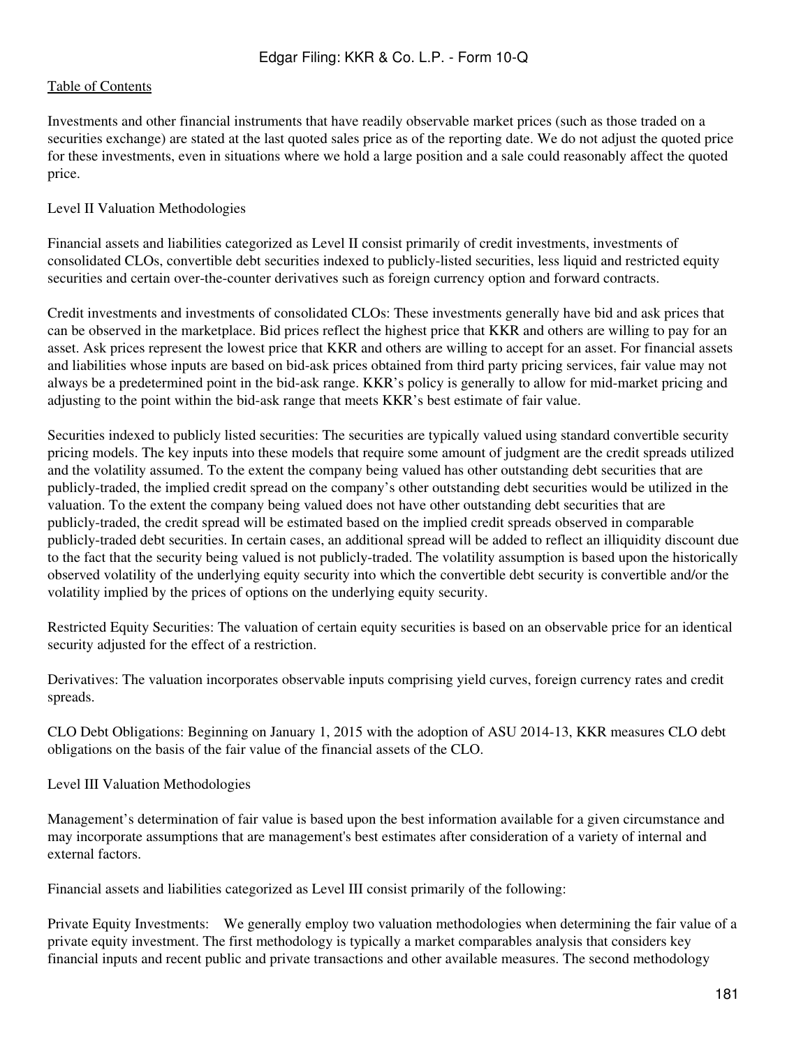Investments and other financial instruments that have readily observable market prices (such as those traded on a securities exchange) are stated at the last quoted sales price as of the reporting date. We do not adjust the quoted price for these investments, even in situations where we hold a large position and a sale could reasonably affect the quoted price.

Level II Valuation Methodologies

Financial assets and liabilities categorized as Level II consist primarily of credit investments, investments of consolidated CLOs, convertible debt securities indexed to publicly-listed securities, less liquid and restricted equity securities and certain over-the-counter derivatives such as foreign currency option and forward contracts.

Credit investments and investments of consolidated CLOs: These investments generally have bid and ask prices that can be observed in the marketplace. Bid prices reflect the highest price that KKR and others are willing to pay for an asset. Ask prices represent the lowest price that KKR and others are willing to accept for an asset. For financial assets and liabilities whose inputs are based on bid-ask prices obtained from third party pricing services, fair value may not always be a predetermined point in the bid-ask range. KKR's policy is generally to allow for mid-market pricing and adjusting to the point within the bid-ask range that meets KKR's best estimate of fair value.

Securities indexed to publicly listed securities: The securities are typically valued using standard convertible security pricing models. The key inputs into these models that require some amount of judgment are the credit spreads utilized and the volatility assumed. To the extent the company being valued has other outstanding debt securities that are publicly-traded, the implied credit spread on the company's other outstanding debt securities would be utilized in the valuation. To the extent the company being valued does not have other outstanding debt securities that are publicly-traded, the credit spread will be estimated based on the implied credit spreads observed in comparable publicly-traded debt securities. In certain cases, an additional spread will be added to reflect an illiquidity discount due to the fact that the security being valued is not publicly-traded. The volatility assumption is based upon the historically observed volatility of the underlying equity security into which the convertible debt security is convertible and/or the volatility implied by the prices of options on the underlying equity security.

Restricted Equity Securities: The valuation of certain equity securities is based on an observable price for an identical security adjusted for the effect of a restriction.

Derivatives: The valuation incorporates observable inputs comprising yield curves, foreign currency rates and credit spreads.

CLO Debt Obligations: Beginning on January 1, 2015 with the adoption of ASU 2014-13, KKR measures CLO debt obligations on the basis of the fair value of the financial assets of the CLO.

Level III Valuation Methodologies

Management's determination of fair value is based upon the best information available for a given circumstance and may incorporate assumptions that are management's best estimates after consideration of a variety of internal and external factors.

Financial assets and liabilities categorized as Level III consist primarily of the following:

Private Equity Investments: We generally employ two valuation methodologies when determining the fair value of a private equity investment. The first methodology is typically a market comparables analysis that considers key financial inputs and recent public and private transactions and other available measures. The second methodology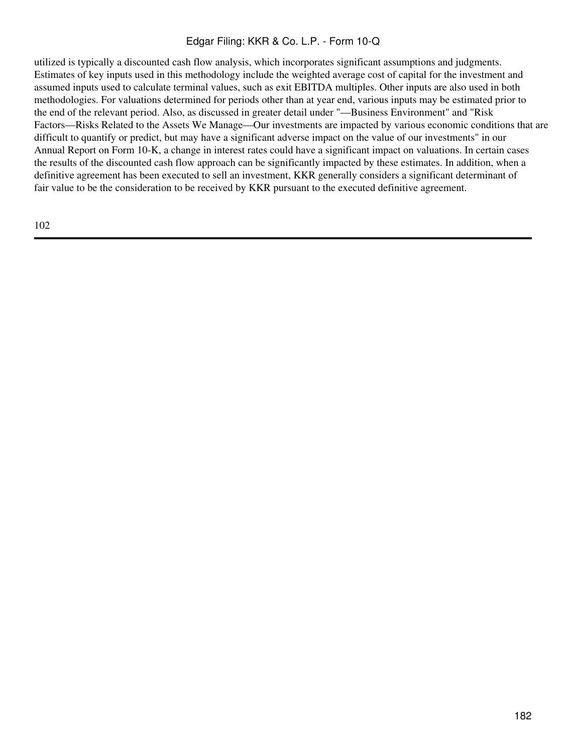utilized is typically a discounted cash flow analysis, which incorporates significant assumptions and judgments. Estimates of key inputs used in this methodology include the weighted average cost of capital for the investment and assumed inputs used to calculate terminal values, such as exit EBITDA multiples. Other inputs are also used in both methodologies. For valuations determined for periods other than at year end, various inputs may be estimated prior to the end of the relevant period. Also, as discussed in greater detail under "—Business Environment" and "Risk Factors—Risks Related to the Assets We Manage—Our investments are impacted by various economic conditions that are difficult to quantify or predict, but may have a significant adverse impact on the value of our investments" in our Annual Report on Form 10-K, a change in interest rates could have a significant impact on valuations. In certain cases the results of the discounted cash flow approach can be significantly impacted by these estimates. In addition, when a definitive agreement has been executed to sell an investment, KKR generally considers a significant determinant of fair value to be the consideration to be received by KKR pursuant to the executed definitive agreement.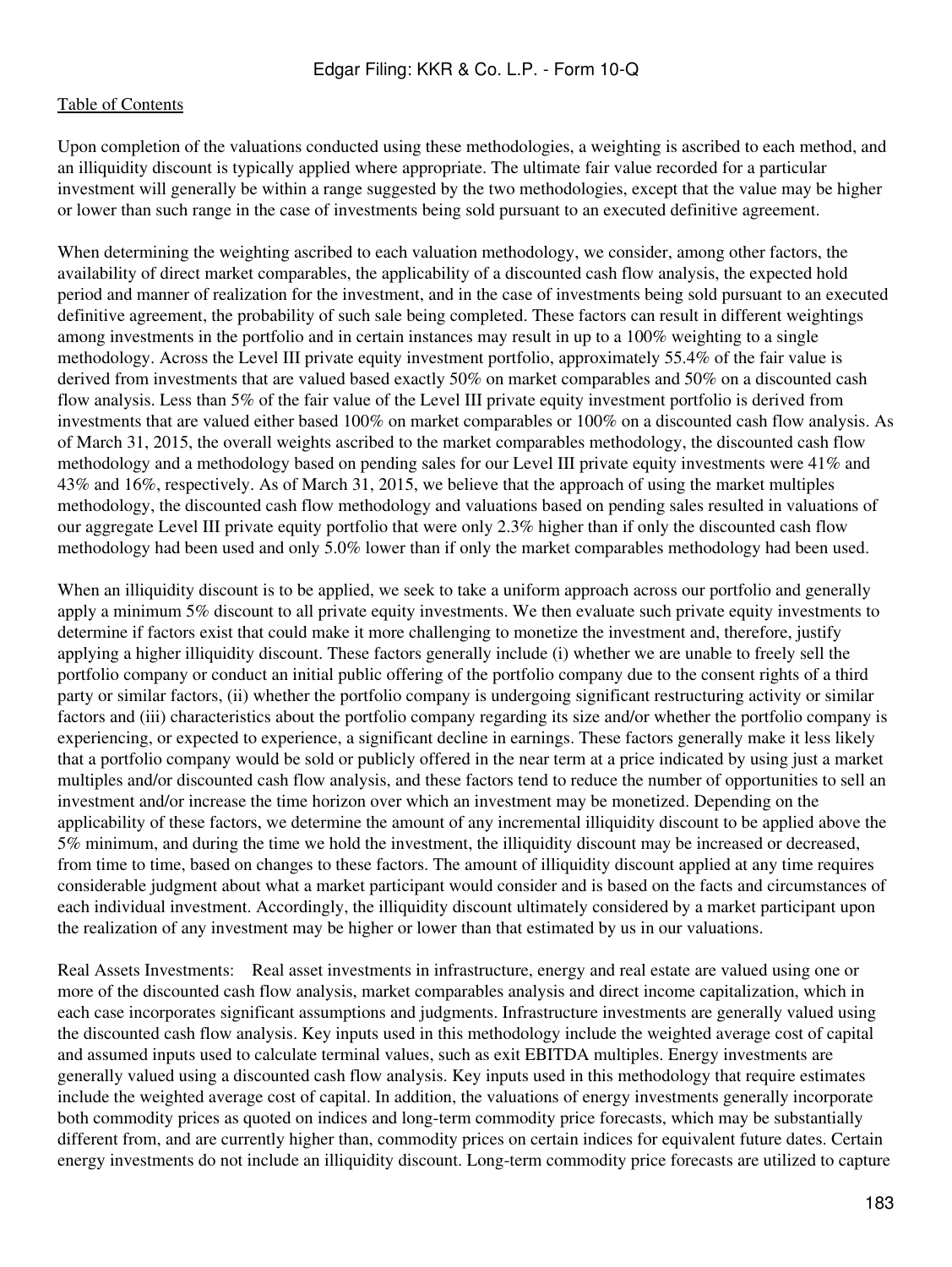Upon completion of the valuations conducted using these methodologies, a weighting is ascribed to each method, and an illiquidity discount is typically applied where appropriate. The ultimate fair value recorded for a particular investment will generally be within a range suggested by the two methodologies, except that the value may be higher or lower than such range in the case of investments being sold pursuant to an executed definitive agreement.

When determining the weighting ascribed to each valuation methodology, we consider, among other factors, the availability of direct market comparables, the applicability of a discounted cash flow analysis, the expected hold period and manner of realization for the investment, and in the case of investments being sold pursuant to an executed definitive agreement, the probability of such sale being completed. These factors can result in different weightings among investments in the portfolio and in certain instances may result in up to a 100% weighting to a single methodology. Across the Level III private equity investment portfolio, approximately 55.4% of the fair value is derived from investments that are valued based exactly 50% on market comparables and 50% on a discounted cash flow analysis. Less than 5% of the fair value of the Level III private equity investment portfolio is derived from investments that are valued either based 100% on market comparables or 100% on a discounted cash flow analysis. As of March 31, 2015, the overall weights ascribed to the market comparables methodology, the discounted cash flow methodology and a methodology based on pending sales for our Level III private equity investments were 41% and 43% and 16%, respectively. As of March 31, 2015, we believe that the approach of using the market multiples methodology, the discounted cash flow methodology and valuations based on pending sales resulted in valuations of our aggregate Level III private equity portfolio that were only 2.3% higher than if only the discounted cash flow methodology had been used and only 5.0% lower than if only the market comparables methodology had been used.

When an illiquidity discount is to be applied, we seek to take a uniform approach across our portfolio and generally apply a minimum 5% discount to all private equity investments. We then evaluate such private equity investments to determine if factors exist that could make it more challenging to monetize the investment and, therefore, justify applying a higher illiquidity discount. These factors generally include (i) whether we are unable to freely sell the portfolio company or conduct an initial public offering of the portfolio company due to the consent rights of a third party or similar factors, (ii) whether the portfolio company is undergoing significant restructuring activity or similar factors and (iii) characteristics about the portfolio company regarding its size and/or whether the portfolio company is experiencing, or expected to experience, a significant decline in earnings. These factors generally make it less likely that a portfolio company would be sold or publicly offered in the near term at a price indicated by using just a market multiples and/or discounted cash flow analysis, and these factors tend to reduce the number of opportunities to sell an investment and/or increase the time horizon over which an investment may be monetized. Depending on the applicability of these factors, we determine the amount of any incremental illiquidity discount to be applied above the 5% minimum, and during the time we hold the investment, the illiquidity discount may be increased or decreased, from time to time, based on changes to these factors. The amount of illiquidity discount applied at any time requires considerable judgment about what a market participant would consider and is based on the facts and circumstances of each individual investment. Accordingly, the illiquidity discount ultimately considered by a market participant upon the realization of any investment may be higher or lower than that estimated by us in our valuations.

Real Assets Investments: Real asset investments in infrastructure, energy and real estate are valued using one or more of the discounted cash flow analysis, market comparables analysis and direct income capitalization, which in each case incorporates significant assumptions and judgments. Infrastructure investments are generally valued using the discounted cash flow analysis. Key inputs used in this methodology include the weighted average cost of capital and assumed inputs used to calculate terminal values, such as exit EBITDA multiples. Energy investments are generally valued using a discounted cash flow analysis. Key inputs used in this methodology that require estimates include the weighted average cost of capital. In addition, the valuations of energy investments generally incorporate both commodity prices as quoted on indices and long-term commodity price forecasts, which may be substantially different from, and are currently higher than, commodity prices on certain indices for equivalent future dates. Certain energy investments do not include an illiquidity discount. Long-term commodity price forecasts are utilized to capture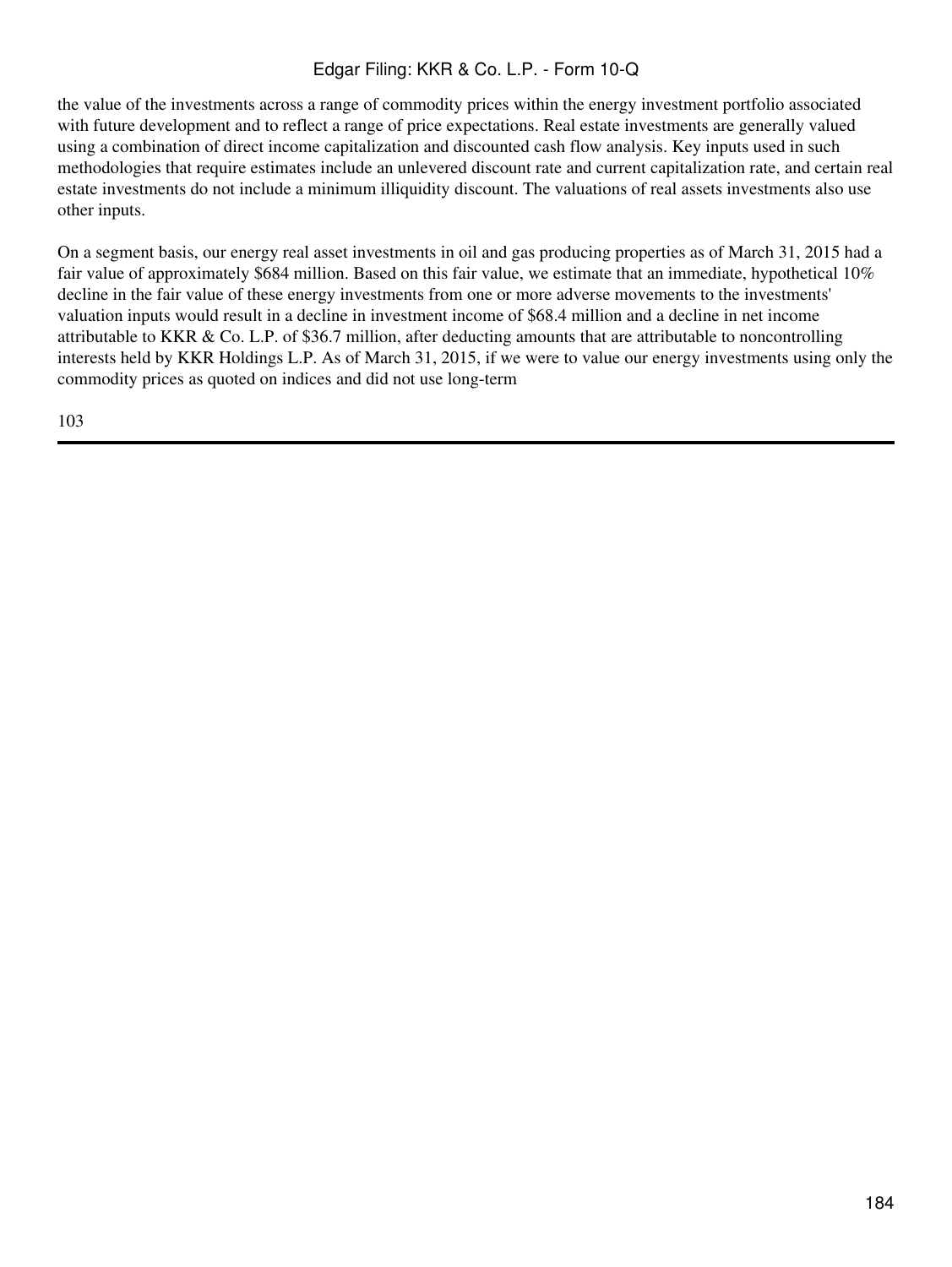the value of the investments across a range of commodity prices within the energy investment portfolio associated with future development and to reflect a range of price expectations. Real estate investments are generally valued using a combination of direct income capitalization and discounted cash flow analysis. Key inputs used in such methodologies that require estimates include an unlevered discount rate and current capitalization rate, and certain real estate investments do not include a minimum illiquidity discount. The valuations of real assets investments also use other inputs.

On a segment basis, our energy real asset investments in oil and gas producing properties as of March 31, 2015 had a fair value of approximately $684 million. Based on this fair value, we estimate that an immediate, hypothetical 10% decline in the fair value of these energy investments from one or more adverse movements to the investments' valuation inputs would result in a decline in investment income of $68.4 million and a decline in net income attributable to KKR & Co. L.P. of $36.7 million, after deducting amounts that are attributable to noncontrolling interests held by KKR Holdings L.P. As of March 31, 2015, if we were to value our energy investments using only the commodity prices as quoted on indices and did not use long-term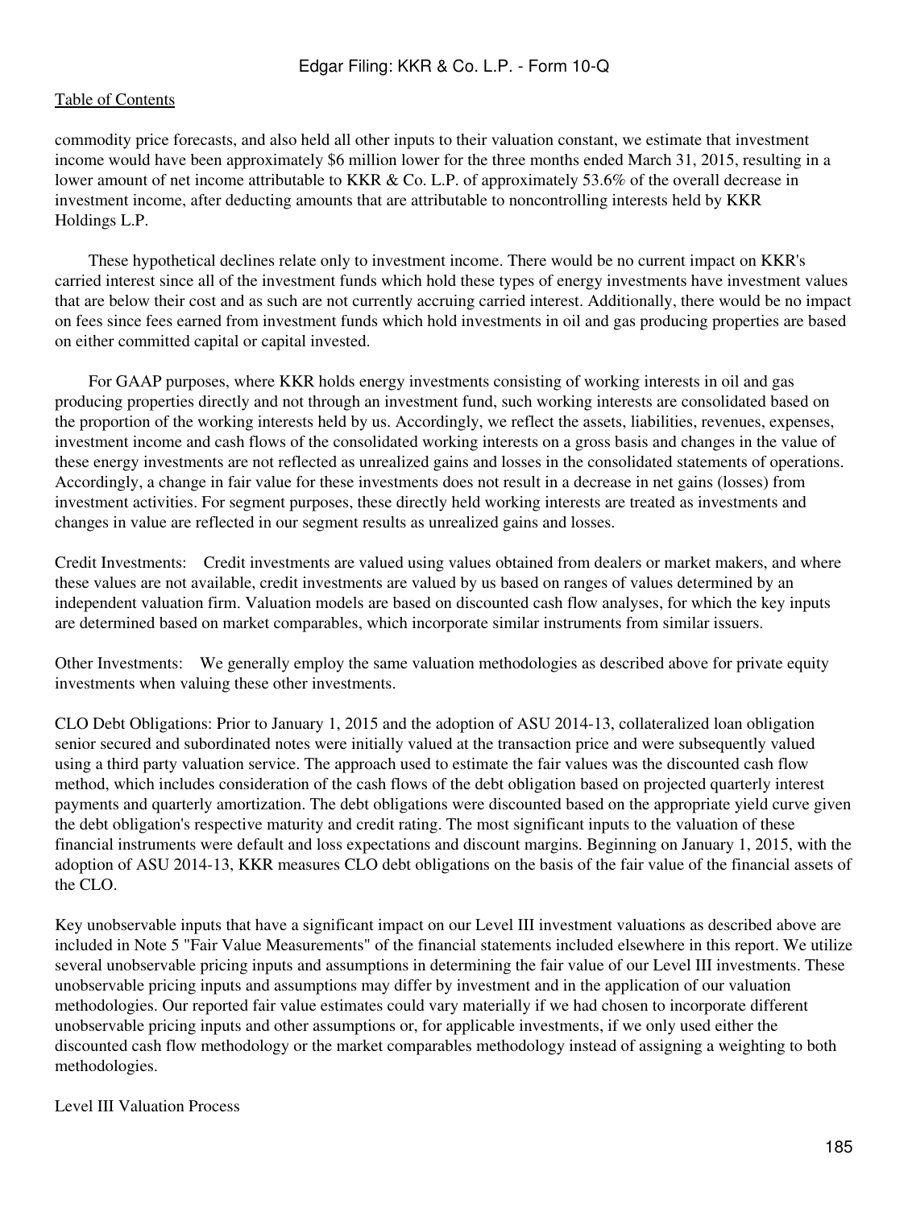commodity price forecasts, and also held all other inputs to their valuation constant, we estimate that investment income would have been approximately $6 million lower for the three months ended March 31, 2015, resulting in a lower amount of net income attributable to KKR & Co. L.P. of approximately 53.6% of the overall decrease in investment income, after deducting amounts that are attributable to noncontrolling interests held by KKR Holdings L.P.

These hypothetical declines relate only to investment income. There would be no current impact on KKR's carried interest since all of the investment funds which hold these types of energy investments have investment values that are below their cost and as such are not currently accruing carried interest. Additionally, there would be no impact on fees since fees earned from investment funds which hold investments in oil and gas producing properties are based on either committed capital or capital invested.

For GAAP purposes, where KKR holds energy investments consisting of working interests in oil and gas producing properties directly and not through an investment fund, such working interests are consolidated based on the proportion of the working interests held by us. Accordingly, we reflect the assets, liabilities, revenues, expenses, investment income and cash flows of the consolidated working interests on a gross basis and changes in the value of these energy investments are not reflected as unrealized gains and losses in the consolidated statements of operations. Accordingly, a change in fair value for these investments does not result in a decrease in net gains (losses) from investment activities. For segment purposes, these directly held working interests are treated as investments and changes in value are reflected in our segment results as unrealized gains and losses.

Credit Investments: Credit investments are valued using values obtained from dealers or market makers, and where these values are not available, credit investments are valued by us based on ranges of values determined by an independent valuation firm. Valuation models are based on discounted cash flow analyses, for which the key inputs are determined based on market comparables, which incorporate similar instruments from similar issuers.

Other Investments: We generally employ the same valuation methodologies as described above for private equity investments when valuing these other investments.

CLO Debt Obligations: Prior to January 1, 2015 and the adoption of ASU 2014-13, collateralized loan obligation senior secured and subordinated notes were initially valued at the transaction price and were subsequently valued using a third party valuation service. The approach used to estimate the fair values was the discounted cash flow method, which includes consideration of the cash flows of the debt obligation based on projected quarterly interest payments and quarterly amortization. The debt obligations were discounted based on the appropriate yield curve given the debt obligation's respective maturity and credit rating. The most significant inputs to the valuation of these financial instruments were default and loss expectations and discount margins. Beginning on January 1, 2015, with the adoption of ASU 2014-13, KKR measures CLO debt obligations on the basis of the fair value of the financial assets of the CLO.

Key unobservable inputs that have a significant impact on our Level III investment valuations as described above are included in Note 5 "Fair Value Measurements" of the financial statements included elsewhere in this report. We utilize several unobservable pricing inputs and assumptions in determining the fair value of our Level III investments. These unobservable pricing inputs and assumptions may differ by investment and in the application of our valuation methodologies. Our reported fair value estimates could vary materially if we had chosen to incorporate different unobservable pricing inputs and other assumptions or, for applicable investments, if we only used either the discounted cash flow methodology or the market comparables methodology instead of assigning a weighting to both methodologies.

Level III Valuation Process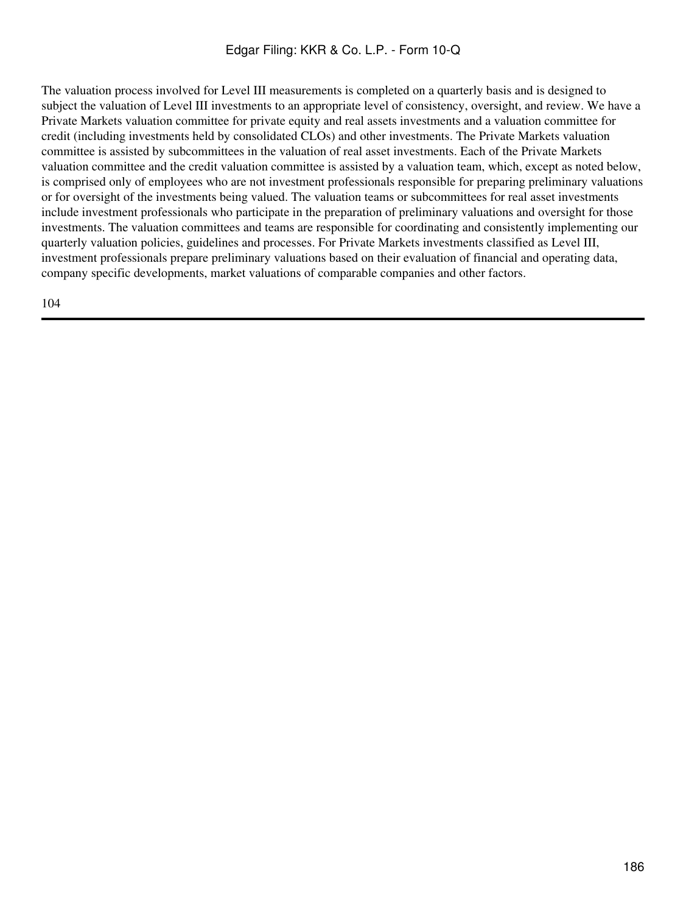The valuation process involved for Level III measurements is completed on a quarterly basis and is designed to subject the valuation of Level III investments to an appropriate level of consistency, oversight, and review. We have a Private Markets valuation committee for private equity and real assets investments and a valuation committee for credit (including investments held by consolidated CLOs) and other investments. The Private Markets valuation committee is assisted by subcommittees in the valuation of real asset investments. Each of the Private Markets valuation committee and the credit valuation committee is assisted by a valuation team, which, except as noted below, is comprised only of employees who are not investment professionals responsible for preparing preliminary valuations or for oversight of the investments being valued. The valuation teams or subcommittees for real asset investments include investment professionals who participate in the preparation of preliminary valuations and oversight for those investments. The valuation committees and teams are responsible for coordinating and consistently implementing our quarterly valuation policies, guidelines and processes. For Private Markets investments classified as Level III, investment professionals prepare preliminary valuations based on their evaluation of financial and operating data, company specific developments, market valuations of comparable companies and other factors.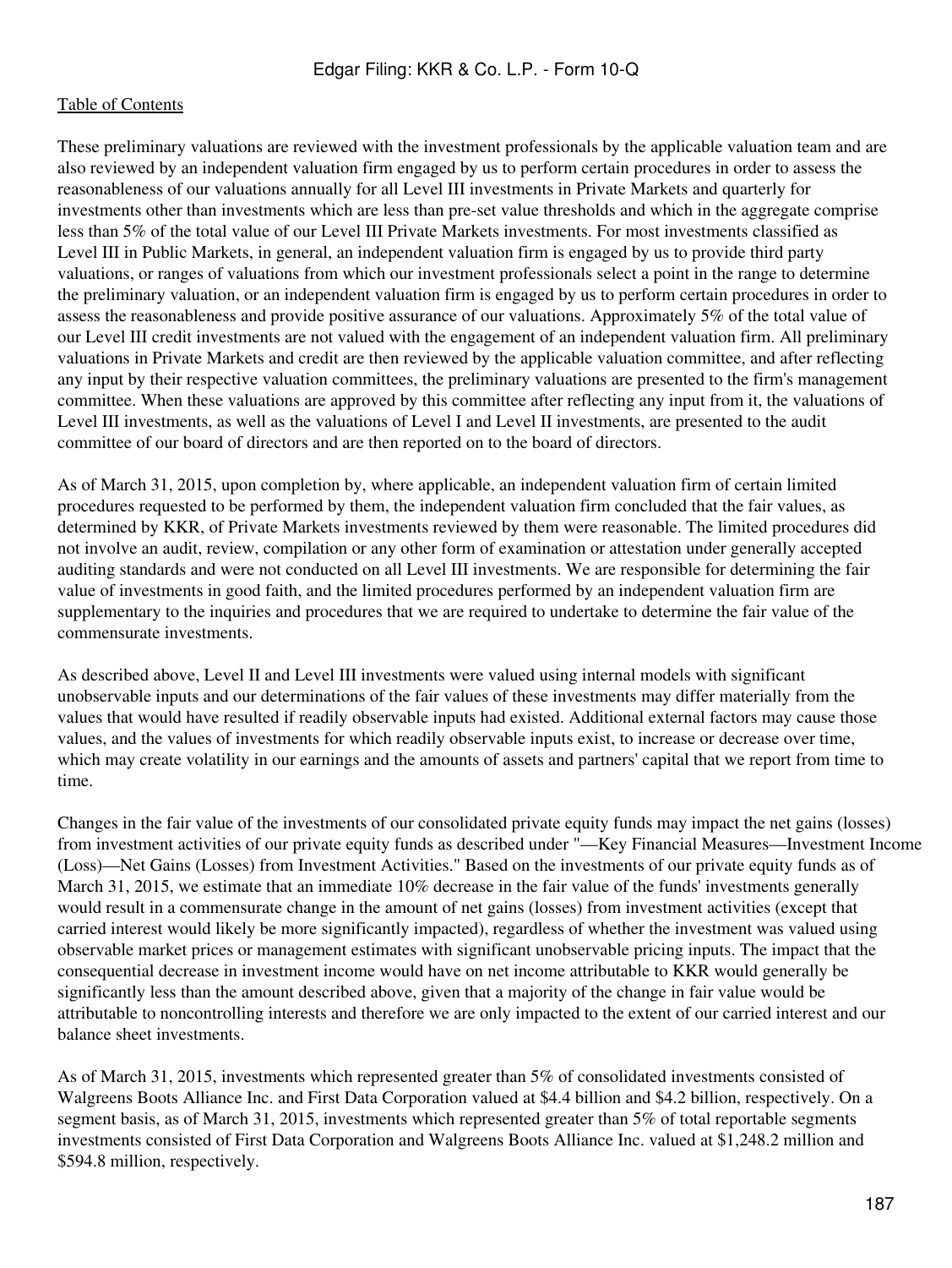These preliminary valuations are reviewed with the investment professionals by the applicable valuation team and are also reviewed by an independent valuation firm engaged by us to perform certain procedures in order to assess the reasonableness of our valuations annually for all Level III investments in Private Markets and quarterly for investments other than investments which are less than pre-set value thresholds and which in the aggregate comprise less than 5% of the total value of our Level III Private Markets investments. For most investments classified as Level III in Public Markets, in general, an independent valuation firm is engaged by us to provide third party valuations, or ranges of valuations from which our investment professionals select a point in the range to determine the preliminary valuation, or an independent valuation firm is engaged by us to perform certain procedures in order to assess the reasonableness and provide positive assurance of our valuations. Approximately 5% of the total value of our Level III credit investments are not valued with the engagement of an independent valuation firm. All preliminary valuations in Private Markets and credit are then reviewed by the applicable valuation committee, and after reflecting any input by their respective valuation committees, the preliminary valuations are presented to the firm's management committee. When these valuations are approved by this committee after reflecting any input from it, the valuations of Level III investments, as well as the valuations of Level I and Level II investments, are presented to the audit committee of our board of directors and are then reported on to the board of directors.

As of March 31, 2015, upon completion by, where applicable, an independent valuation firm of certain limited procedures requested to be performed by them, the independent valuation firm concluded that the fair values, as determined by KKR, of Private Markets investments reviewed by them were reasonable. The limited procedures did not involve an audit, review, compilation or any other form of examination or attestation under generally accepted auditing standards and were not conducted on all Level III investments. We are responsible for determining the fair value of investments in good faith, and the limited procedures performed by an independent valuation firm are supplementary to the inquiries and procedures that we are required to undertake to determine the fair value of the commensurate investments.

As described above, Level II and Level III investments were valued using internal models with significant unobservable inputs and our determinations of the fair values of these investments may differ materially from the values that would have resulted if readily observable inputs had existed. Additional external factors may cause those values, and the values of investments for which readily observable inputs exist, to increase or decrease over time, which may create volatility in our earnings and the amounts of assets and partners' capital that we report from time to time.

Changes in the fair value of the investments of our consolidated private equity funds may impact the net gains (losses) from investment activities of our private equity funds as described under "—Key Financial Measures—Investment Income (Loss)—Net Gains (Losses) from Investment Activities." Based on the investments of our private equity funds as of March 31, 2015, we estimate that an immediate 10% decrease in the fair value of the funds' investments generally would result in a commensurate change in the amount of net gains (losses) from investment activities (except that carried interest would likely be more significantly impacted), regardless of whether the investment was valued using observable market prices or management estimates with significant unobservable pricing inputs. The impact that the consequential decrease in investment income would have on net income attributable to KKR would generally be significantly less than the amount described above, given that a majority of the change in fair value would be attributable to noncontrolling interests and therefore we are only impacted to the extent of our carried interest and our balance sheet investments.

As of March 31, 2015, investments which represented greater than 5% of consolidated investments consisted of Walgreens Boots Alliance Inc. and First Data Corporation valued at $4.4 billion and $4.2 billion, respectively. On a segment basis, as of March 31, 2015, investments which represented greater than 5% of total reportable segments investments consisted of First Data Corporation and Walgreens Boots Alliance Inc. valued at $1,248.2 million and $594.8 million, respectively.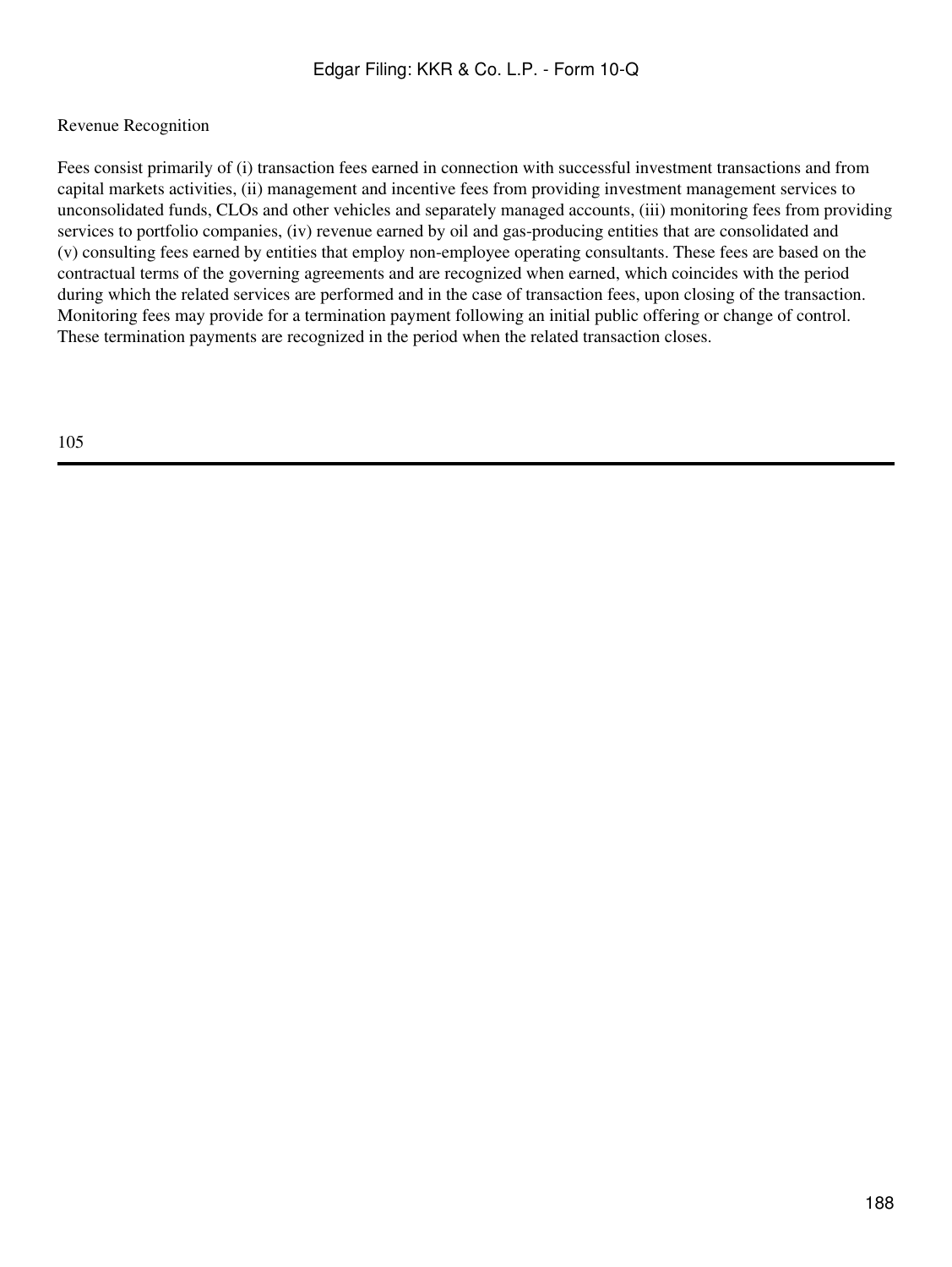Revenue Recognition

Fees consist primarily of (i) transaction fees earned in connection with successful investment transactions and from capital markets activities, (ii) management and incentive fees from providing investment management services to unconsolidated funds, CLOs and other vehicles and separately managed accounts, (iii) monitoring fees from providing services to portfolio companies, (iv) revenue earned by oil and gas-producing entities that are consolidated and (v) consulting fees earned by entities that employ non-employee operating consultants. These fees are based on the contractual terms of the governing agreements and are recognized when earned, which coincides with the period during which the related services are performed and in the case of transaction fees, upon closing of the transaction. Monitoring fees may provide for a termination payment following an initial public offering or change of control. These termination payments are recognized in the period when the related transaction closes.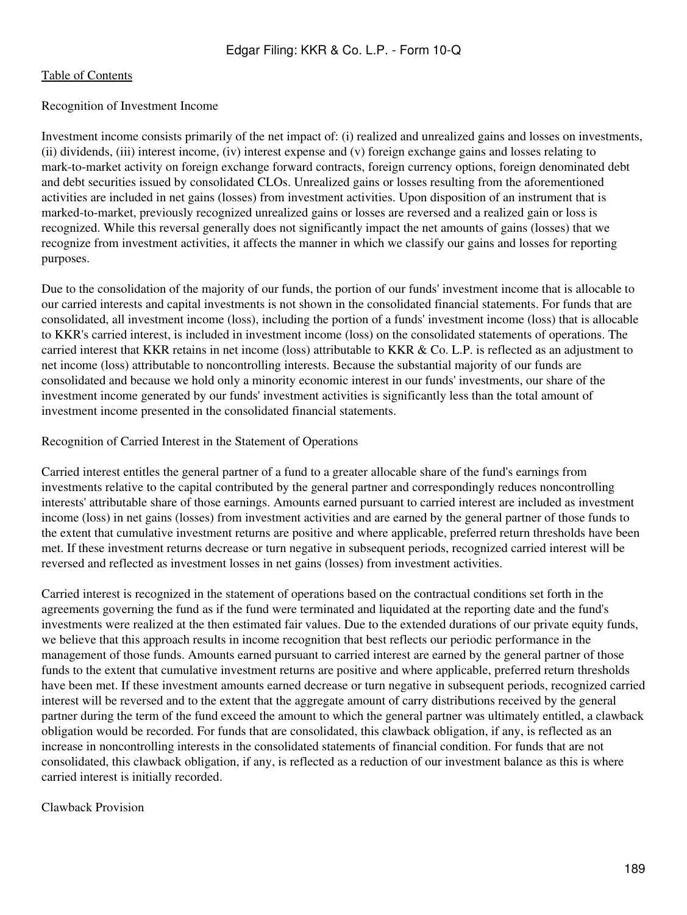Recognition of Investment Income

Investment income consists primarily of the net impact of: (i) realized and unrealized gains and losses on investments, (ii) dividends, (iii) interest income, (iv) interest expense and (v) foreign exchange gains and losses relating to mark-to-market activity on foreign exchange forward contracts, foreign currency options, foreign denominated debt and debt securities issued by consolidated CLOs. Unrealized gains or losses resulting from the aforementioned activities are included in net gains (losses) from investment activities. Upon disposition of an instrument that is marked-to-market, previously recognized unrealized gains or losses are reversed and a realized gain or loss is recognized. While this reversal generally does not significantly impact the net amounts of gains (losses) that we recognize from investment activities, it affects the manner in which we classify our gains and losses for reporting purposes.

Due to the consolidation of the majority of our funds, the portion of our funds' investment income that is allocable to our carried interests and capital investments is not shown in the consolidated financial statements. For funds that are consolidated, all investment income (loss), including the portion of a funds' investment income (loss) that is allocable to KKR's carried interest, is included in investment income (loss) on the consolidated statements of operations. The carried interest that KKR retains in net income (loss) attributable to KKR & Co. L.P. is reflected as an adjustment to net income (loss) attributable to noncontrolling interests. Because the substantial majority of our funds are consolidated and because we hold only a minority economic interest in our funds' investments, our share of the investment income generated by our funds' investment activities is significantly less than the total amount of investment income presented in the consolidated financial statements.

Recognition of Carried Interest in the Statement of Operations

Carried interest entitles the general partner of a fund to a greater allocable share of the fund's earnings from investments relative to the capital contributed by the general partner and correspondingly reduces noncontrolling interests' attributable share of those earnings. Amounts earned pursuant to carried interest are included as investment income (loss) in net gains (losses) from investment activities and are earned by the general partner of those funds to the extent that cumulative investment returns are positive and where applicable, preferred return thresholds have been met. If these investment returns decrease or turn negative in subsequent periods, recognized carried interest will be reversed and reflected as investment losses in net gains (losses) from investment activities.

Carried interest is recognized in the statement of operations based on the contractual conditions set forth in the agreements governing the fund as if the fund were terminated and liquidated at the reporting date and the fund's investments were realized at the then estimated fair values. Due to the extended durations of our private equity funds, we believe that this approach results in income recognition that best reflects our periodic performance in the management of those funds. Amounts earned pursuant to carried interest are earned by the general partner of those funds to the extent that cumulative investment returns are positive and where applicable, preferred return thresholds have been met. If these investment amounts earned decrease or turn negative in subsequent periods, recognized carried interest will be reversed and to the extent that the aggregate amount of carry distributions received by the general partner during the term of the fund exceed the amount to which the general partner was ultimately entitled, a clawback obligation would be recorded. For funds that are consolidated, this clawback obligation, if any, is reflected as an increase in noncontrolling interests in the consolidated statements of financial condition. For funds that are not consolidated, this clawback obligation, if any, is reflected as a reduction of our investment balance as this is where carried interest is initially recorded.

Clawback Provision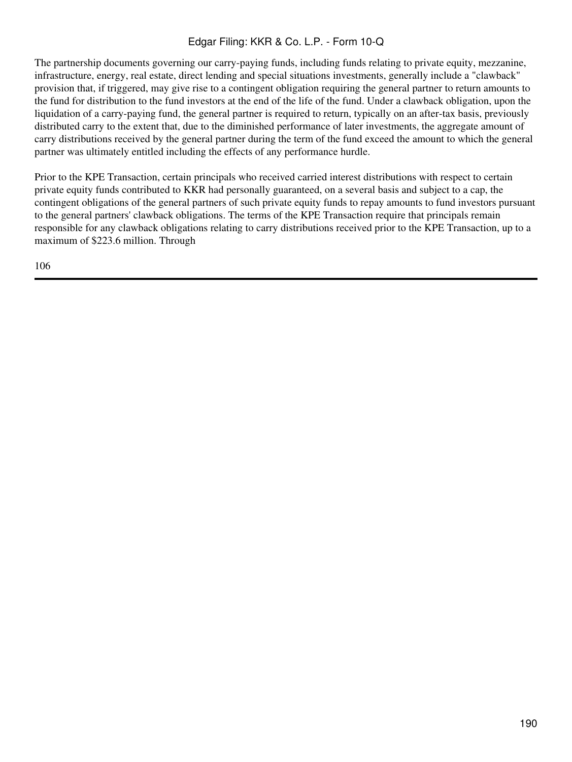The partnership documents governing our carry-paying funds, including funds relating to private equity, mezzanine, infrastructure, energy, real estate, direct lending and special situations investments, generally include a "clawback" provision that, if triggered, may give rise to a contingent obligation requiring the general partner to return amounts to the fund for distribution to the fund investors at the end of the life of the fund. Under a clawback obligation, upon the liquidation of a carry-paying fund, the general partner is required to return, typically on an after-tax basis, previously distributed carry to the extent that, due to the diminished performance of later investments, the aggregate amount of carry distributions received by the general partner during the term of the fund exceed the amount to which the general partner was ultimately entitled including the effects of any performance hurdle.

Prior to the KPE Transaction, certain principals who received carried interest distributions with respect to certain private equity funds contributed to KKR had personally guaranteed, on a several basis and subject to a cap, the contingent obligations of the general partners of such private equity funds to repay amounts to fund investors pursuant to the general partners' clawback obligations. The terms of the KPE Transaction require that principals remain responsible for any clawback obligations relating to carry distributions received prior to the KPE Transaction, up to a maximum of $223.6 million. Through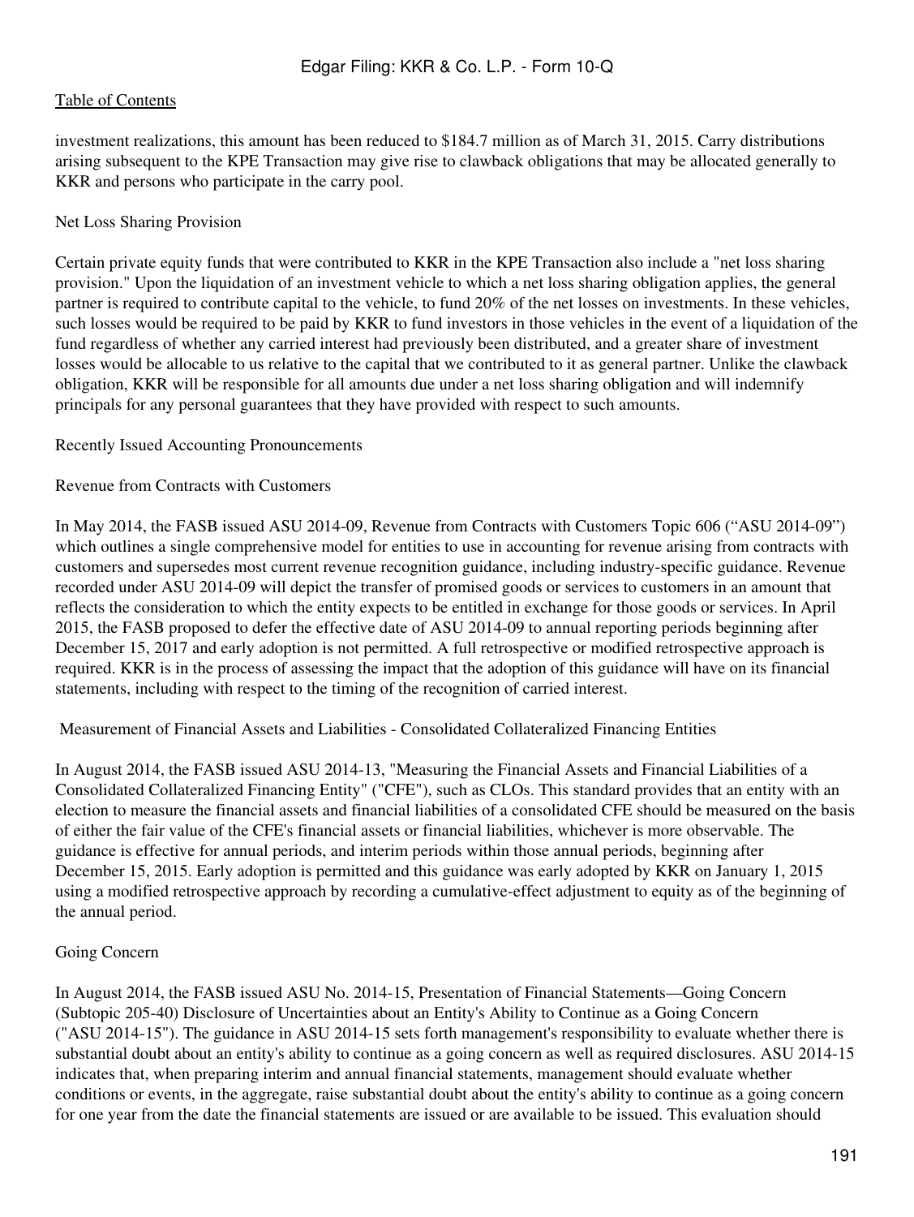investment realizations, this amount has been reduced to $184.7 million as of March 31, 2015. Carry distributions arising subsequent to the KPE Transaction may give rise to clawback obligations that may be allocated generally to KKR and persons who participate in the carry pool.

Net Loss Sharing Provision

Certain private equity funds that were contributed to KKR in the KPE Transaction also include a "net loss sharing provision." Upon the liquidation of an investment vehicle to which a net loss sharing obligation applies, the general partner is required to contribute capital to the vehicle, to fund 20% of the net losses on investments. In these vehicles, such losses would be required to be paid by KKR to fund investors in those vehicles in the event of a liquidation of the fund regardless of whether any carried interest had previously been distributed, and a greater share of investment losses would be allocable to us relative to the capital that we contributed to it as general partner. Unlike the clawback obligation, KKR will be responsible for all amounts due under a net loss sharing obligation and will indemnify principals for any personal guarantees that they have provided with respect to such amounts.

Recently Issued Accounting Pronouncements

Revenue from Contracts with Customers

In May 2014, the FASB issued ASU 2014-09, Revenue from Contracts with Customers Topic 606 ("ASU 2014-09") which outlines a single comprehensive model for entities to use in accounting for revenue arising from contracts with customers and supersedes most current revenue recognition guidance, including industry-specific guidance. Revenue recorded under ASU 2014-09 will depict the transfer of promised goods or services to customers in an amount that reflects the consideration to which the entity expects to be entitled in exchange for those goods or services. In April 2015, the FASB proposed to defer the effective date of ASU 2014-09 to annual reporting periods beginning after December 15, 2017 and early adoption is not permitted. A full retrospective or modified retrospective approach is required. KKR is in the process of assessing the impact that the adoption of this guidance will have on its financial statements, including with respect to the timing of the recognition of carried interest.

Measurement of Financial Assets and Liabilities - Consolidated Collateralized Financing Entities

In August 2014, the FASB issued ASU 2014-13, "Measuring the Financial Assets and Financial Liabilities of a Consolidated Collateralized Financing Entity" ("CFE"), such as CLOs. This standard provides that an entity with an election to measure the financial assets and financial liabilities of a consolidated CFE should be measured on the basis of either the fair value of the CFE's financial assets or financial liabilities, whichever is more observable. The guidance is effective for annual periods, and interim periods within those annual periods, beginning after December 15, 2015. Early adoption is permitted and this guidance was early adopted by KKR on January 1, 2015 using a modified retrospective approach by recording a cumulative-effect adjustment to equity as of the beginning of the annual period.

Going Concern

In August 2014, the FASB issued ASU No. 2014-15, Presentation of Financial Statements—Going Concern (Subtopic 205-40) Disclosure of Uncertainties about an Entity's Ability to Continue as a Going Concern ("ASU 2014-15"). The guidance in ASU 2014-15 sets forth management's responsibility to evaluate whether there is substantial doubt about an entity's ability to continue as a going concern as well as required disclosures. ASU 2014-15 indicates that, when preparing interim and annual financial statements, management should evaluate whether conditions or events, in the aggregate, raise substantial doubt about the entity's ability to continue as a going concern for one year from the date the financial statements are issued or are available to be issued. This evaluation should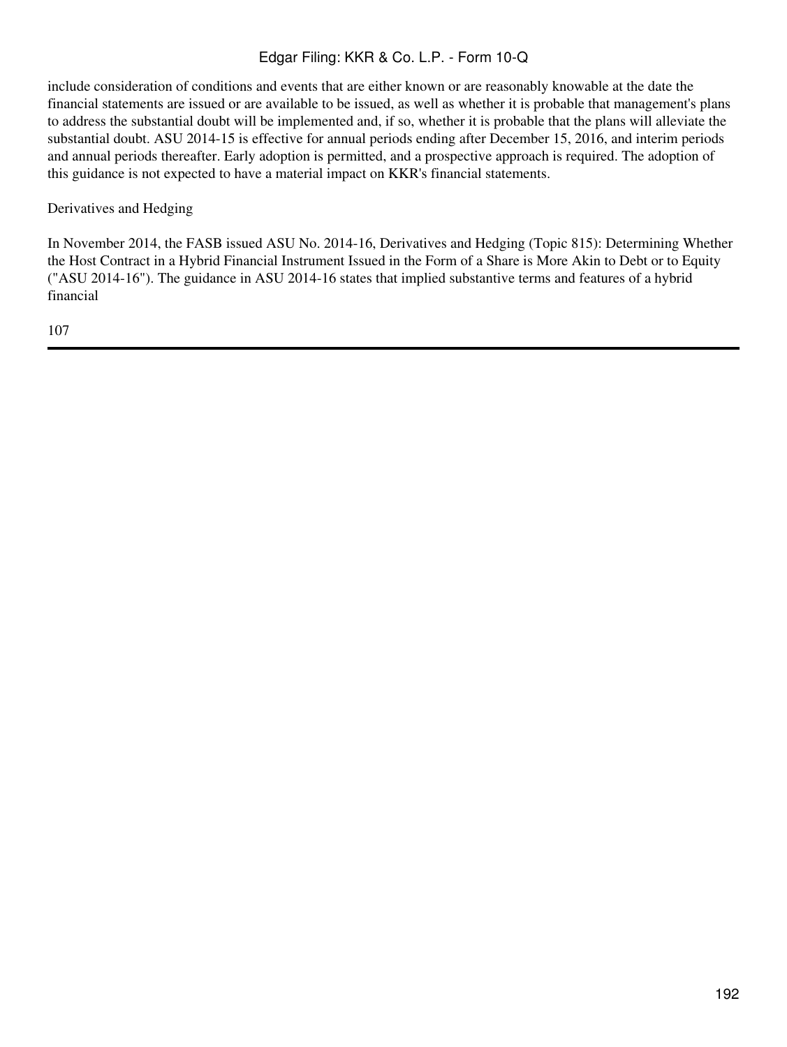include consideration of conditions and events that are either known or are reasonably knowable at the date the financial statements are issued or are available to be issued, as well as whether it is probable that management's plans to address the substantial doubt will be implemented and, if so, whether it is probable that the plans will alleviate the substantial doubt. ASU 2014-15 is effective for annual periods ending after December 15, 2016, and interim periods and annual periods thereafter. Early adoption is permitted, and a prospective approach is required. The adoption of this guidance is not expected to have a material impact on KKR's financial statements.

Derivatives and Hedging

In November 2014, the FASB issued ASU No. 2014-16, Derivatives and Hedging (Topic 815): Determining Whether the Host Contract in a Hybrid Financial Instrument Issued in the Form of a Share is More Akin to Debt or to Equity ("ASU 2014-16"). The guidance in ASU 2014-16 states that implied substantive terms and features of a hybrid financial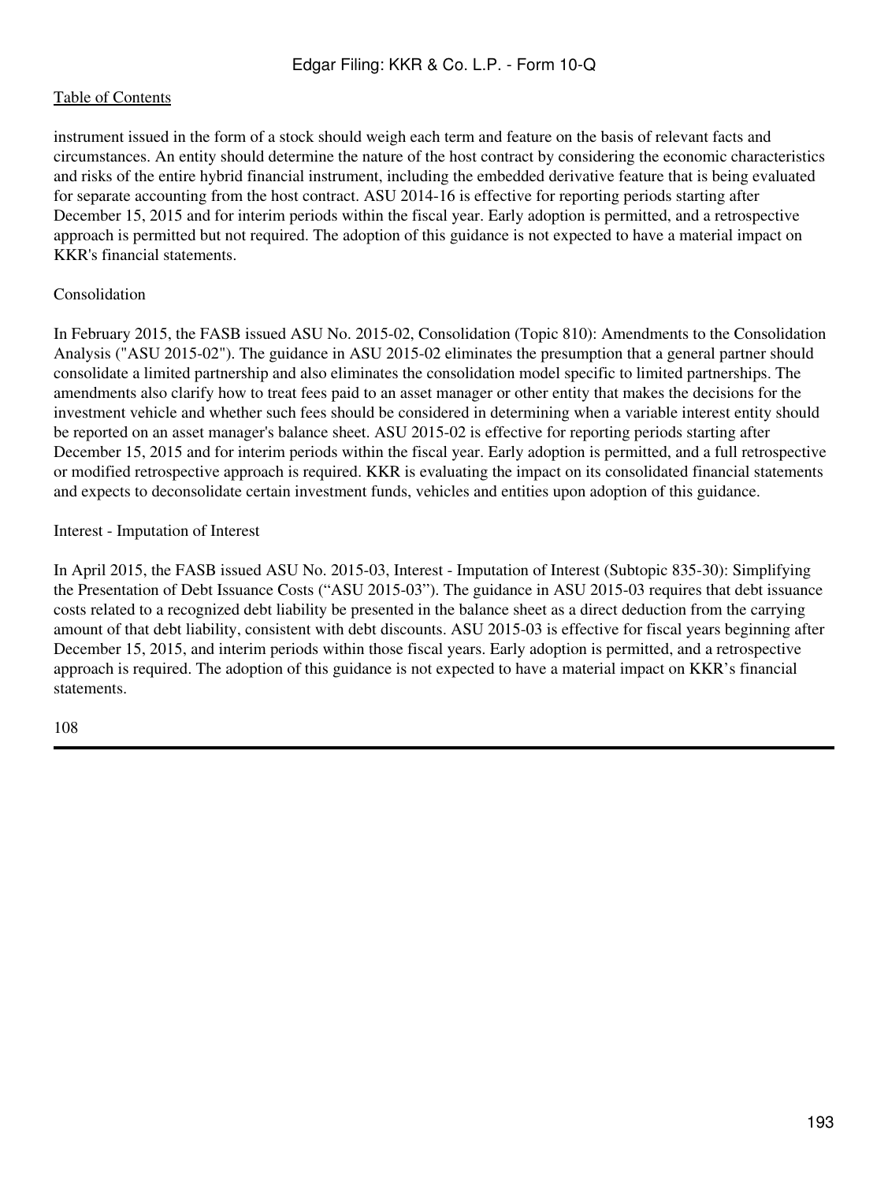instrument issued in the form of a stock should weigh each term and feature on the basis of relevant facts and circumstances. An entity should determine the nature of the host contract by considering the economic characteristics and risks of the entire hybrid financial instrument, including the embedded derivative feature that is being evaluated for separate accounting from the host contract. ASU 2014-16 is effective for reporting periods starting after December 15, 2015 and for interim periods within the fiscal year. Early adoption is permitted, and a retrospective approach is permitted but not required. The adoption of this guidance is not expected to have a material impact on KKR's financial statements.

Consolidation

In February 2015, the FASB issued ASU No. 2015-02, Consolidation (Topic 810): Amendments to the Consolidation Analysis ("ASU 2015-02"). The guidance in ASU 2015-02 eliminates the presumption that a general partner should consolidate a limited partnership and also eliminates the consolidation model specific to limited partnerships. The amendments also clarify how to treat fees paid to an asset manager or other entity that makes the decisions for the investment vehicle and whether such fees should be considered in determining when a variable interest entity should be reported on an asset manager's balance sheet. ASU 2015-02 is effective for reporting periods starting after December 15, 2015 and for interim periods within the fiscal year. Early adoption is permitted, and a full retrospective or modified retrospective approach is required. KKR is evaluating the impact on its consolidated financial statements and expects to deconsolidate certain investment funds, vehicles and entities upon adoption of this guidance.

Interest - Imputation of Interest

In April 2015, the FASB issued ASU No. 2015-03, Interest - Imputation of Interest (Subtopic 835-30): Simplifying the Presentation of Debt Issuance Costs ("ASU 2015-03"). The guidance in ASU 2015-03 requires that debt issuance costs related to a recognized debt liability be presented in the balance sheet as a direct deduction from the carrying amount of that debt liability, consistent with debt discounts. ASU 2015-03 is effective for fiscal years beginning after December 15, 2015, and interim periods within those fiscal years. Early adoption is permitted, and a retrospective approach is required. The adoption of this guidance is not expected to have a material impact on KKR's financial statements.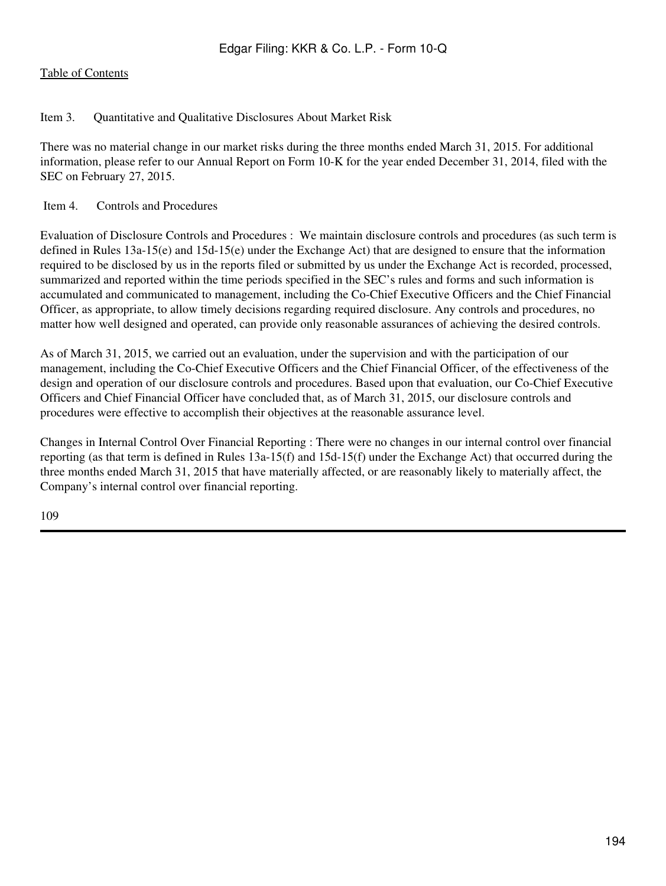## Item 3. Quantitative and Qualitative Disclosures About Market Risk

There was no material change in our market risks during the three months ended March 31, 2015. For additional information, please refer to our Annual Report on Form 10-K for the year ended December 31, 2014, filed with the SEC on February 27, 2015.

## Item 4. Controls and Procedures

Evaluation of Disclosure Controls and Procedures : We maintain disclosure controls and procedures (as such term is defined in Rules 13a-15(e) and 15d-15(e) under the Exchange Act) that are designed to ensure that the information required to be disclosed by us in the reports filed or submitted by us under the Exchange Act is recorded, processed, summarized and reported within the time periods specified in the SEC's rules and forms and such information is accumulated and communicated to management, including the Co-Chief Executive Officers and the Chief Financial Officer, as appropriate, to allow timely decisions regarding required disclosure. Any controls and procedures, no matter how well designed and operated, can provide only reasonable assurances of achieving the desired controls.

As of March 31, 2015, we carried out an evaluation, under the supervision and with the participation of our management, including the Co-Chief Executive Officers and the Chief Financial Officer, of the effectiveness of the design and operation of our disclosure controls and procedures. Based upon that evaluation, our Co-Chief Executive Officers and Chief Financial Officer have concluded that, as of March 31, 2015, our disclosure controls and procedures were effective to accomplish their objectives at the reasonable assurance level.

Changes in Internal Control Over Financial Reporting : There were no changes in our internal control over financial reporting (as that term is defined in Rules 13a-15(f) and 15d-15(f) under the Exchange Act) that occurred during the three months ended March 31, 2015 that have materially affected, or are reasonably likely to materially affect, the Company's internal control over financial reporting.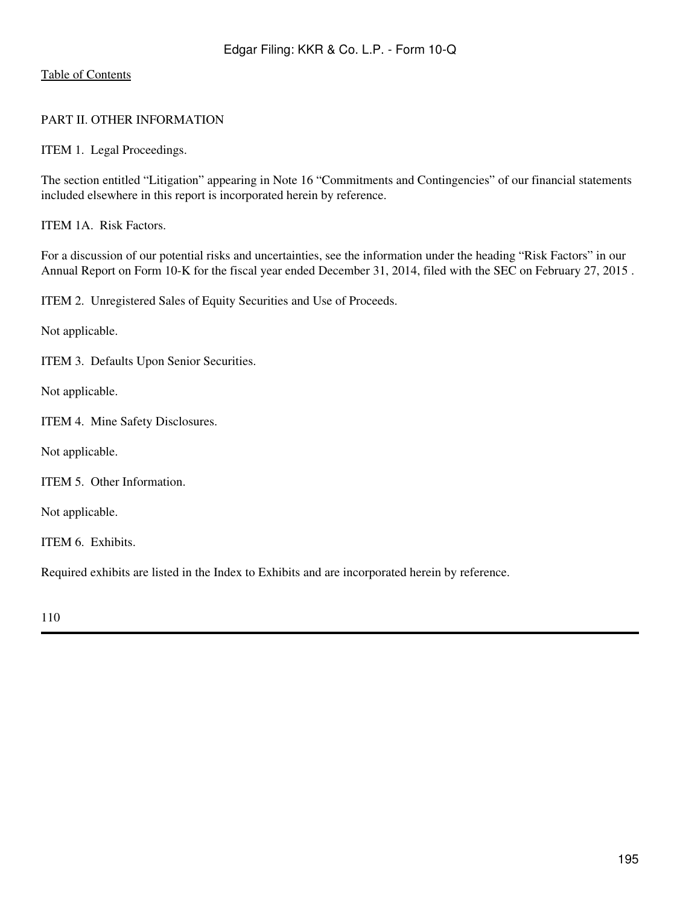[Table of Contents](#)

## PART II. OTHER INFORMATION

### ITEM 1. Legal Proceedings.

The section entitled “Litigation” appearing in Note 16 “Commitments and Contingencies” of our financial statements included elsewhere in this report is incorporated herein by reference.

### ITEM 1A. Risk Factors.

For a discussion of our potential risks and uncertainties, see the information under the heading “Risk Factors” in our Annual Report on Form 10-K for the fiscal year ended December 31, 2014, filed with the SEC on February 27, 2015 .

### ITEM 2. Unregistered Sales of Equity Securities and Use of Proceeds.

Not applicable.

### ITEM 3. Defaults Upon Senior Securities.

Not applicable.

### ITEM 4. Mine Safety Disclosures.

Not applicable.

### ITEM 5. Other Information.

Not applicable.

### ITEM 6. Exhibits.

Required exhibits are listed in the Index to Exhibits and are incorporated herein by reference.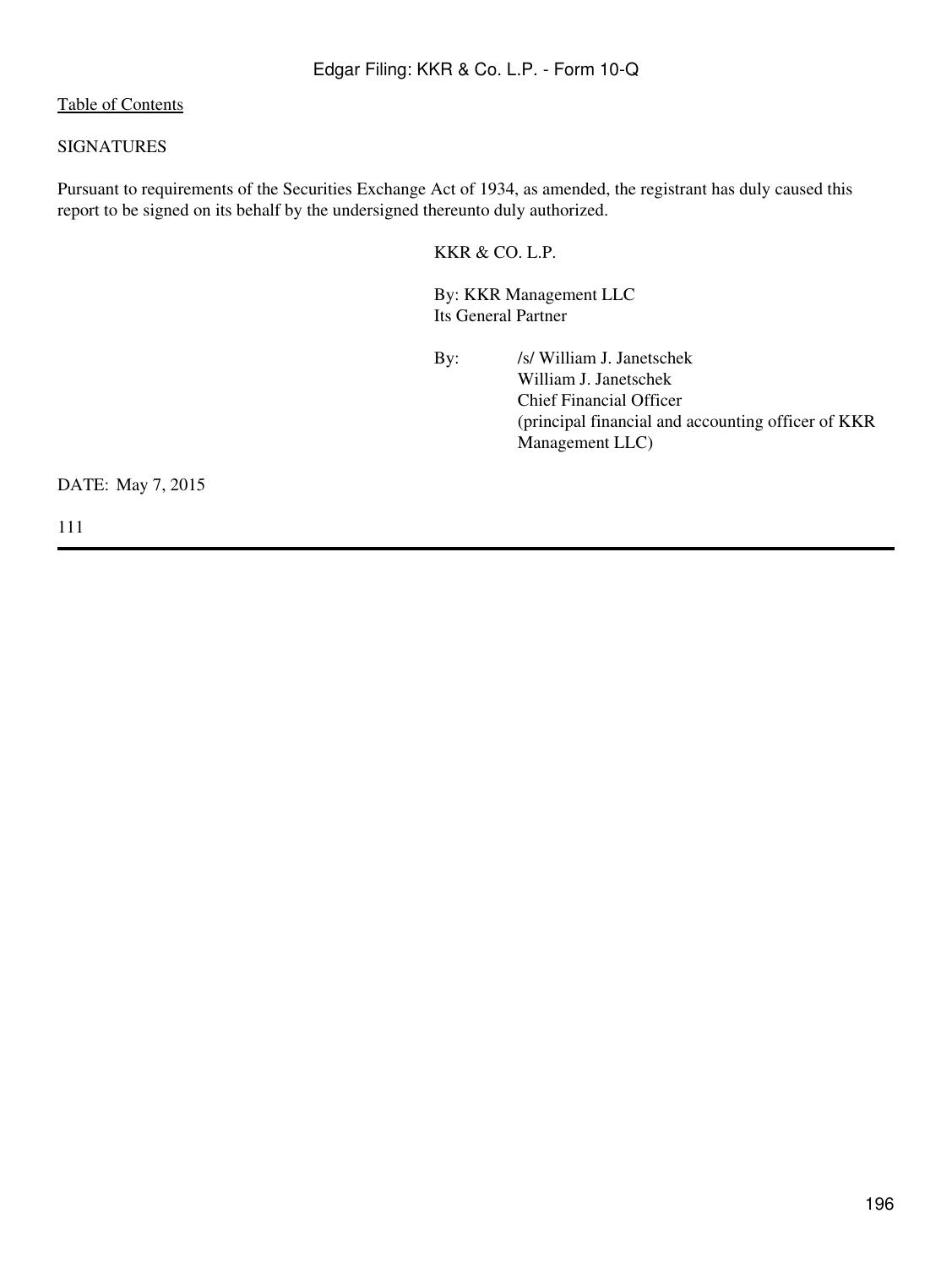SIGNATURES

Pursuant to requirements of the Securities Exchange Act of 1934, as amended, the registrant has duly caused this report to be signed on its behalf by the undersigned thereunto duly authorized.

KKR & CO. L.P.

By: KKR Management LLC
Its General Partner

By: /s/ William J. Janetschek
William J. Janetschek
Chief Financial Officer
(principal financial and accounting officer of KKR Management LLC)

DATE: May 7, 2015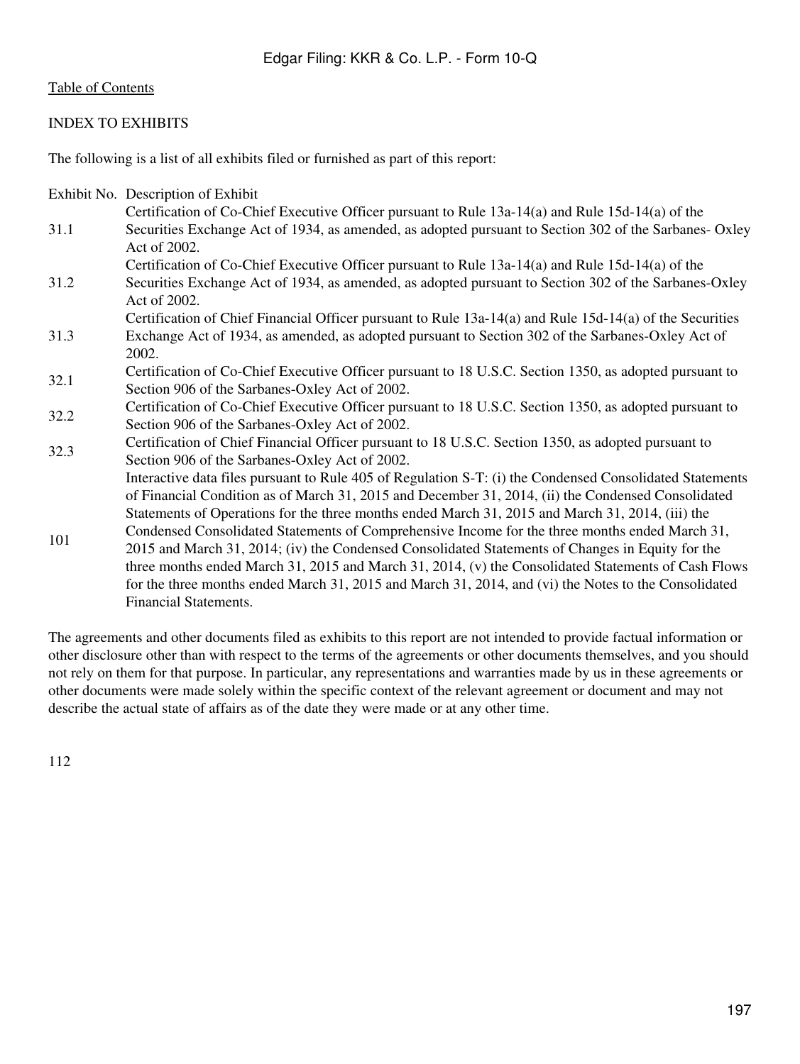[Table of Contents](#)

INDEX TO EXHIBITS

The following is a list of all exhibits filed or furnished as part of this report:

| Exhibit No. | Description of Exhibit |
|---|---|
| 31.1 | Certification of Co-Chief Executive Officer pursuant to Rule 13a-14(a) and Rule 15d-14(a) of the Securities Exchange Act of 1934, as amended, as adopted pursuant to Section 302 of the Sarbanes- Oxley Act of 2002. |
| 31.2 | Certification of Co-Chief Executive Officer pursuant to Rule 13a-14(a) and Rule 15d-14(a) of the Securities Exchange Act of 1934, as amended, as adopted pursuant to Section 302 of the Sarbanes-Oxley Act of 2002. |
| 31.3 | Certification of Chief Financial Officer pursuant to Rule 13a-14(a) and Rule 15d-14(a) of the Securities Exchange Act of 1934, as amended, as adopted pursuant to Section 302 of the Sarbanes-Oxley Act of 2002. |
| 32.1 | Certification of Co-Chief Executive Officer pursuant to 18 U.S.C. Section 1350, as adopted pursuant to Section 906 of the Sarbanes-Oxley Act of 2002. |
| 32.2 | Certification of Co-Chief Executive Officer pursuant to 18 U.S.C. Section 1350, as adopted pursuant to Section 906 of the Sarbanes-Oxley Act of 2002. |
| 32.3 | Certification of Chief Financial Officer pursuant to 18 U.S.C. Section 1350, as adopted pursuant to Section 906 of the Sarbanes-Oxley Act of 2002. |
| 101 | Interactive data files pursuant to Rule 405 of Regulation S-T: (i) the Condensed Consolidated Statements of Financial Condition as of March 31, 2015 and December 31, 2014, (ii) the Condensed Consolidated Statements of Operations for the three months ended March 31, 2015 and March 31, 2014, (iii) the Condensed Consolidated Statements of Comprehensive Income for the three months ended March 31, 2015 and March 31, 2014; (iv) the Condensed Consolidated Statements of Changes in Equity for the three months ended March 31, 2015 and March 31, 2014, (v) the Consolidated Statements of Cash Flows for the three months ended March 31, 2015 and March 31, 2014, and (vi) the Notes to the Consolidated Financial Statements. |

The agreements and other documents filed as exhibits to this report are not intended to provide factual information or other disclosure other than with respect to the terms of the agreements or other documents themselves, and you should not rely on them for that purpose. In particular, any representations and warranties made by us in these agreements or other documents were made solely within the specific context of the relevant agreement or document and may not describe the actual state of affairs as of the date they were made or at any other time.